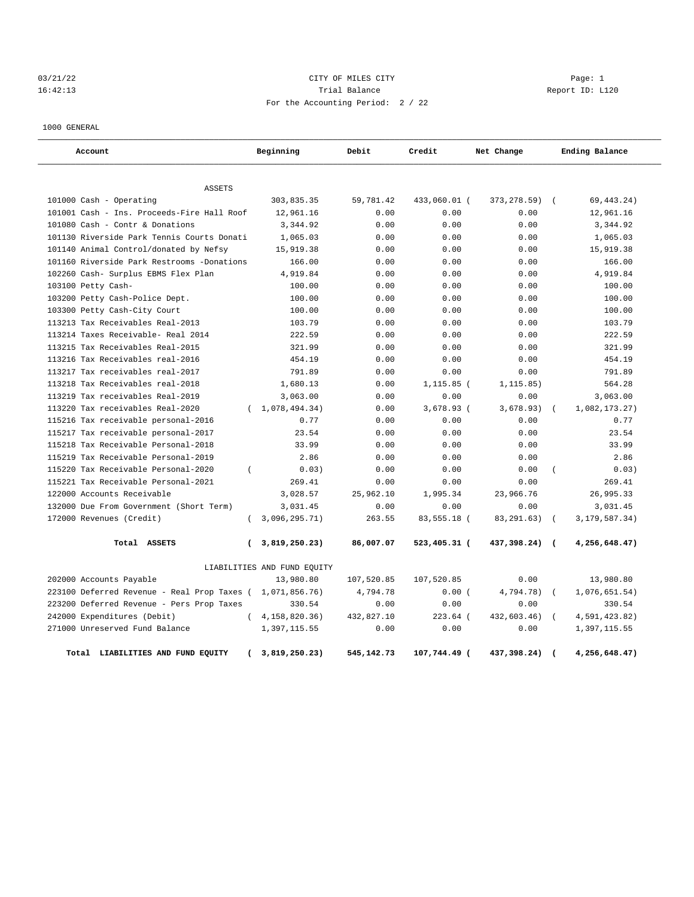03/21/22 CITY OF MILES CITY Page: 1
16:42:13 Trial Balance Report ID: L120
For the Accounting Period: 2 / 22

1000 GENERAL

| Account | Beginning | Debit | Credit | Net Change | Ending Balance |
|---|---|---|---|---|---|
| ASSETS | | | | | |
| 101000 Cash - Operating | 303,835.35 | 59,781.42 | 433,060.01 | ( 373,278.59) | ( 69,443.24) |
| 101001 Cash - Ins. Proceeds-Fire Hall Roof | 12,961.16 | 0.00 | 0.00 | 0.00 | 12,961.16 |
| 101080 Cash - Contr & Donations | 3,344.92 | 0.00 | 0.00 | 0.00 | 3,344.92 |
| 101130 Riverside Park Tennis Courts Donati | 1,065.03 | 0.00 | 0.00 | 0.00 | 1,065.03 |
| 101140 Animal Control/donated by Nefsy | 15,919.38 | 0.00 | 0.00 | 0.00 | 15,919.38 |
| 101160 Riverside Park Restrooms -Donations | 166.00 | 0.00 | 0.00 | 0.00 | 166.00 |
| 102260 Cash- Surplus EBMS Flex Plan | 4,919.84 | 0.00 | 0.00 | 0.00 | 4,919.84 |
| 103100 Petty Cash- | 100.00 | 0.00 | 0.00 | 0.00 | 100.00 |
| 103200 Petty Cash-Police Dept. | 100.00 | 0.00 | 0.00 | 0.00 | 100.00 |
| 103300 Petty Cash-City Court | 100.00 | 0.00 | 0.00 | 0.00 | 100.00 |
| 113213 Tax Receivables Real-2013 | 103.79 | 0.00 | 0.00 | 0.00 | 103.79 |
| 113214 Taxes Receivable- Real 2014 | 222.59 | 0.00 | 0.00 | 0.00 | 222.59 |
| 113215 Tax Receivables Real-2015 | 321.99 | 0.00 | 0.00 | 0.00 | 321.99 |
| 113216 Tax Receivables real-2016 | 454.19 | 0.00 | 0.00 | 0.00 | 454.19 |
| 113217 Tax receivables real-2017 | 791.89 | 0.00 | 0.00 | 0.00 | 791.89 |
| 113218 Tax Receivables real-2018 | 1,680.13 | 0.00 | 1,115.85 | ( 1,115.85) | 564.28 |
| 113219 Tax receivables Real-2019 | 3,063.00 | 0.00 | 0.00 | 0.00 | 3,063.00 |
| 113220 Tax receivables Real-2020 | ( 1,078,494.34) | 0.00 | 3,678.93 | ( 3,678.93) | ( 1,082,173.27) |
| 115216 Tax receivable personal-2016 | 0.77 | 0.00 | 0.00 | 0.00 | 0.77 |
| 115217 Tax receivable personal-2017 | 23.54 | 0.00 | 0.00 | 0.00 | 23.54 |
| 115218 Tax Receivable Personal-2018 | 33.99 | 0.00 | 0.00 | 0.00 | 33.99 |
| 115219 Tax Receivable Personal-2019 | 2.86 | 0.00 | 0.00 | 0.00 | 2.86 |
| 115220 Tax Receivable Personal-2020 | ( 0.03) | 0.00 | 0.00 | 0.00 | ( 0.03) |
| 115221 Tax Receivable Personal-2021 | 269.41 | 0.00 | 0.00 | 0.00 | 269.41 |
| 122000 Accounts Receivable | 3,028.57 | 25,962.10 | 1,995.34 | 23,966.76 | 26,995.33 |
| 132000 Due From Government (Short Term) | 3,031.45 | 0.00 | 0.00 | 0.00 | 3,031.45 |
| 172000 Revenues (Credit) | ( 3,096,295.71) | 263.55 | 83,555.18 | ( 83,291.63) | ( 3,179,587.34) |
| **Total ASSETS** | **( 3,819,250.23)** | **86,007.07** | **523,405.31** | **( 437,398.24)** | **( 4,256,648.47)** |
| LIABILITIES AND FUND EQUITY | | | | | |
| 202000 Accounts Payable | 13,980.80 | 107,520.85 | 107,520.85 | 0.00 | 13,980.80 |
| 223100 Deferred Revenue - Real Prop Taxes | ( 1,071,856.76) | 4,794.78 | 0.00 | ( 4,794.78) | ( 1,076,651.54) |
| 223200 Deferred Revenue - Pers Prop Taxes | 330.54 | 0.00 | 0.00 | 0.00 | 330.54 |
| 242000 Expenditures (Debit) | ( 4,158,820.36) | 432,827.10 | 223.64 | ( 432,603.46) | ( 4,591,423.82) |
| 271000 Unreserved Fund Balance | 1,397,115.55 | 0.00 | 0.00 | 0.00 | 1,397,115.55 |
| **Total LIABILITIES AND FUND EQUITY** | **( 3,819,250.23)** | **545,142.73** | **107,744.49** | **( 437,398.24)** | **( 4,256,648.47)** |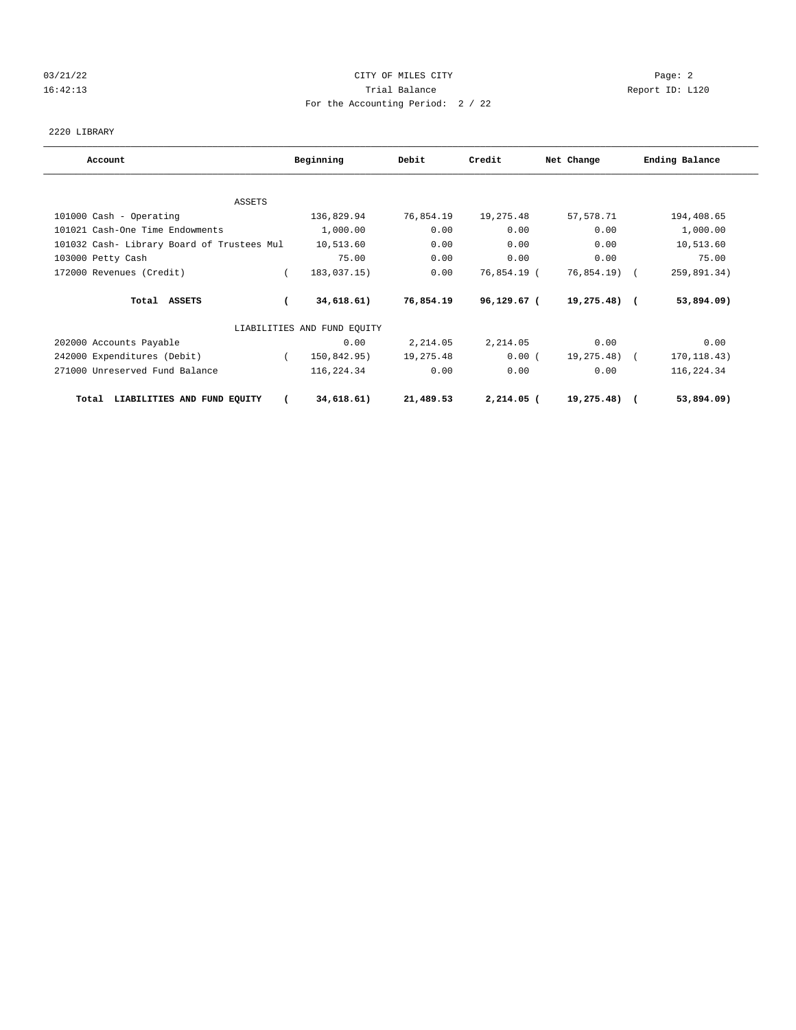03/21/22 CITY OF MILES CITY
16:42:13 Trial Balance Report ID: L120
For the Accounting Period: 2 / 22

2220 LIBRARY

| Account | Beginning | Debit | Credit | Net Change | Ending Balance |
|---|---|---|---|---|---|
| ASSETS | | | | | |
| 101000 Cash - Operating | 136,829.94 | 76,854.19 | 19,275.48 | 57,578.71 | 194,408.65 |
| 101021 Cash-One Time Endowments | 1,000.00 | 0.00 | 0.00 | 0.00 | 1,000.00 |
| 101032 Cash- Library Board of Trustees Mul | 10,513.60 | 0.00 | 0.00 | 0.00 | 10,513.60 |
| 103000 Petty Cash | 75.00 | 0.00 | 0.00 | 0.00 | 75.00 |
| 172000 Revenues (Credit) | ( 183,037.15) | 0.00 | 76,854.19 | ( 76,854.19) | ( 259,891.34) |
| **Total ASSETS** | **( 34,618.61)** | **76,854.19** | **96,129.67** | **( 19,275.48)** | **( 53,894.09)** |
| LIABILITIES AND FUND EQUITY | | | | | |
| 202000 Accounts Payable | 0.00 | 2,214.05 | 2,214.05 | 0.00 | 0.00 |
| 242000 Expenditures (Debit) | ( 150,842.95) | 19,275.48 | 0.00 | ( 19,275.48) | ( 170,118.43) |
| 271000 Unreserved Fund Balance | 116,224.34 | 0.00 | 0.00 | 0.00 | 116,224.34 |
| **Total LIABILITIES AND FUND EQUITY** | **( 34,618.61)** | **21,489.53** | **2,214.05** | **( 19,275.48)** | **( 53,894.09)** |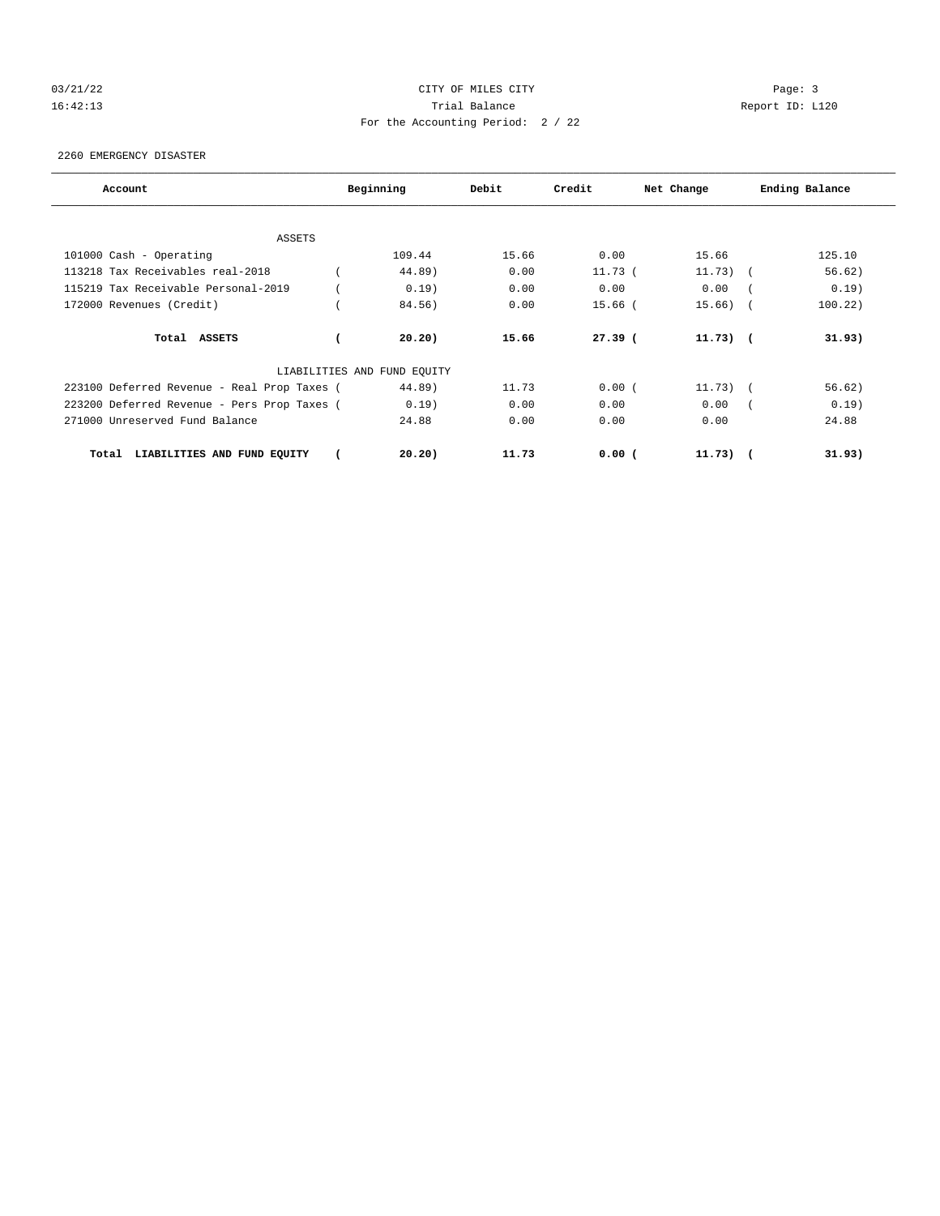CITY OF MILES CITY

Trial Balance

For the Accounting Period: 2 / 22

2260 EMERGENCY DISASTER

| Account | Beginning | Debit | Credit | Net Change | Ending Balance |
|---|---|---|---|---|---|
| ASSETS | | | | | |
| 101000 Cash - Operating | 109.44 | 15.66 | 0.00 | 15.66 | 125.10 |
| 113218 Tax Receivables real-2018 | ( 44.89) | 0.00 | 11.73 | ( 11.73) | ( 56.62) |
| 115219 Tax Receivable Personal-2019 | ( 0.19) | 0.00 | 0.00 | 0.00 | ( 0.19) |
| 172000 Revenues (Credit) | ( 84.56) | 0.00 | 15.66 | ( 15.66) | ( 100.22) |
| **Total ASSETS** | **( 20.20)** | **15.66** | **27.39** | **( 11.73)** | **( 31.93)** |
| LIABILITIES AND FUND EQUITY | | | | | |
| 223100 Deferred Revenue - Real Prop Taxes | ( 44.89) | 11.73 | 0.00 | ( 11.73) | ( 56.62) |
| 223200 Deferred Revenue - Pers Prop Taxes | ( 0.19) | 0.00 | 0.00 | 0.00 | ( 0.19) |
| 271000 Unreserved Fund Balance | 24.88 | 0.00 | 0.00 | 0.00 | 24.88 |
| **Total LIABILITIES AND FUND EQUITY** | **( 20.20)** | **11.73** | **0.00** | **( 11.73)** | **( 31.93)** |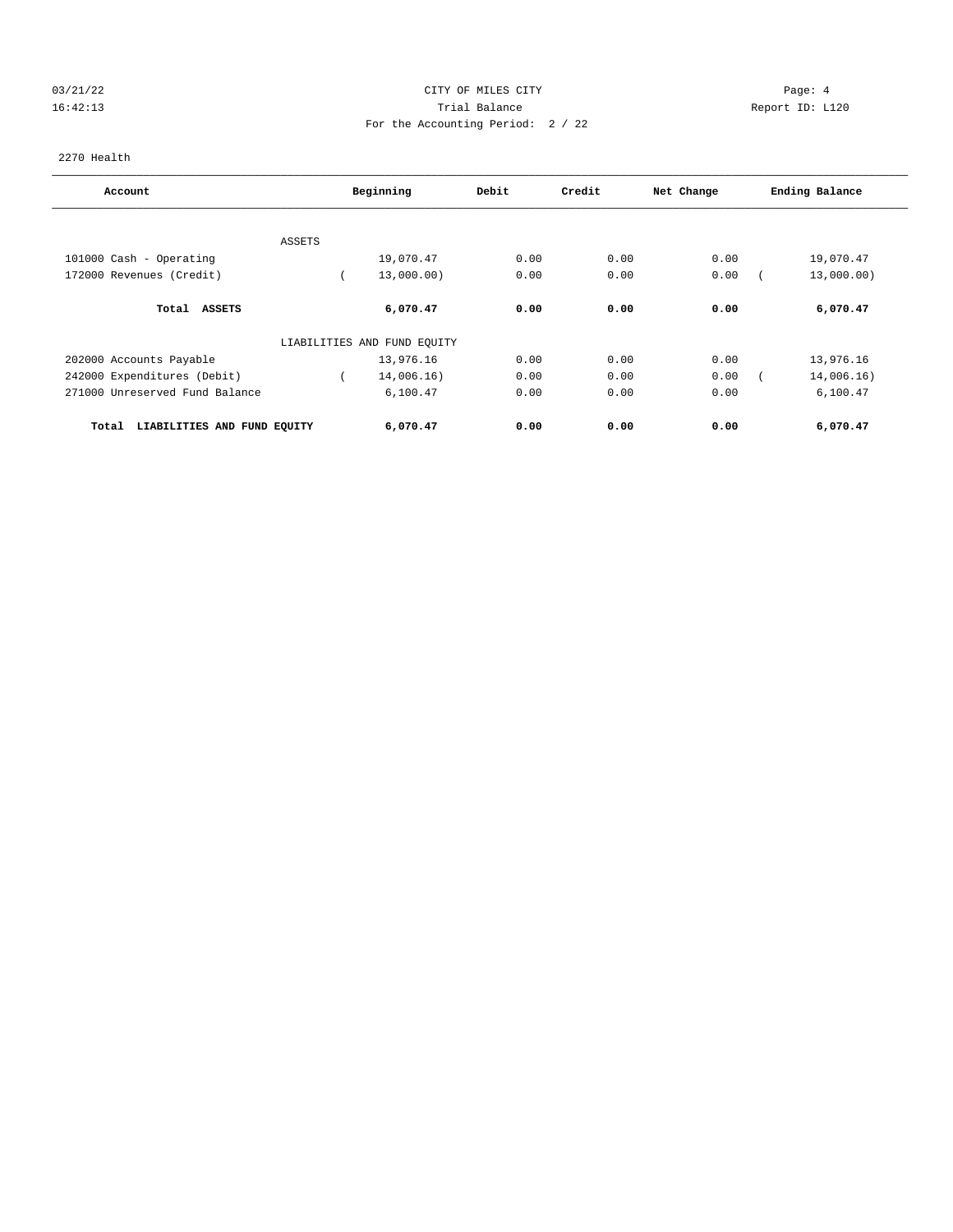CITY OF MILES CITY

Trial Balance

For the Accounting Period: 2 / 22

2270 Health

| Account | Beginning | Debit | Credit | Net Change | Ending Balance |
|---|---|---|---|---|---|
| ASSETS | | | | | |
| 101000 Cash - Operating | 19,070.47 | 0.00 | 0.00 | 0.00 | 19,070.47 |
| 172000 Revenues (Credit) | ( 13,000.00) | 0.00 | 0.00 | 0.00 | ( 13,000.00) |
| **Total ASSETS** | **6,070.47** | **0.00** | **0.00** | **0.00** | **6,070.47** |
| LIABILITIES AND FUND EQUITY | | | | | |
| 202000 Accounts Payable | 13,976.16 | 0.00 | 0.00 | 0.00 | 13,976.16 |
| 242000 Expenditures (Debit) | ( 14,006.16) | 0.00 | 0.00 | 0.00 | ( 14,006.16) |
| 271000 Unreserved Fund Balance | 6,100.47 | 0.00 | 0.00 | 0.00 | 6,100.47 |
| **Total LIABILITIES AND FUND EQUITY** | **6,070.47** | **0.00** | **0.00** | **0.00** | **6,070.47** |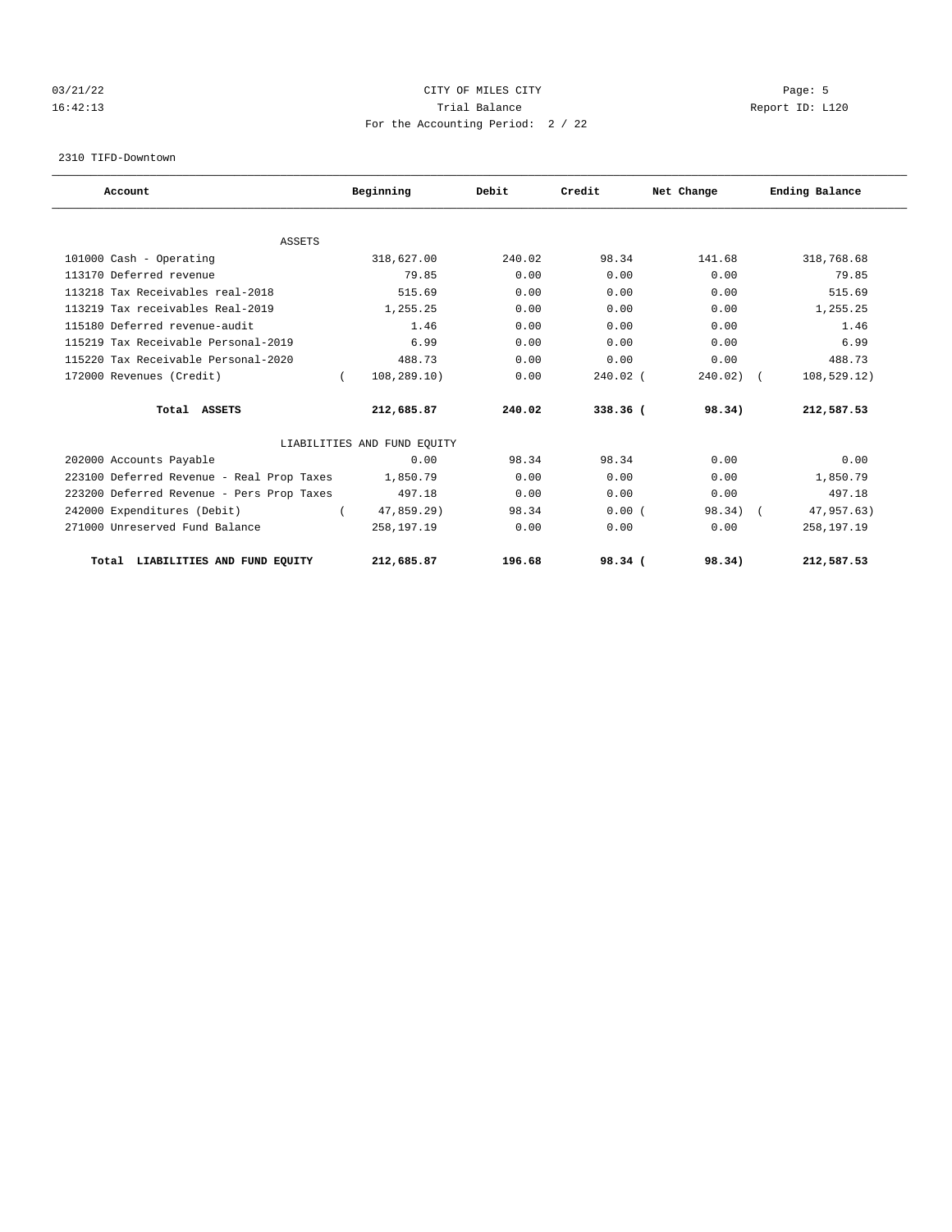CITY OF MILES CITY

Trial Balance

For the Accounting Period: 2 / 22

03/21/22 16:42:13 Report ID: L120

2310 TIFD-Downtown

| Account | Beginning | Debit | Credit | Net Change | Ending Balance |
|---|---|---|---|---|---|
| ASSETS | | | | | |
| 101000 Cash - Operating | 318,627.00 | 240.02 | 98.34 | 141.68 | 318,768.68 |
| 113170 Deferred revenue | 79.85 | 0.00 | 0.00 | 0.00 | 79.85 |
| 113218 Tax Receivables real-2018 | 515.69 | 0.00 | 0.00 | 0.00 | 515.69 |
| 113219 Tax receivables Real-2019 | 1,255.25 | 0.00 | 0.00 | 0.00 | 1,255.25 |
| 115180 Deferred revenue-audit | 1.46 | 0.00 | 0.00 | 0.00 | 1.46 |
| 115219 Tax Receivable Personal-2019 | 6.99 | 0.00 | 0.00 | 0.00 | 6.99 |
| 115220 Tax Receivable Personal-2020 | 488.73 | 0.00 | 0.00 | 0.00 | 488.73 |
| 172000 Revenues (Credit) | ( 108,289.10) | 0.00 | 240.02 | ( 240.02) | ( 108,529.12) |
| **Total ASSETS** | **212,685.87** | **240.02** | **338.36** | **( 98.34)** | **212,587.53** |
| LIABILITIES AND FUND EQUITY | | | | | |
| 202000 Accounts Payable | 0.00 | 98.34 | 98.34 | 0.00 | 0.00 |
| 223100 Deferred Revenue - Real Prop Taxes | 1,850.79 | 0.00 | 0.00 | 0.00 | 1,850.79 |
| 223200 Deferred Revenue - Pers Prop Taxes | 497.18 | 0.00 | 0.00 | 0.00 | 497.18 |
| 242000 Expenditures (Debit) | ( 47,859.29) | 98.34 | 0.00 | ( 98.34) | ( 47,957.63) |
| 271000 Unreserved Fund Balance | 258,197.19 | 0.00 | 0.00 | 0.00 | 258,197.19 |
| **Total LIABILITIES AND FUND EQUITY** | **212,685.87** | **196.68** | **98.34** | **( 98.34)** | **212,587.53** |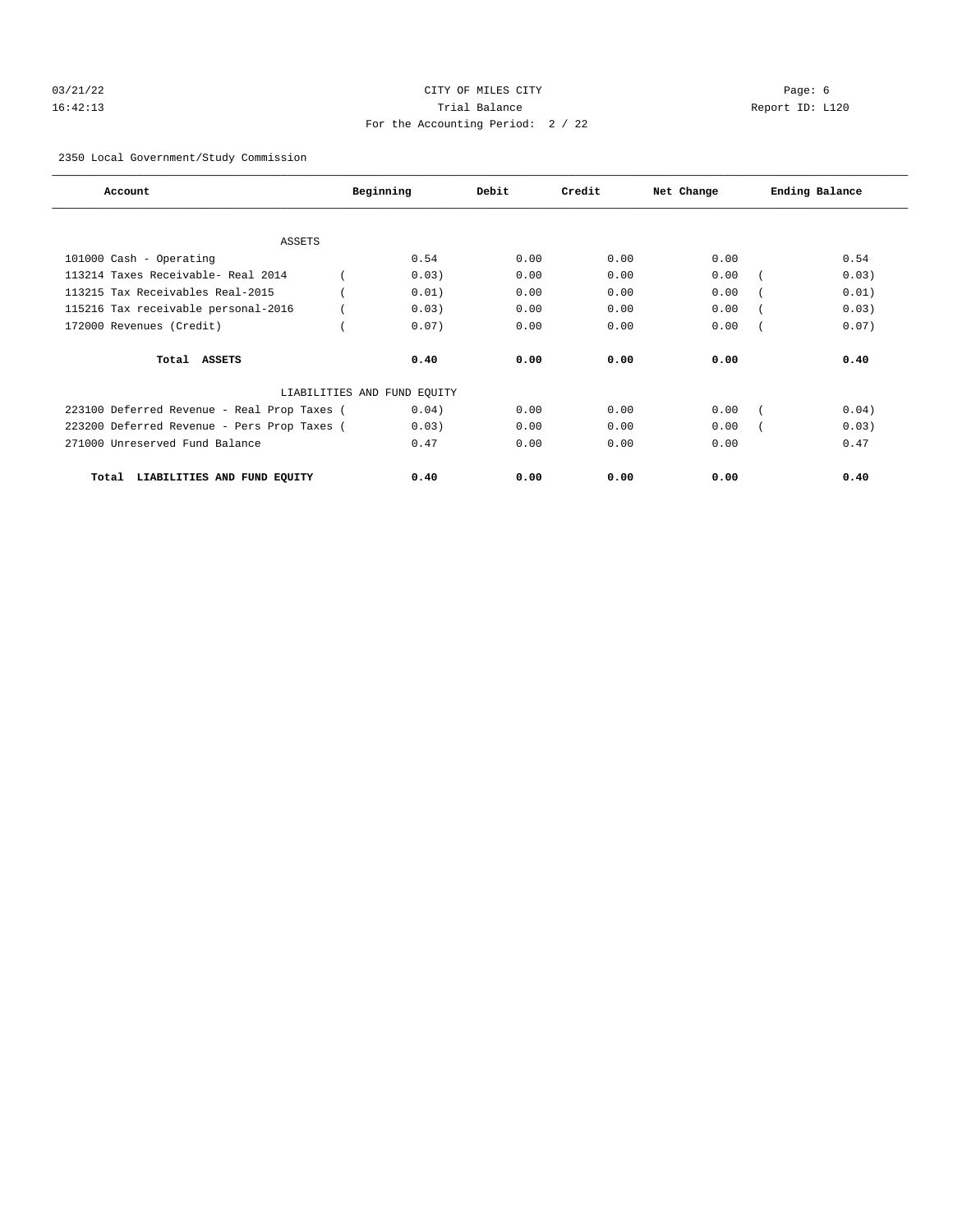CITY OF MILES CITY

Trial Balance

For the Accounting Period: 2 / 22

2350 Local Government/Study Commission

| Account | Beginning | Debit | Credit | Net Change | Ending Balance |
|---|---|---|---|---|---|
| ASSETS | | | | | |
| 101000 Cash - Operating | 0.54 | 0.00 | 0.00 | 0.00 | 0.54 |
| 113214 Taxes Receivable- Real 2014 | ( 0.03) | 0.00 | 0.00 | 0.00 | ( 0.03) |
| 113215 Tax Receivables Real-2015 | ( 0.01) | 0.00 | 0.00 | 0.00 | ( 0.01) |
| 115216 Tax receivable personal-2016 | ( 0.03) | 0.00 | 0.00 | 0.00 | ( 0.03) |
| 172000 Revenues (Credit) | ( 0.07) | 0.00 | 0.00 | 0.00 | ( 0.07) |
| **Total ASSETS** | **0.40** | **0.00** | **0.00** | **0.00** | **0.40** |
| LIABILITIES AND FUND EQUITY | | | | | |
| 223100 Deferred Revenue - Real Prop Taxes | ( 0.04) | 0.00 | 0.00 | 0.00 | ( 0.04) |
| 223200 Deferred Revenue - Pers Prop Taxes | ( 0.03) | 0.00 | 0.00 | 0.00 | ( 0.03) |
| 271000 Unreserved Fund Balance | 0.47 | 0.00 | 0.00 | 0.00 | 0.47 |
| **Total LIABILITIES AND FUND EQUITY** | **0.40** | **0.00** | **0.00** | **0.00** | **0.40** |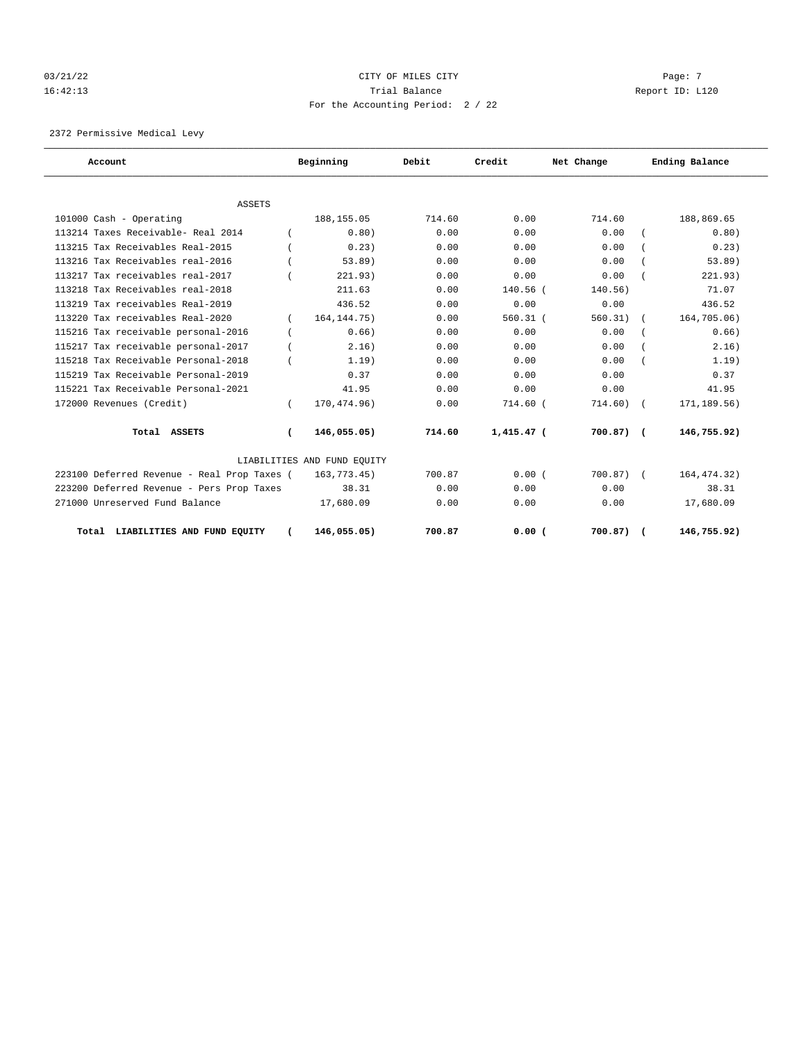03/21/22 CITY OF MILES CITY Page: 7
16:42:13 Trial Balance Report ID: L120
For the Accounting Period: 2 / 22

2372 Permissive Medical Levy

| Account | Beginning | Debit | Credit | Net Change | Ending Balance |
|---|---|---|---|---|---|
| ASSETS | | | | | |
| 101000 Cash - Operating | 188,155.05 | 714.60 | 0.00 | 714.60 | 188,869.65 |
| 113214 Taxes Receivable- Real 2014 | ( 0.80) | 0.00 | 0.00 | 0.00 | ( 0.80) |
| 113215 Tax Receivables Real-2015 | ( 0.23) | 0.00 | 0.00 | 0.00 | ( 0.23) |
| 113216 Tax Receivables real-2016 | ( 53.89) | 0.00 | 0.00 | 0.00 | ( 53.89) |
| 113217 Tax receivables real-2017 | ( 221.93) | 0.00 | 0.00 | 0.00 | ( 221.93) |
| 113218 Tax Receivables real-2018 | 211.63 | 0.00 | 140.56 | ( 140.56) | 71.07 |
| 113219 Tax receivables Real-2019 | 436.52 | 0.00 | 0.00 | 0.00 | 436.52 |
| 113220 Tax receivables Real-2020 | ( 164,144.75) | 0.00 | 560.31 | ( 560.31) | ( 164,705.06) |
| 115216 Tax receivable personal-2016 | ( 0.66) | 0.00 | 0.00 | 0.00 | ( 0.66) |
| 115217 Tax receivable personal-2017 | ( 2.16) | 0.00 | 0.00 | 0.00 | ( 2.16) |
| 115218 Tax Receivable Personal-2018 | ( 1.19) | 0.00 | 0.00 | 0.00 | ( 1.19) |
| 115219 Tax Receivable Personal-2019 | 0.37 | 0.00 | 0.00 | 0.00 | 0.37 |
| 115221 Tax Receivable Personal-2021 | 41.95 | 0.00 | 0.00 | 0.00 | 41.95 |
| 172000 Revenues (Credit) | ( 170,474.96) | 0.00 | 714.60 | ( 714.60) | ( 171,189.56) |
| **Total ASSETS** | **( 146,055.05)** | **714.60** | **1,415.47** | **( 700.87)** | **( 146,755.92)** |
| LIABILITIES AND FUND EQUITY | | | | | |
| 223100 Deferred Revenue - Real Prop Taxes | ( 163,773.45) | 700.87 | 0.00 | ( 700.87) | ( 164,474.32) |
| 223200 Deferred Revenue - Pers Prop Taxes | 38.31 | 0.00 | 0.00 | 0.00 | 38.31 |
| 271000 Unreserved Fund Balance | 17,680.09 | 0.00 | 0.00 | 0.00 | 17,680.09 |
| **Total LIABILITIES AND FUND EQUITY** | **( 146,055.05)** | **700.87** | **0.00** | **( 700.87)** | **( 146,755.92)** |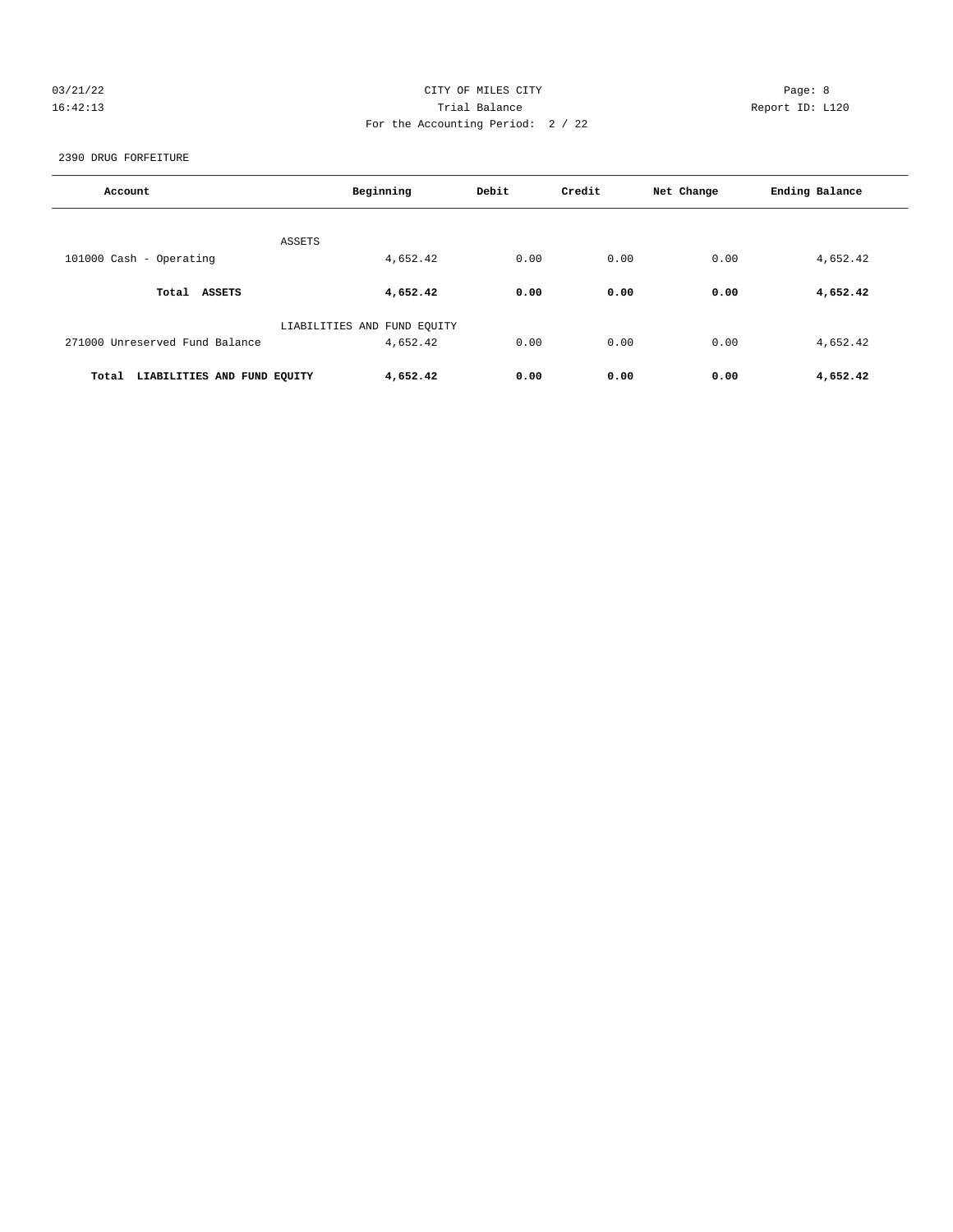CITY OF MILES CITY

Trial Balance

For the Accounting Period: 2 / 22

2390 DRUG FORFEITURE

| Account | Beginning | Debit | Credit | Net Change | Ending Balance |
|---|---|---|---|---|---|
| ASSETS | | | | | |
| 101000 Cash - Operating | 4,652.42 | 0.00 | 0.00 | 0.00 | 4,652.42 |
| **Total ASSETS** | **4,652.42** | **0.00** | **0.00** | **0.00** | **4,652.42** |
| LIABILITIES AND FUND EQUITY | | | | | |
| 271000 Unreserved Fund Balance | 4,652.42 | 0.00 | 0.00 | 0.00 | 4,652.42 |
| **Total LIABILITIES AND FUND EQUITY** | **4,652.42** | **0.00** | **0.00** | **0.00** | **4,652.42** |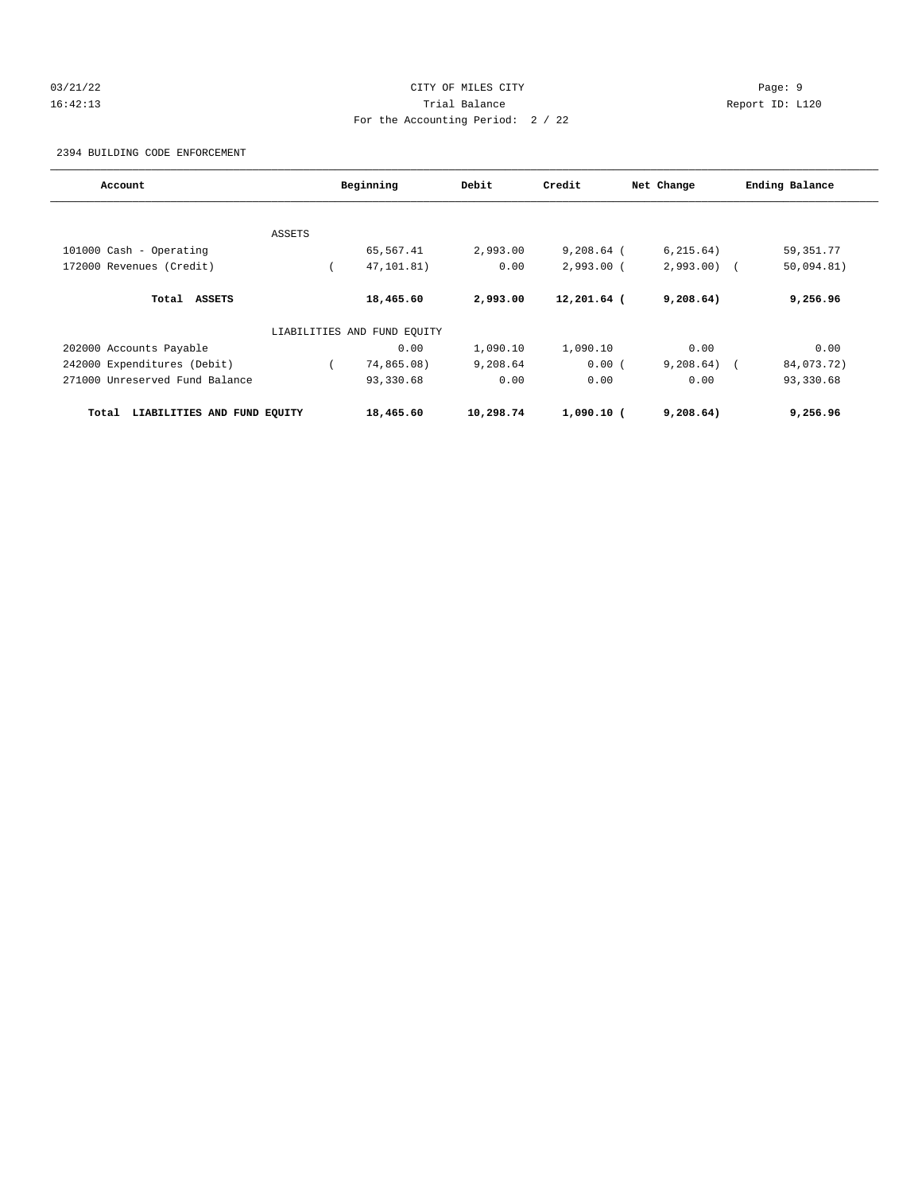CITY OF MILES CITY
Trial Balance
For the Accounting Period: 2 / 22

03/21/22 16:42:13 — Page: 9 — Report ID: L120

2394 BUILDING CODE ENFORCEMENT

| Account | Beginning | Debit | Credit | Net Change | Ending Balance |
|---|---|---|---|---|---|
| ASSETS | | | | | |
| 101000 Cash - Operating | 65,567.41 | 2,993.00 | 9,208.64 | ( 6,215.64) | 59,351.77 |
| 172000 Revenues (Credit) | ( 47,101.81) | 0.00 | 2,993.00 | ( 2,993.00) | ( 50,094.81) |
| **Total ASSETS** | **18,465.60** | **2,993.00** | **12,201.64** | **( 9,208.64)** | **9,256.96** |
| LIABILITIES AND FUND EQUITY | | | | | |
| 202000 Accounts Payable | 0.00 | 1,090.10 | 1,090.10 | 0.00 | 0.00 |
| 242000 Expenditures (Debit) | ( 74,865.08) | 9,208.64 | 0.00 | ( 9,208.64) | ( 84,073.72) |
| 271000 Unreserved Fund Balance | 93,330.68 | 0.00 | 0.00 | 0.00 | 93,330.68 |
| **Total LIABILITIES AND FUND EQUITY** | **18,465.60** | **10,298.74** | **1,090.10** | **( 9,208.64)** | **9,256.96** |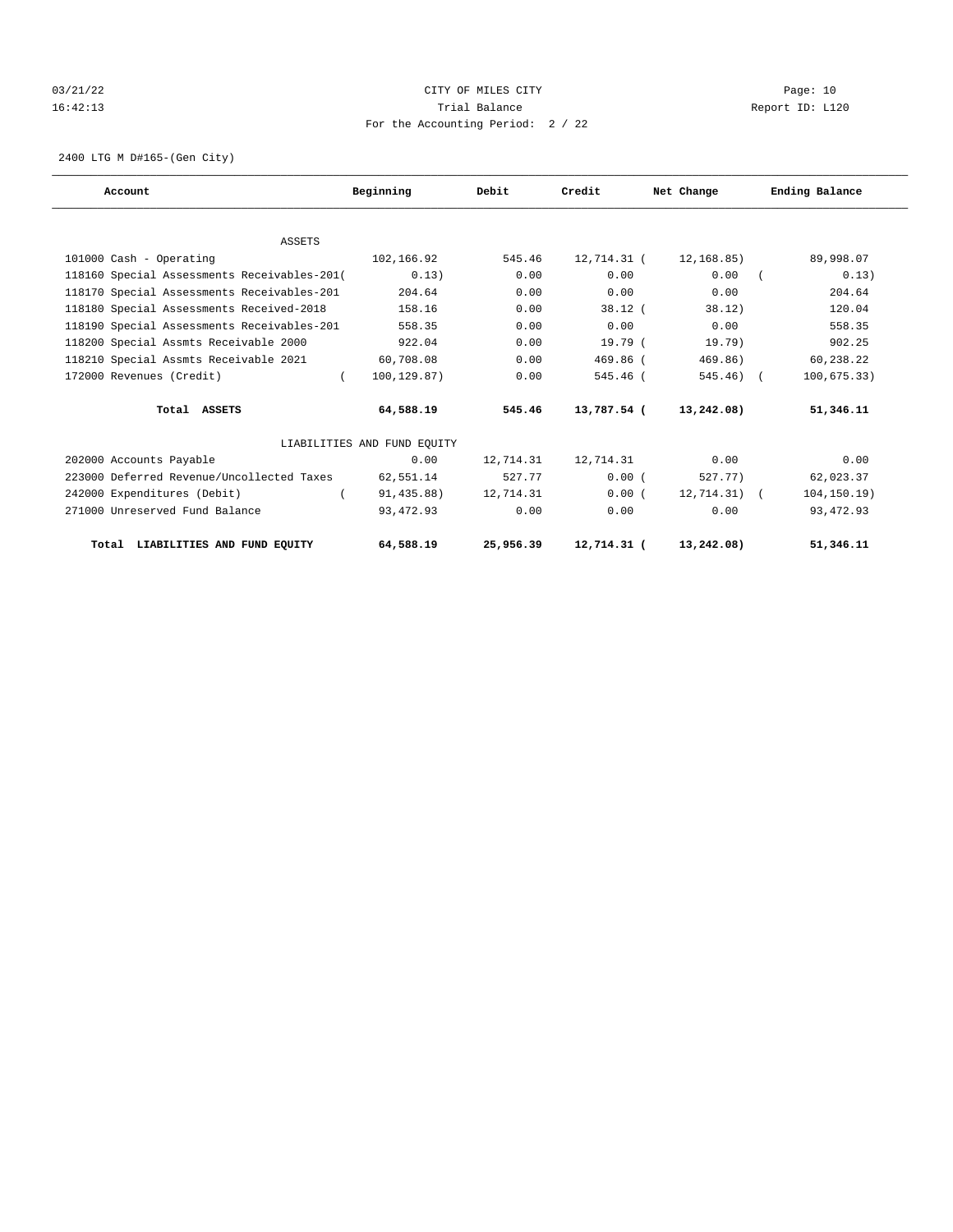CITY OF MILES CITY

Trial Balance

For the Accounting Period: 2 / 22

03/21/22 16:42:13 Report ID: L120

2400 LTG M D#165-(Gen City)

| Account | Beginning | Debit | Credit | Net Change | Ending Balance |
|---|---|---|---|---|---|
| ASSETS | | | | | |
| 101000 Cash - Operating | 102,166.92 | 545.46 | 12,714.31 | (12,168.85) | 89,998.07 |
| 118160 Special Assessments Receivables-201 | (0.13) | 0.00 | 0.00 | 0.00 | (0.13) |
| 118170 Special Assessments Receivables-201 | 204.64 | 0.00 | 0.00 | 0.00 | 204.64 |
| 118180 Special Assessments Received-2018 | 158.16 | 0.00 | 38.12 | (38.12) | 120.04 |
| 118190 Special Assessments Receivables-201 | 558.35 | 0.00 | 0.00 | 0.00 | 558.35 |
| 118200 Special Assmts Receivable 2000 | 922.04 | 0.00 | 19.79 | (19.79) | 902.25 |
| 118210 Special Assmts Receivable 2021 | 60,708.08 | 0.00 | 469.86 | (469.86) | 60,238.22 |
| 172000 Revenues (Credit) | (100,129.87) | 0.00 | 545.46 | (545.46) | (100,675.33) |
| **Total ASSETS** | **64,588.19** | **545.46** | **13,787.54** | **(13,242.08)** | **51,346.11** |
| LIABILITIES AND FUND EQUITY | | | | | |
| 202000 Accounts Payable | 0.00 | 12,714.31 | 12,714.31 | 0.00 | 0.00 |
| 223000 Deferred Revenue/Uncollected Taxes | 62,551.14 | 527.77 | 0.00 | (527.77) | 62,023.37 |
| 242000 Expenditures (Debit) | (91,435.88) | 12,714.31 | 0.00 | (12,714.31) | (104,150.19) |
| 271000 Unreserved Fund Balance | 93,472.93 | 0.00 | 0.00 | 0.00 | 93,472.93 |
| **Total LIABILITIES AND FUND EQUITY** | **64,588.19** | **25,956.39** | **12,714.31** | **(13,242.08)** | **51,346.11** |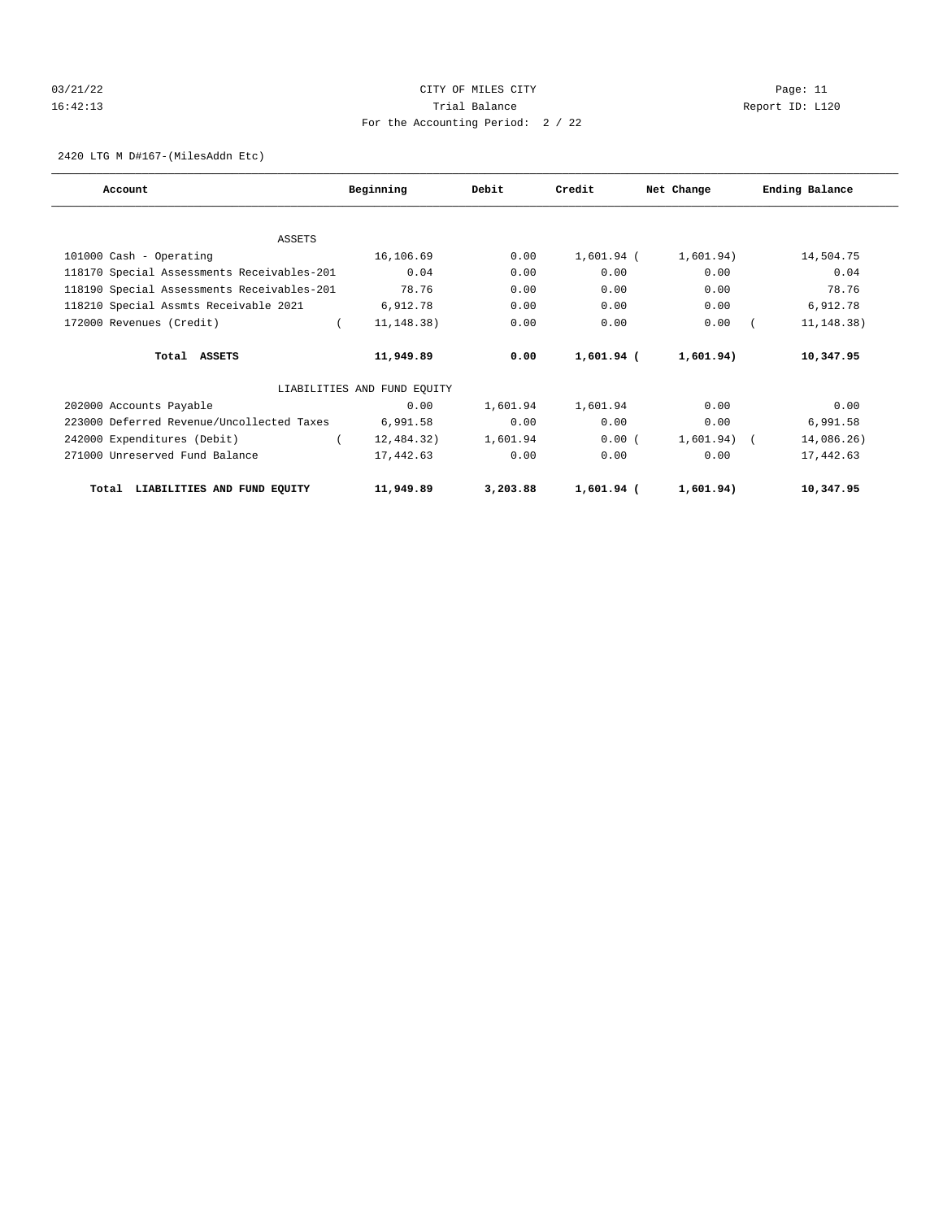CITY OF MILES CITY

Trial Balance

For the Accounting Period: 2 / 22

Report ID: L120

2420 LTG M D#167-(MilesAddn Etc)

| Account | Beginning | Debit | Credit | Net Change | Ending Balance |
|---|---|---|---|---|---|
| ASSETS | | | | | |
| 101000 Cash - Operating | 16,106.69 | 0.00 | 1,601.94 | (1,601.94) | 14,504.75 |
| 118170 Special Assessments Receivables-201 | 0.04 | 0.00 | 0.00 | 0.00 | 0.04 |
| 118190 Special Assessments Receivables-201 | 78.76 | 0.00 | 0.00 | 0.00 | 78.76 |
| 118210 Special Assmts Receivable 2021 | 6,912.78 | 0.00 | 0.00 | 0.00 | 6,912.78 |
| 172000 Revenues (Credit) | (11,148.38) | 0.00 | 0.00 | 0.00 | (11,148.38) |
| **Total ASSETS** | **11,949.89** | **0.00** | **1,601.94** | **(1,601.94)** | **10,347.95** |
| LIABILITIES AND FUND EQUITY | | | | | |
| 202000 Accounts Payable | 0.00 | 1,601.94 | 1,601.94 | 0.00 | 0.00 |
| 223000 Deferred Revenue/Uncollected Taxes | 6,991.58 | 0.00 | 0.00 | 0.00 | 6,991.58 |
| 242000 Expenditures (Debit) | (12,484.32) | 1,601.94 | 0.00 | (1,601.94) | (14,086.26) |
| 271000 Unreserved Fund Balance | 17,442.63 | 0.00 | 0.00 | 0.00 | 17,442.63 |
| **Total LIABILITIES AND FUND EQUITY** | **11,949.89** | **3,203.88** | **1,601.94** | **(1,601.94)** | **10,347.95** |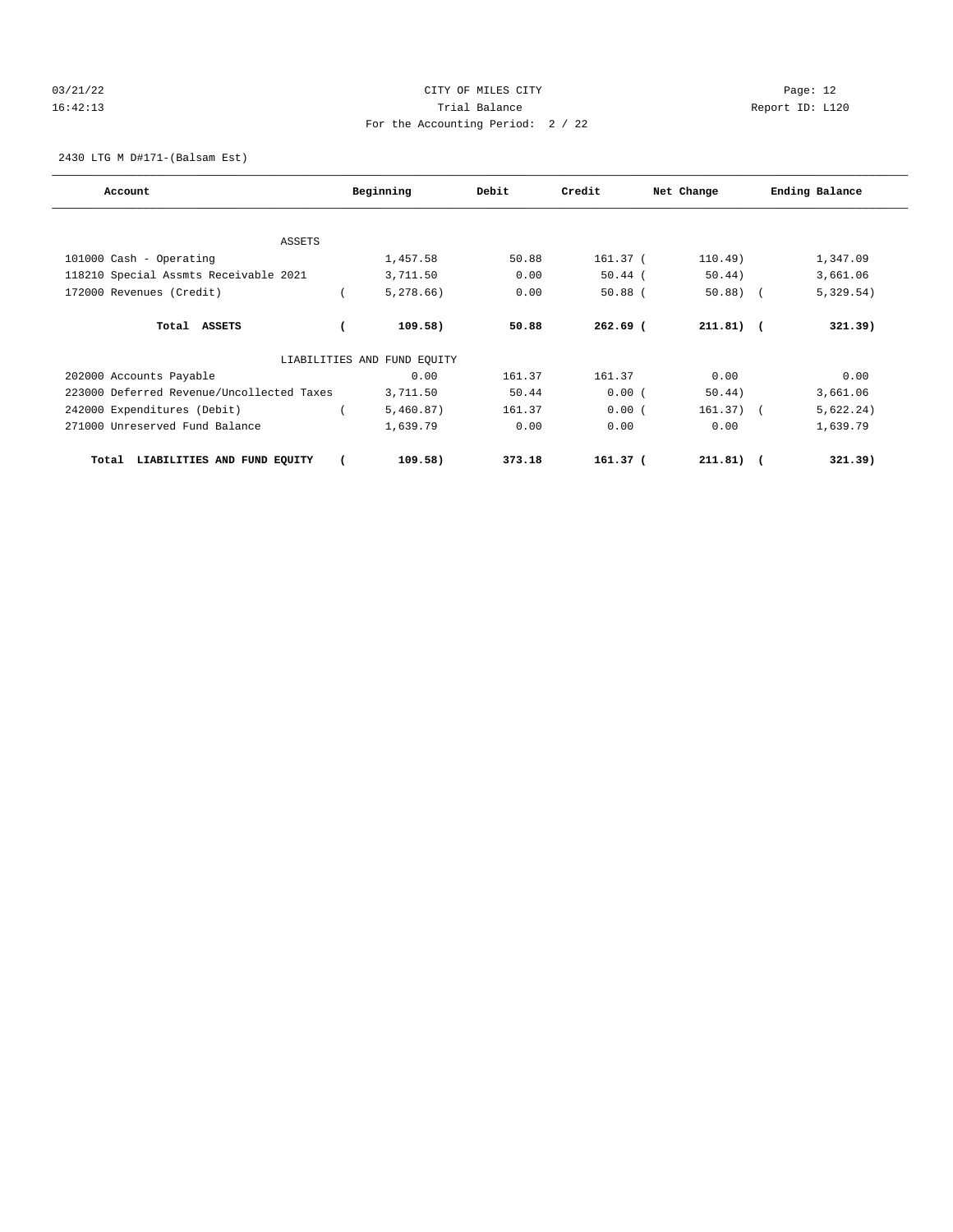CITY OF MILES CITY

Trial Balance

For the Accounting Period: 2 / 22

03/21/22 16:42:13 — Report ID: L120

2430 LTG M D#171-(Balsam Est)

| Account | Beginning | Debit | Credit | Net Change | Ending Balance |
|---|---|---|---|---|---|
| ASSETS | | | | | |
| 101000 Cash - Operating | 1,457.58 | 50.88 | 161.37 | (110.49) | 1,347.09 |
| 118210 Special Assmts Receivable 2021 | 3,711.50 | 0.00 | 50.44 | (50.44) | 3,661.06 |
| 172000 Revenues (Credit) | (5,278.66) | 0.00 | 50.88 | (50.88) | (5,329.54) |
| **Total ASSETS** | **(109.58)** | **50.88** | **262.69** | **(211.81)** | **(321.39)** |
| LIABILITIES AND FUND EQUITY | | | | | |
| 202000 Accounts Payable | 0.00 | 161.37 | 161.37 | 0.00 | 0.00 |
| 223000 Deferred Revenue/Uncollected Taxes | 3,711.50 | 50.44 | 0.00 | (50.44) | 3,661.06 |
| 242000 Expenditures (Debit) | (5,460.87) | 161.37 | 0.00 | (161.37) | (5,622.24) |
| 271000 Unreserved Fund Balance | 1,639.79 | 0.00 | 0.00 | 0.00 | 1,639.79 |
| **Total LIABILITIES AND FUND EQUITY** | **(109.58)** | **373.18** | **161.37** | **(211.81)** | **(321.39)** |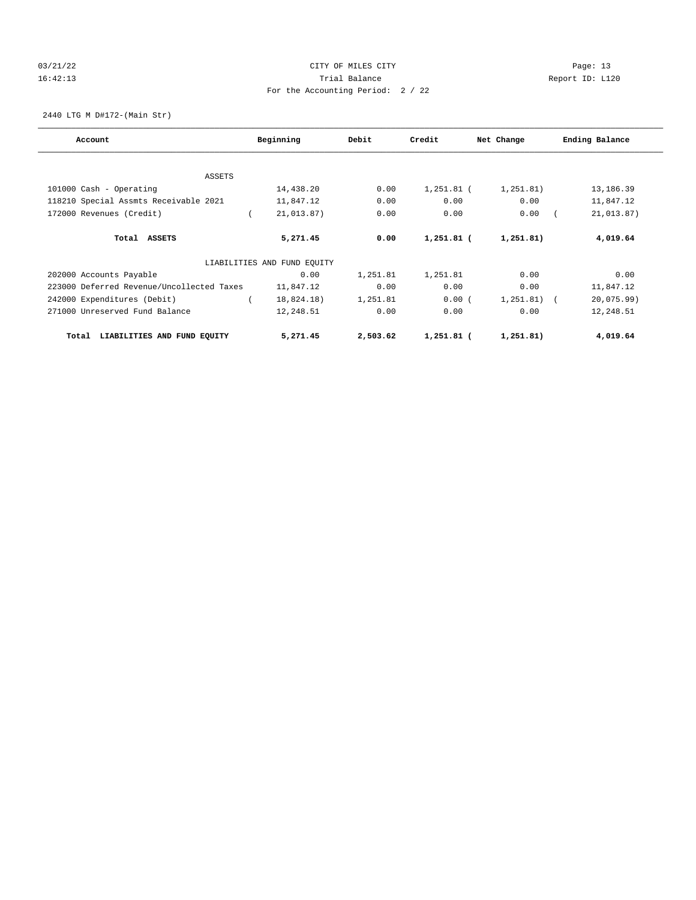CITY OF MILES CITY
Trial Balance
For the Accounting Period: 2 / 22

03/21/22
16:42:13

Page: 13
Report ID: L120

2440 LTG M D#172-(Main Str)

| Account | Beginning | Debit | Credit | Net Change | Ending Balance |
|---|---|---|---|---|---|
| ASSETS | | | | | |
| 101000 Cash - Operating | 14,438.20 | 0.00 | 1,251.81 | ( 1,251.81) | 13,186.39 |
| 118210 Special Assmts Receivable 2021 | 11,847.12 | 0.00 | 0.00 | 0.00 | 11,847.12 |
| 172000 Revenues (Credit) | ( 21,013.87) | 0.00 | 0.00 | 0.00 | ( 21,013.87) |
| **Total ASSETS** | **5,271.45** | **0.00** | **1,251.81** | **( 1,251.81)** | **4,019.64** |
| LIABILITIES AND FUND EQUITY | | | | | |
| 202000 Accounts Payable | 0.00 | 1,251.81 | 1,251.81 | 0.00 | 0.00 |
| 223000 Deferred Revenue/Uncollected Taxes | 11,847.12 | 0.00 | 0.00 | 0.00 | 11,847.12 |
| 242000 Expenditures (Debit) | ( 18,824.18) | 1,251.81 | 0.00 | ( 1,251.81) | ( 20,075.99) |
| 271000 Unreserved Fund Balance | 12,248.51 | 0.00 | 0.00 | 0.00 | 12,248.51 |
| **Total LIABILITIES AND FUND EQUITY** | **5,271.45** | **2,503.62** | **1,251.81** | **( 1,251.81)** | **4,019.64** |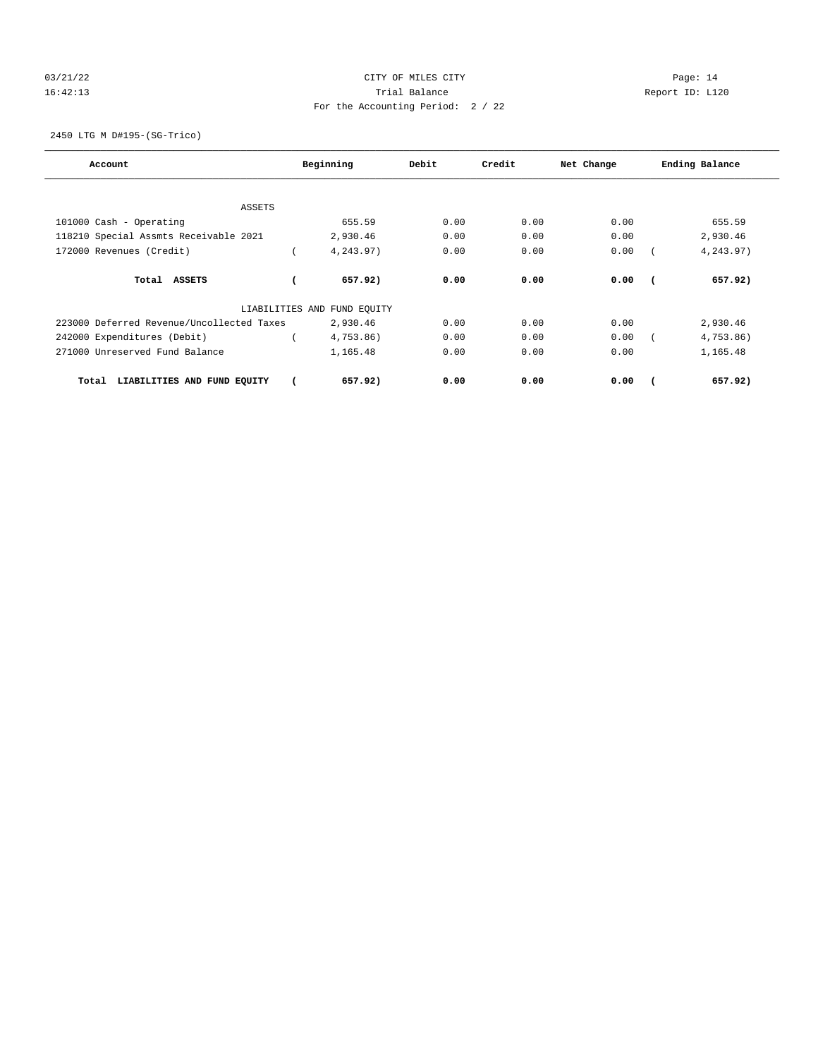03/21/22 CITY OF MILES CITY

16:42:13 Trial Balance Report ID: L120

For the Accounting Period: 2 / 22

2450 LTG M D#195-(SG-Trico)

| Account | Beginning | Debit | Credit | Net Change | Ending Balance |
|---|---|---|---|---|---|
| ASSETS | | | | | |
| 101000 Cash - Operating | 655.59 | 0.00 | 0.00 | 0.00 | 655.59 |
| 118210 Special Assmts Receivable 2021 | 2,930.46 | 0.00 | 0.00 | 0.00 | 2,930.46 |
| 172000 Revenues (Credit) | ( 4,243.97) | 0.00 | 0.00 | 0.00 | ( 4,243.97) |
| **Total ASSETS** | **( 657.92)** | **0.00** | **0.00** | **0.00** | **( 657.92)** |
| LIABILITIES AND FUND EQUITY | | | | | |
| 223000 Deferred Revenue/Uncollected Taxes | 2,930.46 | 0.00 | 0.00 | 0.00 | 2,930.46 |
| 242000 Expenditures (Debit) | ( 4,753.86) | 0.00 | 0.00 | 0.00 | ( 4,753.86) |
| 271000 Unreserved Fund Balance | 1,165.48 | 0.00 | 0.00 | 0.00 | 1,165.48 |
| **Total LIABILITIES AND FUND EQUITY** | **( 657.92)** | **0.00** | **0.00** | **0.00** | **( 657.92)** |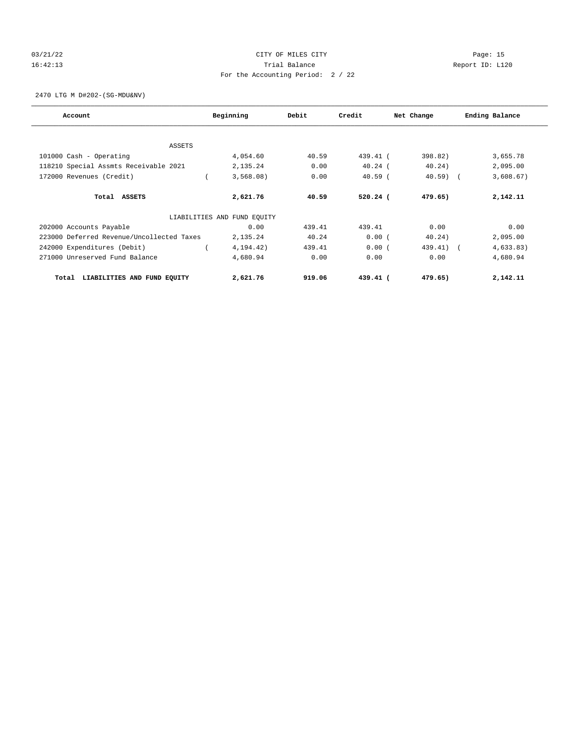CITY OF MILES CITY

Trial Balance

For the Accounting Period: 2 / 22

2470 LTG M D#202-(SG-MDU&NV)

| Account | Beginning | Debit | Credit | Net Change | Ending Balance |
|---|---|---|---|---|---|
| ASSETS | | | | | |
| 101000 Cash - Operating | 4,054.60 | 40.59 | 439.41 | ( 398.82) | 3,655.78 |
| 118210 Special Assmts Receivable 2021 | 2,135.24 | 0.00 | 40.24 | ( 40.24) | 2,095.00 |
| 172000 Revenues (Credit) | ( 3,568.08) | 0.00 | 40.59 | ( 40.59) | ( 3,608.67) |
| **Total ASSETS** | **2,621.76** | **40.59** | **520.24** | **( 479.65)** | **2,142.11** |
| LIABILITIES AND FUND EQUITY | | | | | |
| 202000 Accounts Payable | 0.00 | 439.41 | 439.41 | 0.00 | 0.00 |
| 223000 Deferred Revenue/Uncollected Taxes | 2,135.24 | 40.24 | 0.00 | ( 40.24) | 2,095.00 |
| 242000 Expenditures (Debit) | ( 4,194.42) | 439.41 | 0.00 | ( 439.41) | ( 4,633.83) |
| 271000 Unreserved Fund Balance | 4,680.94 | 0.00 | 0.00 | 0.00 | 4,680.94 |
| **Total LIABILITIES AND FUND EQUITY** | **2,621.76** | **919.06** | **439.41** | **( 479.65)** | **2,142.11** |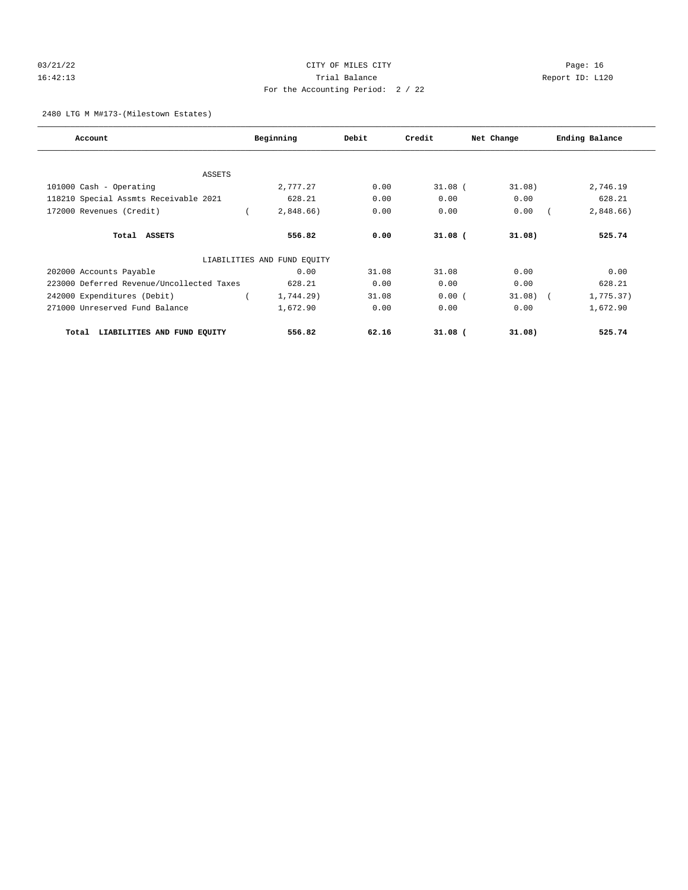03/21/22 CITY OF MILES CITY Page: 16
16:42:13 Trial Balance Report ID: L120
For the Accounting Period: 2 / 22

2480 LTG M M#173-(Milestown Estates)

| Account | Beginning | Debit | Credit | Net Change | Ending Balance |
|---|---|---|---|---|---|
| ASSETS | | | | | |
| 101000 Cash - Operating | 2,777.27 | 0.00 | 31.08 | ( 31.08) | 2,746.19 |
| 118210 Special Assmts Receivable 2021 | 628.21 | 0.00 | 0.00 | 0.00 | 628.21 |
| 172000 Revenues (Credit) | ( 2,848.66) | 0.00 | 0.00 | 0.00 | ( 2,848.66) |
| **Total ASSETS** | **556.82** | **0.00** | **31.08** | **( 31.08)** | **525.74** |
| LIABILITIES AND FUND EQUITY | | | | | |
| 202000 Accounts Payable | 0.00 | 31.08 | 31.08 | 0.00 | 0.00 |
| 223000 Deferred Revenue/Uncollected Taxes | 628.21 | 0.00 | 0.00 | 0.00 | 628.21 |
| 242000 Expenditures (Debit) | ( 1,744.29) | 31.08 | 0.00 | ( 31.08) | ( 1,775.37) |
| 271000 Unreserved Fund Balance | 1,672.90 | 0.00 | 0.00 | 0.00 | 1,672.90 |
| **Total LIABILITIES AND FUND EQUITY** | **556.82** | **62.16** | **31.08** | **( 31.08)** | **525.74** |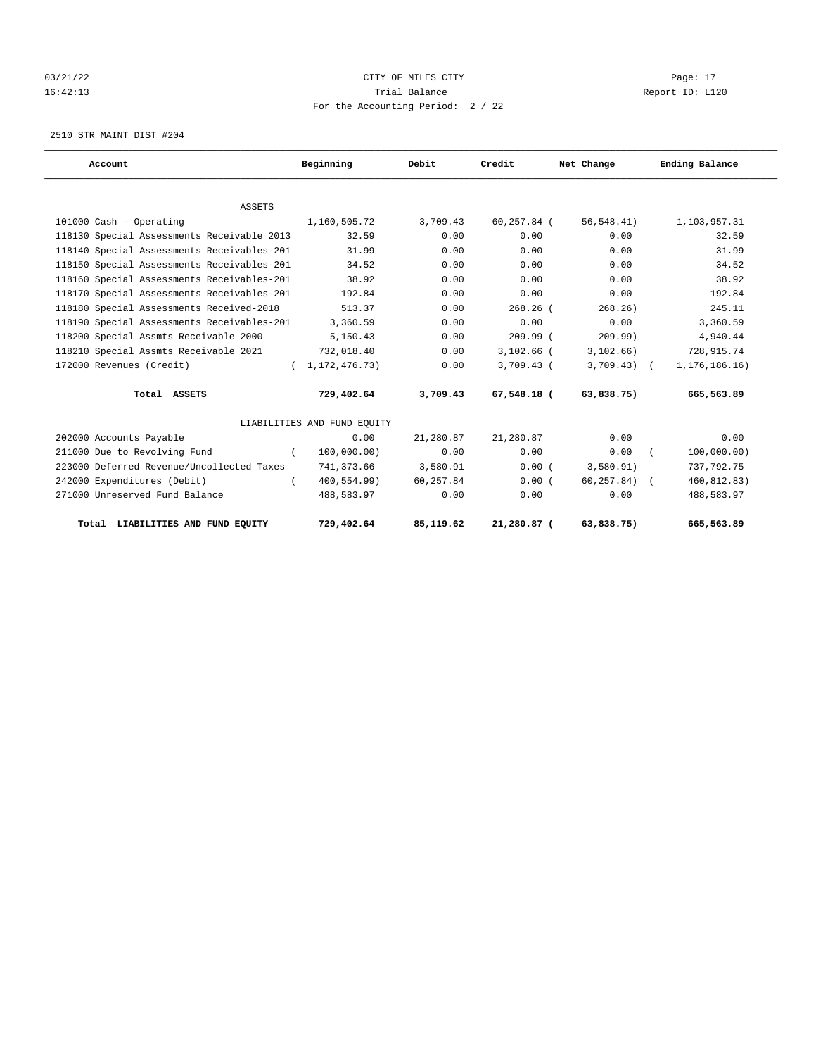CITY OF MILES CITY
Trial Balance
For the Accounting Period: 2 / 22

03/21/22
16:42:13

Page: 17
Report ID: L120

2510 STR MAINT DIST #204

| Account | Beginning | Debit | Credit | Net Change | Ending Balance |
|---|---|---|---|---|---|
| ASSETS | | | | | |
| 101000 Cash - Operating | 1,160,505.72 | 3,709.43 | 60,257.84 | ( 56,548.41) | 1,103,957.31 |
| 118130 Special Assessments Receivable 2013 | 32.59 | 0.00 | 0.00 | 0.00 | 32.59 |
| 118140 Special Assessments Receivables-201 | 31.99 | 0.00 | 0.00 | 0.00 | 31.99 |
| 118150 Special Assessments Receivables-201 | 34.52 | 0.00 | 0.00 | 0.00 | 34.52 |
| 118160 Special Assessments Receivables-201 | 38.92 | 0.00 | 0.00 | 0.00 | 38.92 |
| 118170 Special Assessments Receivables-201 | 192.84 | 0.00 | 0.00 | 0.00 | 192.84 |
| 118180 Special Assessments Received-2018 | 513.37 | 0.00 | 268.26 | ( 268.26) | 245.11 |
| 118190 Special Assessments Receivables-201 | 3,360.59 | 0.00 | 0.00 | 0.00 | 3,360.59 |
| 118200 Special Assmts Receivable 2000 | 5,150.43 | 0.00 | 209.99 | ( 209.99) | 4,940.44 |
| 118210 Special Assmts Receivable 2021 | 732,018.40 | 0.00 | 3,102.66 | ( 3,102.66) | 728,915.74 |
| 172000 Revenues (Credit) | ( 1,172,476.73) | 0.00 | 3,709.43 | ( 3,709.43) | ( 1,176,186.16) |
| **Total ASSETS** | **729,402.64** | **3,709.43** | **67,548.18** | **( 63,838.75)** | **665,563.89** |
| LIABILITIES AND FUND EQUITY | | | | | |
| 202000 Accounts Payable | 0.00 | 21,280.87 | 21,280.87 | 0.00 | 0.00 |
| 211000 Due to Revolving Fund | ( 100,000.00) | 0.00 | 0.00 | 0.00 | ( 100,000.00) |
| 223000 Deferred Revenue/Uncollected Taxes | 741,373.66 | 3,580.91 | 0.00 | ( 3,580.91) | 737,792.75 |
| 242000 Expenditures (Debit) | ( 400,554.99) | 60,257.84 | 0.00 | ( 60,257.84) | ( 460,812.83) |
| 271000 Unreserved Fund Balance | 488,583.97 | 0.00 | 0.00 | 0.00 | 488,583.97 |
| **Total LIABILITIES AND FUND EQUITY** | **729,402.64** | **85,119.62** | **21,280.87** | **( 63,838.75)** | **665,563.89** |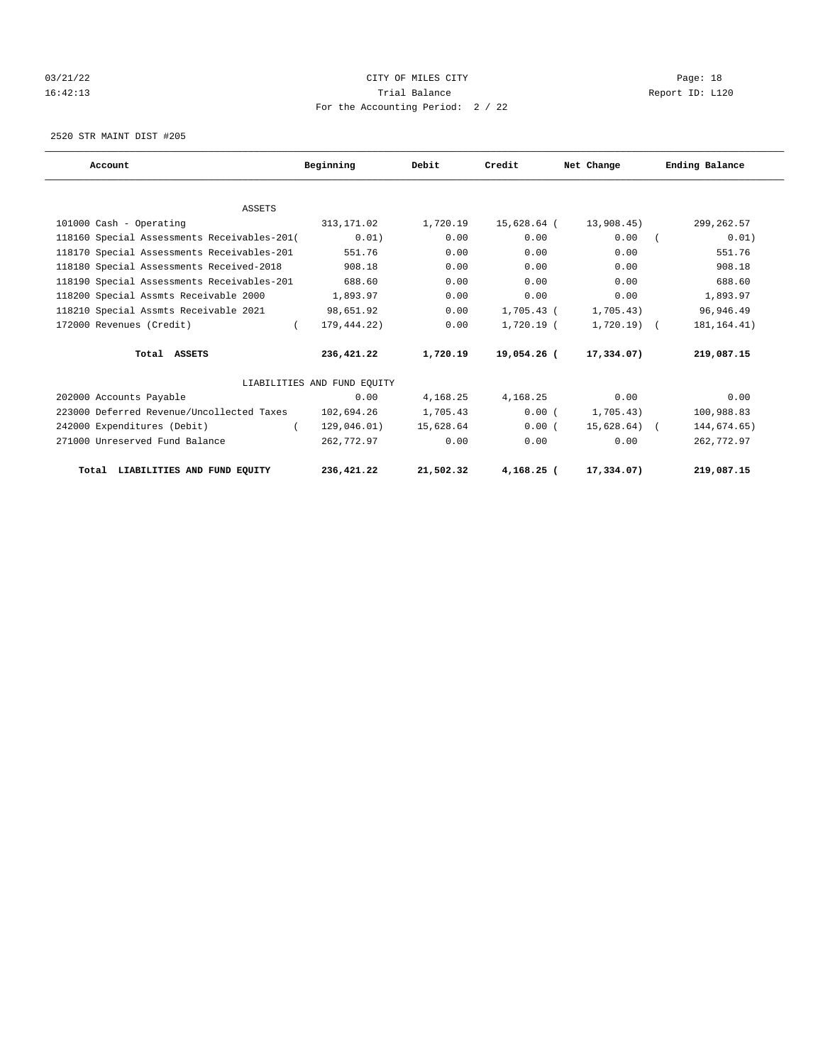03/21/22 CITY OF MILES CITY

16:42:13 Trial Balance Report ID: L120

For the Accounting Period: 2 / 22

2520 STR MAINT DIST #205

| Account | Beginning | Debit | Credit | Net Change | Ending Balance |
|---|---|---|---|---|---|
| ASSETS | | | | | |
| 101000 Cash - Operating | 313,171.02 | 1,720.19 | 15,628.64 | ( 13,908.45) | 299,262.57 |
| 118160 Special Assessments Receivables-201 | ( 0.01) | 0.00 | 0.00 | 0.00 | ( 0.01) |
| 118170 Special Assessments Receivables-201 | 551.76 | 0.00 | 0.00 | 0.00 | 551.76 |
| 118180 Special Assessments Received-2018 | 908.18 | 0.00 | 0.00 | 0.00 | 908.18 |
| 118190 Special Assessments Receivables-201 | 688.60 | 0.00 | 0.00 | 0.00 | 688.60 |
| 118200 Special Assmts Receivable 2000 | 1,893.97 | 0.00 | 0.00 | 0.00 | 1,893.97 |
| 118210 Special Assmts Receivable 2021 | 98,651.92 | 0.00 | 1,705.43 | ( 1,705.43) | 96,946.49 |
| 172000 Revenues (Credit) | ( 179,444.22) | 0.00 | 1,720.19 | ( 1,720.19) | ( 181,164.41) |
| **Total ASSETS** | **236,421.22** | **1,720.19** | **19,054.26** | **( 17,334.07)** | **219,087.15** |
| LIABILITIES AND FUND EQUITY | | | | | |
| 202000 Accounts Payable | 0.00 | 4,168.25 | 4,168.25 | 0.00 | 0.00 |
| 223000 Deferred Revenue/Uncollected Taxes | 102,694.26 | 1,705.43 | 0.00 | ( 1,705.43) | 100,988.83 |
| 242000 Expenditures (Debit) | ( 129,046.01) | 15,628.64 | 0.00 | ( 15,628.64) | ( 144,674.65) |
| 271000 Unreserved Fund Balance | 262,772.97 | 0.00 | 0.00 | 0.00 | 262,772.97 |
| **Total LIABILITIES AND FUND EQUITY** | **236,421.22** | **21,502.32** | **4,168.25** | **( 17,334.07)** | **219,087.15** |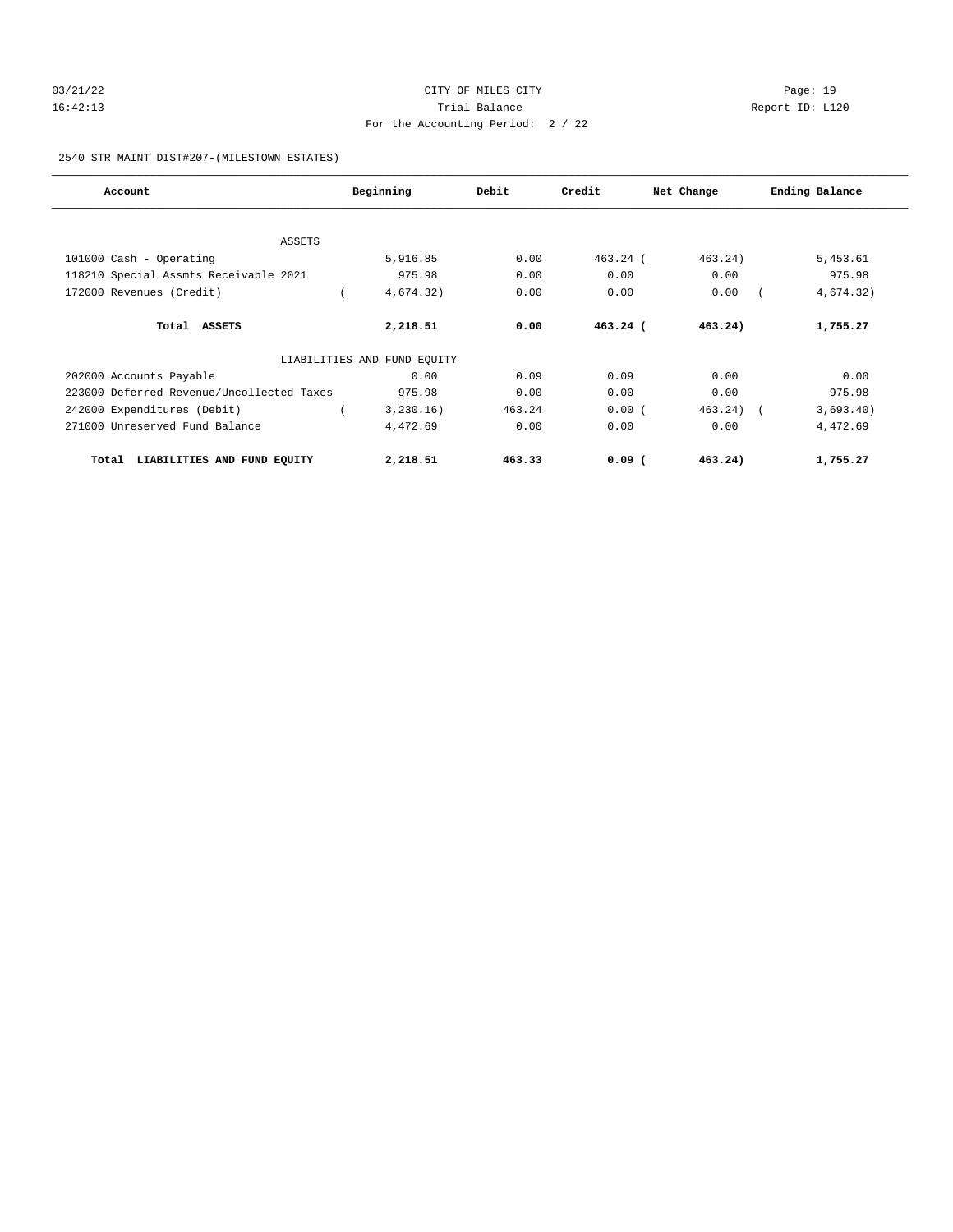CITY OF MILES CITY
Trial Balance
For the Accounting Period: 2 / 22

03/21/22
16:42:13

Report ID: L120

2540 STR MAINT DIST#207-(MILESTOWN ESTATES)

| Account | Beginning | Debit | Credit | Net Change | Ending Balance |
|---|---|---|---|---|---|
| ASSETS | | | | | |
| 101000 Cash - Operating | 5,916.85 | 0.00 | 463.24 | (463.24) | 5,453.61 |
| 118210 Special Assmts Receivable 2021 | 975.98 | 0.00 | 0.00 | 0.00 | 975.98 |
| 172000 Revenues (Credit) | (4,674.32) | 0.00 | 0.00 | 0.00 | (4,674.32) |
| **Total ASSETS** | **2,218.51** | **0.00** | **463.24** | **(463.24)** | **1,755.27** |
| LIABILITIES AND FUND EQUITY | | | | | |
| 202000 Accounts Payable | 0.00 | 0.09 | 0.09 | 0.00 | 0.00 |
| 223000 Deferred Revenue/Uncollected Taxes | 975.98 | 0.00 | 0.00 | 0.00 | 975.98 |
| 242000 Expenditures (Debit) | (3,230.16) | 463.24 | 0.00 | (463.24) | (3,693.40) |
| 271000 Unreserved Fund Balance | 4,472.69 | 0.00 | 0.00 | 0.00 | 4,472.69 |
| **Total LIABILITIES AND FUND EQUITY** | **2,218.51** | **463.33** | **0.09** | **(463.24)** | **1,755.27** |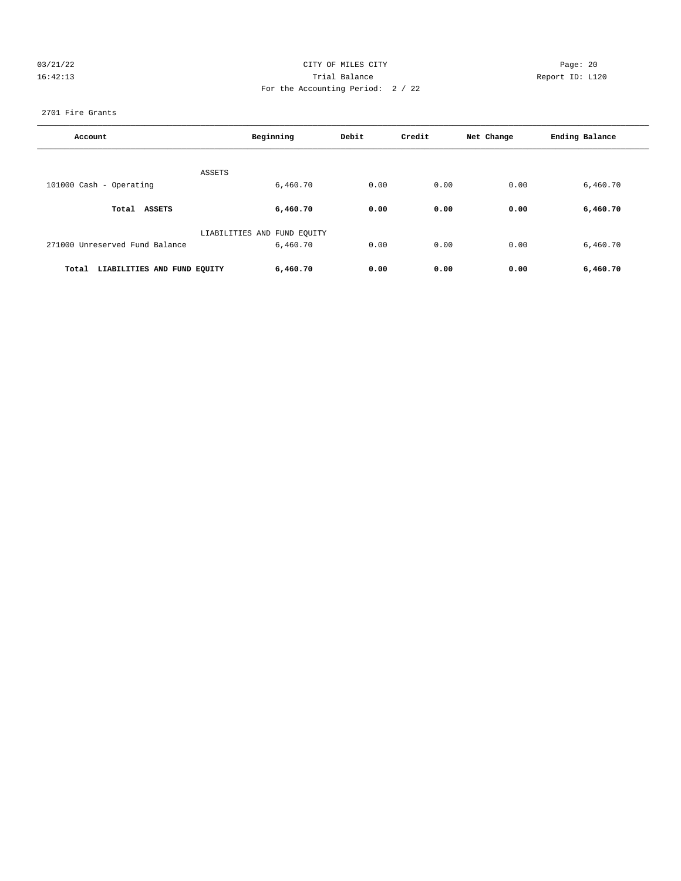CITY OF MILES CITY

Trial Balance

For the Accounting Period: 2 / 22

2701 Fire Grants

| Account | Beginning | Debit | Credit | Net Change | Ending Balance |
|---|---|---|---|---|---|
| ASSETS | | | | | |
| 101000 Cash - Operating | 6,460.70 | 0.00 | 0.00 | 0.00 | 6,460.70 |
| **Total ASSETS** | **6,460.70** | **0.00** | **0.00** | **0.00** | **6,460.70** |
| LIABILITIES AND FUND EQUITY | | | | | |
| 271000 Unreserved Fund Balance | 6,460.70 | 0.00 | 0.00 | 0.00 | 6,460.70 |
| **Total LIABILITIES AND FUND EQUITY** | **6,460.70** | **0.00** | **0.00** | **0.00** | **6,460.70** |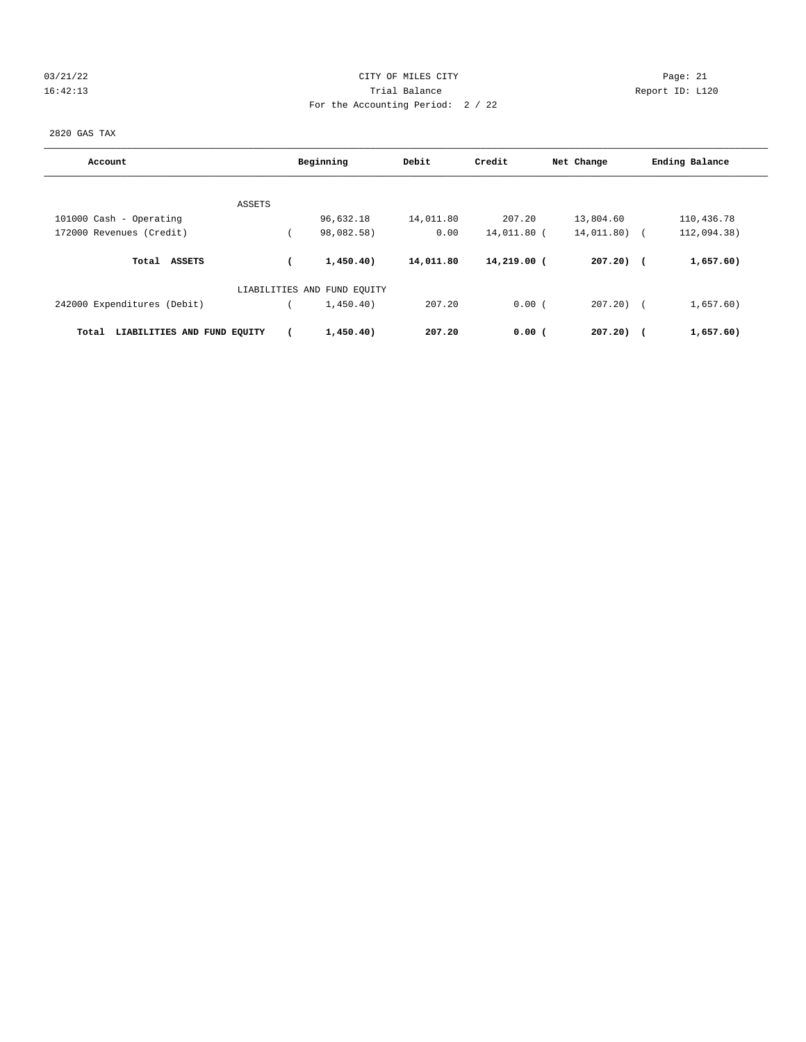CITY OF MILES CITY
Trial Balance
For the Accounting Period: 2 / 22

03/21/22
16:42:13

Page: 21
Report ID: L120

2820 GAS TAX

| Account | Beginning | Debit | Credit | Net Change | Ending Balance |
|---|---|---|---|---|---|
| ASSETS | | | | | |
| 101000 Cash - Operating | 96,632.18 | 14,011.80 | 207.20 | 13,804.60 | 110,436.78 |
| 172000 Revenues (Credit) | ( 98,082.58) | 0.00 | 14,011.80 | ( 14,011.80) | ( 112,094.38) |
| **Total ASSETS** | **( 1,450.40)** | **14,011.80** | **14,219.00** | **( 207.20)** | **( 1,657.60)** |
| LIABILITIES AND FUND EQUITY | | | | | |
| 242000 Expenditures (Debit) | ( 1,450.40) | 207.20 | 0.00 | ( 207.20) | ( 1,657.60) |
| **Total LIABILITIES AND FUND EQUITY** | **( 1,450.40)** | **207.20** | **0.00** | **( 207.20)** | **( 1,657.60)** |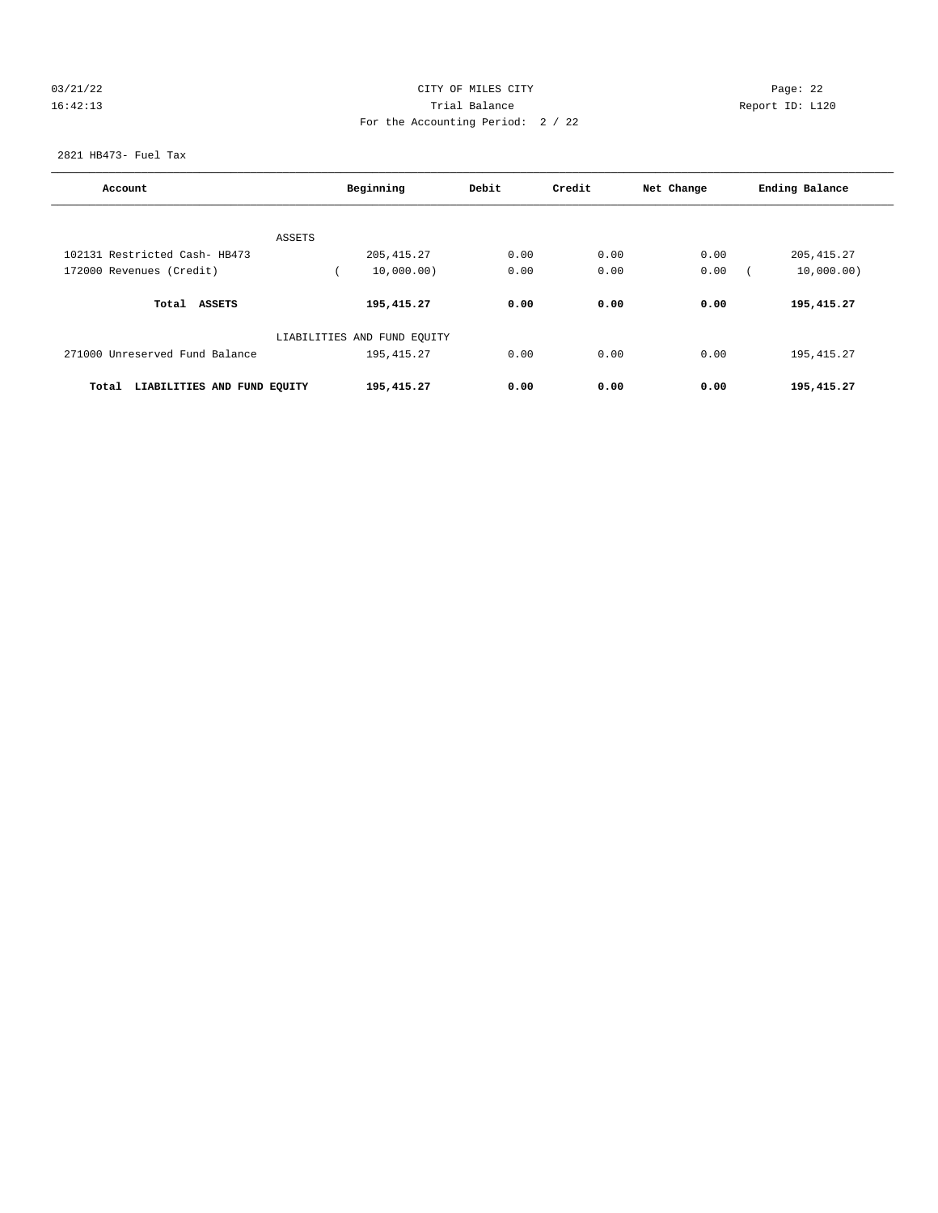CITY OF MILES CITY
Trial Balance
For the Accounting Period: 2 / 22

03/21/22
16:42:13

Report ID: L120

2821 HB473- Fuel Tax

| Account | Beginning | Debit | Credit | Net Change | Ending Balance |
|---|---|---|---|---|---|
| ASSETS | | | | | |
| 102131 Restricted Cash- HB473 | 205,415.27 | 0.00 | 0.00 | 0.00 | 205,415.27 |
| 172000 Revenues (Credit) | ( 10,000.00) | 0.00 | 0.00 | 0.00 | ( 10,000.00) |
| **Total ASSETS** | **195,415.27** | **0.00** | **0.00** | **0.00** | **195,415.27** |
| LIABILITIES AND FUND EQUITY | | | | | |
| 271000 Unreserved Fund Balance | 195,415.27 | 0.00 | 0.00 | 0.00 | 195,415.27 |
| **Total LIABILITIES AND FUND EQUITY** | **195,415.27** | **0.00** | **0.00** | **0.00** | **195,415.27** |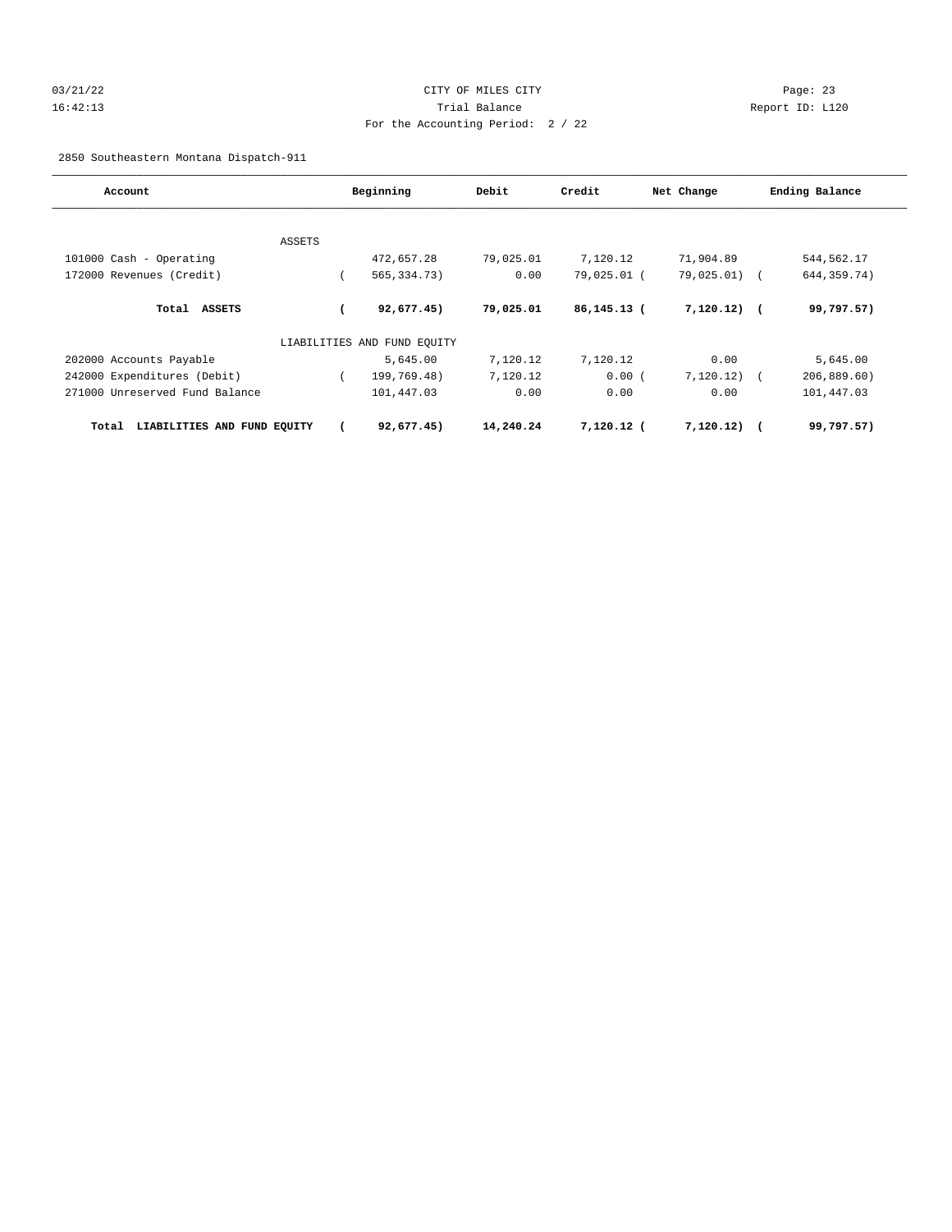CITY OF MILES CITY
Trial Balance
For the Accounting Period: 2 / 22

03/21/22
16:42:13

Report ID: L120

2850 Southeastern Montana Dispatch-911

| Account | Beginning | Debit | Credit | Net Change | Ending Balance |
|---|---|---|---|---|---|
| ASSETS | | | | | |
| 101000 Cash - Operating | 472,657.28 | 79,025.01 | 7,120.12 | 71,904.89 | 544,562.17 |
| 172000 Revenues (Credit) | ( 565,334.73) | 0.00 | 79,025.01 | ( 79,025.01) | ( 644,359.74) |
| **Total ASSETS** | **( 92,677.45)** | **79,025.01** | **86,145.13** | **( 7,120.12)** | **( 99,797.57)** |
| LIABILITIES AND FUND EQUITY | | | | | |
| 202000 Accounts Payable | 5,645.00 | 7,120.12 | 7,120.12 | 0.00 | 5,645.00 |
| 242000 Expenditures (Debit) | ( 199,769.48) | 7,120.12 | 0.00 | ( 7,120.12) | ( 206,889.60) |
| 271000 Unreserved Fund Balance | 101,447.03 | 0.00 | 0.00 | 0.00 | 101,447.03 |
| **Total LIABILITIES AND FUND EQUITY** | **( 92,677.45)** | **14,240.24** | **7,120.12** | **( 7,120.12)** | **( 99,797.57)** |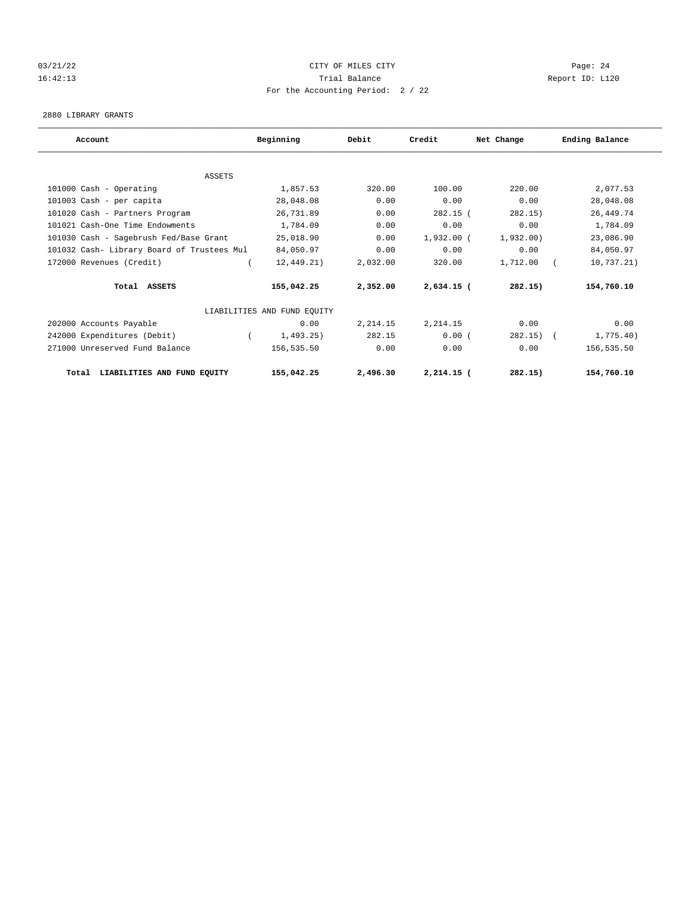CITY OF MILES CITY
Trial Balance
For the Accounting Period: 2 / 22

03/21/22
16:42:13

Report ID: L120

2880 LIBRARY GRANTS

| Account | Beginning | Debit | Credit | Net Change | Ending Balance |
|---|---|---|---|---|---|
| ASSETS | | | | | |
| 101000 Cash - Operating | 1,857.53 | 320.00 | 100.00 | 220.00 | 2,077.53 |
| 101003 Cash - per capita | 28,048.08 | 0.00 | 0.00 | 0.00 | 28,048.08 |
| 101020 Cash - Partners Program | 26,731.89 | 0.00 | 282.15 | ( 282.15) | 26,449.74 |
| 101021 Cash-One Time Endowments | 1,784.09 | 0.00 | 0.00 | 0.00 | 1,784.09 |
| 101030 Cash - Sagebrush Fed/Base Grant | 25,018.90 | 0.00 | 1,932.00 | ( 1,932.00) | 23,086.90 |
| 101032 Cash- Library Board of Trustees Mul | 84,050.97 | 0.00 | 0.00 | 0.00 | 84,050.97 |
| 172000 Revenues (Credit) | ( 12,449.21) | 2,032.00 | 320.00 | 1,712.00 | ( 10,737.21) |
| **Total ASSETS** | **155,042.25** | **2,352.00** | **2,634.15** | **( 282.15)** | **154,760.10** |
| LIABILITIES AND FUND EQUITY | | | | | |
| 202000 Accounts Payable | 0.00 | 2,214.15 | 2,214.15 | 0.00 | 0.00 |
| 242000 Expenditures (Debit) | ( 1,493.25) | 282.15 | 0.00 | ( 282.15) | ( 1,775.40) |
| 271000 Unreserved Fund Balance | 156,535.50 | 0.00 | 0.00 | 0.00 | 156,535.50 |
| **Total LIABILITIES AND FUND EQUITY** | **155,042.25** | **2,496.30** | **2,214.15** | **( 282.15)** | **154,760.10** |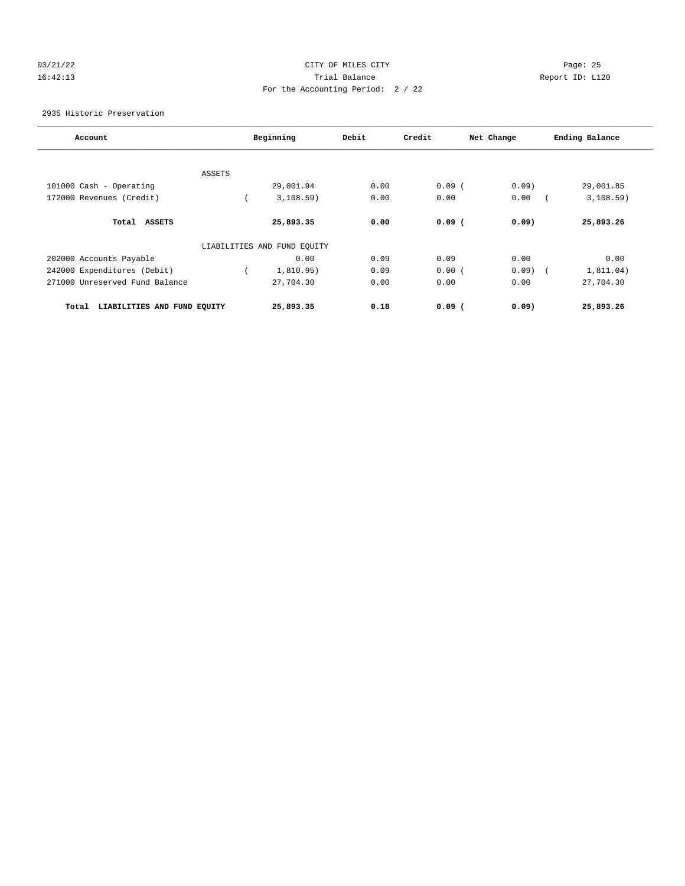CITY OF MILES CITY

Trial Balance

For the Accounting Period: 2 / 22

2935 Historic Preservation

| Account | Beginning | Debit | Credit | Net Change | Ending Balance |
|---|---|---|---|---|---|
| ASSETS | | | | | |
| 101000 Cash - Operating | 29,001.94 | 0.00 | 0.09 | ( 0.09) | 29,001.85 |
| 172000 Revenues (Credit) | ( 3,108.59) | 0.00 | 0.00 | 0.00 | ( 3,108.59) |
| **Total ASSETS** | **25,893.35** | **0.00** | **0.09** | **( 0.09)** | **25,893.26** |
| LIABILITIES AND FUND EQUITY | | | | | |
| 202000 Accounts Payable | 0.00 | 0.09 | 0.09 | 0.00 | 0.00 |
| 242000 Expenditures (Debit) | ( 1,810.95) | 0.09 | 0.00 | ( 0.09) | ( 1,811.04) |
| 271000 Unreserved Fund Balance | 27,704.30 | 0.00 | 0.00 | 0.00 | 27,704.30 |
| **Total LIABILITIES AND FUND EQUITY** | **25,893.35** | **0.18** | **0.09** | **( 0.09)** | **25,893.26** |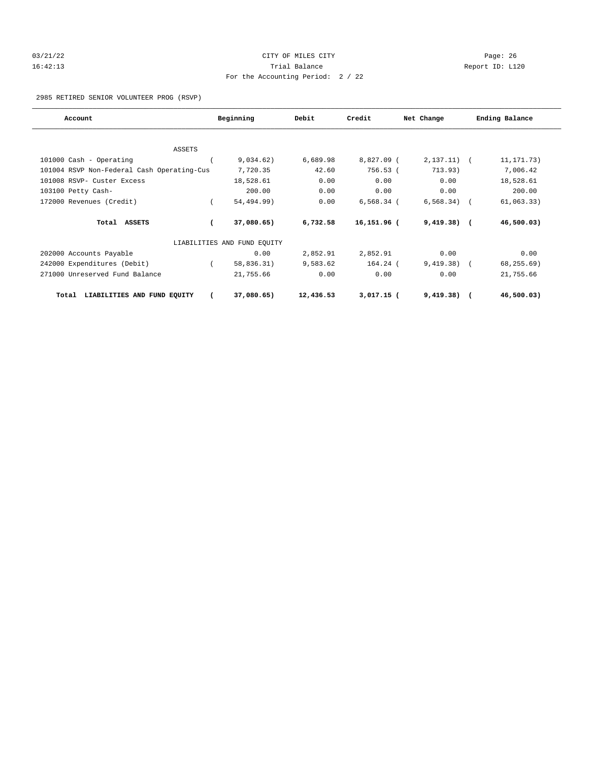CITY OF MILES CITY
Trial Balance
For the Accounting Period: 2 / 22

03/21/22 16:42:13 — Report ID: L120

2985 RETIRED SENIOR VOLUNTEER PROG (RSVP)

| Account | Beginning | Debit | Credit | Net Change | Ending Balance |
|---|---|---|---|---|---|
| **ASSETS** | | | | | |
| 101000 Cash - Operating | ( 9,034.62) | 6,689.98 | 8,827.09 | ( 2,137.11) | ( 11,171.73) |
| 101004 RSVP Non-Federal Cash Operating-Cus | 7,720.35 | 42.60 | 756.53 | ( 713.93) | 7,006.42 |
| 101008 RSVP- Custer Excess | 18,528.61 | 0.00 | 0.00 | 0.00 | 18,528.61 |
| 103100 Petty Cash- | 200.00 | 0.00 | 0.00 | 0.00 | 200.00 |
| 172000 Revenues (Credit) | ( 54,494.99) | 0.00 | 6,568.34 | ( 6,568.34) | ( 61,063.33) |
| **Total ASSETS** | **( 37,080.65)** | **6,732.58** | **16,151.96** | **( 9,419.38)** | **( 46,500.03)** |
| **LIABILITIES AND FUND EQUITY** | | | | | |
| 202000 Accounts Payable | 0.00 | 2,852.91 | 2,852.91 | 0.00 | 0.00 |
| 242000 Expenditures (Debit) | ( 58,836.31) | 9,583.62 | 164.24 | ( 9,419.38) | ( 68,255.69) |
| 271000 Unreserved Fund Balance | 21,755.66 | 0.00 | 0.00 | 0.00 | 21,755.66 |
| **Total LIABILITIES AND FUND EQUITY** | **( 37,080.65)** | **12,436.53** | **3,017.15** | **( 9,419.38)** | **( 46,500.03)** |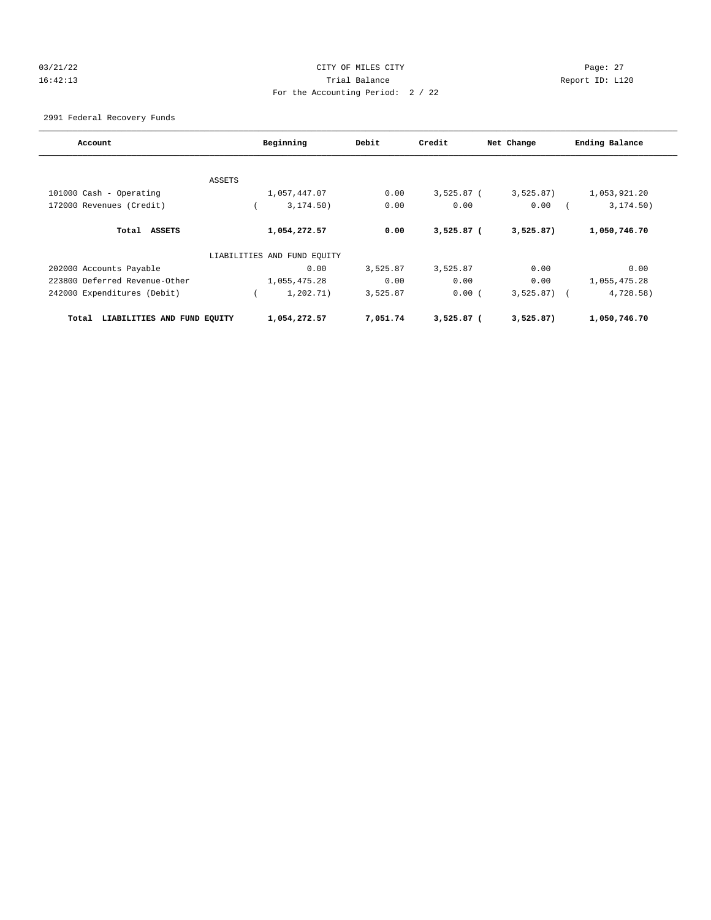CITY OF MILES CITY
Trial Balance
For the Accounting Period: 2 / 22

03/21/22 16:42:13 — Page: 27 — Report ID: L120

2991 Federal Recovery Funds

| Account | Beginning | Debit | Credit | Net Change | Ending Balance |
|---|---|---|---|---|---|
| ASSETS | | | | | |
| 101000 Cash - Operating | 1,057,447.07 | 0.00 | 3,525.87 | ( 3,525.87) | 1,053,921.20 |
| 172000 Revenues (Credit) | ( 3,174.50) | 0.00 | 0.00 | 0.00 | ( 3,174.50) |
| **Total ASSETS** | **1,054,272.57** | **0.00** | **3,525.87** | **( 3,525.87)** | **1,050,746.70** |
| LIABILITIES AND FUND EQUITY | | | | | |
| 202000 Accounts Payable | 0.00 | 3,525.87 | 3,525.87 | 0.00 | 0.00 |
| 223800 Deferred Revenue-Other | 1,055,475.28 | 0.00 | 0.00 | 0.00 | 1,055,475.28 |
| 242000 Expenditures (Debit) | ( 1,202.71) | 3,525.87 | 0.00 | ( 3,525.87) | ( 4,728.58) |
| **Total LIABILITIES AND FUND EQUITY** | **1,054,272.57** | **7,051.74** | **3,525.87** | **( 3,525.87)** | **1,050,746.70** |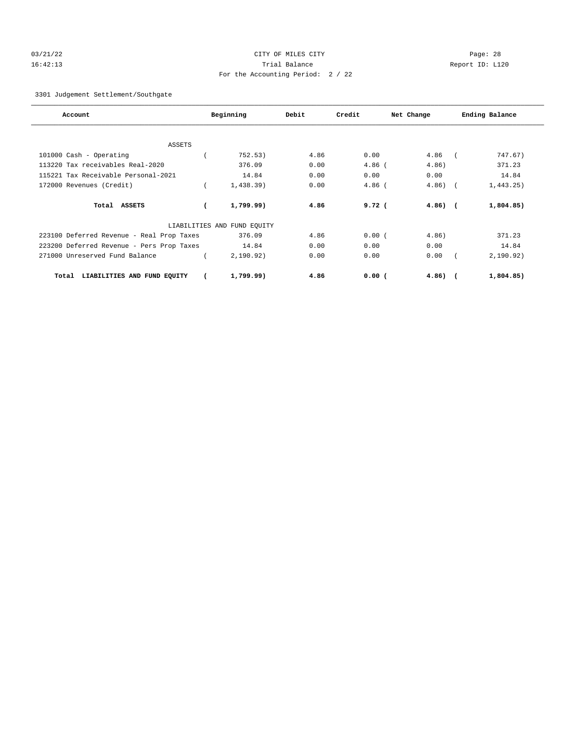03/21/22 CITY OF MILES CITY Page: 28
16:42:13 Trial Balance Report ID: L120
For the Accounting Period: 2 / 22

3301 Judgement Settlement/Southgate

| Account | Beginning | Debit | Credit | Net Change | Ending Balance |
|---|---|---|---|---|---|
| ASSETS | | | | | |
| 101000 Cash - Operating | ( 752.53) | 4.86 | 0.00 | 4.86 | ( 747.67) |
| 113220 Tax receivables Real-2020 | 376.09 | 0.00 | 4.86 | ( 4.86) | 371.23 |
| 115221 Tax Receivable Personal-2021 | 14.84 | 0.00 | 0.00 | 0.00 | 14.84 |
| 172000 Revenues (Credit) | ( 1,438.39) | 0.00 | 4.86 | ( 4.86) | ( 1,443.25) |
| **Total ASSETS** | **( 1,799.99)** | **4.86** | **9.72** | **( 4.86)** | **( 1,804.85)** |
| LIABILITIES AND FUND EQUITY | | | | | |
| 223100 Deferred Revenue - Real Prop Taxes | 376.09 | 4.86 | 0.00 | ( 4.86) | 371.23 |
| 223200 Deferred Revenue - Pers Prop Taxes | 14.84 | 0.00 | 0.00 | 0.00 | 14.84 |
| 271000 Unreserved Fund Balance | ( 2,190.92) | 0.00 | 0.00 | 0.00 | ( 2,190.92) |
| **Total LIABILITIES AND FUND EQUITY** | **( 1,799.99)** | **4.86** | **0.00** | **( 4.86)** | **( 1,804.85)** |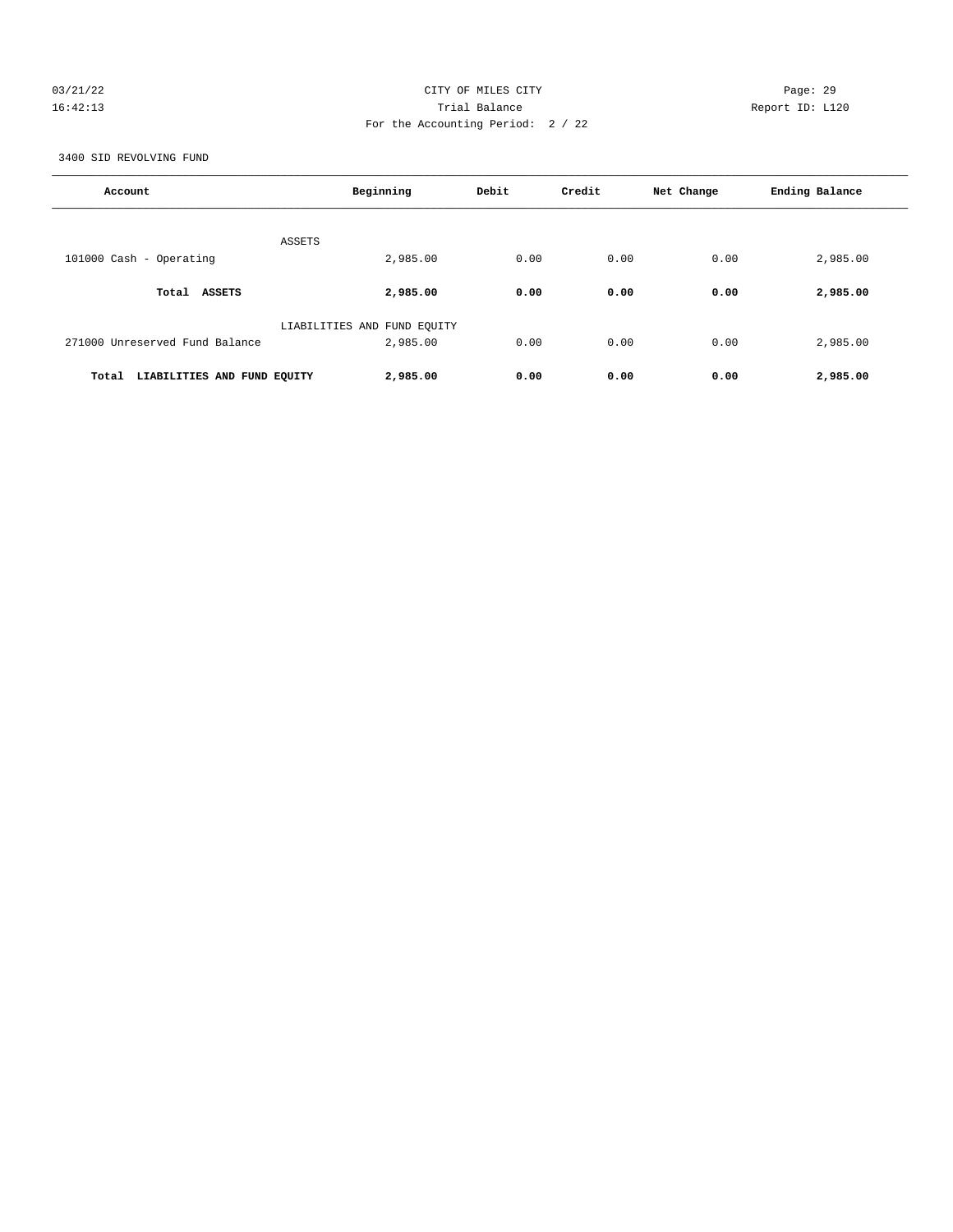CITY OF MILES CITY

Trial Balance

For the Accounting Period: 2 / 22

03/21/22 16:42:13 — Report ID: L120

3400 SID REVOLVING FUND

| Account | Beginning | Debit | Credit | Net Change | Ending Balance |
|---|---|---|---|---|---|
| ASSETS | | | | | |
| 101000 Cash - Operating | 2,985.00 | 0.00 | 0.00 | 0.00 | 2,985.00 |
| **Total ASSETS** | **2,985.00** | **0.00** | **0.00** | **0.00** | **2,985.00** |
| LIABILITIES AND FUND EQUITY | | | | | |
| 271000 Unreserved Fund Balance | 2,985.00 | 0.00 | 0.00 | 0.00 | 2,985.00 |
| **Total LIABILITIES AND FUND EQUITY** | **2,985.00** | **0.00** | **0.00** | **0.00** | **2,985.00** |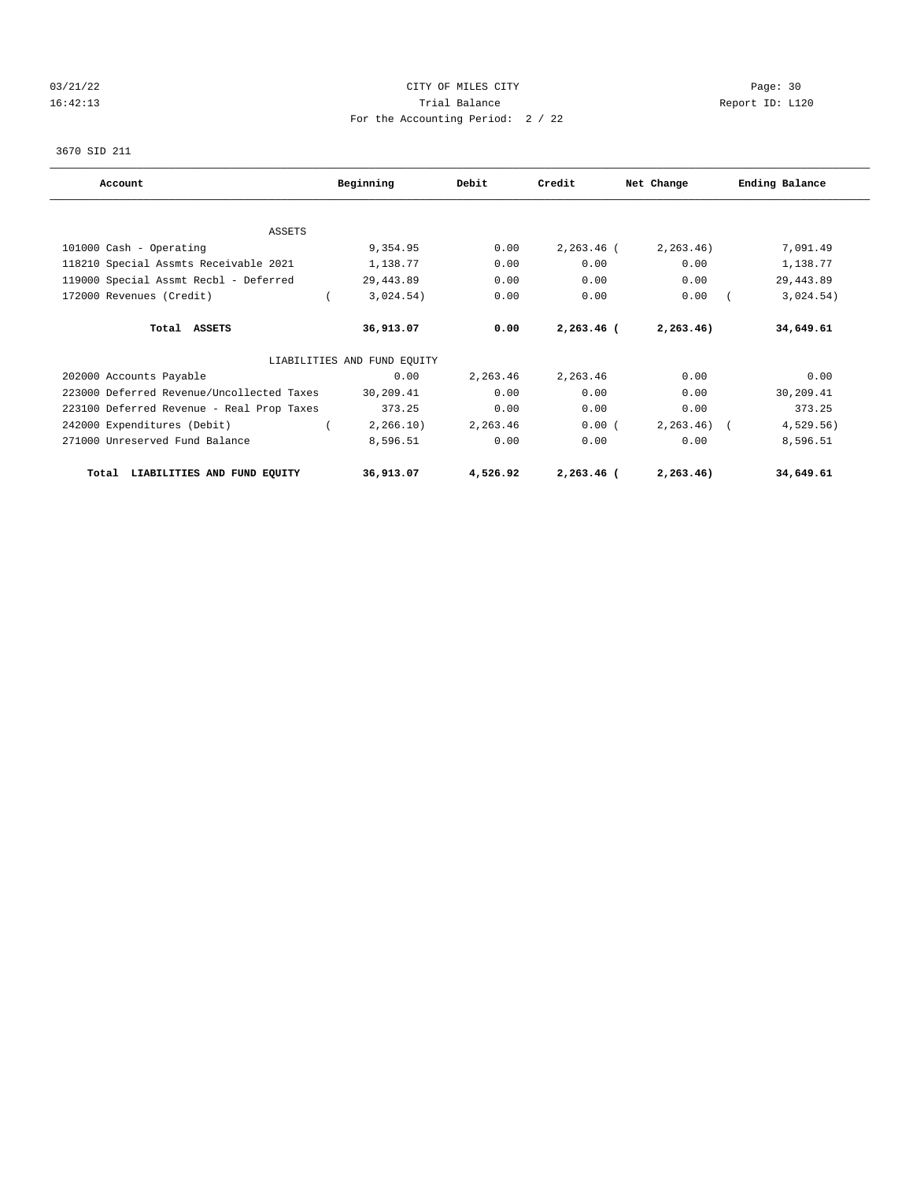03/21/22 CITY OF MILES CITY
16:42:13 Trial Balance Report ID: L120
For the Accounting Period: 2 / 22

3670 SID 211

| Account | Beginning | Debit | Credit | Net Change | Ending Balance |
|---|---|---|---|---|---|
| ASSETS | | | | | |
| 101000 Cash - Operating | 9,354.95 | 0.00 | 2,263.46 | (2,263.46) | 7,091.49 |
| 118210 Special Assmts Receivable 2021 | 1,138.77 | 0.00 | 0.00 | 0.00 | 1,138.77 |
| 119000 Special Assmt Recbl - Deferred | 29,443.89 | 0.00 | 0.00 | 0.00 | 29,443.89 |
| 172000 Revenues (Credit) | (3,024.54) | 0.00 | 0.00 | 0.00 | (3,024.54) |
| **Total ASSETS** | **36,913.07** | **0.00** | **2,263.46** | **(2,263.46)** | **34,649.61** |
| LIABILITIES AND FUND EQUITY | | | | | |
| 202000 Accounts Payable | 0.00 | 2,263.46 | 2,263.46 | 0.00 | 0.00 |
| 223000 Deferred Revenue/Uncollected Taxes | 30,209.41 | 0.00 | 0.00 | 0.00 | 30,209.41 |
| 223100 Deferred Revenue - Real Prop Taxes | 373.25 | 0.00 | 0.00 | 0.00 | 373.25 |
| 242000 Expenditures (Debit) | (2,266.10) | 2,263.46 | 0.00 | (2,263.46) | (4,529.56) |
| 271000 Unreserved Fund Balance | 8,596.51 | 0.00 | 0.00 | 0.00 | 8,596.51 |
| **Total LIABILITIES AND FUND EQUITY** | **36,913.07** | **4,526.92** | **2,263.46** | **(2,263.46)** | **34,649.61** |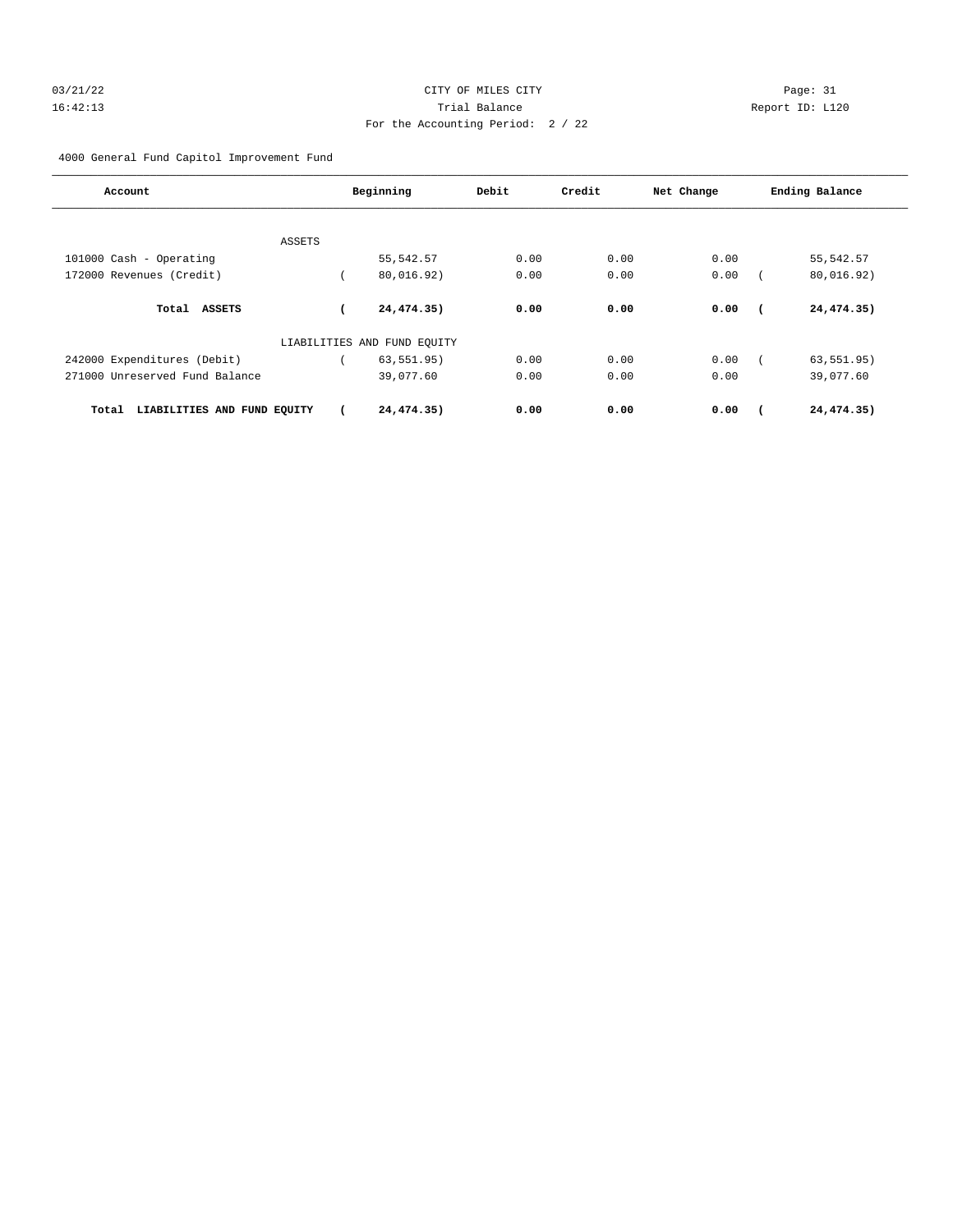4000 General Fund Capitol Improvement Fund

| Account | Beginning | Debit | Credit | Net Change | Ending Balance |
|---|---|---|---|---|---|
| ASSETS | | | | | |
| 101000 Cash - Operating | 55,542.57 | 0.00 | 0.00 | 0.00 | 55,542.57 |
| 172000 Revenues (Credit) | ( 80,016.92) | 0.00 | 0.00 | 0.00 | ( 80,016.92) |
| **Total ASSETS** | **( 24,474.35)** | **0.00** | **0.00** | **0.00** | **( 24,474.35)** |
| LIABILITIES AND FUND EQUITY | | | | | |
| 242000 Expenditures (Debit) | ( 63,551.95) | 0.00 | 0.00 | 0.00 | ( 63,551.95) |
| 271000 Unreserved Fund Balance | 39,077.60 | 0.00 | 0.00 | 0.00 | 39,077.60 |
| **Total LIABILITIES AND FUND EQUITY** | **( 24,474.35)** | **0.00** | **0.00** | **0.00** | **( 24,474.35)** |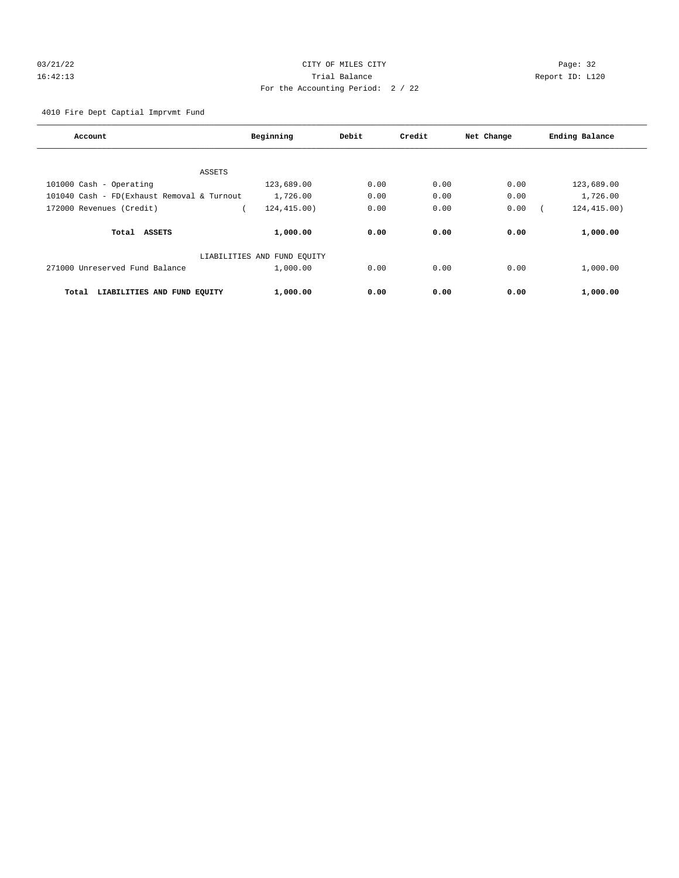CITY OF MILES CITY
Trial Balance
For the Accounting Period: 2 / 22

03/21/22
16:42:13

Report ID: L120

4010 Fire Dept Captial Imprvmt Fund

| Account | Beginning | Debit | Credit | Net Change | Ending Balance |
|---|---|---|---|---|---|
| ASSETS | | | | | |
| 101000 Cash - Operating | 123,689.00 | 0.00 | 0.00 | 0.00 | 123,689.00 |
| 101040 Cash - FD(Exhaust Removal & Turnout | 1,726.00 | 0.00 | 0.00 | 0.00 | 1,726.00 |
| 172000 Revenues (Credit) | ( 124,415.00) | 0.00 | 0.00 | 0.00 | ( 124,415.00) |
| **Total ASSETS** | **1,000.00** | **0.00** | **0.00** | **0.00** | **1,000.00** |
| LIABILITIES AND FUND EQUITY | | | | | |
| 271000 Unreserved Fund Balance | 1,000.00 | 0.00 | 0.00 | 0.00 | 1,000.00 |
| **Total LIABILITIES AND FUND EQUITY** | **1,000.00** | **0.00** | **0.00** | **0.00** | **1,000.00** |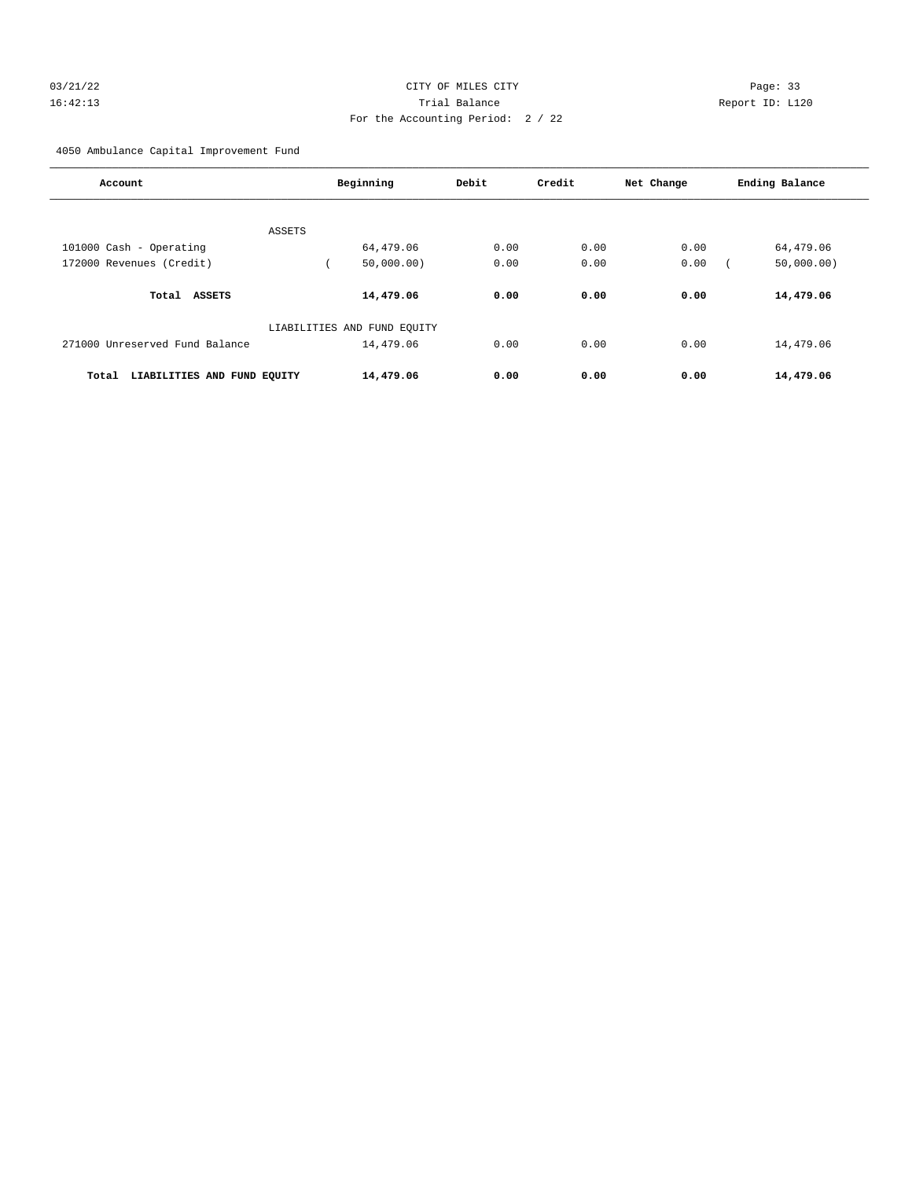CITY OF MILES CITY
Trial Balance
For the Accounting Period: 2 / 22

03/21/22
16:42:13

Report ID: L120

4050 Ambulance Capital Improvement Fund

| Account | Beginning | Debit | Credit | Net Change | Ending Balance |
|---|---|---|---|---|---|
| ASSETS | | | | | |
| 101000 Cash - Operating | 64,479.06 | 0.00 | 0.00 | 0.00 | 64,479.06 |
| 172000 Revenues (Credit) | ( 50,000.00) | 0.00 | 0.00 | 0.00 | ( 50,000.00) |
| **Total ASSETS** | **14,479.06** | **0.00** | **0.00** | **0.00** | **14,479.06** |
| LIABILITIES AND FUND EQUITY | | | | | |
| 271000 Unreserved Fund Balance | 14,479.06 | 0.00 | 0.00 | 0.00 | 14,479.06 |
| **Total LIABILITIES AND FUND EQUITY** | **14,479.06** | **0.00** | **0.00** | **0.00** | **14,479.06** |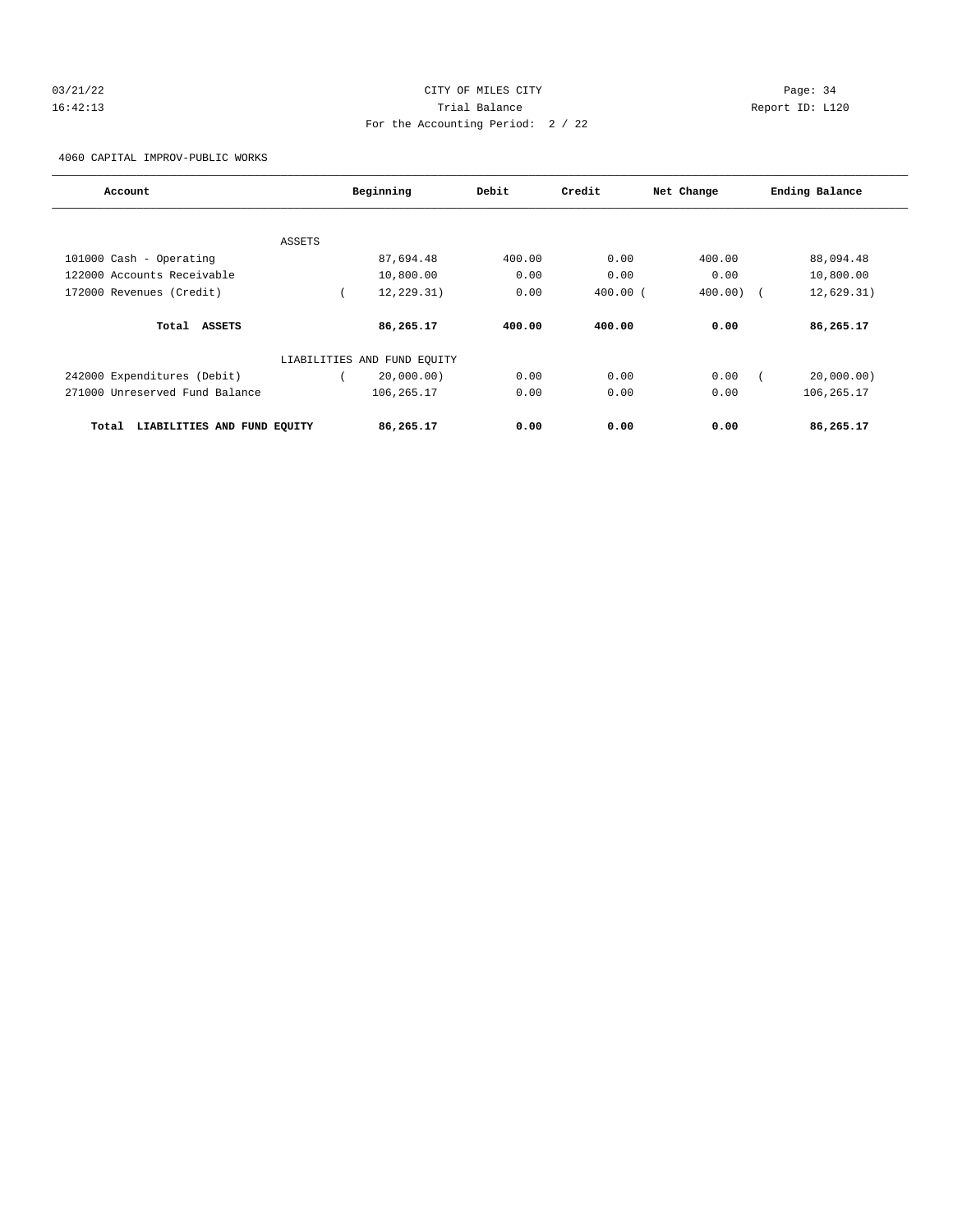CITY OF MILES CITY

Trial Balance

For the Accounting Period: 2 / 22

4060 CAPITAL IMPROV-PUBLIC WORKS

| Account | Beginning | Debit | Credit | Net Change | Ending Balance |
|---|---|---|---|---|---|
| ASSETS | | | | | |
| 101000 Cash - Operating | 87,694.48 | 400.00 | 0.00 | 400.00 | 88,094.48 |
| 122000 Accounts Receivable | 10,800.00 | 0.00 | 0.00 | 0.00 | 10,800.00 |
| 172000 Revenues (Credit) | ( 12,229.31) | 0.00 | 400.00 | ( 400.00) | ( 12,629.31) |
| **Total ASSETS** | **86,265.17** | **400.00** | **400.00** | **0.00** | **86,265.17** |
| LIABILITIES AND FUND EQUITY | | | | | |
| 242000 Expenditures (Debit) | ( 20,000.00) | 0.00 | 0.00 | 0.00 | ( 20,000.00) |
| 271000 Unreserved Fund Balance | 106,265.17 | 0.00 | 0.00 | 0.00 | 106,265.17 |
| **Total LIABILITIES AND FUND EQUITY** | **86,265.17** | **0.00** | **0.00** | **0.00** | **86,265.17** |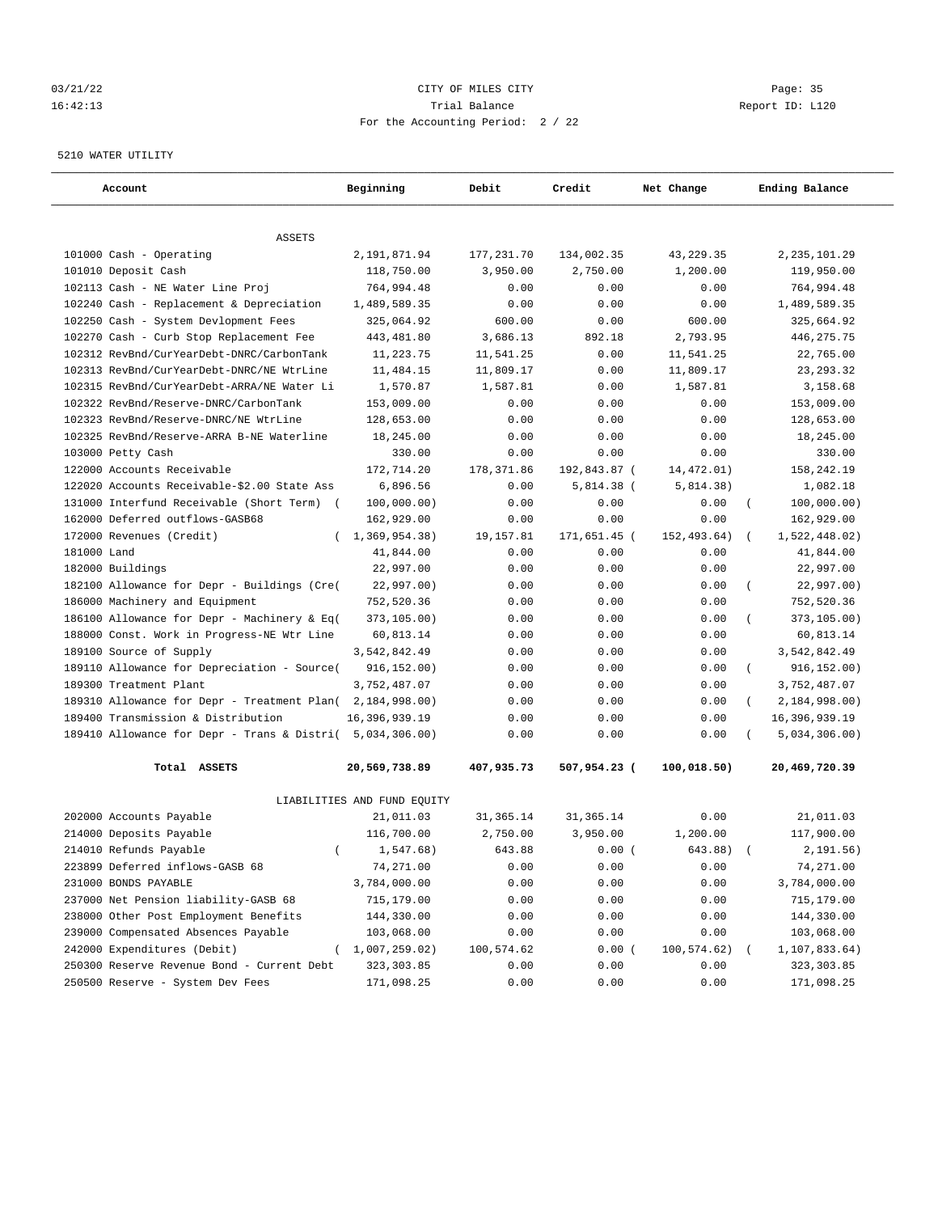5210 WATER UTILITY

| Account | Beginning | Debit | Credit | Net Change | Ending Balance |
|---|---|---|---|---|---|
| **ASSETS** | | | | | |
| 101000 Cash - Operating | 2,191,871.94 | 177,231.70 | 134,002.35 | 43,229.35 | 2,235,101.29 |
| 101010 Deposit Cash | 118,750.00 | 3,950.00 | 2,750.00 | 1,200.00 | 119,950.00 |
| 102113 Cash - NE Water Line Proj | 764,994.48 | 0.00 | 0.00 | 0.00 | 764,994.48 |
| 102240 Cash - Replacement & Depreciation | 1,489,589.35 | 0.00 | 0.00 | 0.00 | 1,489,589.35 |
| 102250 Cash - System Devlopment Fees | 325,064.92 | 600.00 | 0.00 | 600.00 | 325,664.92 |
| 102270 Cash - Curb Stop Replacement Fee | 443,481.80 | 3,686.13 | 892.18 | 2,793.95 | 446,275.75 |
| 102312 RevBnd/CurYearDebt-DNRC/CarbonTank | 11,223.75 | 11,541.25 | 0.00 | 11,541.25 | 22,765.00 |
| 102313 RevBnd/CurYearDebt-DNRC/NE WtrLine | 11,484.15 | 11,809.17 | 0.00 | 11,809.17 | 23,293.32 |
| 102315 RevBnd/CurYearDebt-ARRA/NE Water Li | 1,570.87 | 1,587.81 | 0.00 | 1,587.81 | 3,158.68 |
| 102322 RevBnd/Reserve-DNRC/CarbonTank | 153,009.00 | 0.00 | 0.00 | 0.00 | 153,009.00 |
| 102323 RevBnd/Reserve-DNRC/NE WtrLine | 128,653.00 | 0.00 | 0.00 | 0.00 | 128,653.00 |
| 102325 RevBnd/Reserve-ARRA B-NE Waterline | 18,245.00 | 0.00 | 0.00 | 0.00 | 18,245.00 |
| 103000 Petty Cash | 330.00 | 0.00 | 0.00 | 0.00 | 330.00 |
| 122000 Accounts Receivable | 172,714.20 | 178,371.86 | 192,843.87 | (14,472.01) | 158,242.19 |
| 122020 Accounts Receivable-$2.00 State Ass | 6,896.56 | 0.00 | 5,814.38 | (5,814.38) | 1,082.18 |
| 131000 Interfund Receivable (Short Term) | (100,000.00) | 0.00 | 0.00 | 0.00 | (100,000.00) |
| 162000 Deferred outflows-GASB68 | 162,929.00 | 0.00 | 0.00 | 0.00 | 162,929.00 |
| 172000 Revenues (Credit) | (1,369,954.38) | 19,157.81 | 171,651.45 | (152,493.64) | (1,522,448.02) |
| 181000 Land | 41,844.00 | 0.00 | 0.00 | 0.00 | 41,844.00 |
| 182000 Buildings | 22,997.00 | 0.00 | 0.00 | 0.00 | 22,997.00 |
| 182100 Allowance for Depr - Buildings (Cre | (22,997.00) | 0.00 | 0.00 | 0.00 | (22,997.00) |
| 186000 Machinery and Equipment | 752,520.36 | 0.00 | 0.00 | 0.00 | 752,520.36 |
| 186100 Allowance for Depr - Machinery & Eq | (373,105.00) | 0.00 | 0.00 | 0.00 | (373,105.00) |
| 188000 Const. Work in Progress-NE Wtr Line | 60,813.14 | 0.00 | 0.00 | 0.00 | 60,813.14 |
| 189100 Source of Supply | 3,542,842.49 | 0.00 | 0.00 | 0.00 | 3,542,842.49 |
| 189110 Allowance for Depreciation - Source | (916,152.00) | 0.00 | 0.00 | 0.00 | (916,152.00) |
| 189300 Treatment Plant | 3,752,487.07 | 0.00 | 0.00 | 0.00 | 3,752,487.07 |
| 189310 Allowance for Depr - Treatment Plan | (2,184,998.00) | 0.00 | 0.00 | 0.00 | (2,184,998.00) |
| 189400 Transmission & Distribution | 16,396,939.19 | 0.00 | 0.00 | 0.00 | 16,396,939.19 |
| 189410 Allowance for Depr - Trans & Distri | (5,034,306.00) | 0.00 | 0.00 | 0.00 | (5,034,306.00) |
| **Total ASSETS** | **20,569,738.89** | **407,935.73** | **507,954.23** | **(100,018.50)** | **20,469,720.39** |
| **LIABILITIES AND FUND EQUITY** | | | | | |
| 202000 Accounts Payable | 21,011.03 | 31,365.14 | 31,365.14 | 0.00 | 21,011.03 |
| 214000 Deposits Payable | 116,700.00 | 2,750.00 | 3,950.00 | 1,200.00 | 117,900.00 |
| 214010 Refunds Payable | (1,547.68) | 643.88 | 0.00 | (643.88) | (2,191.56) |
| 223899 Deferred inflows-GASB 68 | 74,271.00 | 0.00 | 0.00 | 0.00 | 74,271.00 |
| 231000 BONDS PAYABLE | 3,784,000.00 | 0.00 | 0.00 | 0.00 | 3,784,000.00 |
| 237000 Net Pension liability-GASB 68 | 715,179.00 | 0.00 | 0.00 | 0.00 | 715,179.00 |
| 238000 Other Post Employment Benefits | 144,330.00 | 0.00 | 0.00 | 0.00 | 144,330.00 |
| 239000 Compensated Absences Payable | 103,068.00 | 0.00 | 0.00 | 0.00 | 103,068.00 |
| 242000 Expenditures (Debit) | (1,007,259.02) | 100,574.62 | 0.00 | (100,574.62) | (1,107,833.64) |
| 250300 Reserve Revenue Bond - Current Debt | 323,303.85 | 0.00 | 0.00 | 0.00 | 323,303.85 |
| 250500 Reserve - System Dev Fees | 171,098.25 | 0.00 | 0.00 | 0.00 | 171,098.25 |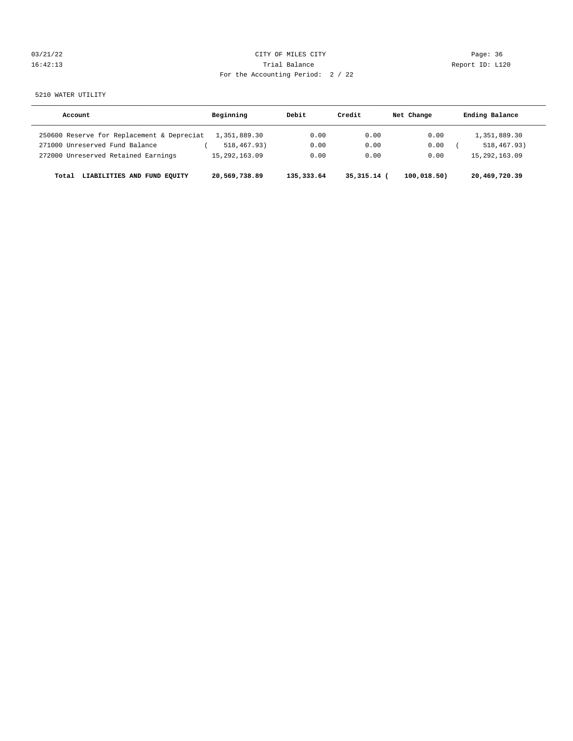CITY OF MILES CITY

Trial Balance

For the Accounting Period: 2 / 22

03/21/22
16:42:13

Page: 36
Report ID: L120

5210 WATER UTILITY

| Account | Beginning | Debit | Credit | Net Change | Ending Balance |
|---|---|---|---|---|---|
| 250600 Reserve for Replacement & Depreciat | 1,351,889.30 | 0.00 | 0.00 | 0.00 | 1,351,889.30 |
| 271000 Unreserved Fund Balance | ( 518,467.93) | 0.00 | 0.00 | 0.00 | ( 518,467.93) |
| 272000 Unreserved Retained Earnings | 15,292,163.09 | 0.00 | 0.00 | 0.00 | 15,292,163.09 |
| **Total LIABILITIES AND FUND EQUITY** | **20,569,738.89** | **135,333.64** | **35,315.14** | **( 100,018.50)** | **20,469,720.39** |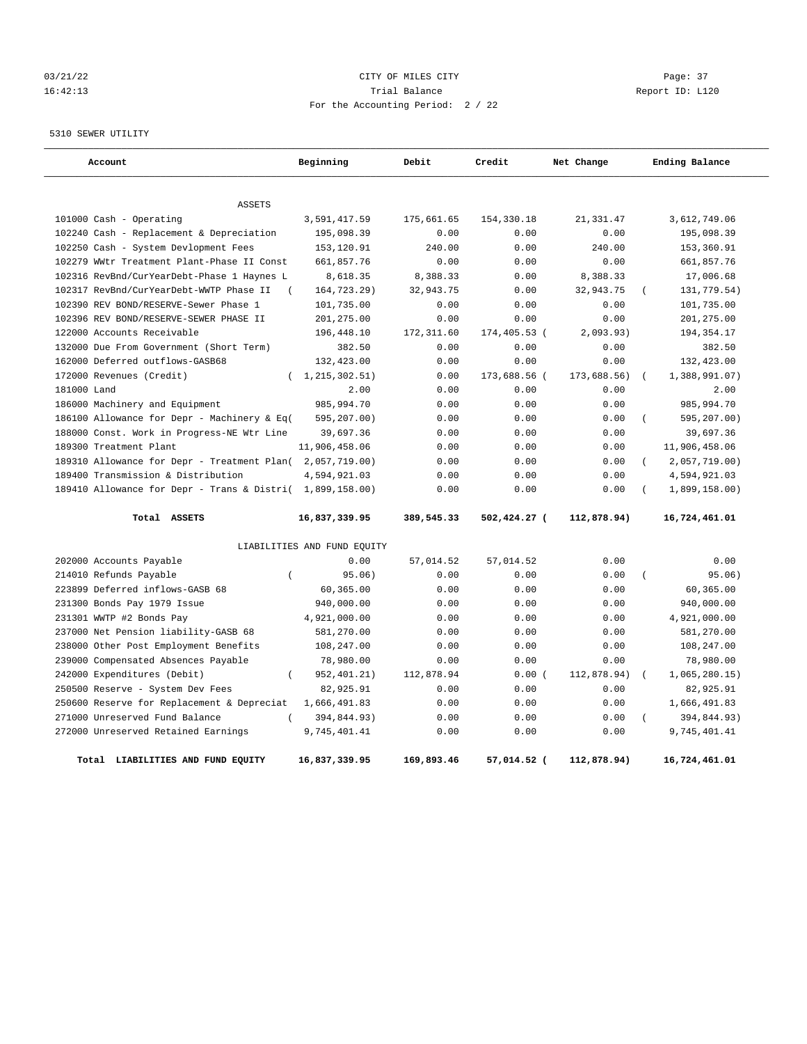CITY OF MILES CITY

Trial Balance

For the Accounting Period: 2 / 22

03/21/22 16:42:13 — Report ID: L120

5310 SEWER UTILITY

| Account | Beginning | Debit | Credit | Net Change | Ending Balance |
|---|---|---|---|---|---|
| **ASSETS** | | | | | |
| 101000 Cash - Operating | 3,591,417.59 | 175,661.65 | 154,330.18 | 21,331.47 | 3,612,749.06 |
| 102240 Cash - Replacement & Depreciation | 195,098.39 | 0.00 | 0.00 | 0.00 | 195,098.39 |
| 102250 Cash - System Devlopment Fees | 153,120.91 | 240.00 | 0.00 | 240.00 | 153,360.91 |
| 102279 WWtr Treatment Plant-Phase II Const | 661,857.76 | 0.00 | 0.00 | 0.00 | 661,857.76 |
| 102316 RevBnd/CurYearDebt-Phase 1 Haynes L | 8,618.35 | 8,388.33 | 0.00 | 8,388.33 | 17,006.68 |
| 102317 RevBnd/CurYearDebt-WWTP Phase II | ( 164,723.29) | 32,943.75 | 0.00 | 32,943.75 | ( 131,779.54) |
| 102390 REV BOND/RESERVE-Sewer Phase 1 | 101,735.00 | 0.00 | 0.00 | 0.00 | 101,735.00 |
| 102396 REV BOND/RESERVE-SEWER PHASE II | 201,275.00 | 0.00 | 0.00 | 0.00 | 201,275.00 |
| 122000 Accounts Receivable | 196,448.10 | 172,311.60 | 174,405.53 | ( 2,093.93) | 194,354.17 |
| 132000 Due From Government (Short Term) | 382.50 | 0.00 | 0.00 | 0.00 | 382.50 |
| 162000 Deferred outflows-GASB68 | 132,423.00 | 0.00 | 0.00 | 0.00 | 132,423.00 |
| 172000 Revenues (Credit) | ( 1,215,302.51) | 0.00 | 173,688.56 | ( 173,688.56) | ( 1,388,991.07) |
| 181000 Land | 2.00 | 0.00 | 0.00 | 0.00 | 2.00 |
| 186000 Machinery and Equipment | 985,994.70 | 0.00 | 0.00 | 0.00 | 985,994.70 |
| 186100 Allowance for Depr - Machinery & Eq | ( 595,207.00) | 0.00 | 0.00 | 0.00 | ( 595,207.00) |
| 188000 Const. Work in Progress-NE Wtr Line | 39,697.36 | 0.00 | 0.00 | 0.00 | 39,697.36 |
| 189300 Treatment Plant | 11,906,458.06 | 0.00 | 0.00 | 0.00 | 11,906,458.06 |
| 189310 Allowance for Depr - Treatment Plan | ( 2,057,719.00) | 0.00 | 0.00 | 0.00 | ( 2,057,719.00) |
| 189400 Transmission & Distribution | 4,594,921.03 | 0.00 | 0.00 | 0.00 | 4,594,921.03 |
| 189410 Allowance for Depr - Trans & Distri | ( 1,899,158.00) | 0.00 | 0.00 | 0.00 | ( 1,899,158.00) |
| **Total ASSETS** | **16,837,339.95** | **389,545.33** | **502,424.27** | **( 112,878.94)** | **16,724,461.01** |
| **LIABILITIES AND FUND EQUITY** | | | | | |
| 202000 Accounts Payable | 0.00 | 57,014.52 | 57,014.52 | 0.00 | 0.00 |
| 214010 Refunds Payable | ( 95.06) | 0.00 | 0.00 | 0.00 | ( 95.06) |
| 223899 Deferred inflows-GASB 68 | 60,365.00 | 0.00 | 0.00 | 0.00 | 60,365.00 |
| 231300 Bonds Pay 1979 Issue | 940,000.00 | 0.00 | 0.00 | 0.00 | 940,000.00 |
| 231301 WWTP #2 Bonds Pay | 4,921,000.00 | 0.00 | 0.00 | 0.00 | 4,921,000.00 |
| 237000 Net Pension liability-GASB 68 | 581,270.00 | 0.00 | 0.00 | 0.00 | 581,270.00 |
| 238000 Other Post Employment Benefits | 108,247.00 | 0.00 | 0.00 | 0.00 | 108,247.00 |
| 239000 Compensated Absences Payable | 78,980.00 | 0.00 | 0.00 | 0.00 | 78,980.00 |
| 242000 Expenditures (Debit) | ( 952,401.21) | 112,878.94 | 0.00 | ( 112,878.94) | ( 1,065,280.15) |
| 250500 Reserve - System Dev Fees | 82,925.91 | 0.00 | 0.00 | 0.00 | 82,925.91 |
| 250600 Reserve for Replacement & Depreciat | 1,666,491.83 | 0.00 | 0.00 | 0.00 | 1,666,491.83 |
| 271000 Unreserved Fund Balance | ( 394,844.93) | 0.00 | 0.00 | 0.00 | ( 394,844.93) |
| 272000 Unreserved Retained Earnings | 9,745,401.41 | 0.00 | 0.00 | 0.00 | 9,745,401.41 |
| **Total LIABILITIES AND FUND EQUITY** | **16,837,339.95** | **169,893.46** | **57,014.52** | **( 112,878.94)** | **16,724,461.01** |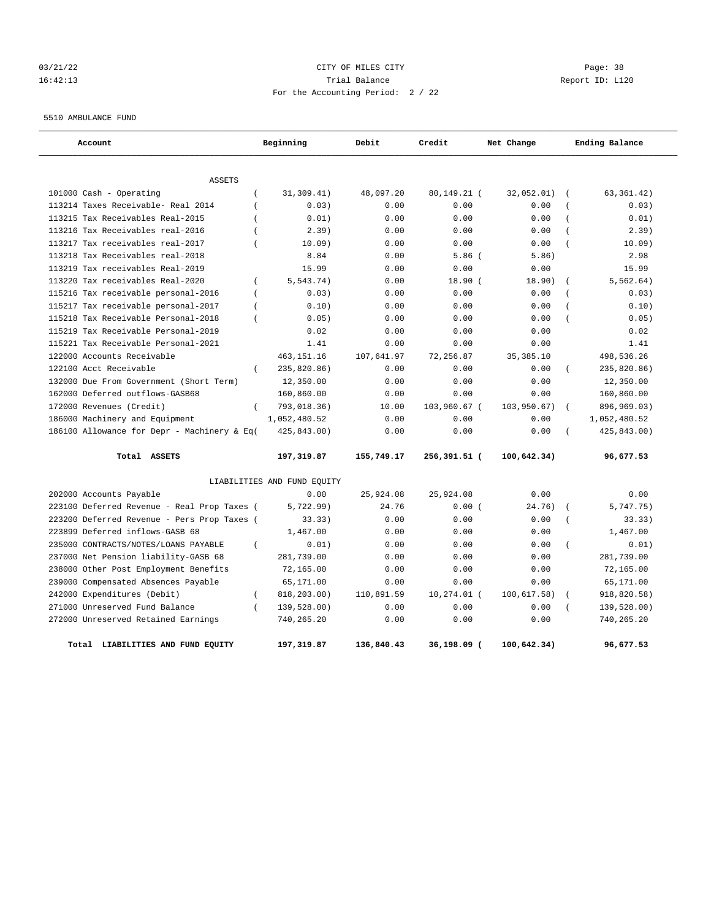03/21/22 CITY OF MILES CITY

16:42:13 Trial Balance Report ID: L120

For the Accounting Period: 2 / 22

5510 AMBULANCE FUND

| Account | Beginning | Debit | Credit | Net Change | Ending Balance |
|---|---|---|---|---|---|
| ASSETS | | | | | |
| 101000 Cash - Operating | ( 31,309.41) | 48,097.20 | 80,149.21 | ( 32,052.01) | ( 63,361.42) |
| 113214 Taxes Receivable- Real 2014 | ( 0.03) | 0.00 | 0.00 | 0.00 | ( 0.03) |
| 113215 Tax Receivables Real-2015 | ( 0.01) | 0.00 | 0.00 | 0.00 | ( 0.01) |
| 113216 Tax Receivables real-2016 | ( 2.39) | 0.00 | 0.00 | 0.00 | ( 2.39) |
| 113217 Tax receivables real-2017 | ( 10.09) | 0.00 | 0.00 | 0.00 | ( 10.09) |
| 113218 Tax Receivables real-2018 | 8.84 | 0.00 | 5.86 | ( 5.86) | 2.98 |
| 113219 Tax receivables Real-2019 | 15.99 | 0.00 | 0.00 | 0.00 | 15.99 |
| 113220 Tax receivables Real-2020 | ( 5,543.74) | 0.00 | 18.90 | ( 18.90) | ( 5,562.64) |
| 115216 Tax receivable personal-2016 | ( 0.03) | 0.00 | 0.00 | 0.00 | ( 0.03) |
| 115217 Tax receivable personal-2017 | ( 0.10) | 0.00 | 0.00 | 0.00 | ( 0.10) |
| 115218 Tax Receivable Personal-2018 | ( 0.05) | 0.00 | 0.00 | 0.00 | ( 0.05) |
| 115219 Tax Receivable Personal-2019 | 0.02 | 0.00 | 0.00 | 0.00 | 0.02 |
| 115221 Tax Receivable Personal-2021 | 1.41 | 0.00 | 0.00 | 0.00 | 1.41 |
| 122000 Accounts Receivable | 463,151.16 | 107,641.97 | 72,256.87 | 35,385.10 | 498,536.26 |
| 122100 Acct Receivable | ( 235,820.86) | 0.00 | 0.00 | 0.00 | ( 235,820.86) |
| 132000 Due From Government (Short Term) | 12,350.00 | 0.00 | 0.00 | 0.00 | 12,350.00 |
| 162000 Deferred outflows-GASB68 | 160,860.00 | 0.00 | 0.00 | 0.00 | 160,860.00 |
| 172000 Revenues (Credit) | ( 793,018.36) | 10.00 | 103,960.67 | ( 103,950.67) | ( 896,969.03) |
| 186000 Machinery and Equipment | 1,052,480.52 | 0.00 | 0.00 | 0.00 | 1,052,480.52 |
| 186100 Allowance for Depr - Machinery & Eq | ( 425,843.00) | 0.00 | 0.00 | 0.00 | ( 425,843.00) |
| **Total ASSETS** | **197,319.87** | **155,749.17** | **256,391.51** | **( 100,642.34)** | **96,677.53** |
| LIABILITIES AND FUND EQUITY | | | | | |
| 202000 Accounts Payable | 0.00 | 25,924.08 | 25,924.08 | 0.00 | 0.00 |
| 223100 Deferred Revenue - Real Prop Taxes | ( 5,722.99) | 24.76 | 0.00 | ( 24.76) | ( 5,747.75) |
| 223200 Deferred Revenue - Pers Prop Taxes | ( 33.33) | 0.00 | 0.00 | 0.00 | ( 33.33) |
| 223899 Deferred inflows-GASB 68 | 1,467.00 | 0.00 | 0.00 | 0.00 | 1,467.00 |
| 235000 CONTRACTS/NOTES/LOANS PAYABLE | ( 0.01) | 0.00 | 0.00 | 0.00 | ( 0.01) |
| 237000 Net Pension liability-GASB 68 | 281,739.00 | 0.00 | 0.00 | 0.00 | 281,739.00 |
| 238000 Other Post Employment Benefits | 72,165.00 | 0.00 | 0.00 | 0.00 | 72,165.00 |
| 239000 Compensated Absences Payable | 65,171.00 | 0.00 | 0.00 | 0.00 | 65,171.00 |
| 242000 Expenditures (Debit) | ( 818,203.00) | 110,891.59 | 10,274.01 | ( 100,617.58) | ( 918,820.58) |
| 271000 Unreserved Fund Balance | ( 139,528.00) | 0.00 | 0.00 | 0.00 | ( 139,528.00) |
| 272000 Unreserved Retained Earnings | 740,265.20 | 0.00 | 0.00 | 0.00 | 740,265.20 |
| **Total LIABILITIES AND FUND EQUITY** | **197,319.87** | **136,840.43** | **36,198.09** | **( 100,642.34)** | **96,677.53** |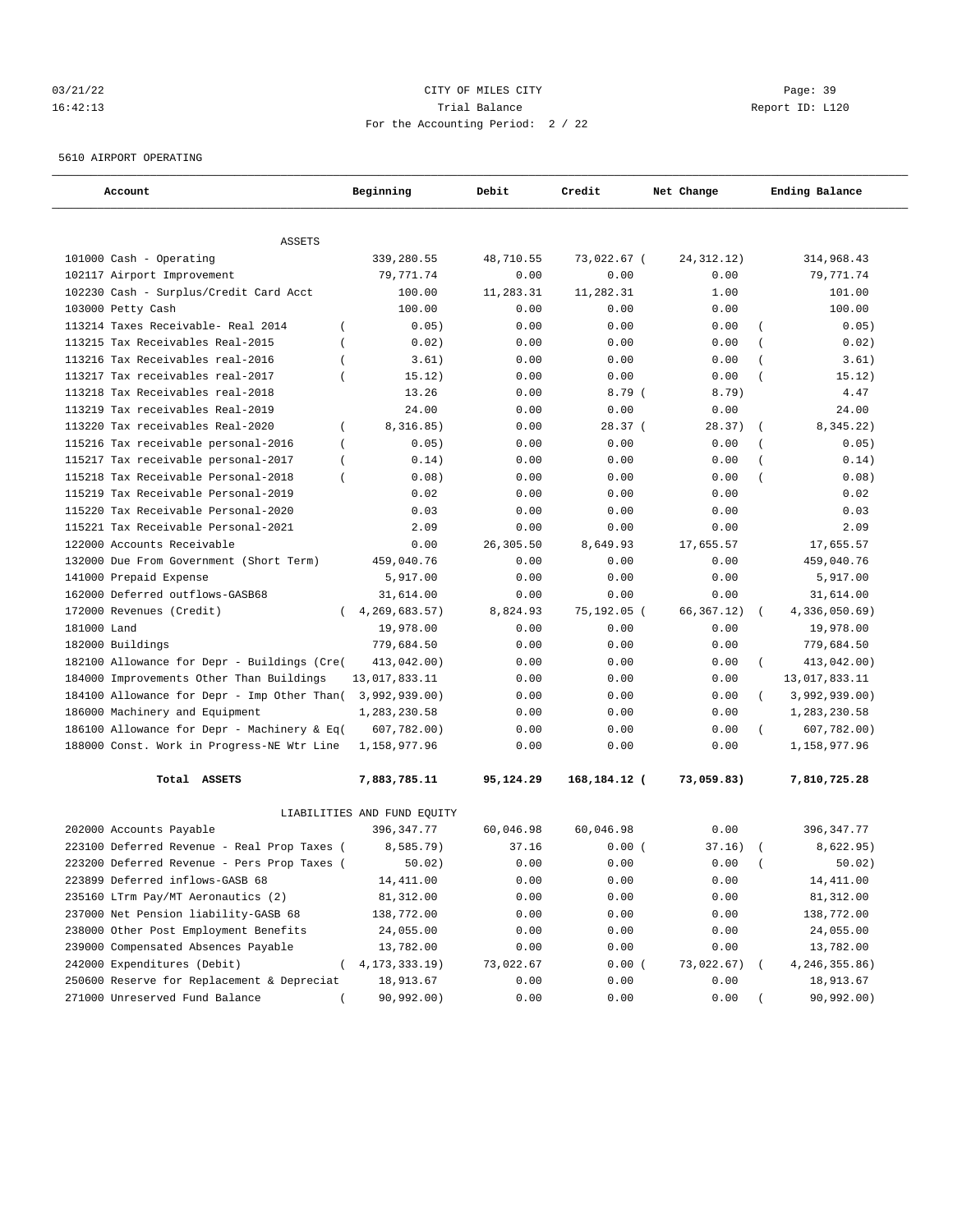CITY OF MILES CITY

Trial Balance

For the Accounting Period: 2 / 22

03/21/22 16:42:13 Report ID: L120

5610 AIRPORT OPERATING

| Account | Beginning | Debit | Credit | Net Change | Ending Balance |
|---|---|---|---|---|---|
| ASSETS | | | | | |
| 101000 Cash - Operating | 339,280.55 | 48,710.55 | 73,022.67 | ( 24,312.12) | 314,968.43 |
| 102117 Airport Improvement | 79,771.74 | 0.00 | 0.00 | 0.00 | 79,771.74 |
| 102230 Cash - Surplus/Credit Card Acct | 100.00 | 11,283.31 | 11,282.31 | 1.00 | 101.00 |
| 103000 Petty Cash | 100.00 | 0.00 | 0.00 | 0.00 | 100.00 |
| 113214 Taxes Receivable- Real 2014 | ( 0.05) | 0.00 | 0.00 | 0.00 | ( 0.05) |
| 113215 Tax Receivables Real-2015 | ( 0.02) | 0.00 | 0.00 | 0.00 | ( 0.02) |
| 113216 Tax Receivables real-2016 | ( 3.61) | 0.00 | 0.00 | 0.00 | ( 3.61) |
| 113217 Tax receivables real-2017 | ( 15.12) | 0.00 | 0.00 | 0.00 | ( 15.12) |
| 113218 Tax Receivables real-2018 | 13.26 | 0.00 | 8.79 | ( 8.79) | 4.47 |
| 113219 Tax receivables Real-2019 | 24.00 | 0.00 | 0.00 | 0.00 | 24.00 |
| 113220 Tax receivables Real-2020 | ( 8,316.85) | 0.00 | 28.37 | ( 28.37) | ( 8,345.22) |
| 115216 Tax receivable personal-2016 | ( 0.05) | 0.00 | 0.00 | 0.00 | ( 0.05) |
| 115217 Tax receivable personal-2017 | ( 0.14) | 0.00 | 0.00 | 0.00 | ( 0.14) |
| 115218 Tax Receivable Personal-2018 | ( 0.08) | 0.00 | 0.00 | 0.00 | ( 0.08) |
| 115219 Tax Receivable Personal-2019 | 0.02 | 0.00 | 0.00 | 0.00 | 0.02 |
| 115220 Tax Receivable Personal-2020 | 0.03 | 0.00 | 0.00 | 0.00 | 0.03 |
| 115221 Tax Receivable Personal-2021 | 2.09 | 0.00 | 0.00 | 0.00 | 2.09 |
| 122000 Accounts Receivable | 0.00 | 26,305.50 | 8,649.93 | 17,655.57 | 17,655.57 |
| 132000 Due From Government (Short Term) | 459,040.76 | 0.00 | 0.00 | 0.00 | 459,040.76 |
| 141000 Prepaid Expense | 5,917.00 | 0.00 | 0.00 | 0.00 | 5,917.00 |
| 162000 Deferred outflows-GASB68 | 31,614.00 | 0.00 | 0.00 | 0.00 | 31,614.00 |
| 172000 Revenues (Credit) | ( 4,269,683.57) | 8,824.93 | 75,192.05 | ( 66,367.12) | ( 4,336,050.69) |
| 181000 Land | 19,978.00 | 0.00 | 0.00 | 0.00 | 19,978.00 |
| 182000 Buildings | 779,684.50 | 0.00 | 0.00 | 0.00 | 779,684.50 |
| 182100 Allowance for Depr - Buildings (Cre( | 413,042.00) | 0.00 | 0.00 | 0.00 | ( 413,042.00) |
| 184000 Improvements Other Than Buildings | 13,017,833.11 | 0.00 | 0.00 | 0.00 | 13,017,833.11 |
| 184100 Allowance for Depr - Imp Other Than( | 3,992,939.00) | 0.00 | 0.00 | 0.00 | ( 3,992,939.00) |
| 186000 Machinery and Equipment | 1,283,230.58 | 0.00 | 0.00 | 0.00 | 1,283,230.58 |
| 186100 Allowance for Depr - Machinery & Eq( | 607,782.00) | 0.00 | 0.00 | 0.00 | ( 607,782.00) |
| 188000 Const. Work in Progress-NE Wtr Line | 1,158,977.96 | 0.00 | 0.00 | 0.00 | 1,158,977.96 |
| **Total ASSETS** | **7,883,785.11** | **95,124.29** | **168,184.12** | **( 73,059.83)** | **7,810,725.28** |
| LIABILITIES AND FUND EQUITY | | | | | |
| 202000 Accounts Payable | 396,347.77 | 60,046.98 | 60,046.98 | 0.00 | 396,347.77 |
| 223100 Deferred Revenue - Real Prop Taxes ( | 8,585.79) | 37.16 | 0.00 | ( 37.16) | ( 8,622.95) |
| 223200 Deferred Revenue - Pers Prop Taxes ( | 50.02) | 0.00 | 0.00 | 0.00 | ( 50.02) |
| 223899 Deferred inflows-GASB 68 | 14,411.00 | 0.00 | 0.00 | 0.00 | 14,411.00 |
| 235160 LTrm Pay/MT Aeronautics (2) | 81,312.00 | 0.00 | 0.00 | 0.00 | 81,312.00 |
| 237000 Net Pension liability-GASB 68 | 138,772.00 | 0.00 | 0.00 | 0.00 | 138,772.00 |
| 238000 Other Post Employment Benefits | 24,055.00 | 0.00 | 0.00 | 0.00 | 24,055.00 |
| 239000 Compensated Absences Payable | 13,782.00 | 0.00 | 0.00 | 0.00 | 13,782.00 |
| 242000 Expenditures (Debit) | ( 4,173,333.19) | 73,022.67 | 0.00 | ( 73,022.67) | ( 4,246,355.86) |
| 250600 Reserve for Replacement & Depreciat | 18,913.67 | 0.00 | 0.00 | 0.00 | 18,913.67 |
| 271000 Unreserved Fund Balance | ( 90,992.00) | 0.00 | 0.00 | 0.00 | ( 90,992.00) |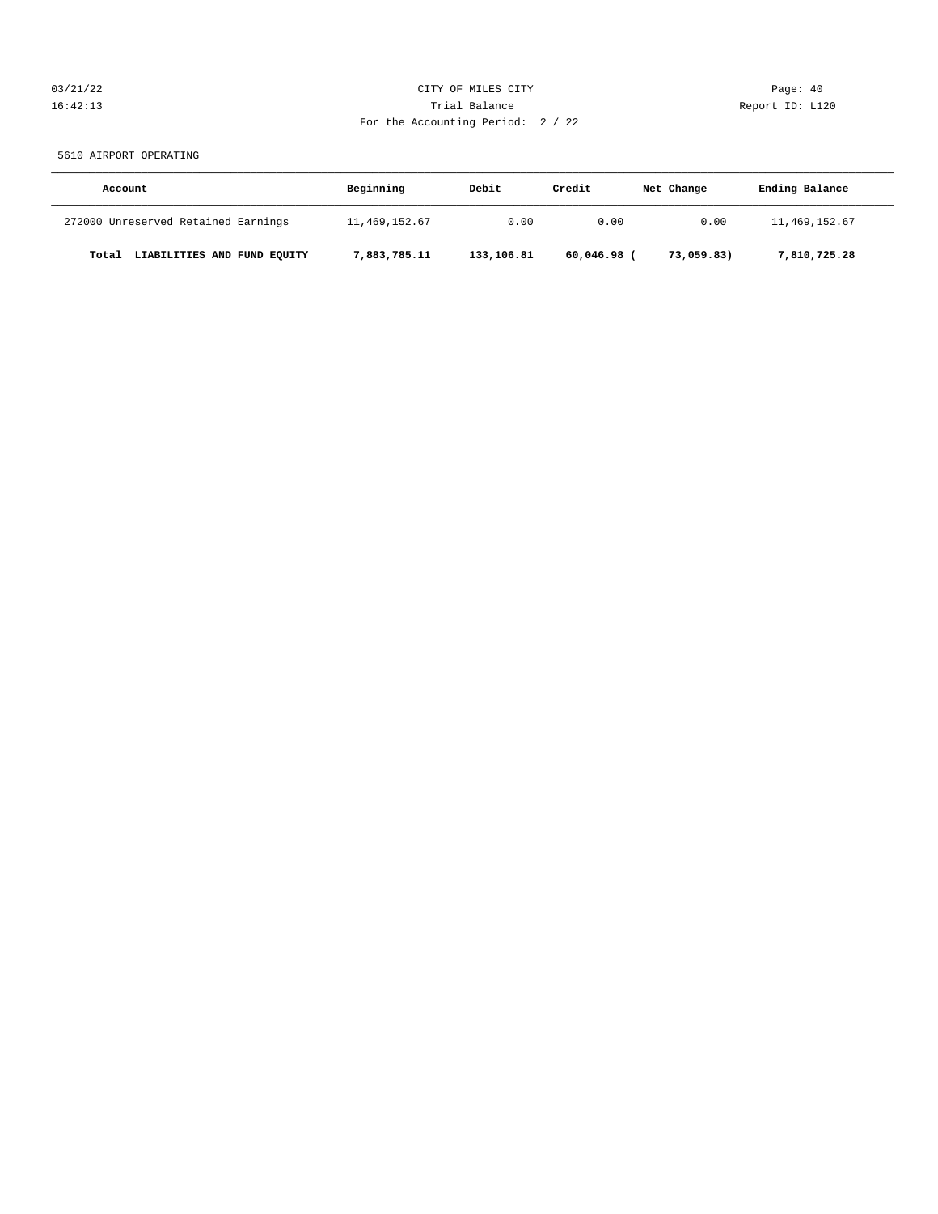CITY OF MILES CITY
Trial Balance
For the Accounting Period: 2 / 22

5610 AIRPORT OPERATING

| Account | Beginning | Debit | Credit | Net Change | Ending Balance |
|---|---|---|---|---|---|
| 272000 Unreserved Retained Earnings | 11,469,152.67 | 0.00 | 0.00 | 0.00 | 11,469,152.67 |
| **Total LIABILITIES AND FUND EQUITY** | **7,883,785.11** | **133,106.81** | **60,046.98** | **(73,059.83)** | **7,810,725.28** |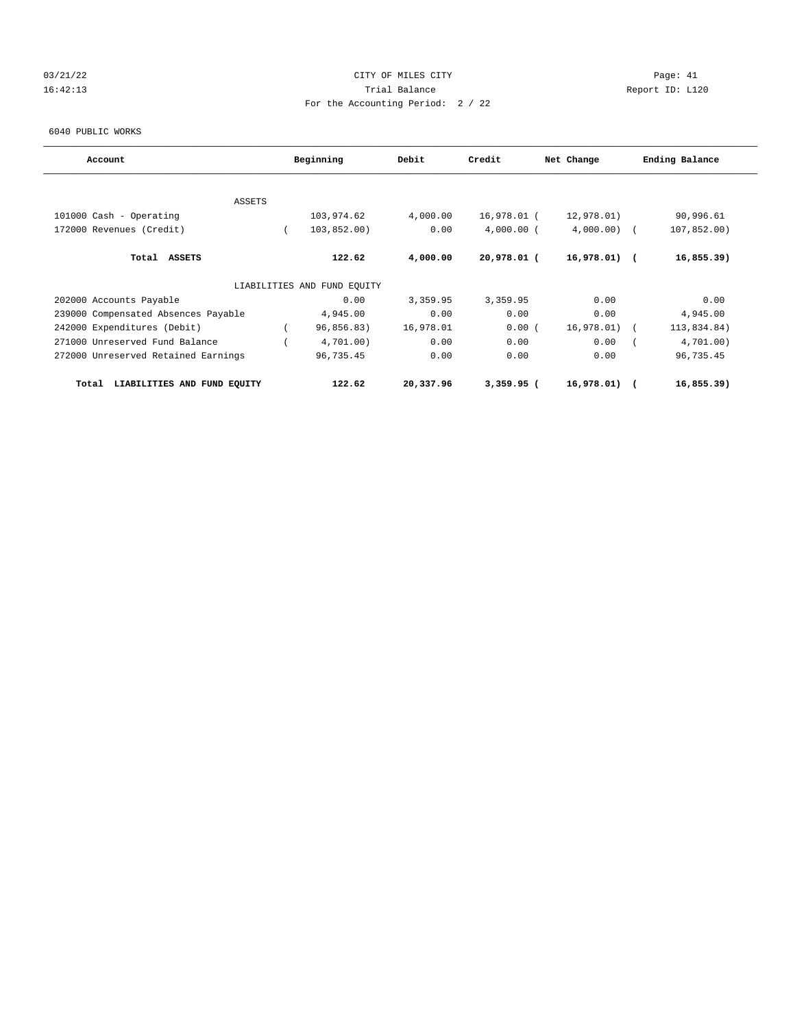03/21/22 CITY OF MILES CITY
16:42:13 Trial Balance Report ID: L120
For the Accounting Period: 2 / 22

6040 PUBLIC WORKS

| Account | Beginning | Debit | Credit | Net Change | Ending Balance |
|---|---|---|---|---|---|
| ASSETS | | | | | |
| 101000 Cash - Operating | 103,974.62 | 4,000.00 | 16,978.01 | ( 12,978.01) | 90,996.61 |
| 172000 Revenues (Credit) | ( 103,852.00) | 0.00 | 4,000.00 | ( 4,000.00) | ( 107,852.00) |
| **Total ASSETS** | **122.62** | **4,000.00** | **20,978.01** | **( 16,978.01)** | **( 16,855.39)** |
| LIABILITIES AND FUND EQUITY | | | | | |
| 202000 Accounts Payable | 0.00 | 3,359.95 | 3,359.95 | 0.00 | 0.00 |
| 239000 Compensated Absences Payable | 4,945.00 | 0.00 | 0.00 | 0.00 | 4,945.00 |
| 242000 Expenditures (Debit) | ( 96,856.83) | 16,978.01 | 0.00 | ( 16,978.01) | ( 113,834.84) |
| 271000 Unreserved Fund Balance | ( 4,701.00) | 0.00 | 0.00 | 0.00 | ( 4,701.00) |
| 272000 Unreserved Retained Earnings | 96,735.45 | 0.00 | 0.00 | 0.00 | 96,735.45 |
| **Total LIABILITIES AND FUND EQUITY** | **122.62** | **20,337.96** | **3,359.95** | **( 16,978.01)** | **( 16,855.39)** |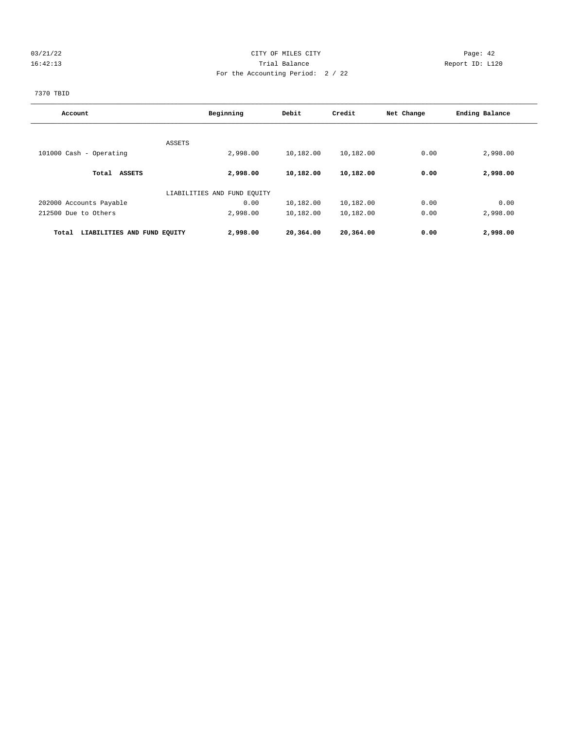CITY OF MILES CITY

Trial Balance

For the Accounting Period: 2 / 22

03/21/22 16:42:13 — Report ID: L120

7370 TBID

| Account | Beginning | Debit | Credit | Net Change | Ending Balance |
|---|---|---|---|---|---|
| ASSETS | | | | | |
| 101000 Cash - Operating | 2,998.00 | 10,182.00 | 10,182.00 | 0.00 | 2,998.00 |
| **Total ASSETS** | **2,998.00** | **10,182.00** | **10,182.00** | **0.00** | **2,998.00** |
| LIABILITIES AND FUND EQUITY | | | | | |
| 202000 Accounts Payable | 0.00 | 10,182.00 | 10,182.00 | 0.00 | 0.00 |
| 212500 Due to Others | 2,998.00 | 10,182.00 | 10,182.00 | 0.00 | 2,998.00 |
| **Total LIABILITIES AND FUND EQUITY** | **2,998.00** | **20,364.00** | **20,364.00** | **0.00** | **2,998.00** |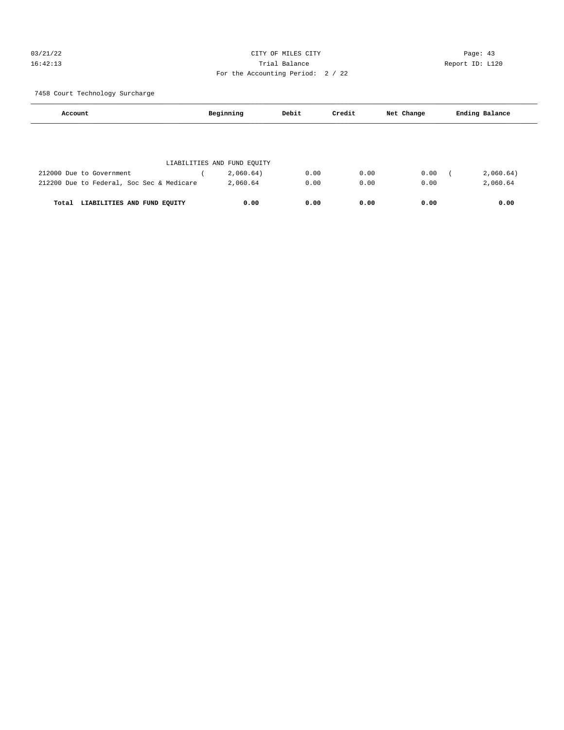CITY OF MILES CITY
Trial Balance
For the Accounting Period: 2 / 22

03/21/22 16:42:13 — Report ID: L120

7458 Court Technology Surcharge

| Account | Beginning | Debit | Credit | Net Change | Ending Balance |
|---|---|---|---|---|---|
| LIABILITIES AND FUND EQUITY | | | | | |
| 212000 Due to Government | ( 2,060.64) | 0.00 | 0.00 | 0.00 | ( 2,060.64) |
| 212200 Due to Federal, Soc Sec & Medicare | 2,060.64 | 0.00 | 0.00 | 0.00 | 2,060.64 |
| **Total LIABILITIES AND FUND EQUITY** | **0.00** | **0.00** | **0.00** | **0.00** | **0.00** |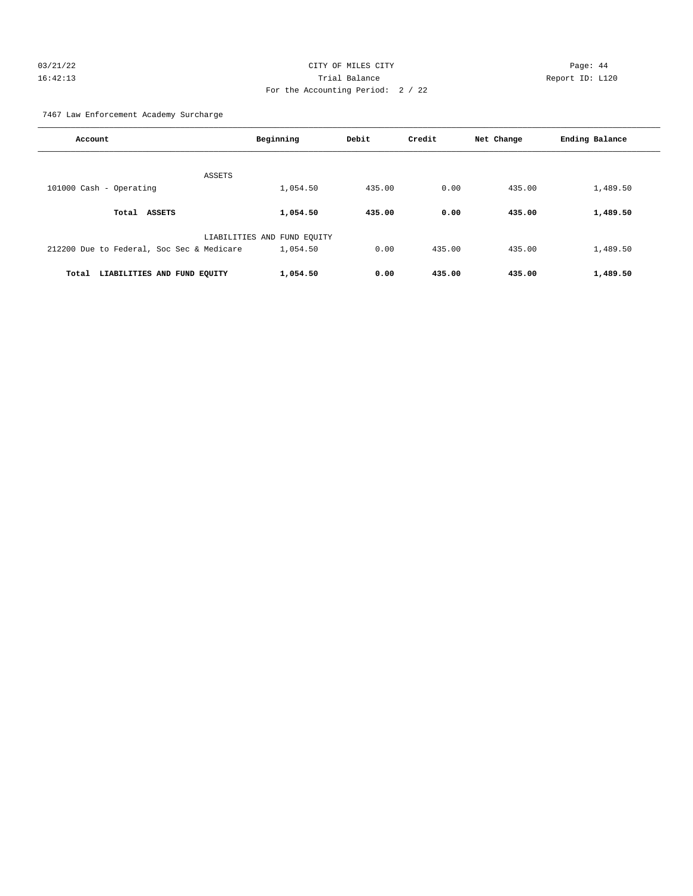CITY OF MILES CITY

Trial Balance

For the Accounting Period: 2 / 22

03/21/22 16:42:13

Report ID: L120

7467 Law Enforcement Academy Surcharge

| Account | Beginning | Debit | Credit | Net Change | Ending Balance |
|---|---|---|---|---|---|
| ASSETS | | | | | |
| 101000 Cash - Operating | 1,054.50 | 435.00 | 0.00 | 435.00 | 1,489.50 |
| **Total ASSETS** | **1,054.50** | **435.00** | **0.00** | **435.00** | **1,489.50** |
| LIABILITIES AND FUND EQUITY | | | | | |
| 212200 Due to Federal, Soc Sec & Medicare | 1,054.50 | 0.00 | 435.00 | 435.00 | 1,489.50 |
| **Total LIABILITIES AND FUND EQUITY** | **1,054.50** | **0.00** | **435.00** | **435.00** | **1,489.50** |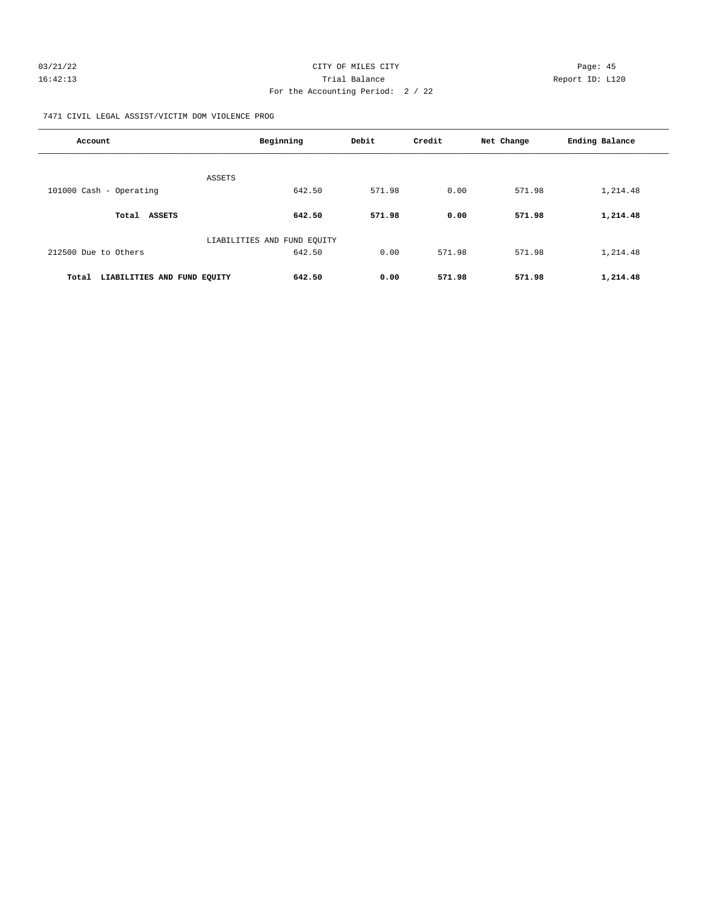CITY OF MILES CITY
Trial Balance
For the Accounting Period: 2 / 22

7471 CIVIL LEGAL ASSIST/VICTIM DOM VIOLENCE PROG

| Account | Beginning | Debit | Credit | Net Change | Ending Balance |
|---|---|---|---|---|---|
| ASSETS | | | | | |
| 101000 Cash - Operating | 642.50 | 571.98 | 0.00 | 571.98 | 1,214.48 |
| **Total ASSETS** | **642.50** | **571.98** | **0.00** | **571.98** | **1,214.48** |
| LIABILITIES AND FUND EQUITY | | | | | |
| 212500 Due to Others | 642.50 | 0.00 | 571.98 | 571.98 | 1,214.48 |
| **Total LIABILITIES AND FUND EQUITY** | **642.50** | **0.00** | **571.98** | **571.98** | **1,214.48** |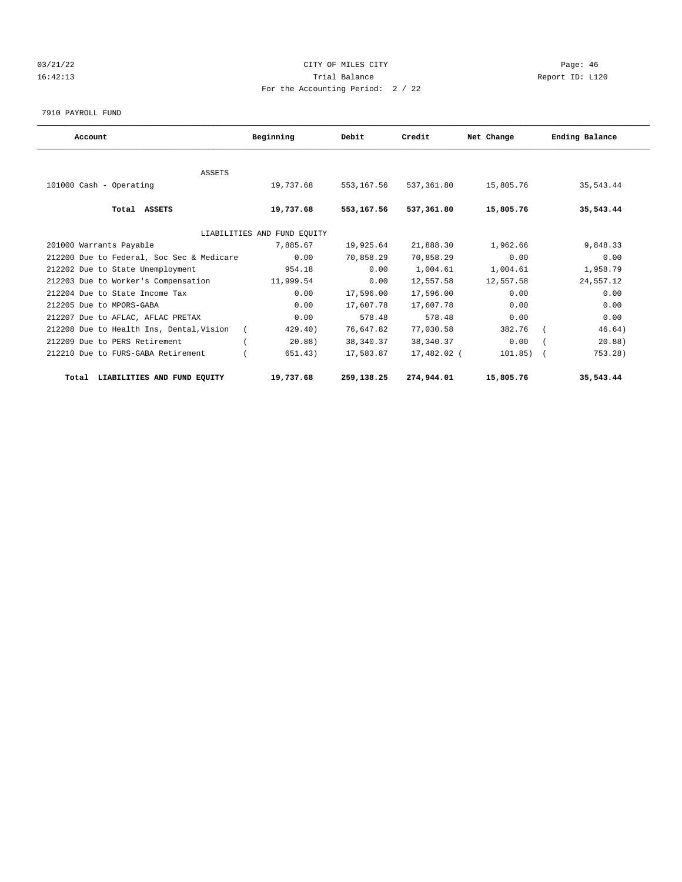CITY OF MILES CITY
Trial Balance
For the Accounting Period: 2 / 22

03/21/22
16:42:13

Report ID: L120

7910 PAYROLL FUND

| Account | Beginning | Debit | Credit | Net Change | Ending Balance |
|---|---|---|---|---|---|
| ASSETS | | | | | |
| 101000 Cash - Operating | 19,737.68 | 553,167.56 | 537,361.80 | 15,805.76 | 35,543.44 |
| **Total ASSETS** | **19,737.68** | **553,167.56** | **537,361.80** | **15,805.76** | **35,543.44** |
| LIABILITIES AND FUND EQUITY | | | | | |
| 201000 Warrants Payable | 7,885.67 | 19,925.64 | 21,888.30 | 1,962.66 | 9,848.33 |
| 212200 Due to Federal, Soc Sec & Medicare | 0.00 | 70,858.29 | 70,858.29 | 0.00 | 0.00 |
| 212202 Due to State Unemployment | 954.18 | 0.00 | 1,004.61 | 1,004.61 | 1,958.79 |
| 212203 Due to Worker's Compensation | 11,999.54 | 0.00 | 12,557.58 | 12,557.58 | 24,557.12 |
| 212204 Due to State Income Tax | 0.00 | 17,596.00 | 17,596.00 | 0.00 | 0.00 |
| 212205 Due to MPORS-GABA | 0.00 | 17,607.78 | 17,607.78 | 0.00 | 0.00 |
| 212207 Due to AFLAC, AFLAC PRETAX | 0.00 | 578.48 | 578.48 | 0.00 | 0.00 |
| 212208 Due to Health Ins, Dental,Vision | ( 429.40) | 76,647.82 | 77,030.58 | 382.76 | ( 46.64) |
| 212209 Due to PERS Retirement | ( 20.88) | 38,340.37 | 38,340.37 | 0.00 | ( 20.88) |
| 212210 Due to FURS-GABA Retirement | ( 651.43) | 17,583.87 | 17,482.02 | ( 101.85) | ( 753.28) |
| **Total LIABILITIES AND FUND EQUITY** | **19,737.68** | **259,138.25** | **274,944.01** | **15,805.76** | **35,543.44** |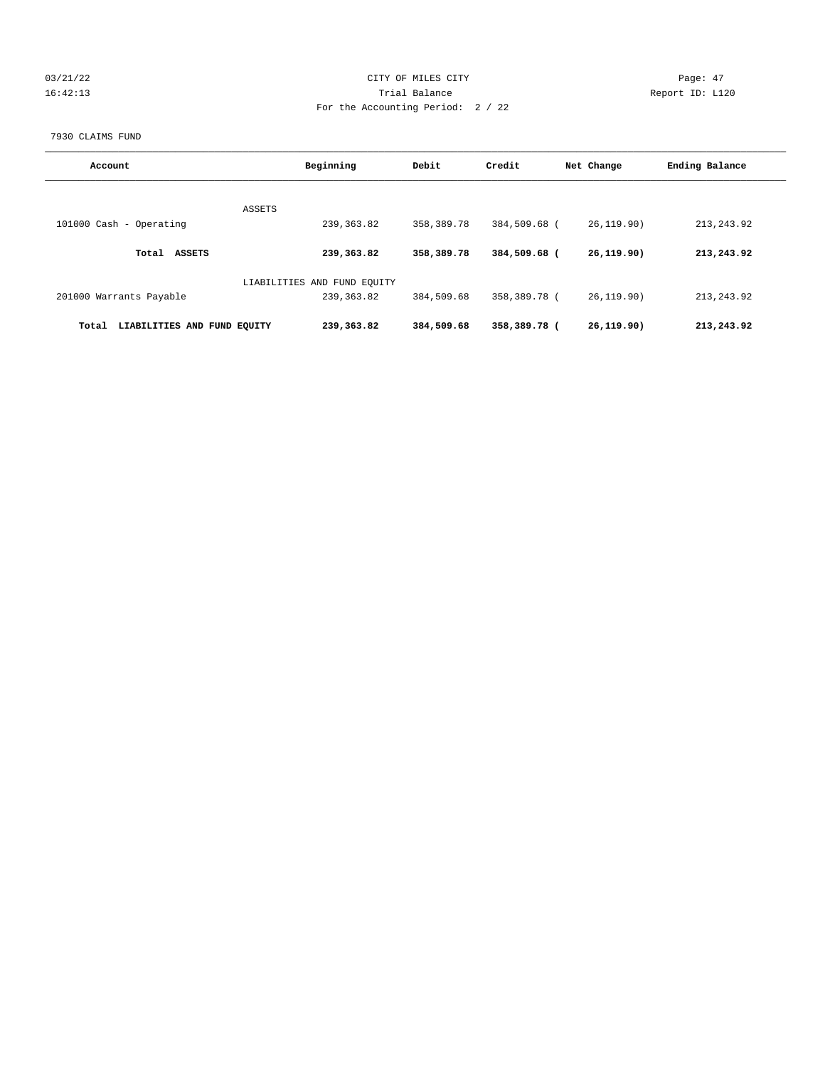CITY OF MILES CITY

Trial Balance

For the Accounting Period: 2 / 22

03/21/22 16:42:13

Report ID: L120

7930 CLAIMS FUND

| Account | Beginning | Debit | Credit | Net Change | Ending Balance |
|---|---|---|---|---|---|
| ASSETS | | | | | |
| 101000 Cash - Operating | 239,363.82 | 358,389.78 | 384,509.68 | ( 26,119.90) | 213,243.92 |
| **Total ASSETS** | **239,363.82** | **358,389.78** | **384,509.68** | **( 26,119.90)** | **213,243.92** |
| LIABILITIES AND FUND EQUITY | | | | | |
| 201000 Warrants Payable | 239,363.82 | 384,509.68 | 358,389.78 | ( 26,119.90) | 213,243.92 |
| **Total LIABILITIES AND FUND EQUITY** | **239,363.82** | **384,509.68** | **358,389.78** | **( 26,119.90)** | **213,243.92** |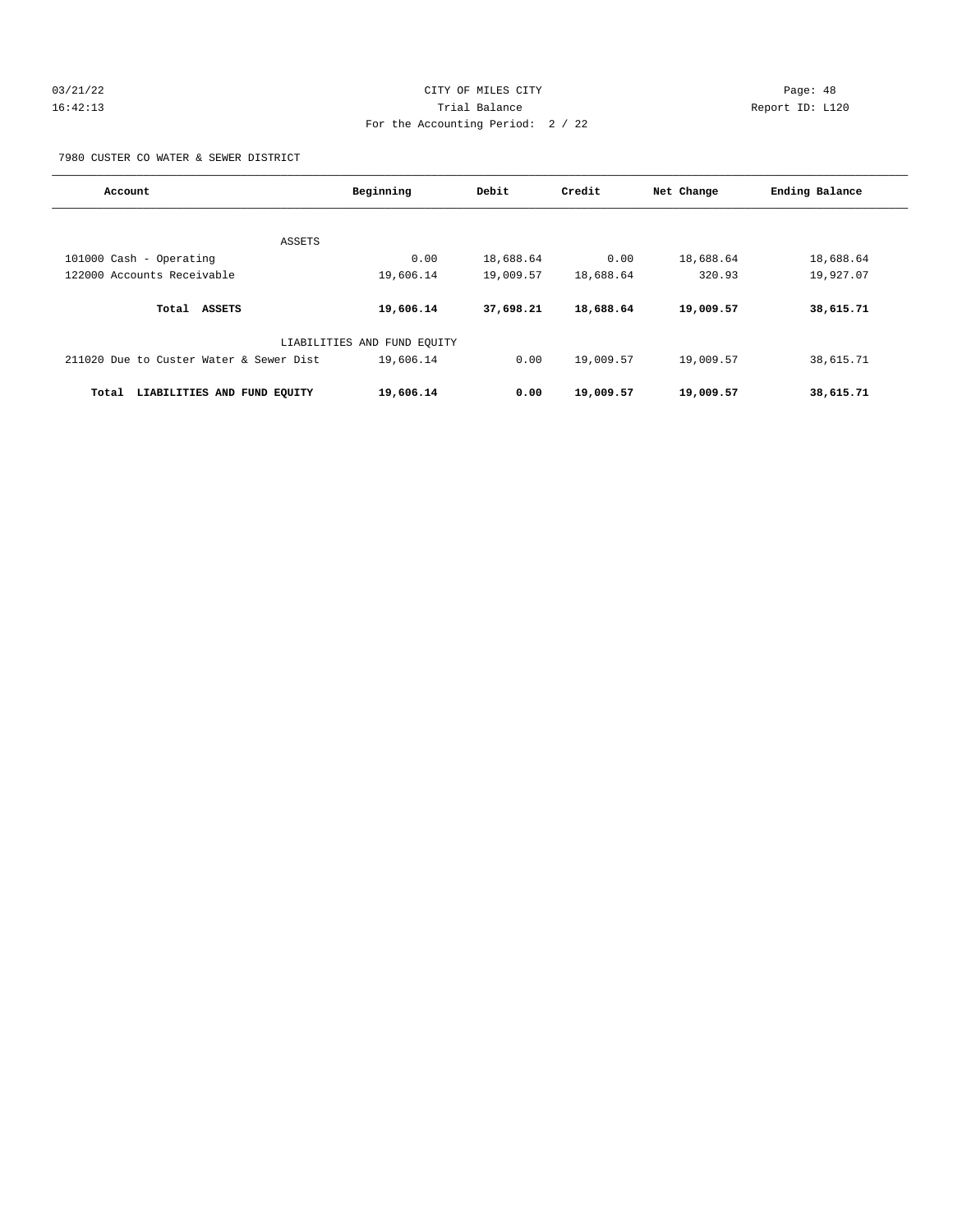CITY OF MILES CITY

Trial Balance

For the Accounting Period: 2 / 22

03/21/22 16:42:13

Report ID: L120

7980 CUSTER CO WATER & SEWER DISTRICT

| Account | Beginning | Debit | Credit | Net Change | Ending Balance |
|---|---|---|---|---|---|
| ASSETS | | | | | |
| 101000 Cash - Operating | 0.00 | 18,688.64 | 0.00 | 18,688.64 | 18,688.64 |
| 122000 Accounts Receivable | 19,606.14 | 19,009.57 | 18,688.64 | 320.93 | 19,927.07 |
| **Total ASSETS** | **19,606.14** | **37,698.21** | **18,688.64** | **19,009.57** | **38,615.71** |
| LIABILITIES AND FUND EQUITY | | | | | |
| 211020 Due to Custer Water & Sewer Dist | 19,606.14 | 0.00 | 19,009.57 | 19,009.57 | 38,615.71 |
| **Total LIABILITIES AND FUND EQUITY** | **19,606.14** | **0.00** | **19,009.57** | **19,009.57** | **38,615.71** |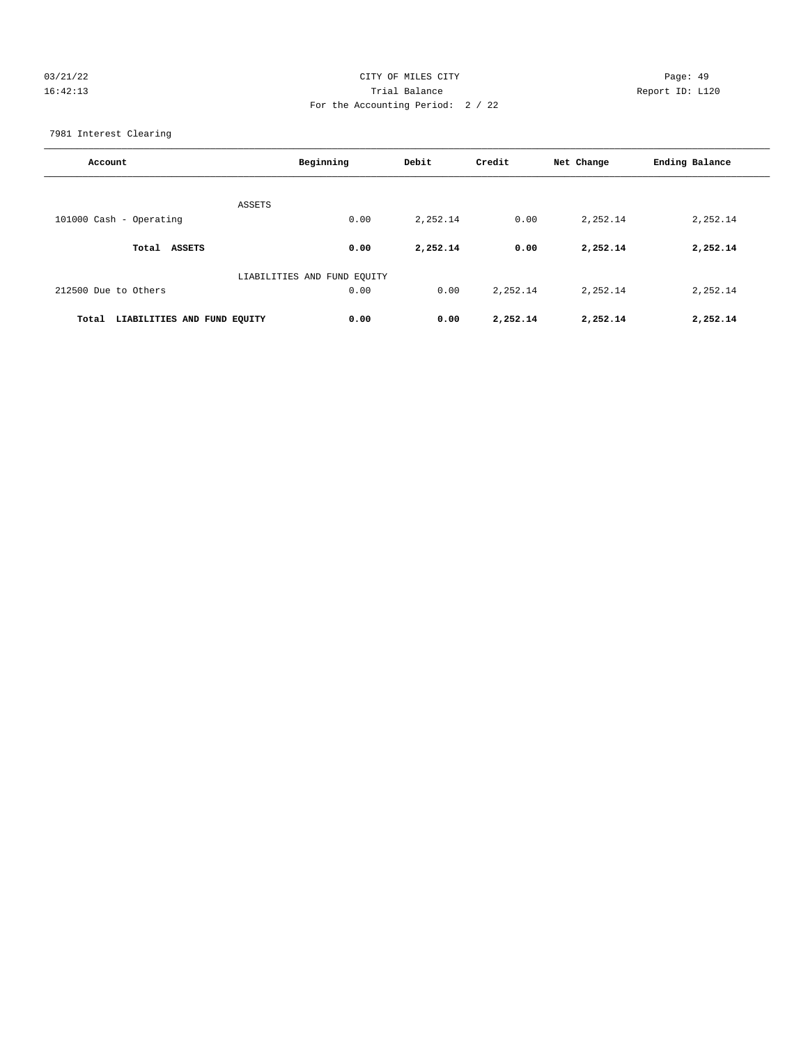CITY OF MILES CITY
Trial Balance
For the Accounting Period: 2 / 22

03/21/22
16:42:13

Report ID: L120

7981 Interest Clearing

| Account | Beginning | Debit | Credit | Net Change | Ending Balance |
|---|---|---|---|---|---|
| ASSETS | | | | | |
| 101000 Cash - Operating | 0.00 | 2,252.14 | 0.00 | 2,252.14 | 2,252.14 |
| **Total ASSETS** | **0.00** | **2,252.14** | **0.00** | **2,252.14** | **2,252.14** |
| LIABILITIES AND FUND EQUITY | | | | | |
| 212500 Due to Others | 0.00 | 0.00 | 2,252.14 | 2,252.14 | 2,252.14 |
| **Total LIABILITIES AND FUND EQUITY** | **0.00** | **0.00** | **2,252.14** | **2,252.14** | **2,252.14** |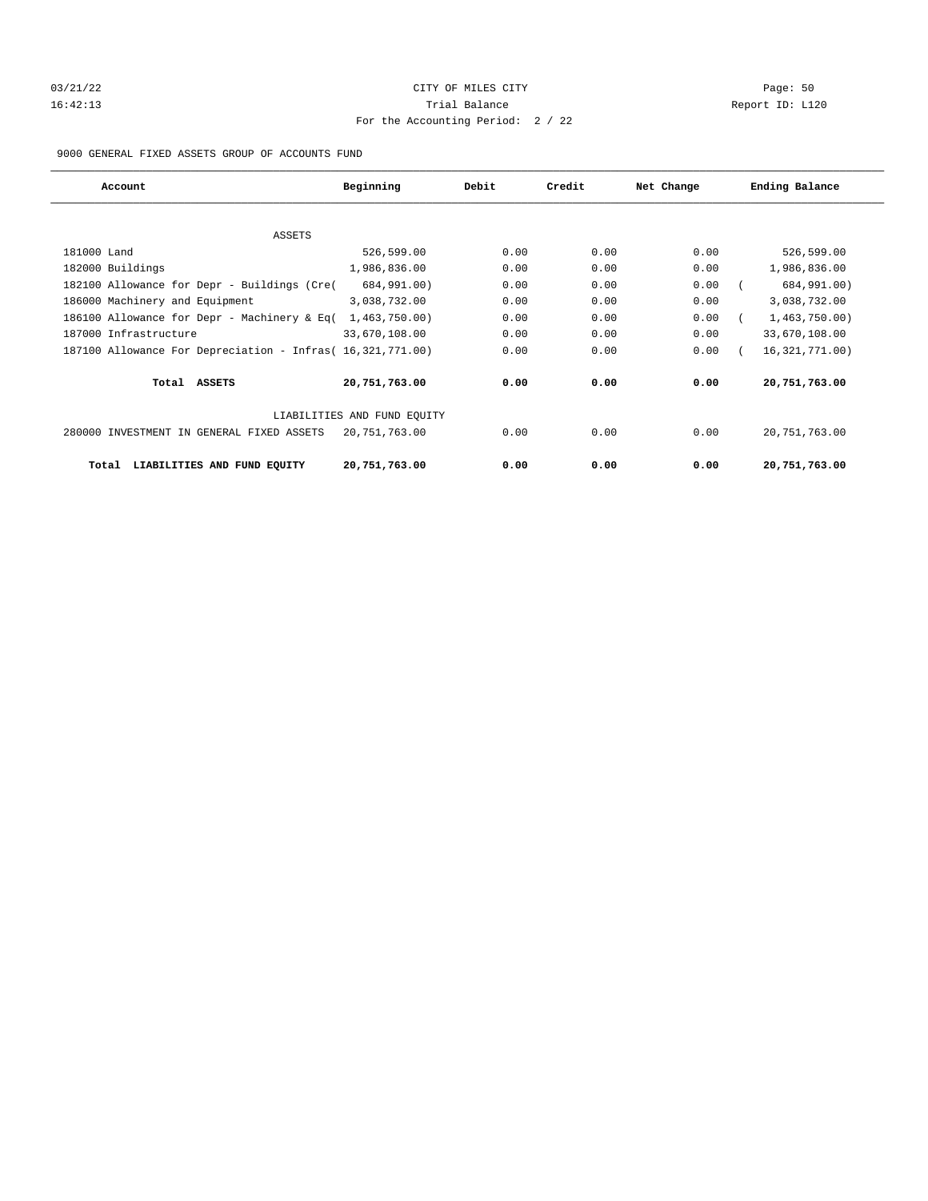CITY OF MILES CITY
Trial Balance
For the Accounting Period: 2 / 22

03/21/22
16:42:13

Report ID: L120

9000 GENERAL FIXED ASSETS GROUP OF ACCOUNTS FUND

| Account | Beginning | Debit | Credit | Net Change | Ending Balance |
|---|---|---|---|---|---|
| ASSETS | | | | | |
| 181000 Land | 526,599.00 | 0.00 | 0.00 | 0.00 | 526,599.00 |
| 182000 Buildings | 1,986,836.00 | 0.00 | 0.00 | 0.00 | 1,986,836.00 |
| 182100 Allowance for Depr - Buildings (Cre | ( 684,991.00) | 0.00 | 0.00 | 0.00 | ( 684,991.00) |
| 186000 Machinery and Equipment | 3,038,732.00 | 0.00 | 0.00 | 0.00 | 3,038,732.00 |
| 186100 Allowance for Depr - Machinery & Eq | ( 1,463,750.00) | 0.00 | 0.00 | 0.00 | ( 1,463,750.00) |
| 187000 Infrastructure | 33,670,108.00 | 0.00 | 0.00 | 0.00 | 33,670,108.00 |
| 187100 Allowance For Depreciation - Infras | ( 16,321,771.00) | 0.00 | 0.00 | 0.00 | ( 16,321,771.00) |
| **Total ASSETS** | **20,751,763.00** | **0.00** | **0.00** | **0.00** | **20,751,763.00** |
| LIABILITIES AND FUND EQUITY | | | | | |
| 280000 INVESTMENT IN GENERAL FIXED ASSETS | 20,751,763.00 | 0.00 | 0.00 | 0.00 | 20,751,763.00 |
| **Total LIABILITIES AND FUND EQUITY** | **20,751,763.00** | **0.00** | **0.00** | **0.00** | **20,751,763.00** |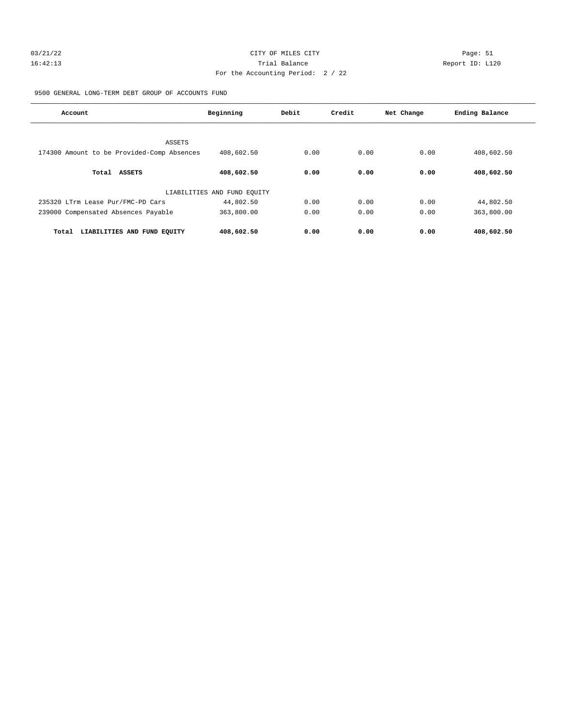CITY OF MILES CITY
Trial Balance
For the Accounting Period: 2 / 22

03/21/22
16:42:13

Report ID: L120

9500 GENERAL LONG-TERM DEBT GROUP OF ACCOUNTS FUND

| Account | Beginning | Debit | Credit | Net Change | Ending Balance |
|---|---|---|---|---|---|
| ASSETS | | | | | |
| 174300 Amount to be Provided-Comp Absences | 408,602.50 | 0.00 | 0.00 | 0.00 | 408,602.50 |
| **Total ASSETS** | **408,602.50** | **0.00** | **0.00** | **0.00** | **408,602.50** |
| LIABILITIES AND FUND EQUITY | | | | | |
| 235320 LTrm Lease Pur/FMC-PD Cars | 44,802.50 | 0.00 | 0.00 | 0.00 | 44,802.50 |
| 239000 Compensated Absences Payable | 363,800.00 | 0.00 | 0.00 | 0.00 | 363,800.00 |
| **Total LIABILITIES AND FUND EQUITY** | **408,602.50** | **0.00** | **0.00** | **0.00** | **408,602.50** |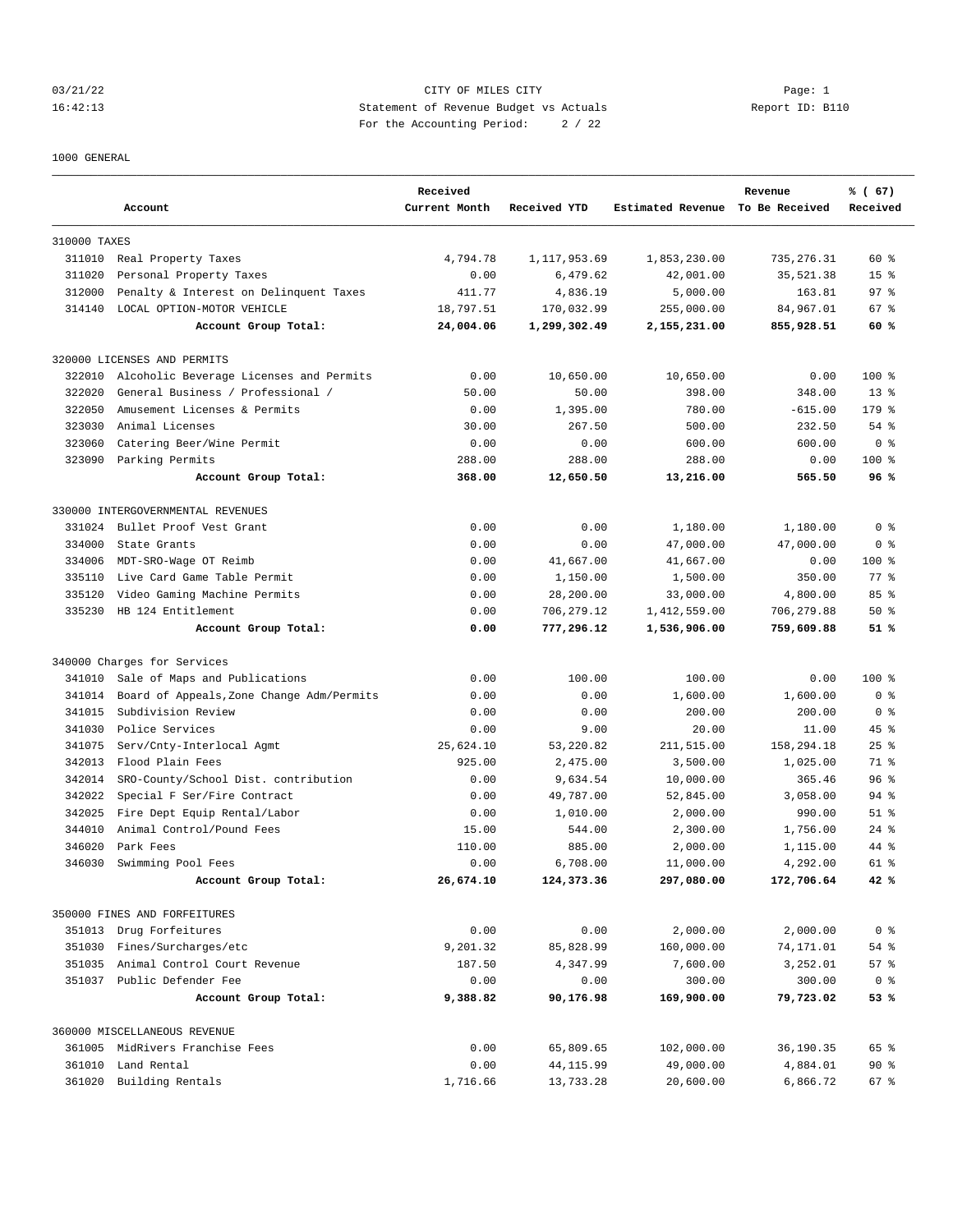CITY OF MILES CITY

Statement of Revenue Budget vs Actuals

For the Accounting Period: 2 / 22

03/21/22 16:42:13 — Report ID: B110

1000 GENERAL

| | Account | Received Current Month | Received YTD | Estimated Revenue | Revenue To Be Received | % ( 67) Received |
|---|---|---|---|---|---|---|
| **310000 TAXES** | | | | | | |
| 311010 | Real Property Taxes | 4,794.78 | 1,117,953.69 | 1,853,230.00 | 735,276.31 | 60 % |
| 311020 | Personal Property Taxes | 0.00 | 6,479.62 | 42,001.00 | 35,521.38 | 15 % |
| 312000 | Penalty & Interest on Delinquent Taxes | 411.77 | 4,836.19 | 5,000.00 | 163.81 | 97 % |
| 314140 | LOCAL OPTION-MOTOR VEHICLE | 18,797.51 | 170,032.99 | 255,000.00 | 84,967.01 | 67 % |
| | **Account Group Total:** | **24,004.06** | **1,299,302.49** | **2,155,231.00** | **855,928.51** | **60 %** |
| **320000 LICENSES AND PERMITS** | | | | | | |
| 322010 | Alcoholic Beverage Licenses and Permits | 0.00 | 10,650.00 | 10,650.00 | 0.00 | 100 % |
| 322020 | General Business / Professional / | 50.00 | 50.00 | 398.00 | 348.00 | 13 % |
| 322050 | Amusement Licenses & Permits | 0.00 | 1,395.00 | 780.00 | -615.00 | 179 % |
| 323030 | Animal Licenses | 30.00 | 267.50 | 500.00 | 232.50 | 54 % |
| 323060 | Catering Beer/Wine Permit | 0.00 | 0.00 | 600.00 | 600.00 | 0 % |
| 323090 | Parking Permits | 288.00 | 288.00 | 288.00 | 0.00 | 100 % |
| | **Account Group Total:** | **368.00** | **12,650.50** | **13,216.00** | **565.50** | **96 %** |
| **330000 INTERGOVERNMENTAL REVENUES** | | | | | | |
| 331024 | Bullet Proof Vest Grant | 0.00 | 0.00 | 1,180.00 | 1,180.00 | 0 % |
| 334000 | State Grants | 0.00 | 0.00 | 47,000.00 | 47,000.00 | 0 % |
| 334006 | MDT-SRO-Wage OT Reimb | 0.00 | 41,667.00 | 41,667.00 | 0.00 | 100 % |
| 335110 | Live Card Game Table Permit | 0.00 | 1,150.00 | 1,500.00 | 350.00 | 77 % |
| 335120 | Video Gaming Machine Permits | 0.00 | 28,200.00 | 33,000.00 | 4,800.00 | 85 % |
| 335230 | HB 124 Entitlement | 0.00 | 706,279.12 | 1,412,559.00 | 706,279.88 | 50 % |
| | **Account Group Total:** | **0.00** | **777,296.12** | **1,536,906.00** | **759,609.88** | **51 %** |
| **340000 Charges for Services** | | | | | | |
| 341010 | Sale of Maps and Publications | 0.00 | 100.00 | 100.00 | 0.00 | 100 % |
| 341014 | Board of Appeals,Zone Change Adm/Permits | 0.00 | 0.00 | 1,600.00 | 1,600.00 | 0 % |
| 341015 | Subdivision Review | 0.00 | 0.00 | 200.00 | 200.00 | 0 % |
| 341030 | Police Services | 0.00 | 9.00 | 20.00 | 11.00 | 45 % |
| 341075 | Serv/Cnty-Interlocal Agmt | 25,624.10 | 53,220.82 | 211,515.00 | 158,294.18 | 25 % |
| 342013 | Flood Plain Fees | 925.00 | 2,475.00 | 3,500.00 | 1,025.00 | 71 % |
| 342014 | SRO-County/School Dist. contribution | 0.00 | 9,634.54 | 10,000.00 | 365.46 | 96 % |
| 342022 | Special F Ser/Fire Contract | 0.00 | 49,787.00 | 52,845.00 | 3,058.00 | 94 % |
| 342025 | Fire Dept Equip Rental/Labor | 0.00 | 1,010.00 | 2,000.00 | 990.00 | 51 % |
| 344010 | Animal Control/Pound Fees | 15.00 | 544.00 | 2,300.00 | 1,756.00 | 24 % |
| 346020 | Park Fees | 110.00 | 885.00 | 2,000.00 | 1,115.00 | 44 % |
| 346030 | Swimming Pool Fees | 0.00 | 6,708.00 | 11,000.00 | 4,292.00 | 61 % |
| | **Account Group Total:** | **26,674.10** | **124,373.36** | **297,080.00** | **172,706.64** | **42 %** |
| **350000 FINES AND FORFEITURES** | | | | | | |
| 351013 | Drug Forfeitures | 0.00 | 0.00 | 2,000.00 | 2,000.00 | 0 % |
| 351030 | Fines/Surcharges/etc | 9,201.32 | 85,828.99 | 160,000.00 | 74,171.01 | 54 % |
| 351035 | Animal Control Court Revenue | 187.50 | 4,347.99 | 7,600.00 | 3,252.01 | 57 % |
| 351037 | Public Defender Fee | 0.00 | 0.00 | 300.00 | 300.00 | 0 % |
| | **Account Group Total:** | **9,388.82** | **90,176.98** | **169,900.00** | **79,723.02** | **53 %** |
| **360000 MISCELLANEOUS REVENUE** | | | | | | |
| 361005 | MidRivers Franchise Fees | 0.00 | 65,809.65 | 102,000.00 | 36,190.35 | 65 % |
| 361010 | Land Rental | 0.00 | 44,115.99 | 49,000.00 | 4,884.01 | 90 % |
| 361020 | Building Rentals | 1,716.66 | 13,733.28 | 20,600.00 | 6,866.72 | 67 % |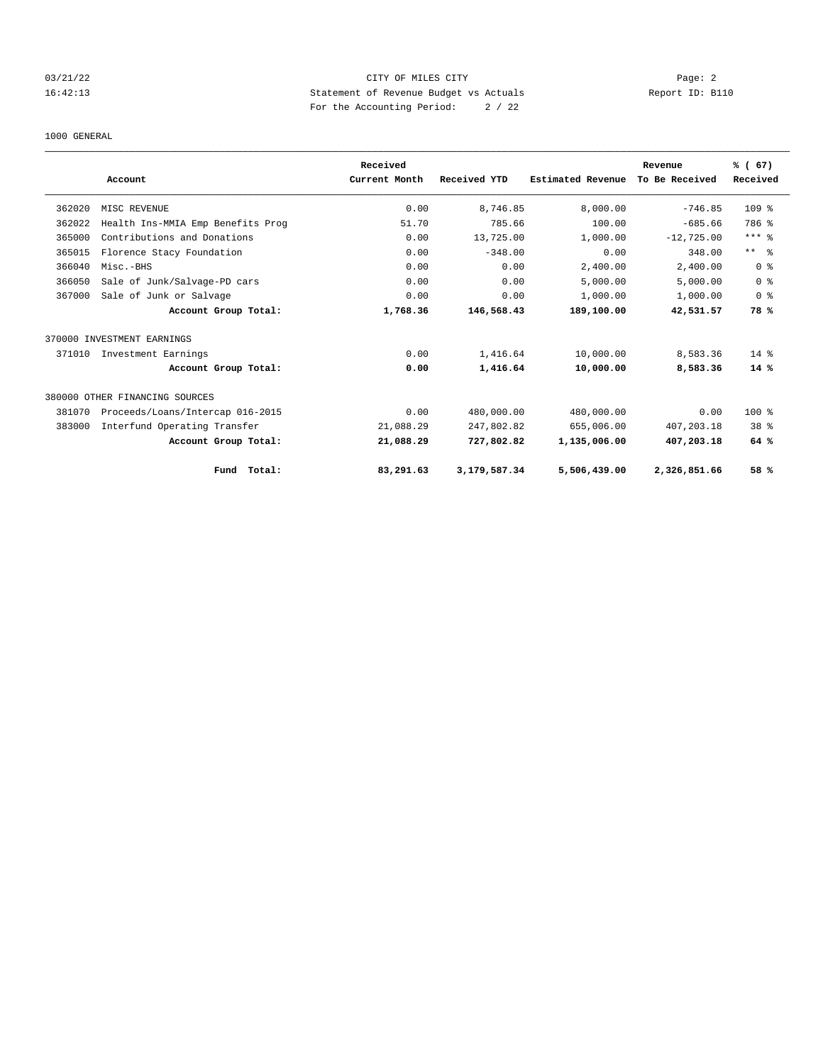CITY OF MILES CITY
Statement of Revenue Budget vs Actuals
For the Accounting Period: 2 / 22

03/21/22 16:42:13 — Report ID: B110

1000 GENERAL

| | Account | Received Current Month | Received YTD | Estimated Revenue | Revenue To Be Received | % ( 67) Received |
|---|---|---|---|---|---|---|
| 362020 | MISC REVENUE | 0.00 | 8,746.85 | 8,000.00 | -746.85 | 109 % |
| 362022 | Health Ins-MMIA Emp Benefits Prog | 51.70 | 785.66 | 100.00 | -685.66 | 786 % |
| 365000 | Contributions and Donations | 0.00 | 13,725.00 | 1,000.00 | -12,725.00 | *** % |
| 365015 | Florence Stacy Foundation | 0.00 | -348.00 | 0.00 | 348.00 | ** % |
| 366040 | Misc.-BHS | 0.00 | 0.00 | 2,400.00 | 2,400.00 | 0 % |
| 366050 | Sale of Junk/Salvage-PD cars | 0.00 | 0.00 | 5,000.00 | 5,000.00 | 0 % |
| 367000 | Sale of Junk or Salvage | 0.00 | 0.00 | 1,000.00 | 1,000.00 | 0 % |
| | **Account Group Total:** | **1,768.36** | **146,568.43** | **189,100.00** | **42,531.57** | **78 %** |
| 370000 INVESTMENT EARNINGS | | | | | | |
| 371010 | Investment Earnings | 0.00 | 1,416.64 | 10,000.00 | 8,583.36 | 14 % |
| | **Account Group Total:** | **0.00** | **1,416.64** | **10,000.00** | **8,583.36** | **14 %** |
| 380000 OTHER FINANCING SOURCES | | | | | | |
| 381070 | Proceeds/Loans/Intercap 016-2015 | 0.00 | 480,000.00 | 480,000.00 | 0.00 | 100 % |
| 383000 | Interfund Operating Transfer | 21,088.29 | 247,802.82 | 655,006.00 | 407,203.18 | 38 % |
| | **Account Group Total:** | **21,088.29** | **727,802.82** | **1,135,006.00** | **407,203.18** | **64 %** |
| | **Fund Total:** | **83,291.63** | **3,179,587.34** | **5,506,439.00** | **2,326,851.66** | **58 %** |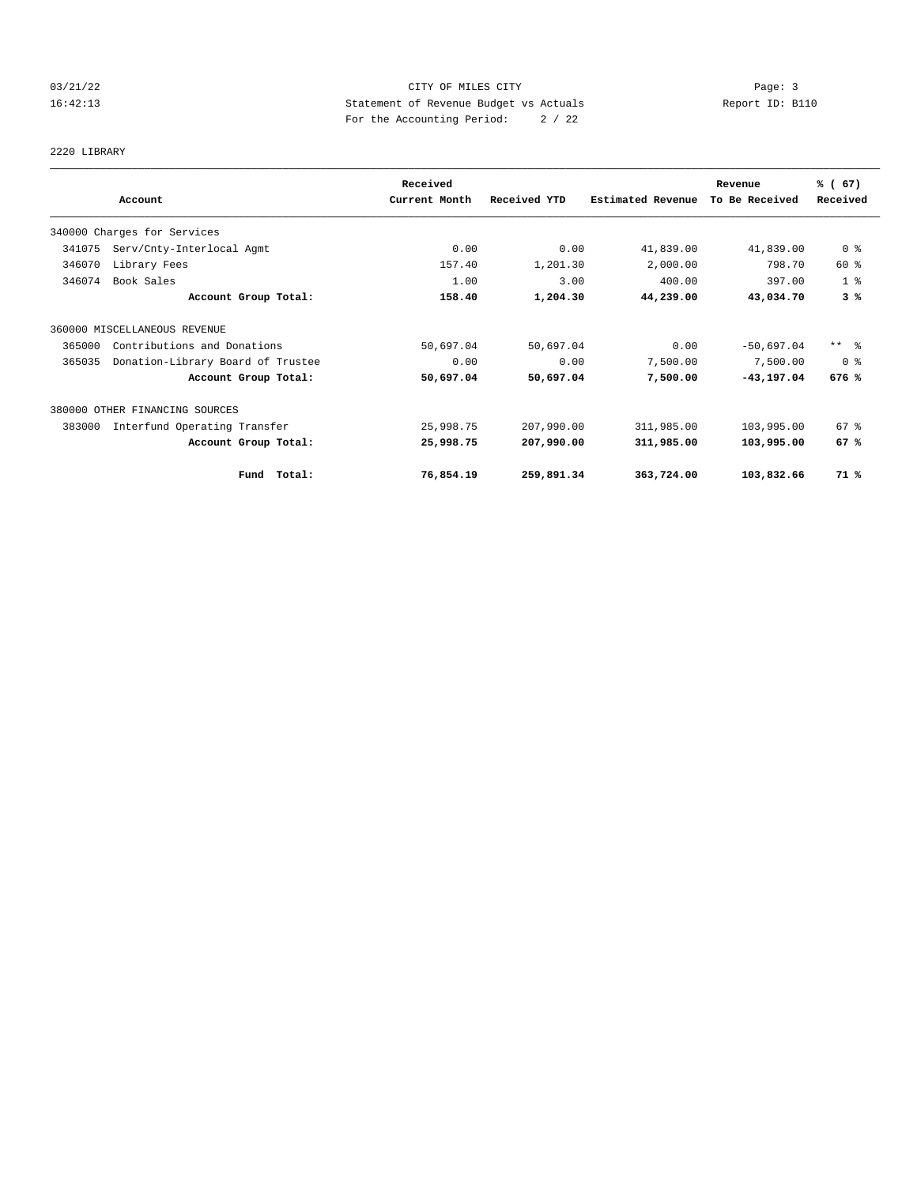CITY OF MILES CITY
Statement of Revenue Budget vs Actuals
For the Accounting Period: 2 / 22

03/21/22 16:42:13 — Report ID: B110

2220 LIBRARY

| Account | | Received Current Month | Received YTD | Estimated Revenue | Revenue To Be Received | % ( 67) Received |
|---|---|---|---|---|---|---|
| 340000 Charges for Services | | | | | | |
| 341075 | Serv/Cnty-Interlocal Agmt | 0.00 | 0.00 | 41,839.00 | 41,839.00 | 0 % |
| 346070 | Library Fees | 157.40 | 1,201.30 | 2,000.00 | 798.70 | 60 % |
| 346074 | Book Sales | 1.00 | 3.00 | 400.00 | 397.00 | 1 % |
| | **Account Group Total:** | **158.40** | **1,204.30** | **44,239.00** | **43,034.70** | **3 %** |
| 360000 MISCELLANEOUS REVENUE | | | | | | |
| 365000 | Contributions and Donations | 50,697.04 | 50,697.04 | 0.00 | -50,697.04 | ** % |
| 365035 | Donation-Library Board of Trustee | 0.00 | 0.00 | 7,500.00 | 7,500.00 | 0 % |
| | **Account Group Total:** | **50,697.04** | **50,697.04** | **7,500.00** | **-43,197.04** | **676 %** |
| 380000 OTHER FINANCING SOURCES | | | | | | |
| 383000 | Interfund Operating Transfer | 25,998.75 | 207,990.00 | 311,985.00 | 103,995.00 | 67 % |
| | **Account Group Total:** | **25,998.75** | **207,990.00** | **311,985.00** | **103,995.00** | **67 %** |
| | **Fund Total:** | **76,854.19** | **259,891.34** | **363,724.00** | **103,832.66** | **71 %** |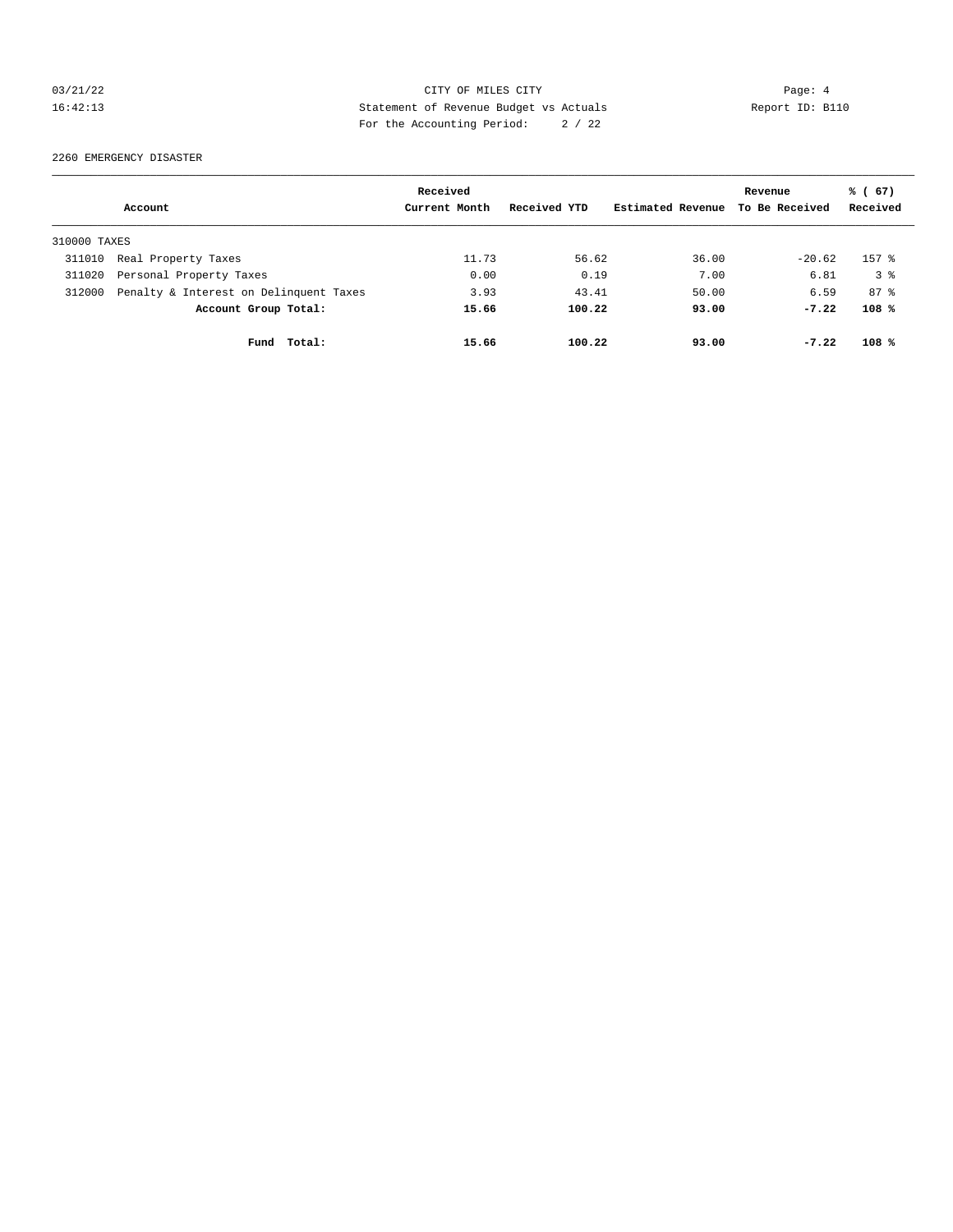CITY OF MILES CITY

Statement of Revenue Budget vs Actuals

For the Accounting Period: 2 / 22

2260 EMERGENCY DISASTER

| Account | | Received Current Month | Received YTD | Estimated Revenue | Revenue To Be Received | % ( 67) Received |
|---|---|---|---|---|---|---|
| 310000 TAXES | | | | | | |
| 311010 | Real Property Taxes | 11.73 | 56.62 | 36.00 | -20.62 | 157 % |
| 311020 | Personal Property Taxes | 0.00 | 0.19 | 7.00 | 6.81 | 3 % |
| 312000 | Penalty & Interest on Delinquent Taxes | 3.93 | 43.41 | 50.00 | 6.59 | 87 % |
| | **Account Group Total:** | **15.66** | **100.22** | **93.00** | **-7.22** | **108 %** |
| | **Fund Total:** | **15.66** | **100.22** | **93.00** | **-7.22** | **108 %** |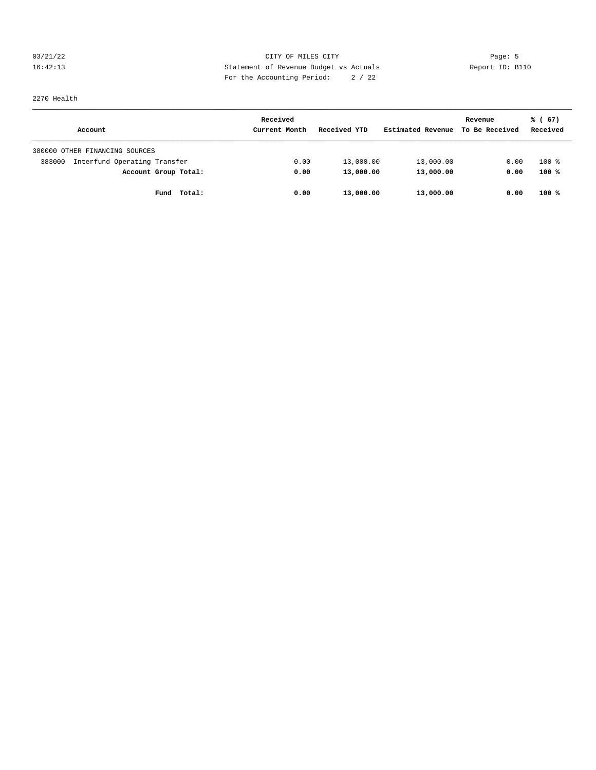CITY OF MILES CITY
Statement of Revenue Budget vs Actuals
For the Accounting Period: 2 / 22

2270 Health

| Account | Received Current Month | Received YTD | Estimated Revenue | Revenue To Be Received | % ( 67) Received |
|---|---|---|---|---|---|
| 380000 OTHER FINANCING SOURCES | | | | | |
| 383000 Interfund Operating Transfer | 0.00 | 13,000.00 | 13,000.00 | 0.00 | 100 % |
| **Account Group Total:** | **0.00** | **13,000.00** | **13,000.00** | **0.00** | **100 %** |
| **Fund Total:** | **0.00** | **13,000.00** | **13,000.00** | **0.00** | **100 %** |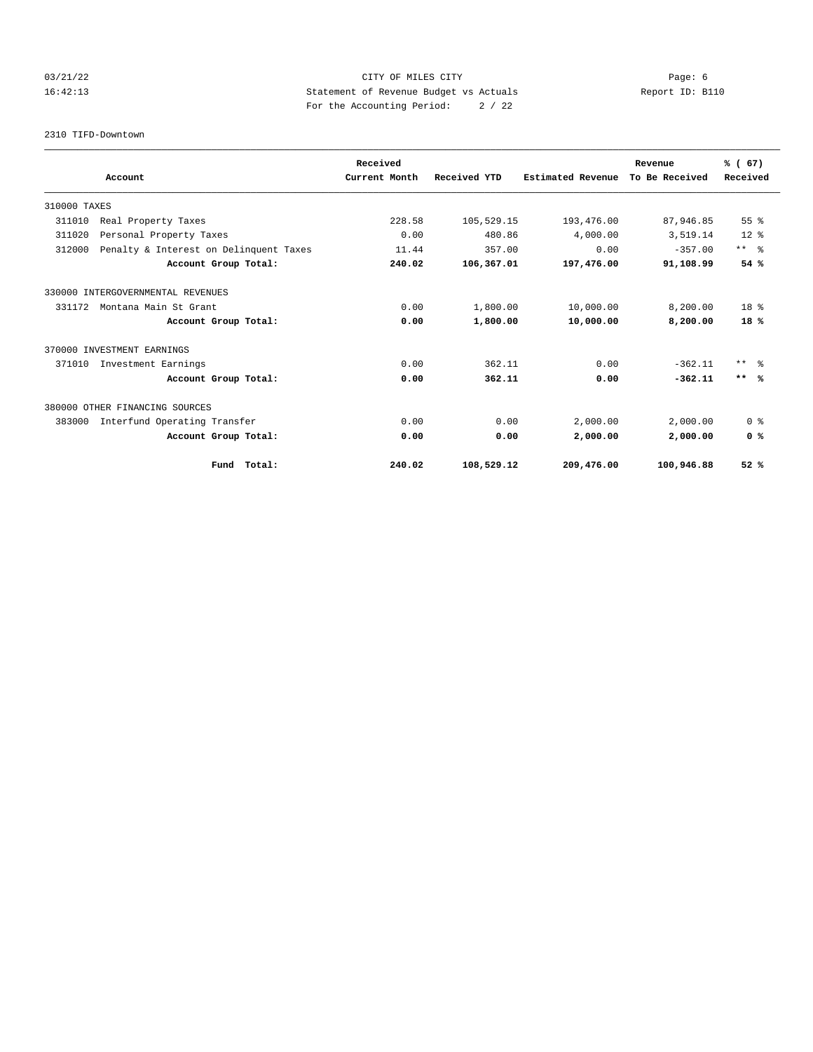CITY OF MILES CITY
Statement of Revenue Budget vs Actuals
For the Accounting Period: 2 / 22

03/21/22
16:42:13

Report ID: B110

2310 TIFD-Downtown

| Account | Received Current Month | Received YTD | Estimated Revenue | Revenue To Be Received | % ( 67) Received |
|---|---|---|---|---|---|
| 310000 TAXES | | | | | |
| 311010 Real Property Taxes | 228.58 | 105,529.15 | 193,476.00 | 87,946.85 | 55 % |
| 311020 Personal Property Taxes | 0.00 | 480.86 | 4,000.00 | 3,519.14 | 12 % |
| 312000 Penalty & Interest on Delinquent Taxes | 11.44 | 357.00 | 0.00 | -357.00 | ** % |
| **Account Group Total:** | **240.02** | **106,367.01** | **197,476.00** | **91,108.99** | **54 %** |
| 330000 INTERGOVERNMENTAL REVENUES | | | | | |
| 331172 Montana Main St Grant | 0.00 | 1,800.00 | 10,000.00 | 8,200.00 | 18 % |
| **Account Group Total:** | **0.00** | **1,800.00** | **10,000.00** | **8,200.00** | **18 %** |
| 370000 INVESTMENT EARNINGS | | | | | |
| 371010 Investment Earnings | 0.00 | 362.11 | 0.00 | -362.11 | ** % |
| **Account Group Total:** | **0.00** | **362.11** | **0.00** | **-362.11** | **** %** |
| 380000 OTHER FINANCING SOURCES | | | | | |
| 383000 Interfund Operating Transfer | 0.00 | 0.00 | 2,000.00 | 2,000.00 | 0 % |
| **Account Group Total:** | **0.00** | **0.00** | **2,000.00** | **2,000.00** | **0 %** |
| **Fund Total:** | **240.02** | **108,529.12** | **209,476.00** | **100,946.88** | **52 %** |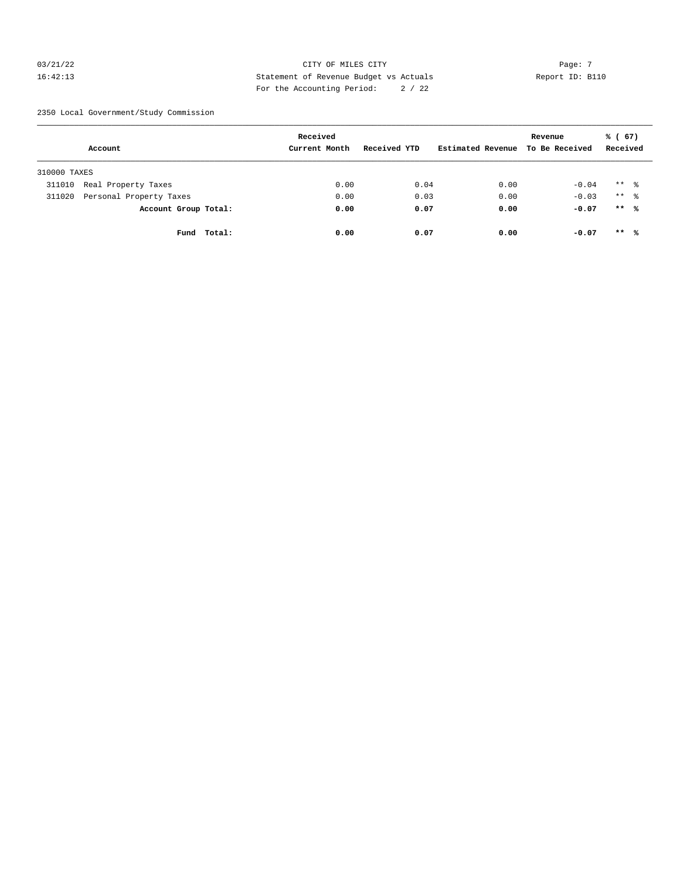CITY OF MILES CITY
Statement of Revenue Budget vs Actuals
For the Accounting Period: 2 / 22

Report ID: B110

2350 Local Government/Study Commission

| Account | Received Current Month | Received YTD | Estimated Revenue | Revenue To Be Received | % ( 67) Received |
|---|---|---|---|---|---|
| 310000 TAXES | | | | | |
| 311010 Real Property Taxes | 0.00 | 0.04 | 0.00 | -0.04 | ** % |
| 311020 Personal Property Taxes | 0.00 | 0.03 | 0.00 | -0.03 | ** % |
| **Account Group Total:** | **0.00** | **0.07** | **0.00** | **-0.07** | **\*\* %** |
| **Fund Total:** | **0.00** | **0.07** | **0.00** | **-0.07** | **\*\* %** |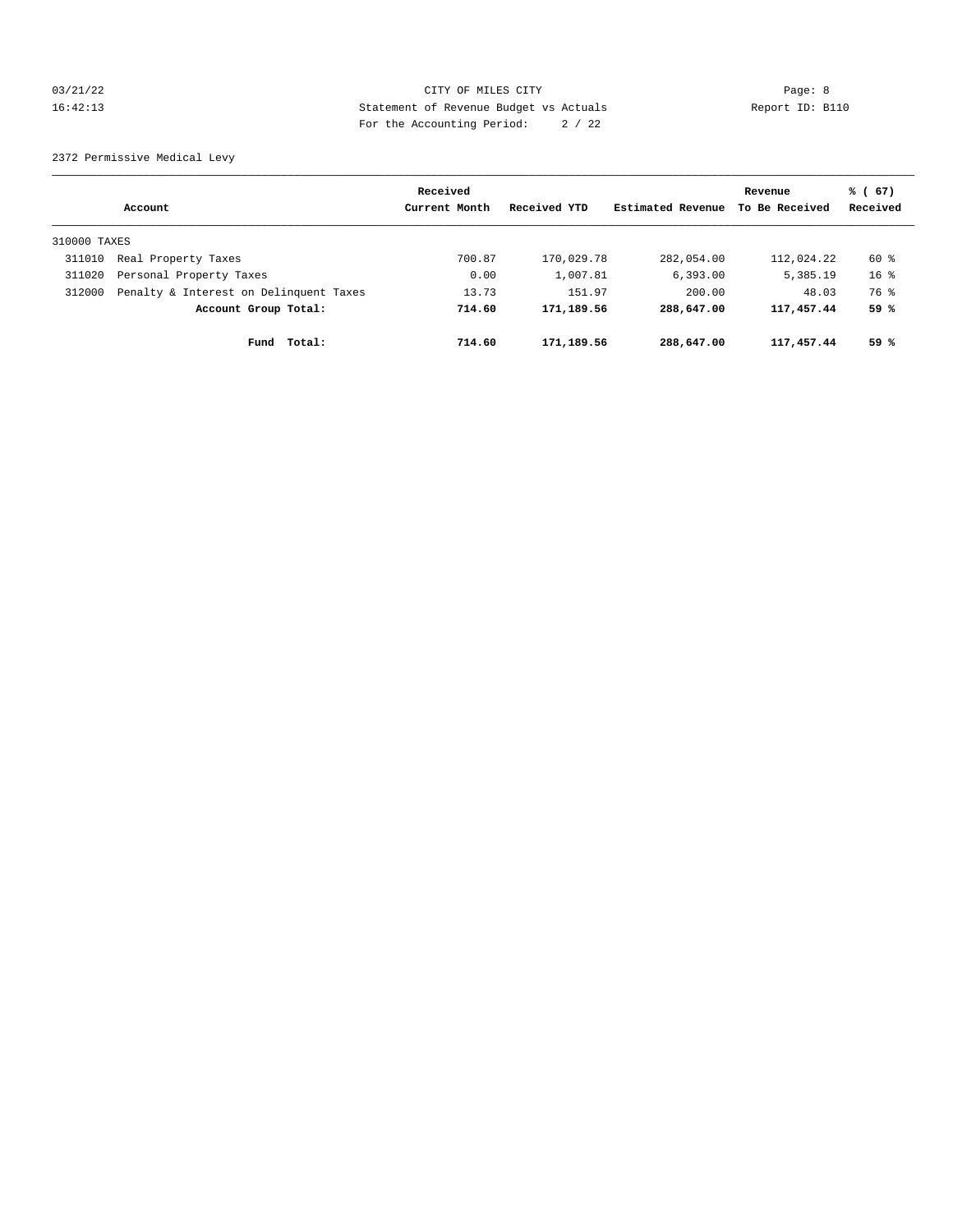2372 Permissive Medical Levy

| Account | | Received Current Month | Received YTD | Estimated Revenue | Revenue To Be Received | % ( 67) Received |
|---|---|---|---|---|---|---|
| 310000 TAXES | | | | | | |
| 311010 | Real Property Taxes | 700.87 | 170,029.78 | 282,054.00 | 112,024.22 | 60 % |
| 311020 | Personal Property Taxes | 0.00 | 1,007.81 | 6,393.00 | 5,385.19 | 16 % |
| 312000 | Penalty & Interest on Delinquent Taxes | 13.73 | 151.97 | 200.00 | 48.03 | 76 % |
| | **Account Group Total:** | **714.60** | **171,189.56** | **288,647.00** | **117,457.44** | **59 %** |
| | **Fund Total:** | **714.60** | **171,189.56** | **288,647.00** | **117,457.44** | **59 %** |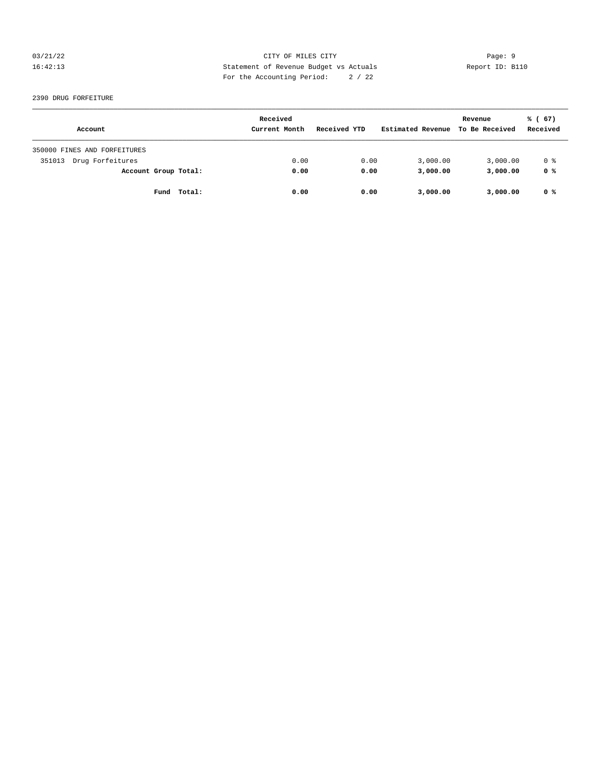CITY OF MILES CITY
Statement of Revenue Budget vs Actuals
For the Accounting Period: 2 / 22

03/21/22 16:42:13
Report ID: B110

2390 DRUG FORFEITURE

| Account | Received Current Month | Received YTD | Estimated Revenue | Revenue To Be Received | % ( 67) Received |
|---|---|---|---|---|---|
| 350000 FINES AND FORFEITURES | | | | | |
| 351013 Drug Forfeitures | 0.00 | 0.00 | 3,000.00 | 3,000.00 | 0 % |
| **Account Group Total:** | **0.00** | **0.00** | **3,000.00** | **3,000.00** | **0 %** |
| **Fund Total:** | **0.00** | **0.00** | **3,000.00** | **3,000.00** | **0 %** |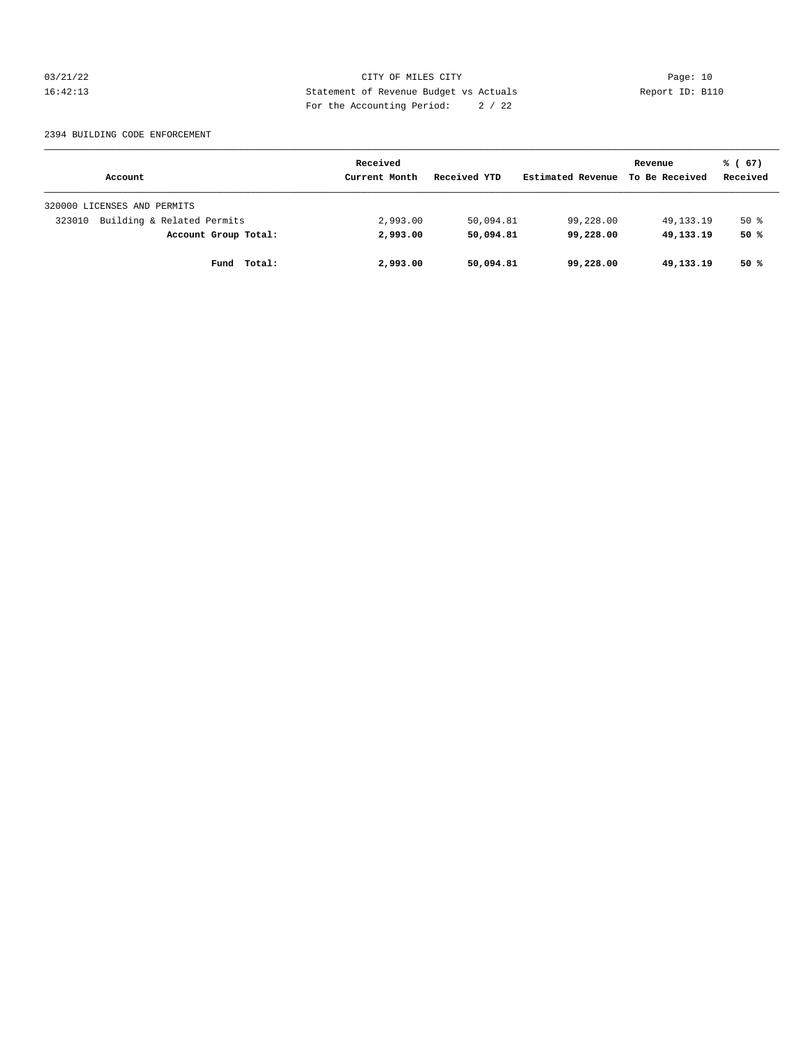CITY OF MILES CITY
Statement of Revenue Budget vs Actuals
For the Accounting Period: 2 / 22

2394 BUILDING CODE ENFORCEMENT

| Account | Received Current Month | Received YTD | Estimated Revenue | Revenue To Be Received | % ( 67) Received |
|---|---|---|---|---|---|
| 320000 LICENSES AND PERMITS | | | | | |
| 323010 Building & Related Permits | 2,993.00 | 50,094.81 | 99,228.00 | 49,133.19 | 50 % |
| **Account Group Total:** | **2,993.00** | **50,094.81** | **99,228.00** | **49,133.19** | **50 %** |
| **Fund Total:** | **2,993.00** | **50,094.81** | **99,228.00** | **49,133.19** | **50 %** |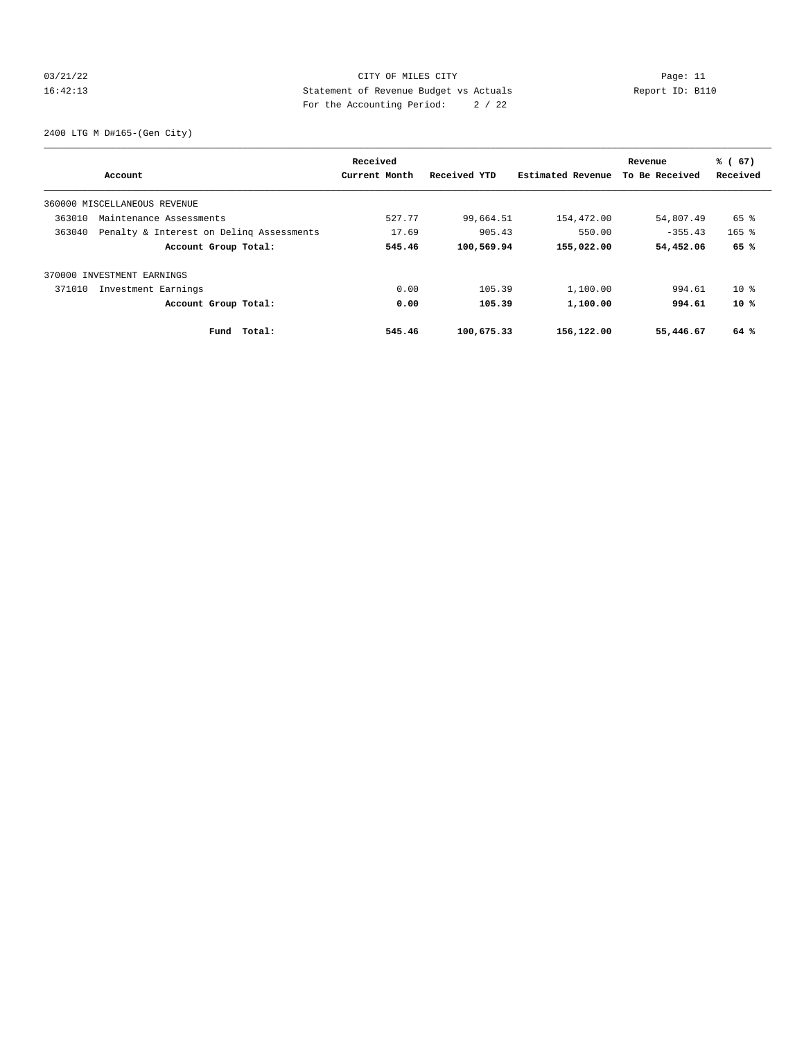CITY OF MILES CITY

Statement of Revenue Budget vs Actuals

For the Accounting Period: 2 / 22

2400 LTG M D#165-(Gen City)

| Account | Received Current Month | Received YTD | Estimated Revenue | Revenue To Be Received | % ( 67) Received |
|---|---|---|---|---|---|
| 360000 MISCELLANEOUS REVENUE | | | | | |
| 363010 Maintenance Assessments | 527.77 | 99,664.51 | 154,472.00 | 54,807.49 | 65 % |
| 363040 Penalty & Interest on Delinq Assessments | 17.69 | 905.43 | 550.00 | -355.43 | 165 % |
| **Account Group Total:** | **545.46** | **100,569.94** | **155,022.00** | **54,452.06** | **65 %** |
| 370000 INVESTMENT EARNINGS | | | | | |
| 371010 Investment Earnings | 0.00 | 105.39 | 1,100.00 | 994.61 | 10 % |
| **Account Group Total:** | **0.00** | **105.39** | **1,100.00** | **994.61** | **10 %** |
| **Fund Total:** | **545.46** | **100,675.33** | **156,122.00** | **55,446.67** | **64 %** |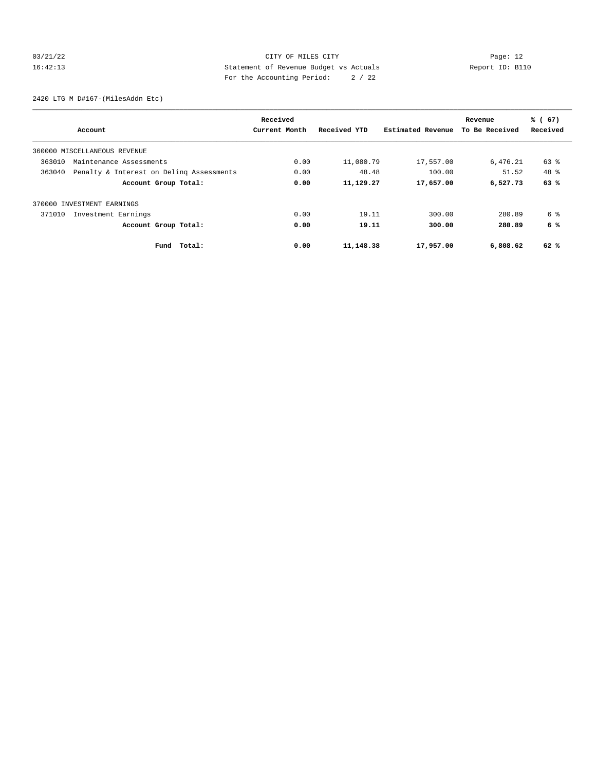CITY OF MILES CITY
Statement of Revenue Budget vs Actuals
For the Accounting Period: 2 / 22

2420 LTG M D#167-(MilesAddn Etc)

| Account | Received Current Month | Received YTD | Estimated Revenue | Revenue To Be Received | % ( 67) Received |
|---|---|---|---|---|---|
| 360000 MISCELLANEOUS REVENUE | | | | | |
| 363010 Maintenance Assessments | 0.00 | 11,080.79 | 17,557.00 | 6,476.21 | 63 % |
| 363040 Penalty & Interest on Delinq Assessments | 0.00 | 48.48 | 100.00 | 51.52 | 48 % |
| **Account Group Total:** | **0.00** | **11,129.27** | **17,657.00** | **6,527.73** | **63 %** |
| 370000 INVESTMENT EARNINGS | | | | | |
| 371010 Investment Earnings | 0.00 | 19.11 | 300.00 | 280.89 | 6 % |
| **Account Group Total:** | **0.00** | **19.11** | **300.00** | **280.89** | **6 %** |
| **Fund Total:** | **0.00** | **11,148.38** | **17,957.00** | **6,808.62** | **62 %** |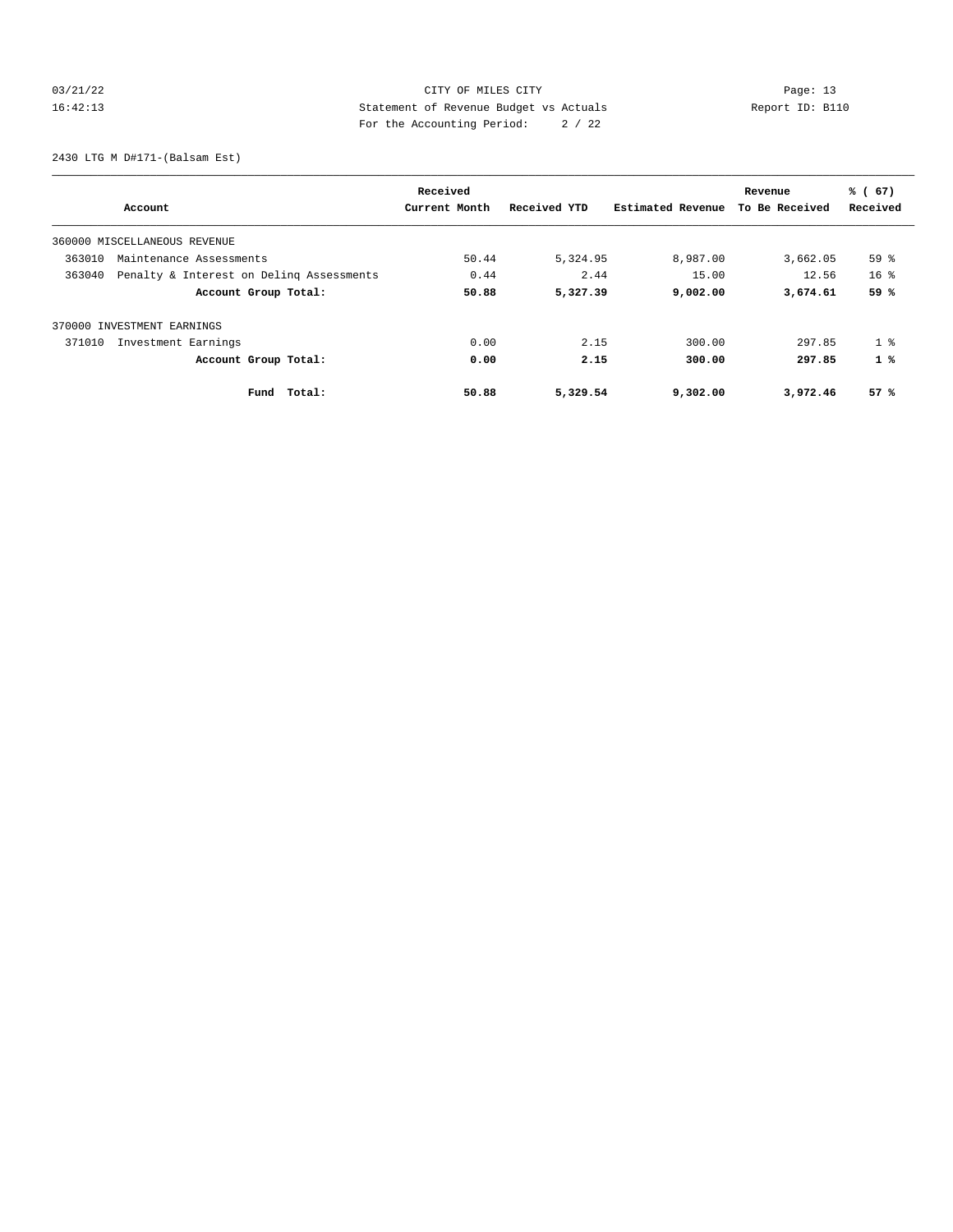CITY OF MILES CITY
Statement of Revenue Budget vs Actuals
For the Accounting Period: 2 / 22

2430 LTG M D#171-(Balsam Est)

| Account | Received Current Month | Received YTD | Estimated Revenue | Revenue To Be Received | % ( 67) Received |
|---|---|---|---|---|---|
| 360000 MISCELLANEOUS REVENUE | | | | | |
| 363010 Maintenance Assessments | 50.44 | 5,324.95 | 8,987.00 | 3,662.05 | 59 % |
| 363040 Penalty & Interest on Delinq Assessments | 0.44 | 2.44 | 15.00 | 12.56 | 16 % |
| **Account Group Total:** | **50.88** | **5,327.39** | **9,002.00** | **3,674.61** | **59 %** |
| 370000 INVESTMENT EARNINGS | | | | | |
| 371010 Investment Earnings | 0.00 | 2.15 | 300.00 | 297.85 | 1 % |
| **Account Group Total:** | **0.00** | **2.15** | **300.00** | **297.85** | **1 %** |
| **Fund Total:** | **50.88** | **5,329.54** | **9,302.00** | **3,972.46** | **57 %** |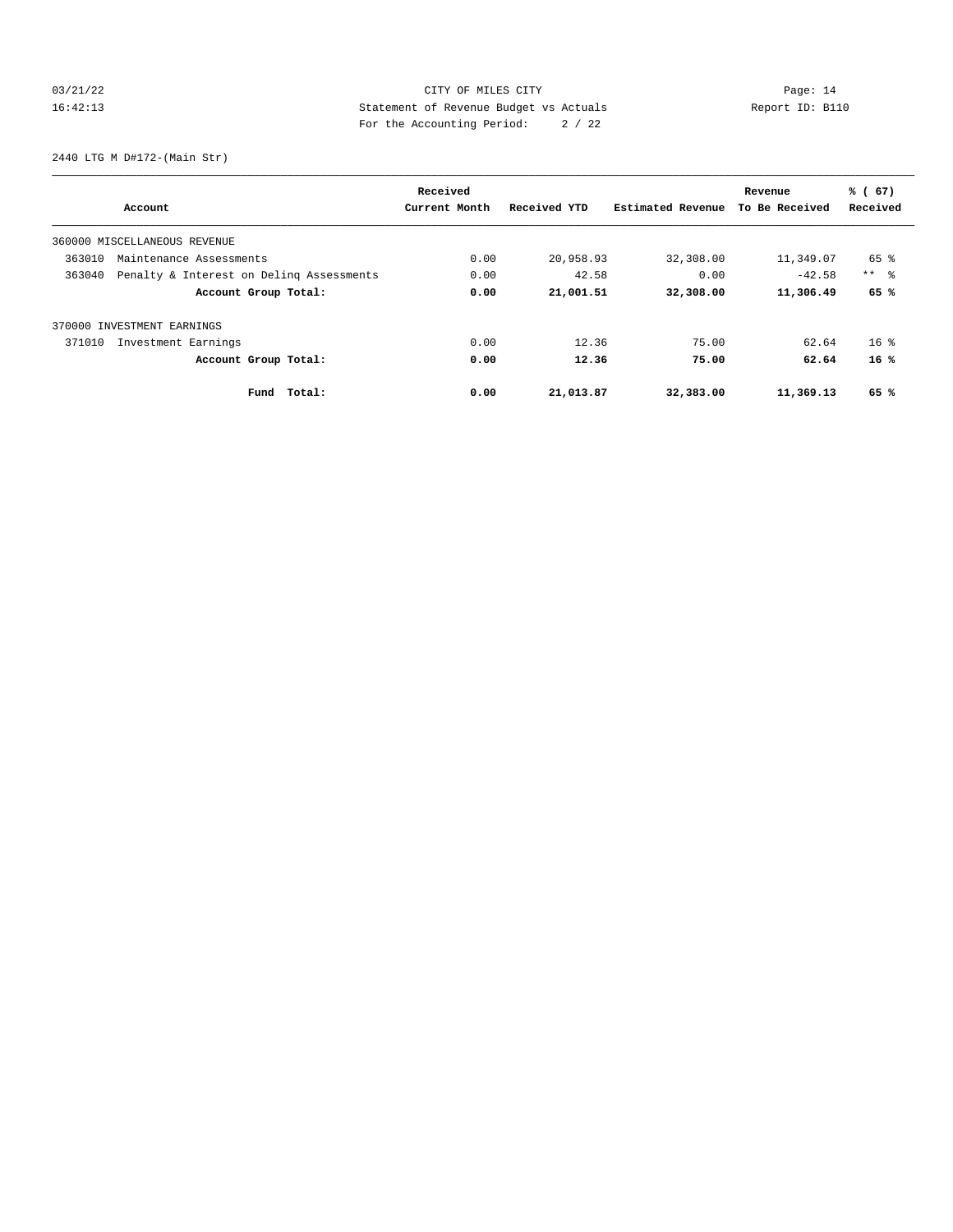CITY OF MILES CITY

Statement of Revenue Budget vs Actuals

For the Accounting Period: 2 / 22

03/21/22 16:42:13 Report ID: B110

2440 LTG M D#172-(Main Str)

| Account | | Received Current Month | Received YTD | Estimated Revenue | Revenue To Be Received | % ( 67) Received |
|---|---|---|---|---|---|---|
| 360000 MISCELLANEOUS REVENUE | | | | | | |
| 363010 | Maintenance Assessments | 0.00 | 20,958.93 | 32,308.00 | 11,349.07 | 65 % |
| 363040 | Penalty & Interest on Delinq Assessments | 0.00 | 42.58 | 0.00 | -42.58 | ** % |
| | **Account Group Total:** | **0.00** | **21,001.51** | **32,308.00** | **11,306.49** | **65 %** |
| 370000 INVESTMENT EARNINGS | | | | | | |
| 371010 | Investment Earnings | 0.00 | 12.36 | 75.00 | 62.64 | 16 % |
| | **Account Group Total:** | **0.00** | **12.36** | **75.00** | **62.64** | **16 %** |
| | **Fund Total:** | **0.00** | **21,013.87** | **32,383.00** | **11,369.13** | **65 %** |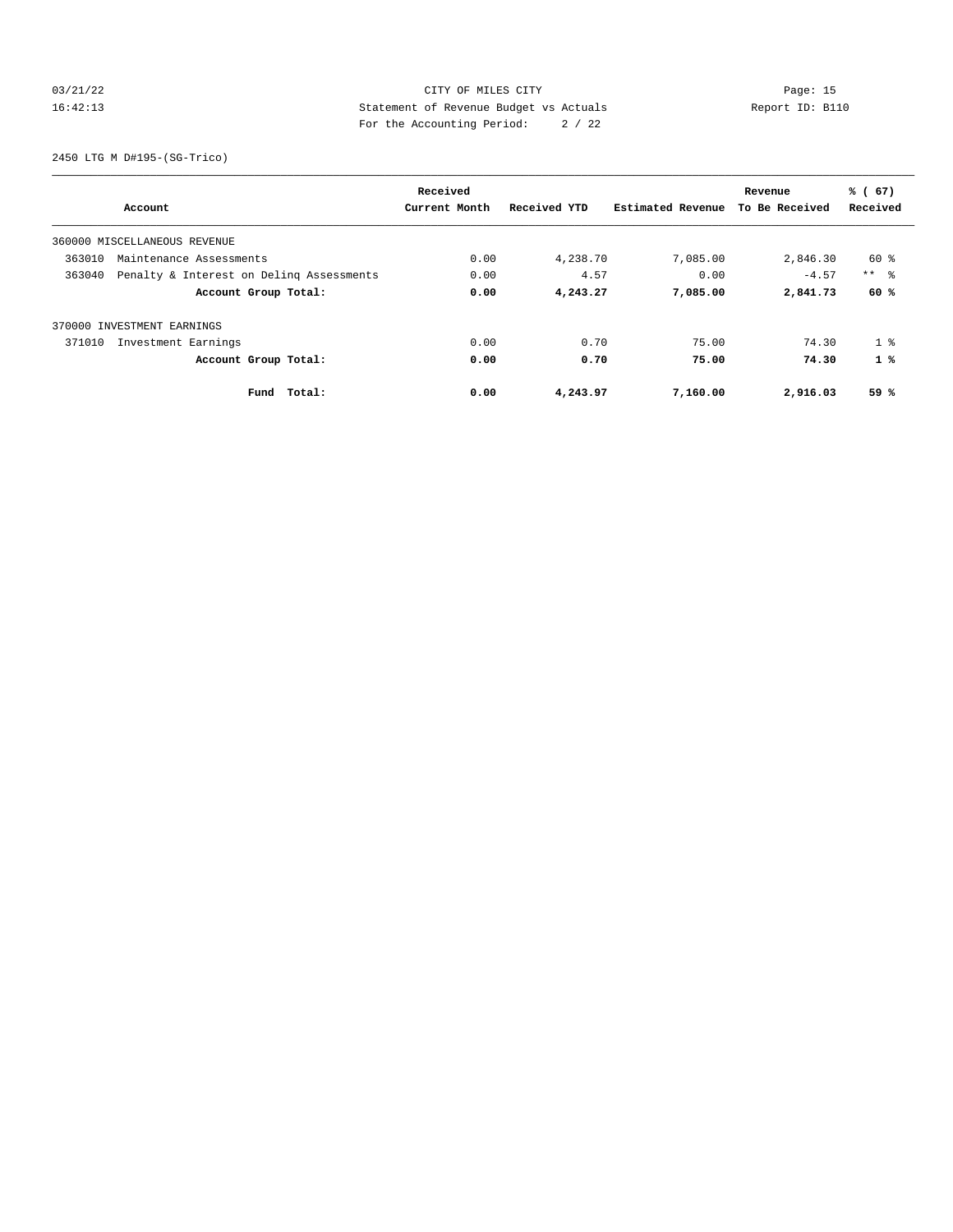CITY OF MILES CITY
Statement of Revenue Budget vs Actuals
For the Accounting Period: 2 / 22

03/21/22
16:42:13

Report ID: B110

2450 LTG M D#195-(SG-Trico)

| Account | Received Current Month | Received YTD | Estimated Revenue | Revenue To Be Received | % ( 67) Received |
|---|---|---|---|---|---|
| 360000 MISCELLANEOUS REVENUE | | | | | |
| 363010 Maintenance Assessments | 0.00 | 4,238.70 | 7,085.00 | 2,846.30 | 60 % |
| 363040 Penalty & Interest on Delinq Assessments | 0.00 | 4.57 | 0.00 | -4.57 | ** % |
| **Account Group Total:** | **0.00** | **4,243.27** | **7,085.00** | **2,841.73** | **60 %** |
| 370000 INVESTMENT EARNINGS | | | | | |
| 371010 Investment Earnings | 0.00 | 0.70 | 75.00 | 74.30 | 1 % |
| **Account Group Total:** | **0.00** | **0.70** | **75.00** | **74.30** | **1 %** |
| **Fund Total:** | **0.00** | **4,243.97** | **7,160.00** | **2,916.03** | **59 %** |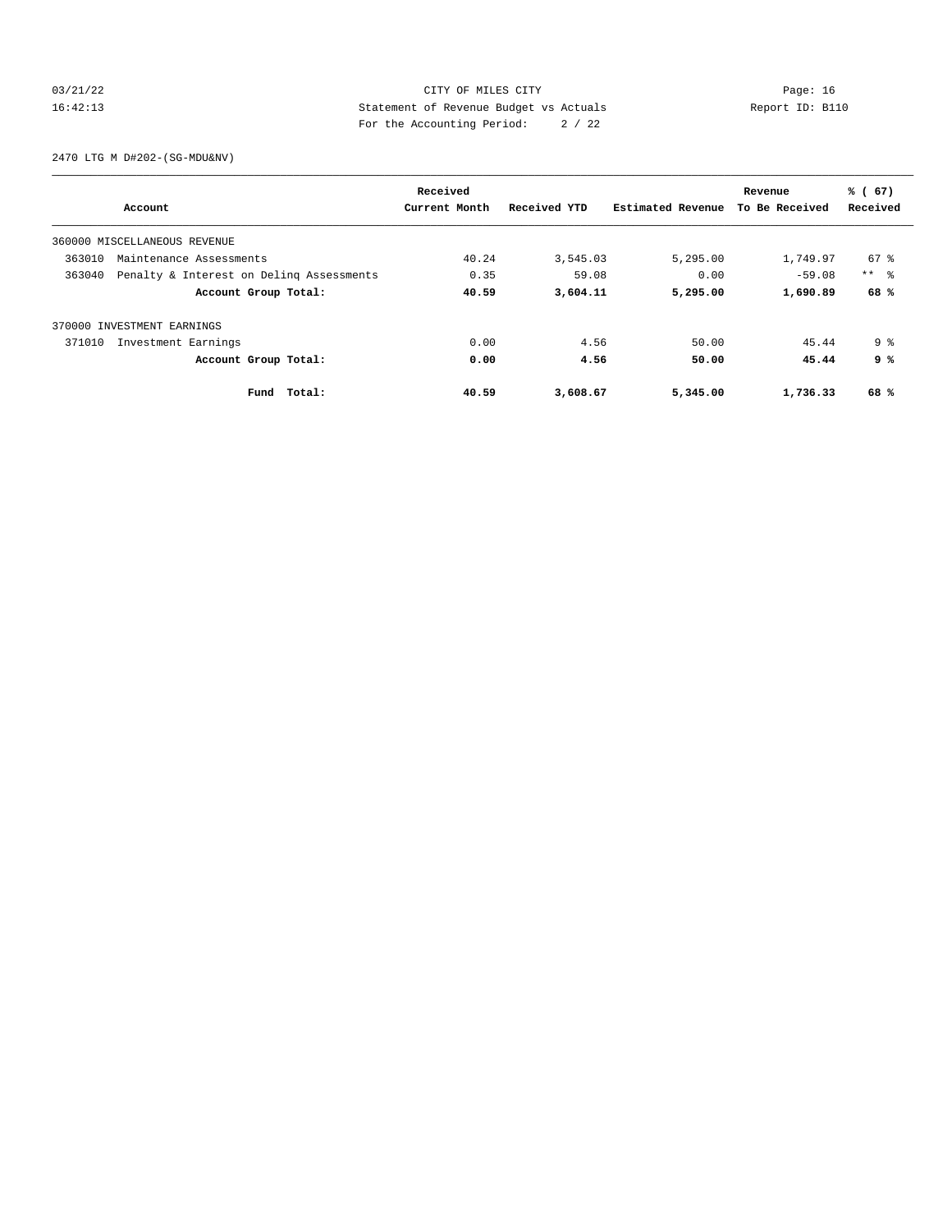CITY OF MILES CITY
Statement of Revenue Budget vs Actuals
For the Accounting Period: 2 / 22

03/21/22
16:42:13

Report ID: B110

2470 LTG M D#202-(SG-MDU&NV)

| Account | Received Current Month | Received YTD | Estimated Revenue | Revenue To Be Received | % ( 67) Received |
|---|---|---|---|---|---|
| 360000 MISCELLANEOUS REVENUE | | | | | |
| 363010 Maintenance Assessments | 40.24 | 3,545.03 | 5,295.00 | 1,749.97 | 67 % |
| 363040 Penalty & Interest on Delinq Assessments | 0.35 | 59.08 | 0.00 | -59.08 | ** % |
| **Account Group Total:** | **40.59** | **3,604.11** | **5,295.00** | **1,690.89** | **68 %** |
| 370000 INVESTMENT EARNINGS | | | | | |
| 371010 Investment Earnings | 0.00 | 4.56 | 50.00 | 45.44 | 9 % |
| **Account Group Total:** | **0.00** | **4.56** | **50.00** | **45.44** | **9 %** |
| **Fund Total:** | **40.59** | **3,608.67** | **5,345.00** | **1,736.33** | **68 %** |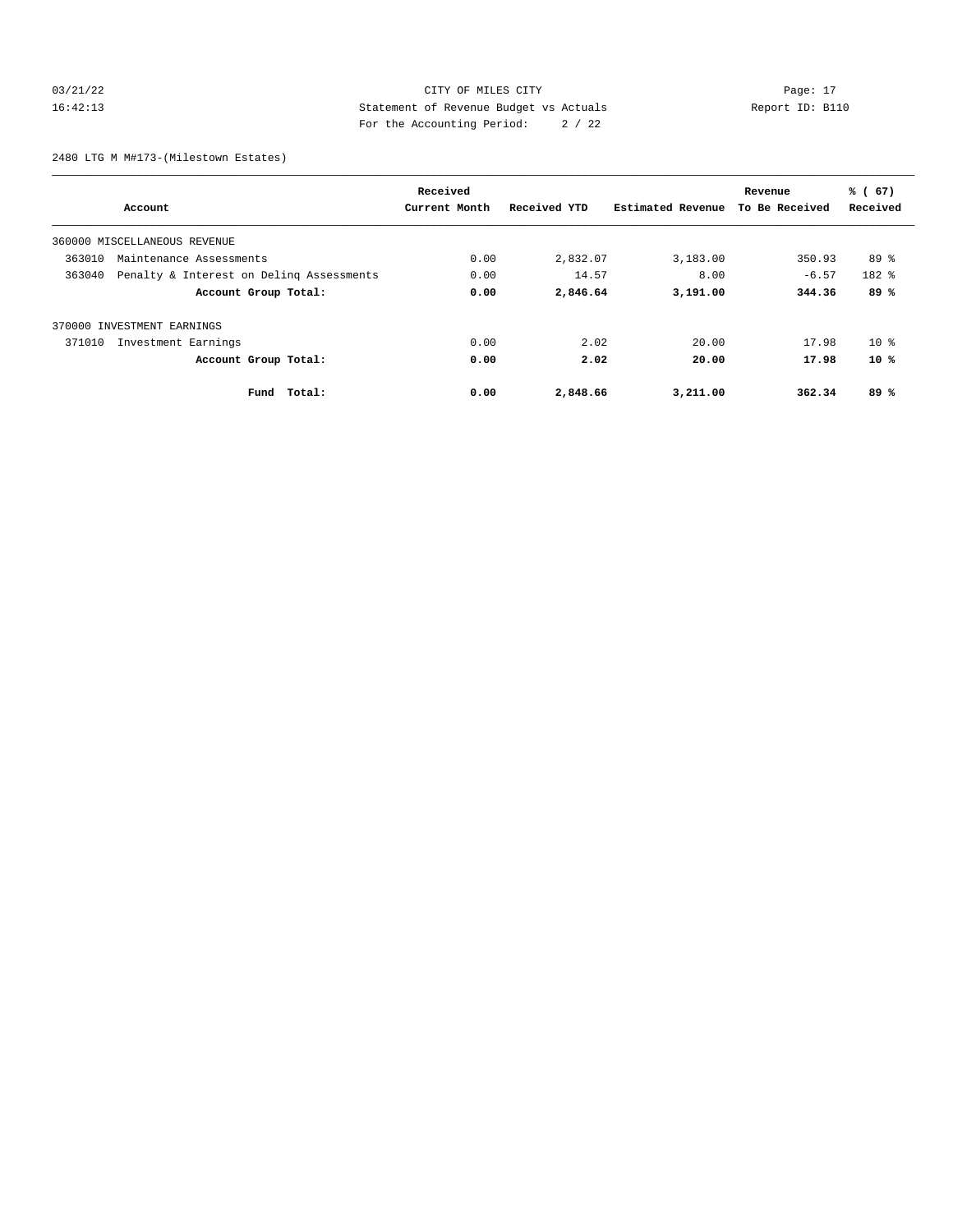CITY OF MILES CITY
Statement of Revenue Budget vs Actuals
For the Accounting Period: 2 / 22

03/21/22
16:42:13

Page: 17
Report ID: B110

2480 LTG M M#173-(Milestown Estates)

| Account | Received Current Month | Received YTD | Estimated Revenue | Revenue To Be Received | % ( 67) Received |
|---|---|---|---|---|---|
| 360000 MISCELLANEOUS REVENUE | | | | | |
| 363010 Maintenance Assessments | 0.00 | 2,832.07 | 3,183.00 | 350.93 | 89 % |
| 363040 Penalty & Interest on Delinq Assessments | 0.00 | 14.57 | 8.00 | -6.57 | 182 % |
| **Account Group Total:** | **0.00** | **2,846.64** | **3,191.00** | **344.36** | **89 %** |
| 370000 INVESTMENT EARNINGS | | | | | |
| 371010 Investment Earnings | 0.00 | 2.02 | 20.00 | 17.98 | 10 % |
| **Account Group Total:** | **0.00** | **2.02** | **20.00** | **17.98** | **10 %** |
| **Fund Total:** | **0.00** | **2,848.66** | **3,211.00** | **362.34** | **89 %** |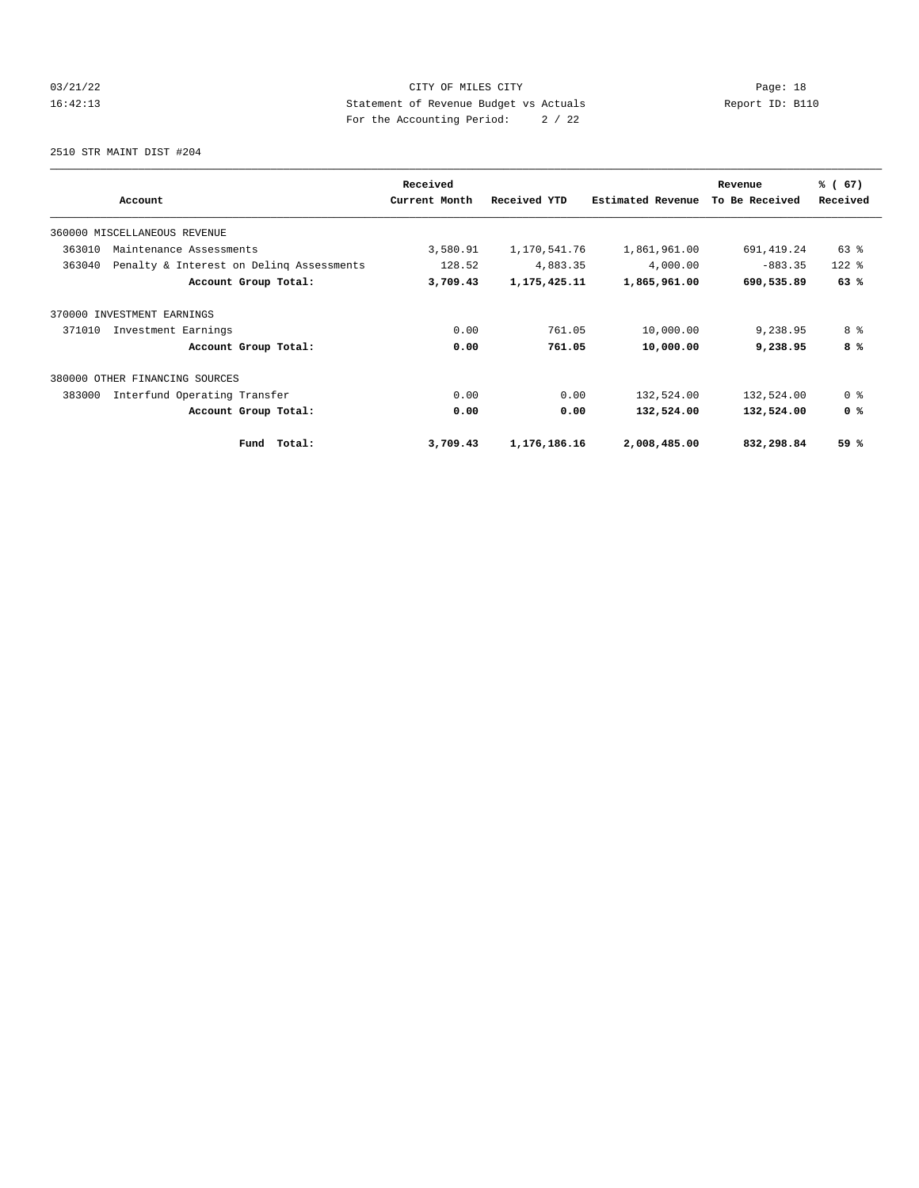CITY OF MILES CITY
Statement of Revenue Budget vs Actuals
For the Accounting Period: 2 / 22

03/21/22
16:42:13

Report ID: B110

2510 STR MAINT DIST #204

| Account | Received Current Month | Received YTD | Estimated Revenue | Revenue To Be Received | % ( 67) Received |
|---|---|---|---|---|---|
| 360000 MISCELLANEOUS REVENUE | | | | | |
| 363010 Maintenance Assessments | 3,580.91 | 1,170,541.76 | 1,861,961.00 | 691,419.24 | 63 % |
| 363040 Penalty & Interest on Delinq Assessments | 128.52 | 4,883.35 | 4,000.00 | -883.35 | 122 % |
| **Account Group Total:** | **3,709.43** | **1,175,425.11** | **1,865,961.00** | **690,535.89** | **63 %** |
| 370000 INVESTMENT EARNINGS | | | | | |
| 371010 Investment Earnings | 0.00 | 761.05 | 10,000.00 | 9,238.95 | 8 % |
| **Account Group Total:** | **0.00** | **761.05** | **10,000.00** | **9,238.95** | **8 %** |
| 380000 OTHER FINANCING SOURCES | | | | | |
| 383000 Interfund Operating Transfer | 0.00 | 0.00 | 132,524.00 | 132,524.00 | 0 % |
| **Account Group Total:** | **0.00** | **0.00** | **132,524.00** | **132,524.00** | **0 %** |
| **Fund Total:** | **3,709.43** | **1,176,186.16** | **2,008,485.00** | **832,298.84** | **59 %** |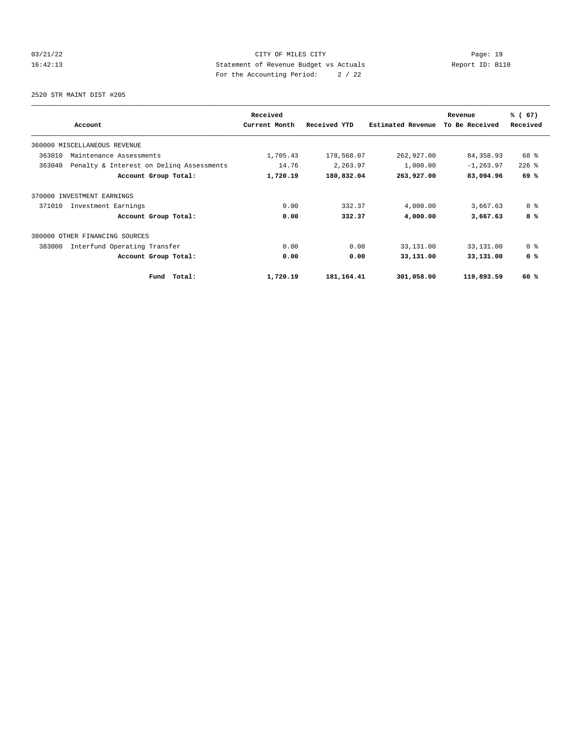CITY OF MILES CITY
Statement of Revenue Budget vs Actuals
For the Accounting Period: 2 / 22

2520 STR MAINT DIST #205

| Account | Received Current Month | Received YTD | Estimated Revenue | Revenue To Be Received | % ( 67) Received |
|---|---|---|---|---|---|
| 360000 MISCELLANEOUS REVENUE | | | | | |
| 363010 Maintenance Assessments | 1,705.43 | 178,568.07 | 262,927.00 | 84,358.93 | 68 % |
| 363040 Penalty & Interest on Delinq Assessments | 14.76 | 2,263.97 | 1,000.00 | -1,263.97 | 226 % |
| **Account Group Total:** | **1,720.19** | **180,832.04** | **263,927.00** | **83,094.96** | **69 %** |
| 370000 INVESTMENT EARNINGS | | | | | |
| 371010 Investment Earnings | 0.00 | 332.37 | 4,000.00 | 3,667.63 | 8 % |
| **Account Group Total:** | **0.00** | **332.37** | **4,000.00** | **3,667.63** | **8 %** |
| 380000 OTHER FINANCING SOURCES | | | | | |
| 383000 Interfund Operating Transfer | 0.00 | 0.00 | 33,131.00 | 33,131.00 | 0 % |
| **Account Group Total:** | **0.00** | **0.00** | **33,131.00** | **33,131.00** | **0 %** |
| **Fund Total:** | **1,720.19** | **181,164.41** | **301,058.00** | **119,893.59** | **60 %** |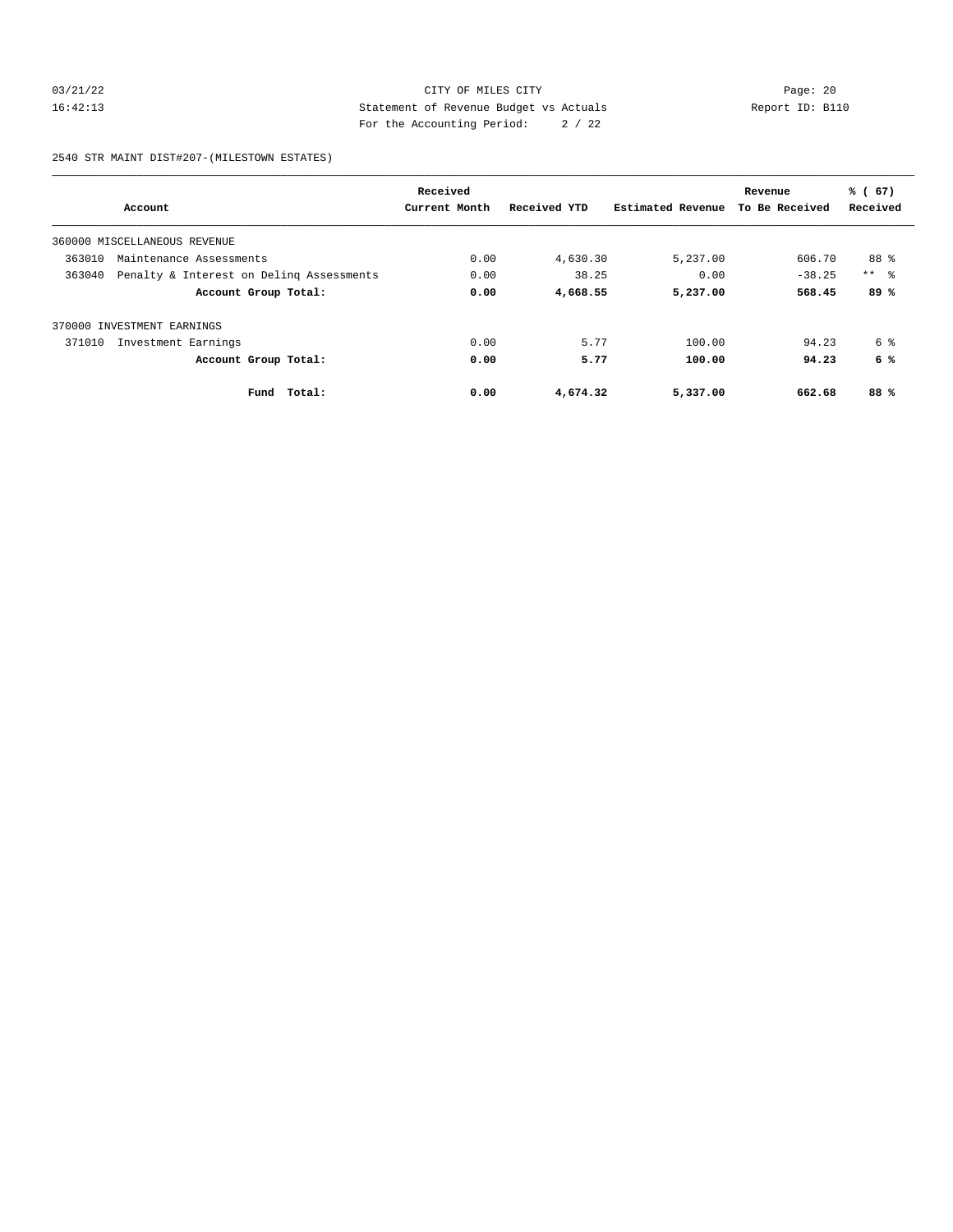CITY OF MILES CITY
Statement of Revenue Budget vs Actuals
For the Accounting Period: 2 / 22

2540 STR MAINT DIST#207-(MILESTOWN ESTATES)

| Account | Received Current Month | Received YTD | Estimated Revenue | Revenue To Be Received | % ( 67) Received |
|---|---|---|---|---|---|
| 360000 MISCELLANEOUS REVENUE | | | | | |
| 363010 Maintenance Assessments | 0.00 | 4,630.30 | 5,237.00 | 606.70 | 88 % |
| 363040 Penalty & Interest on Delinq Assessments | 0.00 | 38.25 | 0.00 | -38.25 | ** % |
| **Account Group Total:** | **0.00** | **4,668.55** | **5,237.00** | **568.45** | **89 %** |
| 370000 INVESTMENT EARNINGS | | | | | |
| 371010 Investment Earnings | 0.00 | 5.77 | 100.00 | 94.23 | 6 % |
| **Account Group Total:** | **0.00** | **5.77** | **100.00** | **94.23** | **6 %** |
| **Fund Total:** | **0.00** | **4,674.32** | **5,337.00** | **662.68** | **88 %** |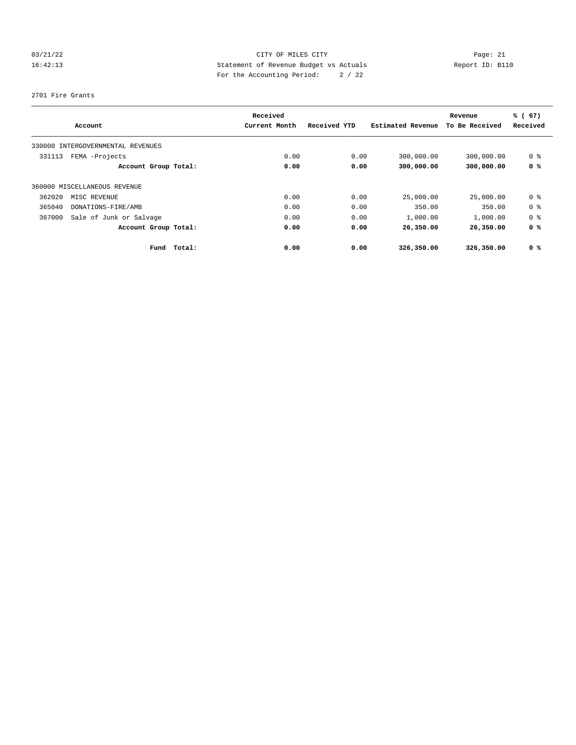CITY OF MILES CITY
Statement of Revenue Budget vs Actuals
For the Accounting Period: 2 / 22

03/21/22
16:42:13

Report ID: B110

2701 Fire Grants

| Account | Received Current Month | Received YTD | Estimated Revenue | Revenue To Be Received | % ( 67) Received |
|---|---|---|---|---|---|
| 330000 INTERGOVERNMENTAL REVENUES | | | | | |
| 331113 FEMA -Projects | 0.00 | 0.00 | 300,000.00 | 300,000.00 | 0 % |
| **Account Group Total:** | **0.00** | **0.00** | **300,000.00** | **300,000.00** | **0 %** |
| 360000 MISCELLANEOUS REVENUE | | | | | |
| 362020 MISC REVENUE | 0.00 | 0.00 | 25,000.00 | 25,000.00 | 0 % |
| 365040 DONATIONS-FIRE/AMB | 0.00 | 0.00 | 350.00 | 350.00 | 0 % |
| 367000 Sale of Junk or Salvage | 0.00 | 0.00 | 1,000.00 | 1,000.00 | 0 % |
| **Account Group Total:** | **0.00** | **0.00** | **26,350.00** | **26,350.00** | **0 %** |
| **Fund Total:** | **0.00** | **0.00** | **326,350.00** | **326,350.00** | **0 %** |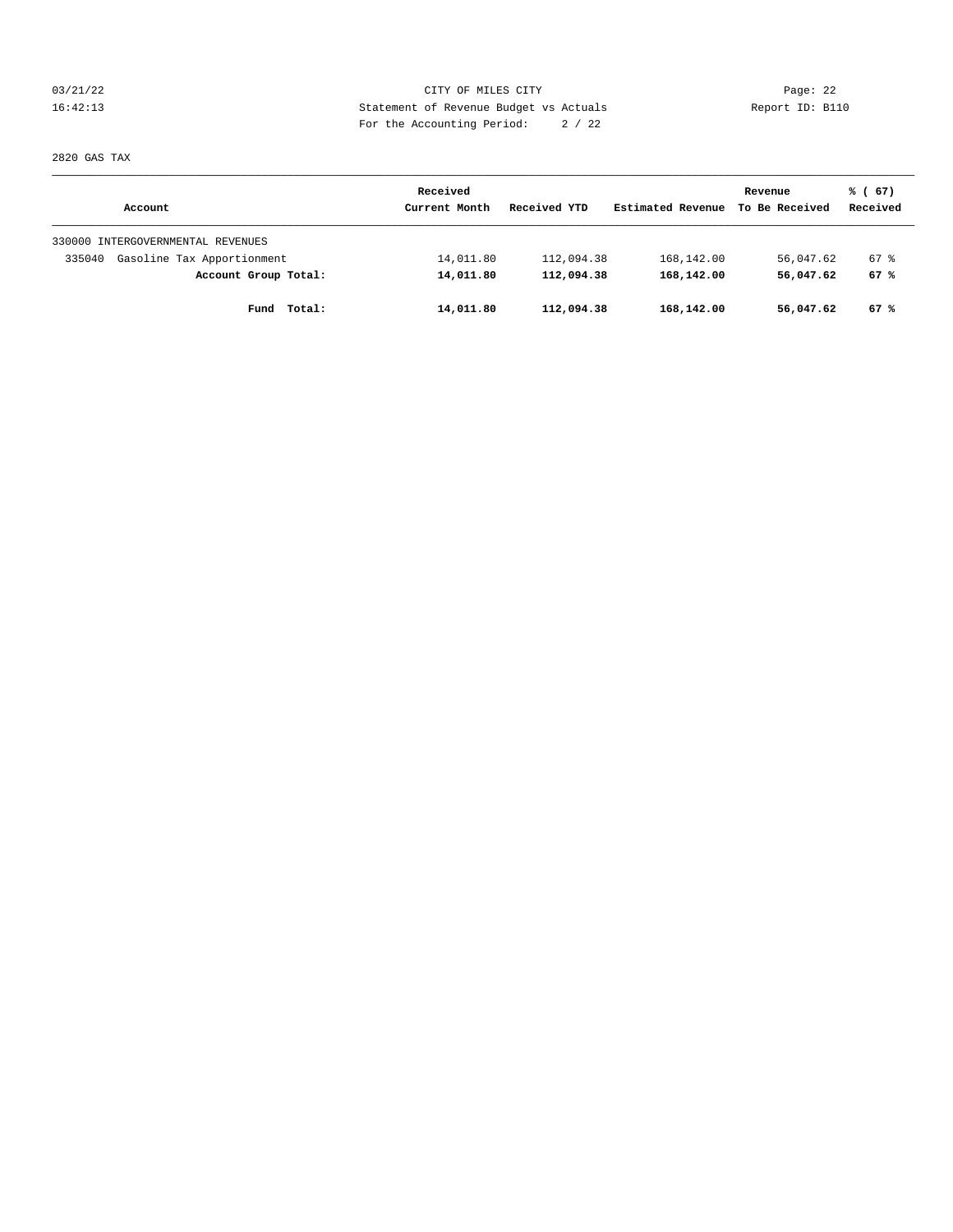CITY OF MILES CITY
Statement of Revenue Budget vs Actuals
For the Accounting Period: 2 / 22

2820 GAS TAX

| Account | Received Current Month | Received YTD | Estimated Revenue | Revenue To Be Received | % ( 67) Received |
|---|---|---|---|---|---|
| 330000 INTERGOVERNMENTAL REVENUES | | | | | |
| 335040 Gasoline Tax Apportionment | 14,011.80 | 112,094.38 | 168,142.00 | 56,047.62 | 67 % |
| **Account Group Total:** | **14,011.80** | **112,094.38** | **168,142.00** | **56,047.62** | **67 %** |
| **Fund Total:** | **14,011.80** | **112,094.38** | **168,142.00** | **56,047.62** | **67 %** |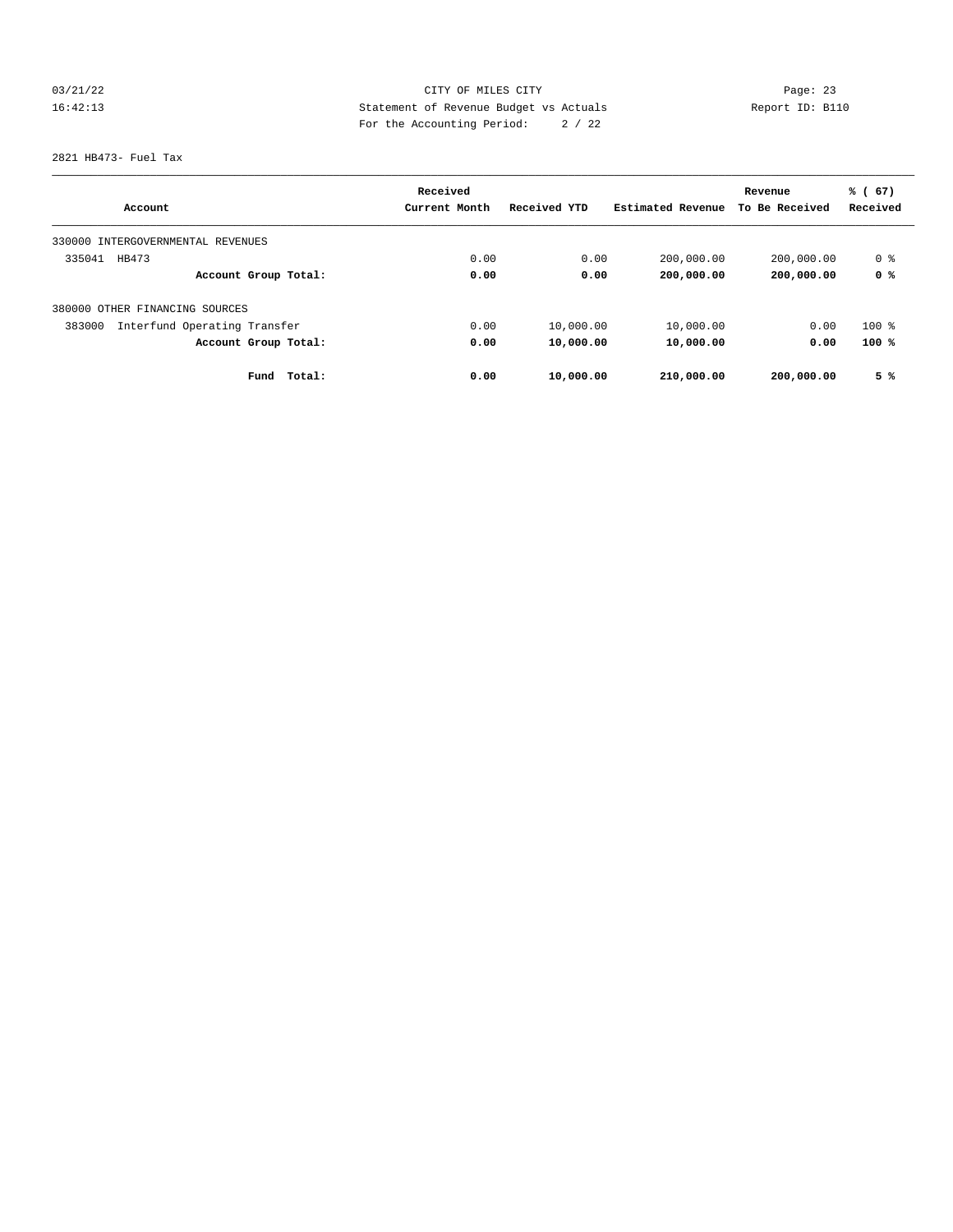CITY OF MILES CITY
Statement of Revenue Budget vs Actuals
For the Accounting Period: 2 / 22

2821 HB473- Fuel Tax

| Account | Received Current Month | Received YTD | Estimated Revenue | Revenue To Be Received | % ( 67) Received |
|---|---|---|---|---|---|
| 330000 INTERGOVERNMENTAL REVENUES | | | | | |
| 335041 HB473 | 0.00 | 0.00 | 200,000.00 | 200,000.00 | 0 % |
| **Account Group Total:** | **0.00** | **0.00** | **200,000.00** | **200,000.00** | **0 %** |
| 380000 OTHER FINANCING SOURCES | | | | | |
| 383000 Interfund Operating Transfer | 0.00 | 10,000.00 | 10,000.00 | 0.00 | 100 % |
| **Account Group Total:** | **0.00** | **10,000.00** | **10,000.00** | **0.00** | **100 %** |
| **Fund Total:** | **0.00** | **10,000.00** | **210,000.00** | **200,000.00** | **5 %** |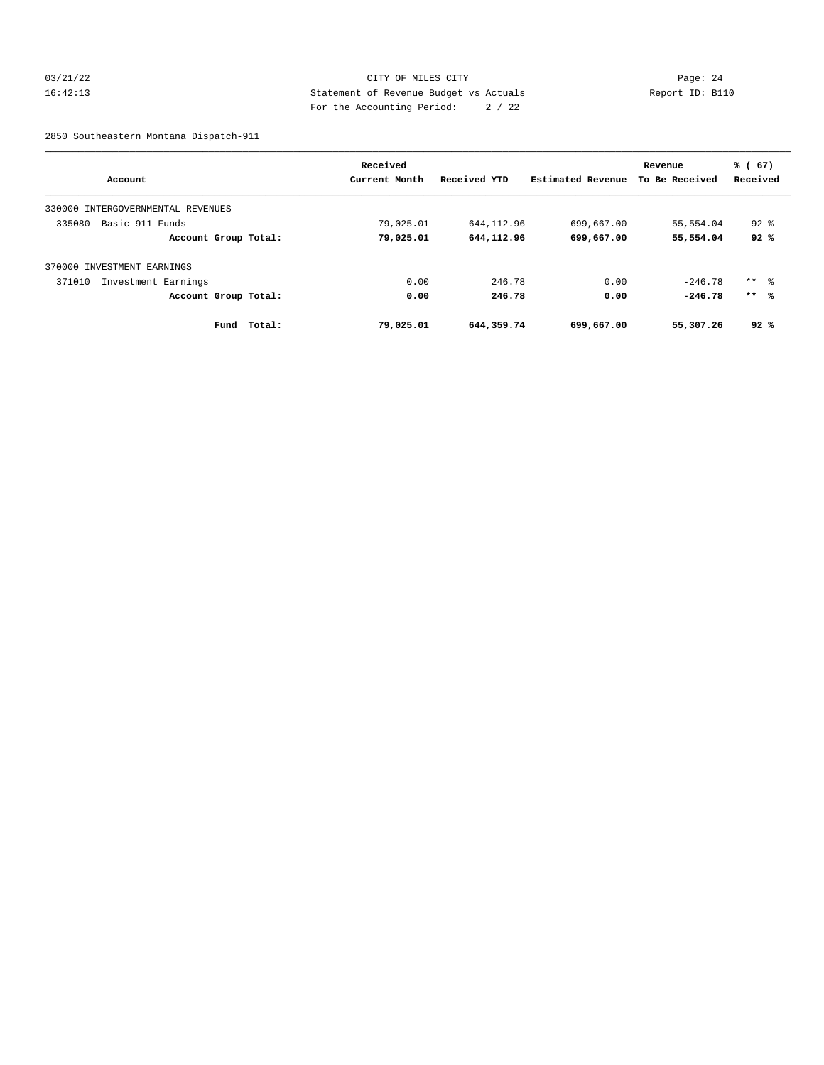CITY OF MILES CITY
Statement of Revenue Budget vs Actuals
For the Accounting Period: 2 / 22

03/21/22
16:42:13

Page: 24
Report ID: B110

2850 Southeastern Montana Dispatch-911

| Account | Received Current Month | Received YTD | Estimated Revenue | Revenue To Be Received | % ( 67) Received |
|---|---|---|---|---|---|
| 330000 INTERGOVERNMENTAL REVENUES | | | | | |
| 335080 Basic 911 Funds | 79,025.01 | 644,112.96 | 699,667.00 | 55,554.04 | 92 % |
| **Account Group Total:** | **79,025.01** | **644,112.96** | **699,667.00** | **55,554.04** | **92 %** |
| 370000 INVESTMENT EARNINGS | | | | | |
| 371010 Investment Earnings | 0.00 | 246.78 | 0.00 | -246.78 | ** % |
| **Account Group Total:** | **0.00** | **246.78** | **0.00** | **-246.78** | **** %** |
| **Fund Total:** | **79,025.01** | **644,359.74** | **699,667.00** | **55,307.26** | **92 %** |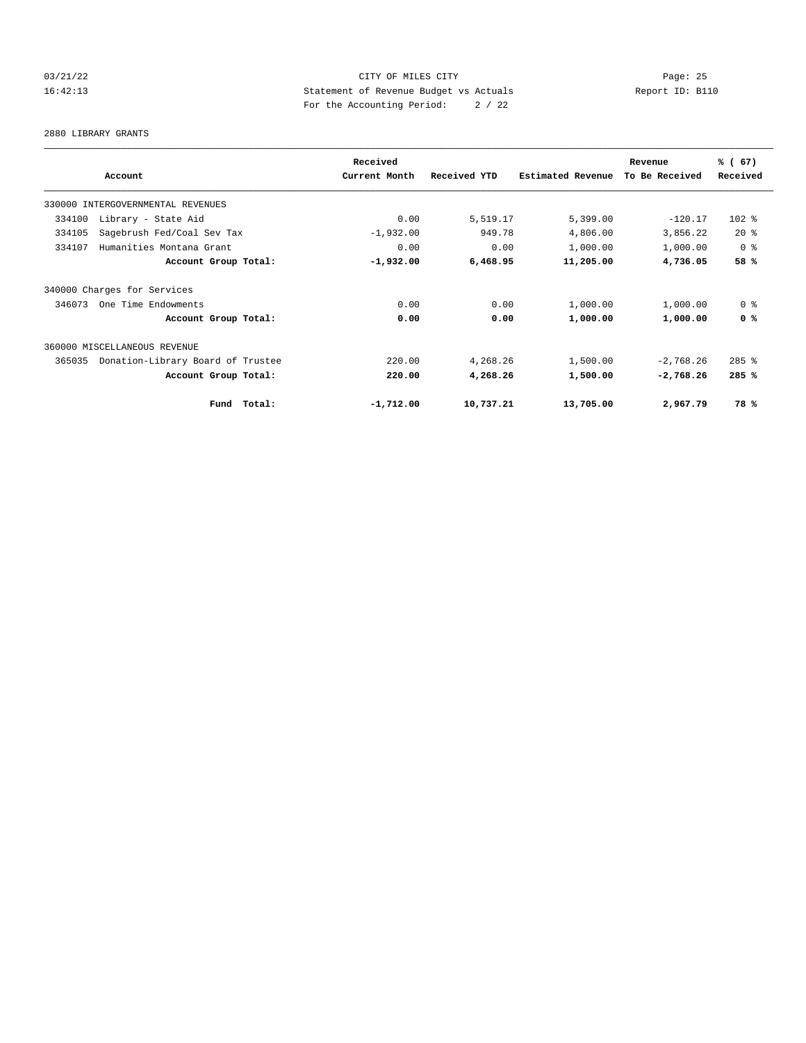2880 LIBRARY GRANTS

| Account | Received Current Month | Received YTD | Estimated Revenue | Revenue To Be Received | % ( 67) Received |
|---|---|---|---|---|---|
| 330000 INTERGOVERNMENTAL REVENUES | | | | | |
| 334100 Library - State Aid | 0.00 | 5,519.17 | 5,399.00 | -120.17 | 102 % |
| 334105 Sagebrush Fed/Coal Sev Tax | -1,932.00 | 949.78 | 4,806.00 | 3,856.22 | 20 % |
| 334107 Humanities Montana Grant | 0.00 | 0.00 | 1,000.00 | 1,000.00 | 0 % |
| **Account Group Total:** | **-1,932.00** | **6,468.95** | **11,205.00** | **4,736.05** | **58 %** |
| 340000 Charges for Services | | | | | |
| 346073 One Time Endowments | 0.00 | 0.00 | 1,000.00 | 1,000.00 | 0 % |
| **Account Group Total:** | **0.00** | **0.00** | **1,000.00** | **1,000.00** | **0 %** |
| 360000 MISCELLANEOUS REVENUE | | | | | |
| 365035 Donation-Library Board of Trustee | 220.00 | 4,268.26 | 1,500.00 | -2,768.26 | 285 % |
| **Account Group Total:** | **220.00** | **4,268.26** | **1,500.00** | **-2,768.26** | **285 %** |
| **Fund Total:** | **-1,712.00** | **10,737.21** | **13,705.00** | **2,967.79** | **78 %** |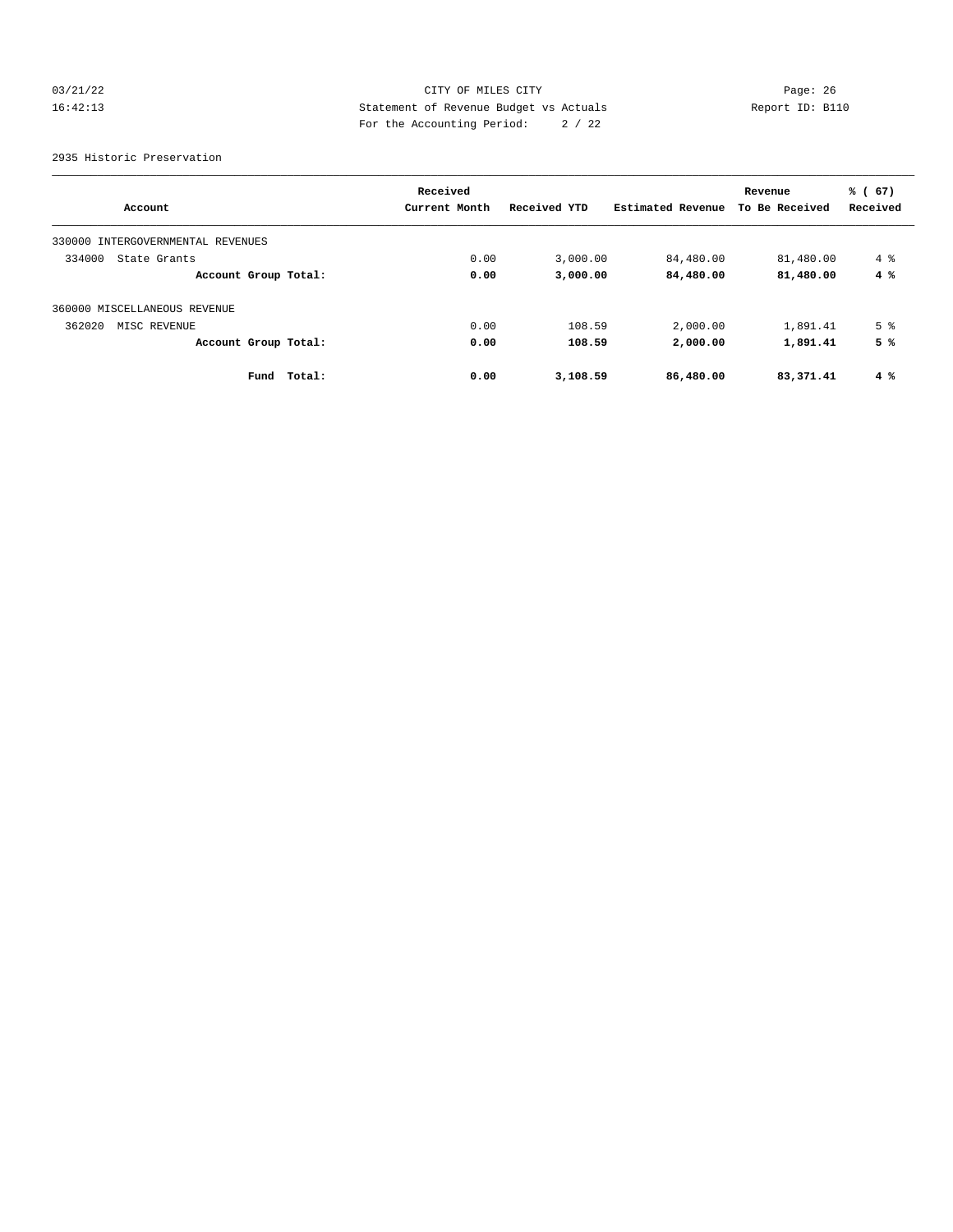CITY OF MILES CITY
Statement of Revenue Budget vs Actuals
For the Accounting Period: 2 / 22

Report ID: B110

2935 Historic Preservation

| Account | Received Current Month | Received YTD | Estimated Revenue | Revenue To Be Received | % ( 67) Received |
|---|---|---|---|---|---|
| 330000 INTERGOVERNMENTAL REVENUES | | | | | |
| 334000 State Grants | 0.00 | 3,000.00 | 84,480.00 | 81,480.00 | 4 % |
| **Account Group Total:** | **0.00** | **3,000.00** | **84,480.00** | **81,480.00** | **4 %** |
| 360000 MISCELLANEOUS REVENUE | | | | | |
| 362020 MISC REVENUE | 0.00 | 108.59 | 2,000.00 | 1,891.41 | 5 % |
| **Account Group Total:** | **0.00** | **108.59** | **2,000.00** | **1,891.41** | **5 %** |
| **Fund Total:** | **0.00** | **3,108.59** | **86,480.00** | **83,371.41** | **4 %** |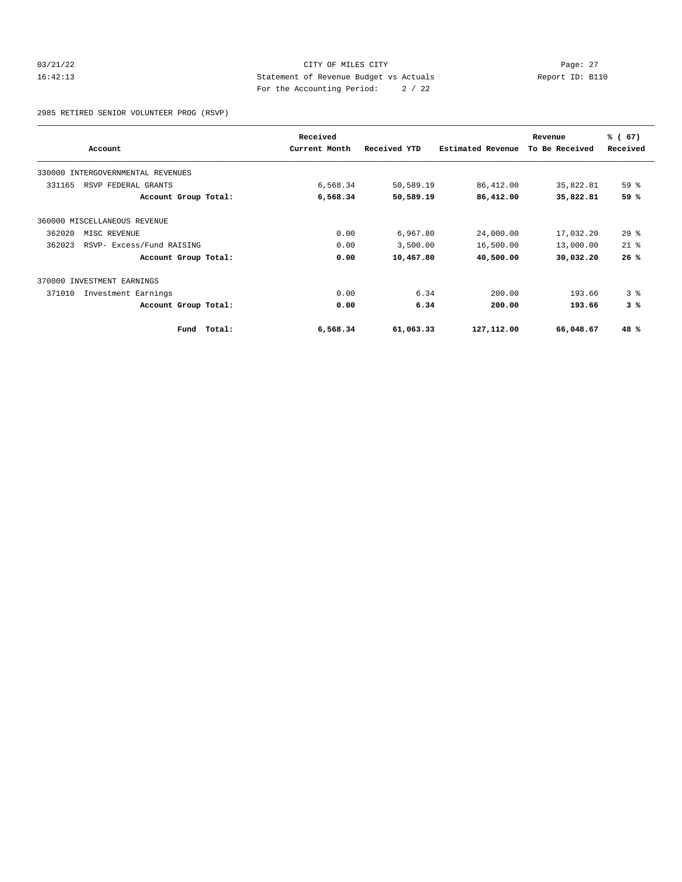CITY OF MILES CITY
Statement of Revenue Budget vs Actuals
For the Accounting Period: 2 / 22

03/21/22
16:42:13

Report ID: B110

2985 RETIRED SENIOR VOLUNTEER PROG (RSVP)

| Account | Received Current Month | Received YTD | Estimated Revenue | Revenue To Be Received | % ( 67) Received |
|---|---|---|---|---|---|
| 330000 INTERGOVERNMENTAL REVENUES | | | | | |
| 331165 RSVP FEDERAL GRANTS | 6,568.34 | 50,589.19 | 86,412.00 | 35,822.81 | 59 % |
| **Account Group Total:** | **6,568.34** | **50,589.19** | **86,412.00** | **35,822.81** | **59 %** |
| 360000 MISCELLANEOUS REVENUE | | | | | |
| 362020 MISC REVENUE | 0.00 | 6,967.80 | 24,000.00 | 17,032.20 | 29 % |
| 362023 RSVP- Excess/Fund RAISING | 0.00 | 3,500.00 | 16,500.00 | 13,000.00 | 21 % |
| **Account Group Total:** | **0.00** | **10,467.80** | **40,500.00** | **30,032.20** | **26 %** |
| 370000 INVESTMENT EARNINGS | | | | | |
| 371010 Investment Earnings | 0.00 | 6.34 | 200.00 | 193.66 | 3 % |
| **Account Group Total:** | **0.00** | **6.34** | **200.00** | **193.66** | **3 %** |
| **Fund Total:** | **6,568.34** | **61,063.33** | **127,112.00** | **66,048.67** | **48 %** |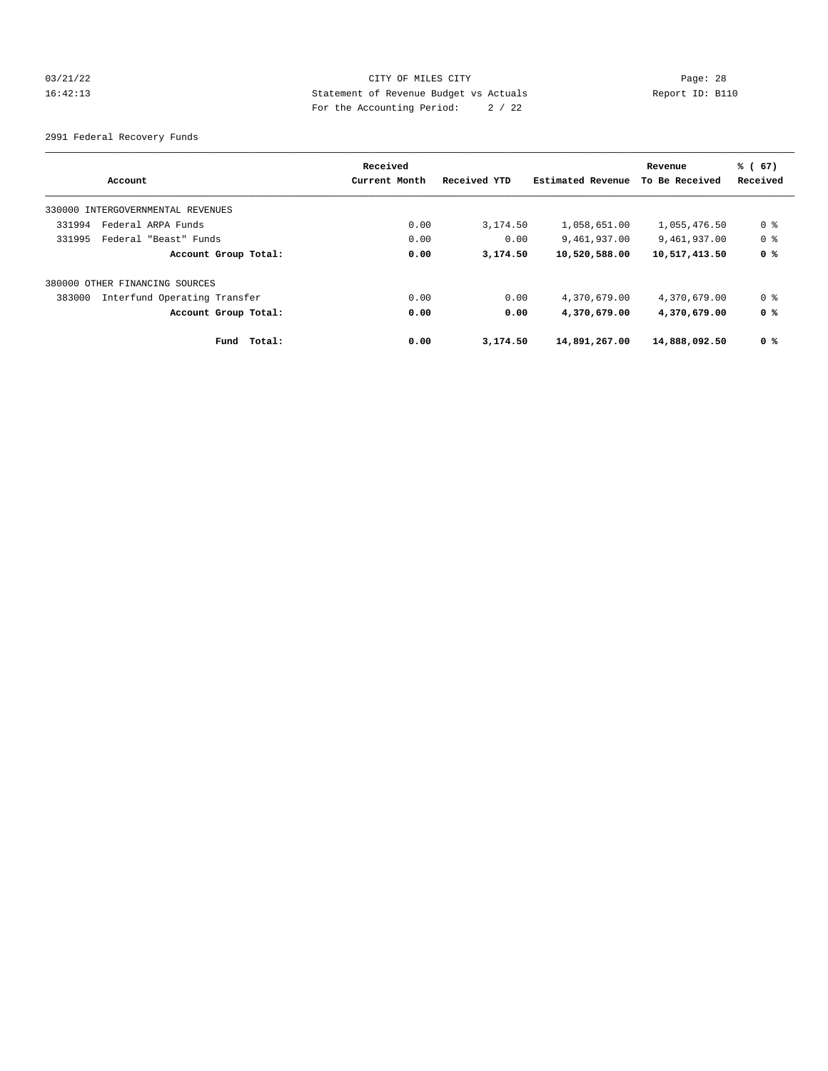CITY OF MILES CITY
Statement of Revenue Budget vs Actuals
For the Accounting Period: 2 / 22

03/21/22
16:42:13

Report ID: B110

2991 Federal Recovery Funds

| Account | Received Current Month | Received YTD | Estimated Revenue | Revenue To Be Received | % ( 67) Received |
|---|---|---|---|---|---|
| 330000 INTERGOVERNMENTAL REVENUES | | | | | |
| 331994 Federal ARPA Funds | 0.00 | 3,174.50 | 1,058,651.00 | 1,055,476.50 | 0 % |
| 331995 Federal "Beast" Funds | 0.00 | 0.00 | 9,461,937.00 | 9,461,937.00 | 0 % |
| **Account Group Total:** | **0.00** | **3,174.50** | **10,520,588.00** | **10,517,413.50** | **0 %** |
| 380000 OTHER FINANCING SOURCES | | | | | |
| 383000 Interfund Operating Transfer | 0.00 | 0.00 | 4,370,679.00 | 4,370,679.00 | 0 % |
| **Account Group Total:** | **0.00** | **0.00** | **4,370,679.00** | **4,370,679.00** | **0 %** |
| **Fund Total:** | **0.00** | **3,174.50** | **14,891,267.00** | **14,888,092.50** | **0 %** |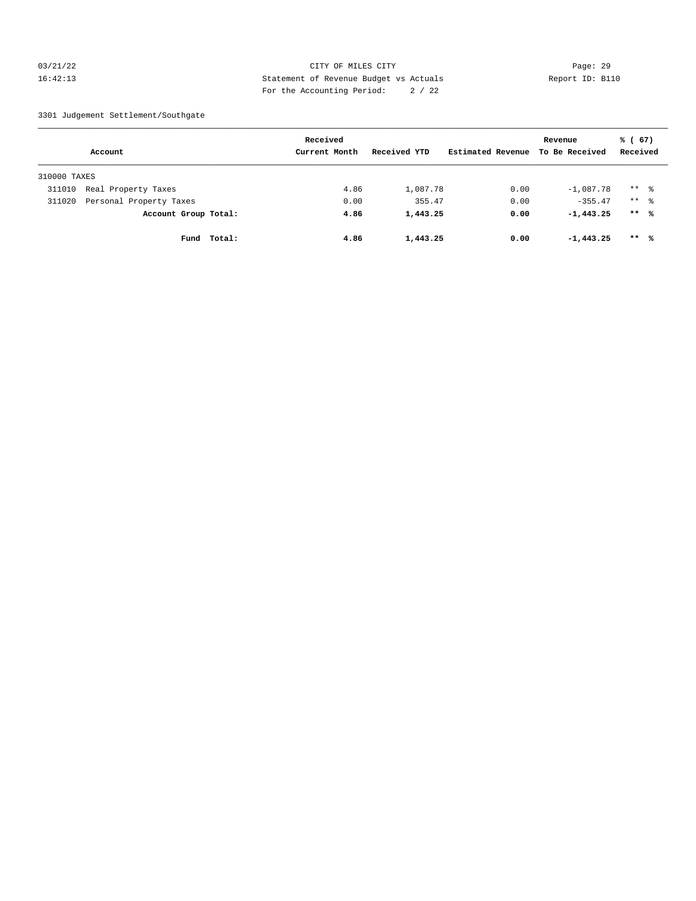CITY OF MILES CITY
Statement of Revenue Budget vs Actuals
For the Accounting Period: 2 / 22

03/21/22
16:42:13

Report ID: B110

3301 Judgement Settlement/Southgate

| Account | Received Current Month | Received YTD | Estimated Revenue | Revenue To Be Received | % ( 67) Received |
|---|---|---|---|---|---|
| 310000 TAXES | | | | | |
| 311010 Real Property Taxes | 4.86 | 1,087.78 | 0.00 | -1,087.78 | ** % |
| 311020 Personal Property Taxes | 0.00 | 355.47 | 0.00 | -355.47 | ** % |
| **Account Group Total:** | **4.86** | **1,443.25** | **0.00** | **-1,443.25** | **\*\* %** |
| **Fund Total:** | **4.86** | **1,443.25** | **0.00** | **-1,443.25** | **\*\* %** |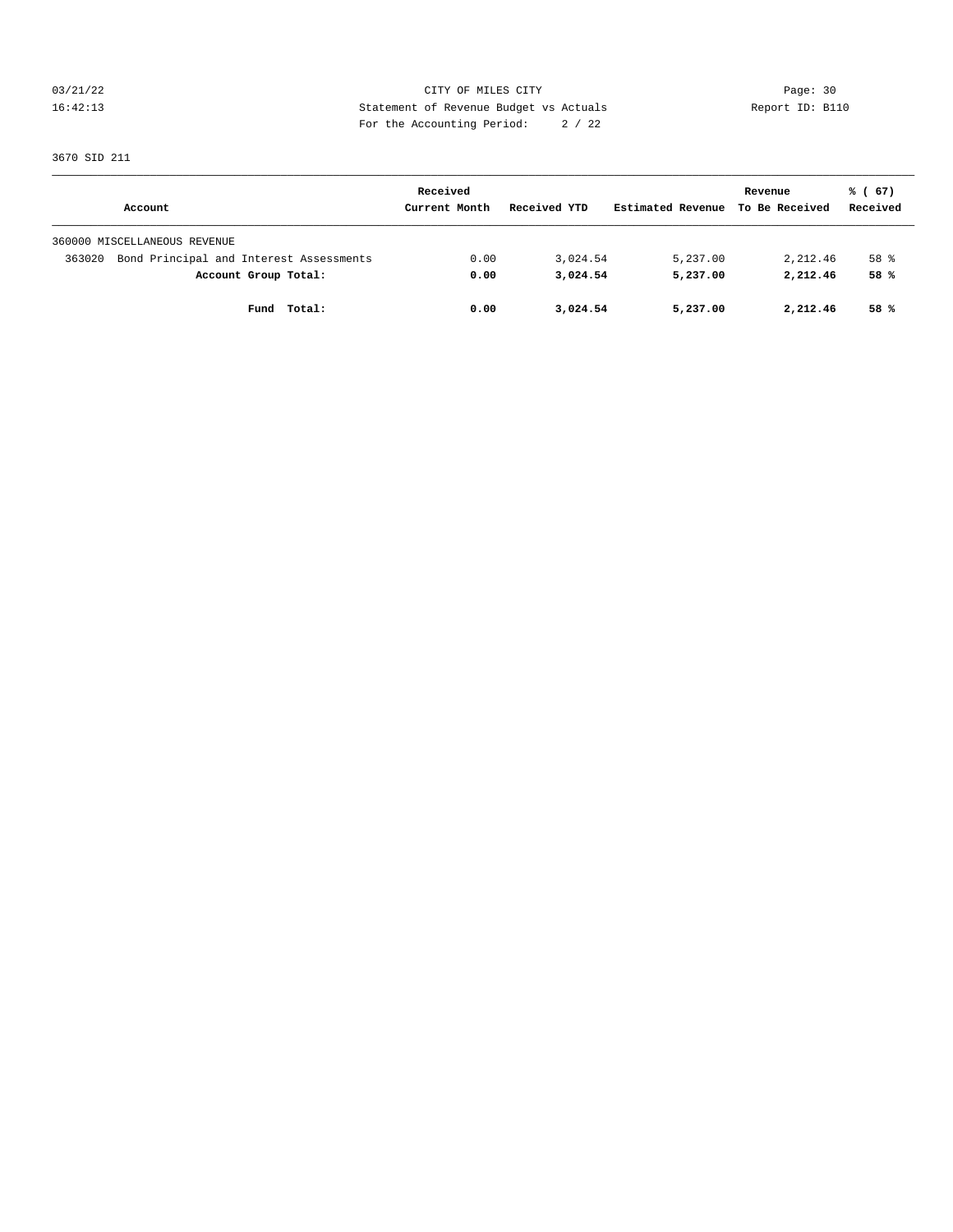CITY OF MILES CITY
Statement of Revenue Budget vs Actuals
For the Accounting Period: 2 / 22

03/21/22
16:42:13

Report ID: B110

3670 SID 211

| Account | Received Current Month | Received YTD | Estimated Revenue | Revenue To Be Received | % ( 67) Received |
|---|---|---|---|---|---|
| 360000 MISCELLANEOUS REVENUE | | | | | |
| 363020 Bond Principal and Interest Assessments | 0.00 | 3,024.54 | 5,237.00 | 2,212.46 | 58 % |
| **Account Group Total:** | **0.00** | **3,024.54** | **5,237.00** | **2,212.46** | **58 %** |
| **Fund Total:** | **0.00** | **3,024.54** | **5,237.00** | **2,212.46** | **58 %** |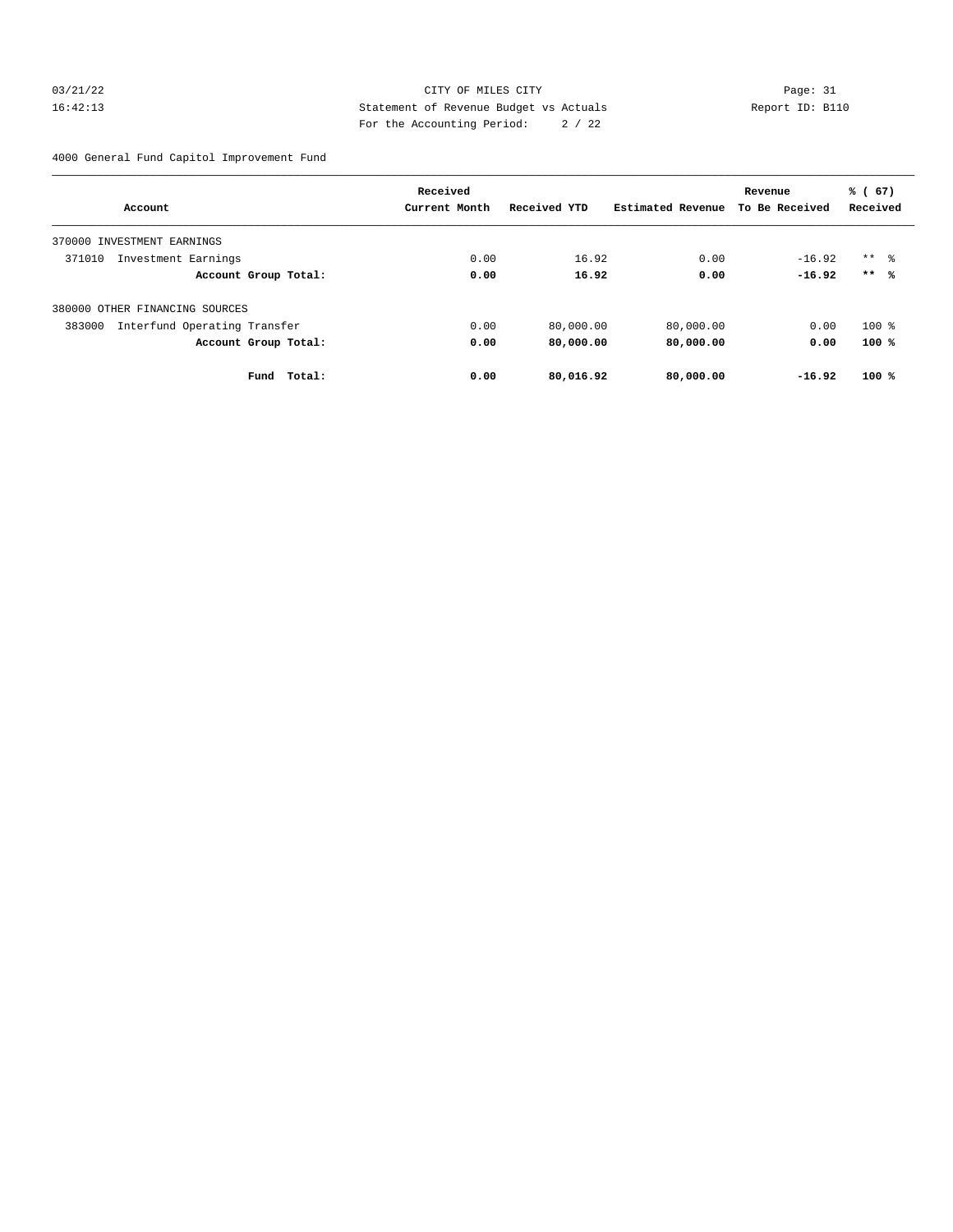CITY OF MILES CITY
Statement of Revenue Budget vs Actuals
For the Accounting Period: 2 / 22

4000 General Fund Capitol Improvement Fund

| Account | Received Current Month | Received YTD | Estimated Revenue | Revenue To Be Received | % ( 67) Received |
|---|---|---|---|---|---|
| 370000 INVESTMENT EARNINGS | | | | | |
| 371010 Investment Earnings | 0.00 | 16.92 | 0.00 | -16.92 | ** % |
| **Account Group Total:** | **0.00** | **16.92** | **0.00** | **-16.92** | **** %** |
| 380000 OTHER FINANCING SOURCES | | | | | |
| 383000 Interfund Operating Transfer | 0.00 | 80,000.00 | 80,000.00 | 0.00 | 100 % |
| **Account Group Total:** | **0.00** | **80,000.00** | **80,000.00** | **0.00** | **100 %** |
| **Fund Total:** | **0.00** | **80,016.92** | **80,000.00** | **-16.92** | **100 %** |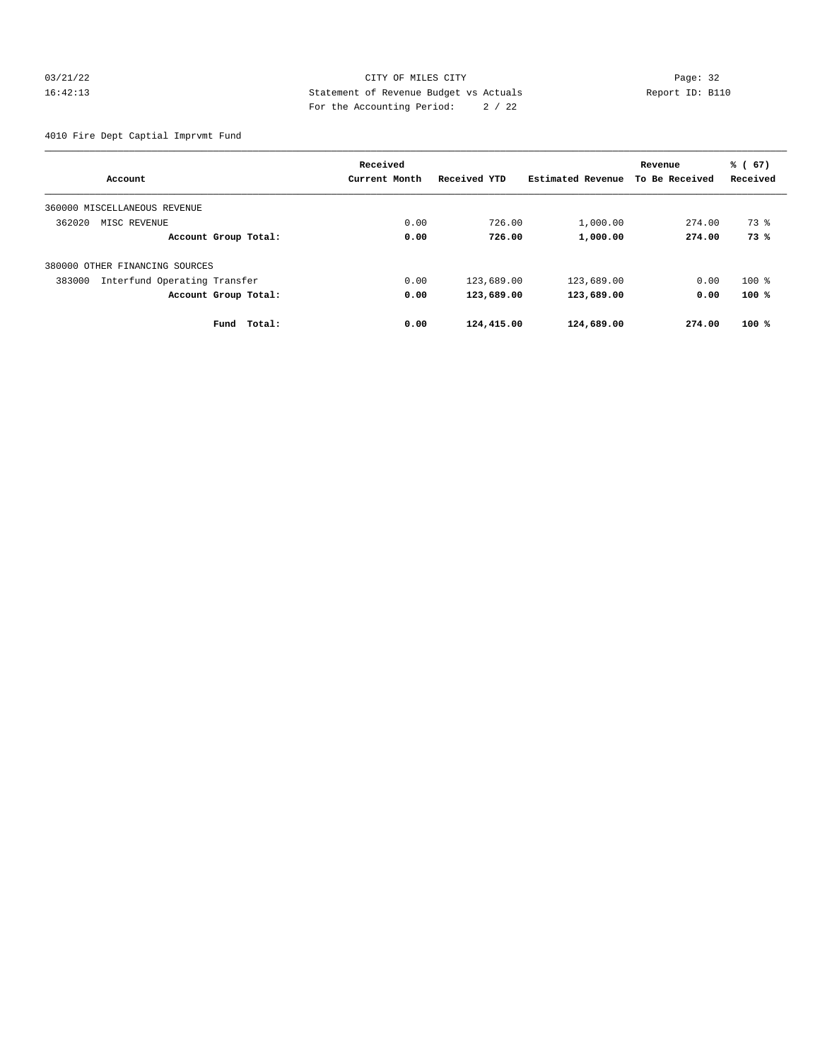CITY OF MILES CITY
Statement of Revenue Budget vs Actuals
For the Accounting Period: 2 / 22

03/21/22
16:42:13

Report ID: B110

4010 Fire Dept Captial Imprvmt Fund

| Account | Received Current Month | Received YTD | Estimated Revenue | Revenue To Be Received | % ( 67) Received |
|---|---|---|---|---|---|
| 360000 MISCELLANEOUS REVENUE | | | | | |
| 362020 MISC REVENUE | 0.00 | 726.00 | 1,000.00 | 274.00 | 73 % |
| **Account Group Total:** | **0.00** | **726.00** | **1,000.00** | **274.00** | **73 %** |
| 380000 OTHER FINANCING SOURCES | | | | | |
| 383000 Interfund Operating Transfer | 0.00 | 123,689.00 | 123,689.00 | 0.00 | 100 % |
| **Account Group Total:** | **0.00** | **123,689.00** | **123,689.00** | **0.00** | **100 %** |
| **Fund Total:** | **0.00** | **124,415.00** | **124,689.00** | **274.00** | **100 %** |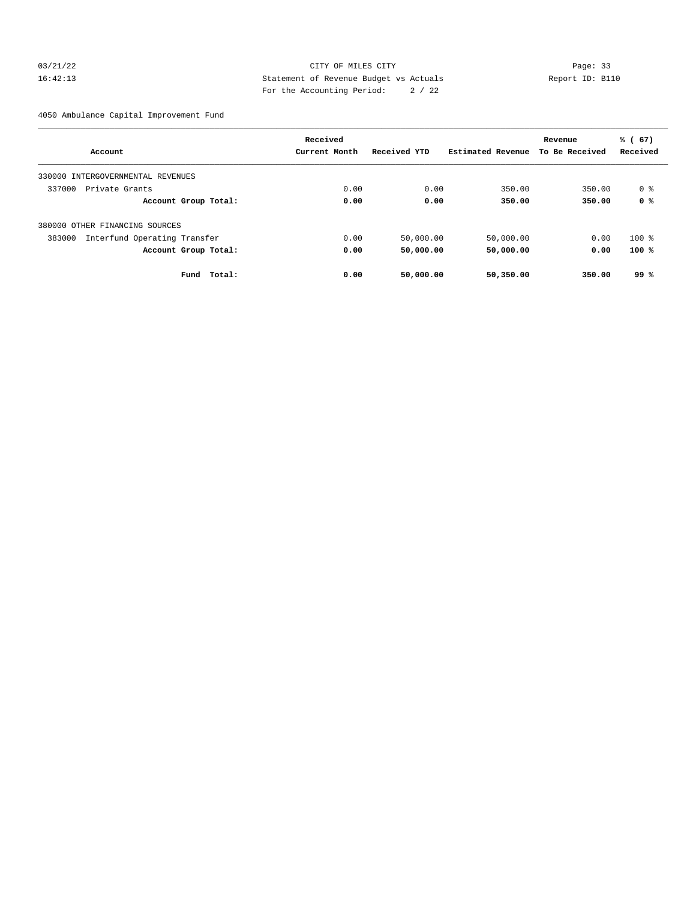CITY OF MILES CITY
Statement of Revenue Budget vs Actuals
For the Accounting Period: 2 / 22

03/21/22
16:42:13

Report ID: B110

4050 Ambulance Capital Improvement Fund

| Account | Received Current Month | Received YTD | Estimated Revenue | Revenue To Be Received | % ( 67) Received |
|---|---|---|---|---|---|
| 330000 INTERGOVERNMENTAL REVENUES | | | | | |
| 337000 Private Grants | 0.00 | 0.00 | 350.00 | 350.00 | 0 % |
| **Account Group Total:** | **0.00** | **0.00** | **350.00** | **350.00** | **0 %** |
| 380000 OTHER FINANCING SOURCES | | | | | |
| 383000 Interfund Operating Transfer | 0.00 | 50,000.00 | 50,000.00 | 0.00 | 100 % |
| **Account Group Total:** | **0.00** | **50,000.00** | **50,000.00** | **0.00** | **100 %** |
| **Fund Total:** | **0.00** | **50,000.00** | **50,350.00** | **350.00** | **99 %** |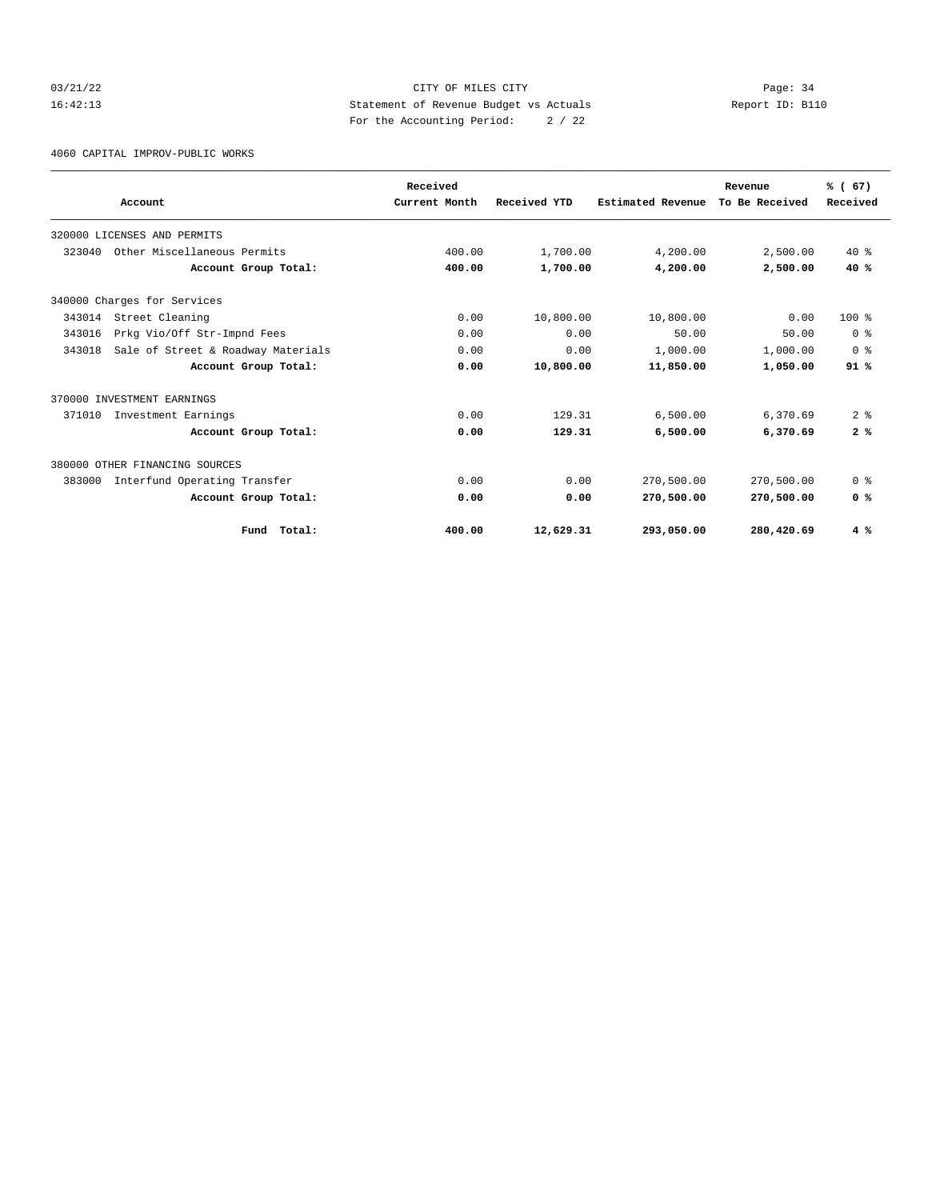CITY OF MILES CITY
Statement of Revenue Budget vs Actuals
For the Accounting Period: 2 / 22

03/21/22 16:42:13 — Report ID: B110

4060 CAPITAL IMPROV-PUBLIC WORKS

| Account | Received Current Month | Received YTD | Estimated Revenue | Revenue To Be Received | % ( 67) Received |
|---|---|---|---|---|---|
| 320000 LICENSES AND PERMITS | | | | | |
| 323040 Other Miscellaneous Permits | 400.00 | 1,700.00 | 4,200.00 | 2,500.00 | 40 % |
| **Account Group Total:** | **400.00** | **1,700.00** | **4,200.00** | **2,500.00** | **40 %** |
| 340000 Charges for Services | | | | | |
| 343014 Street Cleaning | 0.00 | 10,800.00 | 10,800.00 | 0.00 | 100 % |
| 343016 Prkg Vio/Off Str-Impnd Fees | 0.00 | 0.00 | 50.00 | 50.00 | 0 % |
| 343018 Sale of Street & Roadway Materials | 0.00 | 0.00 | 1,000.00 | 1,000.00 | 0 % |
| **Account Group Total:** | **0.00** | **10,800.00** | **11,850.00** | **1,050.00** | **91 %** |
| 370000 INVESTMENT EARNINGS | | | | | |
| 371010 Investment Earnings | 0.00 | 129.31 | 6,500.00 | 6,370.69 | 2 % |
| **Account Group Total:** | **0.00** | **129.31** | **6,500.00** | **6,370.69** | **2 %** |
| 380000 OTHER FINANCING SOURCES | | | | | |
| 383000 Interfund Operating Transfer | 0.00 | 0.00 | 270,500.00 | 270,500.00 | 0 % |
| **Account Group Total:** | **0.00** | **0.00** | **270,500.00** | **270,500.00** | **0 %** |
| **Fund Total:** | **400.00** | **12,629.31** | **293,050.00** | **280,420.69** | **4 %** |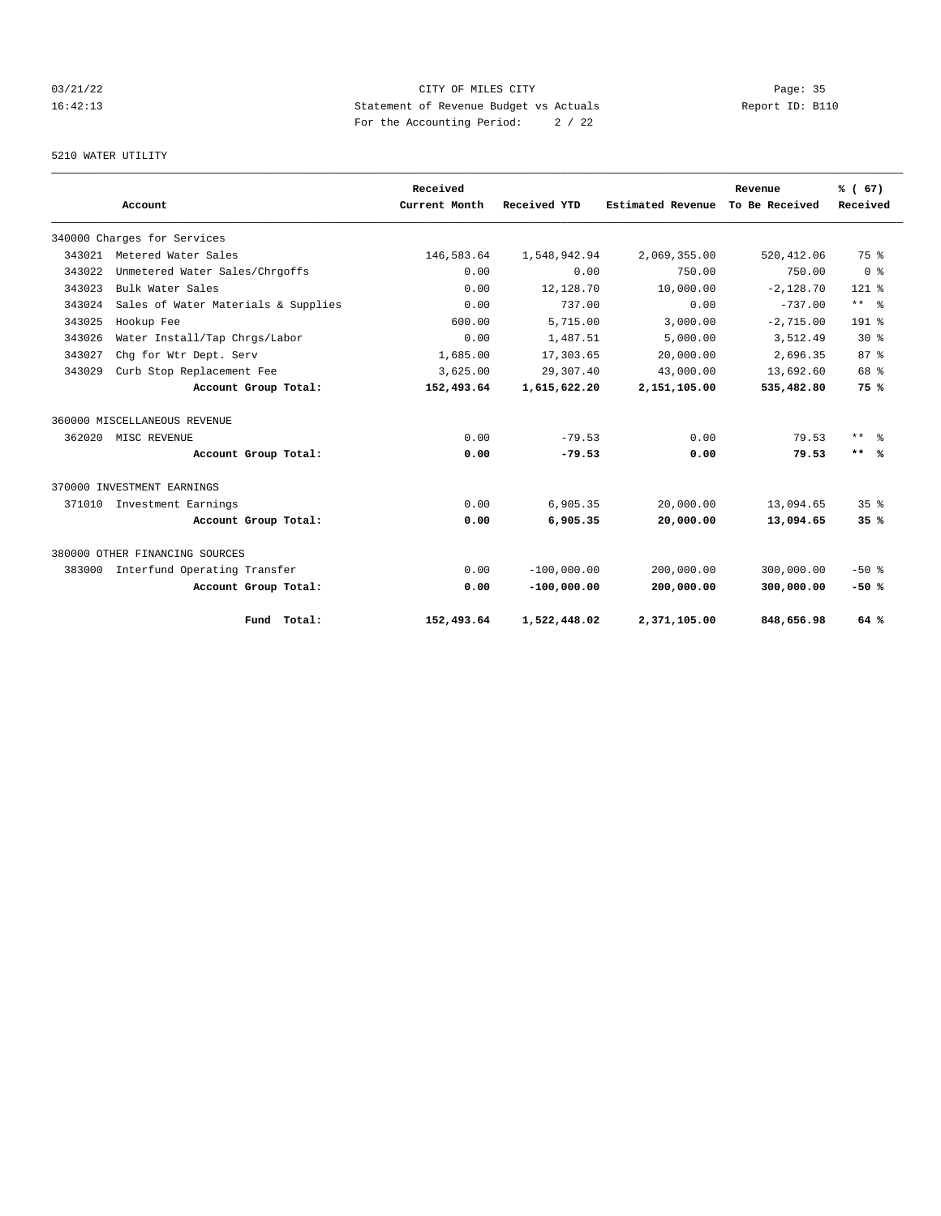CITY OF MILES CITY
Statement of Revenue Budget vs Actuals
For the Accounting Period: 2 / 22

03/21/22
16:42:13

Report ID: B110

5210 WATER UTILITY

| Account | Received Current Month | Received YTD | Estimated Revenue | Revenue To Be Received | % ( 67) Received |
|---|---|---|---|---|---|
| 340000 Charges for Services | | | | | |
| 343021 Metered Water Sales | 146,583.64 | 1,548,942.94 | 2,069,355.00 | 520,412.06 | 75 % |
| 343022 Unmetered Water Sales/Chrgoffs | 0.00 | 0.00 | 750.00 | 750.00 | 0 % |
| 343023 Bulk Water Sales | 0.00 | 12,128.70 | 10,000.00 | -2,128.70 | 121 % |
| 343024 Sales of Water Materials & Supplies | 0.00 | 737.00 | 0.00 | -737.00 | ** % |
| 343025 Hookup Fee | 600.00 | 5,715.00 | 3,000.00 | -2,715.00 | 191 % |
| 343026 Water Install/Tap Chrgs/Labor | 0.00 | 1,487.51 | 5,000.00 | 3,512.49 | 30 % |
| 343027 Chg for Wtr Dept. Serv | 1,685.00 | 17,303.65 | 20,000.00 | 2,696.35 | 87 % |
| 343029 Curb Stop Replacement Fee | 3,625.00 | 29,307.40 | 43,000.00 | 13,692.60 | 68 % |
| **Account Group Total:** | **152,493.64** | **1,615,622.20** | **2,151,105.00** | **535,482.80** | **75 %** |
| 360000 MISCELLANEOUS REVENUE | | | | | |
| 362020 MISC REVENUE | 0.00 | -79.53 | 0.00 | 79.53 | ** % |
| **Account Group Total:** | **0.00** | **-79.53** | **0.00** | **79.53** | **** %** |
| 370000 INVESTMENT EARNINGS | | | | | |
| 371010 Investment Earnings | 0.00 | 6,905.35 | 20,000.00 | 13,094.65 | 35 % |
| **Account Group Total:** | **0.00** | **6,905.35** | **20,000.00** | **13,094.65** | **35 %** |
| 380000 OTHER FINANCING SOURCES | | | | | |
| 383000 Interfund Operating Transfer | 0.00 | -100,000.00 | 200,000.00 | 300,000.00 | -50 % |
| **Account Group Total:** | **0.00** | **-100,000.00** | **200,000.00** | **300,000.00** | **-50 %** |
| **Fund Total:** | **152,493.64** | **1,522,448.02** | **2,371,105.00** | **848,656.98** | **64 %** |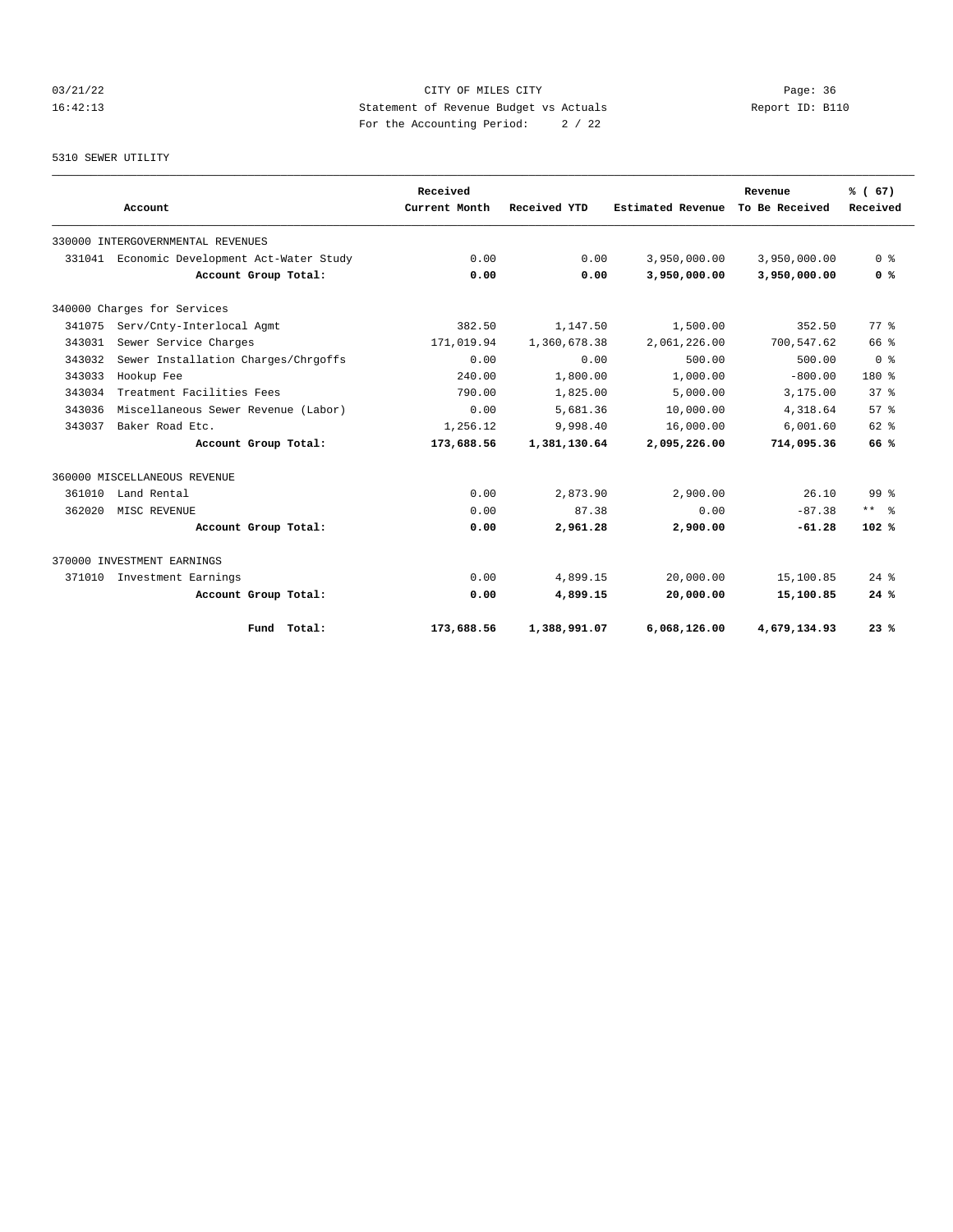03/21/22 CITY OF MILES CITY
16:42:13 Statement of Revenue Budget vs Actuals Report ID: B110
For the Accounting Period: 2 / 22

5310 SEWER UTILITY

| Account | Received Current Month | Received YTD | Estimated Revenue | Revenue To Be Received | % ( 67) Received |
|---|---|---|---|---|---|
| 330000 INTERGOVERNMENTAL REVENUES | | | | | |
| 331041 Economic Development Act-Water Study | 0.00 | 0.00 | 3,950,000.00 | 3,950,000.00 | 0 % |
| **Account Group Total:** | **0.00** | **0.00** | **3,950,000.00** | **3,950,000.00** | **0 %** |
| 340000 Charges for Services | | | | | |
| 341075 Serv/Cnty-Interlocal Agmt | 382.50 | 1,147.50 | 1,500.00 | 352.50 | 77 % |
| 343031 Sewer Service Charges | 171,019.94 | 1,360,678.38 | 2,061,226.00 | 700,547.62 | 66 % |
| 343032 Sewer Installation Charges/Chrgoffs | 0.00 | 0.00 | 500.00 | 500.00 | 0 % |
| 343033 Hookup Fee | 240.00 | 1,800.00 | 1,000.00 | -800.00 | 180 % |
| 343034 Treatment Facilities Fees | 790.00 | 1,825.00 | 5,000.00 | 3,175.00 | 37 % |
| 343036 Miscellaneous Sewer Revenue (Labor) | 0.00 | 5,681.36 | 10,000.00 | 4,318.64 | 57 % |
| 343037 Baker Road Etc. | 1,256.12 | 9,998.40 | 16,000.00 | 6,001.60 | 62 % |
| **Account Group Total:** | **173,688.56** | **1,381,130.64** | **2,095,226.00** | **714,095.36** | **66 %** |
| 360000 MISCELLANEOUS REVENUE | | | | | |
| 361010 Land Rental | 0.00 | 2,873.90 | 2,900.00 | 26.10 | 99 % |
| 362020 MISC REVENUE | 0.00 | 87.38 | 0.00 | -87.38 | ** % |
| **Account Group Total:** | **0.00** | **2,961.28** | **2,900.00** | **-61.28** | **102 %** |
| 370000 INVESTMENT EARNINGS | | | | | |
| 371010 Investment Earnings | 0.00 | 4,899.15 | 20,000.00 | 15,100.85 | 24 % |
| **Account Group Total:** | **0.00** | **4,899.15** | **20,000.00** | **15,100.85** | **24 %** |
| **Fund Total:** | **173,688.56** | **1,388,991.07** | **6,068,126.00** | **4,679,134.93** | **23 %** |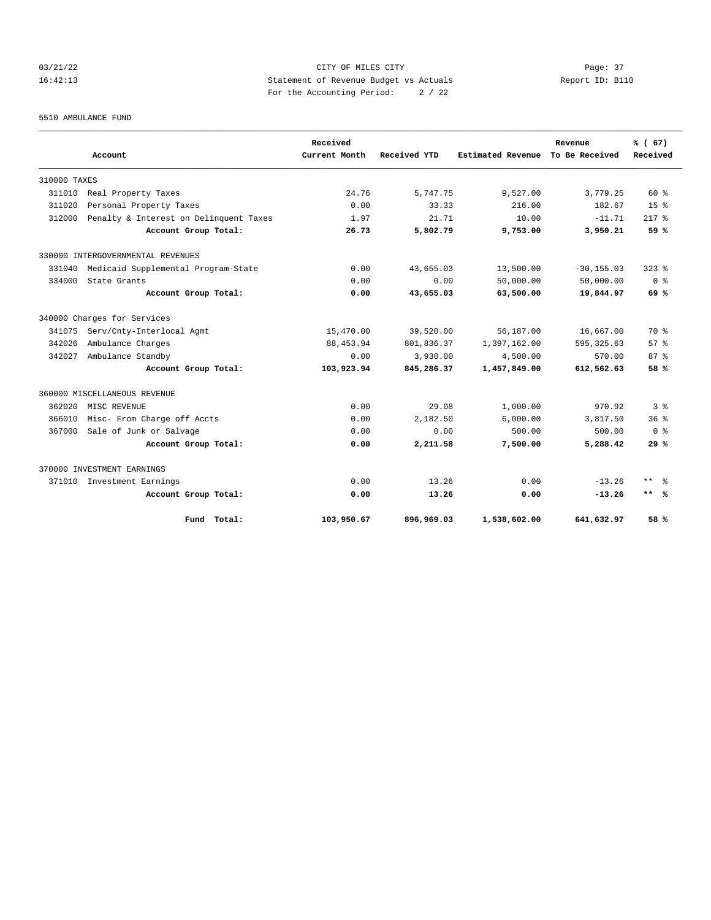CITY OF MILES CITY
Statement of Revenue Budget vs Actuals
For the Accounting Period: 2 / 22

03/21/22
16:42:13

Report ID: B110

5510 AMBULANCE FUND

| Account | | Received Current Month | Received YTD | Estimated Revenue | Revenue To Be Received | % ( 67) Received |
|---|---|---|---|---|---|---|
| 310000 TAXES | | | | | | |
| 311010 | Real Property Taxes | 24.76 | 5,747.75 | 9,527.00 | 3,779.25 | 60 % |
| 311020 | Personal Property Taxes | 0.00 | 33.33 | 216.00 | 182.67 | 15 % |
| 312000 | Penalty & Interest on Delinquent Taxes | 1.97 | 21.71 | 10.00 | -11.71 | 217 % |
| | **Account Group Total:** | **26.73** | **5,802.79** | **9,753.00** | **3,950.21** | **59 %** |
| 330000 INTERGOVERNMENTAL REVENUES | | | | | | |
| 331040 | Medicaid Supplemental Program-State | 0.00 | 43,655.03 | 13,500.00 | -30,155.03 | 323 % |
| 334000 | State Grants | 0.00 | 0.00 | 50,000.00 | 50,000.00 | 0 % |
| | **Account Group Total:** | **0.00** | **43,655.03** | **63,500.00** | **19,844.97** | **69 %** |
| 340000 Charges for Services | | | | | | |
| 341075 | Serv/Cnty-Interlocal Agmt | 15,470.00 | 39,520.00 | 56,187.00 | 16,667.00 | 70 % |
| 342026 | Ambulance Charges | 88,453.94 | 801,836.37 | 1,397,162.00 | 595,325.63 | 57 % |
| 342027 | Ambulance Standby | 0.00 | 3,930.00 | 4,500.00 | 570.00 | 87 % |
| | **Account Group Total:** | **103,923.94** | **845,286.37** | **1,457,849.00** | **612,562.63** | **58 %** |
| 360000 MISCELLANEOUS REVENUE | | | | | | |
| 362020 | MISC REVENUE | 0.00 | 29.08 | 1,000.00 | 970.92 | 3 % |
| 366010 | Misc- From Charge off Accts | 0.00 | 2,182.50 | 6,000.00 | 3,817.50 | 36 % |
| 367000 | Sale of Junk or Salvage | 0.00 | 0.00 | 500.00 | 500.00 | 0 % |
| | **Account Group Total:** | **0.00** | **2,211.58** | **7,500.00** | **5,288.42** | **29 %** |
| 370000 INVESTMENT EARNINGS | | | | | | |
| 371010 | Investment Earnings | 0.00 | 13.26 | 0.00 | -13.26 | ** % |
| | **Account Group Total:** | **0.00** | **13.26** | **0.00** | **-13.26** | **\*\* %** |
| | **Fund Total:** | **103,950.67** | **896,969.03** | **1,538,602.00** | **641,632.97** | **58 %** |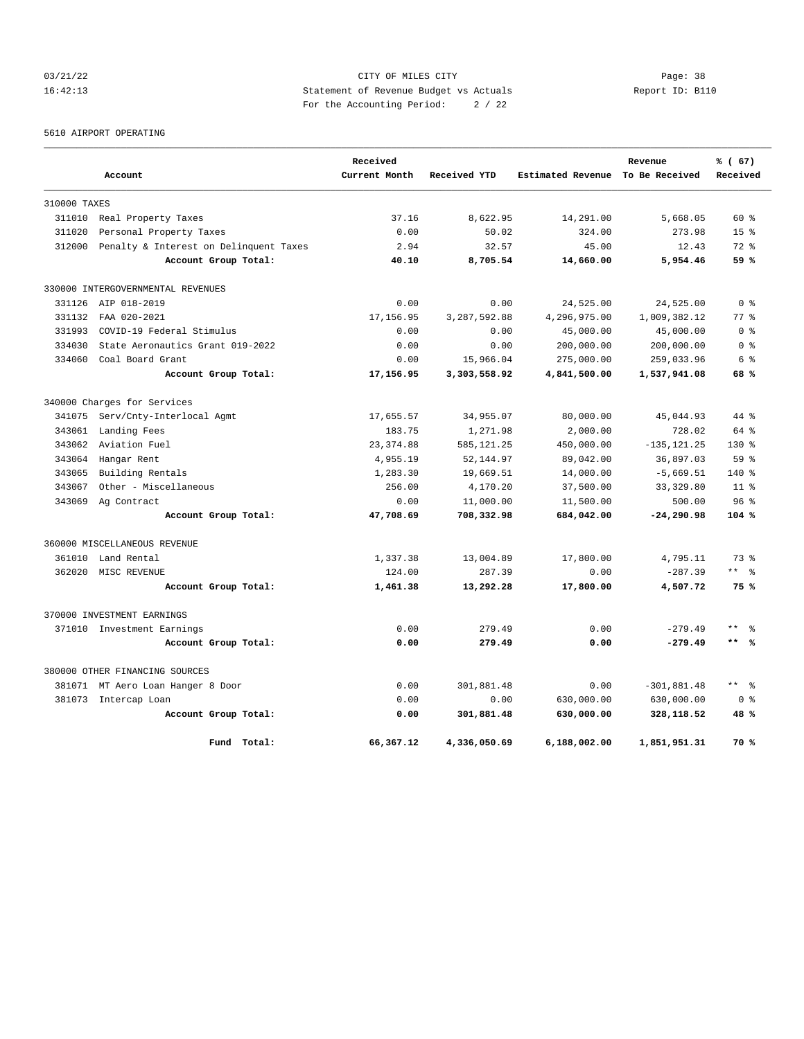CITY OF MILES CITY
Statement of Revenue Budget vs Actuals
For the Accounting Period: 2 / 22

03/21/22 16:42:13 Report ID: B110

5610 AIRPORT OPERATING

| Account | | Received Current Month | Received YTD | Estimated Revenue | Revenue To Be Received | % ( 67) Received |
|---|---|---|---|---|---|---|
| **310000 TAXES** | | | | | | |
| 311010 | Real Property Taxes | 37.16 | 8,622.95 | 14,291.00 | 5,668.05 | 60 % |
| 311020 | Personal Property Taxes | 0.00 | 50.02 | 324.00 | 273.98 | 15 % |
| 312000 | Penalty & Interest on Delinquent Taxes | 2.94 | 32.57 | 45.00 | 12.43 | 72 % |
| | **Account Group Total:** | **40.10** | **8,705.54** | **14,660.00** | **5,954.46** | **59 %** |
| **330000 INTERGOVERNMENTAL REVENUES** | | | | | | |
| 331126 | AIP 018-2019 | 0.00 | 0.00 | 24,525.00 | 24,525.00 | 0 % |
| 331132 | FAA 020-2021 | 17,156.95 | 3,287,592.88 | 4,296,975.00 | 1,009,382.12 | 77 % |
| 331993 | COVID-19 Federal Stimulus | 0.00 | 0.00 | 45,000.00 | 45,000.00 | 0 % |
| 334030 | State Aeronautics Grant 019-2022 | 0.00 | 0.00 | 200,000.00 | 200,000.00 | 0 % |
| 334060 | Coal Board Grant | 0.00 | 15,966.04 | 275,000.00 | 259,033.96 | 6 % |
| | **Account Group Total:** | **17,156.95** | **3,303,558.92** | **4,841,500.00** | **1,537,941.08** | **68 %** |
| **340000 Charges for Services** | | | | | | |
| 341075 | Serv/Cnty-Interlocal Agmt | 17,655.57 | 34,955.07 | 80,000.00 | 45,044.93 | 44 % |
| 343061 | Landing Fees | 183.75 | 1,271.98 | 2,000.00 | 728.02 | 64 % |
| 343062 | Aviation Fuel | 23,374.88 | 585,121.25 | 450,000.00 | -135,121.25 | 130 % |
| 343064 | Hangar Rent | 4,955.19 | 52,144.97 | 89,042.00 | 36,897.03 | 59 % |
| 343065 | Building Rentals | 1,283.30 | 19,669.51 | 14,000.00 | -5,669.51 | 140 % |
| 343067 | Other - Miscellaneous | 256.00 | 4,170.20 | 37,500.00 | 33,329.80 | 11 % |
| 343069 | Ag Contract | 0.00 | 11,000.00 | 11,500.00 | 500.00 | 96 % |
| | **Account Group Total:** | **47,708.69** | **708,332.98** | **684,042.00** | **-24,290.98** | **104 %** |
| **360000 MISCELLANEOUS REVENUE** | | | | | | |
| 361010 | Land Rental | 1,337.38 | 13,004.89 | 17,800.00 | 4,795.11 | 73 % |
| 362020 | MISC REVENUE | 124.00 | 287.39 | 0.00 | -287.39 | ** % |
| | **Account Group Total:** | **1,461.38** | **13,292.28** | **17,800.00** | **4,507.72** | **75 %** |
| **370000 INVESTMENT EARNINGS** | | | | | | |
| 371010 | Investment Earnings | 0.00 | 279.49 | 0.00 | -279.49 | ** % |
| | **Account Group Total:** | **0.00** | **279.49** | **0.00** | **-279.49** | **\*\* %** |
| **380000 OTHER FINANCING SOURCES** | | | | | | |
| 381071 | MT Aero Loan Hanger 8 Door | 0.00 | 301,881.48 | 0.00 | -301,881.48 | ** % |
| 381073 | Intercap Loan | 0.00 | 0.00 | 630,000.00 | 630,000.00 | 0 % |
| | **Account Group Total:** | **0.00** | **301,881.48** | **630,000.00** | **328,118.52** | **48 %** |
| | **Fund Total:** | **66,367.12** | **4,336,050.69** | **6,188,002.00** | **1,851,951.31** | **70 %** |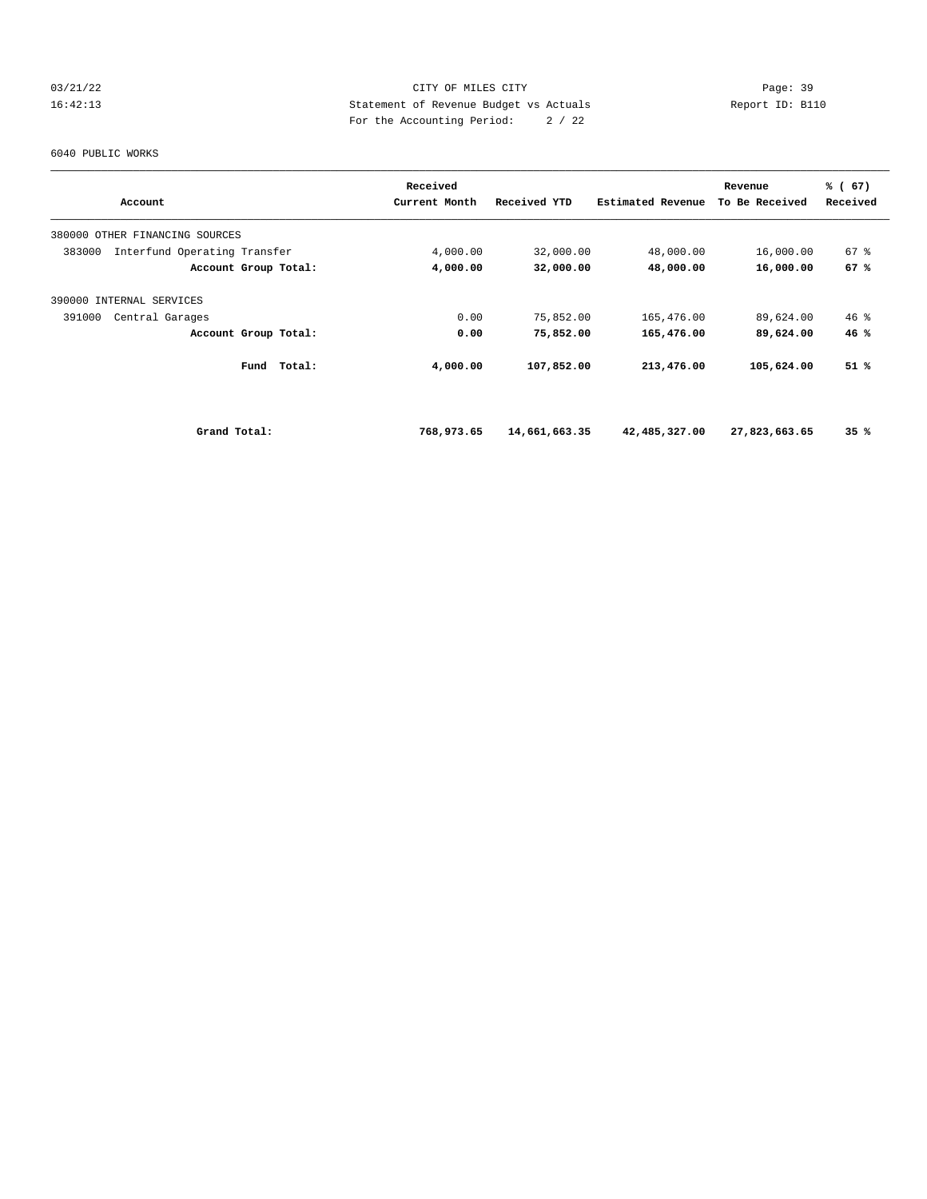CITY OF MILES CITY
Statement of Revenue Budget vs Actuals
For the Accounting Period: 2 / 22

6040 PUBLIC WORKS

| Account | Received Current Month | Received YTD | Estimated Revenue | Revenue To Be Received | % ( 67) Received |
|---|---|---|---|---|---|
| 380000 OTHER FINANCING SOURCES | | | | | |
| 383000 Interfund Operating Transfer | 4,000.00 | 32,000.00 | 48,000.00 | 16,000.00 | 67 % |
| **Account Group Total:** | **4,000.00** | **32,000.00** | **48,000.00** | **16,000.00** | **67 %** |
| 390000 INTERNAL SERVICES | | | | | |
| 391000 Central Garages | 0.00 | 75,852.00 | 165,476.00 | 89,624.00 | 46 % |
| **Account Group Total:** | **0.00** | **75,852.00** | **165,476.00** | **89,624.00** | **46 %** |
| **Fund Total:** | **4,000.00** | **107,852.00** | **213,476.00** | **105,624.00** | **51 %** |
| **Grand Total:** | **768,973.65** | **14,661,663.35** | **42,485,327.00** | **27,823,663.65** | **35 %** |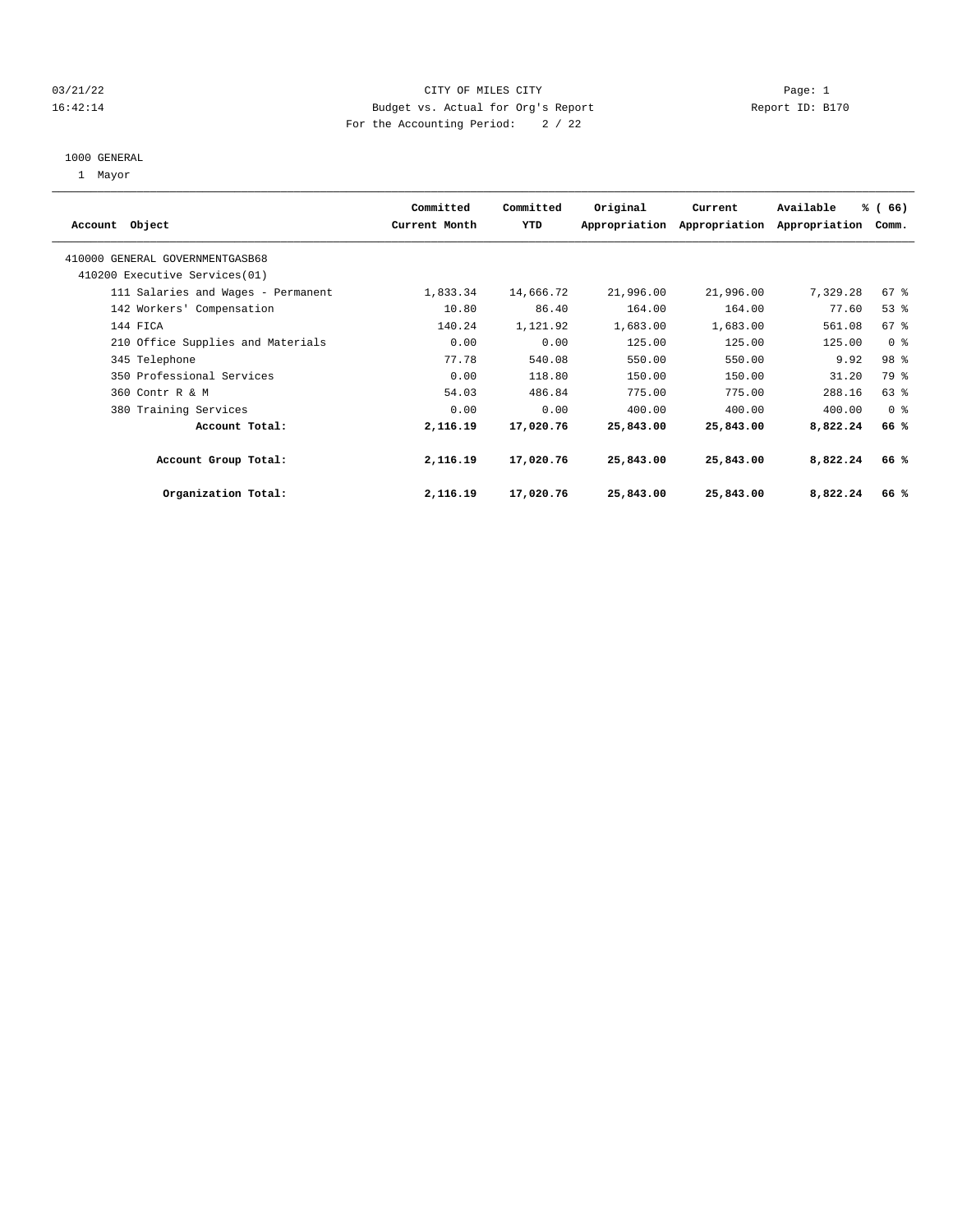CITY OF MILES CITY
Budget vs. Actual for Org's Report
For the Accounting Period: 2 / 22

03/21/22
16:42:14

Page: 1
Report ID: B170

1000 GENERAL
1 Mayor

| Account Object | Committed Current Month | Committed YTD | Original Appropriation | Current Appropriation | Available Appropriation | % ( 66) Comm. |
|---|---|---|---|---|---|---|
| 410000 GENERAL GOVERNMENTGASB68 | | | | | | |
| 410200 Executive Services(01) | | | | | | |
| 111 Salaries and Wages - Permanent | 1,833.34 | 14,666.72 | 21,996.00 | 21,996.00 | 7,329.28 | 67 % |
| 142 Workers' Compensation | 10.80 | 86.40 | 164.00 | 164.00 | 77.60 | 53 % |
| 144 FICA | 140.24 | 1,121.92 | 1,683.00 | 1,683.00 | 561.08 | 67 % |
| 210 Office Supplies and Materials | 0.00 | 0.00 | 125.00 | 125.00 | 125.00 | 0 % |
| 345 Telephone | 77.78 | 540.08 | 550.00 | 550.00 | 9.92 | 98 % |
| 350 Professional Services | 0.00 | 118.80 | 150.00 | 150.00 | 31.20 | 79 % |
| 360 Contr R & M | 54.03 | 486.84 | 775.00 | 775.00 | 288.16 | 63 % |
| 380 Training Services | 0.00 | 0.00 | 400.00 | 400.00 | 400.00 | 0 % |
| **Account Total:** | **2,116.19** | **17,020.76** | **25,843.00** | **25,843.00** | **8,822.24** | **66 %** |
| **Account Group Total:** | **2,116.19** | **17,020.76** | **25,843.00** | **25,843.00** | **8,822.24** | **66 %** |
| **Organization Total:** | **2,116.19** | **17,020.76** | **25,843.00** | **25,843.00** | **8,822.24** | **66 %** |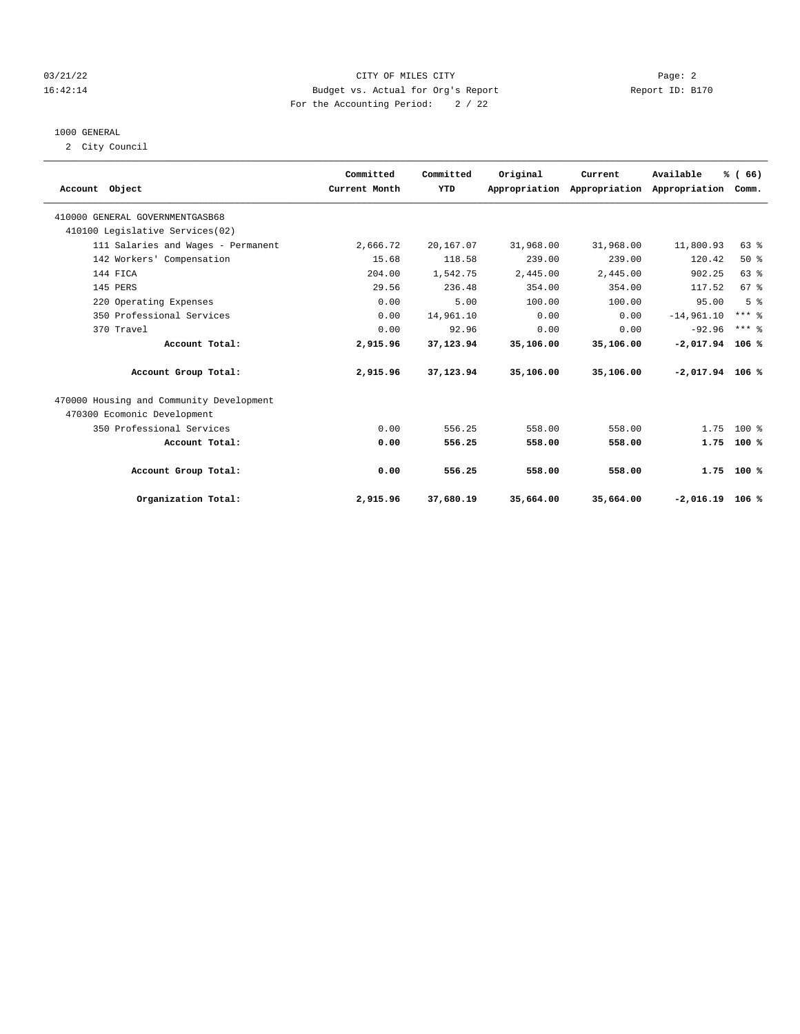CITY OF MILES CITY
Budget vs. Actual for Org's Report
For the Accounting Period: 2 / 22

03/21/22
16:42:14

Report ID: B170

1000 GENERAL
2 City Council

| Account Object | Committed Current Month | Committed YTD | Original Appropriation | Current Appropriation | Available Appropriation | % ( 66) Comm. |
|---|---|---|---|---|---|---|
| 410000 GENERAL GOVERNMENTGASB68 | | | | | | |
| 410100 Legislative Services(02) | | | | | | |
| 111 Salaries and Wages - Permanent | 2,666.72 | 20,167.07 | 31,968.00 | 31,968.00 | 11,800.93 | 63 % |
| 142 Workers' Compensation | 15.68 | 118.58 | 239.00 | 239.00 | 120.42 | 50 % |
| 144 FICA | 204.00 | 1,542.75 | 2,445.00 | 2,445.00 | 902.25 | 63 % |
| 145 PERS | 29.56 | 236.48 | 354.00 | 354.00 | 117.52 | 67 % |
| 220 Operating Expenses | 0.00 | 5.00 | 100.00 | 100.00 | 95.00 | 5 % |
| 350 Professional Services | 0.00 | 14,961.10 | 0.00 | 0.00 | -14,961.10 | *** % |
| 370 Travel | 0.00 | 92.96 | 0.00 | 0.00 | -92.96 | *** % |
| **Account Total:** | **2,915.96** | **37,123.94** | **35,106.00** | **35,106.00** | **-2,017.94** | **106 %** |
| **Account Group Total:** | **2,915.96** | **37,123.94** | **35,106.00** | **35,106.00** | **-2,017.94** | **106 %** |
| 470000 Housing and Community Development | | | | | | |
| 470300 Ecomonic Development | | | | | | |
| 350 Professional Services | 0.00 | 556.25 | 558.00 | 558.00 | 1.75 | 100 % |
| **Account Total:** | **0.00** | **556.25** | **558.00** | **558.00** | **1.75** | **100 %** |
| **Account Group Total:** | **0.00** | **556.25** | **558.00** | **558.00** | **1.75** | **100 %** |
| **Organization Total:** | **2,915.96** | **37,680.19** | **35,664.00** | **35,664.00** | **-2,016.19** | **106 %** |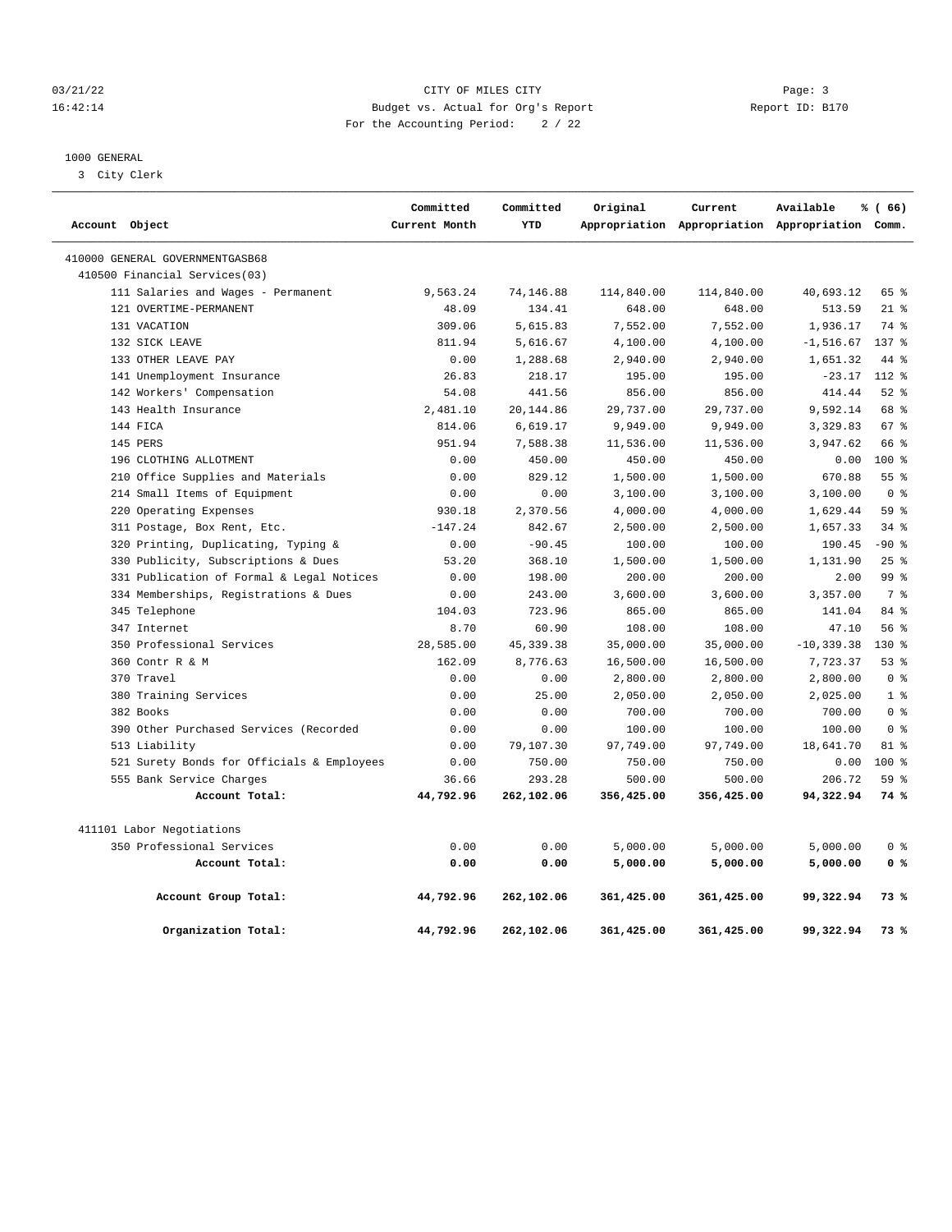CITY OF MILES CITY

Budget vs. Actual for Org's Report

For the Accounting Period: 2 / 22

Report ID: B170

1000 GENERAL

3 City Clerk

| Account Object | Committed Current Month | Committed YTD | Original Appropriation | Current Appropriation | Available Appropriation | % ( 66) Comm. |
|---|---|---|---|---|---|---|
| 410000 GENERAL GOVERNMENTGASB68 | | | | | | |
| 410500 Financial Services(03) | | | | | | |
| 111 Salaries and Wages - Permanent | 9,563.24 | 74,146.88 | 114,840.00 | 114,840.00 | 40,693.12 | 65 % |
| 121 OVERTIME-PERMANENT | 48.09 | 134.41 | 648.00 | 648.00 | 513.59 | 21 % |
| 131 VACATION | 309.06 | 5,615.83 | 7,552.00 | 7,552.00 | 1,936.17 | 74 % |
| 132 SICK LEAVE | 811.94 | 5,616.67 | 4,100.00 | 4,100.00 | -1,516.67 | 137 % |
| 133 OTHER LEAVE PAY | 0.00 | 1,288.68 | 2,940.00 | 2,940.00 | 1,651.32 | 44 % |
| 141 Unemployment Insurance | 26.83 | 218.17 | 195.00 | 195.00 | -23.17 | 112 % |
| 142 Workers' Compensation | 54.08 | 441.56 | 856.00 | 856.00 | 414.44 | 52 % |
| 143 Health Insurance | 2,481.10 | 20,144.86 | 29,737.00 | 29,737.00 | 9,592.14 | 68 % |
| 144 FICA | 814.06 | 6,619.17 | 9,949.00 | 9,949.00 | 3,329.83 | 67 % |
| 145 PERS | 951.94 | 7,588.38 | 11,536.00 | 11,536.00 | 3,947.62 | 66 % |
| 196 CLOTHING ALLOTMENT | 0.00 | 450.00 | 450.00 | 450.00 | 0.00 | 100 % |
| 210 Office Supplies and Materials | 0.00 | 829.12 | 1,500.00 | 1,500.00 | 670.88 | 55 % |
| 214 Small Items of Equipment | 0.00 | 0.00 | 3,100.00 | 3,100.00 | 3,100.00 | 0 % |
| 220 Operating Expenses | 930.18 | 2,370.56 | 4,000.00 | 4,000.00 | 1,629.44 | 59 % |
| 311 Postage, Box Rent, Etc. | -147.24 | 842.67 | 2,500.00 | 2,500.00 | 1,657.33 | 34 % |
| 320 Printing, Duplicating, Typing & | 0.00 | -90.45 | 100.00 | 100.00 | 190.45 | -90 % |
| 330 Publicity, Subscriptions & Dues | 53.20 | 368.10 | 1,500.00 | 1,500.00 | 1,131.90 | 25 % |
| 331 Publication of Formal & Legal Notices | 0.00 | 198.00 | 200.00 | 200.00 | 2.00 | 99 % |
| 334 Memberships, Registrations & Dues | 0.00 | 243.00 | 3,600.00 | 3,600.00 | 3,357.00 | 7 % |
| 345 Telephone | 104.03 | 723.96 | 865.00 | 865.00 | 141.04 | 84 % |
| 347 Internet | 8.70 | 60.90 | 108.00 | 108.00 | 47.10 | 56 % |
| 350 Professional Services | 28,585.00 | 45,339.38 | 35,000.00 | 35,000.00 | -10,339.38 | 130 % |
| 360 Contr R & M | 162.09 | 8,776.63 | 16,500.00 | 16,500.00 | 7,723.37 | 53 % |
| 370 Travel | 0.00 | 0.00 | 2,800.00 | 2,800.00 | 2,800.00 | 0 % |
| 380 Training Services | 0.00 | 25.00 | 2,050.00 | 2,050.00 | 2,025.00 | 1 % |
| 382 Books | 0.00 | 0.00 | 700.00 | 700.00 | 700.00 | 0 % |
| 390 Other Purchased Services (Recorded | 0.00 | 0.00 | 100.00 | 100.00 | 100.00 | 0 % |
| 513 Liability | 0.00 | 79,107.30 | 97,749.00 | 97,749.00 | 18,641.70 | 81 % |
| 521 Surety Bonds for Officials & Employees | 0.00 | 750.00 | 750.00 | 750.00 | 0.00 | 100 % |
| 555 Bank Service Charges | 36.66 | 293.28 | 500.00 | 500.00 | 206.72 | 59 % |
| **Account Total:** | **44,792.96** | **262,102.06** | **356,425.00** | **356,425.00** | **94,322.94** | **74 %** |
| 411101 Labor Negotiations | | | | | | |
| 350 Professional Services | 0.00 | 0.00 | 5,000.00 | 5,000.00 | 5,000.00 | 0 % |
| **Account Total:** | **0.00** | **0.00** | **5,000.00** | **5,000.00** | **5,000.00** | **0 %** |
| **Account Group Total:** | **44,792.96** | **262,102.06** | **361,425.00** | **361,425.00** | **99,322.94** | **73 %** |
| **Organization Total:** | **44,792.96** | **262,102.06** | **361,425.00** | **361,425.00** | **99,322.94** | **73 %** |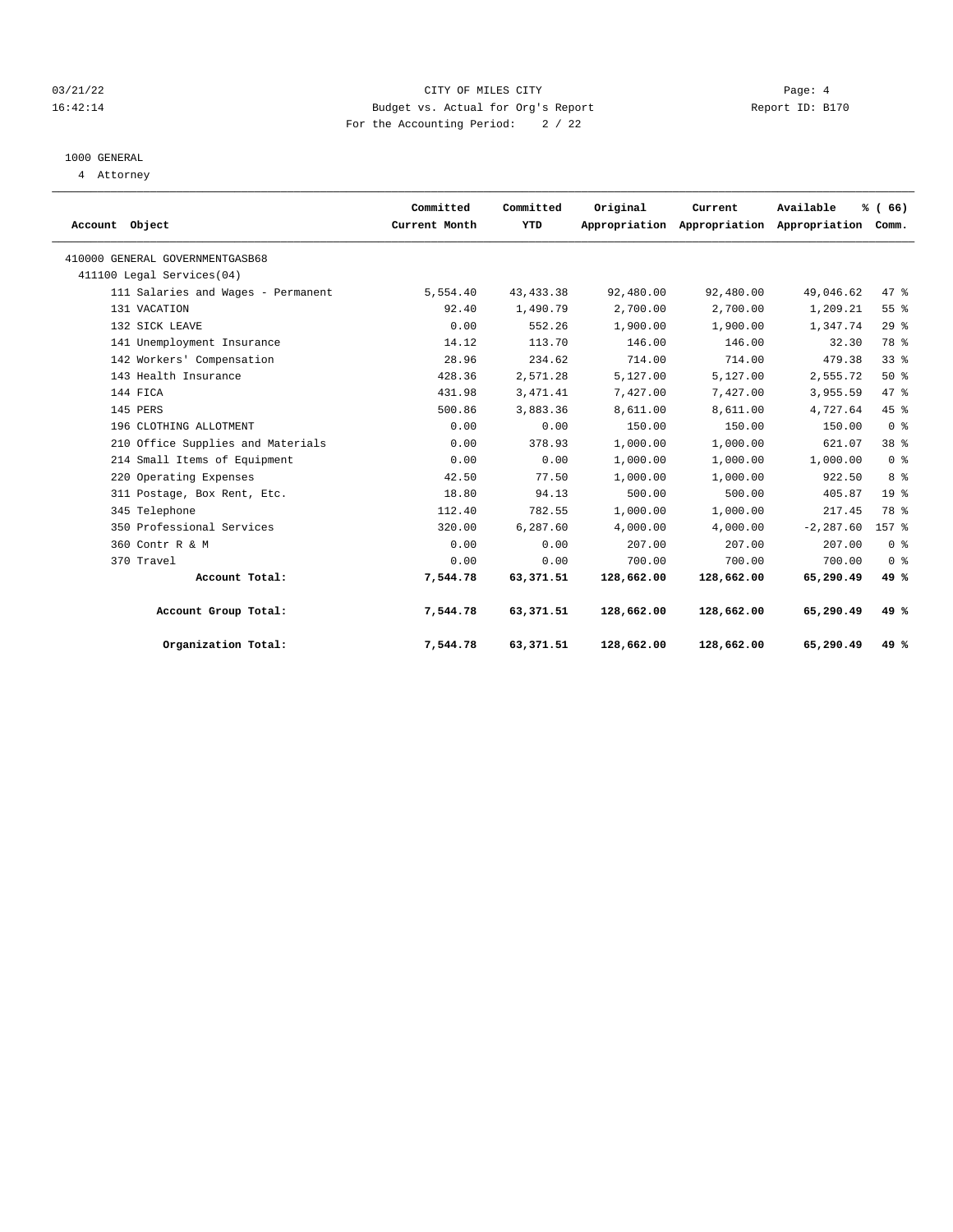03/21/22 CITY OF MILES CITY
16:42:14 Budget vs. Actual for Org's Report Report ID: B170
For the Accounting Period: 2 / 22

1000 GENERAL
4 Attorney

| Account Object | Committed Current Month | Committed YTD | Original Appropriation | Current Appropriation | Available Appropriation | % ( 66) Comm. |
|---|---|---|---|---|---|---|
| 410000 GENERAL GOVERNMENTGASB68 | | | | | | |
| 411100 Legal Services(04) | | | | | | |
| 111 Salaries and Wages - Permanent | 5,554.40 | 43,433.38 | 92,480.00 | 92,480.00 | 49,046.62 | 47 % |
| 131 VACATION | 92.40 | 1,490.79 | 2,700.00 | 2,700.00 | 1,209.21 | 55 % |
| 132 SICK LEAVE | 0.00 | 552.26 | 1,900.00 | 1,900.00 | 1,347.74 | 29 % |
| 141 Unemployment Insurance | 14.12 | 113.70 | 146.00 | 146.00 | 32.30 | 78 % |
| 142 Workers' Compensation | 28.96 | 234.62 | 714.00 | 714.00 | 479.38 | 33 % |
| 143 Health Insurance | 428.36 | 2,571.28 | 5,127.00 | 5,127.00 | 2,555.72 | 50 % |
| 144 FICA | 431.98 | 3,471.41 | 7,427.00 | 7,427.00 | 3,955.59 | 47 % |
| 145 PERS | 500.86 | 3,883.36 | 8,611.00 | 8,611.00 | 4,727.64 | 45 % |
| 196 CLOTHING ALLOTMENT | 0.00 | 0.00 | 150.00 | 150.00 | 150.00 | 0 % |
| 210 Office Supplies and Materials | 0.00 | 378.93 | 1,000.00 | 1,000.00 | 621.07 | 38 % |
| 214 Small Items of Equipment | 0.00 | 0.00 | 1,000.00 | 1,000.00 | 1,000.00 | 0 % |
| 220 Operating Expenses | 42.50 | 77.50 | 1,000.00 | 1,000.00 | 922.50 | 8 % |
| 311 Postage, Box Rent, Etc. | 18.80 | 94.13 | 500.00 | 500.00 | 405.87 | 19 % |
| 345 Telephone | 112.40 | 782.55 | 1,000.00 | 1,000.00 | 217.45 | 78 % |
| 350 Professional Services | 320.00 | 6,287.60 | 4,000.00 | 4,000.00 | -2,287.60 | 157 % |
| 360 Contr R & M | 0.00 | 0.00 | 207.00 | 207.00 | 207.00 | 0 % |
| 370 Travel | 0.00 | 0.00 | 700.00 | 700.00 | 700.00 | 0 % |
| **Account Total:** | **7,544.78** | **63,371.51** | **128,662.00** | **128,662.00** | **65,290.49** | **49 %** |
| **Account Group Total:** | **7,544.78** | **63,371.51** | **128,662.00** | **128,662.00** | **65,290.49** | **49 %** |
| **Organization Total:** | **7,544.78** | **63,371.51** | **128,662.00** | **128,662.00** | **65,290.49** | **49 %** |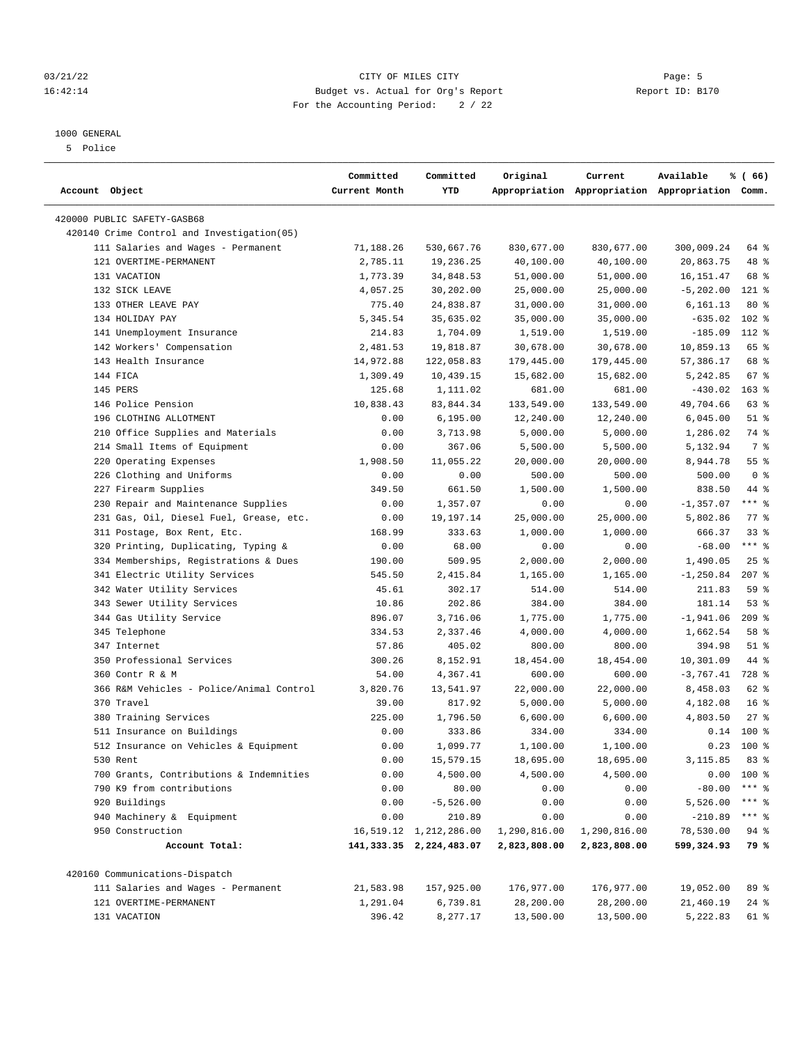CITY OF MILES CITY

Budget vs. Actual for Org's Report

For the Accounting Period: 2 / 22

03/21/22 16:42:14 — Report ID: B170

1000 GENERAL

5 Police

| Account Object | Committed Current Month | Committed YTD | Original Appropriation | Current Appropriation | Available Appropriation | % ( 66) Comm. |
|---|---|---|---|---|---|---|
| 420000 PUBLIC SAFETY-GASB68 | | | | | | |
| 420140 Crime Control and Investigation(05) | | | | | | |
| 111 Salaries and Wages - Permanent | 71,188.26 | 530,667.76 | 830,677.00 | 830,677.00 | 300,009.24 | 64 % |
| 121 OVERTIME-PERMANENT | 2,785.11 | 19,236.25 | 40,100.00 | 40,100.00 | 20,863.75 | 48 % |
| 131 VACATION | 1,773.39 | 34,848.53 | 51,000.00 | 51,000.00 | 16,151.47 | 68 % |
| 132 SICK LEAVE | 4,057.25 | 30,202.00 | 25,000.00 | 25,000.00 | -5,202.00 | 121 % |
| 133 OTHER LEAVE PAY | 775.40 | 24,838.87 | 31,000.00 | 31,000.00 | 6,161.13 | 80 % |
| 134 HOLIDAY PAY | 5,345.54 | 35,635.02 | 35,000.00 | 35,000.00 | -635.02 | 102 % |
| 141 Unemployment Insurance | 214.83 | 1,704.09 | 1,519.00 | 1,519.00 | -185.09 | 112 % |
| 142 Workers' Compensation | 2,481.53 | 19,818.87 | 30,678.00 | 30,678.00 | 10,859.13 | 65 % |
| 143 Health Insurance | 14,972.88 | 122,058.83 | 179,445.00 | 179,445.00 | 57,386.17 | 68 % |
| 144 FICA | 1,309.49 | 10,439.15 | 15,682.00 | 15,682.00 | 5,242.85 | 67 % |
| 145 PERS | 125.68 | 1,111.02 | 681.00 | 681.00 | -430.02 | 163 % |
| 146 Police Pension | 10,838.43 | 83,844.34 | 133,549.00 | 133,549.00 | 49,704.66 | 63 % |
| 196 CLOTHING ALLOTMENT | 0.00 | 6,195.00 | 12,240.00 | 12,240.00 | 6,045.00 | 51 % |
| 210 Office Supplies and Materials | 0.00 | 3,713.98 | 5,000.00 | 5,000.00 | 1,286.02 | 74 % |
| 214 Small Items of Equipment | 0.00 | 367.06 | 5,500.00 | 5,500.00 | 5,132.94 | 7 % |
| 220 Operating Expenses | 1,908.50 | 11,055.22 | 20,000.00 | 20,000.00 | 8,944.78 | 55 % |
| 226 Clothing and Uniforms | 0.00 | 0.00 | 500.00 | 500.00 | 500.00 | 0 % |
| 227 Firearm Supplies | 349.50 | 661.50 | 1,500.00 | 1,500.00 | 838.50 | 44 % |
| 230 Repair and Maintenance Supplies | 0.00 | 1,357.07 | 0.00 | 0.00 | -1,357.07 | *** % |
| 231 Gas, Oil, Diesel Fuel, Grease, etc. | 0.00 | 19,197.14 | 25,000.00 | 25,000.00 | 5,802.86 | 77 % |
| 311 Postage, Box Rent, Etc. | 168.99 | 333.63 | 1,000.00 | 1,000.00 | 666.37 | 33 % |
| 320 Printing, Duplicating, Typing & | 0.00 | 68.00 | 0.00 | 0.00 | -68.00 | *** % |
| 334 Memberships, Registrations & Dues | 190.00 | 509.95 | 2,000.00 | 2,000.00 | 1,490.05 | 25 % |
| 341 Electric Utility Services | 545.50 | 2,415.84 | 1,165.00 | 1,165.00 | -1,250.84 | 207 % |
| 342 Water Utility Services | 45.61 | 302.17 | 514.00 | 514.00 | 211.83 | 59 % |
| 343 Sewer Utility Services | 10.86 | 202.86 | 384.00 | 384.00 | 181.14 | 53 % |
| 344 Gas Utility Service | 896.07 | 3,716.06 | 1,775.00 | 1,775.00 | -1,941.06 | 209 % |
| 345 Telephone | 334.53 | 2,337.46 | 4,000.00 | 4,000.00 | 1,662.54 | 58 % |
| 347 Internet | 57.86 | 405.02 | 800.00 | 800.00 | 394.98 | 51 % |
| 350 Professional Services | 300.26 | 8,152.91 | 18,454.00 | 18,454.00 | 10,301.09 | 44 % |
| 360 Contr R & M | 54.00 | 4,367.41 | 600.00 | 600.00 | -3,767.41 | 728 % |
| 366 R&M Vehicles - Police/Animal Control | 3,820.76 | 13,541.97 | 22,000.00 | 22,000.00 | 8,458.03 | 62 % |
| 370 Travel | 39.00 | 817.92 | 5,000.00 | 5,000.00 | 4,182.08 | 16 % |
| 380 Training Services | 225.00 | 1,796.50 | 6,600.00 | 6,600.00 | 4,803.50 | 27 % |
| 511 Insurance on Buildings | 0.00 | 333.86 | 334.00 | 334.00 | 0.14 | 100 % |
| 512 Insurance on Vehicles & Equipment | 0.00 | 1,099.77 | 1,100.00 | 1,100.00 | 0.23 | 100 % |
| 530 Rent | 0.00 | 15,579.15 | 18,695.00 | 18,695.00 | 3,115.85 | 83 % |
| 700 Grants, Contributions & Indemnities | 0.00 | 4,500.00 | 4,500.00 | 4,500.00 | 0.00 | 100 % |
| 790 K9 from contributions | 0.00 | 80.00 | 0.00 | 0.00 | -80.00 | *** % |
| 920 Buildings | 0.00 | -5,526.00 | 0.00 | 0.00 | 5,526.00 | *** % |
| 940 Machinery & Equipment | 0.00 | 210.89 | 0.00 | 0.00 | -210.89 | *** % |
| 950 Construction | 16,519.12 | 1,212,286.00 | 1,290,816.00 | 1,290,816.00 | 78,530.00 | 94 % |
| **Account Total:** | **141,333.35** | **2,224,483.07** | **2,823,808.00** | **2,823,808.00** | **599,324.93** | **79 %** |
| 420160 Communications-Dispatch | | | | | | |
| 111 Salaries and Wages - Permanent | 21,583.98 | 157,925.00 | 176,977.00 | 176,977.00 | 19,052.00 | 89 % |
| 121 OVERTIME-PERMANENT | 1,291.04 | 6,739.81 | 28,200.00 | 28,200.00 | 21,460.19 | 24 % |
| 131 VACATION | 396.42 | 8,277.17 | 13,500.00 | 13,500.00 | 5,222.83 | 61 % |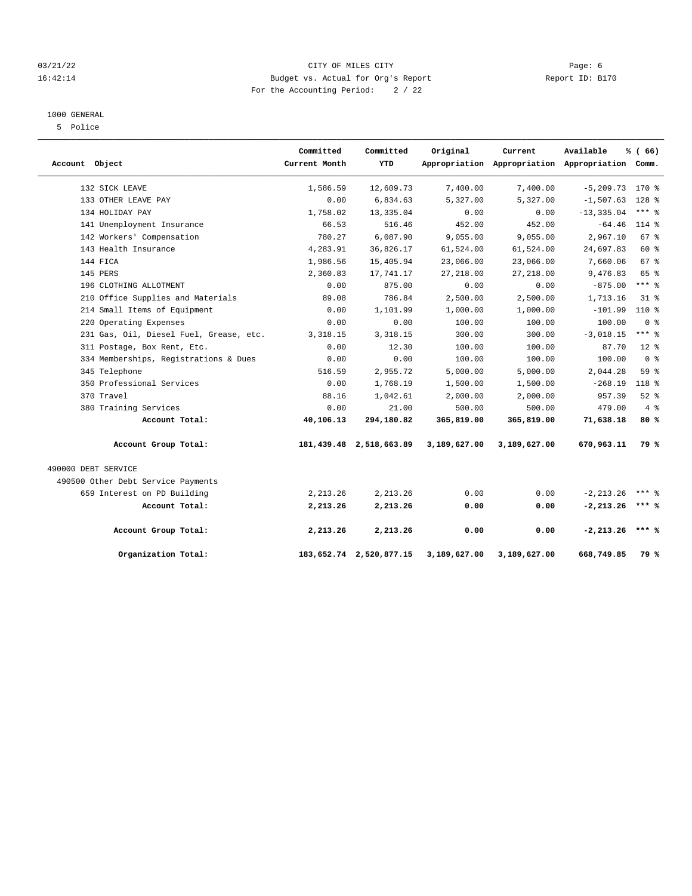CITY OF MILES CITY

Budget vs. Actual for Org's Report

For the Accounting Period: 2 / 22

03/21/22 16:42:14 — Report ID: B170

1000 GENERAL

5 Police

| Account Object | Committed Current Month | Committed YTD | Original Appropriation | Current Appropriation | Available Appropriation | % ( 66) Comm. |
|---|---|---|---|---|---|---|
| 132 SICK LEAVE | 1,586.59 | 12,609.73 | 7,400.00 | 7,400.00 | -5,209.73 | 170 % |
| 133 OTHER LEAVE PAY | 0.00 | 6,834.63 | 5,327.00 | 5,327.00 | -1,507.63 | 128 % |
| 134 HOLIDAY PAY | 1,758.02 | 13,335.04 | 0.00 | 0.00 | -13,335.04 | *** % |
| 141 Unemployment Insurance | 66.53 | 516.46 | 452.00 | 452.00 | -64.46 | 114 % |
| 142 Workers' Compensation | 780.27 | 6,087.90 | 9,055.00 | 9,055.00 | 2,967.10 | 67 % |
| 143 Health Insurance | 4,283.91 | 36,826.17 | 61,524.00 | 61,524.00 | 24,697.83 | 60 % |
| 144 FICA | 1,986.56 | 15,405.94 | 23,066.00 | 23,066.00 | 7,660.06 | 67 % |
| 145 PERS | 2,360.83 | 17,741.17 | 27,218.00 | 27,218.00 | 9,476.83 | 65 % |
| 196 CLOTHING ALLOTMENT | 0.00 | 875.00 | 0.00 | 0.00 | -875.00 | *** % |
| 210 Office Supplies and Materials | 89.08 | 786.84 | 2,500.00 | 2,500.00 | 1,713.16 | 31 % |
| 214 Small Items of Equipment | 0.00 | 1,101.99 | 1,000.00 | 1,000.00 | -101.99 | 110 % |
| 220 Operating Expenses | 0.00 | 0.00 | 100.00 | 100.00 | 100.00 | 0 % |
| 231 Gas, Oil, Diesel Fuel, Grease, etc. | 3,318.15 | 3,318.15 | 300.00 | 300.00 | -3,018.15 | *** % |
| 311 Postage, Box Rent, Etc. | 0.00 | 12.30 | 100.00 | 100.00 | 87.70 | 12 % |
| 334 Memberships, Registrations & Dues | 0.00 | 0.00 | 100.00 | 100.00 | 100.00 | 0 % |
| 345 Telephone | 516.59 | 2,955.72 | 5,000.00 | 5,000.00 | 2,044.28 | 59 % |
| 350 Professional Services | 0.00 | 1,768.19 | 1,500.00 | 1,500.00 | -268.19 | 118 % |
| 370 Travel | 88.16 | 1,042.61 | 2,000.00 | 2,000.00 | 957.39 | 52 % |
| 380 Training Services | 0.00 | 21.00 | 500.00 | 500.00 | 479.00 | 4 % |
| **Account Total:** | **40,106.13** | **294,180.82** | **365,819.00** | **365,819.00** | **71,638.18** | **80 %** |
| **Account Group Total:** | **181,439.48** | **2,518,663.89** | **3,189,627.00** | **3,189,627.00** | **670,963.11** | **79 %** |
| 490000 DEBT SERVICE | | | | | | |
| 490500 Other Debt Service Payments | | | | | | |
| 659 Interest on PD Building | 2,213.26 | 2,213.26 | 0.00 | 0.00 | -2,213.26 | *** % |
| **Account Total:** | **2,213.26** | **2,213.26** | **0.00** | **0.00** | **-2,213.26** | **\*\*\* %** |
| **Account Group Total:** | **2,213.26** | **2,213.26** | **0.00** | **0.00** | **-2,213.26** | **\*\*\* %** |
| **Organization Total:** | **183,652.74** | **2,520,877.15** | **3,189,627.00** | **3,189,627.00** | **668,749.85** | **79 %** |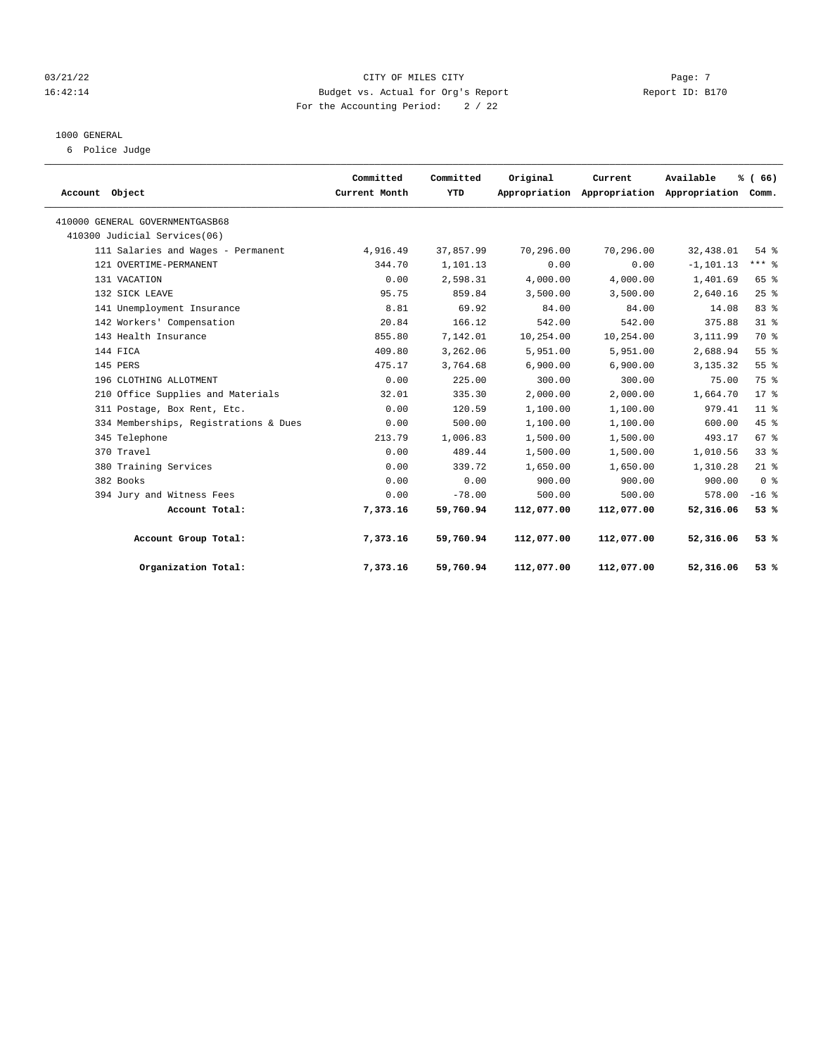03/21/22 CITY OF MILES CITY
16:42:14 Budget vs. Actual for Org's Report Report ID: B170
For the Accounting Period: 2 / 22

1000 GENERAL
6 Police Judge

| Account Object | Committed Current Month | Committed YTD | Original Appropriation | Current Appropriation | Available Appropriation | % ( 66) Comm. |
|---|---|---|---|---|---|---|
| 410000 GENERAL GOVERNMENTGASB68 | | | | | | |
| 410300 Judicial Services(06) | | | | | | |
| 111 Salaries and Wages - Permanent | 4,916.49 | 37,857.99 | 70,296.00 | 70,296.00 | 32,438.01 | 54 % |
| 121 OVERTIME-PERMANENT | 344.70 | 1,101.13 | 0.00 | 0.00 | -1,101.13 | *** % |
| 131 VACATION | 0.00 | 2,598.31 | 4,000.00 | 4,000.00 | 1,401.69 | 65 % |
| 132 SICK LEAVE | 95.75 | 859.84 | 3,500.00 | 3,500.00 | 2,640.16 | 25 % |
| 141 Unemployment Insurance | 8.81 | 69.92 | 84.00 | 84.00 | 14.08 | 83 % |
| 142 Workers' Compensation | 20.84 | 166.12 | 542.00 | 542.00 | 375.88 | 31 % |
| 143 Health Insurance | 855.80 | 7,142.01 | 10,254.00 | 10,254.00 | 3,111.99 | 70 % |
| 144 FICA | 409.80 | 3,262.06 | 5,951.00 | 5,951.00 | 2,688.94 | 55 % |
| 145 PERS | 475.17 | 3,764.68 | 6,900.00 | 6,900.00 | 3,135.32 | 55 % |
| 196 CLOTHING ALLOTMENT | 0.00 | 225.00 | 300.00 | 300.00 | 75.00 | 75 % |
| 210 Office Supplies and Materials | 32.01 | 335.30 | 2,000.00 | 2,000.00 | 1,664.70 | 17 % |
| 311 Postage, Box Rent, Etc. | 0.00 | 120.59 | 1,100.00 | 1,100.00 | 979.41 | 11 % |
| 334 Memberships, Registrations & Dues | 0.00 | 500.00 | 1,100.00 | 1,100.00 | 600.00 | 45 % |
| 345 Telephone | 213.79 | 1,006.83 | 1,500.00 | 1,500.00 | 493.17 | 67 % |
| 370 Travel | 0.00 | 489.44 | 1,500.00 | 1,500.00 | 1,010.56 | 33 % |
| 380 Training Services | 0.00 | 339.72 | 1,650.00 | 1,650.00 | 1,310.28 | 21 % |
| 382 Books | 0.00 | 0.00 | 900.00 | 900.00 | 900.00 | 0 % |
| 394 Jury and Witness Fees | 0.00 | -78.00 | 500.00 | 500.00 | 578.00 | -16 % |
| **Account Total:** | **7,373.16** | **59,760.94** | **112,077.00** | **112,077.00** | **52,316.06** | **53 %** |
| **Account Group Total:** | **7,373.16** | **59,760.94** | **112,077.00** | **112,077.00** | **52,316.06** | **53 %** |
| **Organization Total:** | **7,373.16** | **59,760.94** | **112,077.00** | **112,077.00** | **52,316.06** | **53 %** |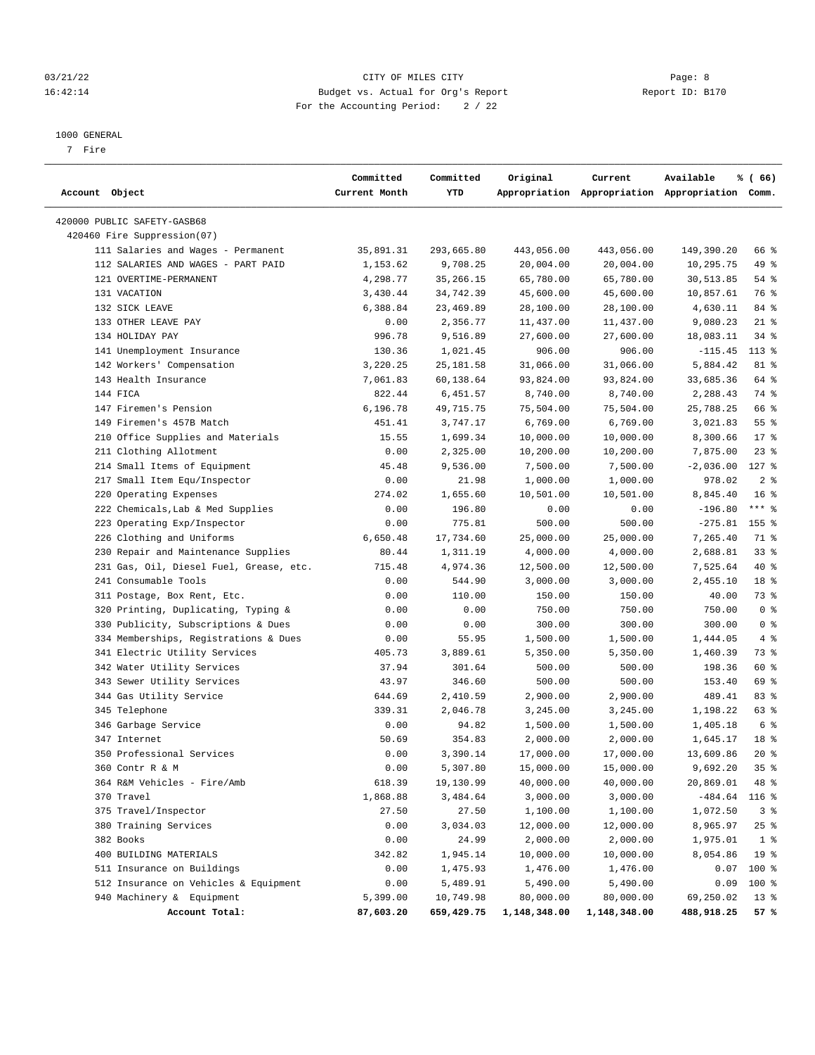03/21/22 CITY OF MILES CITY Page: 8
16:42:14 Budget vs. Actual for Org's Report Report ID: B170
For the Accounting Period: 2 / 22

1000 GENERAL

7 Fire

| Account Object | Committed Current Month | Committed YTD | Original Appropriation | Current Appropriation | Available Appropriation | % ( 66) Comm. |
|---|---|---|---|---|---|---|
| 420000 PUBLIC SAFETY-GASB68 | | | | | | |
| 420460 Fire Suppression(07) | | | | | | |
| 111 Salaries and Wages - Permanent | 35,891.31 | 293,665.80 | 443,056.00 | 443,056.00 | 149,390.20 | 66 % |
| 112 SALARIES AND WAGES - PART PAID | 1,153.62 | 9,708.25 | 20,004.00 | 20,004.00 | 10,295.75 | 49 % |
| 121 OVERTIME-PERMANENT | 4,298.77 | 35,266.15 | 65,780.00 | 65,780.00 | 30,513.85 | 54 % |
| 131 VACATION | 3,430.44 | 34,742.39 | 45,600.00 | 45,600.00 | 10,857.61 | 76 % |
| 132 SICK LEAVE | 6,388.84 | 23,469.89 | 28,100.00 | 28,100.00 | 4,630.11 | 84 % |
| 133 OTHER LEAVE PAY | 0.00 | 2,356.77 | 11,437.00 | 11,437.00 | 9,080.23 | 21 % |
| 134 HOLIDAY PAY | 996.78 | 9,516.89 | 27,600.00 | 27,600.00 | 18,083.11 | 34 % |
| 141 Unemployment Insurance | 130.36 | 1,021.45 | 906.00 | 906.00 | -115.45 | 113 % |
| 142 Workers' Compensation | 3,220.25 | 25,181.58 | 31,066.00 | 31,066.00 | 5,884.42 | 81 % |
| 143 Health Insurance | 7,061.83 | 60,138.64 | 93,824.00 | 93,824.00 | 33,685.36 | 64 % |
| 144 FICA | 822.44 | 6,451.57 | 8,740.00 | 8,740.00 | 2,288.43 | 74 % |
| 147 Firemen's Pension | 6,196.78 | 49,715.75 | 75,504.00 | 75,504.00 | 25,788.25 | 66 % |
| 149 Firemen's 457B Match | 451.41 | 3,747.17 | 6,769.00 | 6,769.00 | 3,021.83 | 55 % |
| 210 Office Supplies and Materials | 15.55 | 1,699.34 | 10,000.00 | 10,000.00 | 8,300.66 | 17 % |
| 211 Clothing Allotment | 0.00 | 2,325.00 | 10,200.00 | 10,200.00 | 7,875.00 | 23 % |
| 214 Small Items of Equipment | 45.48 | 9,536.00 | 7,500.00 | 7,500.00 | -2,036.00 | 127 % |
| 217 Small Item Equ/Inspector | 0.00 | 21.98 | 1,000.00 | 1,000.00 | 978.02 | 2 % |
| 220 Operating Expenses | 274.02 | 1,655.60 | 10,501.00 | 10,501.00 | 8,845.40 | 16 % |
| 222 Chemicals,Lab & Med Supplies | 0.00 | 196.80 | 0.00 | 0.00 | -196.80 | *** % |
| 223 Operating Exp/Inspector | 0.00 | 775.81 | 500.00 | 500.00 | -275.81 | 155 % |
| 226 Clothing and Uniforms | 6,650.48 | 17,734.60 | 25,000.00 | 25,000.00 | 7,265.40 | 71 % |
| 230 Repair and Maintenance Supplies | 80.44 | 1,311.19 | 4,000.00 | 4,000.00 | 2,688.81 | 33 % |
| 231 Gas, Oil, Diesel Fuel, Grease, etc. | 715.48 | 4,974.36 | 12,500.00 | 12,500.00 | 7,525.64 | 40 % |
| 241 Consumable Tools | 0.00 | 544.90 | 3,000.00 | 3,000.00 | 2,455.10 | 18 % |
| 311 Postage, Box Rent, Etc. | 0.00 | 110.00 | 150.00 | 150.00 | 40.00 | 73 % |
| 320 Printing, Duplicating, Typing & | 0.00 | 0.00 | 750.00 | 750.00 | 750.00 | 0 % |
| 330 Publicity, Subscriptions & Dues | 0.00 | 0.00 | 300.00 | 300.00 | 300.00 | 0 % |
| 334 Memberships, Registrations & Dues | 0.00 | 55.95 | 1,500.00 | 1,500.00 | 1,444.05 | 4 % |
| 341 Electric Utility Services | 405.73 | 3,889.61 | 5,350.00 | 5,350.00 | 1,460.39 | 73 % |
| 342 Water Utility Services | 37.94 | 301.64 | 500.00 | 500.00 | 198.36 | 60 % |
| 343 Sewer Utility Services | 43.97 | 346.60 | 500.00 | 500.00 | 153.40 | 69 % |
| 344 Gas Utility Service | 644.69 | 2,410.59 | 2,900.00 | 2,900.00 | 489.41 | 83 % |
| 345 Telephone | 339.31 | 2,046.78 | 3,245.00 | 3,245.00 | 1,198.22 | 63 % |
| 346 Garbage Service | 0.00 | 94.82 | 1,500.00 | 1,500.00 | 1,405.18 | 6 % |
| 347 Internet | 50.69 | 354.83 | 2,000.00 | 2,000.00 | 1,645.17 | 18 % |
| 350 Professional Services | 0.00 | 3,390.14 | 17,000.00 | 17,000.00 | 13,609.86 | 20 % |
| 360 Contr R & M | 0.00 | 5,307.80 | 15,000.00 | 15,000.00 | 9,692.20 | 35 % |
| 364 R&M Vehicles - Fire/Amb | 618.39 | 19,130.99 | 40,000.00 | 40,000.00 | 20,869.01 | 48 % |
| 370 Travel | 1,868.88 | 3,484.64 | 3,000.00 | 3,000.00 | -484.64 | 116 % |
| 375 Travel/Inspector | 27.50 | 27.50 | 1,100.00 | 1,100.00 | 1,072.50 | 3 % |
| 380 Training Services | 0.00 | 3,034.03 | 12,000.00 | 12,000.00 | 8,965.97 | 25 % |
| 382 Books | 0.00 | 24.99 | 2,000.00 | 2,000.00 | 1,975.01 | 1 % |
| 400 BUILDING MATERIALS | 342.82 | 1,945.14 | 10,000.00 | 10,000.00 | 8,054.86 | 19 % |
| 511 Insurance on Buildings | 0.00 | 1,475.93 | 1,476.00 | 1,476.00 | 0.07 | 100 % |
| 512 Insurance on Vehicles & Equipment | 0.00 | 5,489.91 | 5,490.00 | 5,490.00 | 0.09 | 100 % |
| 940 Machinery & Equipment | 5,399.00 | 10,749.98 | 80,000.00 | 80,000.00 | 69,250.02 | 13 % |
| **Account Total:** | **87,603.20** | **659,429.75** | **1,148,348.00** | **1,148,348.00** | **488,918.25** | **57 %** |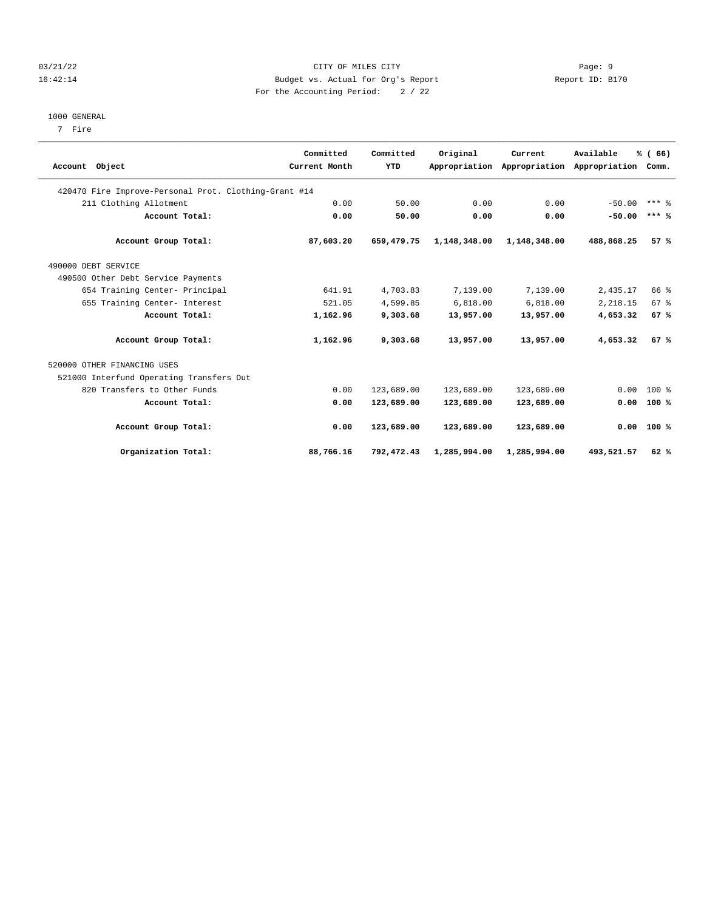CITY OF MILES CITY
Budget vs. Actual for Org's Report
For the Accounting Period: 2 / 22

1000 GENERAL
7 Fire

| Account Object | Committed Current Month | Committed YTD | Original Appropriation | Current Appropriation | Available Appropriation | % ( 66) Comm. |
|---|---|---|---|---|---|---|
| 420470 Fire Improve-Personal Prot. Clothing-Grant #14 | | | | | | |
| 211 Clothing Allotment | 0.00 | 50.00 | 0.00 | 0.00 | -50.00 | *** % |
| **Account Total:** | **0.00** | **50.00** | **0.00** | **0.00** | **-50.00** | **\*\*\* %** |
| **Account Group Total:** | **87,603.20** | **659,479.75** | **1,148,348.00** | **1,148,348.00** | **488,868.25** | **57 %** |
| 490000 DEBT SERVICE | | | | | | |
| 490500 Other Debt Service Payments | | | | | | |
| 654 Training Center- Principal | 641.91 | 4,703.83 | 7,139.00 | 7,139.00 | 2,435.17 | 66 % |
| 655 Training Center- Interest | 521.05 | 4,599.85 | 6,818.00 | 6,818.00 | 2,218.15 | 67 % |
| **Account Total:** | **1,162.96** | **9,303.68** | **13,957.00** | **13,957.00** | **4,653.32** | **67 %** |
| **Account Group Total:** | **1,162.96** | **9,303.68** | **13,957.00** | **13,957.00** | **4,653.32** | **67 %** |
| 520000 OTHER FINANCING USES | | | | | | |
| 521000 Interfund Operating Transfers Out | | | | | | |
| 820 Transfers to Other Funds | 0.00 | 123,689.00 | 123,689.00 | 123,689.00 | 0.00 | 100 % |
| **Account Total:** | **0.00** | **123,689.00** | **123,689.00** | **123,689.00** | **0.00** | **100 %** |
| **Account Group Total:** | **0.00** | **123,689.00** | **123,689.00** | **123,689.00** | **0.00** | **100 %** |
| **Organization Total:** | **88,766.16** | **792,472.43** | **1,285,994.00** | **1,285,994.00** | **493,521.57** | **62 %** |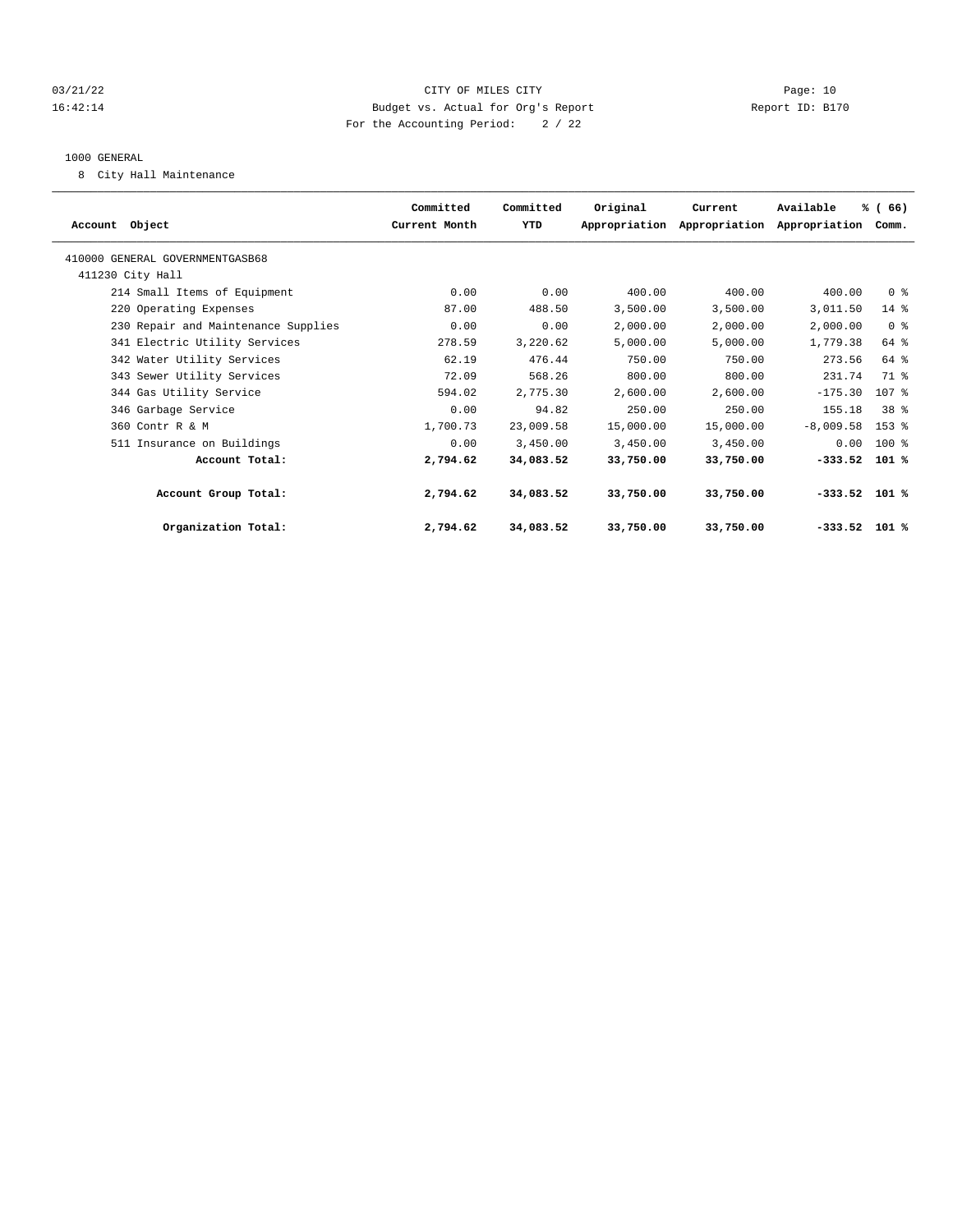CITY OF MILES CITY

Budget vs. Actual for Org's Report

For the Accounting Period: 2 / 22

1000 GENERAL

8 City Hall Maintenance

| Account Object | Committed Current Month | Committed YTD | Original Appropriation | Current Appropriation | Available Appropriation | % ( 66) Comm. |
|---|---|---|---|---|---|---|
| 410000 GENERAL GOVERNMENTGASB68 | | | | | | |
| 411230 City Hall | | | | | | |
| 214 Small Items of Equipment | 0.00 | 0.00 | 400.00 | 400.00 | 400.00 | 0 % |
| 220 Operating Expenses | 87.00 | 488.50 | 3,500.00 | 3,500.00 | 3,011.50 | 14 % |
| 230 Repair and Maintenance Supplies | 0.00 | 0.00 | 2,000.00 | 2,000.00 | 2,000.00 | 0 % |
| 341 Electric Utility Services | 278.59 | 3,220.62 | 5,000.00 | 5,000.00 | 1,779.38 | 64 % |
| 342 Water Utility Services | 62.19 | 476.44 | 750.00 | 750.00 | 273.56 | 64 % |
| 343 Sewer Utility Services | 72.09 | 568.26 | 800.00 | 800.00 | 231.74 | 71 % |
| 344 Gas Utility Service | 594.02 | 2,775.30 | 2,600.00 | 2,600.00 | -175.30 | 107 % |
| 346 Garbage Service | 0.00 | 94.82 | 250.00 | 250.00 | 155.18 | 38 % |
| 360 Contr R & M | 1,700.73 | 23,009.58 | 15,000.00 | 15,000.00 | -8,009.58 | 153 % |
| 511 Insurance on Buildings | 0.00 | 3,450.00 | 3,450.00 | 3,450.00 | 0.00 | 100 % |
| **Account Total:** | **2,794.62** | **34,083.52** | **33,750.00** | **33,750.00** | **-333.52** | **101 %** |
| **Account Group Total:** | **2,794.62** | **34,083.52** | **33,750.00** | **33,750.00** | **-333.52** | **101 %** |
| **Organization Total:** | **2,794.62** | **34,083.52** | **33,750.00** | **33,750.00** | **-333.52** | **101 %** |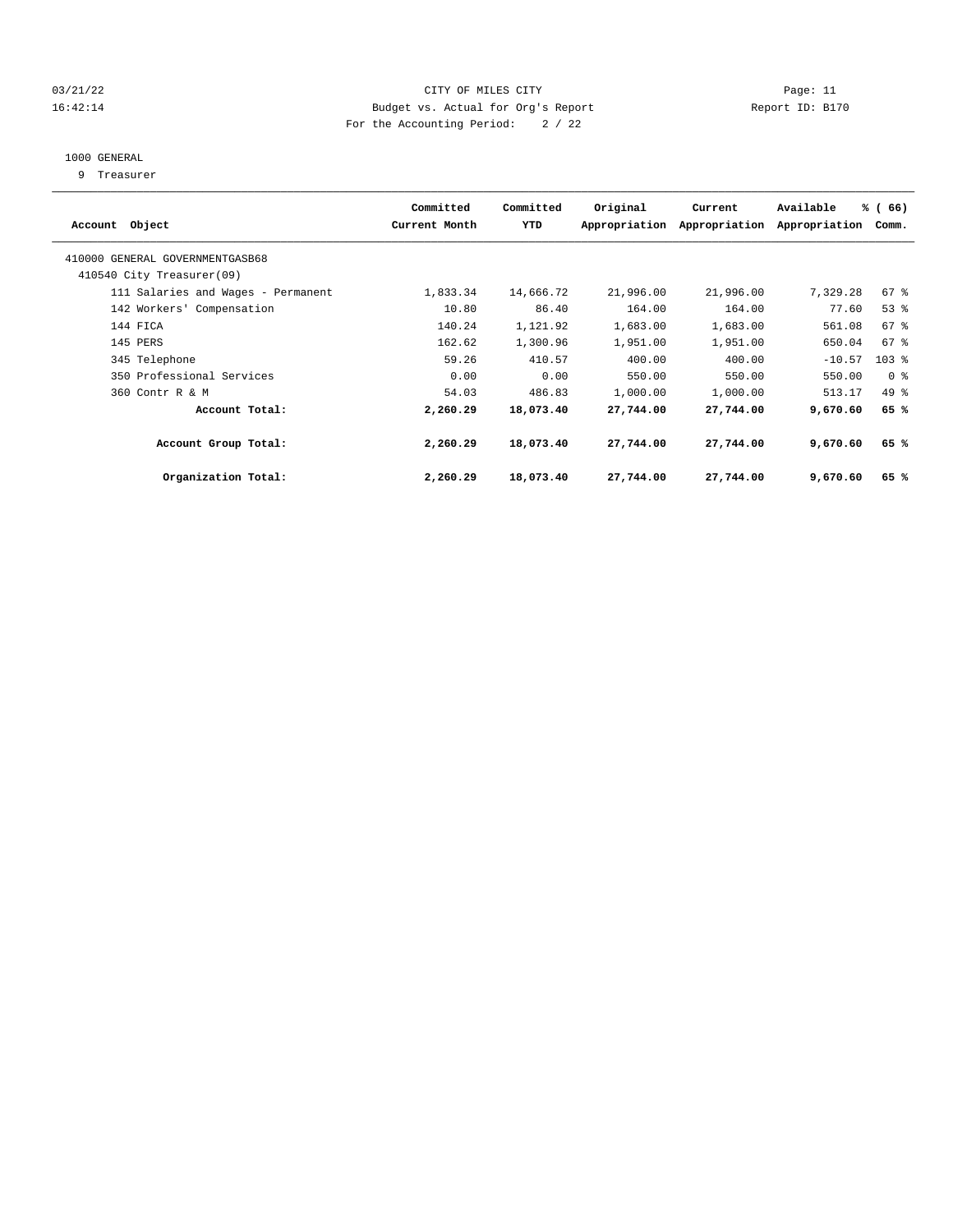CITY OF MILES CITY
Budget vs. Actual for Org's Report
For the Accounting Period: 2 / 22

1000 GENERAL
9 Treasurer

| Account Object | Committed Current Month | Committed YTD | Original Appropriation | Current Appropriation | Available Appropriation | % ( 66) Comm. |
|---|---|---|---|---|---|---|
| 410000 GENERAL GOVERNMENTGASB68 | | | | | | |
| 410540 City Treasurer(09) | | | | | | |
| 111 Salaries and Wages - Permanent | 1,833.34 | 14,666.72 | 21,996.00 | 21,996.00 | 7,329.28 | 67 % |
| 142 Workers' Compensation | 10.80 | 86.40 | 164.00 | 164.00 | 77.60 | 53 % |
| 144 FICA | 140.24 | 1,121.92 | 1,683.00 | 1,683.00 | 561.08 | 67 % |
| 145 PERS | 162.62 | 1,300.96 | 1,951.00 | 1,951.00 | 650.04 | 67 % |
| 345 Telephone | 59.26 | 410.57 | 400.00 | 400.00 | -10.57 | 103 % |
| 350 Professional Services | 0.00 | 0.00 | 550.00 | 550.00 | 550.00 | 0 % |
| 360 Contr R & M | 54.03 | 486.83 | 1,000.00 | 1,000.00 | 513.17 | 49 % |
| **Account Total:** | **2,260.29** | **18,073.40** | **27,744.00** | **27,744.00** | **9,670.60** | **65 %** |
| **Account Group Total:** | **2,260.29** | **18,073.40** | **27,744.00** | **27,744.00** | **9,670.60** | **65 %** |
| **Organization Total:** | **2,260.29** | **18,073.40** | **27,744.00** | **27,744.00** | **9,670.60** | **65 %** |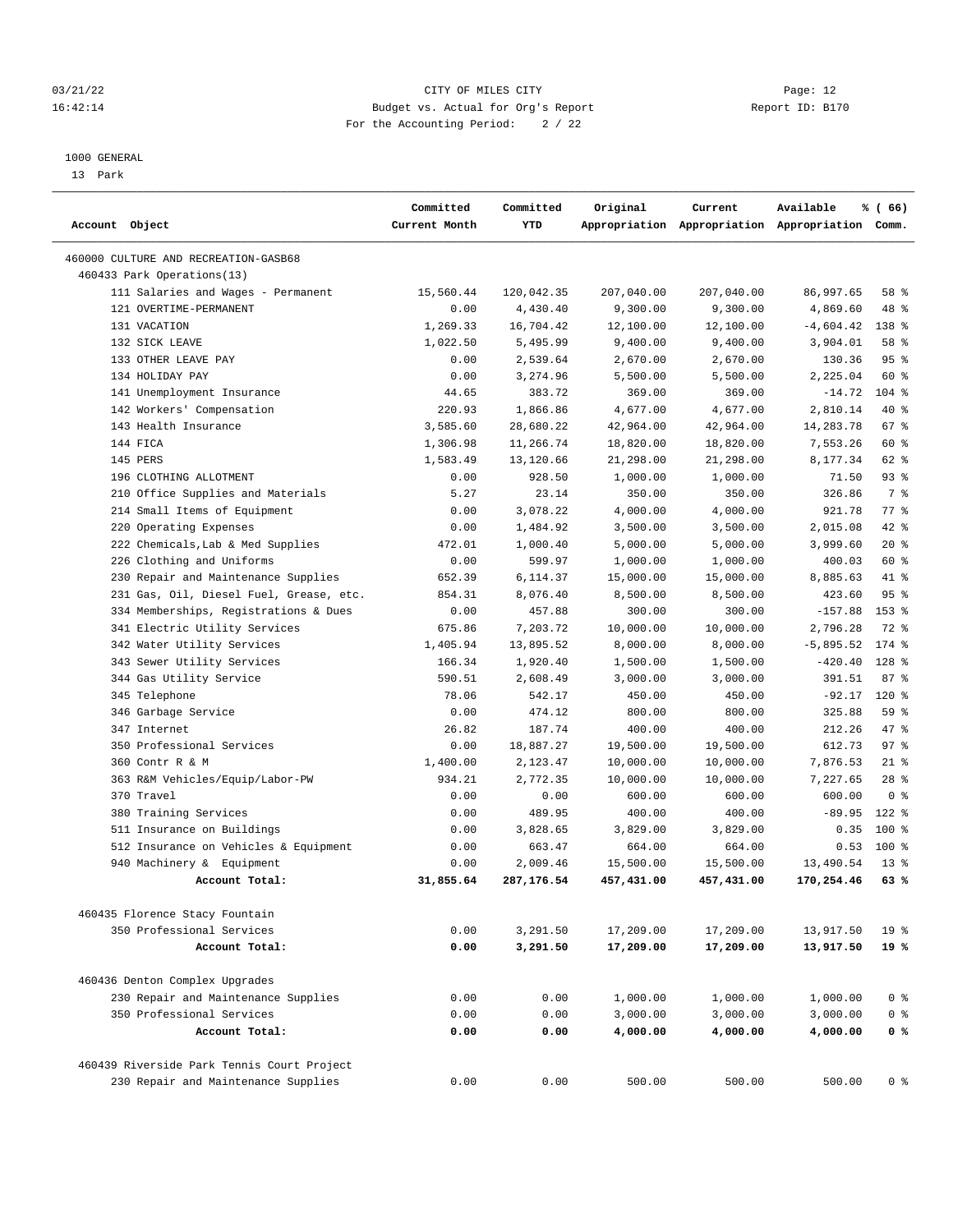CITY OF MILES CITY
Budget vs. Actual for Org's Report
For the Accounting Period: 2 / 22

1000 GENERAL
13 Park

| Account Object | Committed Current Month | Committed YTD | Original Appropriation | Current Appropriation | Available Appropriation | % ( 66) Comm. |
|---|---|---|---|---|---|---|
| 460000 CULTURE AND RECREATION-GASB68 | | | | | | |
| 460433 Park Operations(13) | | | | | | |
| 111 Salaries and Wages - Permanent | 15,560.44 | 120,042.35 | 207,040.00 | 207,040.00 | 86,997.65 | 58 % |
| 121 OVERTIME-PERMANENT | 0.00 | 4,430.40 | 9,300.00 | 9,300.00 | 4,869.60 | 48 % |
| 131 VACATION | 1,269.33 | 16,704.42 | 12,100.00 | 12,100.00 | -4,604.42 | 138 % |
| 132 SICK LEAVE | 1,022.50 | 5,495.99 | 9,400.00 | 9,400.00 | 3,904.01 | 58 % |
| 133 OTHER LEAVE PAY | 0.00 | 2,539.64 | 2,670.00 | 2,670.00 | 130.36 | 95 % |
| 134 HOLIDAY PAY | 0.00 | 3,274.96 | 5,500.00 | 5,500.00 | 2,225.04 | 60 % |
| 141 Unemployment Insurance | 44.65 | 383.72 | 369.00 | 369.00 | -14.72 | 104 % |
| 142 Workers' Compensation | 220.93 | 1,866.86 | 4,677.00 | 4,677.00 | 2,810.14 | 40 % |
| 143 Health Insurance | 3,585.60 | 28,680.22 | 42,964.00 | 42,964.00 | 14,283.78 | 67 % |
| 144 FICA | 1,306.98 | 11,266.74 | 18,820.00 | 18,820.00 | 7,553.26 | 60 % |
| 145 PERS | 1,583.49 | 13,120.66 | 21,298.00 | 21,298.00 | 8,177.34 | 62 % |
| 196 CLOTHING ALLOTMENT | 0.00 | 928.50 | 1,000.00 | 1,000.00 | 71.50 | 93 % |
| 210 Office Supplies and Materials | 5.27 | 23.14 | 350.00 | 350.00 | 326.86 | 7 % |
| 214 Small Items of Equipment | 0.00 | 3,078.22 | 4,000.00 | 4,000.00 | 921.78 | 77 % |
| 220 Operating Expenses | 0.00 | 1,484.92 | 3,500.00 | 3,500.00 | 2,015.08 | 42 % |
| 222 Chemicals,Lab & Med Supplies | 472.01 | 1,000.40 | 5,000.00 | 5,000.00 | 3,999.60 | 20 % |
| 226 Clothing and Uniforms | 0.00 | 599.97 | 1,000.00 | 1,000.00 | 400.03 | 60 % |
| 230 Repair and Maintenance Supplies | 652.39 | 6,114.37 | 15,000.00 | 15,000.00 | 8,885.63 | 41 % |
| 231 Gas, Oil, Diesel Fuel, Grease, etc. | 854.31 | 8,076.40 | 8,500.00 | 8,500.00 | 423.60 | 95 % |
| 334 Memberships, Registrations & Dues | 0.00 | 457.88 | 300.00 | 300.00 | -157.88 | 153 % |
| 341 Electric Utility Services | 675.86 | 7,203.72 | 10,000.00 | 10,000.00 | 2,796.28 | 72 % |
| 342 Water Utility Services | 1,405.94 | 13,895.52 | 8,000.00 | 8,000.00 | -5,895.52 | 174 % |
| 343 Sewer Utility Services | 166.34 | 1,920.40 | 1,500.00 | 1,500.00 | -420.40 | 128 % |
| 344 Gas Utility Service | 590.51 | 2,608.49 | 3,000.00 | 3,000.00 | 391.51 | 87 % |
| 345 Telephone | 78.06 | 542.17 | 450.00 | 450.00 | -92.17 | 120 % |
| 346 Garbage Service | 0.00 | 474.12 | 800.00 | 800.00 | 325.88 | 59 % |
| 347 Internet | 26.82 | 187.74 | 400.00 | 400.00 | 212.26 | 47 % |
| 350 Professional Services | 0.00 | 18,887.27 | 19,500.00 | 19,500.00 | 612.73 | 97 % |
| 360 Contr R & M | 1,400.00 | 2,123.47 | 10,000.00 | 10,000.00 | 7,876.53 | 21 % |
| 363 R&M Vehicles/Equip/Labor-PW | 934.21 | 2,772.35 | 10,000.00 | 10,000.00 | 7,227.65 | 28 % |
| 370 Travel | 0.00 | 0.00 | 600.00 | 600.00 | 600.00 | 0 % |
| 380 Training Services | 0.00 | 489.95 | 400.00 | 400.00 | -89.95 | 122 % |
| 511 Insurance on Buildings | 0.00 | 3,828.65 | 3,829.00 | 3,829.00 | 0.35 | 100 % |
| 512 Insurance on Vehicles & Equipment | 0.00 | 663.47 | 664.00 | 664.00 | 0.53 | 100 % |
| 940 Machinery & Equipment | 0.00 | 2,009.46 | 15,500.00 | 15,500.00 | 13,490.54 | 13 % |
| **Account Total:** | **31,855.64** | **287,176.54** | **457,431.00** | **457,431.00** | **170,254.46** | **63 %** |
| 460435 Florence Stacy Fountain | | | | | | |
| 350 Professional Services | 0.00 | 3,291.50 | 17,209.00 | 17,209.00 | 13,917.50 | 19 % |
| **Account Total:** | **0.00** | **3,291.50** | **17,209.00** | **17,209.00** | **13,917.50** | **19 %** |
| 460436 Denton Complex Upgrades | | | | | | |
| 230 Repair and Maintenance Supplies | 0.00 | 0.00 | 1,000.00 | 1,000.00 | 1,000.00 | 0 % |
| 350 Professional Services | 0.00 | 0.00 | 3,000.00 | 3,000.00 | 3,000.00 | 0 % |
| **Account Total:** | **0.00** | **0.00** | **4,000.00** | **4,000.00** | **4,000.00** | **0 %** |
| 460439 Riverside Park Tennis Court Project | | | | | | |
| 230 Repair and Maintenance Supplies | 0.00 | 0.00 | 500.00 | 500.00 | 500.00 | 0 % |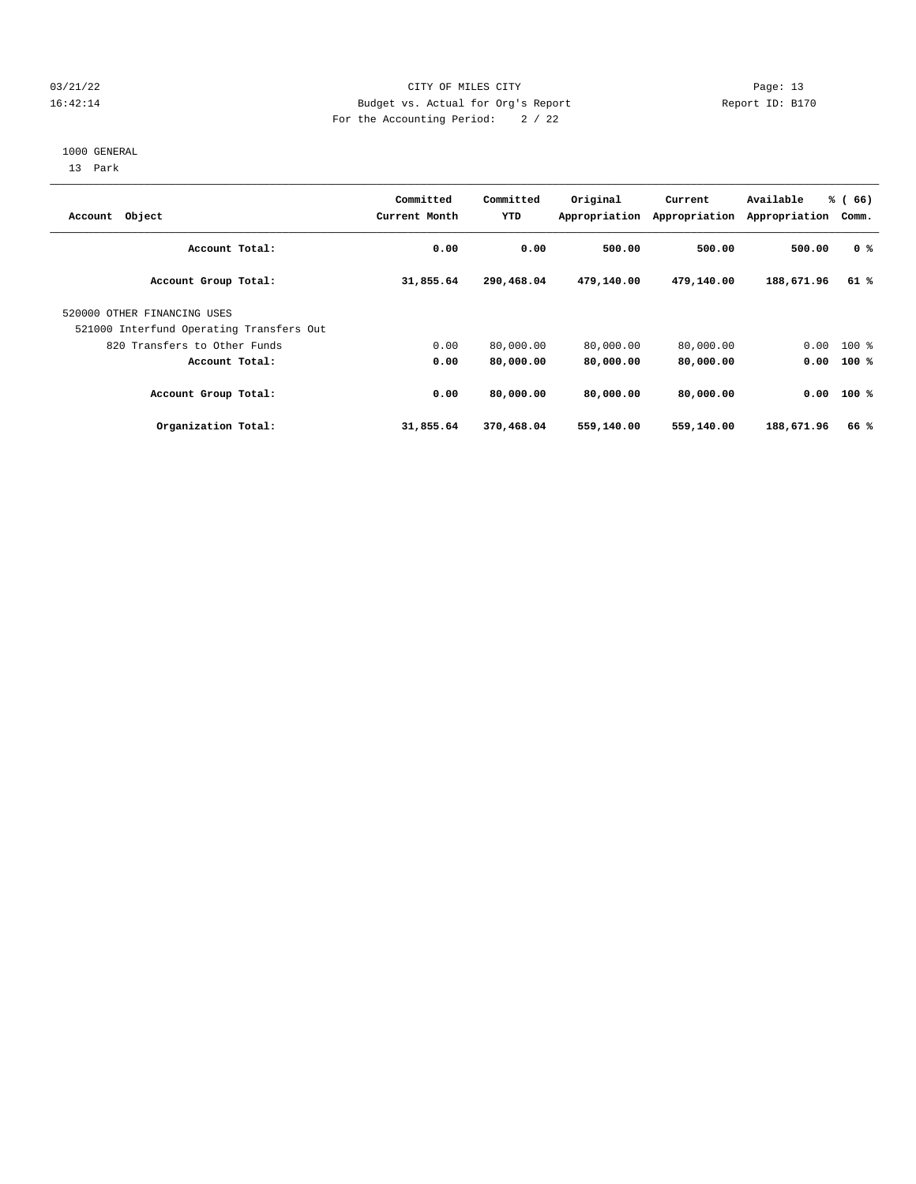03/21/22 CITY OF MILES CITY
16:42:14 Budget vs. Actual for Org's Report Report ID: B170
For the Accounting Period: 2 / 22

1000 GENERAL
13 Park

| Account Object | Committed Current Month | Committed YTD | Original Appropriation | Current Appropriation | Available Appropriation | % ( 66) Comm. |
|---|---|---|---|---|---|---|
| **Account Total:** | **0.00** | **0.00** | **500.00** | **500.00** | **500.00** | **0 %** |
| **Account Group Total:** | **31,855.64** | **290,468.04** | **479,140.00** | **479,140.00** | **188,671.96** | **61 %** |
| 520000 OTHER FINANCING USES | | | | | | |
| 521000 Interfund Operating Transfers Out | | | | | | |
| 820 Transfers to Other Funds | 0.00 | 80,000.00 | 80,000.00 | 80,000.00 | 0.00 | 100 % |
| **Account Total:** | **0.00** | **80,000.00** | **80,000.00** | **80,000.00** | **0.00** | **100 %** |
| **Account Group Total:** | **0.00** | **80,000.00** | **80,000.00** | **80,000.00** | **0.00** | **100 %** |
| **Organization Total:** | **31,855.64** | **370,468.04** | **559,140.00** | **559,140.00** | **188,671.96** | **66 %** |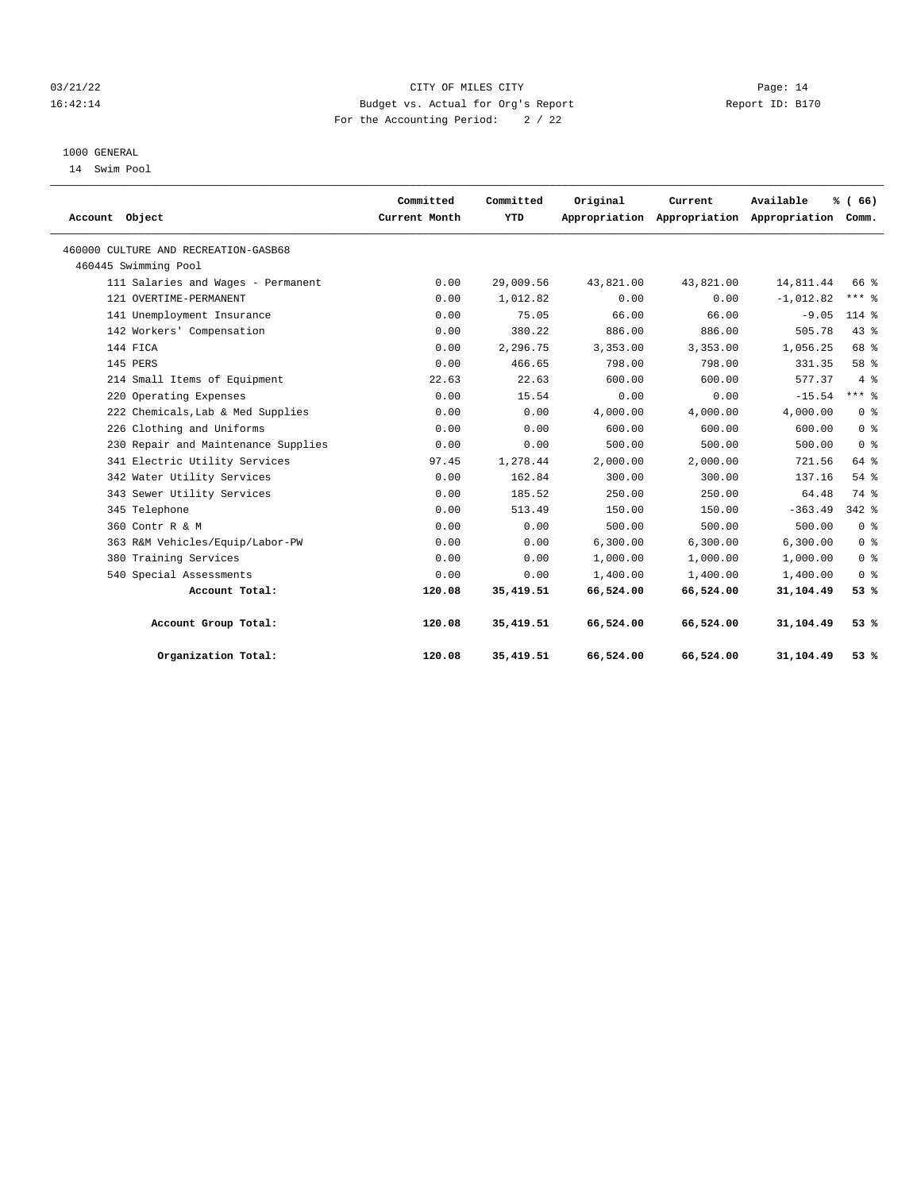CITY OF MILES CITY
Budget vs. Actual for Org's Report
For the Accounting Period: 2 / 22

03/21/22
16:42:14

Report ID: B170

1000 GENERAL
14 Swim Pool

| Account Object | Committed Current Month | Committed YTD | Original Appropriation | Current Appropriation | Available Appropriation | % ( 66) Comm. |
|---|---|---|---|---|---|---|
| 460000 CULTURE AND RECREATION-GASB68 | | | | | | |
| 460445 Swimming Pool | | | | | | |
| 111 Salaries and Wages - Permanent | 0.00 | 29,009.56 | 43,821.00 | 43,821.00 | 14,811.44 | 66 % |
| 121 OVERTIME-PERMANENT | 0.00 | 1,012.82 | 0.00 | 0.00 | -1,012.82 | *** % |
| 141 Unemployment Insurance | 0.00 | 75.05 | 66.00 | 66.00 | -9.05 | 114 % |
| 142 Workers' Compensation | 0.00 | 380.22 | 886.00 | 886.00 | 505.78 | 43 % |
| 144 FICA | 0.00 | 2,296.75 | 3,353.00 | 3,353.00 | 1,056.25 | 68 % |
| 145 PERS | 0.00 | 466.65 | 798.00 | 798.00 | 331.35 | 58 % |
| 214 Small Items of Equipment | 22.63 | 22.63 | 600.00 | 600.00 | 577.37 | 4 % |
| 220 Operating Expenses | 0.00 | 15.54 | 0.00 | 0.00 | -15.54 | *** % |
| 222 Chemicals,Lab & Med Supplies | 0.00 | 0.00 | 4,000.00 | 4,000.00 | 4,000.00 | 0 % |
| 226 Clothing and Uniforms | 0.00 | 0.00 | 600.00 | 600.00 | 600.00 | 0 % |
| 230 Repair and Maintenance Supplies | 0.00 | 0.00 | 500.00 | 500.00 | 500.00 | 0 % |
| 341 Electric Utility Services | 97.45 | 1,278.44 | 2,000.00 | 2,000.00 | 721.56 | 64 % |
| 342 Water Utility Services | 0.00 | 162.84 | 300.00 | 300.00 | 137.16 | 54 % |
| 343 Sewer Utility Services | 0.00 | 185.52 | 250.00 | 250.00 | 64.48 | 74 % |
| 345 Telephone | 0.00 | 513.49 | 150.00 | 150.00 | -363.49 | 342 % |
| 360 Contr R & M | 0.00 | 0.00 | 500.00 | 500.00 | 500.00 | 0 % |
| 363 R&M Vehicles/Equip/Labor-PW | 0.00 | 0.00 | 6,300.00 | 6,300.00 | 6,300.00 | 0 % |
| 380 Training Services | 0.00 | 0.00 | 1,000.00 | 1,000.00 | 1,000.00 | 0 % |
| 540 Special Assessments | 0.00 | 0.00 | 1,400.00 | 1,400.00 | 1,400.00 | 0 % |
| **Account Total:** | **120.08** | **35,419.51** | **66,524.00** | **66,524.00** | **31,104.49** | **53 %** |
| **Account Group Total:** | **120.08** | **35,419.51** | **66,524.00** | **66,524.00** | **31,104.49** | **53 %** |
| **Organization Total:** | **120.08** | **35,419.51** | **66,524.00** | **66,524.00** | **31,104.49** | **53 %** |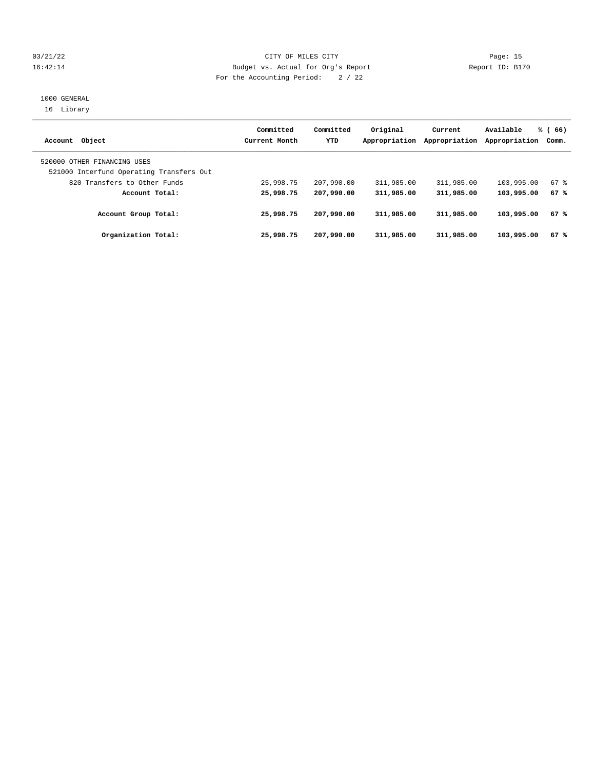CITY OF MILES CITY
Budget vs. Actual for Org's Report
For the Accounting Period: 2 / 22

1000 GENERAL
16 Library

| Account Object | Committed Current Month | Committed YTD | Original Appropriation | Current Appropriation | Available Appropriation | % ( 66) Comm. |
|---|---|---|---|---|---|---|
| 520000 OTHER FINANCING USES | | | | | | |
| 521000 Interfund Operating Transfers Out | | | | | | |
| 820 Transfers to Other Funds | 25,998.75 | 207,990.00 | 311,985.00 | 311,985.00 | 103,995.00 | 67 % |
| **Account Total:** | **25,998.75** | **207,990.00** | **311,985.00** | **311,985.00** | **103,995.00** | **67 %** |
| **Account Group Total:** | **25,998.75** | **207,990.00** | **311,985.00** | **311,985.00** | **103,995.00** | **67 %** |
| **Organization Total:** | **25,998.75** | **207,990.00** | **311,985.00** | **311,985.00** | **103,995.00** | **67 %** |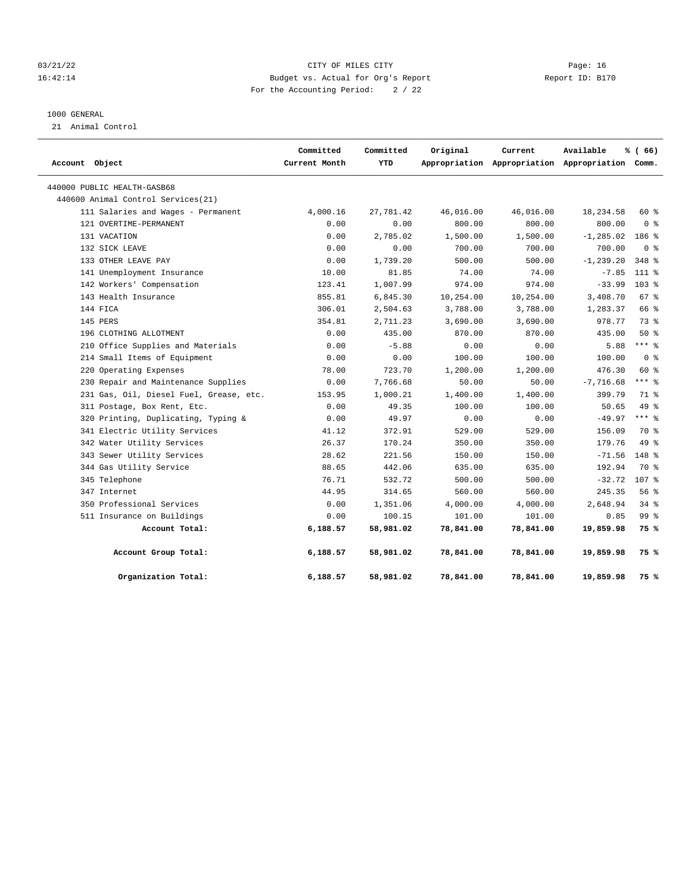CITY OF MILES CITY
Budget vs. Actual for Org's Report
For the Accounting Period: 2 / 22

1000 GENERAL
21 Animal Control

| Account Object | Committed Current Month | Committed YTD | Original Appropriation | Current Appropriation | Available Appropriation | % ( 66) Comm. |
|---|---|---|---|---|---|---|
| 440000 PUBLIC HEALTH-GASB68 | | | | | | |
| 440600 Animal Control Services(21) | | | | | | |
| 111 Salaries and Wages - Permanent | 4,000.16 | 27,781.42 | 46,016.00 | 46,016.00 | 18,234.58 | 60 % |
| 121 OVERTIME-PERMANENT | 0.00 | 0.00 | 800.00 | 800.00 | 800.00 | 0 % |
| 131 VACATION | 0.00 | 2,785.02 | 1,500.00 | 1,500.00 | -1,285.02 | 186 % |
| 132 SICK LEAVE | 0.00 | 0.00 | 700.00 | 700.00 | 700.00 | 0 % |
| 133 OTHER LEAVE PAY | 0.00 | 1,739.20 | 500.00 | 500.00 | -1,239.20 | 348 % |
| 141 Unemployment Insurance | 10.00 | 81.85 | 74.00 | 74.00 | -7.85 | 111 % |
| 142 Workers' Compensation | 123.41 | 1,007.99 | 974.00 | 974.00 | -33.99 | 103 % |
| 143 Health Insurance | 855.81 | 6,845.30 | 10,254.00 | 10,254.00 | 3,408.70 | 67 % |
| 144 FICA | 306.01 | 2,504.63 | 3,788.00 | 3,788.00 | 1,283.37 | 66 % |
| 145 PERS | 354.81 | 2,711.23 | 3,690.00 | 3,690.00 | 978.77 | 73 % |
| 196 CLOTHING ALLOTMENT | 0.00 | 435.00 | 870.00 | 870.00 | 435.00 | 50 % |
| 210 Office Supplies and Materials | 0.00 | -5.88 | 0.00 | 0.00 | 5.88 | *** % |
| 214 Small Items of Equipment | 0.00 | 0.00 | 100.00 | 100.00 | 100.00 | 0 % |
| 220 Operating Expenses | 78.00 | 723.70 | 1,200.00 | 1,200.00 | 476.30 | 60 % |
| 230 Repair and Maintenance Supplies | 0.00 | 7,766.68 | 50.00 | 50.00 | -7,716.68 | *** % |
| 231 Gas, Oil, Diesel Fuel, Grease, etc. | 153.95 | 1,000.21 | 1,400.00 | 1,400.00 | 399.79 | 71 % |
| 311 Postage, Box Rent, Etc. | 0.00 | 49.35 | 100.00 | 100.00 | 50.65 | 49 % |
| 320 Printing, Duplicating, Typing & | 0.00 | 49.97 | 0.00 | 0.00 | -49.97 | *** % |
| 341 Electric Utility Services | 41.12 | 372.91 | 529.00 | 529.00 | 156.09 | 70 % |
| 342 Water Utility Services | 26.37 | 170.24 | 350.00 | 350.00 | 179.76 | 49 % |
| 343 Sewer Utility Services | 28.62 | 221.56 | 150.00 | 150.00 | -71.56 | 148 % |
| 344 Gas Utility Service | 88.65 | 442.06 | 635.00 | 635.00 | 192.94 | 70 % |
| 345 Telephone | 76.71 | 532.72 | 500.00 | 500.00 | -32.72 | 107 % |
| 347 Internet | 44.95 | 314.65 | 560.00 | 560.00 | 245.35 | 56 % |
| 350 Professional Services | 0.00 | 1,351.06 | 4,000.00 | 4,000.00 | 2,648.94 | 34 % |
| 511 Insurance on Buildings | 0.00 | 100.15 | 101.00 | 101.00 | 0.85 | 99 % |
| **Account Total:** | **6,188.57** | **58,981.02** | **78,841.00** | **78,841.00** | **19,859.98** | **75 %** |
| **Account Group Total:** | **6,188.57** | **58,981.02** | **78,841.00** | **78,841.00** | **19,859.98** | **75 %** |
| **Organization Total:** | **6,188.57** | **58,981.02** | **78,841.00** | **78,841.00** | **19,859.98** | **75 %** |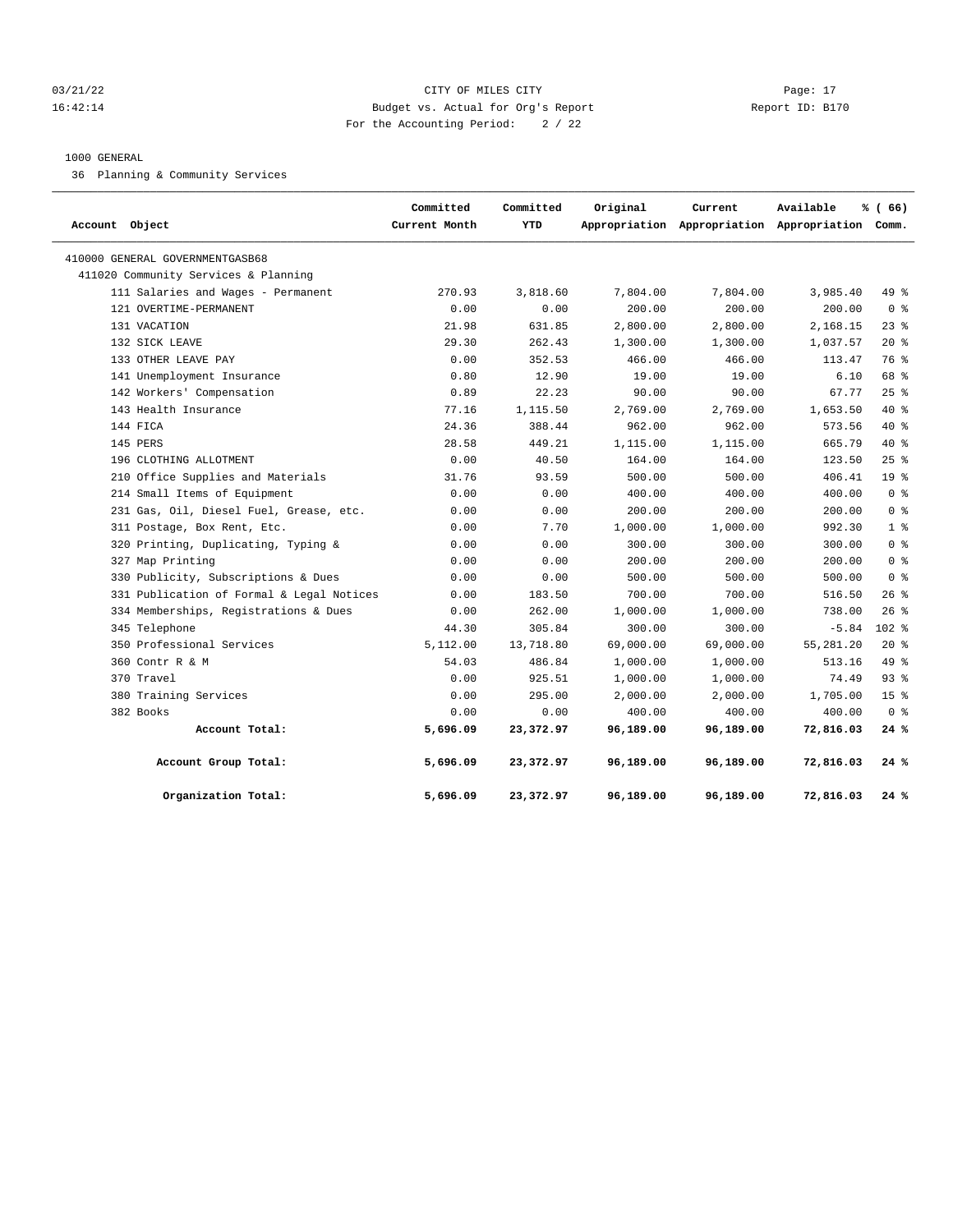CITY OF MILES CITY

Budget vs. Actual for Org's Report

For the Accounting Period: 2 / 22

03/21/22 16:42:14 — Report ID: B170

1000 GENERAL

36 Planning & Community Services

| Account Object | Committed Current Month | Committed YTD | Original Appropriation | Current Appropriation | Available Appropriation | % ( 66) Comm. |
|---|---|---|---|---|---|---|
| 410000 GENERAL GOVERNMENTGASB68 | | | | | | |
| 411020 Community Services & Planning | | | | | | |
| 111 Salaries and Wages - Permanent | 270.93 | 3,818.60 | 7,804.00 | 7,804.00 | 3,985.40 | 49 % |
| 121 OVERTIME-PERMANENT | 0.00 | 0.00 | 200.00 | 200.00 | 200.00 | 0 % |
| 131 VACATION | 21.98 | 631.85 | 2,800.00 | 2,800.00 | 2,168.15 | 23 % |
| 132 SICK LEAVE | 29.30 | 262.43 | 1,300.00 | 1,300.00 | 1,037.57 | 20 % |
| 133 OTHER LEAVE PAY | 0.00 | 352.53 | 466.00 | 466.00 | 113.47 | 76 % |
| 141 Unemployment Insurance | 0.80 | 12.90 | 19.00 | 19.00 | 6.10 | 68 % |
| 142 Workers' Compensation | 0.89 | 22.23 | 90.00 | 90.00 | 67.77 | 25 % |
| 143 Health Insurance | 77.16 | 1,115.50 | 2,769.00 | 2,769.00 | 1,653.50 | 40 % |
| 144 FICA | 24.36 | 388.44 | 962.00 | 962.00 | 573.56 | 40 % |
| 145 PERS | 28.58 | 449.21 | 1,115.00 | 1,115.00 | 665.79 | 40 % |
| 196 CLOTHING ALLOTMENT | 0.00 | 40.50 | 164.00 | 164.00 | 123.50 | 25 % |
| 210 Office Supplies and Materials | 31.76 | 93.59 | 500.00 | 500.00 | 406.41 | 19 % |
| 214 Small Items of Equipment | 0.00 | 0.00 | 400.00 | 400.00 | 400.00 | 0 % |
| 231 Gas, Oil, Diesel Fuel, Grease, etc. | 0.00 | 0.00 | 200.00 | 200.00 | 200.00 | 0 % |
| 311 Postage, Box Rent, Etc. | 0.00 | 7.70 | 1,000.00 | 1,000.00 | 992.30 | 1 % |
| 320 Printing, Duplicating, Typing & | 0.00 | 0.00 | 300.00 | 300.00 | 300.00 | 0 % |
| 327 Map Printing | 0.00 | 0.00 | 200.00 | 200.00 | 200.00 | 0 % |
| 330 Publicity, Subscriptions & Dues | 0.00 | 0.00 | 500.00 | 500.00 | 500.00 | 0 % |
| 331 Publication of Formal & Legal Notices | 0.00 | 183.50 | 700.00 | 700.00 | 516.50 | 26 % |
| 334 Memberships, Registrations & Dues | 0.00 | 262.00 | 1,000.00 | 1,000.00 | 738.00 | 26 % |
| 345 Telephone | 44.30 | 305.84 | 300.00 | 300.00 | -5.84 | 102 % |
| 350 Professional Services | 5,112.00 | 13,718.80 | 69,000.00 | 69,000.00 | 55,281.20 | 20 % |
| 360 Contr R & M | 54.03 | 486.84 | 1,000.00 | 1,000.00 | 513.16 | 49 % |
| 370 Travel | 0.00 | 925.51 | 1,000.00 | 1,000.00 | 74.49 | 93 % |
| 380 Training Services | 0.00 | 295.00 | 2,000.00 | 2,000.00 | 1,705.00 | 15 % |
| 382 Books | 0.00 | 0.00 | 400.00 | 400.00 | 400.00 | 0 % |
| **Account Total:** | **5,696.09** | **23,372.97** | **96,189.00** | **96,189.00** | **72,816.03** | **24 %** |
| **Account Group Total:** | **5,696.09** | **23,372.97** | **96,189.00** | **96,189.00** | **72,816.03** | **24 %** |
| **Organization Total:** | **5,696.09** | **23,372.97** | **96,189.00** | **96,189.00** | **72,816.03** | **24 %** |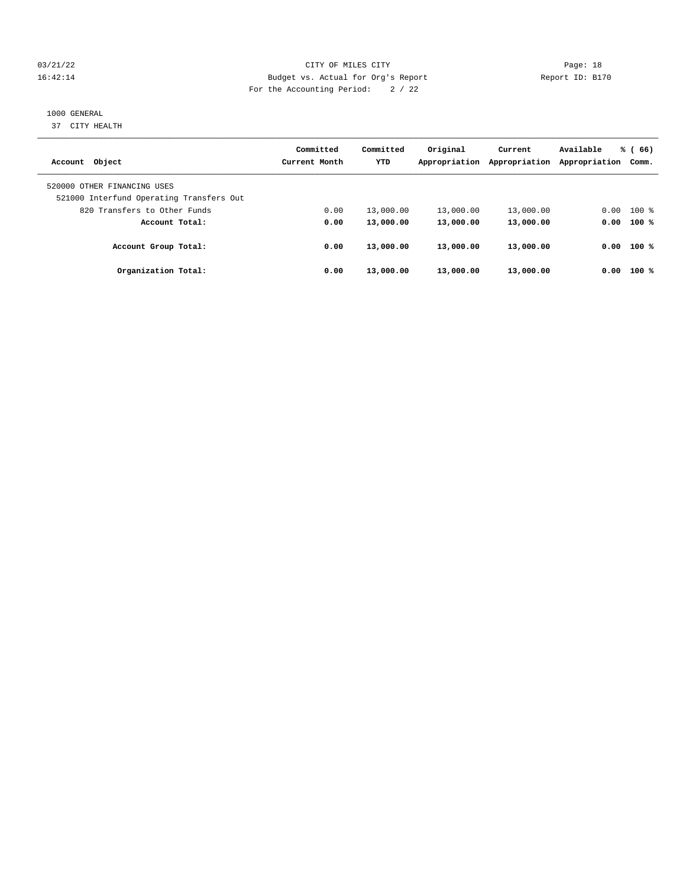CITY OF MILES CITY
Budget vs. Actual for Org's Report
For the Accounting Period: 2 / 22

03/21/22
16:42:14

Report ID: B170

1000 GENERAL
37 CITY HEALTH

| Account Object | Committed Current Month | Committed YTD | Original Appropriation | Current Appropriation | Available Appropriation | % ( 66) Comm. |
|---|---|---|---|---|---|---|
| 520000 OTHER FINANCING USES | | | | | | |
| 521000 Interfund Operating Transfers Out | | | | | | |
| 820 Transfers to Other Funds | 0.00 | 13,000.00 | 13,000.00 | 13,000.00 | 0.00 | 100 % |
| **Account Total:** | **0.00** | **13,000.00** | **13,000.00** | **13,000.00** | **0.00** | **100 %** |
| **Account Group Total:** | **0.00** | **13,000.00** | **13,000.00** | **13,000.00** | **0.00** | **100 %** |
| **Organization Total:** | **0.00** | **13,000.00** | **13,000.00** | **13,000.00** | **0.00** | **100 %** |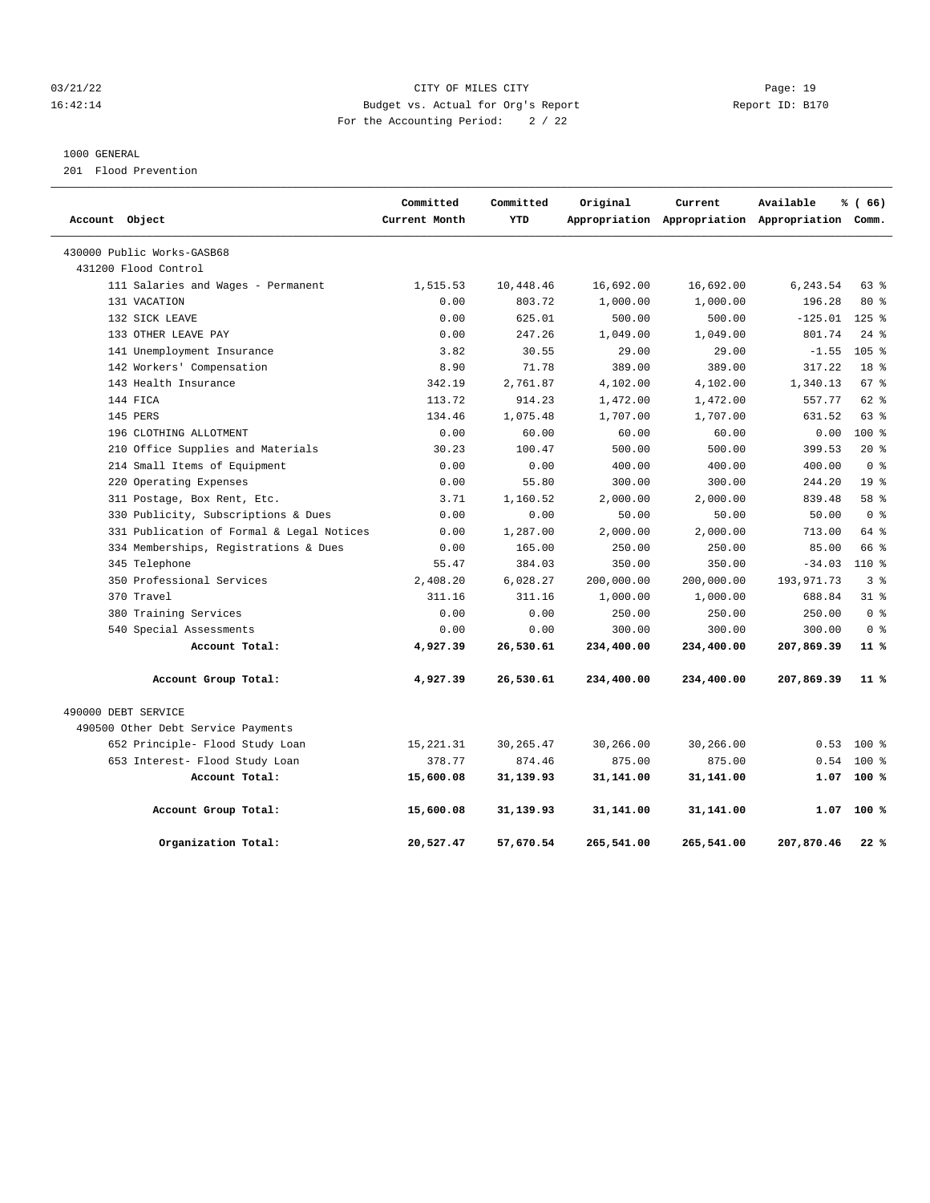CITY OF MILES CITY

Budget vs. Actual for Org's Report

For the Accounting Period: 2 / 22

1000 GENERAL

201 Flood Prevention

| Account Object | Committed Current Month | Committed YTD | Original Appropriation | Current Appropriation | Available Appropriation | % ( 66) Comm. |
|---|---|---|---|---|---|---|
| 430000 Public Works-GASB68 | | | | | | |
| 431200 Flood Control | | | | | | |
| 111 Salaries and Wages - Permanent | 1,515.53 | 10,448.46 | 16,692.00 | 16,692.00 | 6,243.54 | 63 % |
| 131 VACATION | 0.00 | 803.72 | 1,000.00 | 1,000.00 | 196.28 | 80 % |
| 132 SICK LEAVE | 0.00 | 625.01 | 500.00 | 500.00 | -125.01 | 125 % |
| 133 OTHER LEAVE PAY | 0.00 | 247.26 | 1,049.00 | 1,049.00 | 801.74 | 24 % |
| 141 Unemployment Insurance | 3.82 | 30.55 | 29.00 | 29.00 | -1.55 | 105 % |
| 142 Workers' Compensation | 8.90 | 71.78 | 389.00 | 389.00 | 317.22 | 18 % |
| 143 Health Insurance | 342.19 | 2,761.87 | 4,102.00 | 4,102.00 | 1,340.13 | 67 % |
| 144 FICA | 113.72 | 914.23 | 1,472.00 | 1,472.00 | 557.77 | 62 % |
| 145 PERS | 134.46 | 1,075.48 | 1,707.00 | 1,707.00 | 631.52 | 63 % |
| 196 CLOTHING ALLOTMENT | 0.00 | 60.00 | 60.00 | 60.00 | 0.00 | 100 % |
| 210 Office Supplies and Materials | 30.23 | 100.47 | 500.00 | 500.00 | 399.53 | 20 % |
| 214 Small Items of Equipment | 0.00 | 0.00 | 400.00 | 400.00 | 400.00 | 0 % |
| 220 Operating Expenses | 0.00 | 55.80 | 300.00 | 300.00 | 244.20 | 19 % |
| 311 Postage, Box Rent, Etc. | 3.71 | 1,160.52 | 2,000.00 | 2,000.00 | 839.48 | 58 % |
| 330 Publicity, Subscriptions & Dues | 0.00 | 0.00 | 50.00 | 50.00 | 50.00 | 0 % |
| 331 Publication of Formal & Legal Notices | 0.00 | 1,287.00 | 2,000.00 | 2,000.00 | 713.00 | 64 % |
| 334 Memberships, Registrations & Dues | 0.00 | 165.00 | 250.00 | 250.00 | 85.00 | 66 % |
| 345 Telephone | 55.47 | 384.03 | 350.00 | 350.00 | -34.03 | 110 % |
| 350 Professional Services | 2,408.20 | 6,028.27 | 200,000.00 | 200,000.00 | 193,971.73 | 3 % |
| 370 Travel | 311.16 | 311.16 | 1,000.00 | 1,000.00 | 688.84 | 31 % |
| 380 Training Services | 0.00 | 0.00 | 250.00 | 250.00 | 250.00 | 0 % |
| 540 Special Assessments | 0.00 | 0.00 | 300.00 | 300.00 | 300.00 | 0 % |
| **Account Total:** | **4,927.39** | **26,530.61** | **234,400.00** | **234,400.00** | **207,869.39** | **11 %** |
| **Account Group Total:** | **4,927.39** | **26,530.61** | **234,400.00** | **234,400.00** | **207,869.39** | **11 %** |
| 490000 DEBT SERVICE | | | | | | |
| 490500 Other Debt Service Payments | | | | | | |
| 652 Principle- Flood Study Loan | 15,221.31 | 30,265.47 | 30,266.00 | 30,266.00 | 0.53 | 100 % |
| 653 Interest- Flood Study Loan | 378.77 | 874.46 | 875.00 | 875.00 | 0.54 | 100 % |
| **Account Total:** | **15,600.08** | **31,139.93** | **31,141.00** | **31,141.00** | **1.07** | **100 %** |
| **Account Group Total:** | **15,600.08** | **31,139.93** | **31,141.00** | **31,141.00** | **1.07** | **100 %** |
| **Organization Total:** | **20,527.47** | **57,670.54** | **265,541.00** | **265,541.00** | **207,870.46** | **22 %** |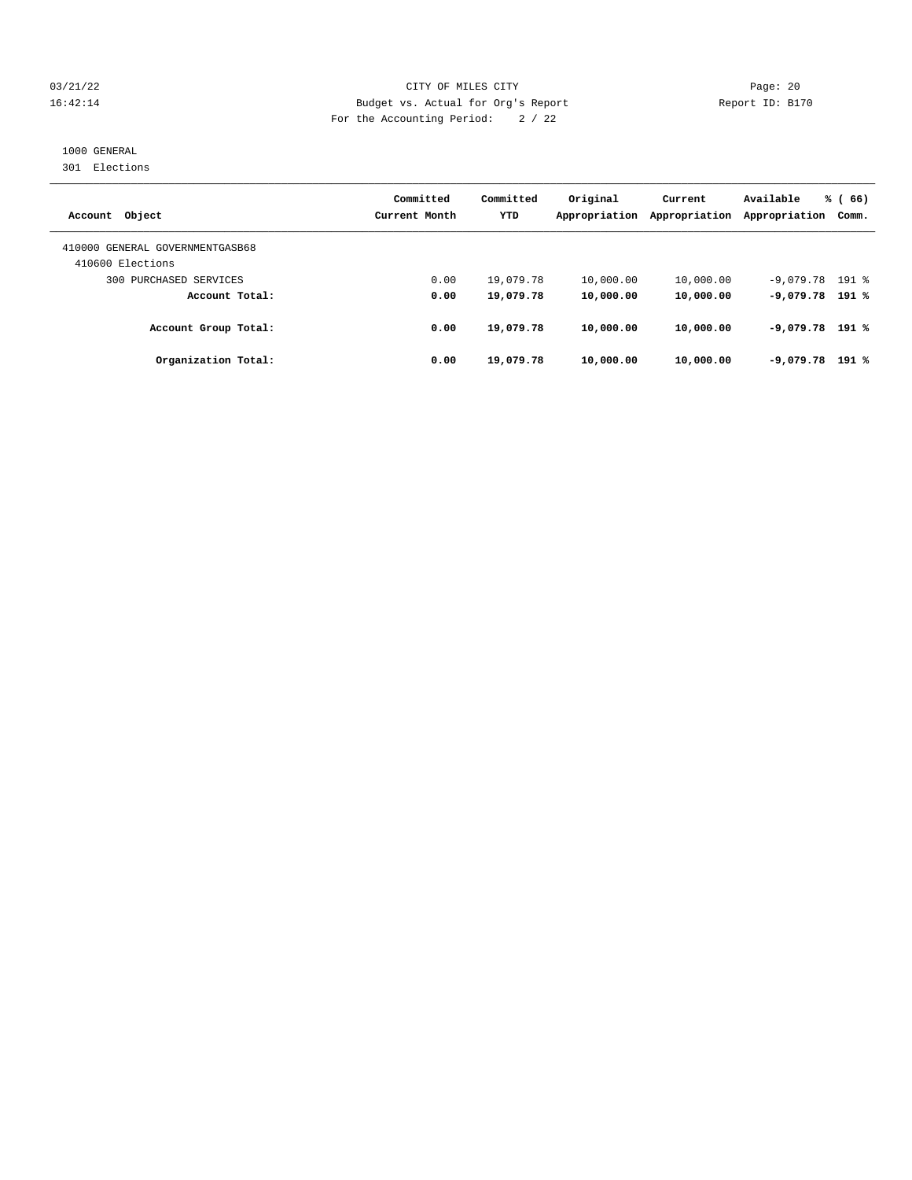CITY OF MILES CITY

Budget vs. Actual for Org's Report

For the Accounting Period: 2 / 22

1000 GENERAL

301 Elections

| Account Object | Committed Current Month | Committed YTD | Original Appropriation | Current Appropriation | Available Appropriation | % ( 66) Comm. |
|---|---|---|---|---|---|---|
| 410000 GENERAL GOVERNMENTGASB68 | | | | | | |
| 410600 Elections | | | | | | |
| 300 PURCHASED SERVICES | 0.00 | 19,079.78 | 10,000.00 | 10,000.00 | -9,079.78 | 191 % |
| **Account Total:** | **0.00** | **19,079.78** | **10,000.00** | **10,000.00** | **-9,079.78** | **191 %** |
| **Account Group Total:** | **0.00** | **19,079.78** | **10,000.00** | **10,000.00** | **-9,079.78** | **191 %** |
| **Organization Total:** | **0.00** | **19,079.78** | **10,000.00** | **10,000.00** | **-9,079.78** | **191 %** |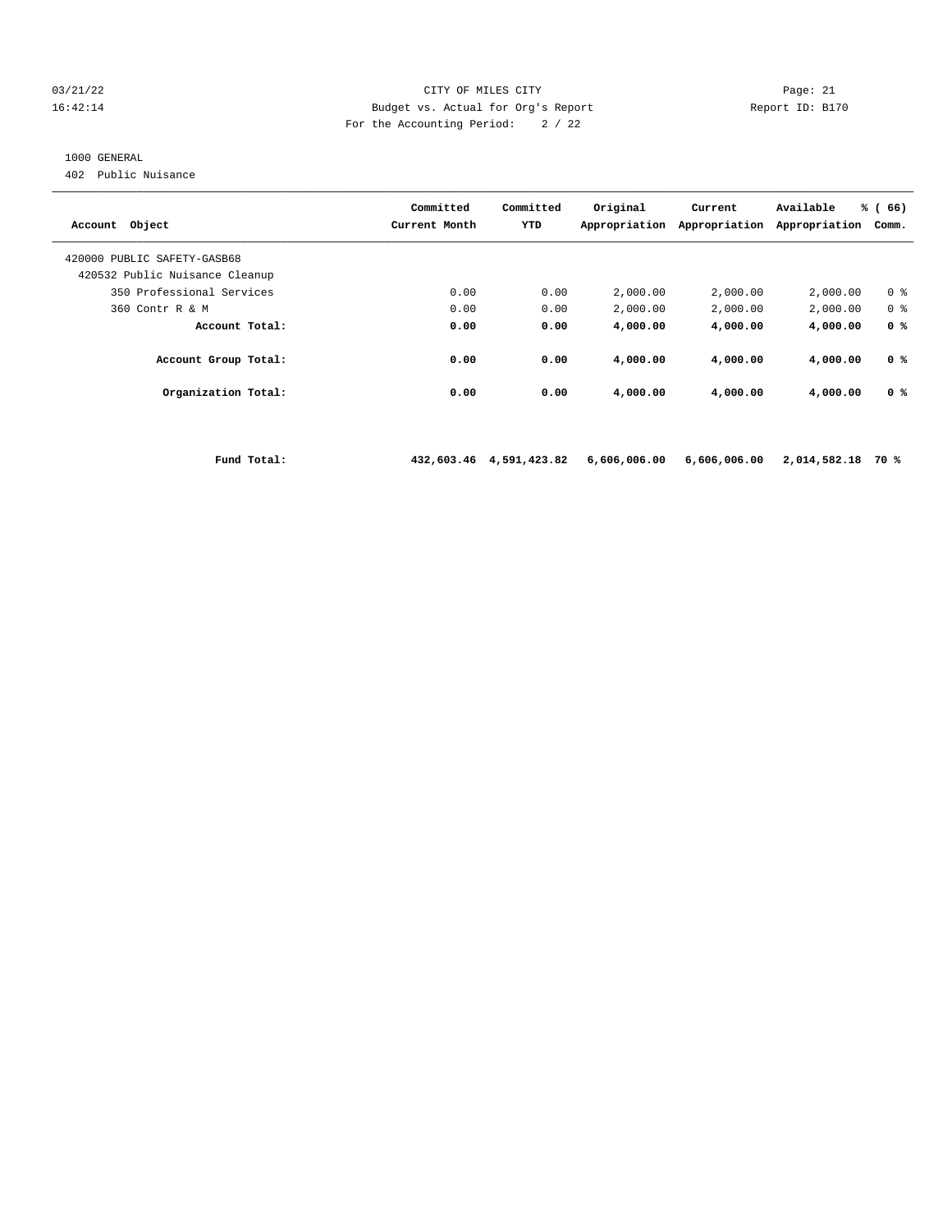03/21/22 CITY OF MILES CITY
16:42:14 Budget vs. Actual for Org's Report Report ID: B170
For the Accounting Period: 2 / 22

1000 GENERAL
402 Public Nuisance

| Account Object | Committed Current Month | Committed YTD | Original Appropriation | Current Appropriation | Available Appropriation | % ( 66) Comm. |
|---|---|---|---|---|---|---|
| 420000 PUBLIC SAFETY-GASB68 | | | | | | |
| 420532 Public Nuisance Cleanup | | | | | | |
| 350 Professional Services | 0.00 | 0.00 | 2,000.00 | 2,000.00 | 2,000.00 | 0 % |
| 360 Contr R & M | 0.00 | 0.00 | 2,000.00 | 2,000.00 | 2,000.00 | 0 % |
| **Account Total:** | **0.00** | **0.00** | **4,000.00** | **4,000.00** | **4,000.00** | **0 %** |
| **Account Group Total:** | **0.00** | **0.00** | **4,000.00** | **4,000.00** | **4,000.00** | **0 %** |
| **Organization Total:** | **0.00** | **0.00** | **4,000.00** | **4,000.00** | **4,000.00** | **0 %** |
| **Fund Total:** | **432,603.46** | **4,591,423.82** | **6,606,006.00** | **6,606,006.00** | **2,014,582.18** | **70 %** |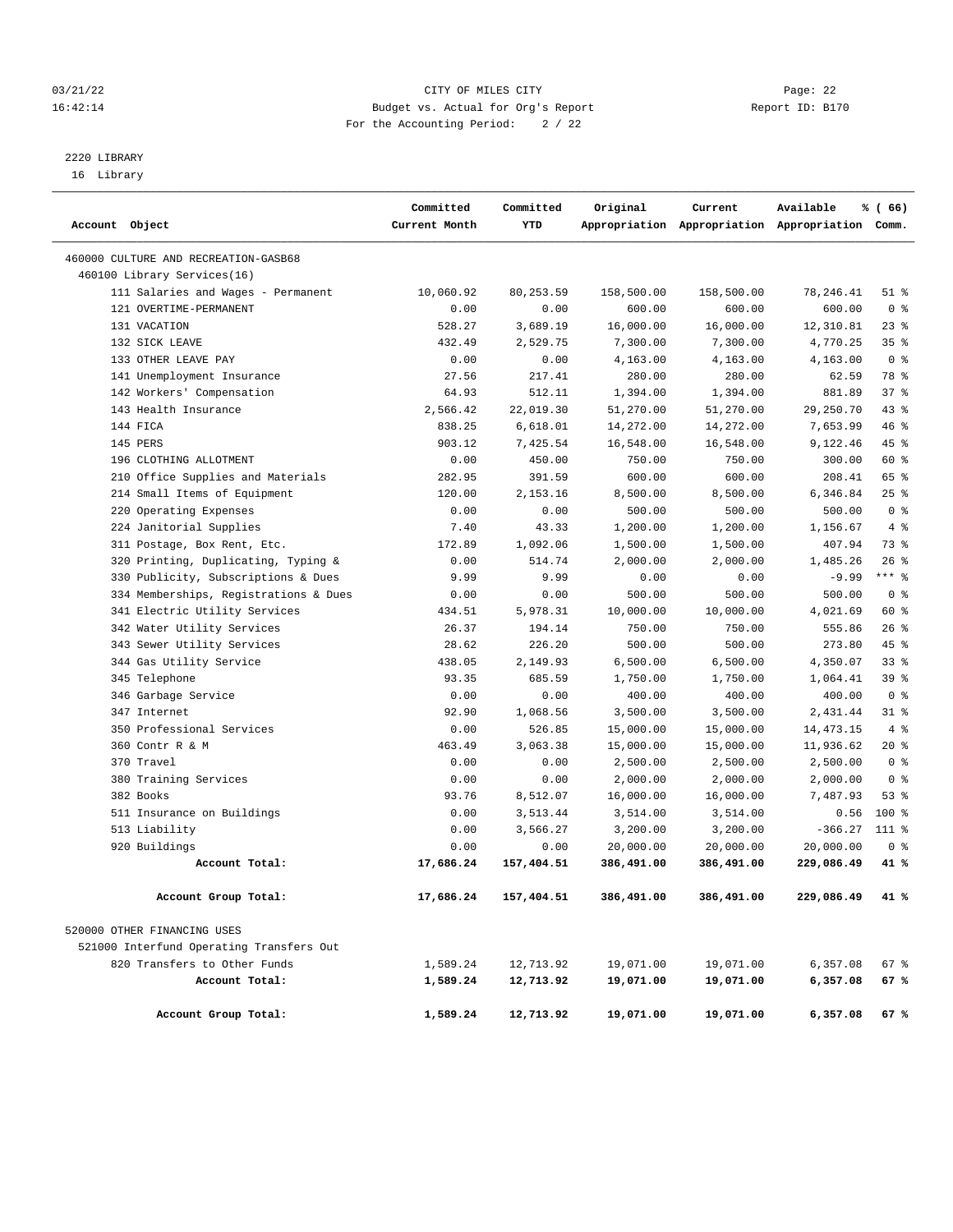CITY OF MILES CITY

Budget vs. Actual for Org's Report

For the Accounting Period: 2 / 22

03/21/22 16:42:14 — Report ID: B170

2220 LIBRARY
16 Library

| Account Object | Committed Current Month | Committed YTD | Original Appropriation | Current Appropriation | Available Appropriation | % ( 66) Comm. |
|---|---|---|---|---|---|---|
| 460000 CULTURE AND RECREATION-GASB68 | | | | | | |
| 460100 Library Services(16) | | | | | | |
| 111 Salaries and Wages - Permanent | 10,060.92 | 80,253.59 | 158,500.00 | 158,500.00 | 78,246.41 | 51 % |
| 121 OVERTIME-PERMANENT | 0.00 | 0.00 | 600.00 | 600.00 | 600.00 | 0 % |
| 131 VACATION | 528.27 | 3,689.19 | 16,000.00 | 16,000.00 | 12,310.81 | 23 % |
| 132 SICK LEAVE | 432.49 | 2,529.75 | 7,300.00 | 7,300.00 | 4,770.25 | 35 % |
| 133 OTHER LEAVE PAY | 0.00 | 0.00 | 4,163.00 | 4,163.00 | 4,163.00 | 0 % |
| 141 Unemployment Insurance | 27.56 | 217.41 | 280.00 | 280.00 | 62.59 | 78 % |
| 142 Workers' Compensation | 64.93 | 512.11 | 1,394.00 | 1,394.00 | 881.89 | 37 % |
| 143 Health Insurance | 2,566.42 | 22,019.30 | 51,270.00 | 51,270.00 | 29,250.70 | 43 % |
| 144 FICA | 838.25 | 6,618.01 | 14,272.00 | 14,272.00 | 7,653.99 | 46 % |
| 145 PERS | 903.12 | 7,425.54 | 16,548.00 | 16,548.00 | 9,122.46 | 45 % |
| 196 CLOTHING ALLOTMENT | 0.00 | 450.00 | 750.00 | 750.00 | 300.00 | 60 % |
| 210 Office Supplies and Materials | 282.95 | 391.59 | 600.00 | 600.00 | 208.41 | 65 % |
| 214 Small Items of Equipment | 120.00 | 2,153.16 | 8,500.00 | 8,500.00 | 6,346.84 | 25 % |
| 220 Operating Expenses | 0.00 | 0.00 | 500.00 | 500.00 | 500.00 | 0 % |
| 224 Janitorial Supplies | 7.40 | 43.33 | 1,200.00 | 1,200.00 | 1,156.67 | 4 % |
| 311 Postage, Box Rent, Etc. | 172.89 | 1,092.06 | 1,500.00 | 1,500.00 | 407.94 | 73 % |
| 320 Printing, Duplicating, Typing & | 0.00 | 514.74 | 2,000.00 | 2,000.00 | 1,485.26 | 26 % |
| 330 Publicity, Subscriptions & Dues | 9.99 | 9.99 | 0.00 | 0.00 | -9.99 | *** % |
| 334 Memberships, Registrations & Dues | 0.00 | 0.00 | 500.00 | 500.00 | 500.00 | 0 % |
| 341 Electric Utility Services | 434.51 | 5,978.31 | 10,000.00 | 10,000.00 | 4,021.69 | 60 % |
| 342 Water Utility Services | 26.37 | 194.14 | 750.00 | 750.00 | 555.86 | 26 % |
| 343 Sewer Utility Services | 28.62 | 226.20 | 500.00 | 500.00 | 273.80 | 45 % |
| 344 Gas Utility Service | 438.05 | 2,149.93 | 6,500.00 | 6,500.00 | 4,350.07 | 33 % |
| 345 Telephone | 93.35 | 685.59 | 1,750.00 | 1,750.00 | 1,064.41 | 39 % |
| 346 Garbage Service | 0.00 | 0.00 | 400.00 | 400.00 | 400.00 | 0 % |
| 347 Internet | 92.90 | 1,068.56 | 3,500.00 | 3,500.00 | 2,431.44 | 31 % |
| 350 Professional Services | 0.00 | 526.85 | 15,000.00 | 15,000.00 | 14,473.15 | 4 % |
| 360 Contr R & M | 463.49 | 3,063.38 | 15,000.00 | 15,000.00 | 11,936.62 | 20 % |
| 370 Travel | 0.00 | 0.00 | 2,500.00 | 2,500.00 | 2,500.00 | 0 % |
| 380 Training Services | 0.00 | 0.00 | 2,000.00 | 2,000.00 | 2,000.00 | 0 % |
| 382 Books | 93.76 | 8,512.07 | 16,000.00 | 16,000.00 | 7,487.93 | 53 % |
| 511 Insurance on Buildings | 0.00 | 3,513.44 | 3,514.00 | 3,514.00 | 0.56 | 100 % |
| 513 Liability | 0.00 | 3,566.27 | 3,200.00 | 3,200.00 | -366.27 | 111 % |
| 920 Buildings | 0.00 | 0.00 | 20,000.00 | 20,000.00 | 20,000.00 | 0 % |
| **Account Total:** | **17,686.24** | **157,404.51** | **386,491.00** | **386,491.00** | **229,086.49** | **41 %** |
| **Account Group Total:** | **17,686.24** | **157,404.51** | **386,491.00** | **386,491.00** | **229,086.49** | **41 %** |
| 520000 OTHER FINANCING USES | | | | | | |
| 521000 Interfund Operating Transfers Out | | | | | | |
| 820 Transfers to Other Funds | 1,589.24 | 12,713.92 | 19,071.00 | 19,071.00 | 6,357.08 | 67 % |
| **Account Total:** | **1,589.24** | **12,713.92** | **19,071.00** | **19,071.00** | **6,357.08** | **67 %** |
| **Account Group Total:** | **1,589.24** | **12,713.92** | **19,071.00** | **19,071.00** | **6,357.08** | **67 %** |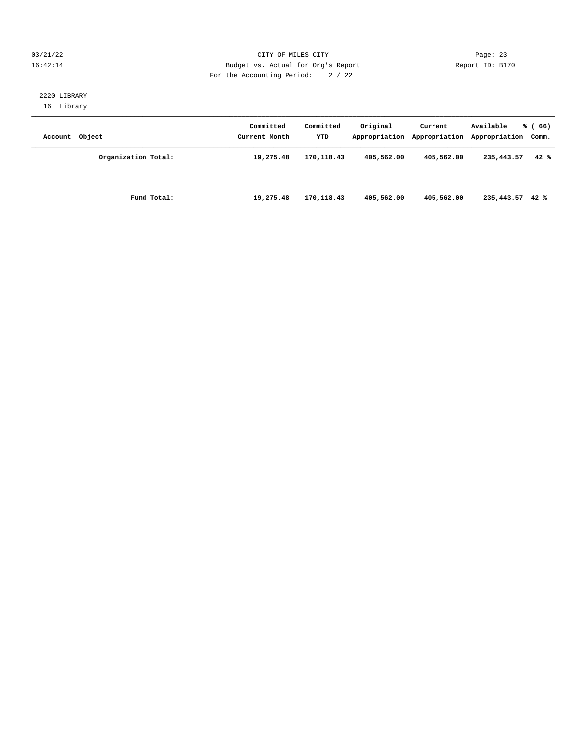CITY OF MILES CITY
Budget vs. Actual for Org's Report
For the Accounting Period: 2 / 22

03/21/22
16:42:14

Report ID: B170

2220 LIBRARY
16 Library

| Account Object | Committed Current Month | Committed YTD | Original Appropriation | Current Appropriation | Available Appropriation | % ( 66) Comm. |
|---|---|---|---|---|---|---|
| **Organization Total:** | **19,275.48** | **170,118.43** | **405,562.00** | **405,562.00** | **235,443.57** | **42 %** |
| **Fund Total:** | **19,275.48** | **170,118.43** | **405,562.00** | **405,562.00** | **235,443.57** | **42 %** |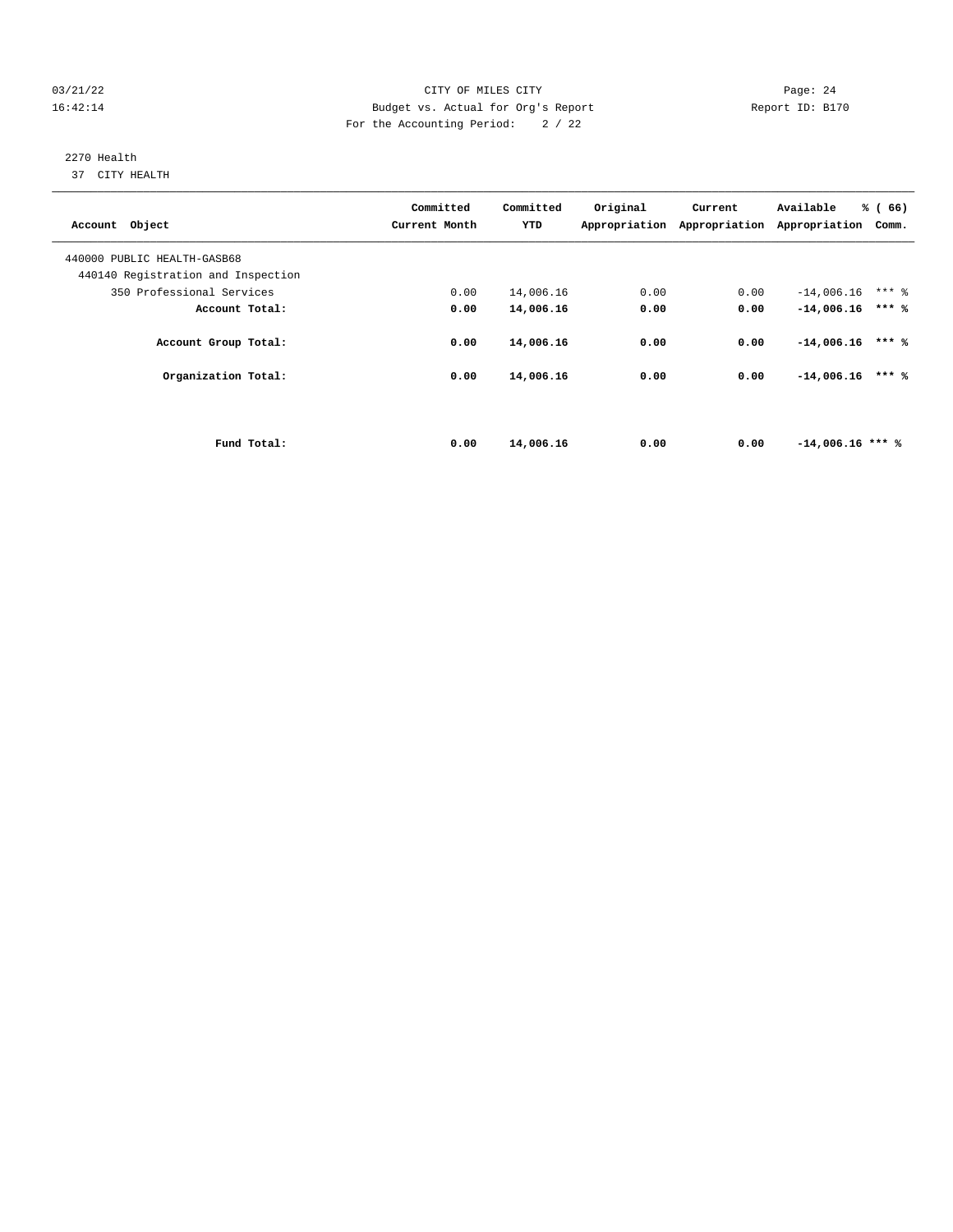CITY OF MILES CITY

Budget vs. Actual for Org's Report

For the Accounting Period: 2 / 22

03/21/22
16:42:14

Report ID: B170

2270 Health
37 CITY HEALTH

| Account Object | Committed Current Month | Committed YTD | Original Appropriation | Current Appropriation | Available Appropriation | % ( 66) Comm. |
|---|---|---|---|---|---|---|
| 440000 PUBLIC HEALTH-GASB68 | | | | | | |
| 440140 Registration and Inspection | | | | | | |
| 350 Professional Services | 0.00 | 14,006.16 | 0.00 | 0.00 | -14,006.16 | *** % |
| **Account Total:** | **0.00** | **14,006.16** | **0.00** | **0.00** | **-14,006.16** | **\*\*\* %** |
| **Account Group Total:** | **0.00** | **14,006.16** | **0.00** | **0.00** | **-14,006.16** | **\*\*\* %** |
| **Organization Total:** | **0.00** | **14,006.16** | **0.00** | **0.00** | **-14,006.16** | **\*\*\* %** |
| **Fund Total:** | **0.00** | **14,006.16** | **0.00** | **0.00** | **-14,006.16** | **\*\*\* %** |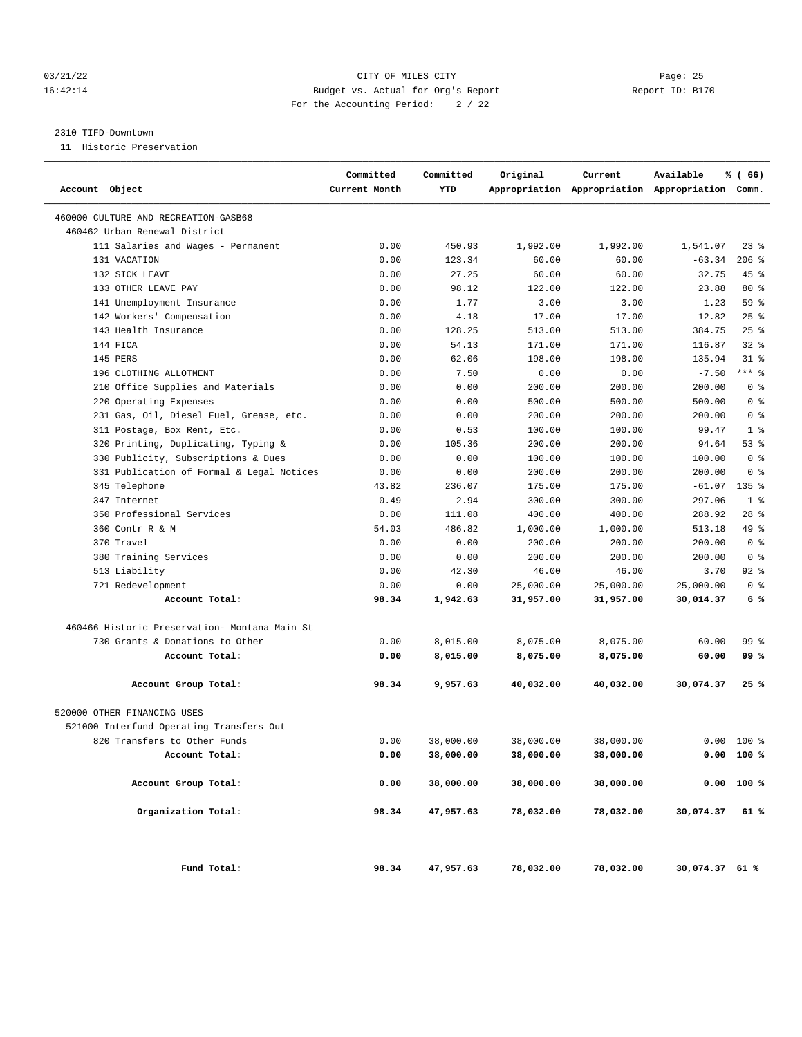CITY OF MILES CITY
Budget vs. Actual for Org's Report
For the Accounting Period: 2 / 22

03/21/22 16:42:14 — Report ID: B170

2310 TIFD-Downtown
11 Historic Preservation

| Account Object | Committed Current Month | Committed YTD | Original Appropriation | Current Appropriation | Available Appropriation | % ( 66) Comm. |
|---|---|---|---|---|---|---|
| 460000 CULTURE AND RECREATION-GASB68 | | | | | | |
| 460462 Urban Renewal District | | | | | | |
| 111 Salaries and Wages - Permanent | 0.00 | 450.93 | 1,992.00 | 1,992.00 | 1,541.07 | 23 % |
| 131 VACATION | 0.00 | 123.34 | 60.00 | 60.00 | -63.34 | 206 % |
| 132 SICK LEAVE | 0.00 | 27.25 | 60.00 | 60.00 | 32.75 | 45 % |
| 133 OTHER LEAVE PAY | 0.00 | 98.12 | 122.00 | 122.00 | 23.88 | 80 % |
| 141 Unemployment Insurance | 0.00 | 1.77 | 3.00 | 3.00 | 1.23 | 59 % |
| 142 Workers' Compensation | 0.00 | 4.18 | 17.00 | 17.00 | 12.82 | 25 % |
| 143 Health Insurance | 0.00 | 128.25 | 513.00 | 513.00 | 384.75 | 25 % |
| 144 FICA | 0.00 | 54.13 | 171.00 | 171.00 | 116.87 | 32 % |
| 145 PERS | 0.00 | 62.06 | 198.00 | 198.00 | 135.94 | 31 % |
| 196 CLOTHING ALLOTMENT | 0.00 | 7.50 | 0.00 | 0.00 | -7.50 | *** % |
| 210 Office Supplies and Materials | 0.00 | 0.00 | 200.00 | 200.00 | 200.00 | 0 % |
| 220 Operating Expenses | 0.00 | 0.00 | 500.00 | 500.00 | 500.00 | 0 % |
| 231 Gas, Oil, Diesel Fuel, Grease, etc. | 0.00 | 0.00 | 200.00 | 200.00 | 200.00 | 0 % |
| 311 Postage, Box Rent, Etc. | 0.00 | 0.53 | 100.00 | 100.00 | 99.47 | 1 % |
| 320 Printing, Duplicating, Typing & | 0.00 | 105.36 | 200.00 | 200.00 | 94.64 | 53 % |
| 330 Publicity, Subscriptions & Dues | 0.00 | 0.00 | 100.00 | 100.00 | 100.00 | 0 % |
| 331 Publication of Formal & Legal Notices | 0.00 | 0.00 | 200.00 | 200.00 | 200.00 | 0 % |
| 345 Telephone | 43.82 | 236.07 | 175.00 | 175.00 | -61.07 | 135 % |
| 347 Internet | 0.49 | 2.94 | 300.00 | 300.00 | 297.06 | 1 % |
| 350 Professional Services | 0.00 | 111.08 | 400.00 | 400.00 | 288.92 | 28 % |
| 360 Contr R & M | 54.03 | 486.82 | 1,000.00 | 1,000.00 | 513.18 | 49 % |
| 370 Travel | 0.00 | 0.00 | 200.00 | 200.00 | 200.00 | 0 % |
| 380 Training Services | 0.00 | 0.00 | 200.00 | 200.00 | 200.00 | 0 % |
| 513 Liability | 0.00 | 42.30 | 46.00 | 46.00 | 3.70 | 92 % |
| 721 Redevelopment | 0.00 | 0.00 | 25,000.00 | 25,000.00 | 25,000.00 | 0 % |
| **Account Total:** | **98.34** | **1,942.63** | **31,957.00** | **31,957.00** | **30,014.37** | **6 %** |
| 460466 Historic Preservation- Montana Main St | | | | | | |
| 730 Grants & Donations to Other | 0.00 | 8,015.00 | 8,075.00 | 8,075.00 | 60.00 | 99 % |
| **Account Total:** | **0.00** | **8,015.00** | **8,075.00** | **8,075.00** | **60.00** | **99 %** |
| **Account Group Total:** | **98.34** | **9,957.63** | **40,032.00** | **40,032.00** | **30,074.37** | **25 %** |
| 520000 OTHER FINANCING USES | | | | | | |
| 521000 Interfund Operating Transfers Out | | | | | | |
| 820 Transfers to Other Funds | 0.00 | 38,000.00 | 38,000.00 | 38,000.00 | 0.00 | 100 % |
| **Account Total:** | **0.00** | **38,000.00** | **38,000.00** | **38,000.00** | **0.00** | **100 %** |
| **Account Group Total:** | **0.00** | **38,000.00** | **38,000.00** | **38,000.00** | **0.00** | **100 %** |
| **Organization Total:** | **98.34** | **47,957.63** | **78,032.00** | **78,032.00** | **30,074.37** | **61 %** |
| **Fund Total:** | **98.34** | **47,957.63** | **78,032.00** | **78,032.00** | **30,074.37** | **61 %** |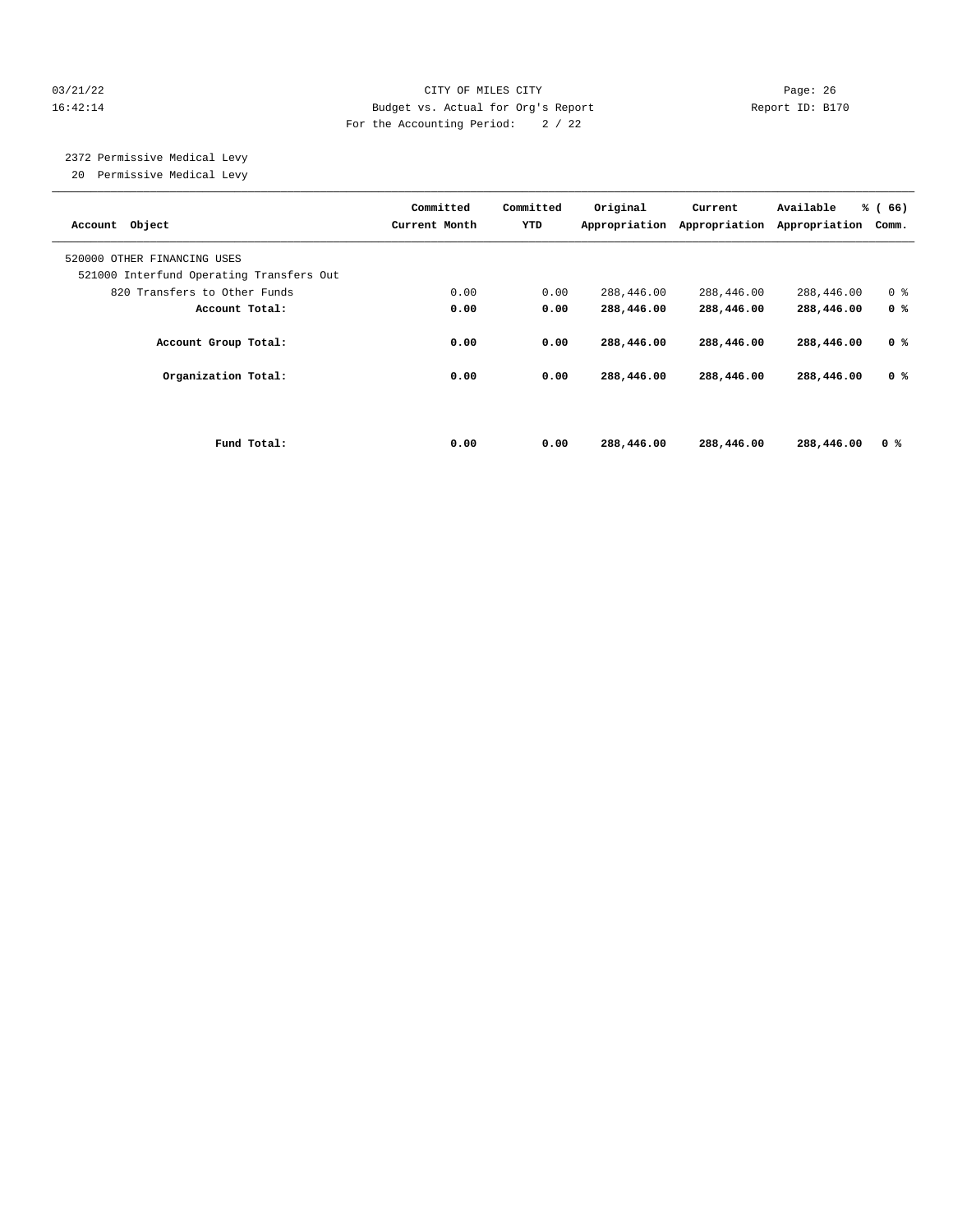2372 Permissive Medical Levy
20 Permissive Medical Levy

| Account Object | Committed Current Month | Committed YTD | Original Appropriation | Current Appropriation | Available Appropriation | % ( 66) Comm. |
|---|---|---|---|---|---|---|
| 520000 OTHER FINANCING USES | | | | | | |
| 521000 Interfund Operating Transfers Out | | | | | | |
| 820 Transfers to Other Funds | 0.00 | 0.00 | 288,446.00 | 288,446.00 | 288,446.00 | 0 % |
| **Account Total:** | **0.00** | **0.00** | **288,446.00** | **288,446.00** | **288,446.00** | **0 %** |
| **Account Group Total:** | **0.00** | **0.00** | **288,446.00** | **288,446.00** | **288,446.00** | **0 %** |
| **Organization Total:** | **0.00** | **0.00** | **288,446.00** | **288,446.00** | **288,446.00** | **0 %** |
| **Fund Total:** | **0.00** | **0.00** | **288,446.00** | **288,446.00** | **288,446.00** | **0 %** |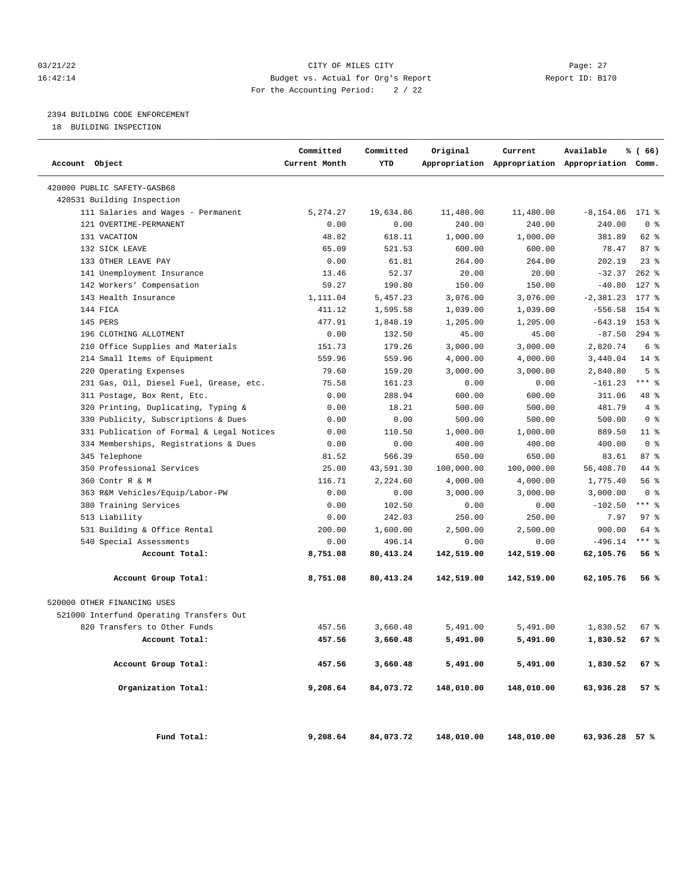CITY OF MILES CITY

Budget vs. Actual for Org's Report

For the Accounting Period: 2 / 22

03/21/22 16:42:14 Report ID: B170

2394 BUILDING CODE ENFORCEMENT

18 BUILDING INSPECTION

| Account Object | Committed Current Month | Committed YTD | Original Appropriation | Current Appropriation | Available Appropriation | % ( 66) Comm. |
|---|---|---|---|---|---|---|
| 420000 PUBLIC SAFETY-GASB68 | | | | | | |
| 420531 Building Inspection | | | | | | |
| 111 Salaries and Wages - Permanent | 5,274.27 | 19,634.86 | 11,480.00 | 11,480.00 | -8,154.86 | 171 % |
| 121 OVERTIME-PERMANENT | 0.00 | 0.00 | 240.00 | 240.00 | 240.00 | 0 % |
| 131 VACATION | 48.82 | 618.11 | 1,000.00 | 1,000.00 | 381.89 | 62 % |
| 132 SICK LEAVE | 65.09 | 521.53 | 600.00 | 600.00 | 78.47 | 87 % |
| 133 OTHER LEAVE PAY | 0.00 | 61.81 | 264.00 | 264.00 | 202.19 | 23 % |
| 141 Unemployment Insurance | 13.46 | 52.37 | 20.00 | 20.00 | -32.37 | 262 % |
| 142 Workers' Compensation | 59.27 | 190.80 | 150.00 | 150.00 | -40.80 | 127 % |
| 143 Health Insurance | 1,111.04 | 5,457.23 | 3,076.00 | 3,076.00 | -2,381.23 | 177 % |
| 144 FICA | 411.12 | 1,595.58 | 1,039.00 | 1,039.00 | -556.58 | 154 % |
| 145 PERS | 477.91 | 1,848.19 | 1,205.00 | 1,205.00 | -643.19 | 153 % |
| 196 CLOTHING ALLOTMENT | 0.00 | 132.50 | 45.00 | 45.00 | -87.50 | 294 % |
| 210 Office Supplies and Materials | 151.73 | 179.26 | 3,000.00 | 3,000.00 | 2,820.74 | 6 % |
| 214 Small Items of Equipment | 559.96 | 559.96 | 4,000.00 | 4,000.00 | 3,440.04 | 14 % |
| 220 Operating Expenses | 79.60 | 159.20 | 3,000.00 | 3,000.00 | 2,840.80 | 5 % |
| 231 Gas, Oil, Diesel Fuel, Grease, etc. | 75.58 | 161.23 | 0.00 | 0.00 | -161.23 | *** % |
| 311 Postage, Box Rent, Etc. | 0.00 | 288.94 | 600.00 | 600.00 | 311.06 | 48 % |
| 320 Printing, Duplicating, Typing & | 0.00 | 18.21 | 500.00 | 500.00 | 481.79 | 4 % |
| 330 Publicity, Subscriptions & Dues | 0.00 | 0.00 | 500.00 | 500.00 | 500.00 | 0 % |
| 331 Publication of Formal & Legal Notices | 0.00 | 110.50 | 1,000.00 | 1,000.00 | 889.50 | 11 % |
| 334 Memberships, Registrations & Dues | 0.00 | 0.00 | 400.00 | 400.00 | 400.00 | 0 % |
| 345 Telephone | 81.52 | 566.39 | 650.00 | 650.00 | 83.61 | 87 % |
| 350 Professional Services | 25.00 | 43,591.30 | 100,000.00 | 100,000.00 | 56,408.70 | 44 % |
| 360 Contr R & M | 116.71 | 2,224.60 | 4,000.00 | 4,000.00 | 1,775.40 | 56 % |
| 363 R&M Vehicles/Equip/Labor-PW | 0.00 | 0.00 | 3,000.00 | 3,000.00 | 3,000.00 | 0 % |
| 380 Training Services | 0.00 | 102.50 | 0.00 | 0.00 | -102.50 | *** % |
| 513 Liability | 0.00 | 242.03 | 250.00 | 250.00 | 7.97 | 97 % |
| 531 Building & Office Rental | 200.00 | 1,600.00 | 2,500.00 | 2,500.00 | 900.00 | 64 % |
| 540 Special Assessments | 0.00 | 496.14 | 0.00 | 0.00 | -496.14 | *** % |
| **Account Total:** | **8,751.08** | **80,413.24** | **142,519.00** | **142,519.00** | **62,105.76** | **56 %** |
| **Account Group Total:** | **8,751.08** | **80,413.24** | **142,519.00** | **142,519.00** | **62,105.76** | **56 %** |
| 520000 OTHER FINANCING USES | | | | | | |
| 521000 Interfund Operating Transfers Out | | | | | | |
| 820 Transfers to Other Funds | 457.56 | 3,660.48 | 5,491.00 | 5,491.00 | 1,830.52 | 67 % |
| **Account Total:** | **457.56** | **3,660.48** | **5,491.00** | **5,491.00** | **1,830.52** | **67 %** |
| **Account Group Total:** | **457.56** | **3,660.48** | **5,491.00** | **5,491.00** | **1,830.52** | **67 %** |
| **Organization Total:** | **9,208.64** | **84,073.72** | **148,010.00** | **148,010.00** | **63,936.28** | **57 %** |
| **Fund Total:** | **9,208.64** | **84,073.72** | **148,010.00** | **148,010.00** | **63,936.28** | **57 %** |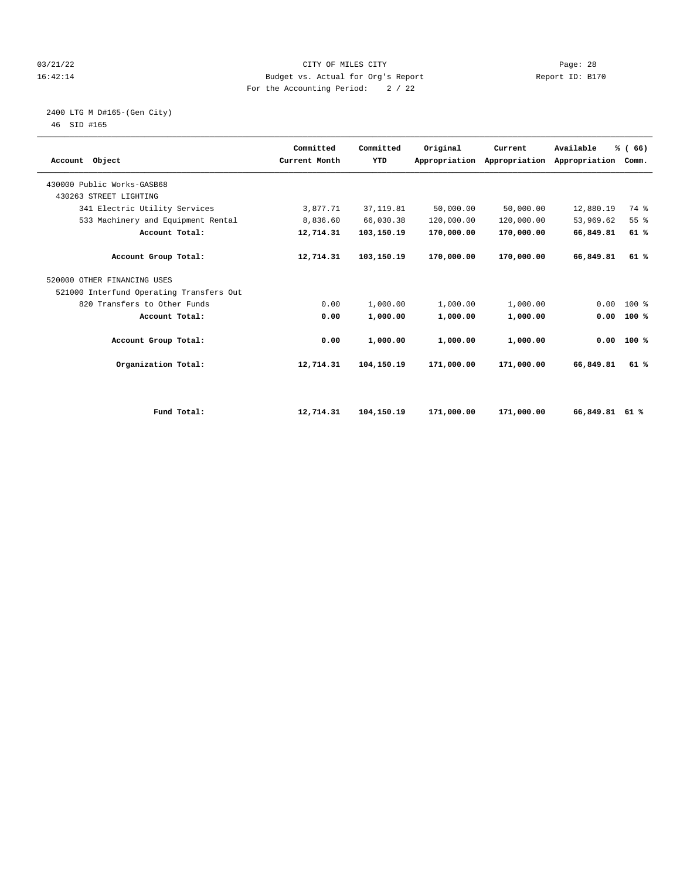03/21/22 CITY OF MILES CITY Page: 28
16:42:14 Budget vs. Actual for Org's Report Report ID: B170
For the Accounting Period: 2 / 22

2400 LTG M D#165-(Gen City)
46 SID #165

| Account Object | Committed Current Month | Committed YTD | Original Appropriation | Current Appropriation | Available Appropriation | % ( 66) Comm. |
|---|---|---|---|---|---|---|
| 430000 Public Works-GASB68 | | | | | | |
| 430263 STREET LIGHTING | | | | | | |
| 341 Electric Utility Services | 3,877.71 | 37,119.81 | 50,000.00 | 50,000.00 | 12,880.19 | 74 % |
| 533 Machinery and Equipment Rental | 8,836.60 | 66,030.38 | 120,000.00 | 120,000.00 | 53,969.62 | 55 % |
| **Account Total:** | **12,714.31** | **103,150.19** | **170,000.00** | **170,000.00** | **66,849.81** | **61 %** |
| **Account Group Total:** | **12,714.31** | **103,150.19** | **170,000.00** | **170,000.00** | **66,849.81** | **61 %** |
| 520000 OTHER FINANCING USES | | | | | | |
| 521000 Interfund Operating Transfers Out | | | | | | |
| 820 Transfers to Other Funds | 0.00 | 1,000.00 | 1,000.00 | 1,000.00 | 0.00 | 100 % |
| **Account Total:** | **0.00** | **1,000.00** | **1,000.00** | **1,000.00** | **0.00** | **100 %** |
| **Account Group Total:** | **0.00** | **1,000.00** | **1,000.00** | **1,000.00** | **0.00** | **100 %** |
| **Organization Total:** | **12,714.31** | **104,150.19** | **171,000.00** | **171,000.00** | **66,849.81** | **61 %** |
| **Fund Total:** | **12,714.31** | **104,150.19** | **171,000.00** | **171,000.00** | **66,849.81** | **61 %** |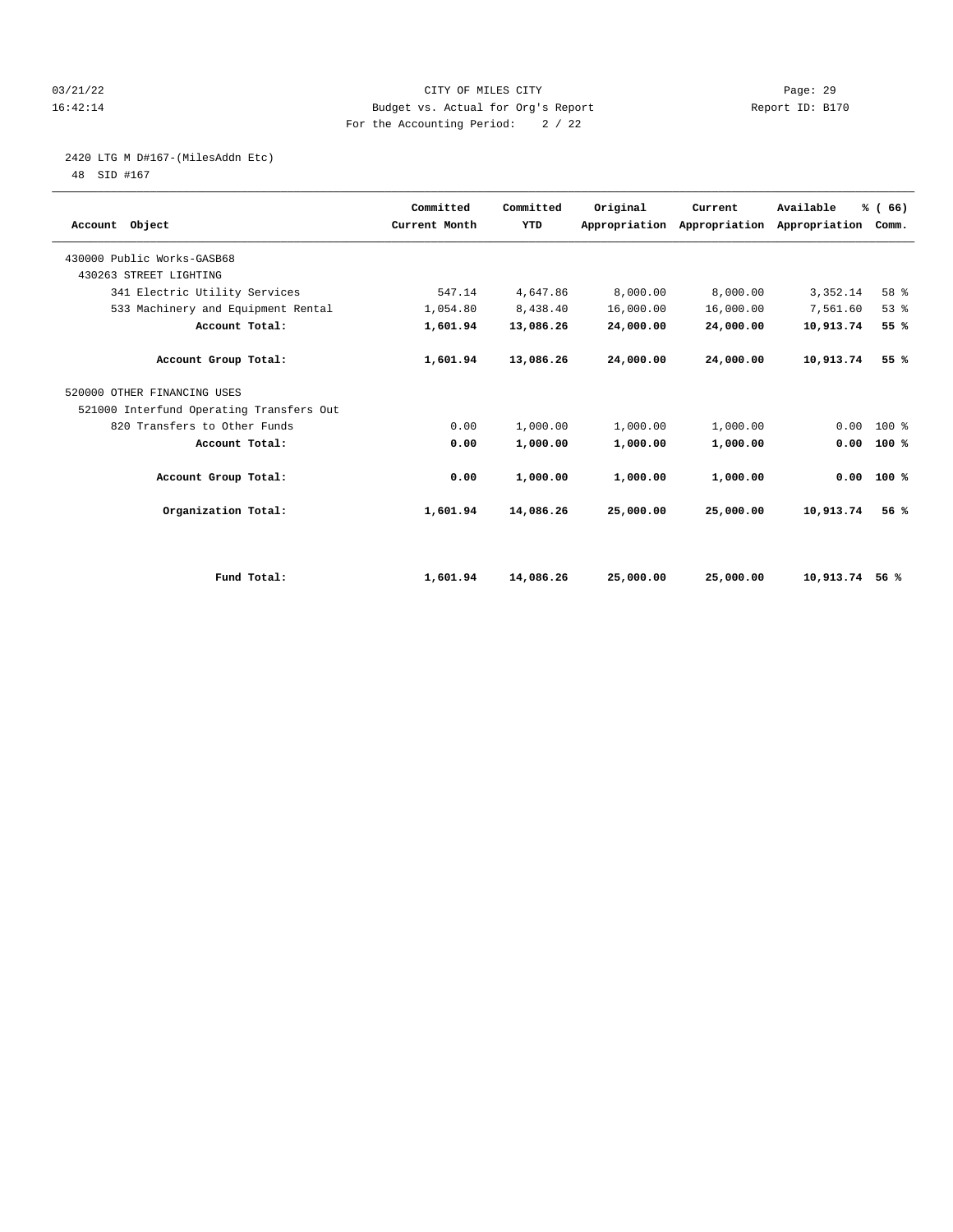CITY OF MILES CITY
Budget vs. Actual for Org's Report
For the Accounting Period: 2 / 22

03/21/22
16:42:14

Report ID: B170

2420 LTG M D#167-(MilesAddn Etc)
48 SID #167

| Account Object | Committed Current Month | Committed YTD | Original Appropriation | Current Appropriation | Available Appropriation | % ( 66) Comm. |
|---|---|---|---|---|---|---|
| 430000 Public Works-GASB68 | | | | | | |
| 430263 STREET LIGHTING | | | | | | |
| 341 Electric Utility Services | 547.14 | 4,647.86 | 8,000.00 | 8,000.00 | 3,352.14 | 58 % |
| 533 Machinery and Equipment Rental | 1,054.80 | 8,438.40 | 16,000.00 | 16,000.00 | 7,561.60 | 53 % |
| **Account Total:** | **1,601.94** | **13,086.26** | **24,000.00** | **24,000.00** | **10,913.74** | **55 %** |
| **Account Group Total:** | **1,601.94** | **13,086.26** | **24,000.00** | **24,000.00** | **10,913.74** | **55 %** |
| 520000 OTHER FINANCING USES | | | | | | |
| 521000 Interfund Operating Transfers Out | | | | | | |
| 820 Transfers to Other Funds | 0.00 | 1,000.00 | 1,000.00 | 1,000.00 | 0.00 | 100 % |
| **Account Total:** | **0.00** | **1,000.00** | **1,000.00** | **1,000.00** | **0.00** | **100 %** |
| **Account Group Total:** | **0.00** | **1,000.00** | **1,000.00** | **1,000.00** | **0.00** | **100 %** |
| **Organization Total:** | **1,601.94** | **14,086.26** | **25,000.00** | **25,000.00** | **10,913.74** | **56 %** |
| **Fund Total:** | **1,601.94** | **14,086.26** | **25,000.00** | **25,000.00** | **10,913.74** | **56 %** |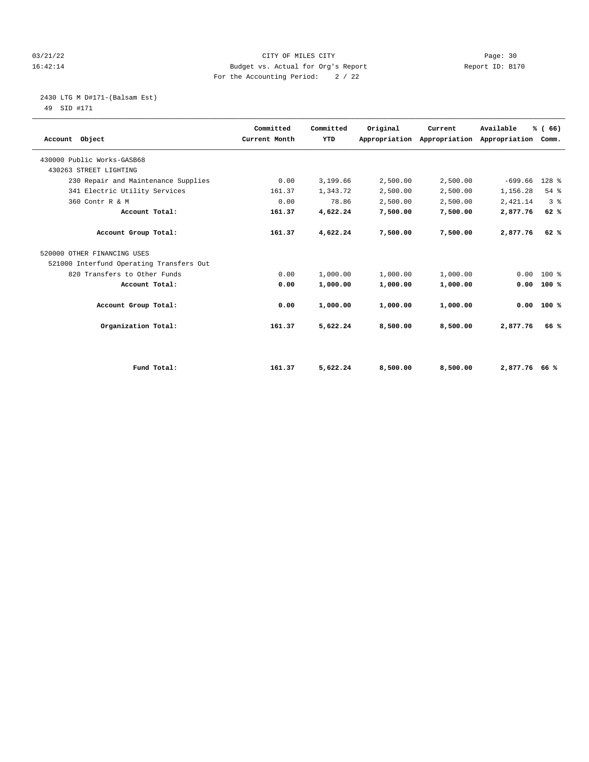03/21/22 CITY OF MILES CITY Page: 30
16:42:14 Budget vs. Actual for Org's Report Report ID: B170
For the Accounting Period: 2 / 22

2430 LTG M D#171-(Balsam Est)
49 SID #171

| Account Object | Committed Current Month | Committed YTD | Original Appropriation | Current Appropriation | Available Appropriation | % ( 66) Comm. |
|---|---|---|---|---|---|---|
| 430000 Public Works-GASB68 | | | | | | |
| 430263 STREET LIGHTING | | | | | | |
| 230 Repair and Maintenance Supplies | 0.00 | 3,199.66 | 2,500.00 | 2,500.00 | -699.66 | 128 % |
| 341 Electric Utility Services | 161.37 | 1,343.72 | 2,500.00 | 2,500.00 | 1,156.28 | 54 % |
| 360 Contr R & M | 0.00 | 78.86 | 2,500.00 | 2,500.00 | 2,421.14 | 3 % |
| **Account Total:** | **161.37** | **4,622.24** | **7,500.00** | **7,500.00** | **2,877.76** | **62 %** |
| **Account Group Total:** | **161.37** | **4,622.24** | **7,500.00** | **7,500.00** | **2,877.76** | **62 %** |
| 520000 OTHER FINANCING USES | | | | | | |
| 521000 Interfund Operating Transfers Out | | | | | | |
| 820 Transfers to Other Funds | 0.00 | 1,000.00 | 1,000.00 | 1,000.00 | 0.00 | 100 % |
| **Account Total:** | **0.00** | **1,000.00** | **1,000.00** | **1,000.00** | **0.00** | **100 %** |
| **Account Group Total:** | **0.00** | **1,000.00** | **1,000.00** | **1,000.00** | **0.00** | **100 %** |
| **Organization Total:** | **161.37** | **5,622.24** | **8,500.00** | **8,500.00** | **2,877.76** | **66 %** |
| **Fund Total:** | **161.37** | **5,622.24** | **8,500.00** | **8,500.00** | **2,877.76** | **66 %** |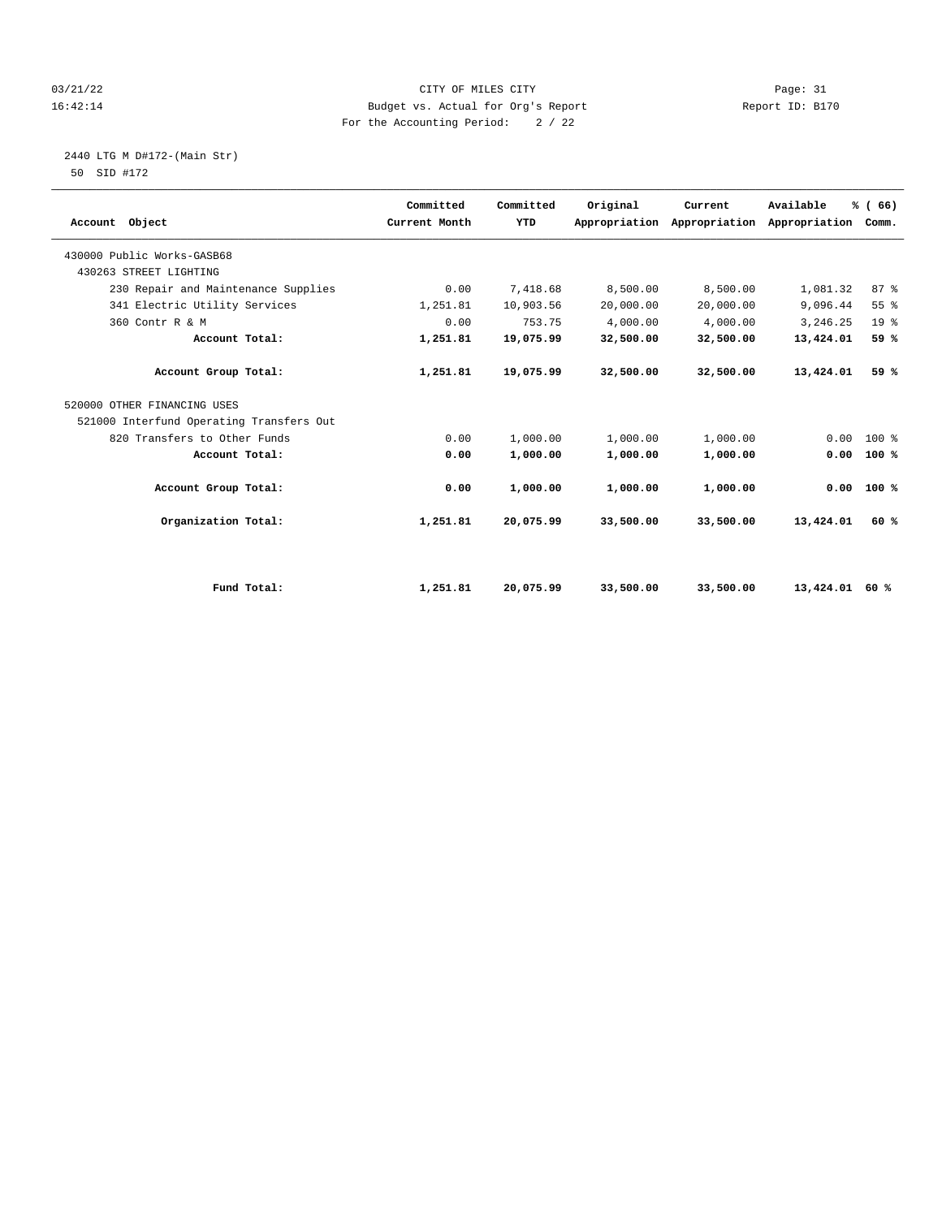CITY OF MILES CITY
Budget vs. Actual for Org's Report
For the Accounting Period: 2 / 22

03/21/22 16:42:14 — Report ID: B170

2440 LTG M D#172-(Main Str)
50 SID #172

| Account Object | Committed Current Month | Committed YTD | Original Appropriation | Current Appropriation | Available Appropriation | % ( 66) Comm. |
|---|---|---|---|---|---|---|
| 430000 Public Works-GASB68 | | | | | | |
| 430263 STREET LIGHTING | | | | | | |
| 230 Repair and Maintenance Supplies | 0.00 | 7,418.68 | 8,500.00 | 8,500.00 | 1,081.32 | 87 % |
| 341 Electric Utility Services | 1,251.81 | 10,903.56 | 20,000.00 | 20,000.00 | 9,096.44 | 55 % |
| 360 Contr R & M | 0.00 | 753.75 | 4,000.00 | 4,000.00 | 3,246.25 | 19 % |
| **Account Total:** | **1,251.81** | **19,075.99** | **32,500.00** | **32,500.00** | **13,424.01** | **59 %** |
| **Account Group Total:** | **1,251.81** | **19,075.99** | **32,500.00** | **32,500.00** | **13,424.01** | **59 %** |
| 520000 OTHER FINANCING USES | | | | | | |
| 521000 Interfund Operating Transfers Out | | | | | | |
| 820 Transfers to Other Funds | 0.00 | 1,000.00 | 1,000.00 | 1,000.00 | 0.00 | 100 % |
| **Account Total:** | **0.00** | **1,000.00** | **1,000.00** | **1,000.00** | **0.00** | **100 %** |
| **Account Group Total:** | **0.00** | **1,000.00** | **1,000.00** | **1,000.00** | **0.00** | **100 %** |
| **Organization Total:** | **1,251.81** | **20,075.99** | **33,500.00** | **33,500.00** | **13,424.01** | **60 %** |
| **Fund Total:** | **1,251.81** | **20,075.99** | **33,500.00** | **33,500.00** | **13,424.01** | **60 %** |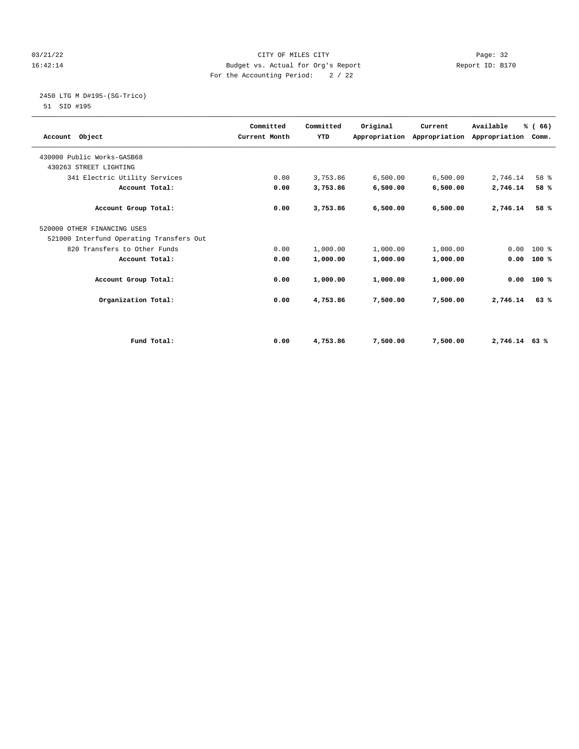CITY OF MILES CITY
Budget vs. Actual for Org's Report
For the Accounting Period: 2 / 22

03/21/22
16:42:14

Page: 32
Report ID: B170

2450 LTG M D#195-(SG-Trico)
51 SID #195

| Account Object | Committed Current Month | Committed YTD | Original Appropriation | Current Appropriation | Available Appropriation | % ( 66) Comm. |
|---|---|---|---|---|---|---|
| 430000 Public Works-GASB68 | | | | | | |
| 430263 STREET LIGHTING | | | | | | |
| 341 Electric Utility Services | 0.00 | 3,753.86 | 6,500.00 | 6,500.00 | 2,746.14 | 58 % |
| **Account Total:** | **0.00** | **3,753.86** | **6,500.00** | **6,500.00** | **2,746.14** | **58 %** |
| **Account Group Total:** | **0.00** | **3,753.86** | **6,500.00** | **6,500.00** | **2,746.14** | **58 %** |
| 520000 OTHER FINANCING USES | | | | | | |
| 521000 Interfund Operating Transfers Out | | | | | | |
| 820 Transfers to Other Funds | 0.00 | 1,000.00 | 1,000.00 | 1,000.00 | 0.00 | 100 % |
| **Account Total:** | **0.00** | **1,000.00** | **1,000.00** | **1,000.00** | **0.00** | **100 %** |
| **Account Group Total:** | **0.00** | **1,000.00** | **1,000.00** | **1,000.00** | **0.00** | **100 %** |
| **Organization Total:** | **0.00** | **4,753.86** | **7,500.00** | **7,500.00** | **2,746.14** | **63 %** |
| **Fund Total:** | **0.00** | **4,753.86** | **7,500.00** | **7,500.00** | **2,746.14** | **63 %** |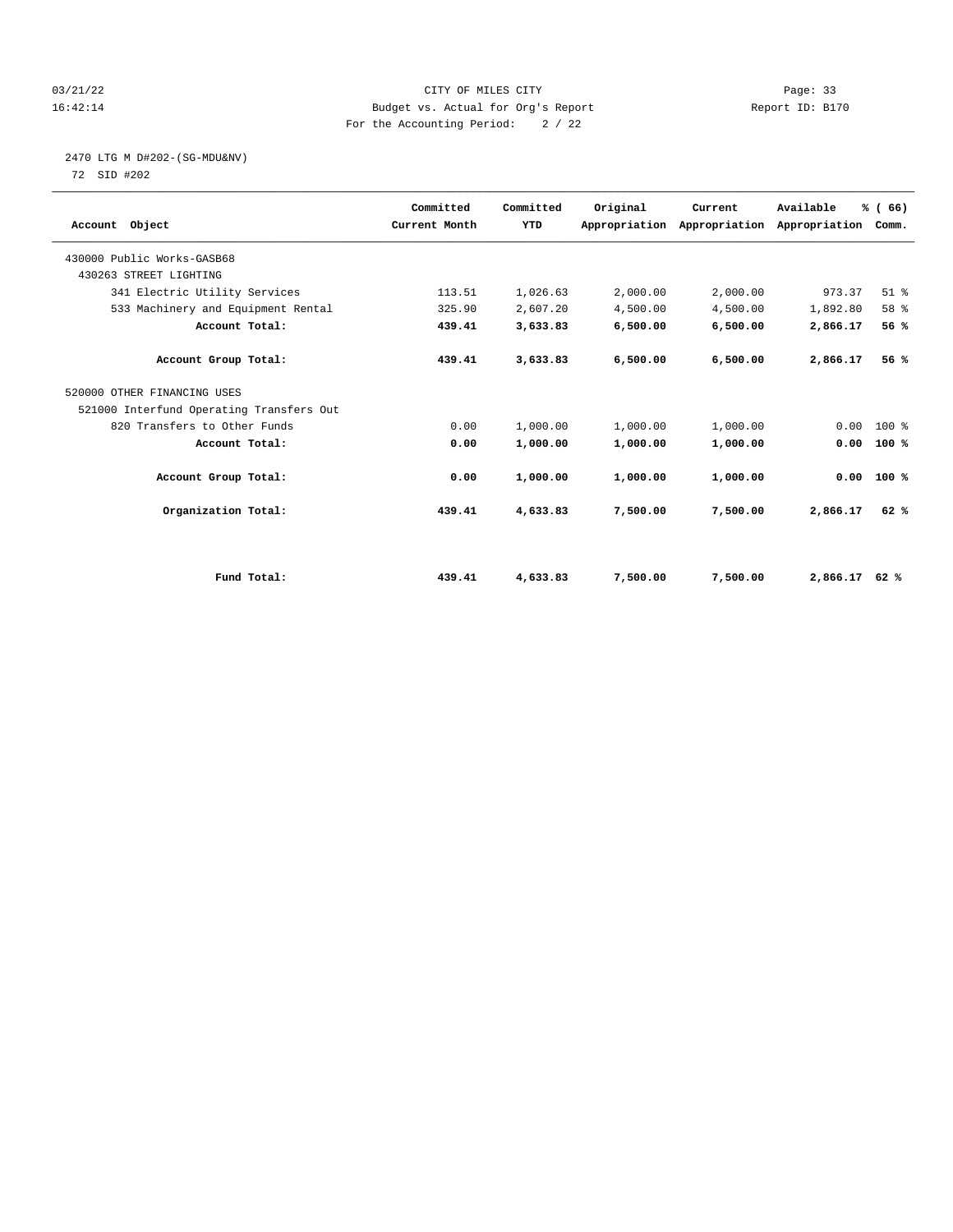CITY OF MILES CITY
Budget vs. Actual for Org's Report
For the Accounting Period: 2 / 22

03/21/22
16:42:14

Report ID: B170

2470 LTG M D#202-(SG-MDU&NV)
72 SID #202

| Account Object | Committed Current Month | Committed YTD | Original Appropriation | Current Appropriation | Available Appropriation | % ( 66) Comm. |
|---|---|---|---|---|---|---|
| 430000 Public Works-GASB68 | | | | | | |
| 430263 STREET LIGHTING | | | | | | |
| 341 Electric Utility Services | 113.51 | 1,026.63 | 2,000.00 | 2,000.00 | 973.37 | 51 % |
| 533 Machinery and Equipment Rental | 325.90 | 2,607.20 | 4,500.00 | 4,500.00 | 1,892.80 | 58 % |
| **Account Total:** | **439.41** | **3,633.83** | **6,500.00** | **6,500.00** | **2,866.17** | **56 %** |
| **Account Group Total:** | **439.41** | **3,633.83** | **6,500.00** | **6,500.00** | **2,866.17** | **56 %** |
| 520000 OTHER FINANCING USES | | | | | | |
| 521000 Interfund Operating Transfers Out | | | | | | |
| 820 Transfers to Other Funds | 0.00 | 1,000.00 | 1,000.00 | 1,000.00 | 0.00 | 100 % |
| **Account Total:** | **0.00** | **1,000.00** | **1,000.00** | **1,000.00** | **0.00** | **100 %** |
| **Account Group Total:** | **0.00** | **1,000.00** | **1,000.00** | **1,000.00** | **0.00** | **100 %** |
| **Organization Total:** | **439.41** | **4,633.83** | **7,500.00** | **7,500.00** | **2,866.17** | **62 %** |
| **Fund Total:** | **439.41** | **4,633.83** | **7,500.00** | **7,500.00** | **2,866.17** | **62 %** |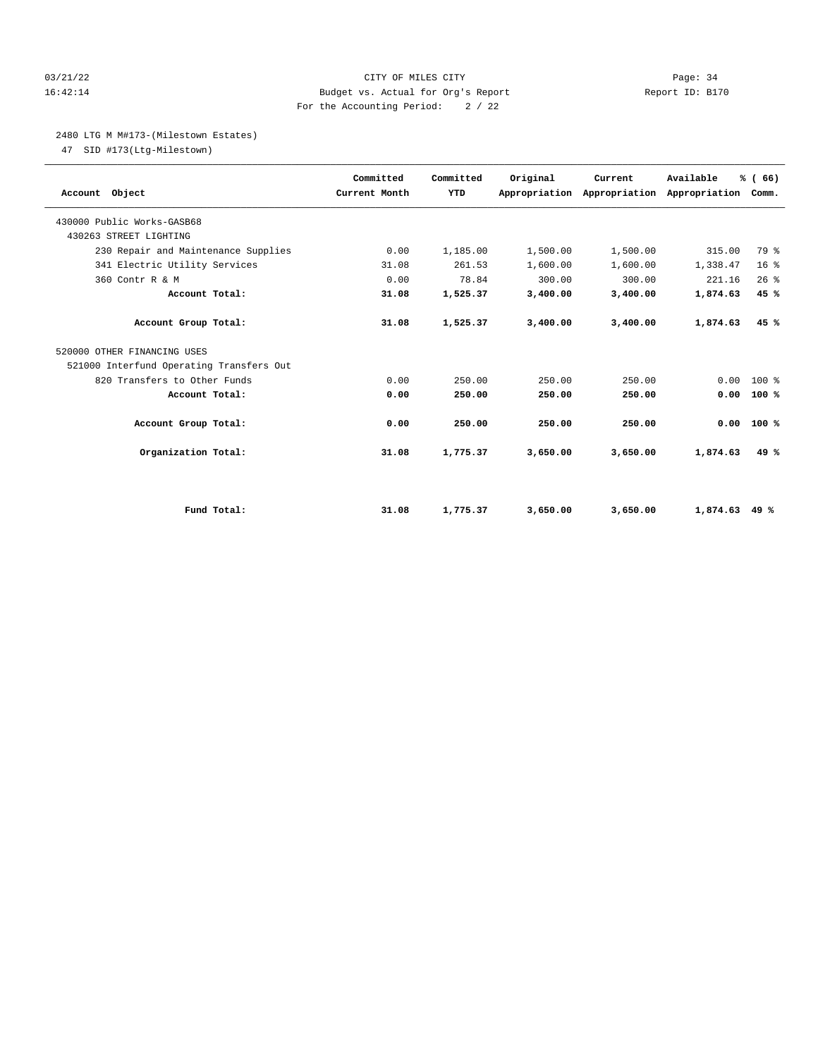CITY OF MILES CITY

Budget vs. Actual for Org's Report

For the Accounting Period: 2 / 22

03/21/22 16:42:14 Report ID: B170

2480 LTG M M#173-(Milestown Estates)

47 SID #173(Ltg-Milestown)

| Account Object | Committed Current Month | Committed YTD | Original Appropriation | Current Appropriation | Available Appropriation | % ( 66) Comm. |
|---|---|---|---|---|---|---|
| 430000 Public Works-GASB68 | | | | | | |
| 430263 STREET LIGHTING | | | | | | |
| 230 Repair and Maintenance Supplies | 0.00 | 1,185.00 | 1,500.00 | 1,500.00 | 315.00 | 79 % |
| 341 Electric Utility Services | 31.08 | 261.53 | 1,600.00 | 1,600.00 | 1,338.47 | 16 % |
| 360 Contr R & M | 0.00 | 78.84 | 300.00 | 300.00 | 221.16 | 26 % |
| **Account Total:** | **31.08** | **1,525.37** | **3,400.00** | **3,400.00** | **1,874.63** | **45 %** |
| **Account Group Total:** | **31.08** | **1,525.37** | **3,400.00** | **3,400.00** | **1,874.63** | **45 %** |
| 520000 OTHER FINANCING USES | | | | | | |
| 521000 Interfund Operating Transfers Out | | | | | | |
| 820 Transfers to Other Funds | 0.00 | 250.00 | 250.00 | 250.00 | 0.00 | 100 % |
| **Account Total:** | **0.00** | **250.00** | **250.00** | **250.00** | **0.00** | **100 %** |
| **Account Group Total:** | **0.00** | **250.00** | **250.00** | **250.00** | **0.00** | **100 %** |
| **Organization Total:** | **31.08** | **1,775.37** | **3,650.00** | **3,650.00** | **1,874.63** | **49 %** |
| **Fund Total:** | **31.08** | **1,775.37** | **3,650.00** | **3,650.00** | **1,874.63** | **49 %** |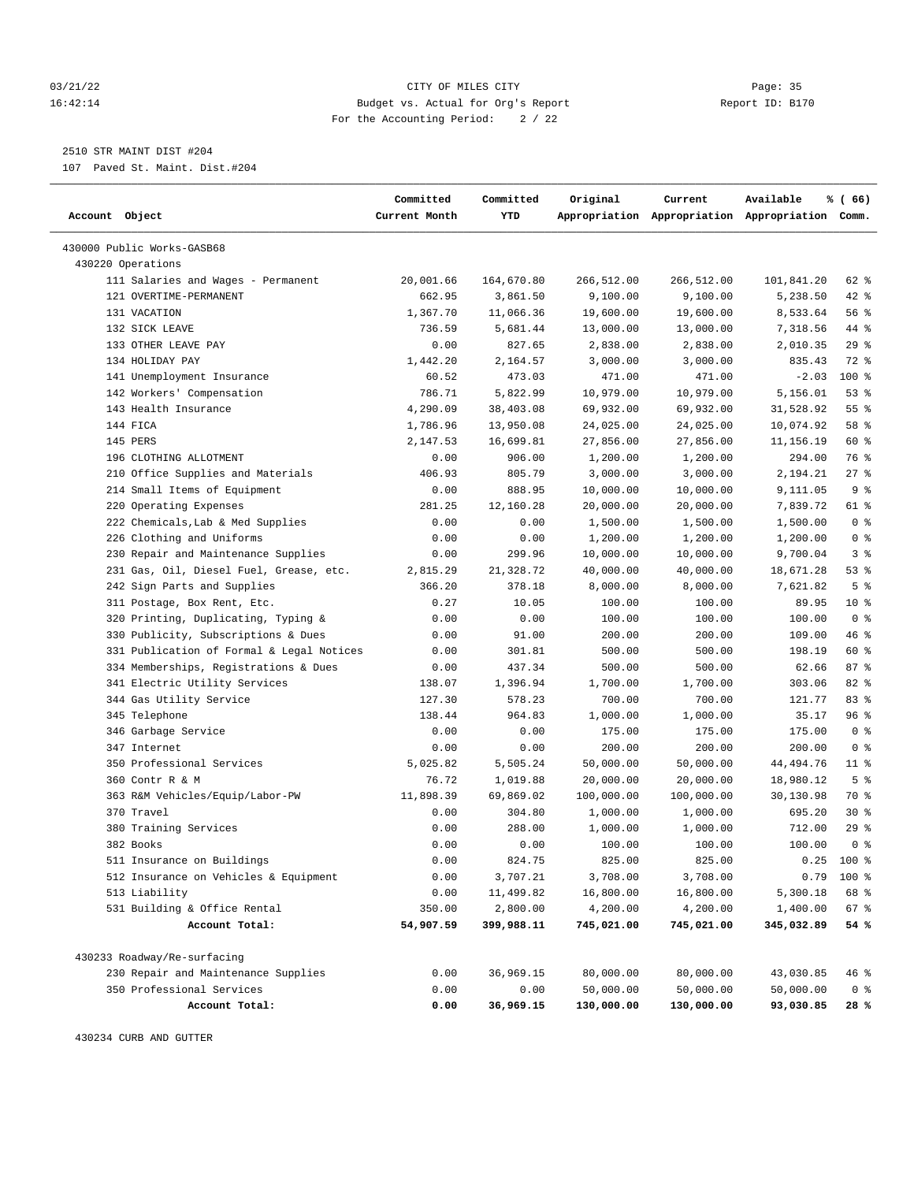CITY OF MILES CITY
Budget vs. Actual for Org's Report
For the Accounting Period: 2 / 22

03/21/22 16:42:14 — Report ID: B170

2510 STR MAINT DIST #204
107 Paved St. Maint. Dist.#204

| Account Object | Committed Current Month | Committed YTD | Original Appropriation | Current Appropriation | Available Appropriation | % ( 66) Comm. |
|---|---|---|---|---|---|---|
| 430000 Public Works-GASB68 | | | | | | |
| 430220 Operations | | | | | | |
| 111 Salaries and Wages - Permanent | 20,001.66 | 164,670.80 | 266,512.00 | 266,512.00 | 101,841.20 | 62 % |
| 121 OVERTIME-PERMANENT | 662.95 | 3,861.50 | 9,100.00 | 9,100.00 | 5,238.50 | 42 % |
| 131 VACATION | 1,367.70 | 11,066.36 | 19,600.00 | 19,600.00 | 8,533.64 | 56 % |
| 132 SICK LEAVE | 736.59 | 5,681.44 | 13,000.00 | 13,000.00 | 7,318.56 | 44 % |
| 133 OTHER LEAVE PAY | 0.00 | 827.65 | 2,838.00 | 2,838.00 | 2,010.35 | 29 % |
| 134 HOLIDAY PAY | 1,442.20 | 2,164.57 | 3,000.00 | 3,000.00 | 835.43 | 72 % |
| 141 Unemployment Insurance | 60.52 | 473.03 | 471.00 | 471.00 | -2.03 | 100 % |
| 142 Workers' Compensation | 786.71 | 5,822.99 | 10,979.00 | 10,979.00 | 5,156.01 | 53 % |
| 143 Health Insurance | 4,290.09 | 38,403.08 | 69,932.00 | 69,932.00 | 31,528.92 | 55 % |
| 144 FICA | 1,786.96 | 13,950.08 | 24,025.00 | 24,025.00 | 10,074.92 | 58 % |
| 145 PERS | 2,147.53 | 16,699.81 | 27,856.00 | 27,856.00 | 11,156.19 | 60 % |
| 196 CLOTHING ALLOTMENT | 0.00 | 906.00 | 1,200.00 | 1,200.00 | 294.00 | 76 % |
| 210 Office Supplies and Materials | 406.93 | 805.79 | 3,000.00 | 3,000.00 | 2,194.21 | 27 % |
| 214 Small Items of Equipment | 0.00 | 888.95 | 10,000.00 | 10,000.00 | 9,111.05 | 9 % |
| 220 Operating Expenses | 281.25 | 12,160.28 | 20,000.00 | 20,000.00 | 7,839.72 | 61 % |
| 222 Chemicals,Lab & Med Supplies | 0.00 | 0.00 | 1,500.00 | 1,500.00 | 1,500.00 | 0 % |
| 226 Clothing and Uniforms | 0.00 | 0.00 | 1,200.00 | 1,200.00 | 1,200.00 | 0 % |
| 230 Repair and Maintenance Supplies | 0.00 | 299.96 | 10,000.00 | 10,000.00 | 9,700.04 | 3 % |
| 231 Gas, Oil, Diesel Fuel, Grease, etc. | 2,815.29 | 21,328.72 | 40,000.00 | 40,000.00 | 18,671.28 | 53 % |
| 242 Sign Parts and Supplies | 366.20 | 378.18 | 8,000.00 | 8,000.00 | 7,621.82 | 5 % |
| 311 Postage, Box Rent, Etc. | 0.27 | 10.05 | 100.00 | 100.00 | 89.95 | 10 % |
| 320 Printing, Duplicating, Typing & | 0.00 | 0.00 | 100.00 | 100.00 | 100.00 | 0 % |
| 330 Publicity, Subscriptions & Dues | 0.00 | 91.00 | 200.00 | 200.00 | 109.00 | 46 % |
| 331 Publication of Formal & Legal Notices | 0.00 | 301.81 | 500.00 | 500.00 | 198.19 | 60 % |
| 334 Memberships, Registrations & Dues | 0.00 | 437.34 | 500.00 | 500.00 | 62.66 | 87 % |
| 341 Electric Utility Services | 138.07 | 1,396.94 | 1,700.00 | 1,700.00 | 303.06 | 82 % |
| 344 Gas Utility Service | 127.30 | 578.23 | 700.00 | 700.00 | 121.77 | 83 % |
| 345 Telephone | 138.44 | 964.83 | 1,000.00 | 1,000.00 | 35.17 | 96 % |
| 346 Garbage Service | 0.00 | 0.00 | 175.00 | 175.00 | 175.00 | 0 % |
| 347 Internet | 0.00 | 0.00 | 200.00 | 200.00 | 200.00 | 0 % |
| 350 Professional Services | 5,025.82 | 5,505.24 | 50,000.00 | 50,000.00 | 44,494.76 | 11 % |
| 360 Contr R & M | 76.72 | 1,019.88 | 20,000.00 | 20,000.00 | 18,980.12 | 5 % |
| 363 R&M Vehicles/Equip/Labor-PW | 11,898.39 | 69,869.02 | 100,000.00 | 100,000.00 | 30,130.98 | 70 % |
| 370 Travel | 0.00 | 304.80 | 1,000.00 | 1,000.00 | 695.20 | 30 % |
| 380 Training Services | 0.00 | 288.00 | 1,000.00 | 1,000.00 | 712.00 | 29 % |
| 382 Books | 0.00 | 0.00 | 100.00 | 100.00 | 100.00 | 0 % |
| 511 Insurance on Buildings | 0.00 | 824.75 | 825.00 | 825.00 | 0.25 | 100 % |
| 512 Insurance on Vehicles & Equipment | 0.00 | 3,707.21 | 3,708.00 | 3,708.00 | 0.79 | 100 % |
| 513 Liability | 0.00 | 11,499.82 | 16,800.00 | 16,800.00 | 5,300.18 | 68 % |
| 531 Building & Office Rental | 350.00 | 2,800.00 | 4,200.00 | 4,200.00 | 1,400.00 | 67 % |
| **Account Total:** | **54,907.59** | **399,988.11** | **745,021.00** | **745,021.00** | **345,032.89** | **54 %** |
| 430233 Roadway/Re-surfacing | | | | | | |
| 230 Repair and Maintenance Supplies | 0.00 | 36,969.15 | 80,000.00 | 80,000.00 | 43,030.85 | 46 % |
| 350 Professional Services | 0.00 | 0.00 | 50,000.00 | 50,000.00 | 50,000.00 | 0 % |
| **Account Total:** | **0.00** | **36,969.15** | **130,000.00** | **130,000.00** | **93,030.85** | **28 %** |
| 430234 CURB AND GUTTER | | | | | | |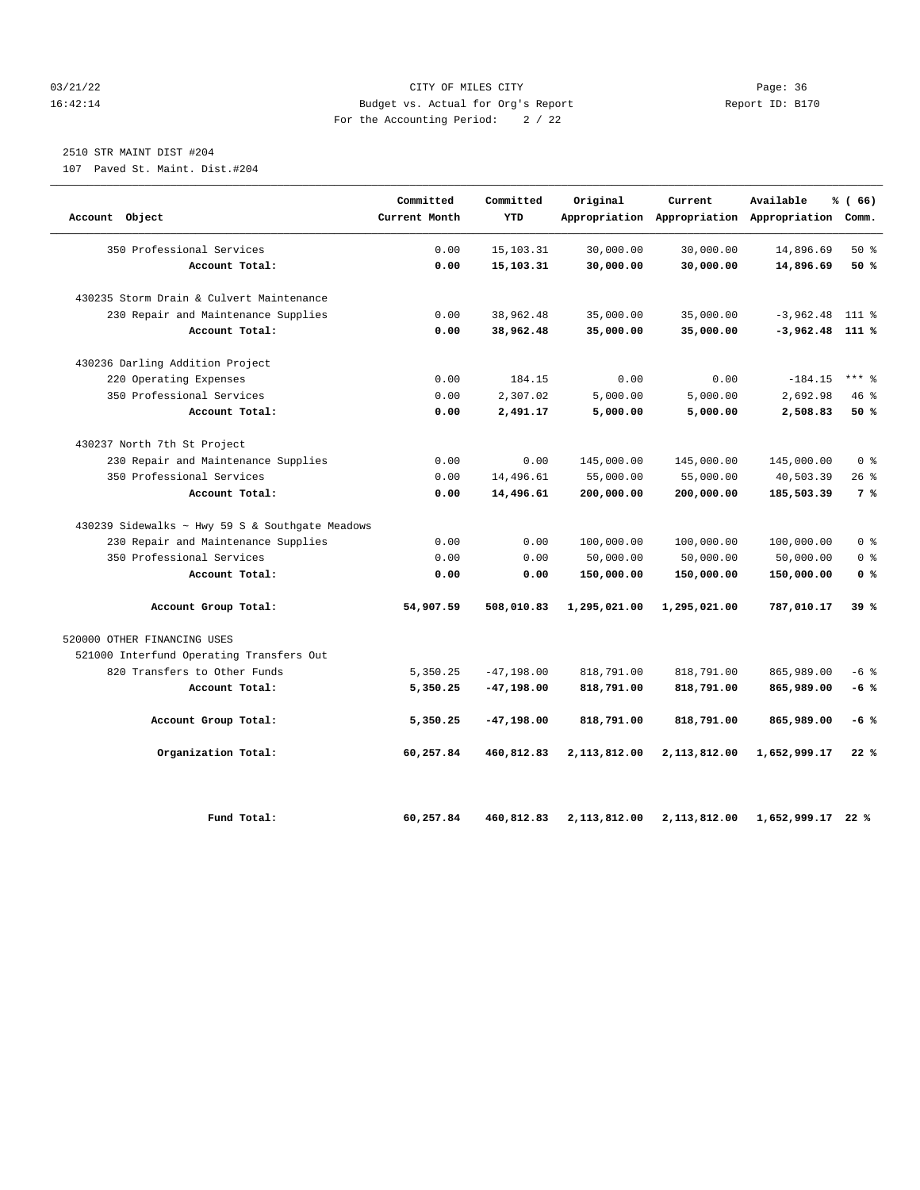03/21/22 CITY OF MILES CITY Page: 36
16:42:14 Budget vs. Actual for Org's Report Report ID: B170
For the Accounting Period: 2 / 22

2510 STR MAINT DIST #204

107 Paved St. Maint. Dist.#204

| Account Object | Committed Current Month | Committed YTD | Original Appropriation | Current Appropriation | Available Appropriation | % ( 66) Comm. |
|---|---|---|---|---|---|---|
| 350 Professional Services | 0.00 | 15,103.31 | 30,000.00 | 30,000.00 | 14,896.69 | 50 % |
| **Account Total:** | **0.00** | **15,103.31** | **30,000.00** | **30,000.00** | **14,896.69** | **50 %** |
| 430235 Storm Drain & Culvert Maintenance | | | | | | |
| 230 Repair and Maintenance Supplies | 0.00 | 38,962.48 | 35,000.00 | 35,000.00 | -3,962.48 | 111 % |
| **Account Total:** | **0.00** | **38,962.48** | **35,000.00** | **35,000.00** | **-3,962.48** | **111 %** |
| 430236 Darling Addition Project | | | | | | |
| 220 Operating Expenses | 0.00 | 184.15 | 0.00 | 0.00 | -184.15 | *** % |
| 350 Professional Services | 0.00 | 2,307.02 | 5,000.00 | 5,000.00 | 2,692.98 | 46 % |
| **Account Total:** | **0.00** | **2,491.17** | **5,000.00** | **5,000.00** | **2,508.83** | **50 %** |
| 430237 North 7th St Project | | | | | | |
| 230 Repair and Maintenance Supplies | 0.00 | 0.00 | 145,000.00 | 145,000.00 | 145,000.00 | 0 % |
| 350 Professional Services | 0.00 | 14,496.61 | 55,000.00 | 55,000.00 | 40,503.39 | 26 % |
| **Account Total:** | **0.00** | **14,496.61** | **200,000.00** | **200,000.00** | **185,503.39** | **7 %** |
| 430239 Sidewalks ~ Hwy 59 S & Southgate Meadows | | | | | | |
| 230 Repair and Maintenance Supplies | 0.00 | 0.00 | 100,000.00 | 100,000.00 | 100,000.00 | 0 % |
| 350 Professional Services | 0.00 | 0.00 | 50,000.00 | 50,000.00 | 50,000.00 | 0 % |
| **Account Total:** | **0.00** | **0.00** | **150,000.00** | **150,000.00** | **150,000.00** | **0 %** |
| **Account Group Total:** | **54,907.59** | **508,010.83** | **1,295,021.00** | **1,295,021.00** | **787,010.17** | **39 %** |
| 520000 OTHER FINANCING USES | | | | | | |
| 521000 Interfund Operating Transfers Out | | | | | | |
| 820 Transfers to Other Funds | 5,350.25 | -47,198.00 | 818,791.00 | 818,791.00 | 865,989.00 | -6 % |
| **Account Total:** | **5,350.25** | **-47,198.00** | **818,791.00** | **818,791.00** | **865,989.00** | **-6 %** |
| **Account Group Total:** | **5,350.25** | **-47,198.00** | **818,791.00** | **818,791.00** | **865,989.00** | **-6 %** |
| **Organization Total:** | **60,257.84** | **460,812.83** | **2,113,812.00** | **2,113,812.00** | **1,652,999.17** | **22 %** |
| **Fund Total:** | **60,257.84** | **460,812.83** | **2,113,812.00** | **2,113,812.00** | **1,652,999.17** | **22 %** |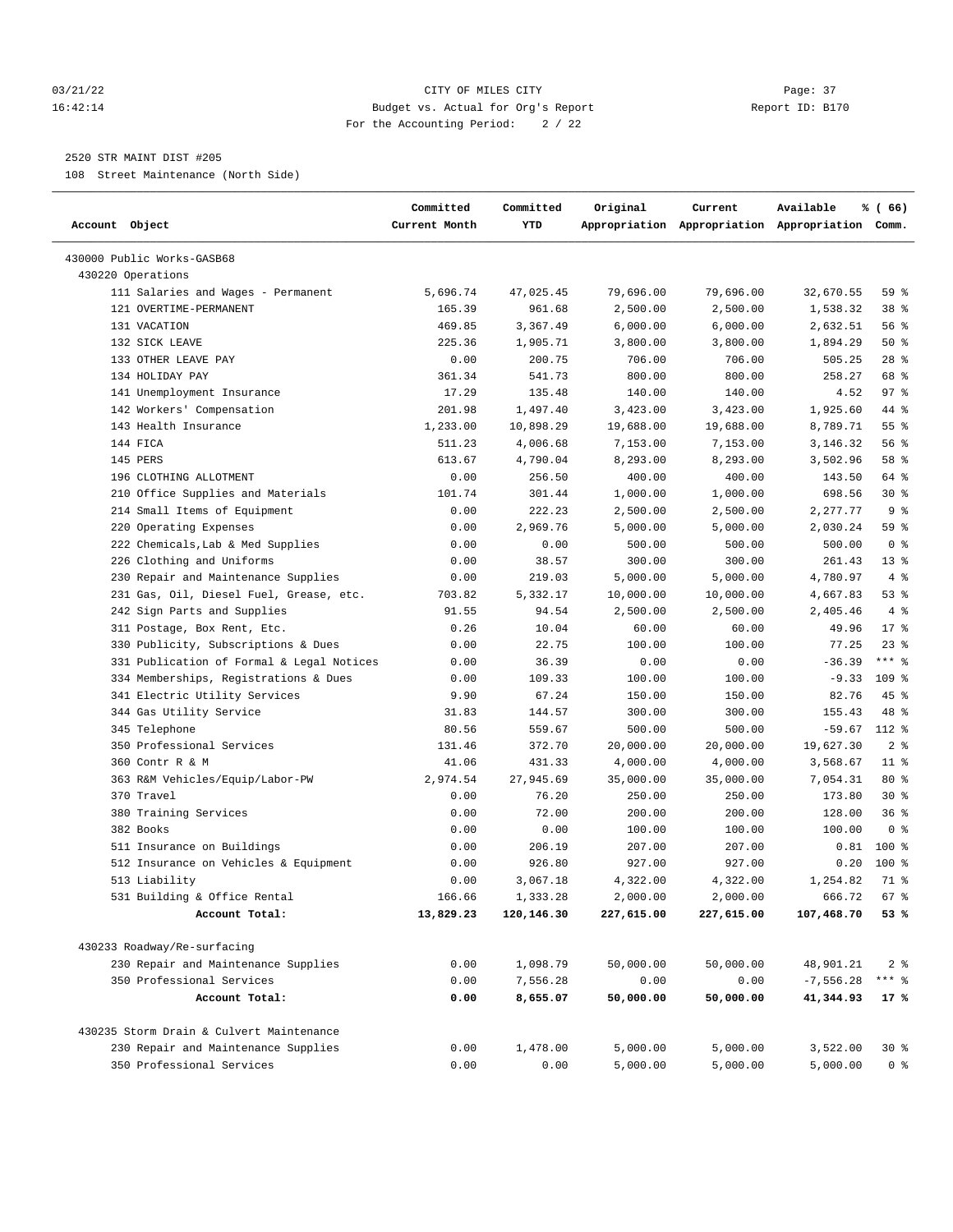CITY OF MILES CITY
Budget vs. Actual for Org's Report
For the Accounting Period: 2 / 22

2520 STR MAINT DIST #205
108 Street Maintenance (North Side)

| Account Object | Committed Current Month | Committed YTD | Original Appropriation | Current Appropriation | Available Appropriation | % ( 66) Comm. |
|---|---|---|---|---|---|---|
| 430000 Public Works-GASB68 | | | | | | |
| 430220 Operations | | | | | | |
| 111 Salaries and Wages - Permanent | 5,696.74 | 47,025.45 | 79,696.00 | 79,696.00 | 32,670.55 | 59 % |
| 121 OVERTIME-PERMANENT | 165.39 | 961.68 | 2,500.00 | 2,500.00 | 1,538.32 | 38 % |
| 131 VACATION | 469.85 | 3,367.49 | 6,000.00 | 6,000.00 | 2,632.51 | 56 % |
| 132 SICK LEAVE | 225.36 | 1,905.71 | 3,800.00 | 3,800.00 | 1,894.29 | 50 % |
| 133 OTHER LEAVE PAY | 0.00 | 200.75 | 706.00 | 706.00 | 505.25 | 28 % |
| 134 HOLIDAY PAY | 361.34 | 541.73 | 800.00 | 800.00 | 258.27 | 68 % |
| 141 Unemployment Insurance | 17.29 | 135.48 | 140.00 | 140.00 | 4.52 | 97 % |
| 142 Workers' Compensation | 201.98 | 1,497.40 | 3,423.00 | 3,423.00 | 1,925.60 | 44 % |
| 143 Health Insurance | 1,233.00 | 10,898.29 | 19,688.00 | 19,688.00 | 8,789.71 | 55 % |
| 144 FICA | 511.23 | 4,006.68 | 7,153.00 | 7,153.00 | 3,146.32 | 56 % |
| 145 PERS | 613.67 | 4,790.04 | 8,293.00 | 8,293.00 | 3,502.96 | 58 % |
| 196 CLOTHING ALLOTMENT | 0.00 | 256.50 | 400.00 | 400.00 | 143.50 | 64 % |
| 210 Office Supplies and Materials | 101.74 | 301.44 | 1,000.00 | 1,000.00 | 698.56 | 30 % |
| 214 Small Items of Equipment | 0.00 | 222.23 | 2,500.00 | 2,500.00 | 2,277.77 | 9 % |
| 220 Operating Expenses | 0.00 | 2,969.76 | 5,000.00 | 5,000.00 | 2,030.24 | 59 % |
| 222 Chemicals,Lab & Med Supplies | 0.00 | 0.00 | 500.00 | 500.00 | 500.00 | 0 % |
| 226 Clothing and Uniforms | 0.00 | 38.57 | 300.00 | 300.00 | 261.43 | 13 % |
| 230 Repair and Maintenance Supplies | 0.00 | 219.03 | 5,000.00 | 5,000.00 | 4,780.97 | 4 % |
| 231 Gas, Oil, Diesel Fuel, Grease, etc. | 703.82 | 5,332.17 | 10,000.00 | 10,000.00 | 4,667.83 | 53 % |
| 242 Sign Parts and Supplies | 91.55 | 94.54 | 2,500.00 | 2,500.00 | 2,405.46 | 4 % |
| 311 Postage, Box Rent, Etc. | 0.26 | 10.04 | 60.00 | 60.00 | 49.96 | 17 % |
| 330 Publicity, Subscriptions & Dues | 0.00 | 22.75 | 100.00 | 100.00 | 77.25 | 23 % |
| 331 Publication of Formal & Legal Notices | 0.00 | 36.39 | 0.00 | 0.00 | -36.39 | *** % |
| 334 Memberships, Registrations & Dues | 0.00 | 109.33 | 100.00 | 100.00 | -9.33 | 109 % |
| 341 Electric Utility Services | 9.90 | 67.24 | 150.00 | 150.00 | 82.76 | 45 % |
| 344 Gas Utility Service | 31.83 | 144.57 | 300.00 | 300.00 | 155.43 | 48 % |
| 345 Telephone | 80.56 | 559.67 | 500.00 | 500.00 | -59.67 | 112 % |
| 350 Professional Services | 131.46 | 372.70 | 20,000.00 | 20,000.00 | 19,627.30 | 2 % |
| 360 Contr R & M | 41.06 | 431.33 | 4,000.00 | 4,000.00 | 3,568.67 | 11 % |
| 363 R&M Vehicles/Equip/Labor-PW | 2,974.54 | 27,945.69 | 35,000.00 | 35,000.00 | 7,054.31 | 80 % |
| 370 Travel | 0.00 | 76.20 | 250.00 | 250.00 | 173.80 | 30 % |
| 380 Training Services | 0.00 | 72.00 | 200.00 | 200.00 | 128.00 | 36 % |
| 382 Books | 0.00 | 0.00 | 100.00 | 100.00 | 100.00 | 0 % |
| 511 Insurance on Buildings | 0.00 | 206.19 | 207.00 | 207.00 | 0.81 | 100 % |
| 512 Insurance on Vehicles & Equipment | 0.00 | 926.80 | 927.00 | 927.00 | 0.20 | 100 % |
| 513 Liability | 0.00 | 3,067.18 | 4,322.00 | 4,322.00 | 1,254.82 | 71 % |
| 531 Building & Office Rental | 166.66 | 1,333.28 | 2,000.00 | 2,000.00 | 666.72 | 67 % |
| **Account Total:** | **13,829.23** | **120,146.30** | **227,615.00** | **227,615.00** | **107,468.70** | **53 %** |
| 430233 Roadway/Re-surfacing | | | | | | |
| 230 Repair and Maintenance Supplies | 0.00 | 1,098.79 | 50,000.00 | 50,000.00 | 48,901.21 | 2 % |
| 350 Professional Services | 0.00 | 7,556.28 | 0.00 | 0.00 | -7,556.28 | *** % |
| **Account Total:** | **0.00** | **8,655.07** | **50,000.00** | **50,000.00** | **41,344.93** | **17 %** |
| 430235 Storm Drain & Culvert Maintenance | | | | | | |
| 230 Repair and Maintenance Supplies | 0.00 | 1,478.00 | 5,000.00 | 5,000.00 | 3,522.00 | 30 % |
| 350 Professional Services | 0.00 | 0.00 | 5,000.00 | 5,000.00 | 5,000.00 | 0 % |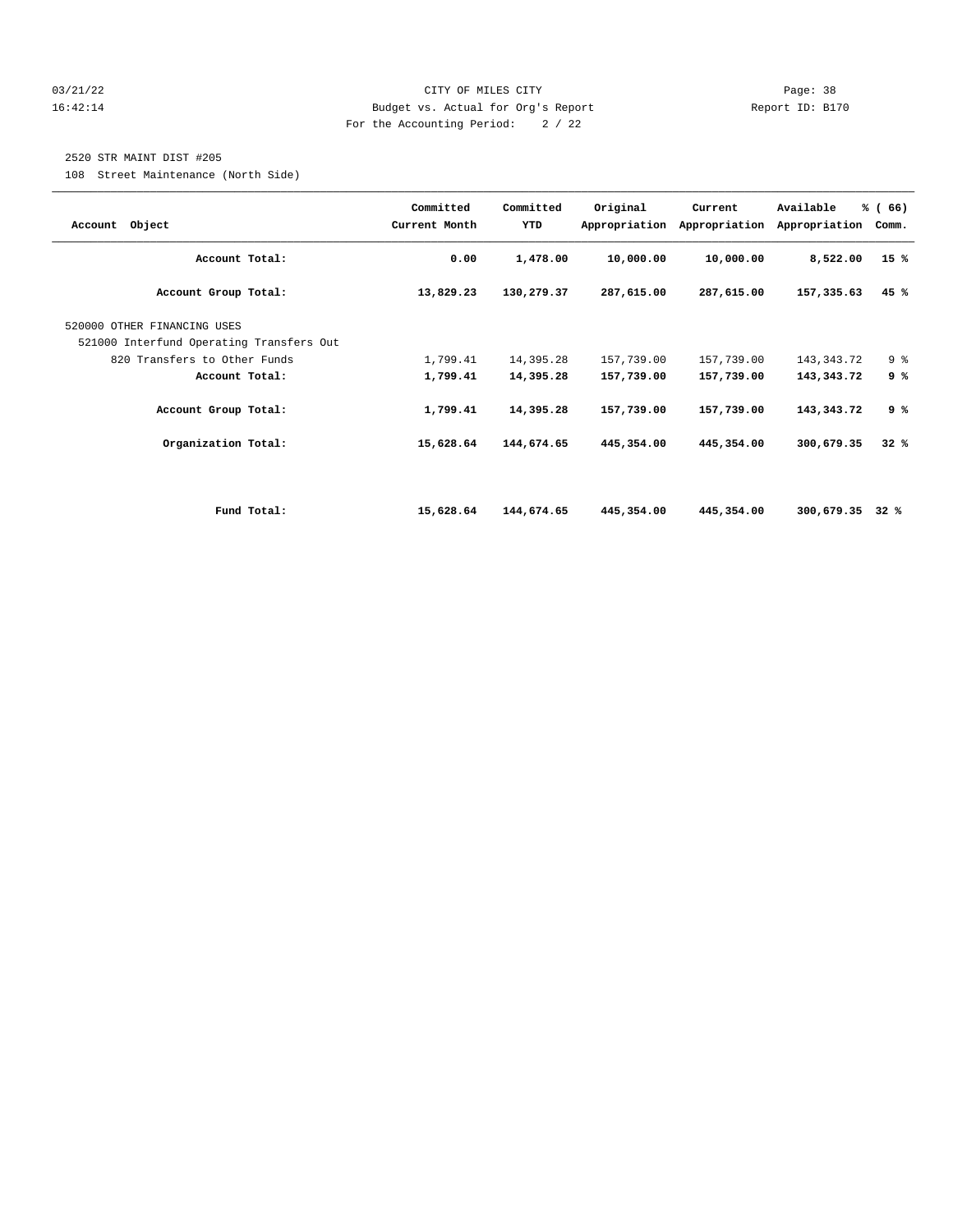CITY OF MILES CITY
Budget vs. Actual for Org's Report
For the Accounting Period: 2 / 22

03/21/22
16:42:14

Report ID: B170

2520 STR MAINT DIST #205

108 Street Maintenance (North Side)

| Account Object | Committed Current Month | Committed YTD | Original Appropriation | Current Appropriation | Available Appropriation | % ( 66) Comm. |
|---|---|---|---|---|---|---|
| **Account Total:** | **0.00** | **1,478.00** | **10,000.00** | **10,000.00** | **8,522.00** | **15 %** |
| **Account Group Total:** | **13,829.23** | **130,279.37** | **287,615.00** | **287,615.00** | **157,335.63** | **45 %** |
| 520000 OTHER FINANCING USES | | | | | | |
| 521000 Interfund Operating Transfers Out | | | | | | |
| 820 Transfers to Other Funds | 1,799.41 | 14,395.28 | 157,739.00 | 157,739.00 | 143,343.72 | 9 % |
| **Account Total:** | **1,799.41** | **14,395.28** | **157,739.00** | **157,739.00** | **143,343.72** | **9 %** |
| **Account Group Total:** | **1,799.41** | **14,395.28** | **157,739.00** | **157,739.00** | **143,343.72** | **9 %** |
| **Organization Total:** | **15,628.64** | **144,674.65** | **445,354.00** | **445,354.00** | **300,679.35** | **32 %** |
| **Fund Total:** | **15,628.64** | **144,674.65** | **445,354.00** | **445,354.00** | **300,679.35** | **32 %** |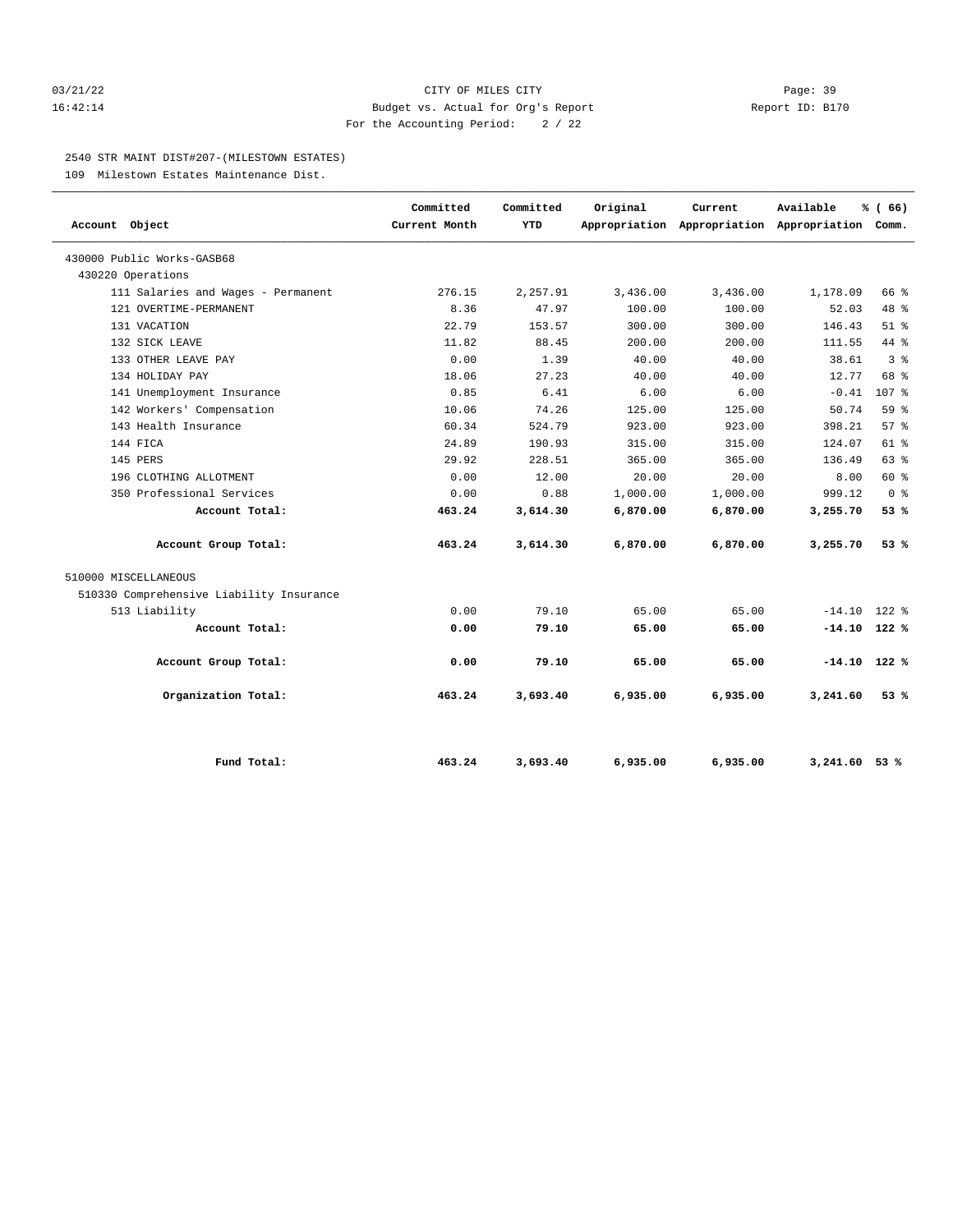CITY OF MILES CITY
Budget vs. Actual for Org's Report
For the Accounting Period: 2 / 22

03/21/22
16:42:14

Report ID: B170

2540 STR MAINT DIST#207-(MILESTOWN ESTATES)

109 Milestown Estates Maintenance Dist.

| Account Object | Committed Current Month | Committed YTD | Original Appropriation | Current Appropriation | Available Appropriation | % ( 66) Comm. |
|---|---|---|---|---|---|---|
| 430000 Public Works-GASB68 | | | | | | |
| 430220 Operations | | | | | | |
| 111 Salaries and Wages - Permanent | 276.15 | 2,257.91 | 3,436.00 | 3,436.00 | 1,178.09 | 66 % |
| 121 OVERTIME-PERMANENT | 8.36 | 47.97 | 100.00 | 100.00 | 52.03 | 48 % |
| 131 VACATION | 22.79 | 153.57 | 300.00 | 300.00 | 146.43 | 51 % |
| 132 SICK LEAVE | 11.82 | 88.45 | 200.00 | 200.00 | 111.55 | 44 % |
| 133 OTHER LEAVE PAY | 0.00 | 1.39 | 40.00 | 40.00 | 38.61 | 3 % |
| 134 HOLIDAY PAY | 18.06 | 27.23 | 40.00 | 40.00 | 12.77 | 68 % |
| 141 Unemployment Insurance | 0.85 | 6.41 | 6.00 | 6.00 | -0.41 | 107 % |
| 142 Workers' Compensation | 10.06 | 74.26 | 125.00 | 125.00 | 50.74 | 59 % |
| 143 Health Insurance | 60.34 | 524.79 | 923.00 | 923.00 | 398.21 | 57 % |
| 144 FICA | 24.89 | 190.93 | 315.00 | 315.00 | 124.07 | 61 % |
| 145 PERS | 29.92 | 228.51 | 365.00 | 365.00 | 136.49 | 63 % |
| 196 CLOTHING ALLOTMENT | 0.00 | 12.00 | 20.00 | 20.00 | 8.00 | 60 % |
| 350 Professional Services | 0.00 | 0.88 | 1,000.00 | 1,000.00 | 999.12 | 0 % |
| **Account Total:** | **463.24** | **3,614.30** | **6,870.00** | **6,870.00** | **3,255.70** | **53 %** |
| **Account Group Total:** | **463.24** | **3,614.30** | **6,870.00** | **6,870.00** | **3,255.70** | **53 %** |
| 510000 MISCELLANEOUS | | | | | | |
| 510330 Comprehensive Liability Insurance | | | | | | |
| 513 Liability | 0.00 | 79.10 | 65.00 | 65.00 | -14.10 | 122 % |
| **Account Total:** | **0.00** | **79.10** | **65.00** | **65.00** | **-14.10** | **122 %** |
| **Account Group Total:** | **0.00** | **79.10** | **65.00** | **65.00** | **-14.10** | **122 %** |
| **Organization Total:** | **463.24** | **3,693.40** | **6,935.00** | **6,935.00** | **3,241.60** | **53 %** |
| **Fund Total:** | **463.24** | **3,693.40** | **6,935.00** | **6,935.00** | **3,241.60** | **53 %** |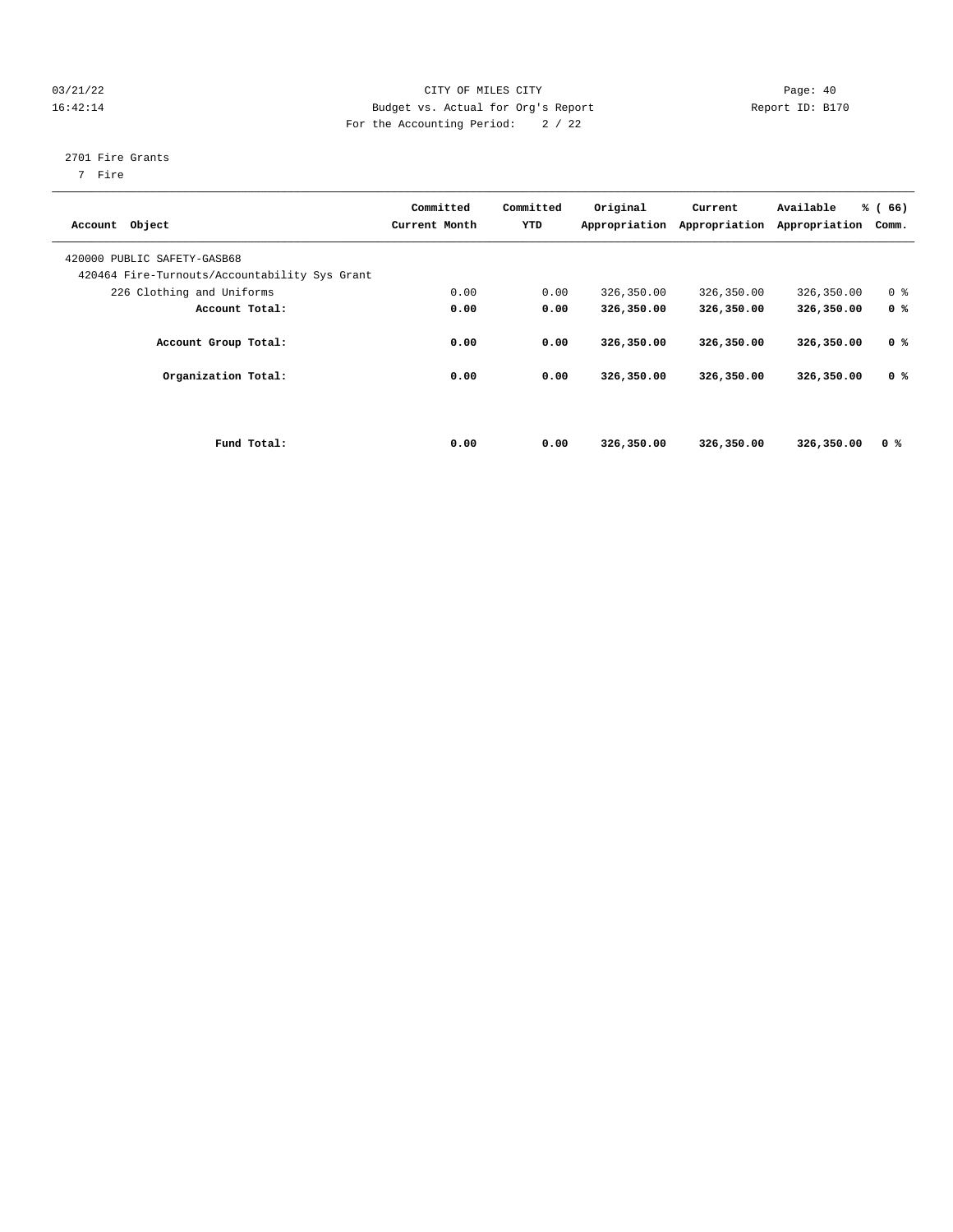CITY OF MILES CITY
Budget vs. Actual for Org's Report
For the Accounting Period: 2 / 22

2701 Fire Grants
7 Fire

| Account Object | Committed Current Month | Committed YTD | Original Appropriation | Current Appropriation | Available Appropriation | % ( 66) Comm. |
|---|---|---|---|---|---|---|
| 420000 PUBLIC SAFETY-GASB68 | | | | | | |
| 420464 Fire-Turnouts/Accountability Sys Grant | | | | | | |
| 226 Clothing and Uniforms | 0.00 | 0.00 | 326,350.00 | 326,350.00 | 326,350.00 | 0 % |
| **Account Total:** | **0.00** | **0.00** | **326,350.00** | **326,350.00** | **326,350.00** | **0 %** |
| **Account Group Total:** | **0.00** | **0.00** | **326,350.00** | **326,350.00** | **326,350.00** | **0 %** |
| **Organization Total:** | **0.00** | **0.00** | **326,350.00** | **326,350.00** | **326,350.00** | **0 %** |
| **Fund Total:** | **0.00** | **0.00** | **326,350.00** | **326,350.00** | **326,350.00** | **0 %** |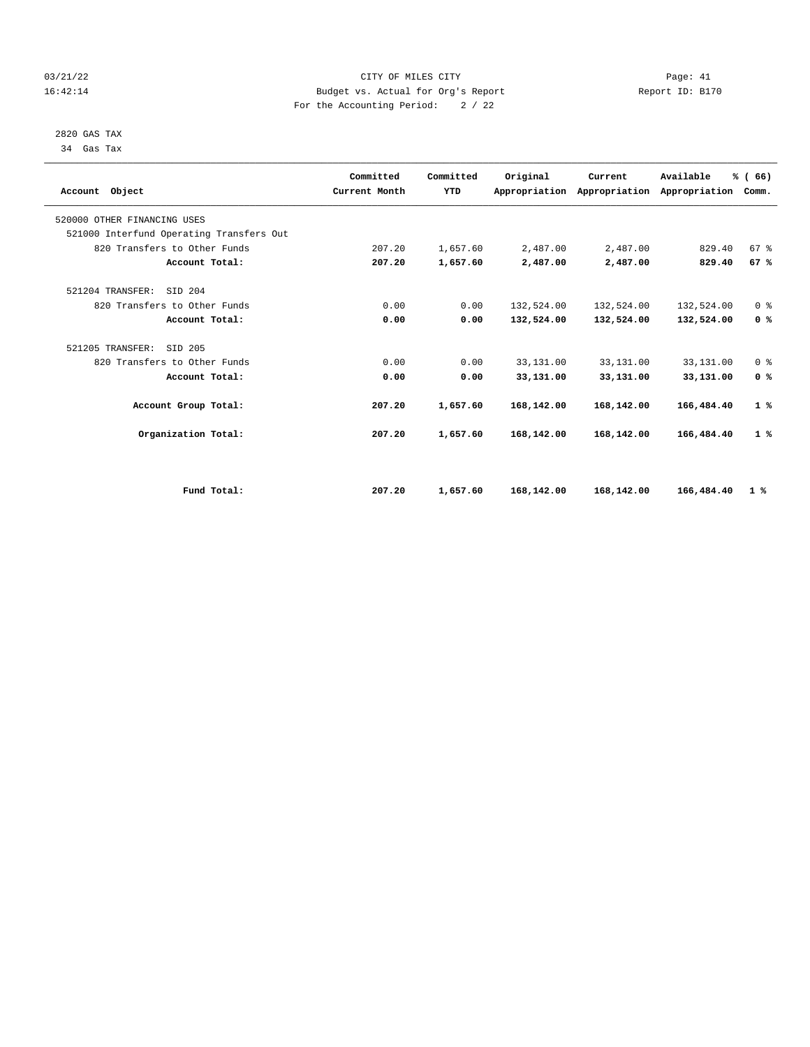CITY OF MILES CITY
Budget vs. Actual for Org's Report
For the Accounting Period: 2 / 22

03/21/22
16:42:14

Report ID: B170

2820 GAS TAX
34 Gas Tax

| Account Object | Committed Current Month | Committed YTD | Original Appropriation | Current Appropriation | Available Appropriation | % ( 66) Comm. |
|---|---|---|---|---|---|---|
| 520000 OTHER FINANCING USES | | | | | | |
| 521000 Interfund Operating Transfers Out | | | | | | |
| 820 Transfers to Other Funds | 207.20 | 1,657.60 | 2,487.00 | 2,487.00 | 829.40 | 67 % |
| **Account Total:** | **207.20** | **1,657.60** | **2,487.00** | **2,487.00** | **829.40** | **67 %** |
| 521204 TRANSFER: SID 204 | | | | | | |
| 820 Transfers to Other Funds | 0.00 | 0.00 | 132,524.00 | 132,524.00 | 132,524.00 | 0 % |
| **Account Total:** | **0.00** | **0.00** | **132,524.00** | **132,524.00** | **132,524.00** | **0 %** |
| 521205 TRANSFER: SID 205 | | | | | | |
| 820 Transfers to Other Funds | 0.00 | 0.00 | 33,131.00 | 33,131.00 | 33,131.00 | 0 % |
| **Account Total:** | **0.00** | **0.00** | **33,131.00** | **33,131.00** | **33,131.00** | **0 %** |
| **Account Group Total:** | **207.20** | **1,657.60** | **168,142.00** | **168,142.00** | **166,484.40** | **1 %** |
| **Organization Total:** | **207.20** | **1,657.60** | **168,142.00** | **168,142.00** | **166,484.40** | **1 %** |
| **Fund Total:** | **207.20** | **1,657.60** | **168,142.00** | **168,142.00** | **166,484.40** | **1 %** |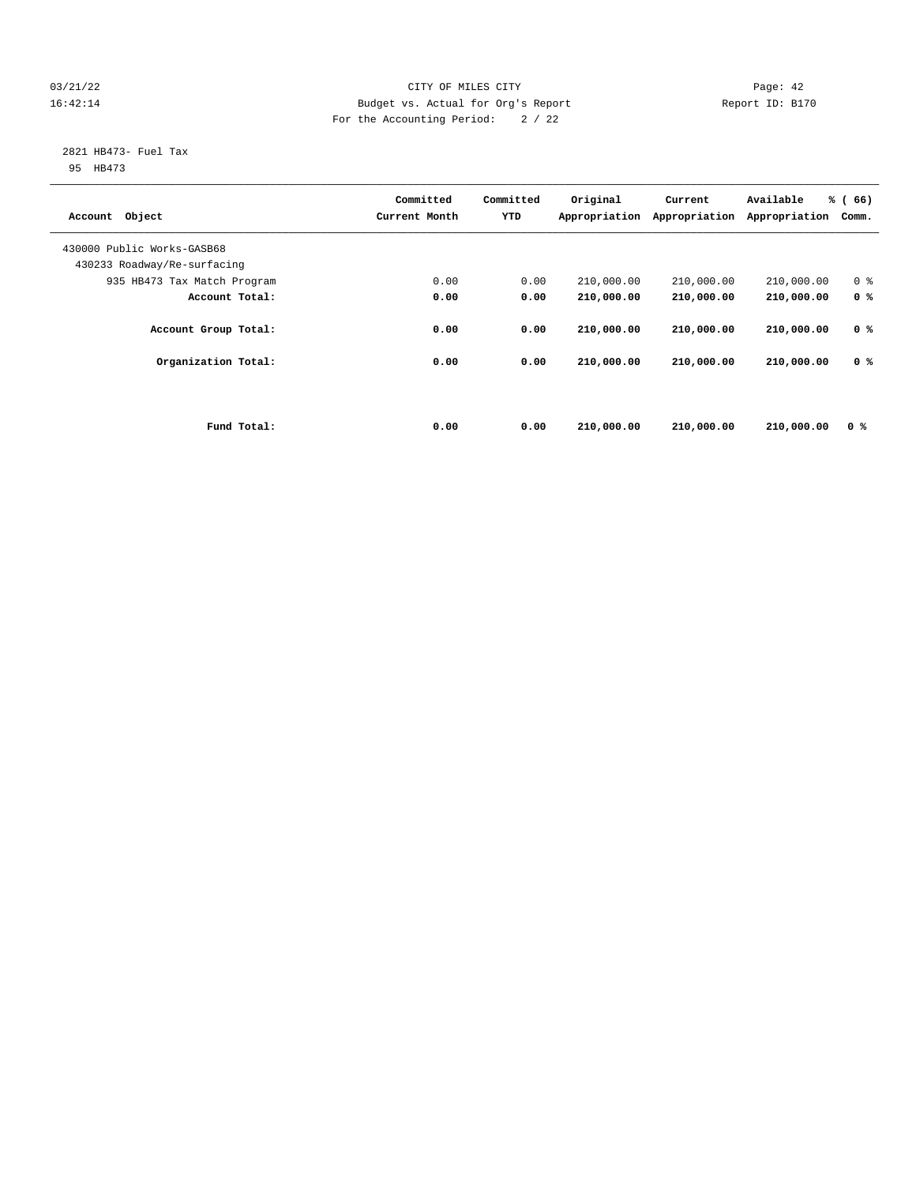CITY OF MILES CITY

Budget vs. Actual for Org's Report

For the Accounting Period: 2 / 22

03/21/22 16:42:14 — Report ID: B170

2821 HB473- Fuel Tax

95 HB473

| Account Object | Committed Current Month | Committed YTD | Original Appropriation | Current Appropriation | Available Appropriation | % ( 66) Comm. |
|---|---|---|---|---|---|---|
| 430000 Public Works-GASB68 | | | | | | |
| 430233 Roadway/Re-surfacing | | | | | | |
| 935 HB473 Tax Match Program | 0.00 | 0.00 | 210,000.00 | 210,000.00 | 210,000.00 | 0 % |
| **Account Total:** | **0.00** | **0.00** | **210,000.00** | **210,000.00** | **210,000.00** | **0 %** |
| **Account Group Total:** | **0.00** | **0.00** | **210,000.00** | **210,000.00** | **210,000.00** | **0 %** |
| **Organization Total:** | **0.00** | **0.00** | **210,000.00** | **210,000.00** | **210,000.00** | **0 %** |
| **Fund Total:** | **0.00** | **0.00** | **210,000.00** | **210,000.00** | **210,000.00** | **0 %** |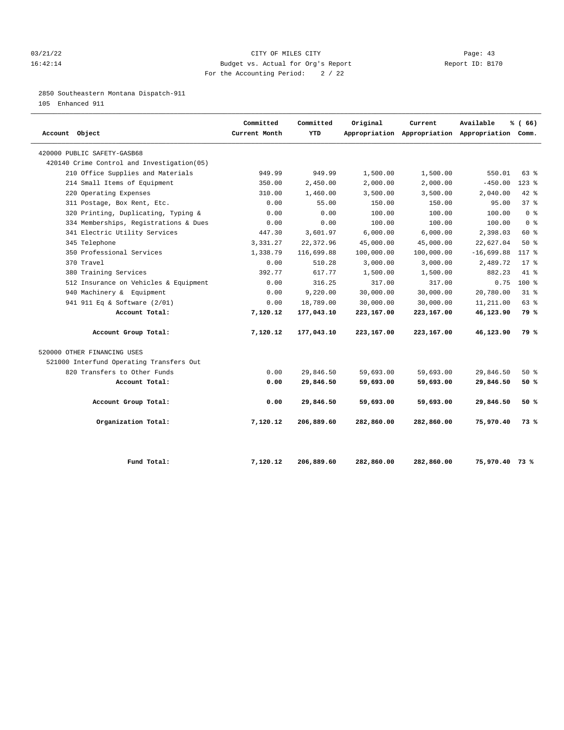03/21/22 CITY OF MILES CITY
16:42:14 Budget vs. Actual for Org's Report Report ID: B170
For the Accounting Period: 2 / 22

2850 Southeastern Montana Dispatch-911
105 Enhanced 911

| Account Object | Committed Current Month | Committed YTD | Original Appropriation | Current Appropriation | Available Appropriation | % ( 66) Comm. |
|---|---|---|---|---|---|---|
| 420000 PUBLIC SAFETY-GASB68 | | | | | | |
| 420140 Crime Control and Investigation(05) | | | | | | |
| 210 Office Supplies and Materials | 949.99 | 949.99 | 1,500.00 | 1,500.00 | 550.01 | 63 % |
| 214 Small Items of Equipment | 350.00 | 2,450.00 | 2,000.00 | 2,000.00 | -450.00 | 123 % |
| 220 Operating Expenses | 310.00 | 1,460.00 | 3,500.00 | 3,500.00 | 2,040.00 | 42 % |
| 311 Postage, Box Rent, Etc. | 0.00 | 55.00 | 150.00 | 150.00 | 95.00 | 37 % |
| 320 Printing, Duplicating, Typing & | 0.00 | 0.00 | 100.00 | 100.00 | 100.00 | 0 % |
| 334 Memberships, Registrations & Dues | 0.00 | 0.00 | 100.00 | 100.00 | 100.00 | 0 % |
| 341 Electric Utility Services | 447.30 | 3,601.97 | 6,000.00 | 6,000.00 | 2,398.03 | 60 % |
| 345 Telephone | 3,331.27 | 22,372.96 | 45,000.00 | 45,000.00 | 22,627.04 | 50 % |
| 350 Professional Services | 1,338.79 | 116,699.88 | 100,000.00 | 100,000.00 | -16,699.88 | 117 % |
| 370 Travel | 0.00 | 510.28 | 3,000.00 | 3,000.00 | 2,489.72 | 17 % |
| 380 Training Services | 392.77 | 617.77 | 1,500.00 | 1,500.00 | 882.23 | 41 % |
| 512 Insurance on Vehicles & Equipment | 0.00 | 316.25 | 317.00 | 317.00 | 0.75 | 100 % |
| 940 Machinery & Equipment | 0.00 | 9,220.00 | 30,000.00 | 30,000.00 | 20,780.00 | 31 % |
| 941 911 Eq & Software (2/01) | 0.00 | 18,789.00 | 30,000.00 | 30,000.00 | 11,211.00 | 63 % |
| **Account Total:** | **7,120.12** | **177,043.10** | **223,167.00** | **223,167.00** | **46,123.90** | **79 %** |
| **Account Group Total:** | **7,120.12** | **177,043.10** | **223,167.00** | **223,167.00** | **46,123.90** | **79 %** |
| 520000 OTHER FINANCING USES | | | | | | |
| 521000 Interfund Operating Transfers Out | | | | | | |
| 820 Transfers to Other Funds | 0.00 | 29,846.50 | 59,693.00 | 59,693.00 | 29,846.50 | 50 % |
| **Account Total:** | **0.00** | **29,846.50** | **59,693.00** | **59,693.00** | **29,846.50** | **50 %** |
| **Account Group Total:** | **0.00** | **29,846.50** | **59,693.00** | **59,693.00** | **29,846.50** | **50 %** |
| **Organization Total:** | **7,120.12** | **206,889.60** | **282,860.00** | **282,860.00** | **75,970.40** | **73 %** |
| **Fund Total:** | **7,120.12** | **206,889.60** | **282,860.00** | **282,860.00** | **75,970.40** | **73 %** |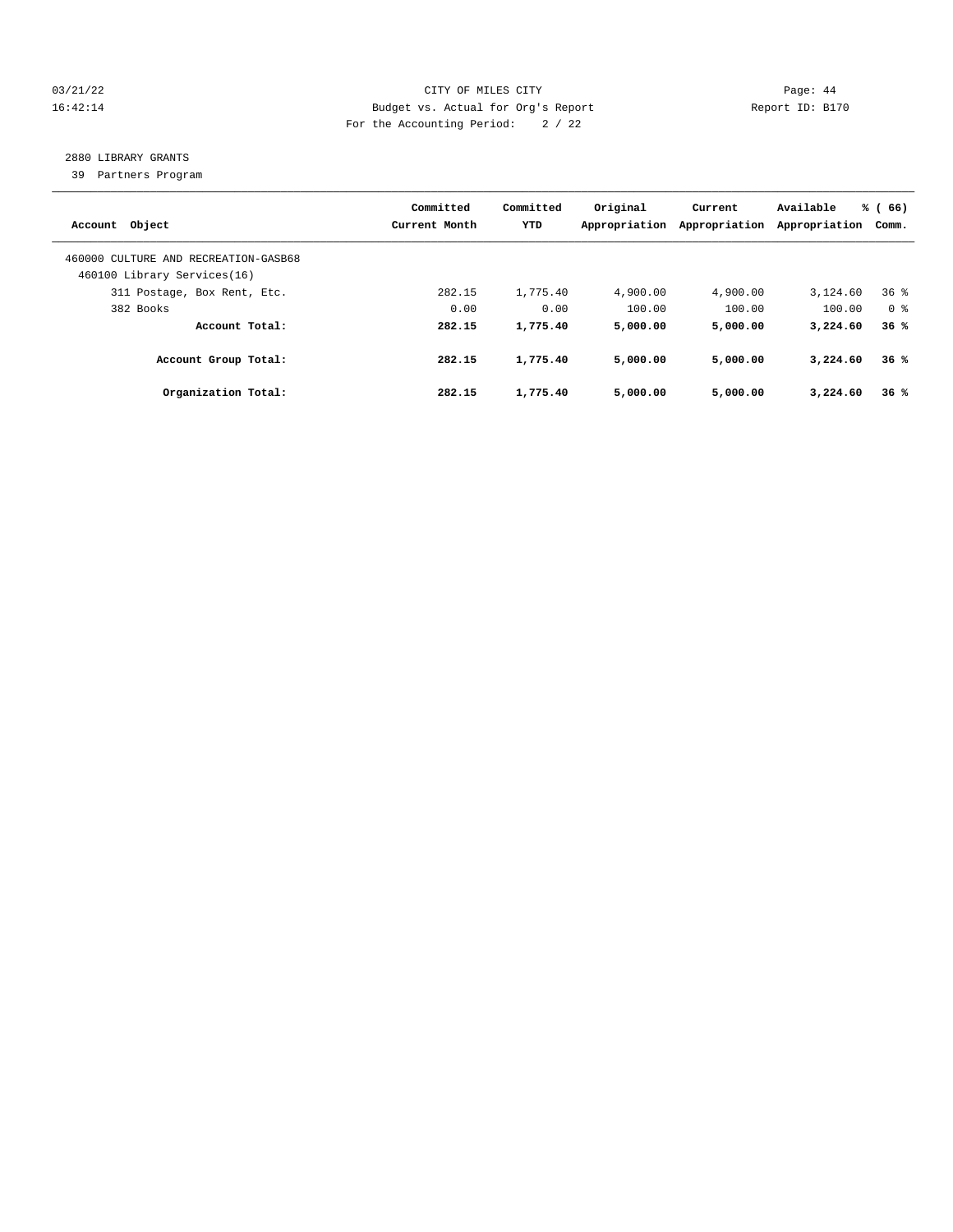03/21/22 CITY OF MILES CITY Page: 44
16:42:14 Budget vs. Actual for Org's Report Report ID: B170
For the Accounting Period: 2 / 22

2880 LIBRARY GRANTS
39 Partners Program

| Account Object | Committed Current Month | Committed YTD | Original Appropriation | Current Appropriation | Available Appropriation | % ( 66) Comm. |
|---|---|---|---|---|---|---|
| 460000 CULTURE AND RECREATION-GASB68 | | | | | | |
| 460100 Library Services(16) | | | | | | |
| 311 Postage, Box Rent, Etc. | 282.15 | 1,775.40 | 4,900.00 | 4,900.00 | 3,124.60 | 36 % |
| 382 Books | 0.00 | 0.00 | 100.00 | 100.00 | 100.00 | 0 % |
| **Account Total:** | **282.15** | **1,775.40** | **5,000.00** | **5,000.00** | **3,224.60** | **36 %** |
| **Account Group Total:** | **282.15** | **1,775.40** | **5,000.00** | **5,000.00** | **3,224.60** | **36 %** |
| **Organization Total:** | **282.15** | **1,775.40** | **5,000.00** | **5,000.00** | **3,224.60** | **36 %** |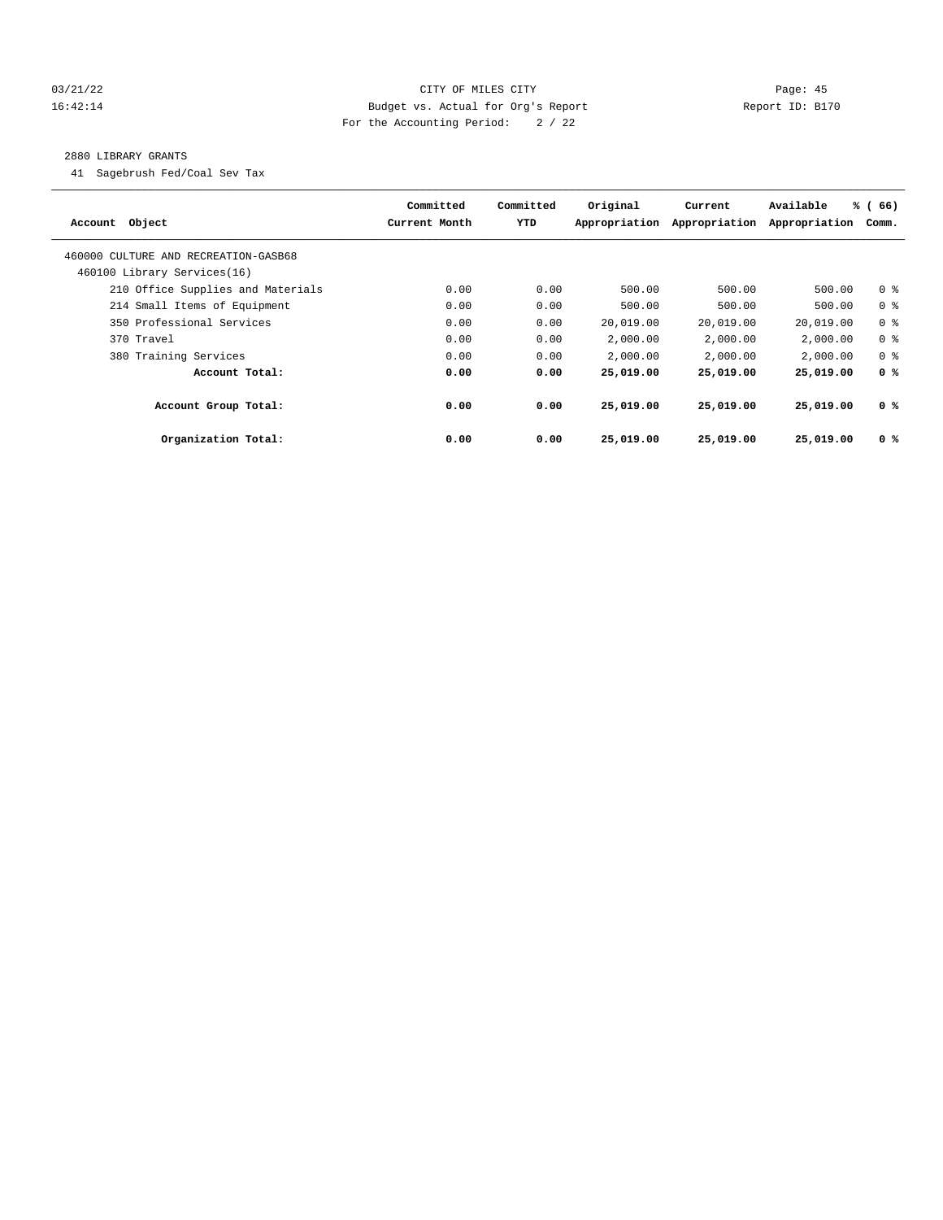CITY OF MILES CITY
Budget vs. Actual for Org's Report
For the Accounting Period: 2 / 22

03/21/22
16:42:14

Report ID: B170

2880 LIBRARY GRANTS

41 Sagebrush Fed/Coal Sev Tax

| Account Object | Committed Current Month | Committed YTD | Original Appropriation | Current Appropriation | Available Appropriation | % ( 66) Comm. |
|---|---|---|---|---|---|---|
| 460000 CULTURE AND RECREATION-GASB68 | | | | | | |
| 460100 Library Services(16) | | | | | | |
| 210 Office Supplies and Materials | 0.00 | 0.00 | 500.00 | 500.00 | 500.00 | 0 % |
| 214 Small Items of Equipment | 0.00 | 0.00 | 500.00 | 500.00 | 500.00 | 0 % |
| 350 Professional Services | 0.00 | 0.00 | 20,019.00 | 20,019.00 | 20,019.00 | 0 % |
| 370 Travel | 0.00 | 0.00 | 2,000.00 | 2,000.00 | 2,000.00 | 0 % |
| 380 Training Services | 0.00 | 0.00 | 2,000.00 | 2,000.00 | 2,000.00 | 0 % |
| **Account Total:** | **0.00** | **0.00** | **25,019.00** | **25,019.00** | **25,019.00** | **0 %** |
| **Account Group Total:** | **0.00** | **0.00** | **25,019.00** | **25,019.00** | **25,019.00** | **0 %** |
| **Organization Total:** | **0.00** | **0.00** | **25,019.00** | **25,019.00** | **25,019.00** | **0 %** |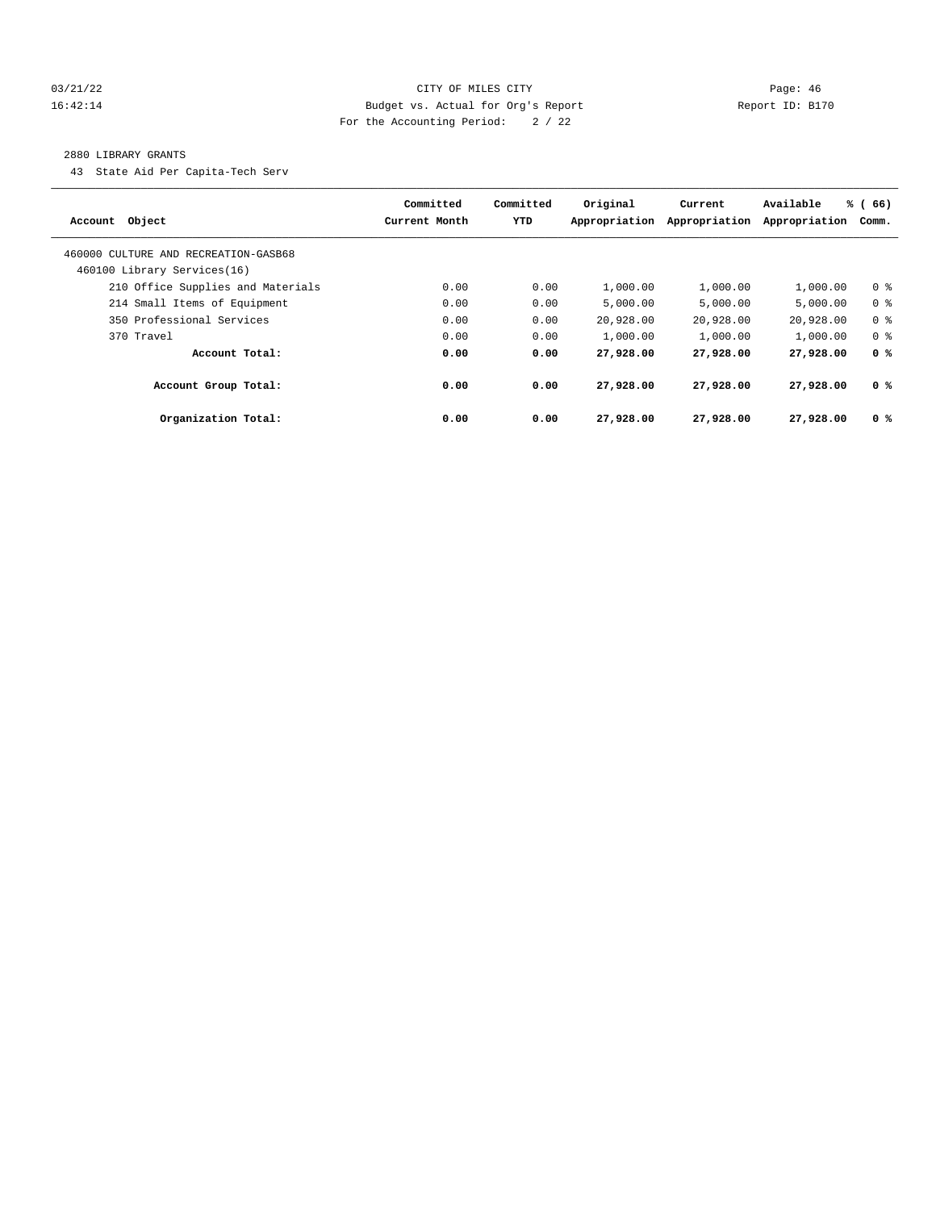03/21/22 CITY OF MILES CITY
16:42:14 Budget vs. Actual for Org's Report Report ID: B170
For the Accounting Period: 2 / 22

2880 LIBRARY GRANTS

43 State Aid Per Capita-Tech Serv

| Account Object | Committed Current Month | Committed YTD | Original Appropriation | Current Appropriation | Available Appropriation | % ( 66) Comm. |
|---|---|---|---|---|---|---|
| 460000 CULTURE AND RECREATION-GASB68 | | | | | | |
| 460100 Library Services(16) | | | | | | |
| 210 Office Supplies and Materials | 0.00 | 0.00 | 1,000.00 | 1,000.00 | 1,000.00 | 0 % |
| 214 Small Items of Equipment | 0.00 | 0.00 | 5,000.00 | 5,000.00 | 5,000.00 | 0 % |
| 350 Professional Services | 0.00 | 0.00 | 20,928.00 | 20,928.00 | 20,928.00 | 0 % |
| 370 Travel | 0.00 | 0.00 | 1,000.00 | 1,000.00 | 1,000.00 | 0 % |
| **Account Total:** | **0.00** | **0.00** | **27,928.00** | **27,928.00** | **27,928.00** | **0 %** |
| **Account Group Total:** | **0.00** | **0.00** | **27,928.00** | **27,928.00** | **27,928.00** | **0 %** |
| **Organization Total:** | **0.00** | **0.00** | **27,928.00** | **27,928.00** | **27,928.00** | **0 %** |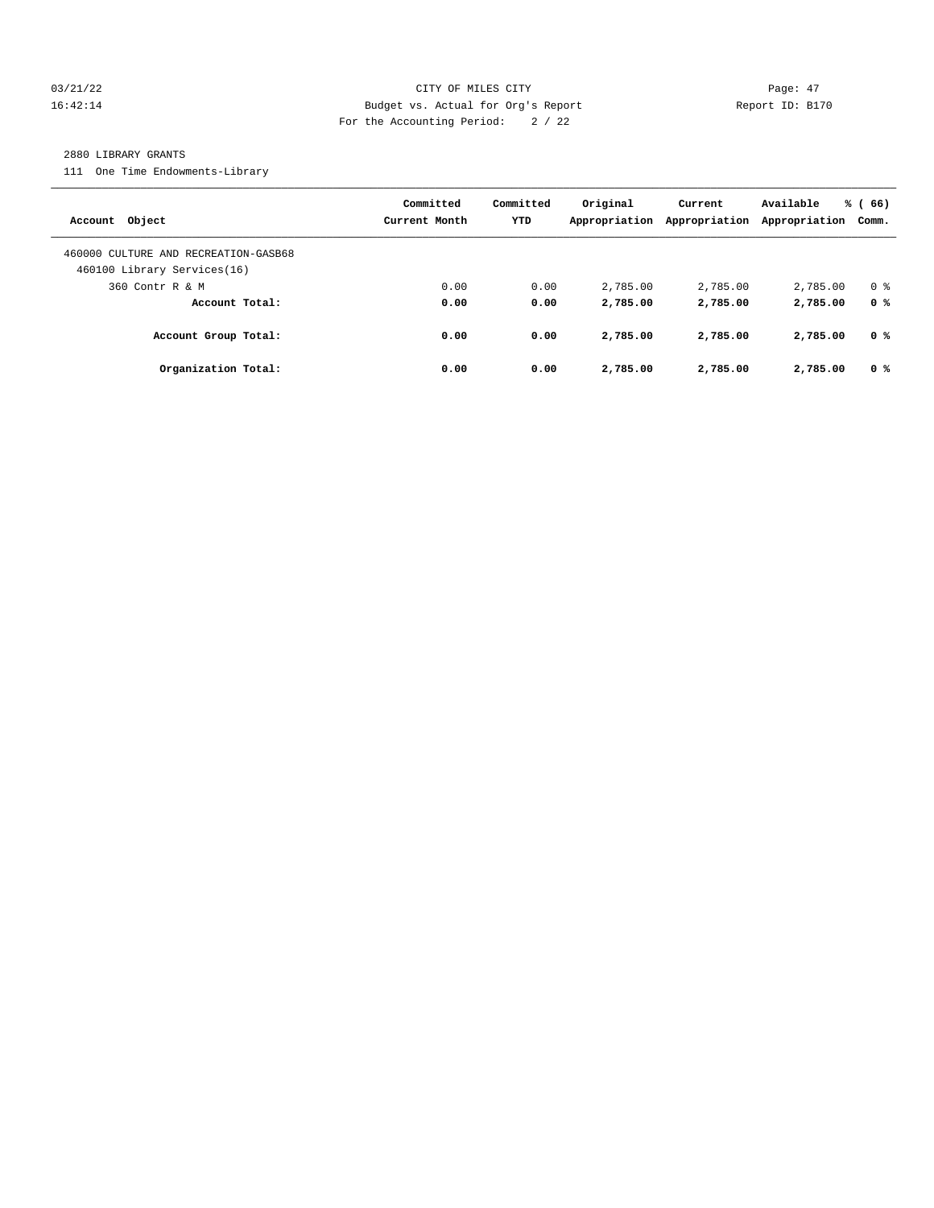CITY OF MILES CITY
Budget vs. Actual for Org's Report
For the Accounting Period: 2 / 22

03/21/22
16:42:14

Report ID: B170

2880 LIBRARY GRANTS

111 One Time Endowments-Library

| Account Object | Committed Current Month | Committed YTD | Original Appropriation | Current Appropriation | Available Appropriation | % ( 66) Comm. |
|---|---|---|---|---|---|---|
| 460000 CULTURE AND RECREATION-GASB68 | | | | | | |
| 460100 Library Services(16) | | | | | | |
| 360 Contr R & M | 0.00 | 0.00 | 2,785.00 | 2,785.00 | 2,785.00 | 0 % |
| **Account Total:** | **0.00** | **0.00** | **2,785.00** | **2,785.00** | **2,785.00** | **0 %** |
| **Account Group Total:** | **0.00** | **0.00** | **2,785.00** | **2,785.00** | **2,785.00** | **0 %** |
| **Organization Total:** | **0.00** | **0.00** | **2,785.00** | **2,785.00** | **2,785.00** | **0 %** |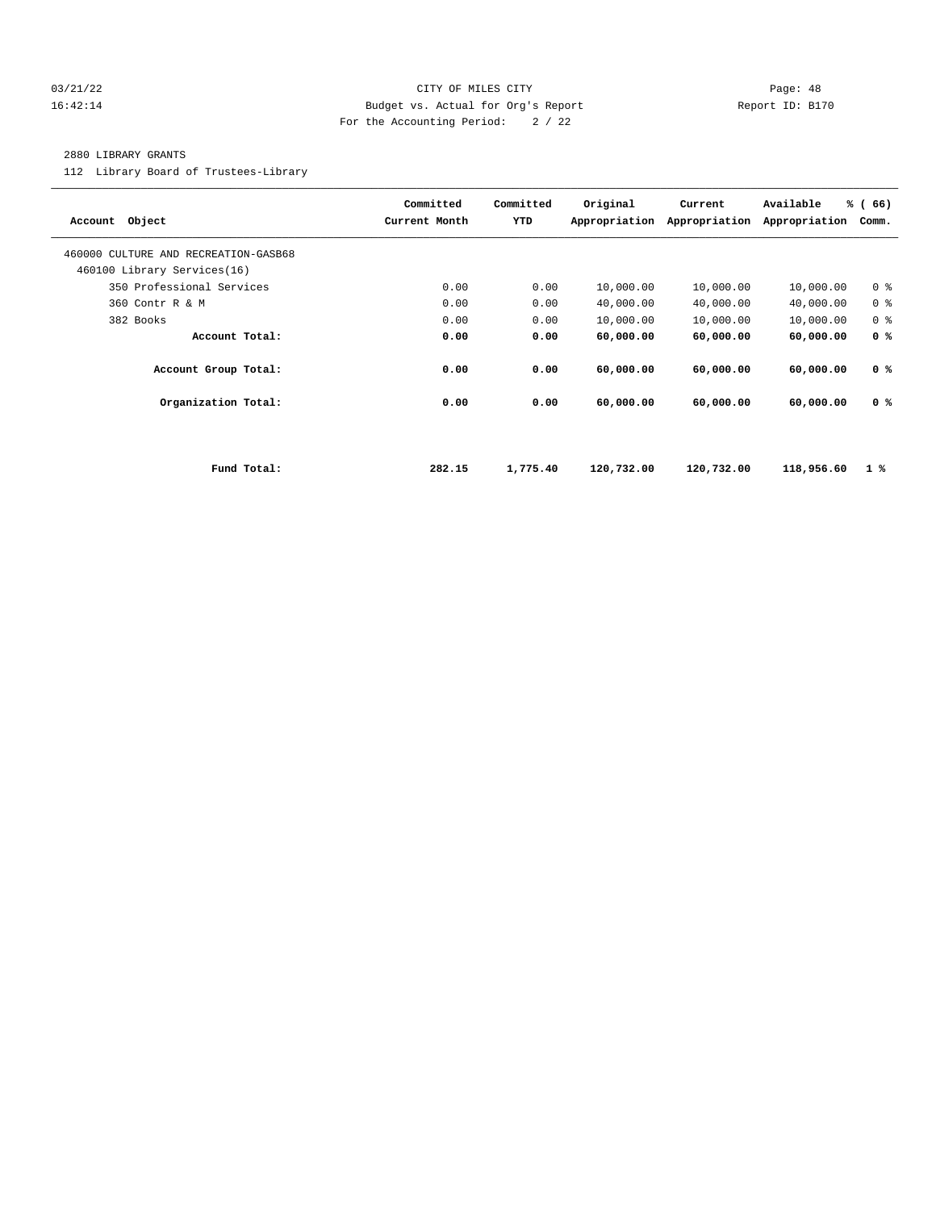CITY OF MILES CITY

Budget vs. Actual for Org's Report

For the Accounting Period: 2 / 22

03/21/22 16:42:14 Report ID: B170

2880 LIBRARY GRANTS

112 Library Board of Trustees-Library

| Account Object | Committed Current Month | Committed YTD | Original Appropriation | Current Appropriation | Available Appropriation | % ( 66) Comm. |
|---|---|---|---|---|---|---|
| 460000 CULTURE AND RECREATION-GASB68 | | | | | | |
| 460100 Library Services(16) | | | | | | |
| 350 Professional Services | 0.00 | 0.00 | 10,000.00 | 10,000.00 | 10,000.00 | 0 % |
| 360 Contr R & M | 0.00 | 0.00 | 40,000.00 | 40,000.00 | 40,000.00 | 0 % |
| 382 Books | 0.00 | 0.00 | 10,000.00 | 10,000.00 | 10,000.00 | 0 % |
| **Account Total:** | **0.00** | **0.00** | **60,000.00** | **60,000.00** | **60,000.00** | **0 %** |
| **Account Group Total:** | **0.00** | **0.00** | **60,000.00** | **60,000.00** | **60,000.00** | **0 %** |
| **Organization Total:** | **0.00** | **0.00** | **60,000.00** | **60,000.00** | **60,000.00** | **0 %** |
| **Fund Total:** | **282.15** | **1,775.40** | **120,732.00** | **120,732.00** | **118,956.60** | **1 %** |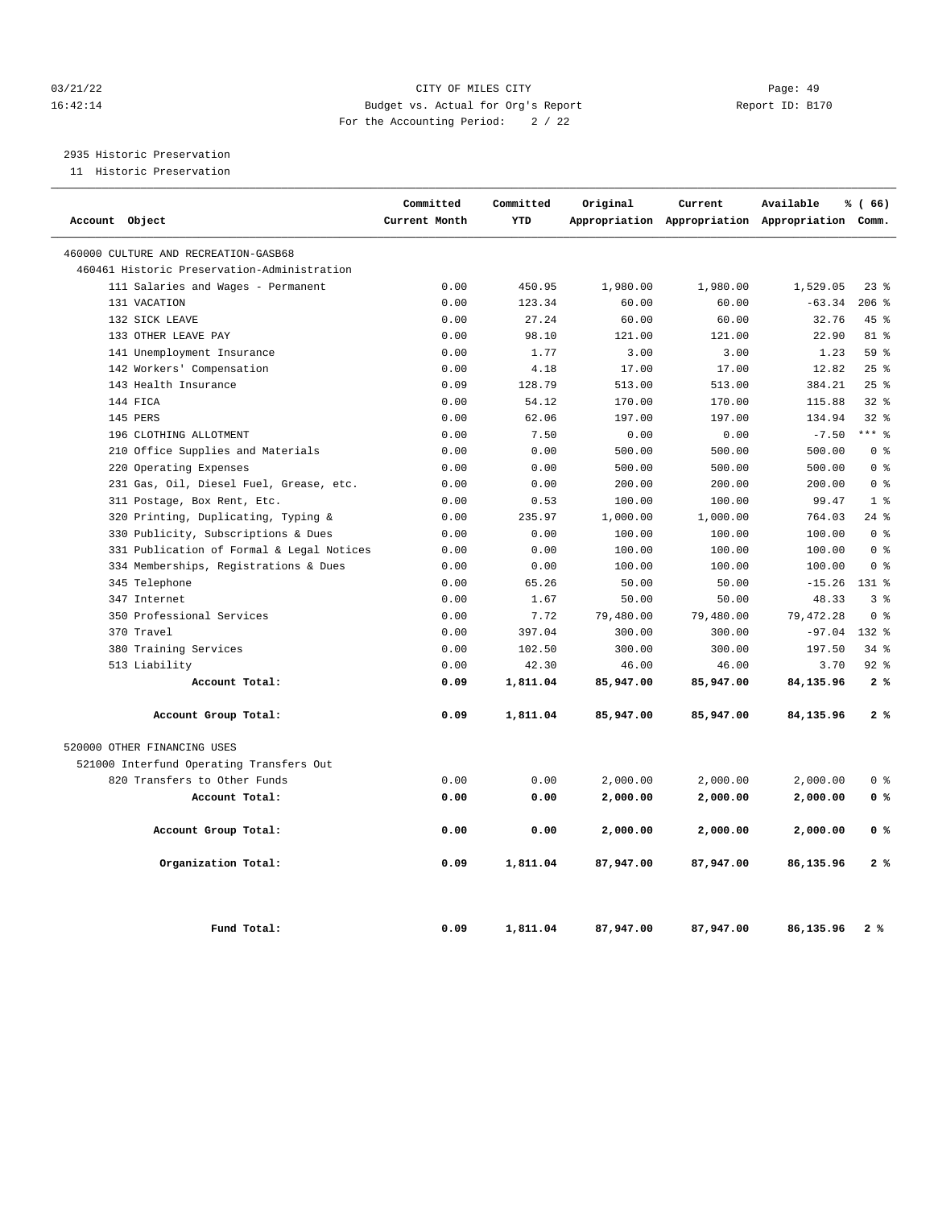CITY OF MILES CITY
Budget vs. Actual for Org's Report
For the Accounting Period: 2 / 22

03/21/22
16:42:14

Report ID: B170

2935 Historic Preservation
11 Historic Preservation

| Account Object | Committed Current Month | Committed YTD | Original Appropriation | Current Appropriation | Available Appropriation | % ( 66) Comm. |
|---|---|---|---|---|---|---|
| 460000 CULTURE AND RECREATION-GASB68 | | | | | | |
| 460461 Historic Preservation-Administration | | | | | | |
| 111 Salaries and Wages - Permanent | 0.00 | 450.95 | 1,980.00 | 1,980.00 | 1,529.05 | 23 % |
| 131 VACATION | 0.00 | 123.34 | 60.00 | 60.00 | -63.34 | 206 % |
| 132 SICK LEAVE | 0.00 | 27.24 | 60.00 | 60.00 | 32.76 | 45 % |
| 133 OTHER LEAVE PAY | 0.00 | 98.10 | 121.00 | 121.00 | 22.90 | 81 % |
| 141 Unemployment Insurance | 0.00 | 1.77 | 3.00 | 3.00 | 1.23 | 59 % |
| 142 Workers' Compensation | 0.00 | 4.18 | 17.00 | 17.00 | 12.82 | 25 % |
| 143 Health Insurance | 0.09 | 128.79 | 513.00 | 513.00 | 384.21 | 25 % |
| 144 FICA | 0.00 | 54.12 | 170.00 | 170.00 | 115.88 | 32 % |
| 145 PERS | 0.00 | 62.06 | 197.00 | 197.00 | 134.94 | 32 % |
| 196 CLOTHING ALLOTMENT | 0.00 | 7.50 | 0.00 | 0.00 | -7.50 | *** % |
| 210 Office Supplies and Materials | 0.00 | 0.00 | 500.00 | 500.00 | 500.00 | 0 % |
| 220 Operating Expenses | 0.00 | 0.00 | 500.00 | 500.00 | 500.00 | 0 % |
| 231 Gas, Oil, Diesel Fuel, Grease, etc. | 0.00 | 0.00 | 200.00 | 200.00 | 200.00 | 0 % |
| 311 Postage, Box Rent, Etc. | 0.00 | 0.53 | 100.00 | 100.00 | 99.47 | 1 % |
| 320 Printing, Duplicating, Typing & | 0.00 | 235.97 | 1,000.00 | 1,000.00 | 764.03 | 24 % |
| 330 Publicity, Subscriptions & Dues | 0.00 | 0.00 | 100.00 | 100.00 | 100.00 | 0 % |
| 331 Publication of Formal & Legal Notices | 0.00 | 0.00 | 100.00 | 100.00 | 100.00 | 0 % |
| 334 Memberships, Registrations & Dues | 0.00 | 0.00 | 100.00 | 100.00 | 100.00 | 0 % |
| 345 Telephone | 0.00 | 65.26 | 50.00 | 50.00 | -15.26 | 131 % |
| 347 Internet | 0.00 | 1.67 | 50.00 | 50.00 | 48.33 | 3 % |
| 350 Professional Services | 0.00 | 7.72 | 79,480.00 | 79,480.00 | 79,472.28 | 0 % |
| 370 Travel | 0.00 | 397.04 | 300.00 | 300.00 | -97.04 | 132 % |
| 380 Training Services | 0.00 | 102.50 | 300.00 | 300.00 | 197.50 | 34 % |
| 513 Liability | 0.00 | 42.30 | 46.00 | 46.00 | 3.70 | 92 % |
| **Account Total:** | **0.09** | **1,811.04** | **85,947.00** | **85,947.00** | **84,135.96** | **2 %** |
| **Account Group Total:** | **0.09** | **1,811.04** | **85,947.00** | **85,947.00** | **84,135.96** | **2 %** |
| 520000 OTHER FINANCING USES | | | | | | |
| 521000 Interfund Operating Transfers Out | | | | | | |
| 820 Transfers to Other Funds | 0.00 | 0.00 | 2,000.00 | 2,000.00 | 2,000.00 | 0 % |
| **Account Total:** | **0.00** | **0.00** | **2,000.00** | **2,000.00** | **2,000.00** | **0 %** |
| **Account Group Total:** | **0.00** | **0.00** | **2,000.00** | **2,000.00** | **2,000.00** | **0 %** |
| **Organization Total:** | **0.09** | **1,811.04** | **87,947.00** | **87,947.00** | **86,135.96** | **2 %** |
| **Fund Total:** | **0.09** | **1,811.04** | **87,947.00** | **87,947.00** | **86,135.96** | **2 %** |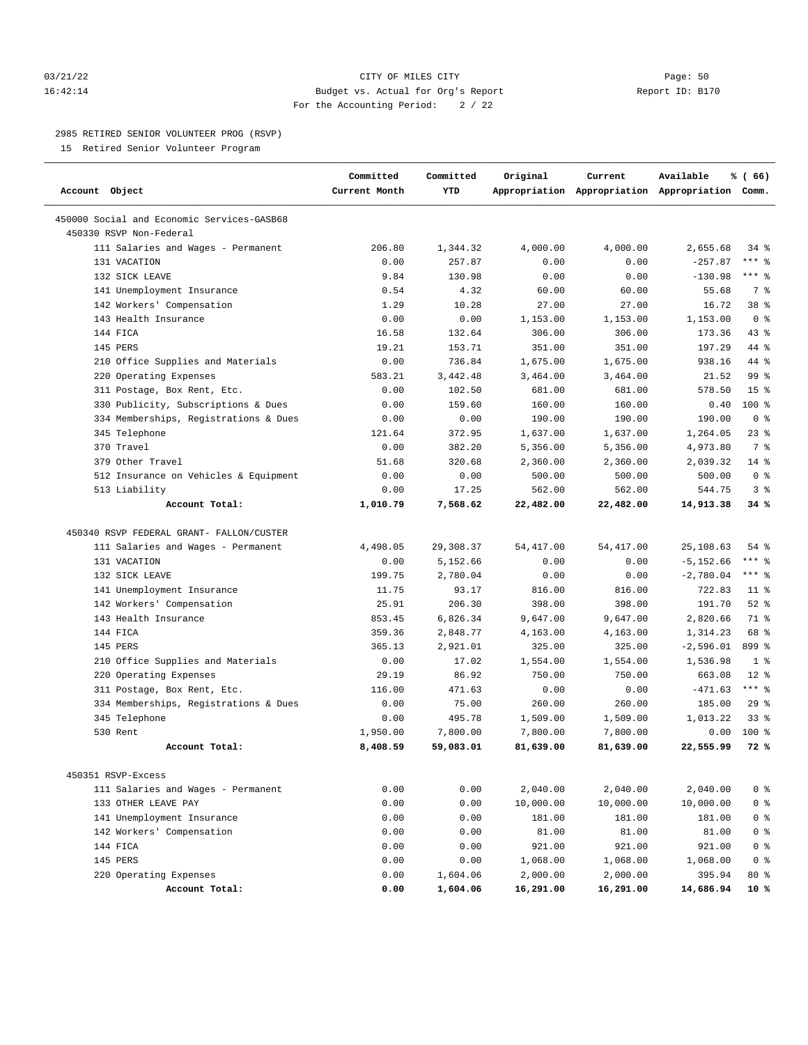03/21/22 CITY OF MILES CITY Page: 50
16:42:14 Budget vs. Actual for Org's Report Report ID: B170
For the Accounting Period: 2 / 22

2985 RETIRED SENIOR VOLUNTEER PROG (RSVP)
15 Retired Senior Volunteer Program

| Account Object | Committed Current Month | Committed YTD | Original Appropriation | Current Appropriation | Available Appropriation | % ( 66) Comm. |
|---|---|---|---|---|---|---|
| 450000 Social and Economic Services-GASB68 | | | | | | |
| 450330 RSVP Non-Federal | | | | | | |
| 111 Salaries and Wages - Permanent | 206.80 | 1,344.32 | 4,000.00 | 4,000.00 | 2,655.68 | 34 % |
| 131 VACATION | 0.00 | 257.87 | 0.00 | 0.00 | -257.87 | *** % |
| 132 SICK LEAVE | 9.84 | 130.98 | 0.00 | 0.00 | -130.98 | *** % |
| 141 Unemployment Insurance | 0.54 | 4.32 | 60.00 | 60.00 | 55.68 | 7 % |
| 142 Workers' Compensation | 1.29 | 10.28 | 27.00 | 27.00 | 16.72 | 38 % |
| 143 Health Insurance | 0.00 | 0.00 | 1,153.00 | 1,153.00 | 1,153.00 | 0 % |
| 144 FICA | 16.58 | 132.64 | 306.00 | 306.00 | 173.36 | 43 % |
| 145 PERS | 19.21 | 153.71 | 351.00 | 351.00 | 197.29 | 44 % |
| 210 Office Supplies and Materials | 0.00 | 736.84 | 1,675.00 | 1,675.00 | 938.16 | 44 % |
| 220 Operating Expenses | 583.21 | 3,442.48 | 3,464.00 | 3,464.00 | 21.52 | 99 % |
| 311 Postage, Box Rent, Etc. | 0.00 | 102.50 | 681.00 | 681.00 | 578.50 | 15 % |
| 330 Publicity, Subscriptions & Dues | 0.00 | 159.60 | 160.00 | 160.00 | 0.40 | 100 % |
| 334 Memberships, Registrations & Dues | 0.00 | 0.00 | 190.00 | 190.00 | 190.00 | 0 % |
| 345 Telephone | 121.64 | 372.95 | 1,637.00 | 1,637.00 | 1,264.05 | 23 % |
| 370 Travel | 0.00 | 382.20 | 5,356.00 | 5,356.00 | 4,973.80 | 7 % |
| 379 Other Travel | 51.68 | 320.68 | 2,360.00 | 2,360.00 | 2,039.32 | 14 % |
| 512 Insurance on Vehicles & Equipment | 0.00 | 0.00 | 500.00 | 500.00 | 500.00 | 0 % |
| 513 Liability | 0.00 | 17.25 | 562.00 | 562.00 | 544.75 | 3 % |
| **Account Total:** | **1,010.79** | **7,568.62** | **22,482.00** | **22,482.00** | **14,913.38** | **34 %** |
| 450340 RSVP FEDERAL GRANT- FALLON/CUSTER | | | | | | |
| 111 Salaries and Wages - Permanent | 4,498.05 | 29,308.37 | 54,417.00 | 54,417.00 | 25,108.63 | 54 % |
| 131 VACATION | 0.00 | 5,152.66 | 0.00 | 0.00 | -5,152.66 | *** % |
| 132 SICK LEAVE | 199.75 | 2,780.04 | 0.00 | 0.00 | -2,780.04 | *** % |
| 141 Unemployment Insurance | 11.75 | 93.17 | 816.00 | 816.00 | 722.83 | 11 % |
| 142 Workers' Compensation | 25.91 | 206.30 | 398.00 | 398.00 | 191.70 | 52 % |
| 143 Health Insurance | 853.45 | 6,826.34 | 9,647.00 | 9,647.00 | 2,820.66 | 71 % |
| 144 FICA | 359.36 | 2,848.77 | 4,163.00 | 4,163.00 | 1,314.23 | 68 % |
| 145 PERS | 365.13 | 2,921.01 | 325.00 | 325.00 | -2,596.01 | 899 % |
| 210 Office Supplies and Materials | 0.00 | 17.02 | 1,554.00 | 1,554.00 | 1,536.98 | 1 % |
| 220 Operating Expenses | 29.19 | 86.92 | 750.00 | 750.00 | 663.08 | 12 % |
| 311 Postage, Box Rent, Etc. | 116.00 | 471.63 | 0.00 | 0.00 | -471.63 | *** % |
| 334 Memberships, Registrations & Dues | 0.00 | 75.00 | 260.00 | 260.00 | 185.00 | 29 % |
| 345 Telephone | 0.00 | 495.78 | 1,509.00 | 1,509.00 | 1,013.22 | 33 % |
| 530 Rent | 1,950.00 | 7,800.00 | 7,800.00 | 7,800.00 | 0.00 | 100 % |
| **Account Total:** | **8,408.59** | **59,083.01** | **81,639.00** | **81,639.00** | **22,555.99** | **72 %** |
| 450351 RSVP-Excess | | | | | | |
| 111 Salaries and Wages - Permanent | 0.00 | 0.00 | 2,040.00 | 2,040.00 | 2,040.00 | 0 % |
| 133 OTHER LEAVE PAY | 0.00 | 0.00 | 10,000.00 | 10,000.00 | 10,000.00 | 0 % |
| 141 Unemployment Insurance | 0.00 | 0.00 | 181.00 | 181.00 | 181.00 | 0 % |
| 142 Workers' Compensation | 0.00 | 0.00 | 81.00 | 81.00 | 81.00 | 0 % |
| 144 FICA | 0.00 | 0.00 | 921.00 | 921.00 | 921.00 | 0 % |
| 145 PERS | 0.00 | 0.00 | 1,068.00 | 1,068.00 | 1,068.00 | 0 % |
| 220 Operating Expenses | 0.00 | 1,604.06 | 2,000.00 | 2,000.00 | 395.94 | 80 % |
| **Account Total:** | **0.00** | **1,604.06** | **16,291.00** | **16,291.00** | **14,686.94** | **10 %** |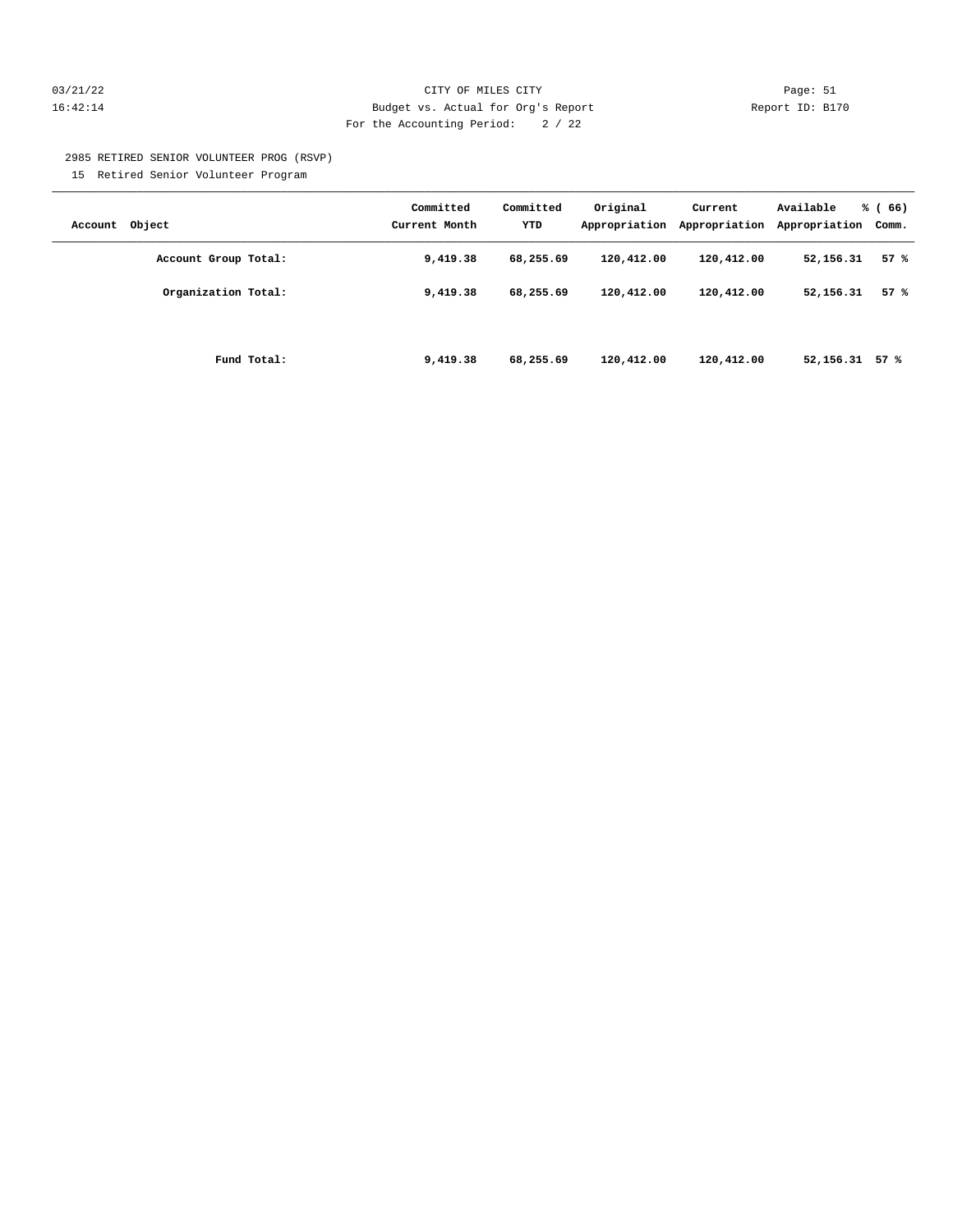2985 RETIRED SENIOR VOLUNTEER PROG (RSVP)

15 Retired Senior Volunteer Program

| Account Object | Committed Current Month | Committed YTD | Original Appropriation | Current Appropriation | Available Appropriation | % ( 66) Comm. |
|---|---|---|---|---|---|---|
| **Account Group Total:** | **9,419.38** | **68,255.69** | **120,412.00** | **120,412.00** | **52,156.31** | **57 %** |
| **Organization Total:** | **9,419.38** | **68,255.69** | **120,412.00** | **120,412.00** | **52,156.31** | **57 %** |
| **Fund Total:** | **9,419.38** | **68,255.69** | **120,412.00** | **120,412.00** | **52,156.31** | **57 %** |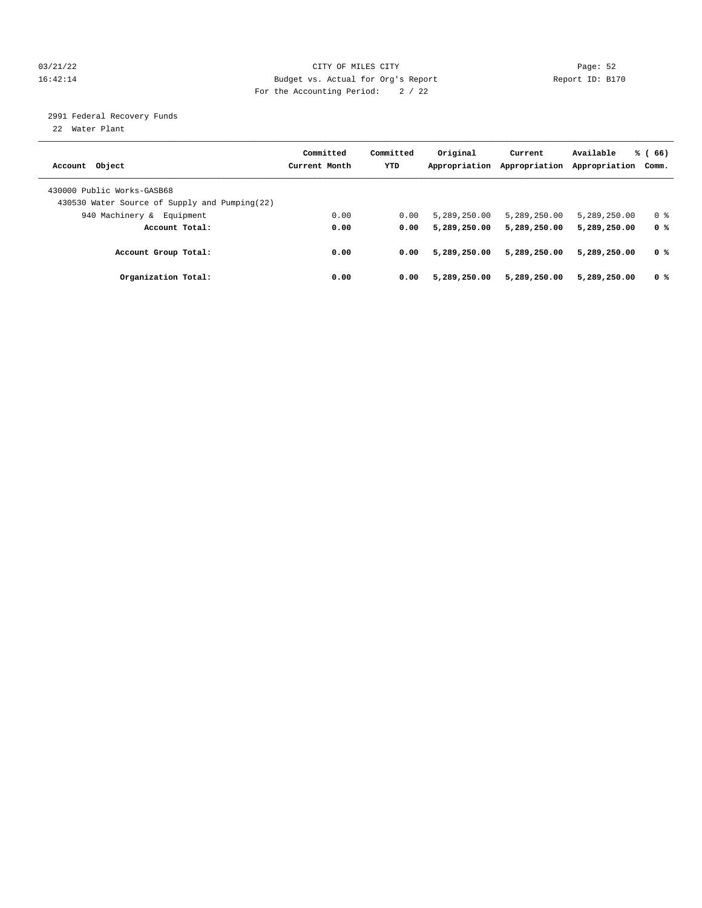CITY OF MILES CITY
Budget vs. Actual for Org's Report
For the Accounting Period: 2 / 22

2991 Federal Recovery Funds
22 Water Plant

| Account Object | Committed Current Month | Committed YTD | Original Appropriation | Current Appropriation | Available Appropriation | % ( 66) Comm. |
|---|---|---|---|---|---|---|
| 430000 Public Works-GASB68 | | | | | | |
| 430530 Water Source of Supply and Pumping(22) | | | | | | |
| 940 Machinery & Equipment | 0.00 | 0.00 | 5,289,250.00 | 5,289,250.00 | 5,289,250.00 | 0 % |
| **Account Total:** | **0.00** | **0.00** | **5,289,250.00** | **5,289,250.00** | **5,289,250.00** | **0 %** |
| **Account Group Total:** | **0.00** | **0.00** | **5,289,250.00** | **5,289,250.00** | **5,289,250.00** | **0 %** |
| **Organization Total:** | **0.00** | **0.00** | **5,289,250.00** | **5,289,250.00** | **5,289,250.00** | **0 %** |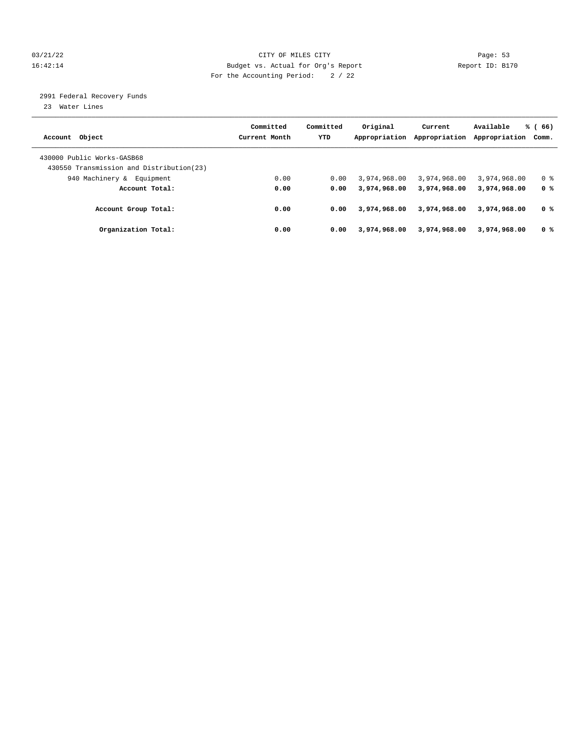CITY OF MILES CITY

Budget vs. Actual for Org's Report

For the Accounting Period: 2 / 22

03/21/22
16:42:14

Report ID: B170

2991 Federal Recovery Funds

23 Water Lines

| Account Object | Committed Current Month | Committed YTD | Original Appropriation | Current Appropriation | Available Appropriation | % ( 66) Comm. |
|---|---|---|---|---|---|---|
| 430000 Public Works-GASB68 | | | | | | |
| 430550 Transmission and Distribution(23) | | | | | | |
| 940 Machinery & Equipment | 0.00 | 0.00 | 3,974,968.00 | 3,974,968.00 | 3,974,968.00 | 0 % |
| **Account Total:** | **0.00** | **0.00** | **3,974,968.00** | **3,974,968.00** | **3,974,968.00** | **0 %** |
| **Account Group Total:** | **0.00** | **0.00** | **3,974,968.00** | **3,974,968.00** | **3,974,968.00** | **0 %** |
| **Organization Total:** | **0.00** | **0.00** | **3,974,968.00** | **3,974,968.00** | **3,974,968.00** | **0 %** |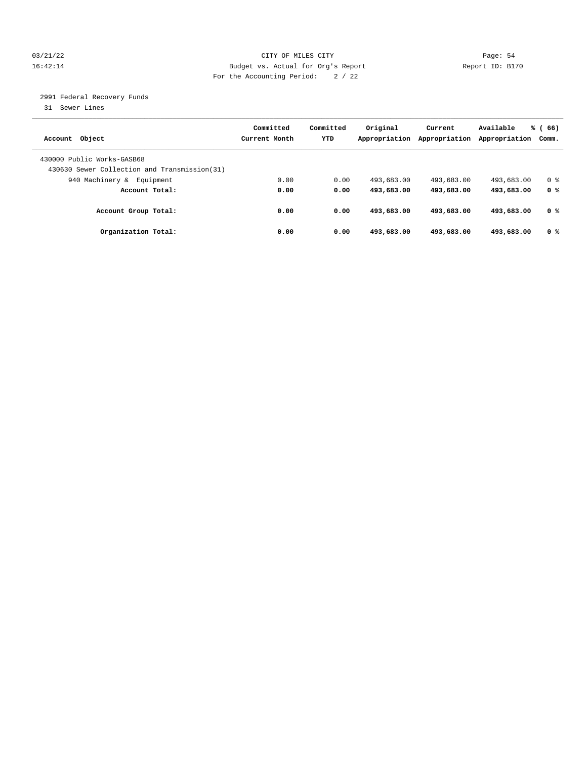CITY OF MILES CITY
Budget vs. Actual for Org's Report
For the Accounting Period: 2 / 22

03/21/22
16:42:14

Page: 54
Report ID: B170

2991 Federal Recovery Funds
31 Sewer Lines

| Account Object | Committed Current Month | Committed YTD | Original Appropriation | Current Appropriation | Available Appropriation | % ( 66) Comm. |
|---|---|---|---|---|---|---|
| 430000 Public Works-GASB68 | | | | | | |
| 430630 Sewer Collection and Transmission(31) | | | | | | |
| 940 Machinery & Equipment | 0.00 | 0.00 | 493,683.00 | 493,683.00 | 493,683.00 | 0 % |
| **Account Total:** | **0.00** | **0.00** | **493,683.00** | **493,683.00** | **493,683.00** | **0 %** |
| **Account Group Total:** | **0.00** | **0.00** | **493,683.00** | **493,683.00** | **493,683.00** | **0 %** |
| **Organization Total:** | **0.00** | **0.00** | **493,683.00** | **493,683.00** | **493,683.00** | **0 %** |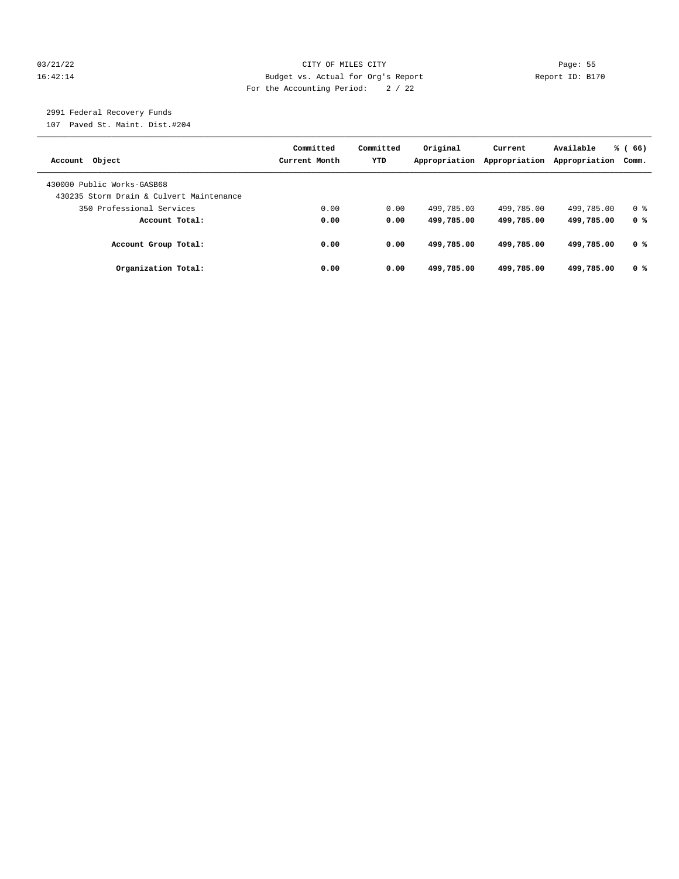CITY OF MILES CITY
Budget vs. Actual for Org's Report
For the Accounting Period: 2 / 22

03/21/22
16:42:14
Report ID: B170

2991 Federal Recovery Funds
107 Paved St. Maint. Dist.#204

| Account Object | Committed Current Month | Committed YTD | Original Appropriation | Current Appropriation | Available Appropriation | % ( 66) Comm. |
|---|---|---|---|---|---|---|
| 430000 Public Works-GASB68 | | | | | | |
| 430235 Storm Drain & Culvert Maintenance | | | | | | |
| 350 Professional Services | 0.00 | 0.00 | 499,785.00 | 499,785.00 | 499,785.00 | 0 % |
| **Account Total:** | **0.00** | **0.00** | **499,785.00** | **499,785.00** | **499,785.00** | **0 %** |
| **Account Group Total:** | **0.00** | **0.00** | **499,785.00** | **499,785.00** | **499,785.00** | **0 %** |
| **Organization Total:** | **0.00** | **0.00** | **499,785.00** | **499,785.00** | **499,785.00** | **0 %** |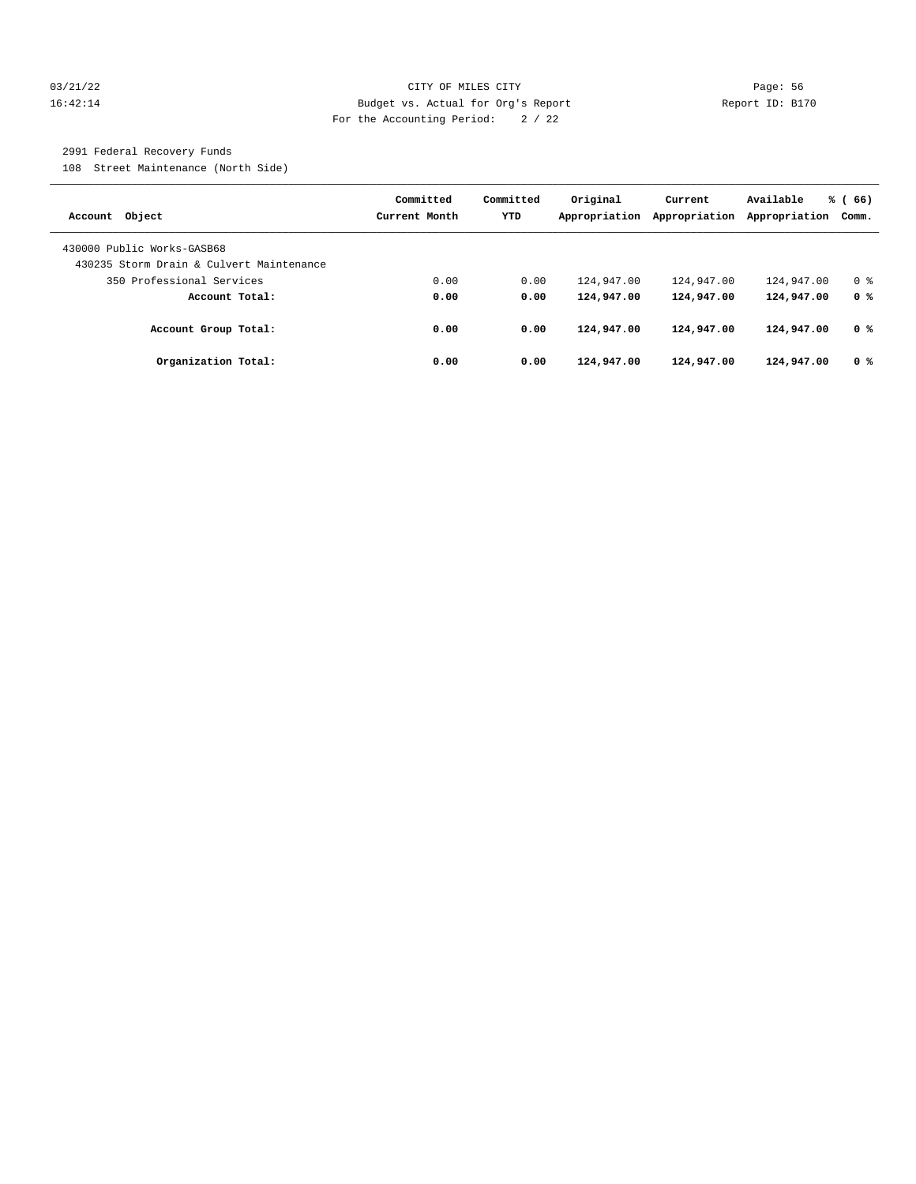03/21/22 CITY OF MILES CITY
16:42:14 Budget vs. Actual for Org's Report Report ID: B170
For the Accounting Period: 2 / 22

2991 Federal Recovery Funds
108 Street Maintenance (North Side)

| Account Object | Committed Current Month | Committed YTD | Original Appropriation | Current Appropriation | Available Appropriation | % ( 66) Comm. |
|---|---|---|---|---|---|---|
| 430000 Public Works-GASB68 | | | | | | |
| 430235 Storm Drain & Culvert Maintenance | | | | | | |
| 350 Professional Services | 0.00 | 0.00 | 124,947.00 | 124,947.00 | 124,947.00 | 0 % |
| **Account Total:** | **0.00** | **0.00** | **124,947.00** | **124,947.00** | **124,947.00** | **0 %** |
| **Account Group Total:** | **0.00** | **0.00** | **124,947.00** | **124,947.00** | **124,947.00** | **0 %** |
| **Organization Total:** | **0.00** | **0.00** | **124,947.00** | **124,947.00** | **124,947.00** | **0 %** |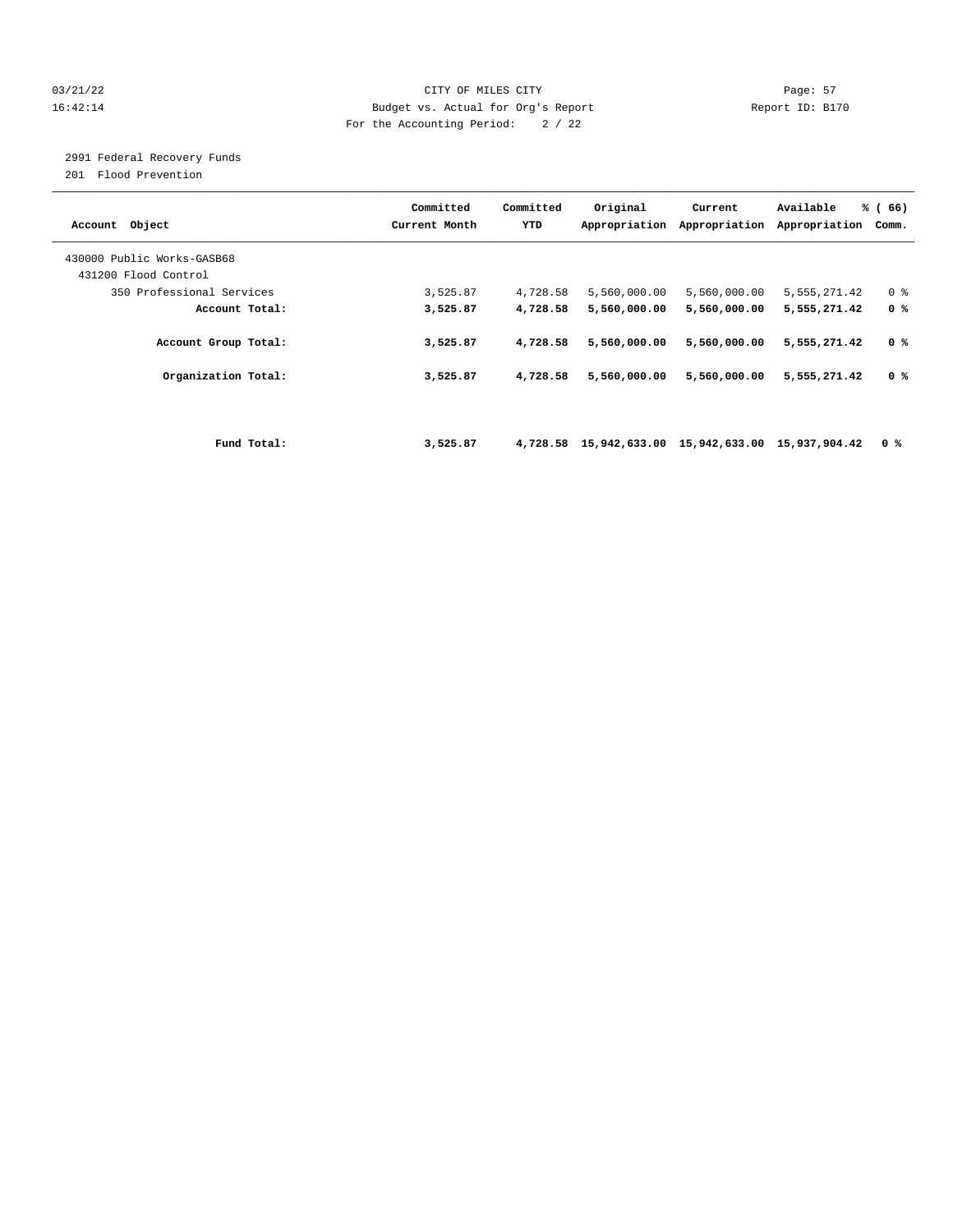CITY OF MILES CITY
Budget vs. Actual for Org's Report
For the Accounting Period: 2 / 22

03/21/22
16:42:14

Report ID: B170

2991 Federal Recovery Funds
201 Flood Prevention

| Account Object | Committed Current Month | Committed YTD | Original Appropriation | Current Appropriation | Available Appropriation | % ( 66) Comm. |
|---|---|---|---|---|---|---|
| 430000 Public Works-GASB68 | | | | | | |
| 431200 Flood Control | | | | | | |
| 350 Professional Services | 3,525.87 | 4,728.58 | 5,560,000.00 | 5,560,000.00 | 5,555,271.42 | 0 % |
| **Account Total:** | **3,525.87** | **4,728.58** | **5,560,000.00** | **5,560,000.00** | **5,555,271.42** | **0 %** |
| **Account Group Total:** | **3,525.87** | **4,728.58** | **5,560,000.00** | **5,560,000.00** | **5,555,271.42** | **0 %** |
| **Organization Total:** | **3,525.87** | **4,728.58** | **5,560,000.00** | **5,560,000.00** | **5,555,271.42** | **0 %** |
| **Fund Total:** | **3,525.87** | **4,728.58** | **15,942,633.00** | **15,942,633.00** | **15,937,904.42** | **0 %** |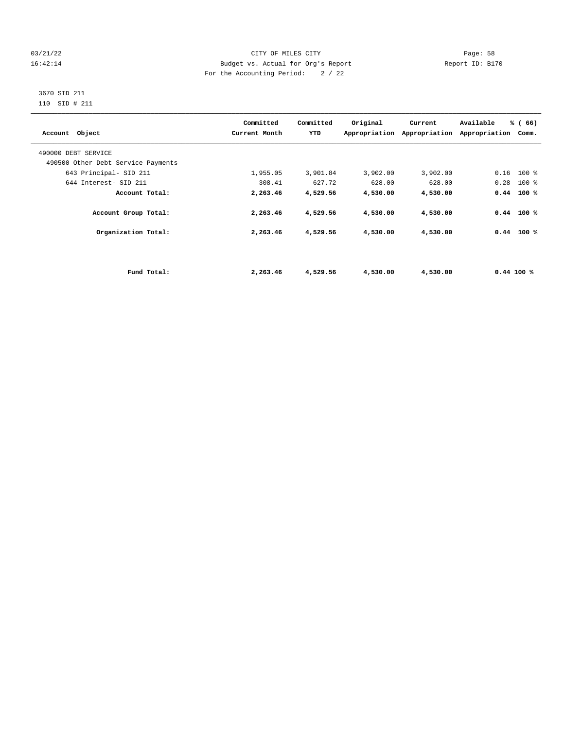CITY OF MILES CITY

Budget vs. Actual for Org's Report

For the Accounting Period: 2 / 22

03/21/22 16:42:14 — Page: 58 — Report ID: B170

3670 SID 211

110 SID # 211

| Account Object | Committed Current Month | Committed YTD | Original Appropriation | Current Appropriation | Available Appropriation | % ( 66) Comm. |
|---|---|---|---|---|---|---|
| 490000 DEBT SERVICE | | | | | | |
| 490500 Other Debt Service Payments | | | | | | |
| 643 Principal- SID 211 | 1,955.05 | 3,901.84 | 3,902.00 | 3,902.00 | 0.16 | 100 % |
| 644 Interest- SID 211 | 308.41 | 627.72 | 628.00 | 628.00 | 0.28 | 100 % |
| **Account Total:** | **2,263.46** | **4,529.56** | **4,530.00** | **4,530.00** | **0.44** | **100 %** |
| **Account Group Total:** | **2,263.46** | **4,529.56** | **4,530.00** | **4,530.00** | **0.44** | **100 %** |
| **Organization Total:** | **2,263.46** | **4,529.56** | **4,530.00** | **4,530.00** | **0.44** | **100 %** |
| **Fund Total:** | **2,263.46** | **4,529.56** | **4,530.00** | **4,530.00** | **0.44** | **100 %** |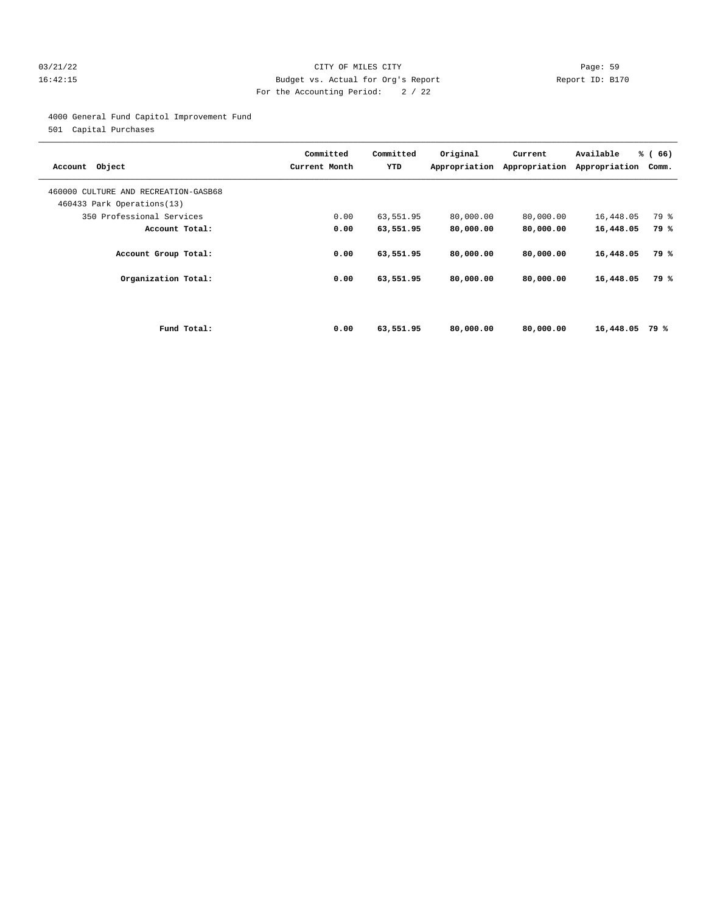CITY OF MILES CITY
Budget vs. Actual for Org's Report
For the Accounting Period: 2 / 22

03/21/22
16:42:15

Report ID: B170

4000 General Fund Capitol Improvement Fund
501 Capital Purchases

| Account Object | Committed Current Month | Committed YTD | Original Appropriation | Current Appropriation | Available Appropriation | % ( 66) Comm. |
|---|---|---|---|---|---|---|
| 460000 CULTURE AND RECREATION-GASB68 | | | | | | |
| 460433 Park Operations(13) | | | | | | |
| 350 Professional Services | 0.00 | 63,551.95 | 80,000.00 | 80,000.00 | 16,448.05 | 79 % |
| **Account Total:** | **0.00** | **63,551.95** | **80,000.00** | **80,000.00** | **16,448.05** | **79 %** |
| **Account Group Total:** | **0.00** | **63,551.95** | **80,000.00** | **80,000.00** | **16,448.05** | **79 %** |
| **Organization Total:** | **0.00** | **63,551.95** | **80,000.00** | **80,000.00** | **16,448.05** | **79 %** |
| **Fund Total:** | **0.00** | **63,551.95** | **80,000.00** | **80,000.00** | **16,448.05** | **79 %** |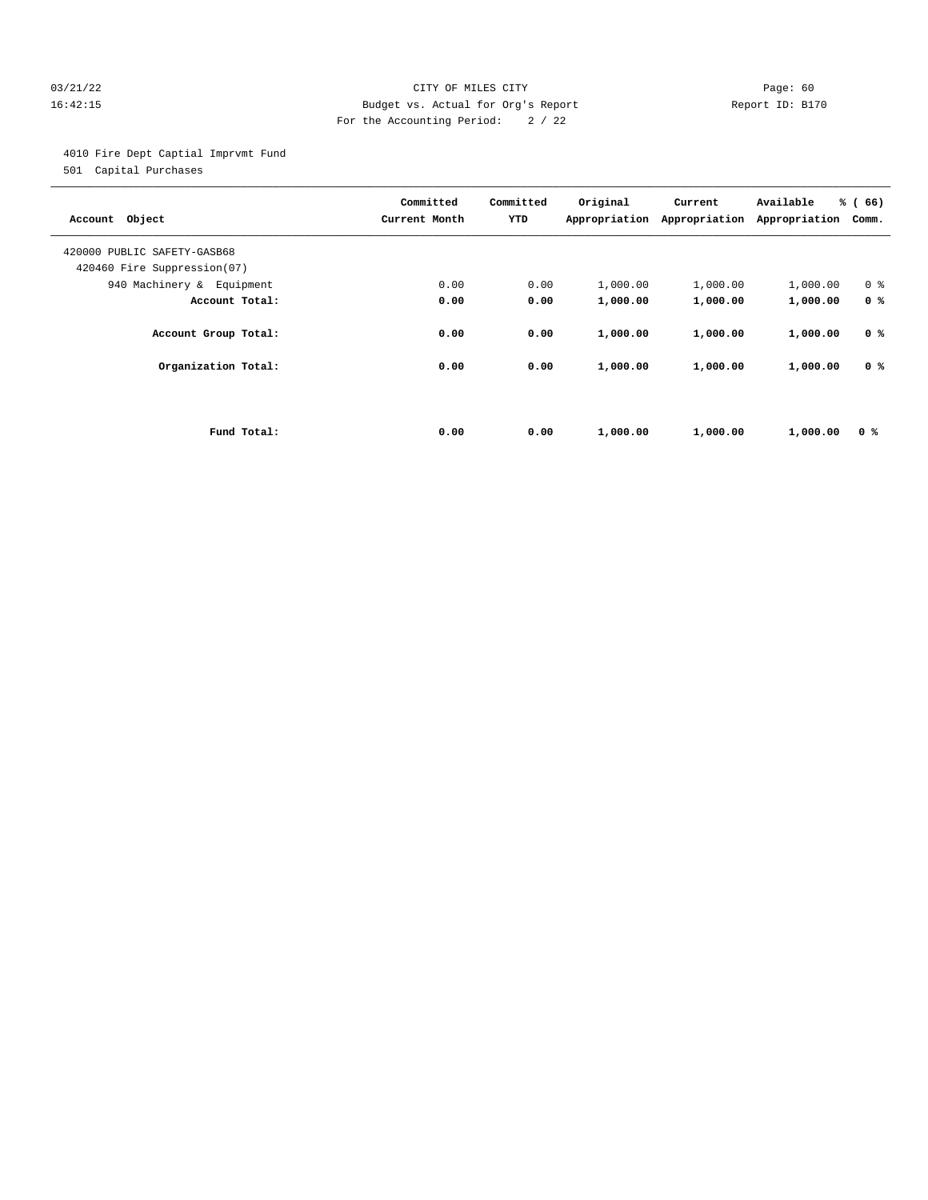CITY OF MILES CITY
Budget vs. Actual for Org's Report
For the Accounting Period: 2 / 22

4010 Fire Dept Captial Imprvmt Fund
501 Capital Purchases

| Account Object | Committed Current Month | Committed YTD | Original Appropriation | Current Appropriation | Available Appropriation | % ( 66) Comm. |
|---|---|---|---|---|---|---|
| 420000 PUBLIC SAFETY-GASB68 | | | | | | |
| 420460 Fire Suppression(07) | | | | | | |
| 940 Machinery & Equipment | 0.00 | 0.00 | 1,000.00 | 1,000.00 | 1,000.00 | 0 % |
| **Account Total:** | **0.00** | **0.00** | **1,000.00** | **1,000.00** | **1,000.00** | **0 %** |
| **Account Group Total:** | **0.00** | **0.00** | **1,000.00** | **1,000.00** | **1,000.00** | **0 %** |
| **Organization Total:** | **0.00** | **0.00** | **1,000.00** | **1,000.00** | **1,000.00** | **0 %** |
| **Fund Total:** | **0.00** | **0.00** | **1,000.00** | **1,000.00** | **1,000.00** | **0 %** |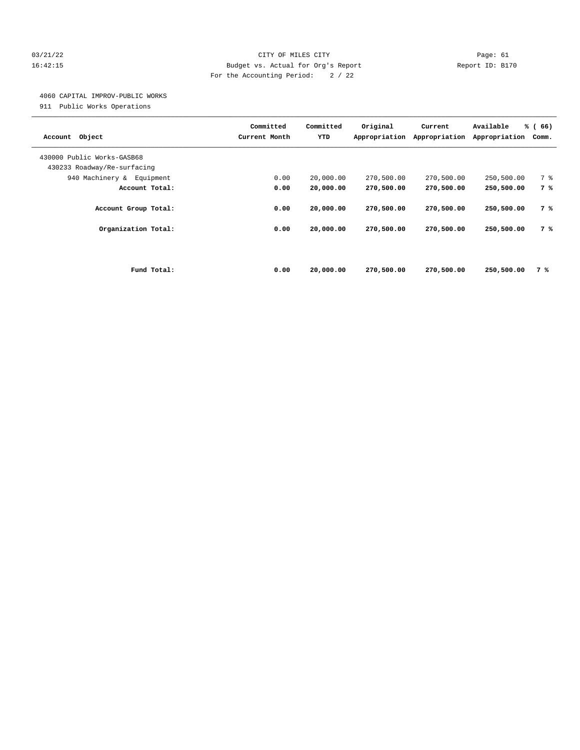CITY OF MILES CITY
Budget vs. Actual for Org's Report
For the Accounting Period: 2 / 22

03/21/22
16:42:15

Page: 61
Report ID: B170

4060 CAPITAL IMPROV-PUBLIC WORKS
911 Public Works Operations

| Account Object | Committed Current Month | Committed YTD | Original Appropriation | Current Appropriation | Available Appropriation | % ( 66) Comm. |
|---|---|---|---|---|---|---|
| 430000 Public Works-GASB68 | | | | | | |
| 430233 Roadway/Re-surfacing | | | | | | |
| 940 Machinery & Equipment | 0.00 | 20,000.00 | 270,500.00 | 270,500.00 | 250,500.00 | 7 % |
| **Account Total:** | **0.00** | **20,000.00** | **270,500.00** | **270,500.00** | **250,500.00** | **7 %** |
| **Account Group Total:** | **0.00** | **20,000.00** | **270,500.00** | **270,500.00** | **250,500.00** | **7 %** |
| **Organization Total:** | **0.00** | **20,000.00** | **270,500.00** | **270,500.00** | **250,500.00** | **7 %** |
| **Fund Total:** | **0.00** | **20,000.00** | **270,500.00** | **270,500.00** | **250,500.00** | **7 %** |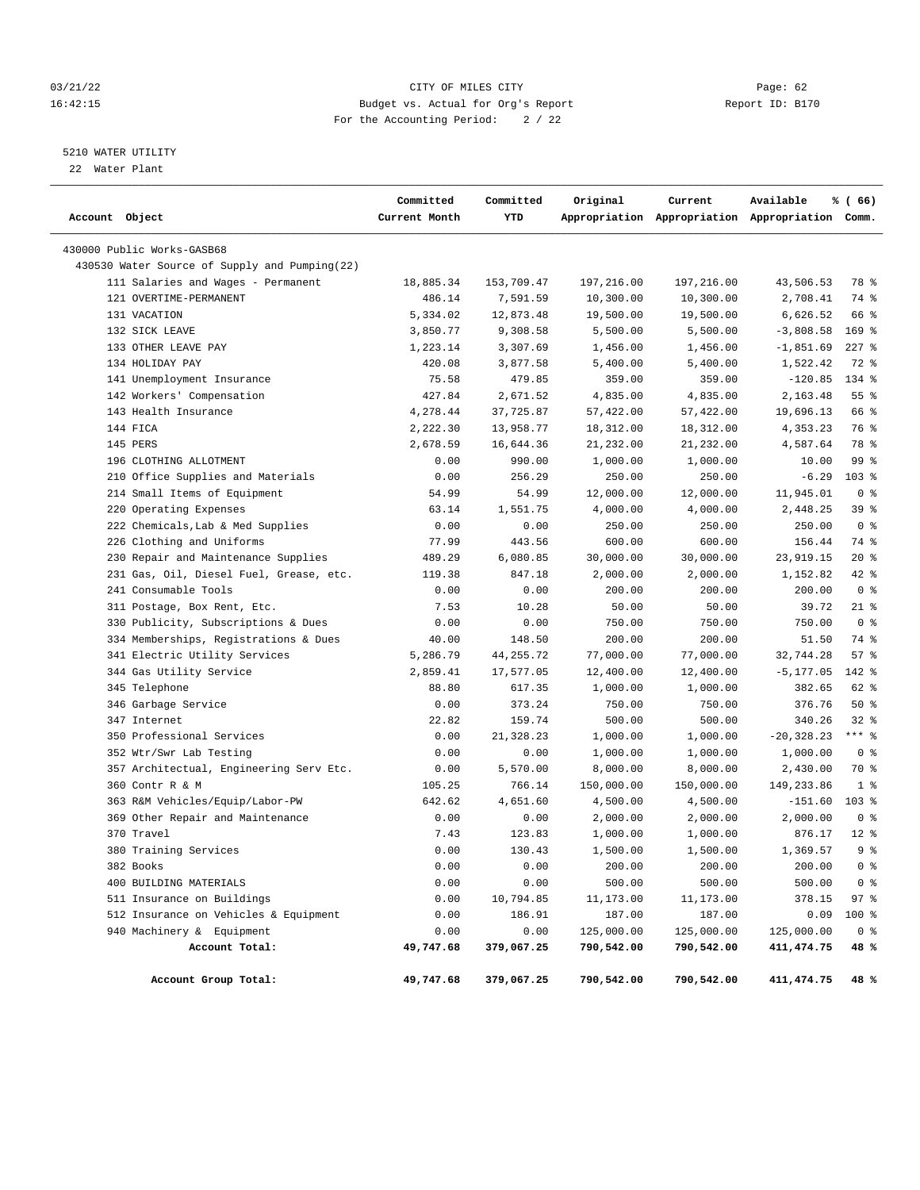CITY OF MILES CITY

Budget vs. Actual for Org's Report

For the Accounting Period: 2 / 22

5210 WATER UTILITY

22 Water Plant

| Account Object | Committed Current Month | Committed YTD | Original Appropriation | Current Appropriation | Available Appropriation | % ( 66) Comm. |
|---|---|---|---|---|---|---|
| 430000 Public Works-GASB68 | | | | | | |
| 430530 Water Source of Supply and Pumping(22) | | | | | | |
| 111 Salaries and Wages - Permanent | 18,885.34 | 153,709.47 | 197,216.00 | 197,216.00 | 43,506.53 | 78 % |
| 121 OVERTIME-PERMANENT | 486.14 | 7,591.59 | 10,300.00 | 10,300.00 | 2,708.41 | 74 % |
| 131 VACATION | 5,334.02 | 12,873.48 | 19,500.00 | 19,500.00 | 6,626.52 | 66 % |
| 132 SICK LEAVE | 3,850.77 | 9,308.58 | 5,500.00 | 5,500.00 | -3,808.58 | 169 % |
| 133 OTHER LEAVE PAY | 1,223.14 | 3,307.69 | 1,456.00 | 1,456.00 | -1,851.69 | 227 % |
| 134 HOLIDAY PAY | 420.08 | 3,877.58 | 5,400.00 | 5,400.00 | 1,522.42 | 72 % |
| 141 Unemployment Insurance | 75.58 | 479.85 | 359.00 | 359.00 | -120.85 | 134 % |
| 142 Workers' Compensation | 427.84 | 2,671.52 | 4,835.00 | 4,835.00 | 2,163.48 | 55 % |
| 143 Health Insurance | 4,278.44 | 37,725.87 | 57,422.00 | 57,422.00 | 19,696.13 | 66 % |
| 144 FICA | 2,222.30 | 13,958.77 | 18,312.00 | 18,312.00 | 4,353.23 | 76 % |
| 145 PERS | 2,678.59 | 16,644.36 | 21,232.00 | 21,232.00 | 4,587.64 | 78 % |
| 196 CLOTHING ALLOTMENT | 0.00 | 990.00 | 1,000.00 | 1,000.00 | 10.00 | 99 % |
| 210 Office Supplies and Materials | 0.00 | 256.29 | 250.00 | 250.00 | -6.29 | 103 % |
| 214 Small Items of Equipment | 54.99 | 54.99 | 12,000.00 | 12,000.00 | 11,945.01 | 0 % |
| 220 Operating Expenses | 63.14 | 1,551.75 | 4,000.00 | 4,000.00 | 2,448.25 | 39 % |
| 222 Chemicals,Lab & Med Supplies | 0.00 | 0.00 | 250.00 | 250.00 | 250.00 | 0 % |
| 226 Clothing and Uniforms | 77.99 | 443.56 | 600.00 | 600.00 | 156.44 | 74 % |
| 230 Repair and Maintenance Supplies | 489.29 | 6,080.85 | 30,000.00 | 30,000.00 | 23,919.15 | 20 % |
| 231 Gas, Oil, Diesel Fuel, Grease, etc. | 119.38 | 847.18 | 2,000.00 | 2,000.00 | 1,152.82 | 42 % |
| 241 Consumable Tools | 0.00 | 0.00 | 200.00 | 200.00 | 200.00 | 0 % |
| 311 Postage, Box Rent, Etc. | 7.53 | 10.28 | 50.00 | 50.00 | 39.72 | 21 % |
| 330 Publicity, Subscriptions & Dues | 0.00 | 0.00 | 750.00 | 750.00 | 750.00 | 0 % |
| 334 Memberships, Registrations & Dues | 40.00 | 148.50 | 200.00 | 200.00 | 51.50 | 74 % |
| 341 Electric Utility Services | 5,286.79 | 44,255.72 | 77,000.00 | 77,000.00 | 32,744.28 | 57 % |
| 344 Gas Utility Service | 2,859.41 | 17,577.05 | 12,400.00 | 12,400.00 | -5,177.05 | 142 % |
| 345 Telephone | 88.80 | 617.35 | 1,000.00 | 1,000.00 | 382.65 | 62 % |
| 346 Garbage Service | 0.00 | 373.24 | 750.00 | 750.00 | 376.76 | 50 % |
| 347 Internet | 22.82 | 159.74 | 500.00 | 500.00 | 340.26 | 32 % |
| 350 Professional Services | 0.00 | 21,328.23 | 1,000.00 | 1,000.00 | -20,328.23 | *** % |
| 352 Wtr/Swr Lab Testing | 0.00 | 0.00 | 1,000.00 | 1,000.00 | 1,000.00 | 0 % |
| 357 Architectual, Engineering Serv Etc. | 0.00 | 5,570.00 | 8,000.00 | 8,000.00 | 2,430.00 | 70 % |
| 360 Contr R & M | 105.25 | 766.14 | 150,000.00 | 150,000.00 | 149,233.86 | 1 % |
| 363 R&M Vehicles/Equip/Labor-PW | 642.62 | 4,651.60 | 4,500.00 | 4,500.00 | -151.60 | 103 % |
| 369 Other Repair and Maintenance | 0.00 | 0.00 | 2,000.00 | 2,000.00 | 2,000.00 | 0 % |
| 370 Travel | 7.43 | 123.83 | 1,000.00 | 1,000.00 | 876.17 | 12 % |
| 380 Training Services | 0.00 | 130.43 | 1,500.00 | 1,500.00 | 1,369.57 | 9 % |
| 382 Books | 0.00 | 0.00 | 200.00 | 200.00 | 200.00 | 0 % |
| 400 BUILDING MATERIALS | 0.00 | 0.00 | 500.00 | 500.00 | 500.00 | 0 % |
| 511 Insurance on Buildings | 0.00 | 10,794.85 | 11,173.00 | 11,173.00 | 378.15 | 97 % |
| 512 Insurance on Vehicles & Equipment | 0.00 | 186.91 | 187.00 | 187.00 | 0.09 | 100 % |
| 940 Machinery & Equipment | 0.00 | 0.00 | 125,000.00 | 125,000.00 | 125,000.00 | 0 % |
| **Account Total:** | **49,747.68** | **379,067.25** | **790,542.00** | **790,542.00** | **411,474.75** | **48 %** |
| **Account Group Total:** | **49,747.68** | **379,067.25** | **790,542.00** | **790,542.00** | **411,474.75** | **48 %** |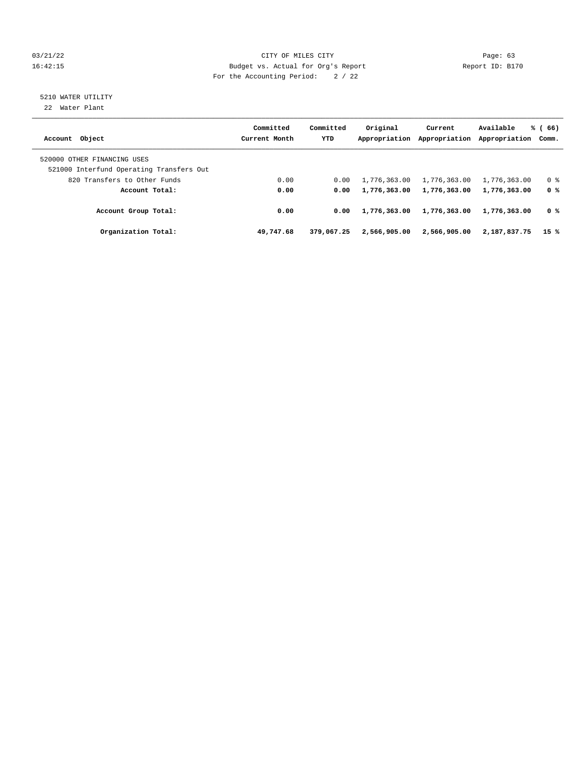CITY OF MILES CITY
Budget vs. Actual for Org's Report
For the Accounting Period: 2 / 22

03/21/22
16:42:15

Report ID: B170

5210 WATER UTILITY
22 Water Plant

| Account Object | Committed Current Month | Committed YTD | Original Appropriation | Current Appropriation | Available Appropriation | % ( 66) Comm. |
|---|---|---|---|---|---|---|
| 520000 OTHER FINANCING USES | | | | | | |
| 521000 Interfund Operating Transfers Out | | | | | | |
| 820 Transfers to Other Funds | 0.00 | 0.00 | 1,776,363.00 | 1,776,363.00 | 1,776,363.00 | 0 % |
| **Account Total:** | **0.00** | **0.00** | **1,776,363.00** | **1,776,363.00** | **1,776,363.00** | **0 %** |
| **Account Group Total:** | **0.00** | **0.00** | **1,776,363.00** | **1,776,363.00** | **1,776,363.00** | **0 %** |
| **Organization Total:** | **49,747.68** | **379,067.25** | **2,566,905.00** | **2,566,905.00** | **2,187,837.75** | **15 %** |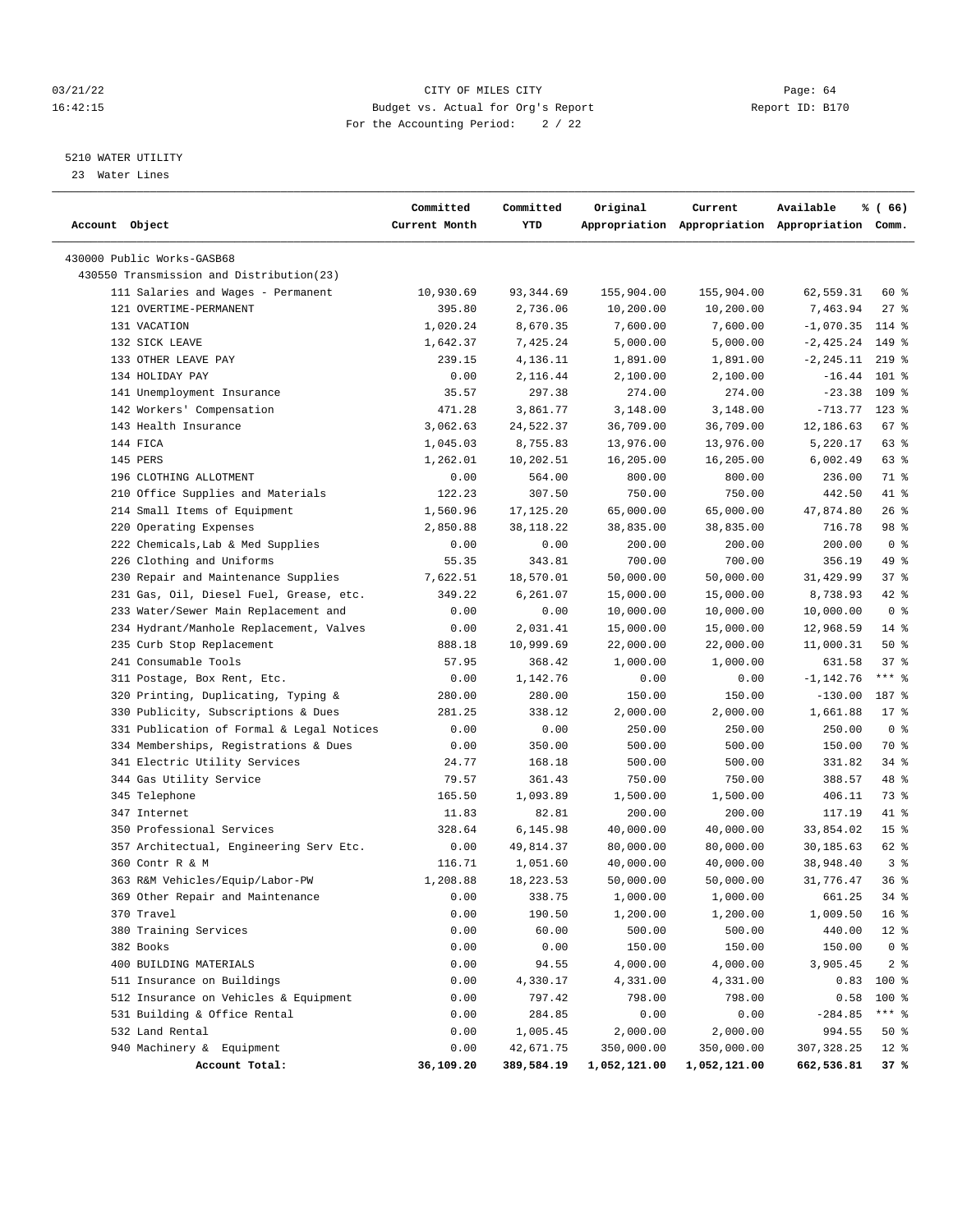CITY OF MILES CITY
Budget vs. Actual for Org's Report
For the Accounting Period: 2 / 22

03/21/22 16:42:15 — Report ID: B170

5210 WATER UTILITY
23 Water Lines

| Account Object | Committed Current Month | Committed YTD | Original Appropriation | Current Appropriation | Available Appropriation | % ( 66) Comm. |
|---|---|---|---|---|---|---|
| 430000 Public Works-GASB68 | | | | | | |
| 430550 Transmission and Distribution(23) | | | | | | |
| 111 Salaries and Wages - Permanent | 10,930.69 | 93,344.69 | 155,904.00 | 155,904.00 | 62,559.31 | 60 % |
| 121 OVERTIME-PERMANENT | 395.80 | 2,736.06 | 10,200.00 | 10,200.00 | 7,463.94 | 27 % |
| 131 VACATION | 1,020.24 | 8,670.35 | 7,600.00 | 7,600.00 | -1,070.35 | 114 % |
| 132 SICK LEAVE | 1,642.37 | 7,425.24 | 5,000.00 | 5,000.00 | -2,425.24 | 149 % |
| 133 OTHER LEAVE PAY | 239.15 | 4,136.11 | 1,891.00 | 1,891.00 | -2,245.11 | 219 % |
| 134 HOLIDAY PAY | 0.00 | 2,116.44 | 2,100.00 | 2,100.00 | -16.44 | 101 % |
| 141 Unemployment Insurance | 35.57 | 297.38 | 274.00 | 274.00 | -23.38 | 109 % |
| 142 Workers' Compensation | 471.28 | 3,861.77 | 3,148.00 | 3,148.00 | -713.77 | 123 % |
| 143 Health Insurance | 3,062.63 | 24,522.37 | 36,709.00 | 36,709.00 | 12,186.63 | 67 % |
| 144 FICA | 1,045.03 | 8,755.83 | 13,976.00 | 13,976.00 | 5,220.17 | 63 % |
| 145 PERS | 1,262.01 | 10,202.51 | 16,205.00 | 16,205.00 | 6,002.49 | 63 % |
| 196 CLOTHING ALLOTMENT | 0.00 | 564.00 | 800.00 | 800.00 | 236.00 | 71 % |
| 210 Office Supplies and Materials | 122.23 | 307.50 | 750.00 | 750.00 | 442.50 | 41 % |
| 214 Small Items of Equipment | 1,560.96 | 17,125.20 | 65,000.00 | 65,000.00 | 47,874.80 | 26 % |
| 220 Operating Expenses | 2,850.88 | 38,118.22 | 38,835.00 | 38,835.00 | 716.78 | 98 % |
| 222 Chemicals,Lab & Med Supplies | 0.00 | 0.00 | 200.00 | 200.00 | 200.00 | 0 % |
| 226 Clothing and Uniforms | 55.35 | 343.81 | 700.00 | 700.00 | 356.19 | 49 % |
| 230 Repair and Maintenance Supplies | 7,622.51 | 18,570.01 | 50,000.00 | 50,000.00 | 31,429.99 | 37 % |
| 231 Gas, Oil, Diesel Fuel, Grease, etc. | 349.22 | 6,261.07 | 15,000.00 | 15,000.00 | 8,738.93 | 42 % |
| 233 Water/Sewer Main Replacement and | 0.00 | 0.00 | 10,000.00 | 10,000.00 | 10,000.00 | 0 % |
| 234 Hydrant/Manhole Replacement, Valves | 0.00 | 2,031.41 | 15,000.00 | 15,000.00 | 12,968.59 | 14 % |
| 235 Curb Stop Replacement | 888.18 | 10,999.69 | 22,000.00 | 22,000.00 | 11,000.31 | 50 % |
| 241 Consumable Tools | 57.95 | 368.42 | 1,000.00 | 1,000.00 | 631.58 | 37 % |
| 311 Postage, Box Rent, Etc. | 0.00 | 1,142.76 | 0.00 | 0.00 | -1,142.76 | *** % |
| 320 Printing, Duplicating, Typing & | 280.00 | 280.00 | 150.00 | 150.00 | -130.00 | 187 % |
| 330 Publicity, Subscriptions & Dues | 281.25 | 338.12 | 2,000.00 | 2,000.00 | 1,661.88 | 17 % |
| 331 Publication of Formal & Legal Notices | 0.00 | 0.00 | 250.00 | 250.00 | 250.00 | 0 % |
| 334 Memberships, Registrations & Dues | 0.00 | 350.00 | 500.00 | 500.00 | 150.00 | 70 % |
| 341 Electric Utility Services | 24.77 | 168.18 | 500.00 | 500.00 | 331.82 | 34 % |
| 344 Gas Utility Service | 79.57 | 361.43 | 750.00 | 750.00 | 388.57 | 48 % |
| 345 Telephone | 165.50 | 1,093.89 | 1,500.00 | 1,500.00 | 406.11 | 73 % |
| 347 Internet | 11.83 | 82.81 | 200.00 | 200.00 | 117.19 | 41 % |
| 350 Professional Services | 328.64 | 6,145.98 | 40,000.00 | 40,000.00 | 33,854.02 | 15 % |
| 357 Architectual, Engineering Serv Etc. | 0.00 | 49,814.37 | 80,000.00 | 80,000.00 | 30,185.63 | 62 % |
| 360 Contr R & M | 116.71 | 1,051.60 | 40,000.00 | 40,000.00 | 38,948.40 | 3 % |
| 363 R&M Vehicles/Equip/Labor-PW | 1,208.88 | 18,223.53 | 50,000.00 | 50,000.00 | 31,776.47 | 36 % |
| 369 Other Repair and Maintenance | 0.00 | 338.75 | 1,000.00 | 1,000.00 | 661.25 | 34 % |
| 370 Travel | 0.00 | 190.50 | 1,200.00 | 1,200.00 | 1,009.50 | 16 % |
| 380 Training Services | 0.00 | 60.00 | 500.00 | 500.00 | 440.00 | 12 % |
| 382 Books | 0.00 | 0.00 | 150.00 | 150.00 | 150.00 | 0 % |
| 400 BUILDING MATERIALS | 0.00 | 94.55 | 4,000.00 | 4,000.00 | 3,905.45 | 2 % |
| 511 Insurance on Buildings | 0.00 | 4,330.17 | 4,331.00 | 4,331.00 | 0.83 | 100 % |
| 512 Insurance on Vehicles & Equipment | 0.00 | 797.42 | 798.00 | 798.00 | 0.58 | 100 % |
| 531 Building & Office Rental | 0.00 | 284.85 | 0.00 | 0.00 | -284.85 | *** % |
| 532 Land Rental | 0.00 | 1,005.45 | 2,000.00 | 2,000.00 | 994.55 | 50 % |
| 940 Machinery & Equipment | 0.00 | 42,671.75 | 350,000.00 | 350,000.00 | 307,328.25 | 12 % |
| **Account Total:** | **36,109.20** | **389,584.19** | **1,052,121.00** | **1,052,121.00** | **662,536.81** | **37 %** |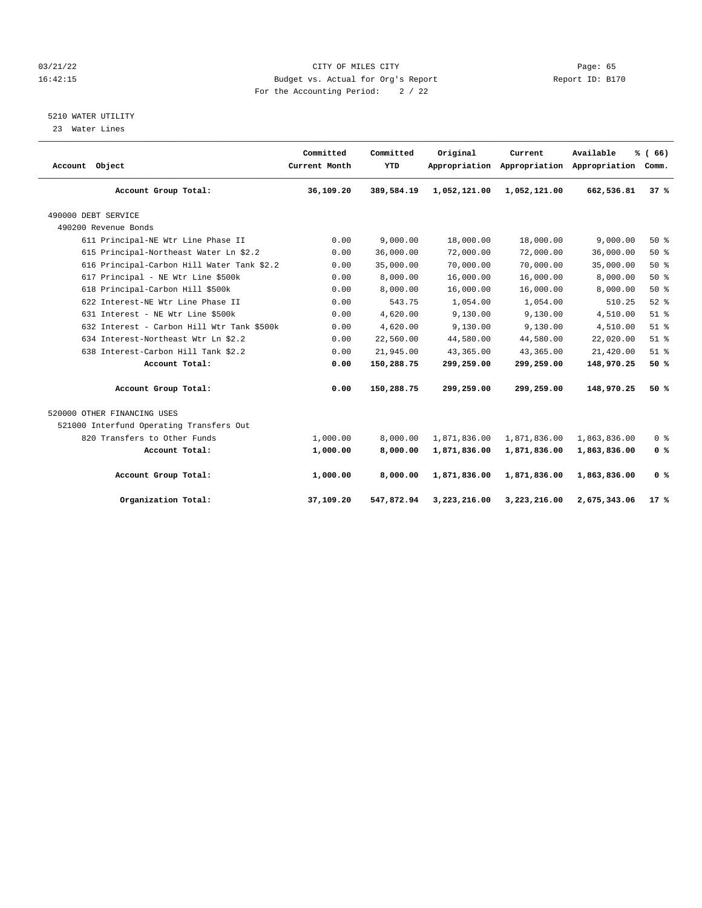CITY OF MILES CITY
Budget vs. Actual for Org's Report
For the Accounting Period: 2 / 22

03/21/22
16:42:15

Report ID: B170

5210 WATER UTILITY
23 Water Lines

| Account Object | Committed Current Month | Committed YTD | Original Appropriation | Current Appropriation | Available Appropriation | % ( 66) Comm. |
|---|---|---|---|---|---|---|
| **Account Group Total:** | **36,109.20** | **389,584.19** | **1,052,121.00** | **1,052,121.00** | **662,536.81** | **37 %** |
| 490000 DEBT SERVICE | | | | | | |
| 490200 Revenue Bonds | | | | | | |
| 611 Principal-NE Wtr Line Phase II | 0.00 | 9,000.00 | 18,000.00 | 18,000.00 | 9,000.00 | 50 % |
| 615 Principal-Northeast Water Ln $2.2 | 0.00 | 36,000.00 | 72,000.00 | 72,000.00 | 36,000.00 | 50 % |
| 616 Principal-Carbon Hill Water Tank $2.2 | 0.00 | 35,000.00 | 70,000.00 | 70,000.00 | 35,000.00 | 50 % |
| 617 Principal - NE Wtr Line $500k | 0.00 | 8,000.00 | 16,000.00 | 16,000.00 | 8,000.00 | 50 % |
| 618 Principal-Carbon Hill $500k | 0.00 | 8,000.00 | 16,000.00 | 16,000.00 | 8,000.00 | 50 % |
| 622 Interest-NE Wtr Line Phase II | 0.00 | 543.75 | 1,054.00 | 1,054.00 | 510.25 | 52 % |
| 631 Interest - NE Wtr Line $500k | 0.00 | 4,620.00 | 9,130.00 | 9,130.00 | 4,510.00 | 51 % |
| 632 Interest - Carbon Hill Wtr Tank $500k | 0.00 | 4,620.00 | 9,130.00 | 9,130.00 | 4,510.00 | 51 % |
| 634 Interest-Northeast Wtr Ln $2.2 | 0.00 | 22,560.00 | 44,580.00 | 44,580.00 | 22,020.00 | 51 % |
| 638 Interest-Carbon Hill Tank $2.2 | 0.00 | 21,945.00 | 43,365.00 | 43,365.00 | 21,420.00 | 51 % |
| **Account Total:** | **0.00** | **150,288.75** | **299,259.00** | **299,259.00** | **148,970.25** | **50 %** |
| **Account Group Total:** | **0.00** | **150,288.75** | **299,259.00** | **299,259.00** | **148,970.25** | **50 %** |
| 520000 OTHER FINANCING USES | | | | | | |
| 521000 Interfund Operating Transfers Out | | | | | | |
| 820 Transfers to Other Funds | 1,000.00 | 8,000.00 | 1,871,836.00 | 1,871,836.00 | 1,863,836.00 | 0 % |
| **Account Total:** | **1,000.00** | **8,000.00** | **1,871,836.00** | **1,871,836.00** | **1,863,836.00** | **0 %** |
| **Account Group Total:** | **1,000.00** | **8,000.00** | **1,871,836.00** | **1,871,836.00** | **1,863,836.00** | **0 %** |
| **Organization Total:** | **37,109.20** | **547,872.94** | **3,223,216.00** | **3,223,216.00** | **2,675,343.06** | **17 %** |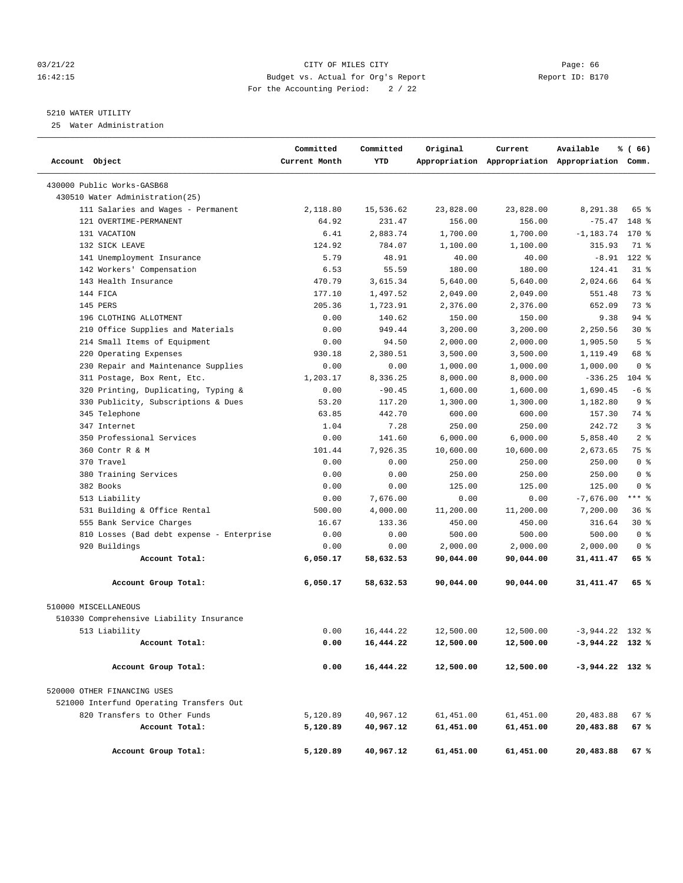CITY OF MILES CITY
Budget vs. Actual for Org's Report
For the Accounting Period: 2 / 22

03/21/22
16:42:15

Report ID: B170

5210 WATER UTILITY
25 Water Administration

| Account Object | Committed Current Month | Committed YTD | Original Appropriation | Current Appropriation | Available Appropriation | % ( 66) Comm. |
|---|---|---|---|---|---|---|
| 430000 Public Works-GASB68 | | | | | | |
| 430510 Water Administration(25) | | | | | | |
| 111 Salaries and Wages - Permanent | 2,118.80 | 15,536.62 | 23,828.00 | 23,828.00 | 8,291.38 | 65 % |
| 121 OVERTIME-PERMANENT | 64.92 | 231.47 | 156.00 | 156.00 | -75.47 | 148 % |
| 131 VACATION | 6.41 | 2,883.74 | 1,700.00 | 1,700.00 | -1,183.74 | 170 % |
| 132 SICK LEAVE | 124.92 | 784.07 | 1,100.00 | 1,100.00 | 315.93 | 71 % |
| 141 Unemployment Insurance | 5.79 | 48.91 | 40.00 | 40.00 | -8.91 | 122 % |
| 142 Workers' Compensation | 6.53 | 55.59 | 180.00 | 180.00 | 124.41 | 31 % |
| 143 Health Insurance | 470.79 | 3,615.34 | 5,640.00 | 5,640.00 | 2,024.66 | 64 % |
| 144 FICA | 177.10 | 1,497.52 | 2,049.00 | 2,049.00 | 551.48 | 73 % |
| 145 PERS | 205.36 | 1,723.91 | 2,376.00 | 2,376.00 | 652.09 | 73 % |
| 196 CLOTHING ALLOTMENT | 0.00 | 140.62 | 150.00 | 150.00 | 9.38 | 94 % |
| 210 Office Supplies and Materials | 0.00 | 949.44 | 3,200.00 | 3,200.00 | 2,250.56 | 30 % |
| 214 Small Items of Equipment | 0.00 | 94.50 | 2,000.00 | 2,000.00 | 1,905.50 | 5 % |
| 220 Operating Expenses | 930.18 | 2,380.51 | 3,500.00 | 3,500.00 | 1,119.49 | 68 % |
| 230 Repair and Maintenance Supplies | 0.00 | 0.00 | 1,000.00 | 1,000.00 | 1,000.00 | 0 % |
| 311 Postage, Box Rent, Etc. | 1,203.17 | 8,336.25 | 8,000.00 | 8,000.00 | -336.25 | 104 % |
| 320 Printing, Duplicating, Typing & | 0.00 | -90.45 | 1,600.00 | 1,600.00 | 1,690.45 | -6 % |
| 330 Publicity, Subscriptions & Dues | 53.20 | 117.20 | 1,300.00 | 1,300.00 | 1,182.80 | 9 % |
| 345 Telephone | 63.85 | 442.70 | 600.00 | 600.00 | 157.30 | 74 % |
| 347 Internet | 1.04 | 7.28 | 250.00 | 250.00 | 242.72 | 3 % |
| 350 Professional Services | 0.00 | 141.60 | 6,000.00 | 6,000.00 | 5,858.40 | 2 % |
| 360 Contr R & M | 101.44 | 7,926.35 | 10,600.00 | 10,600.00 | 2,673.65 | 75 % |
| 370 Travel | 0.00 | 0.00 | 250.00 | 250.00 | 250.00 | 0 % |
| 380 Training Services | 0.00 | 0.00 | 250.00 | 250.00 | 250.00 | 0 % |
| 382 Books | 0.00 | 0.00 | 125.00 | 125.00 | 125.00 | 0 % |
| 513 Liability | 0.00 | 7,676.00 | 0.00 | 0.00 | -7,676.00 | *** % |
| 531 Building & Office Rental | 500.00 | 4,000.00 | 11,200.00 | 11,200.00 | 7,200.00 | 36 % |
| 555 Bank Service Charges | 16.67 | 133.36 | 450.00 | 450.00 | 316.64 | 30 % |
| 810 Losses (Bad debt expense - Enterprise | 0.00 | 0.00 | 500.00 | 500.00 | 500.00 | 0 % |
| 920 Buildings | 0.00 | 0.00 | 2,000.00 | 2,000.00 | 2,000.00 | 0 % |
| **Account Total:** | **6,050.17** | **58,632.53** | **90,044.00** | **90,044.00** | **31,411.47** | **65 %** |
| **Account Group Total:** | **6,050.17** | **58,632.53** | **90,044.00** | **90,044.00** | **31,411.47** | **65 %** |
| 510000 MISCELLANEOUS | | | | | | |
| 510330 Comprehensive Liability Insurance | | | | | | |
| 513 Liability | 0.00 | 16,444.22 | 12,500.00 | 12,500.00 | -3,944.22 | 132 % |
| **Account Total:** | **0.00** | **16,444.22** | **12,500.00** | **12,500.00** | **-3,944.22** | **132 %** |
| **Account Group Total:** | **0.00** | **16,444.22** | **12,500.00** | **12,500.00** | **-3,944.22** | **132 %** |
| 520000 OTHER FINANCING USES | | | | | | |
| 521000 Interfund Operating Transfers Out | | | | | | |
| 820 Transfers to Other Funds | 5,120.89 | 40,967.12 | 61,451.00 | 61,451.00 | 20,483.88 | 67 % |
| **Account Total:** | **5,120.89** | **40,967.12** | **61,451.00** | **61,451.00** | **20,483.88** | **67 %** |
| **Account Group Total:** | **5,120.89** | **40,967.12** | **61,451.00** | **61,451.00** | **20,483.88** | **67 %** |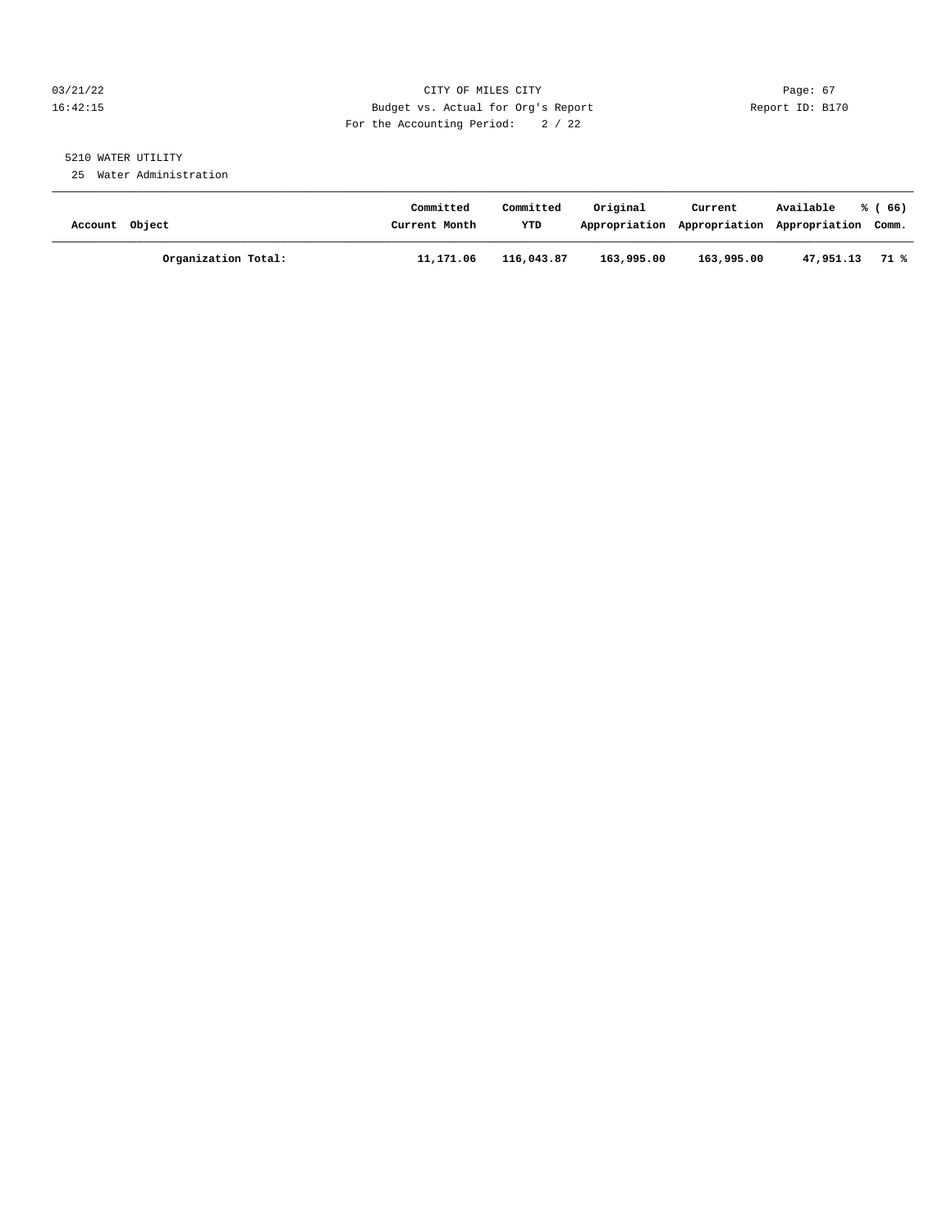CITY OF MILES CITY
Budget vs. Actual for Org's Report
For the Accounting Period: 2 / 22

03/21/22
16:42:15

Page: 67
Report ID: B170

5210 WATER UTILITY
25 Water Administration

| Account Object | Committed Current Month | Committed YTD | Original Appropriation | Current Appropriation | Available Appropriation | % ( 66) Comm. |
|---|---|---|---|---|---|---|
| **Organization Total:** | **11,171.06** | **116,043.87** | **163,995.00** | **163,995.00** | **47,951.13** | **71 %** |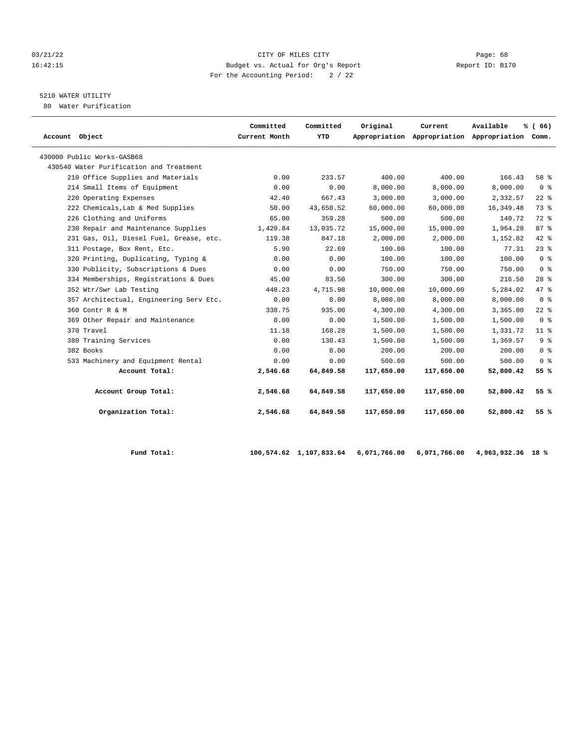CITY OF MILES CITY
Budget vs. Actual for Org's Report
For the Accounting Period: 2 / 22

03/21/22
16:42:15
Report ID: B170

5210 WATER UTILITY
80 Water Purification

| Account Object | Committed Current Month | Committed YTD | Original Appropriation | Current Appropriation | Available Appropriation | % ( 66) Comm. |
|---|---|---|---|---|---|---|
| 430000 Public Works-GASB68 | | | | | | |
| 430540 Water Purification and Treatment | | | | | | |
| 210 Office Supplies and Materials | 0.00 | 233.57 | 400.00 | 400.00 | 166.43 | 58 % |
| 214 Small Items of Equipment | 0.00 | 0.00 | 8,000.00 | 8,000.00 | 8,000.00 | 0 % |
| 220 Operating Expenses | 42.40 | 667.43 | 3,000.00 | 3,000.00 | 2,332.57 | 22 % |
| 222 Chemicals,Lab & Med Supplies | 50.00 | 43,650.52 | 60,000.00 | 60,000.00 | 16,349.48 | 73 % |
| 226 Clothing and Uniforms | 65.00 | 359.28 | 500.00 | 500.00 | 140.72 | 72 % |
| 230 Repair and Maintenance Supplies | 1,420.84 | 13,035.72 | 15,000.00 | 15,000.00 | 1,964.28 | 87 % |
| 231 Gas, Oil, Diesel Fuel, Grease, etc. | 119.38 | 847.18 | 2,000.00 | 2,000.00 | 1,152.82 | 42 % |
| 311 Postage, Box Rent, Etc. | 5.90 | 22.69 | 100.00 | 100.00 | 77.31 | 23 % |
| 320 Printing, Duplicating, Typing & | 0.00 | 0.00 | 100.00 | 100.00 | 100.00 | 0 % |
| 330 Publicity, Subscriptions & Dues | 0.00 | 0.00 | 750.00 | 750.00 | 750.00 | 0 % |
| 334 Memberships, Registrations & Dues | 45.00 | 83.50 | 300.00 | 300.00 | 216.50 | 28 % |
| 352 Wtr/Swr Lab Testing | 448.23 | 4,715.98 | 10,000.00 | 10,000.00 | 5,284.02 | 47 % |
| 357 Architectual, Engineering Serv Etc. | 0.00 | 0.00 | 8,000.00 | 8,000.00 | 8,000.00 | 0 % |
| 360 Contr R & M | 338.75 | 935.00 | 4,300.00 | 4,300.00 | 3,365.00 | 22 % |
| 369 Other Repair and Maintenance | 0.00 | 0.00 | 1,500.00 | 1,500.00 | 1,500.00 | 0 % |
| 370 Travel | 11.18 | 168.28 | 1,500.00 | 1,500.00 | 1,331.72 | 11 % |
| 380 Training Services | 0.00 | 130.43 | 1,500.00 | 1,500.00 | 1,369.57 | 9 % |
| 382 Books | 0.00 | 0.00 | 200.00 | 200.00 | 200.00 | 0 % |
| 533 Machinery and Equipment Rental | 0.00 | 0.00 | 500.00 | 500.00 | 500.00 | 0 % |
| **Account Total:** | **2,546.68** | **64,849.58** | **117,650.00** | **117,650.00** | **52,800.42** | **55 %** |
| **Account Group Total:** | **2,546.68** | **64,849.58** | **117,650.00** | **117,650.00** | **52,800.42** | **55 %** |
| **Organization Total:** | **2,546.68** | **64,849.58** | **117,650.00** | **117,650.00** | **52,800.42** | **55 %** |
| **Fund Total:** | **100,574.62** | **1,107,833.64** | **6,071,766.00** | **6,071,766.00** | **4,963,932.36** | **18 %** |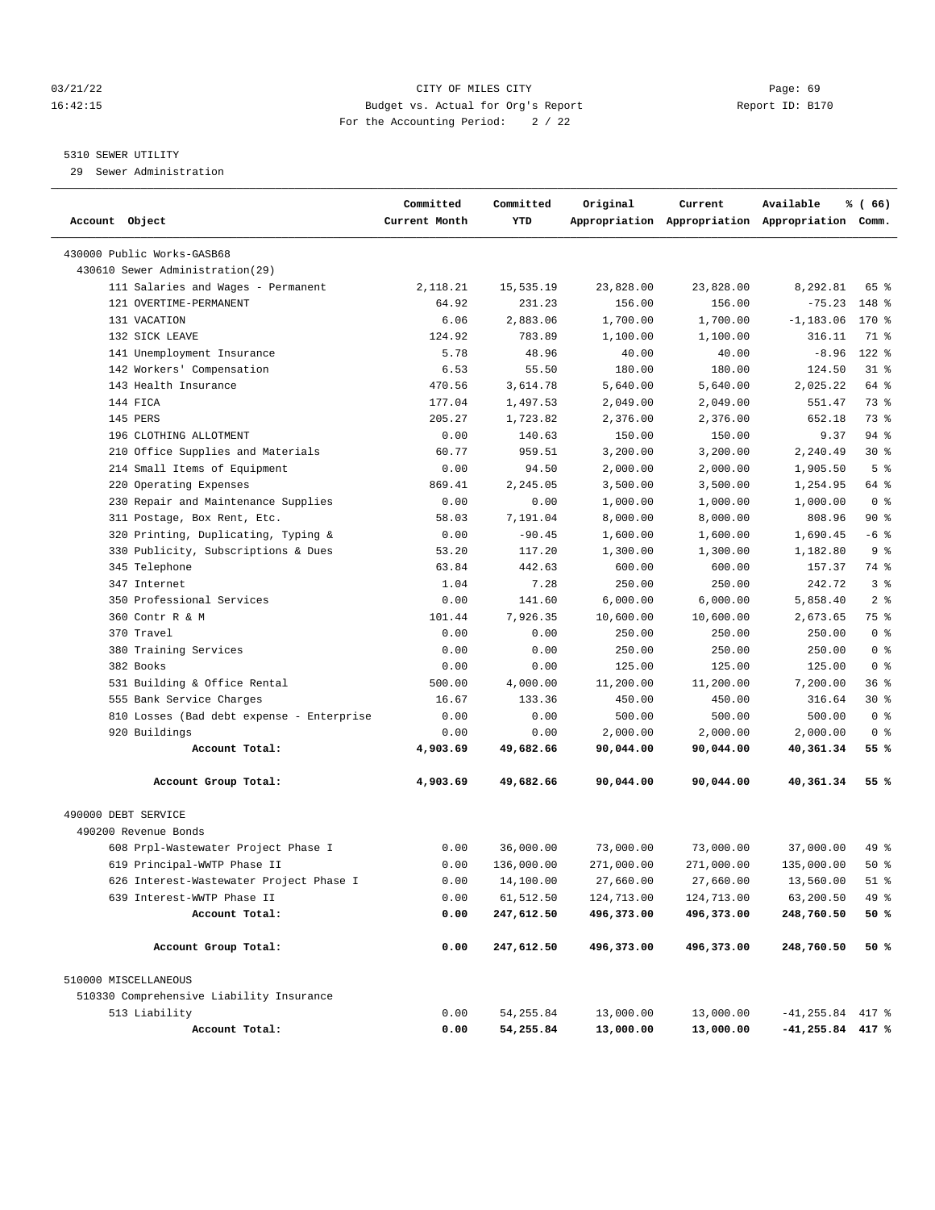CITY OF MILES CITY

Budget vs. Actual for Org's Report

For the Accounting Period: 2 / 22

5310 SEWER UTILITY

29 Sewer Administration

| Account Object | Committed Current Month | Committed YTD | Original Appropriation | Current Appropriation | Available Appropriation | % ( 66) Comm. |
|---|---|---|---|---|---|---|
| 430000 Public Works-GASB68 | | | | | | |
| 430610 Sewer Administration(29) | | | | | | |
| 111 Salaries and Wages - Permanent | 2,118.21 | 15,535.19 | 23,828.00 | 23,828.00 | 8,292.81 | 65 % |
| 121 OVERTIME-PERMANENT | 64.92 | 231.23 | 156.00 | 156.00 | -75.23 | 148 % |
| 131 VACATION | 6.06 | 2,883.06 | 1,700.00 | 1,700.00 | -1,183.06 | 170 % |
| 132 SICK LEAVE | 124.92 | 783.89 | 1,100.00 | 1,100.00 | 316.11 | 71 % |
| 141 Unemployment Insurance | 5.78 | 48.96 | 40.00 | 40.00 | -8.96 | 122 % |
| 142 Workers' Compensation | 6.53 | 55.50 | 180.00 | 180.00 | 124.50 | 31 % |
| 143 Health Insurance | 470.56 | 3,614.78 | 5,640.00 | 5,640.00 | 2,025.22 | 64 % |
| 144 FICA | 177.04 | 1,497.53 | 2,049.00 | 2,049.00 | 551.47 | 73 % |
| 145 PERS | 205.27 | 1,723.82 | 2,376.00 | 2,376.00 | 652.18 | 73 % |
| 196 CLOTHING ALLOTMENT | 0.00 | 140.63 | 150.00 | 150.00 | 9.37 | 94 % |
| 210 Office Supplies and Materials | 60.77 | 959.51 | 3,200.00 | 3,200.00 | 2,240.49 | 30 % |
| 214 Small Items of Equipment | 0.00 | 94.50 | 2,000.00 | 2,000.00 | 1,905.50 | 5 % |
| 220 Operating Expenses | 869.41 | 2,245.05 | 3,500.00 | 3,500.00 | 1,254.95 | 64 % |
| 230 Repair and Maintenance Supplies | 0.00 | 0.00 | 1,000.00 | 1,000.00 | 1,000.00 | 0 % |
| 311 Postage, Box Rent, Etc. | 58.03 | 7,191.04 | 8,000.00 | 8,000.00 | 808.96 | 90 % |
| 320 Printing, Duplicating, Typing & | 0.00 | -90.45 | 1,600.00 | 1,600.00 | 1,690.45 | -6 % |
| 330 Publicity, Subscriptions & Dues | 53.20 | 117.20 | 1,300.00 | 1,300.00 | 1,182.80 | 9 % |
| 345 Telephone | 63.84 | 442.63 | 600.00 | 600.00 | 157.37 | 74 % |
| 347 Internet | 1.04 | 7.28 | 250.00 | 250.00 | 242.72 | 3 % |
| 350 Professional Services | 0.00 | 141.60 | 6,000.00 | 6,000.00 | 5,858.40 | 2 % |
| 360 Contr R & M | 101.44 | 7,926.35 | 10,600.00 | 10,600.00 | 2,673.65 | 75 % |
| 370 Travel | 0.00 | 0.00 | 250.00 | 250.00 | 250.00 | 0 % |
| 380 Training Services | 0.00 | 0.00 | 250.00 | 250.00 | 250.00 | 0 % |
| 382 Books | 0.00 | 0.00 | 125.00 | 125.00 | 125.00 | 0 % |
| 531 Building & Office Rental | 500.00 | 4,000.00 | 11,200.00 | 11,200.00 | 7,200.00 | 36 % |
| 555 Bank Service Charges | 16.67 | 133.36 | 450.00 | 450.00 | 316.64 | 30 % |
| 810 Losses (Bad debt expense - Enterprise | 0.00 | 0.00 | 500.00 | 500.00 | 500.00 | 0 % |
| 920 Buildings | 0.00 | 0.00 | 2,000.00 | 2,000.00 | 2,000.00 | 0 % |
| **Account Total:** | **4,903.69** | **49,682.66** | **90,044.00** | **90,044.00** | **40,361.34** | **55 %** |
| **Account Group Total:** | **4,903.69** | **49,682.66** | **90,044.00** | **90,044.00** | **40,361.34** | **55 %** |
| 490000 DEBT SERVICE | | | | | | |
| 490200 Revenue Bonds | | | | | | |
| 608 Prpl-Wastewater Project Phase I | 0.00 | 36,000.00 | 73,000.00 | 73,000.00 | 37,000.00 | 49 % |
| 619 Principal-WWTP Phase II | 0.00 | 136,000.00 | 271,000.00 | 271,000.00 | 135,000.00 | 50 % |
| 626 Interest-Wastewater Project Phase I | 0.00 | 14,100.00 | 27,660.00 | 27,660.00 | 13,560.00 | 51 % |
| 639 Interest-WWTP Phase II | 0.00 | 61,512.50 | 124,713.00 | 124,713.00 | 63,200.50 | 49 % |
| **Account Total:** | **0.00** | **247,612.50** | **496,373.00** | **496,373.00** | **248,760.50** | **50 %** |
| **Account Group Total:** | **0.00** | **247,612.50** | **496,373.00** | **496,373.00** | **248,760.50** | **50 %** |
| 510000 MISCELLANEOUS | | | | | | |
| 510330 Comprehensive Liability Insurance | | | | | | |
| 513 Liability | 0.00 | 54,255.84 | 13,000.00 | 13,000.00 | -41,255.84 | 417 % |
| **Account Total:** | **0.00** | **54,255.84** | **13,000.00** | **13,000.00** | **-41,255.84** | **417 %** |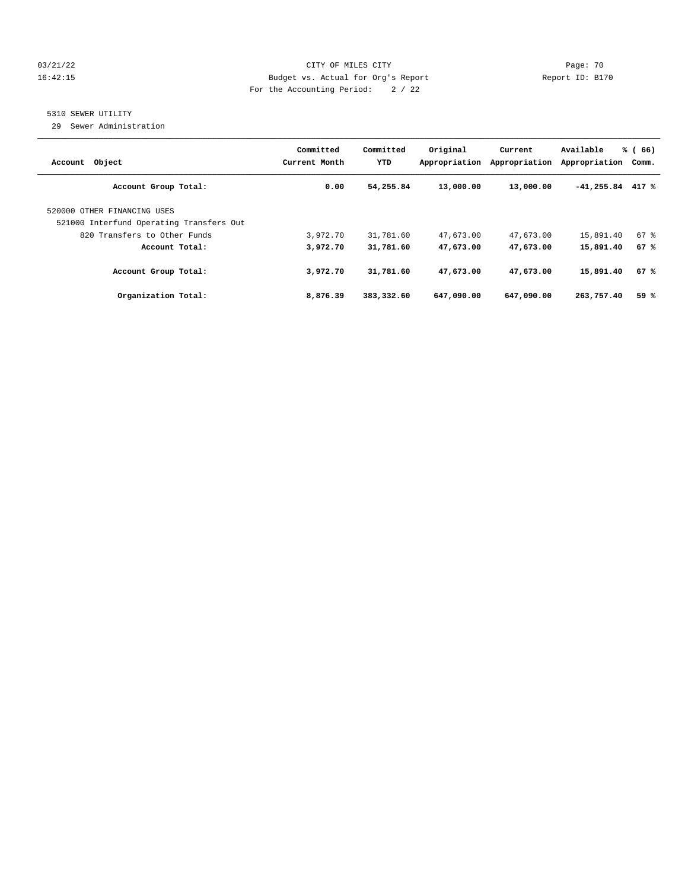CITY OF MILES CITY
Budget vs. Actual for Org's Report
For the Accounting Period: 2 / 22

5310 SEWER UTILITY
29 Sewer Administration

| Account Object | Committed Current Month | Committed YTD | Original Appropriation | Current Appropriation | Available Appropriation | % ( 66) Comm. |
|---|---|---|---|---|---|---|
| **Account Group Total:** | **0.00** | **54,255.84** | **13,000.00** | **13,000.00** | **-41,255.84** | **417 %** |
| 520000 OTHER FINANCING USES | | | | | | |
| 521000 Interfund Operating Transfers Out | | | | | | |
| 820 Transfers to Other Funds | 3,972.70 | 31,781.60 | 47,673.00 | 47,673.00 | 15,891.40 | 67 % |
| **Account Total:** | **3,972.70** | **31,781.60** | **47,673.00** | **47,673.00** | **15,891.40** | **67 %** |
| **Account Group Total:** | **3,972.70** | **31,781.60** | **47,673.00** | **47,673.00** | **15,891.40** | **67 %** |
| **Organization Total:** | **8,876.39** | **383,332.60** | **647,090.00** | **647,090.00** | **263,757.40** | **59 %** |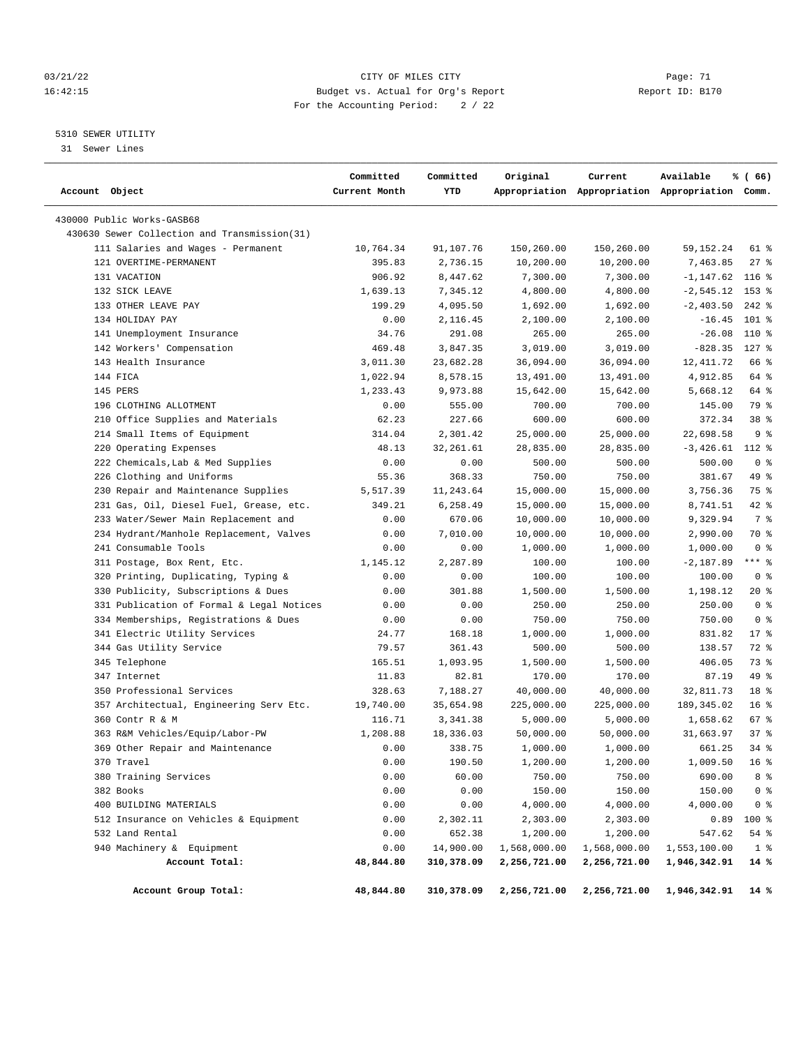CITY OF MILES CITY
Budget vs. Actual for Org's Report
For the Accounting Period: 2 / 22

5310 SEWER UTILITY
31 Sewer Lines

| Account Object | Committed Current Month | Committed YTD | Original Appropriation | Current Appropriation | Available Appropriation | % ( 66) Comm. |
|---|---|---|---|---|---|---|
| 430000 Public Works-GASB68 | | | | | | |
| 430630 Sewer Collection and Transmission(31) | | | | | | |
| 111 Salaries and Wages - Permanent | 10,764.34 | 91,107.76 | 150,260.00 | 150,260.00 | 59,152.24 | 61 % |
| 121 OVERTIME-PERMANENT | 395.83 | 2,736.15 | 10,200.00 | 10,200.00 | 7,463.85 | 27 % |
| 131 VACATION | 906.92 | 8,447.62 | 7,300.00 | 7,300.00 | -1,147.62 | 116 % |
| 132 SICK LEAVE | 1,639.13 | 7,345.12 | 4,800.00 | 4,800.00 | -2,545.12 | 153 % |
| 133 OTHER LEAVE PAY | 199.29 | 4,095.50 | 1,692.00 | 1,692.00 | -2,403.50 | 242 % |
| 134 HOLIDAY PAY | 0.00 | 2,116.45 | 2,100.00 | 2,100.00 | -16.45 | 101 % |
| 141 Unemployment Insurance | 34.76 | 291.08 | 265.00 | 265.00 | -26.08 | 110 % |
| 142 Workers' Compensation | 469.48 | 3,847.35 | 3,019.00 | 3,019.00 | -828.35 | 127 % |
| 143 Health Insurance | 3,011.30 | 23,682.28 | 36,094.00 | 36,094.00 | 12,411.72 | 66 % |
| 144 FICA | 1,022.94 | 8,578.15 | 13,491.00 | 13,491.00 | 4,912.85 | 64 % |
| 145 PERS | 1,233.43 | 9,973.88 | 15,642.00 | 15,642.00 | 5,668.12 | 64 % |
| 196 CLOTHING ALLOTMENT | 0.00 | 555.00 | 700.00 | 700.00 | 145.00 | 79 % |
| 210 Office Supplies and Materials | 62.23 | 227.66 | 600.00 | 600.00 | 372.34 | 38 % |
| 214 Small Items of Equipment | 314.04 | 2,301.42 | 25,000.00 | 25,000.00 | 22,698.58 | 9 % |
| 220 Operating Expenses | 48.13 | 32,261.61 | 28,835.00 | 28,835.00 | -3,426.61 | 112 % |
| 222 Chemicals,Lab & Med Supplies | 0.00 | 0.00 | 500.00 | 500.00 | 500.00 | 0 % |
| 226 Clothing and Uniforms | 55.36 | 368.33 | 750.00 | 750.00 | 381.67 | 49 % |
| 230 Repair and Maintenance Supplies | 5,517.39 | 11,243.64 | 15,000.00 | 15,000.00 | 3,756.36 | 75 % |
| 231 Gas, Oil, Diesel Fuel, Grease, etc. | 349.21 | 6,258.49 | 15,000.00 | 15,000.00 | 8,741.51 | 42 % |
| 233 Water/Sewer Main Replacement and | 0.00 | 670.06 | 10,000.00 | 10,000.00 | 9,329.94 | 7 % |
| 234 Hydrant/Manhole Replacement, Valves | 0.00 | 7,010.00 | 10,000.00 | 10,000.00 | 2,990.00 | 70 % |
| 241 Consumable Tools | 0.00 | 0.00 | 1,000.00 | 1,000.00 | 1,000.00 | 0 % |
| 311 Postage, Box Rent, Etc. | 1,145.12 | 2,287.89 | 100.00 | 100.00 | -2,187.89 | *** % |
| 320 Printing, Duplicating, Typing & | 0.00 | 0.00 | 100.00 | 100.00 | 100.00 | 0 % |
| 330 Publicity, Subscriptions & Dues | 0.00 | 301.88 | 1,500.00 | 1,500.00 | 1,198.12 | 20 % |
| 331 Publication of Formal & Legal Notices | 0.00 | 0.00 | 250.00 | 250.00 | 250.00 | 0 % |
| 334 Memberships, Registrations & Dues | 0.00 | 0.00 | 750.00 | 750.00 | 750.00 | 0 % |
| 341 Electric Utility Services | 24.77 | 168.18 | 1,000.00 | 1,000.00 | 831.82 | 17 % |
| 344 Gas Utility Service | 79.57 | 361.43 | 500.00 | 500.00 | 138.57 | 72 % |
| 345 Telephone | 165.51 | 1,093.95 | 1,500.00 | 1,500.00 | 406.05 | 73 % |
| 347 Internet | 11.83 | 82.81 | 170.00 | 170.00 | 87.19 | 49 % |
| 350 Professional Services | 328.63 | 7,188.27 | 40,000.00 | 40,000.00 | 32,811.73 | 18 % |
| 357 Architectual, Engineering Serv Etc. | 19,740.00 | 35,654.98 | 225,000.00 | 225,000.00 | 189,345.02 | 16 % |
| 360 Contr R & M | 116.71 | 3,341.38 | 5,000.00 | 5,000.00 | 1,658.62 | 67 % |
| 363 R&M Vehicles/Equip/Labor-PW | 1,208.88 | 18,336.03 | 50,000.00 | 50,000.00 | 31,663.97 | 37 % |
| 369 Other Repair and Maintenance | 0.00 | 338.75 | 1,000.00 | 1,000.00 | 661.25 | 34 % |
| 370 Travel | 0.00 | 190.50 | 1,200.00 | 1,200.00 | 1,009.50 | 16 % |
| 380 Training Services | 0.00 | 60.00 | 750.00 | 750.00 | 690.00 | 8 % |
| 382 Books | 0.00 | 0.00 | 150.00 | 150.00 | 150.00 | 0 % |
| 400 BUILDING MATERIALS | 0.00 | 0.00 | 4,000.00 | 4,000.00 | 4,000.00 | 0 % |
| 512 Insurance on Vehicles & Equipment | 0.00 | 2,302.11 | 2,303.00 | 2,303.00 | 0.89 | 100 % |
| 532 Land Rental | 0.00 | 652.38 | 1,200.00 | 1,200.00 | 547.62 | 54 % |
| 940 Machinery & Equipment | 0.00 | 14,900.00 | 1,568,000.00 | 1,568,000.00 | 1,553,100.00 | 1 % |
| **Account Total:** | **48,844.80** | **310,378.09** | **2,256,721.00** | **2,256,721.00** | **1,946,342.91** | **14 %** |
| **Account Group Total:** | **48,844.80** | **310,378.09** | **2,256,721.00** | **2,256,721.00** | **1,946,342.91** | **14 %** |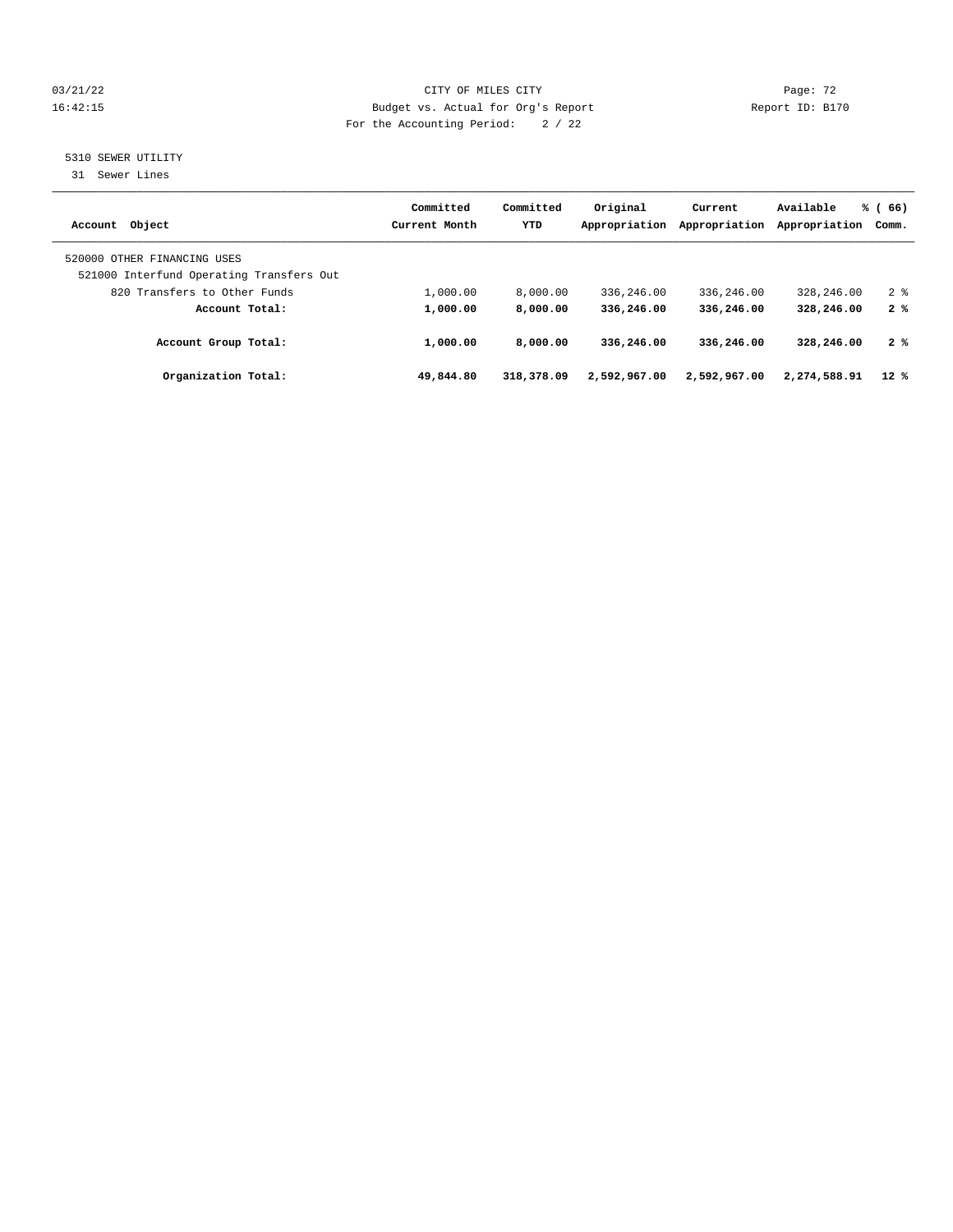CITY OF MILES CITY
Budget vs. Actual for Org's Report
For the Accounting Period: 2 / 22

03/21/22
16:42:15

Report ID: B170

5310 SEWER UTILITY
31 Sewer Lines

| Account Object | Committed Current Month | Committed YTD | Original Appropriation | Current Appropriation | Available Appropriation | % ( 66) Comm. |
|---|---|---|---|---|---|---|
| 520000 OTHER FINANCING USES | | | | | | |
| 521000 Interfund Operating Transfers Out | | | | | | |
| 820 Transfers to Other Funds | 1,000.00 | 8,000.00 | 336,246.00 | 336,246.00 | 328,246.00 | 2 % |
| **Account Total:** | **1,000.00** | **8,000.00** | **336,246.00** | **336,246.00** | **328,246.00** | **2 %** |
| **Account Group Total:** | **1,000.00** | **8,000.00** | **336,246.00** | **336,246.00** | **328,246.00** | **2 %** |
| **Organization Total:** | **49,844.80** | **318,378.09** | **2,592,967.00** | **2,592,967.00** | **2,274,588.91** | **12 %** |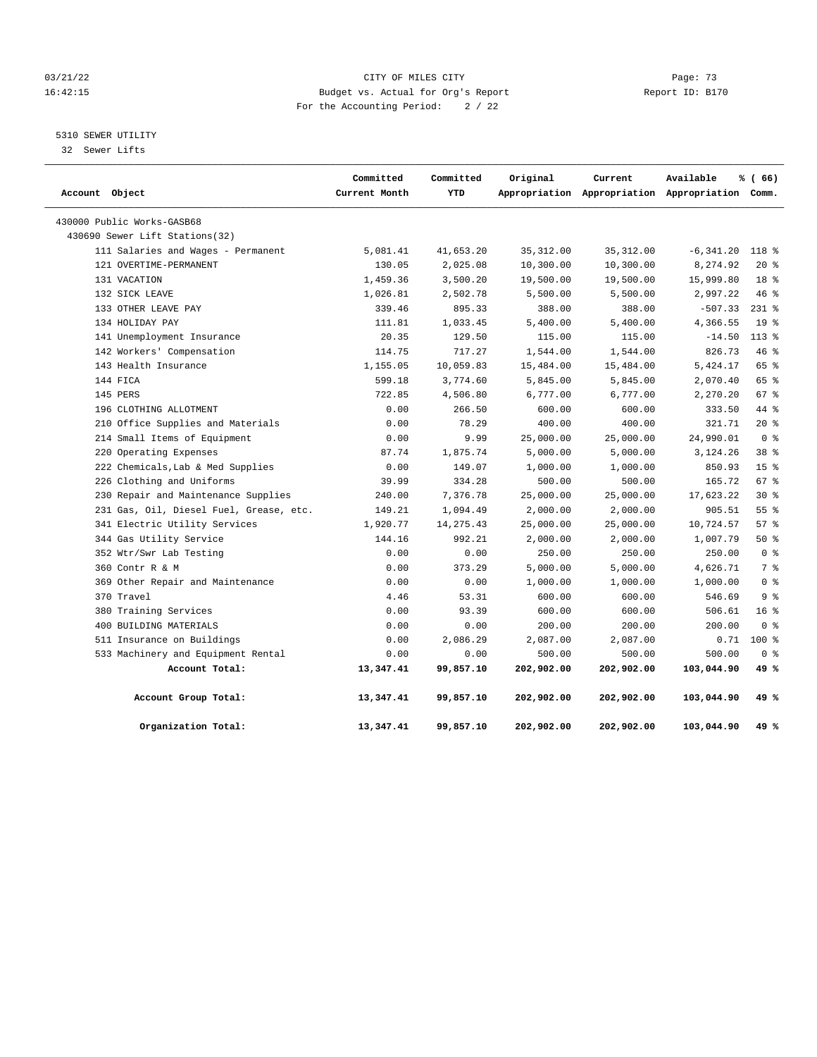CITY OF MILES CITY

Budget vs. Actual for Org's Report

For the Accounting Period: 2 / 22

03/21/22 16:42:15 — Report ID: B170

5310 SEWER UTILITY

32 Sewer Lifts

| Account Object | Committed Current Month | Committed YTD | Original Appropriation | Current Appropriation | Available Appropriation | % ( 66) Comm. |
|---|---|---|---|---|---|---|
| 430000 Public Works-GASB68 | | | | | | |
| 430690 Sewer Lift Stations(32) | | | | | | |
| 111 Salaries and Wages - Permanent | 5,081.41 | 41,653.20 | 35,312.00 | 35,312.00 | -6,341.20 | 118 % |
| 121 OVERTIME-PERMANENT | 130.05 | 2,025.08 | 10,300.00 | 10,300.00 | 8,274.92 | 20 % |
| 131 VACATION | 1,459.36 | 3,500.20 | 19,500.00 | 19,500.00 | 15,999.80 | 18 % |
| 132 SICK LEAVE | 1,026.81 | 2,502.78 | 5,500.00 | 5,500.00 | 2,997.22 | 46 % |
| 133 OTHER LEAVE PAY | 339.46 | 895.33 | 388.00 | 388.00 | -507.33 | 231 % |
| 134 HOLIDAY PAY | 111.81 | 1,033.45 | 5,400.00 | 5,400.00 | 4,366.55 | 19 % |
| 141 Unemployment Insurance | 20.35 | 129.50 | 115.00 | 115.00 | -14.50 | 113 % |
| 142 Workers' Compensation | 114.75 | 717.27 | 1,544.00 | 1,544.00 | 826.73 | 46 % |
| 143 Health Insurance | 1,155.05 | 10,059.83 | 15,484.00 | 15,484.00 | 5,424.17 | 65 % |
| 144 FICA | 599.18 | 3,774.60 | 5,845.00 | 5,845.00 | 2,070.40 | 65 % |
| 145 PERS | 722.85 | 4,506.80 | 6,777.00 | 6,777.00 | 2,270.20 | 67 % |
| 196 CLOTHING ALLOTMENT | 0.00 | 266.50 | 600.00 | 600.00 | 333.50 | 44 % |
| 210 Office Supplies and Materials | 0.00 | 78.29 | 400.00 | 400.00 | 321.71 | 20 % |
| 214 Small Items of Equipment | 0.00 | 9.99 | 25,000.00 | 25,000.00 | 24,990.01 | 0 % |
| 220 Operating Expenses | 87.74 | 1,875.74 | 5,000.00 | 5,000.00 | 3,124.26 | 38 % |
| 222 Chemicals,Lab & Med Supplies | 0.00 | 149.07 | 1,000.00 | 1,000.00 | 850.93 | 15 % |
| 226 Clothing and Uniforms | 39.99 | 334.28 | 500.00 | 500.00 | 165.72 | 67 % |
| 230 Repair and Maintenance Supplies | 240.00 | 7,376.78 | 25,000.00 | 25,000.00 | 17,623.22 | 30 % |
| 231 Gas, Oil, Diesel Fuel, Grease, etc. | 149.21 | 1,094.49 | 2,000.00 | 2,000.00 | 905.51 | 55 % |
| 341 Electric Utility Services | 1,920.77 | 14,275.43 | 25,000.00 | 25,000.00 | 10,724.57 | 57 % |
| 344 Gas Utility Service | 144.16 | 992.21 | 2,000.00 | 2,000.00 | 1,007.79 | 50 % |
| 352 Wtr/Swr Lab Testing | 0.00 | 0.00 | 250.00 | 250.00 | 250.00 | 0 % |
| 360 Contr R & M | 0.00 | 373.29 | 5,000.00 | 5,000.00 | 4,626.71 | 7 % |
| 369 Other Repair and Maintenance | 0.00 | 0.00 | 1,000.00 | 1,000.00 | 1,000.00 | 0 % |
| 370 Travel | 4.46 | 53.31 | 600.00 | 600.00 | 546.69 | 9 % |
| 380 Training Services | 0.00 | 93.39 | 600.00 | 600.00 | 506.61 | 16 % |
| 400 BUILDING MATERIALS | 0.00 | 0.00 | 200.00 | 200.00 | 200.00 | 0 % |
| 511 Insurance on Buildings | 0.00 | 2,086.29 | 2,087.00 | 2,087.00 | 0.71 | 100 % |
| 533 Machinery and Equipment Rental | 0.00 | 0.00 | 500.00 | 500.00 | 500.00 | 0 % |
| **Account Total:** | **13,347.41** | **99,857.10** | **202,902.00** | **202,902.00** | **103,044.90** | **49 %** |
| **Account Group Total:** | **13,347.41** | **99,857.10** | **202,902.00** | **202,902.00** | **103,044.90** | **49 %** |
| **Organization Total:** | **13,347.41** | **99,857.10** | **202,902.00** | **202,902.00** | **103,044.90** | **49 %** |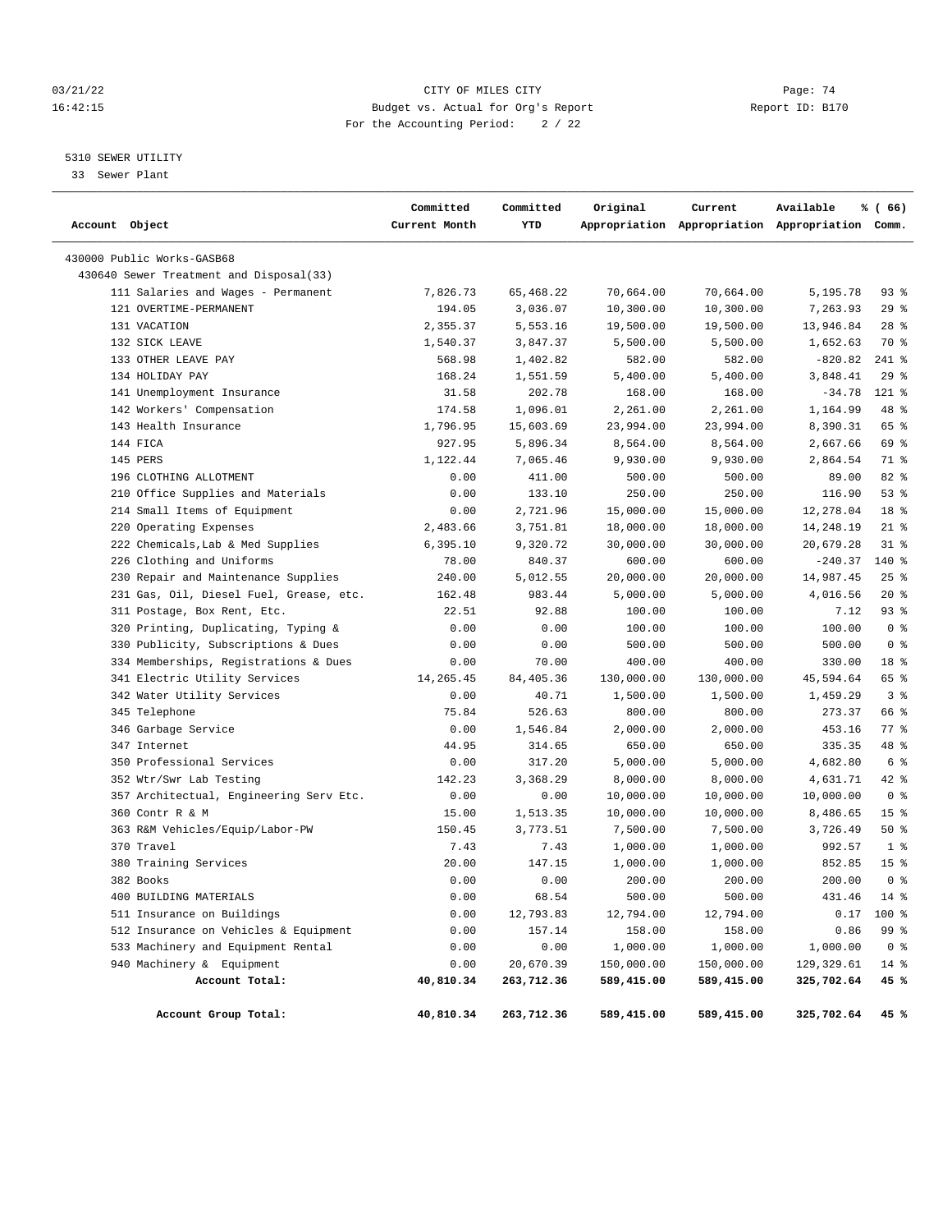CITY OF MILES CITY
Budget vs. Actual for Org's Report
For the Accounting Period: 2 / 22

03/21/22
16:42:15

Report ID: B170

5310 SEWER UTILITY
33 Sewer Plant

| Account Object | Committed Current Month | Committed YTD | Original Appropriation | Current Appropriation | Available Appropriation | % ( 66) Comm. |
|---|---|---|---|---|---|---|
| 430000 Public Works-GASB68 | | | | | | |
| 430640 Sewer Treatment and Disposal(33) | | | | | | |
| 111 Salaries and Wages - Permanent | 7,826.73 | 65,468.22 | 70,664.00 | 70,664.00 | 5,195.78 | 93 % |
| 121 OVERTIME-PERMANENT | 194.05 | 3,036.07 | 10,300.00 | 10,300.00 | 7,263.93 | 29 % |
| 131 VACATION | 2,355.37 | 5,553.16 | 19,500.00 | 19,500.00 | 13,946.84 | 28 % |
| 132 SICK LEAVE | 1,540.37 | 3,847.37 | 5,500.00 | 5,500.00 | 1,652.63 | 70 % |
| 133 OTHER LEAVE PAY | 568.98 | 1,402.82 | 582.00 | 582.00 | -820.82 | 241 % |
| 134 HOLIDAY PAY | 168.24 | 1,551.59 | 5,400.00 | 5,400.00 | 3,848.41 | 29 % |
| 141 Unemployment Insurance | 31.58 | 202.78 | 168.00 | 168.00 | -34.78 | 121 % |
| 142 Workers' Compensation | 174.58 | 1,096.01 | 2,261.00 | 2,261.00 | 1,164.99 | 48 % |
| 143 Health Insurance | 1,796.95 | 15,603.69 | 23,994.00 | 23,994.00 | 8,390.31 | 65 % |
| 144 FICA | 927.95 | 5,896.34 | 8,564.00 | 8,564.00 | 2,667.66 | 69 % |
| 145 PERS | 1,122.44 | 7,065.46 | 9,930.00 | 9,930.00 | 2,864.54 | 71 % |
| 196 CLOTHING ALLOTMENT | 0.00 | 411.00 | 500.00 | 500.00 | 89.00 | 82 % |
| 210 Office Supplies and Materials | 0.00 | 133.10 | 250.00 | 250.00 | 116.90 | 53 % |
| 214 Small Items of Equipment | 0.00 | 2,721.96 | 15,000.00 | 15,000.00 | 12,278.04 | 18 % |
| 220 Operating Expenses | 2,483.66 | 3,751.81 | 18,000.00 | 18,000.00 | 14,248.19 | 21 % |
| 222 Chemicals,Lab & Med Supplies | 6,395.10 | 9,320.72 | 30,000.00 | 30,000.00 | 20,679.28 | 31 % |
| 226 Clothing and Uniforms | 78.00 | 840.37 | 600.00 | 600.00 | -240.37 | 140 % |
| 230 Repair and Maintenance Supplies | 240.00 | 5,012.55 | 20,000.00 | 20,000.00 | 14,987.45 | 25 % |
| 231 Gas, Oil, Diesel Fuel, Grease, etc. | 162.48 | 983.44 | 5,000.00 | 5,000.00 | 4,016.56 | 20 % |
| 311 Postage, Box Rent, Etc. | 22.51 | 92.88 | 100.00 | 100.00 | 7.12 | 93 % |
| 320 Printing, Duplicating, Typing & | 0.00 | 0.00 | 100.00 | 100.00 | 100.00 | 0 % |
| 330 Publicity, Subscriptions & Dues | 0.00 | 0.00 | 500.00 | 500.00 | 500.00 | 0 % |
| 334 Memberships, Registrations & Dues | 0.00 | 70.00 | 400.00 | 400.00 | 330.00 | 18 % |
| 341 Electric Utility Services | 14,265.45 | 84,405.36 | 130,000.00 | 130,000.00 | 45,594.64 | 65 % |
| 342 Water Utility Services | 0.00 | 40.71 | 1,500.00 | 1,500.00 | 1,459.29 | 3 % |
| 345 Telephone | 75.84 | 526.63 | 800.00 | 800.00 | 273.37 | 66 % |
| 346 Garbage Service | 0.00 | 1,546.84 | 2,000.00 | 2,000.00 | 453.16 | 77 % |
| 347 Internet | 44.95 | 314.65 | 650.00 | 650.00 | 335.35 | 48 % |
| 350 Professional Services | 0.00 | 317.20 | 5,000.00 | 5,000.00 | 4,682.80 | 6 % |
| 352 Wtr/Swr Lab Testing | 142.23 | 3,368.29 | 8,000.00 | 8,000.00 | 4,631.71 | 42 % |
| 357 Architectual, Engineering Serv Etc. | 0.00 | 0.00 | 10,000.00 | 10,000.00 | 10,000.00 | 0 % |
| 360 Contr R & M | 15.00 | 1,513.35 | 10,000.00 | 10,000.00 | 8,486.65 | 15 % |
| 363 R&M Vehicles/Equip/Labor-PW | 150.45 | 3,773.51 | 7,500.00 | 7,500.00 | 3,726.49 | 50 % |
| 370 Travel | 7.43 | 7.43 | 1,000.00 | 1,000.00 | 992.57 | 1 % |
| 380 Training Services | 20.00 | 147.15 | 1,000.00 | 1,000.00 | 852.85 | 15 % |
| 382 Books | 0.00 | 0.00 | 200.00 | 200.00 | 200.00 | 0 % |
| 400 BUILDING MATERIALS | 0.00 | 68.54 | 500.00 | 500.00 | 431.46 | 14 % |
| 511 Insurance on Buildings | 0.00 | 12,793.83 | 12,794.00 | 12,794.00 | 0.17 | 100 % |
| 512 Insurance on Vehicles & Equipment | 0.00 | 157.14 | 158.00 | 158.00 | 0.86 | 99 % |
| 533 Machinery and Equipment Rental | 0.00 | 0.00 | 1,000.00 | 1,000.00 | 1,000.00 | 0 % |
| 940 Machinery & Equipment | 0.00 | 20,670.39 | 150,000.00 | 150,000.00 | 129,329.61 | 14 % |
| **Account Total:** | **40,810.34** | **263,712.36** | **589,415.00** | **589,415.00** | **325,702.64** | **45 %** |
| **Account Group Total:** | **40,810.34** | **263,712.36** | **589,415.00** | **589,415.00** | **325,702.64** | **45 %** |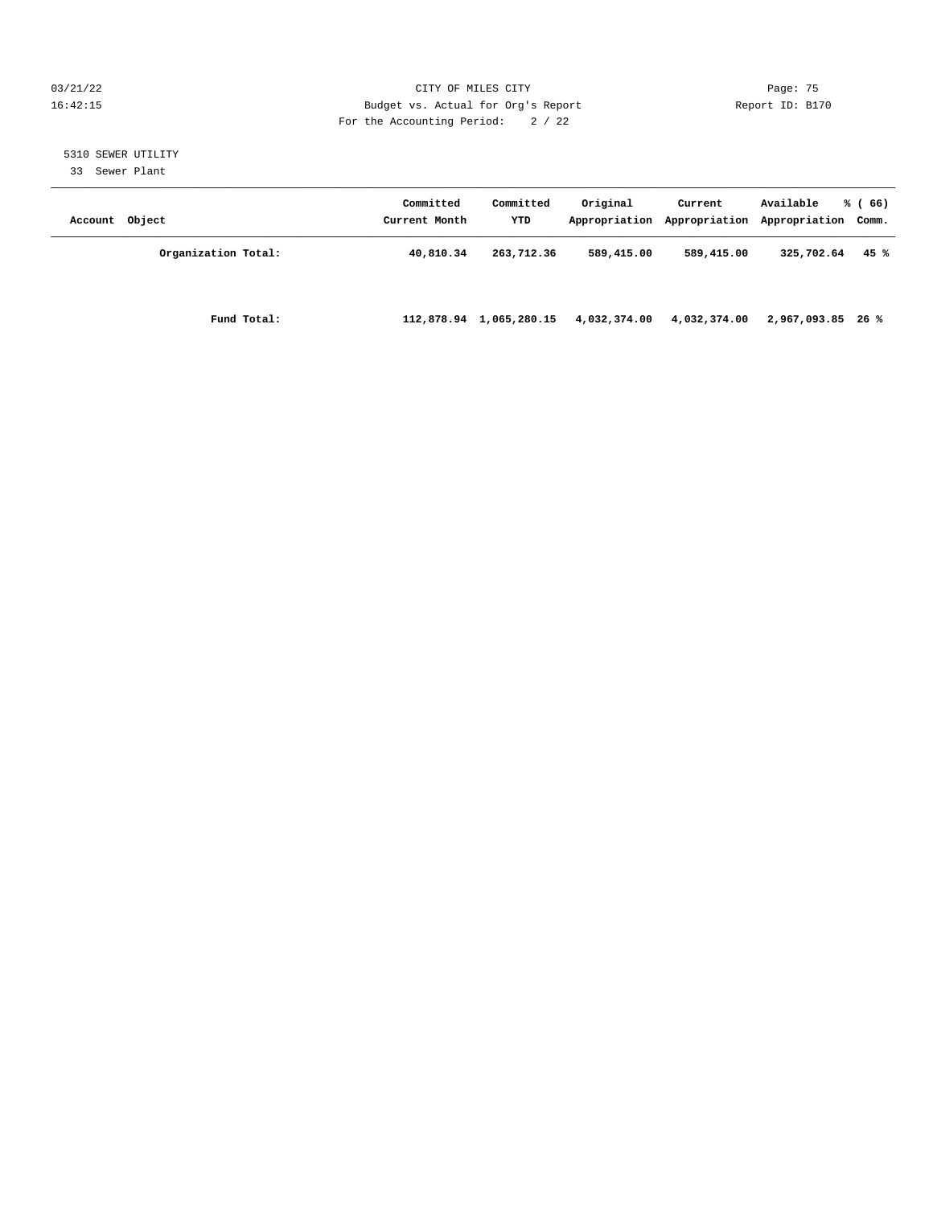CITY OF MILES CITY
Budget vs. Actual for Org's Report
For the Accounting Period: 2 / 22

Report ID: B170

5310 SEWER UTILITY
33 Sewer Plant

| Account Object | Committed Current Month | Committed YTD | Original Appropriation | Current Appropriation | Available Appropriation | % ( 66) Comm. |
|---|---|---|---|---|---|---|
| **Organization Total:** | **40,810.34** | **263,712.36** | **589,415.00** | **589,415.00** | **325,702.64** | **45 %** |
| **Fund Total:** | **112,878.94** | **1,065,280.15** | **4,032,374.00** | **4,032,374.00** | **2,967,093.85** | **26 %** |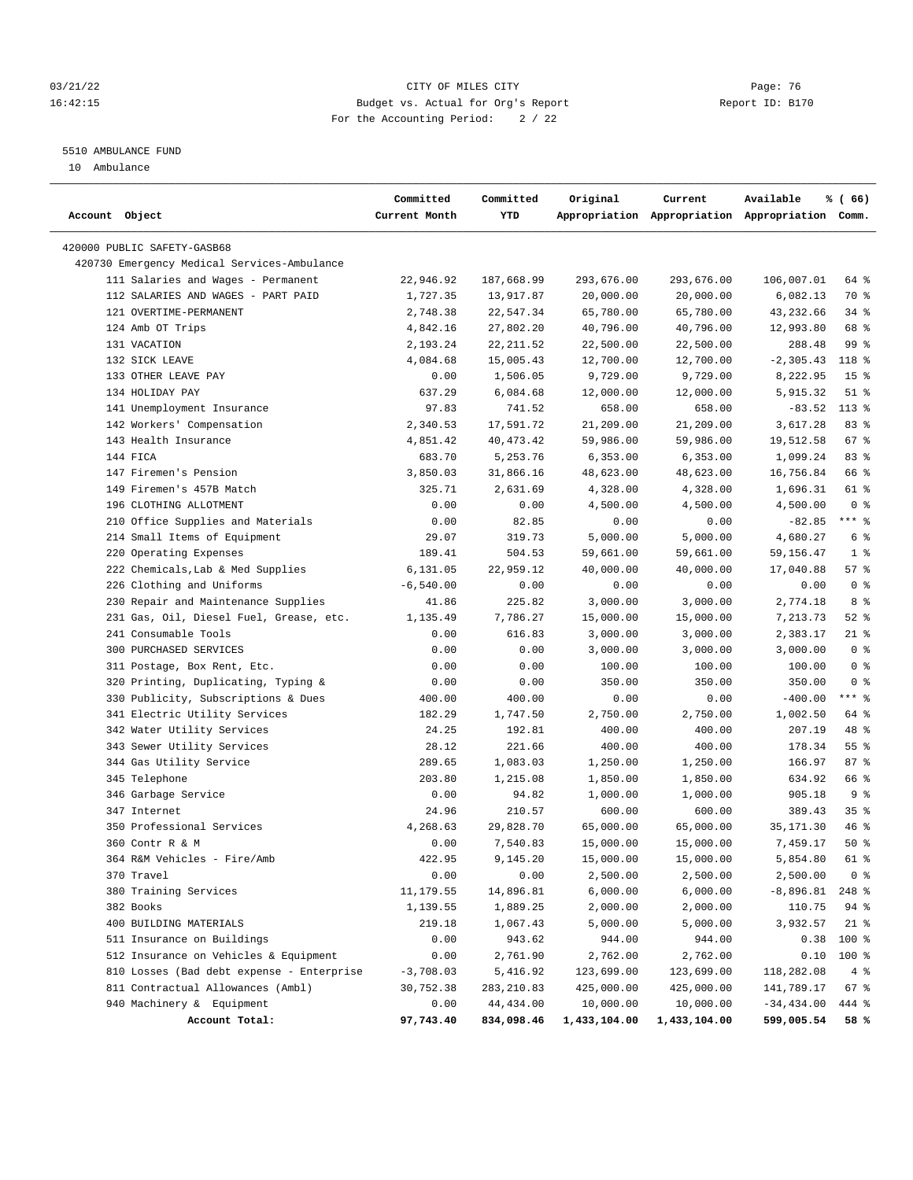CITY OF MILES CITY
Budget vs. Actual for Org's Report
For the Accounting Period: 2 / 22

03/21/22 16:42:15 — Report ID: B170

5510 AMBULANCE FUND
10 Ambulance

| Account Object | Committed Current Month | Committed YTD | Original Appropriation | Current Appropriation | Available Appropriation | % ( 66) Comm. |
|---|---|---|---|---|---|---|
| 420000 PUBLIC SAFETY-GASB68 | | | | | | |
| 420730 Emergency Medical Services-Ambulance | | | | | | |
| 111 Salaries and Wages - Permanent | 22,946.92 | 187,668.99 | 293,676.00 | 293,676.00 | 106,007.01 | 64 % |
| 112 SALARIES AND WAGES - PART PAID | 1,727.35 | 13,917.87 | 20,000.00 | 20,000.00 | 6,082.13 | 70 % |
| 121 OVERTIME-PERMANENT | 2,748.38 | 22,547.34 | 65,780.00 | 65,780.00 | 43,232.66 | 34 % |
| 124 Amb OT Trips | 4,842.16 | 27,802.20 | 40,796.00 | 40,796.00 | 12,993.80 | 68 % |
| 131 VACATION | 2,193.24 | 22,211.52 | 22,500.00 | 22,500.00 | 288.48 | 99 % |
| 132 SICK LEAVE | 4,084.68 | 15,005.43 | 12,700.00 | 12,700.00 | -2,305.43 | 118 % |
| 133 OTHER LEAVE PAY | 0.00 | 1,506.05 | 9,729.00 | 9,729.00 | 8,222.95 | 15 % |
| 134 HOLIDAY PAY | 637.29 | 6,084.68 | 12,000.00 | 12,000.00 | 5,915.32 | 51 % |
| 141 Unemployment Insurance | 97.83 | 741.52 | 658.00 | 658.00 | -83.52 | 113 % |
| 142 Workers' Compensation | 2,340.53 | 17,591.72 | 21,209.00 | 21,209.00 | 3,617.28 | 83 % |
| 143 Health Insurance | 4,851.42 | 40,473.42 | 59,986.00 | 59,986.00 | 19,512.58 | 67 % |
| 144 FICA | 683.70 | 5,253.76 | 6,353.00 | 6,353.00 | 1,099.24 | 83 % |
| 147 Firemen's Pension | 3,850.03 | 31,866.16 | 48,623.00 | 48,623.00 | 16,756.84 | 66 % |
| 149 Firemen's 457B Match | 325.71 | 2,631.69 | 4,328.00 | 4,328.00 | 1,696.31 | 61 % |
| 196 CLOTHING ALLOTMENT | 0.00 | 0.00 | 4,500.00 | 4,500.00 | 4,500.00 | 0 % |
| 210 Office Supplies and Materials | 0.00 | 82.85 | 0.00 | 0.00 | -82.85 | *** % |
| 214 Small Items of Equipment | 29.07 | 319.73 | 5,000.00 | 5,000.00 | 4,680.27 | 6 % |
| 220 Operating Expenses | 189.41 | 504.53 | 59,661.00 | 59,661.00 | 59,156.47 | 1 % |
| 222 Chemicals,Lab & Med Supplies | 6,131.05 | 22,959.12 | 40,000.00 | 40,000.00 | 17,040.88 | 57 % |
| 226 Clothing and Uniforms | -6,540.00 | 0.00 | 0.00 | 0.00 | 0.00 | 0 % |
| 230 Repair and Maintenance Supplies | 41.86 | 225.82 | 3,000.00 | 3,000.00 | 2,774.18 | 8 % |
| 231 Gas, Oil, Diesel Fuel, Grease, etc. | 1,135.49 | 7,786.27 | 15,000.00 | 15,000.00 | 7,213.73 | 52 % |
| 241 Consumable Tools | 0.00 | 616.83 | 3,000.00 | 3,000.00 | 2,383.17 | 21 % |
| 300 PURCHASED SERVICES | 0.00 | 0.00 | 3,000.00 | 3,000.00 | 3,000.00 | 0 % |
| 311 Postage, Box Rent, Etc. | 0.00 | 0.00 | 100.00 | 100.00 | 100.00 | 0 % |
| 320 Printing, Duplicating, Typing & | 0.00 | 0.00 | 350.00 | 350.00 | 350.00 | 0 % |
| 330 Publicity, Subscriptions & Dues | 400.00 | 400.00 | 0.00 | 0.00 | -400.00 | *** % |
| 341 Electric Utility Services | 182.29 | 1,747.50 | 2,750.00 | 2,750.00 | 1,002.50 | 64 % |
| 342 Water Utility Services | 24.25 | 192.81 | 400.00 | 400.00 | 207.19 | 48 % |
| 343 Sewer Utility Services | 28.12 | 221.66 | 400.00 | 400.00 | 178.34 | 55 % |
| 344 Gas Utility Service | 289.65 | 1,083.03 | 1,250.00 | 1,250.00 | 166.97 | 87 % |
| 345 Telephone | 203.80 | 1,215.08 | 1,850.00 | 1,850.00 | 634.92 | 66 % |
| 346 Garbage Service | 0.00 | 94.82 | 1,000.00 | 1,000.00 | 905.18 | 9 % |
| 347 Internet | 24.96 | 210.57 | 600.00 | 600.00 | 389.43 | 35 % |
| 350 Professional Services | 4,268.63 | 29,828.70 | 65,000.00 | 65,000.00 | 35,171.30 | 46 % |
| 360 Contr R & M | 0.00 | 7,540.83 | 15,000.00 | 15,000.00 | 7,459.17 | 50 % |
| 364 R&M Vehicles - Fire/Amb | 422.95 | 9,145.20 | 15,000.00 | 15,000.00 | 5,854.80 | 61 % |
| 370 Travel | 0.00 | 0.00 | 2,500.00 | 2,500.00 | 2,500.00 | 0 % |
| 380 Training Services | 11,179.55 | 14,896.81 | 6,000.00 | 6,000.00 | -8,896.81 | 248 % |
| 382 Books | 1,139.55 | 1,889.25 | 2,000.00 | 2,000.00 | 110.75 | 94 % |
| 400 BUILDING MATERIALS | 219.18 | 1,067.43 | 5,000.00 | 5,000.00 | 3,932.57 | 21 % |
| 511 Insurance on Buildings | 0.00 | 943.62 | 944.00 | 944.00 | 0.38 | 100 % |
| 512 Insurance on Vehicles & Equipment | 0.00 | 2,761.90 | 2,762.00 | 2,762.00 | 0.10 | 100 % |
| 810 Losses (Bad debt expense - Enterprise | -3,708.03 | 5,416.92 | 123,699.00 | 123,699.00 | 118,282.08 | 4 % |
| 811 Contractual Allowances (Ambl) | 30,752.38 | 283,210.83 | 425,000.00 | 425,000.00 | 141,789.17 | 67 % |
| 940 Machinery & Equipment | 0.00 | 44,434.00 | 10,000.00 | 10,000.00 | -34,434.00 | 444 % |
| **Account Total:** | **97,743.40** | **834,098.46** | **1,433,104.00** | **1,433,104.00** | **599,005.54** | **58 %** |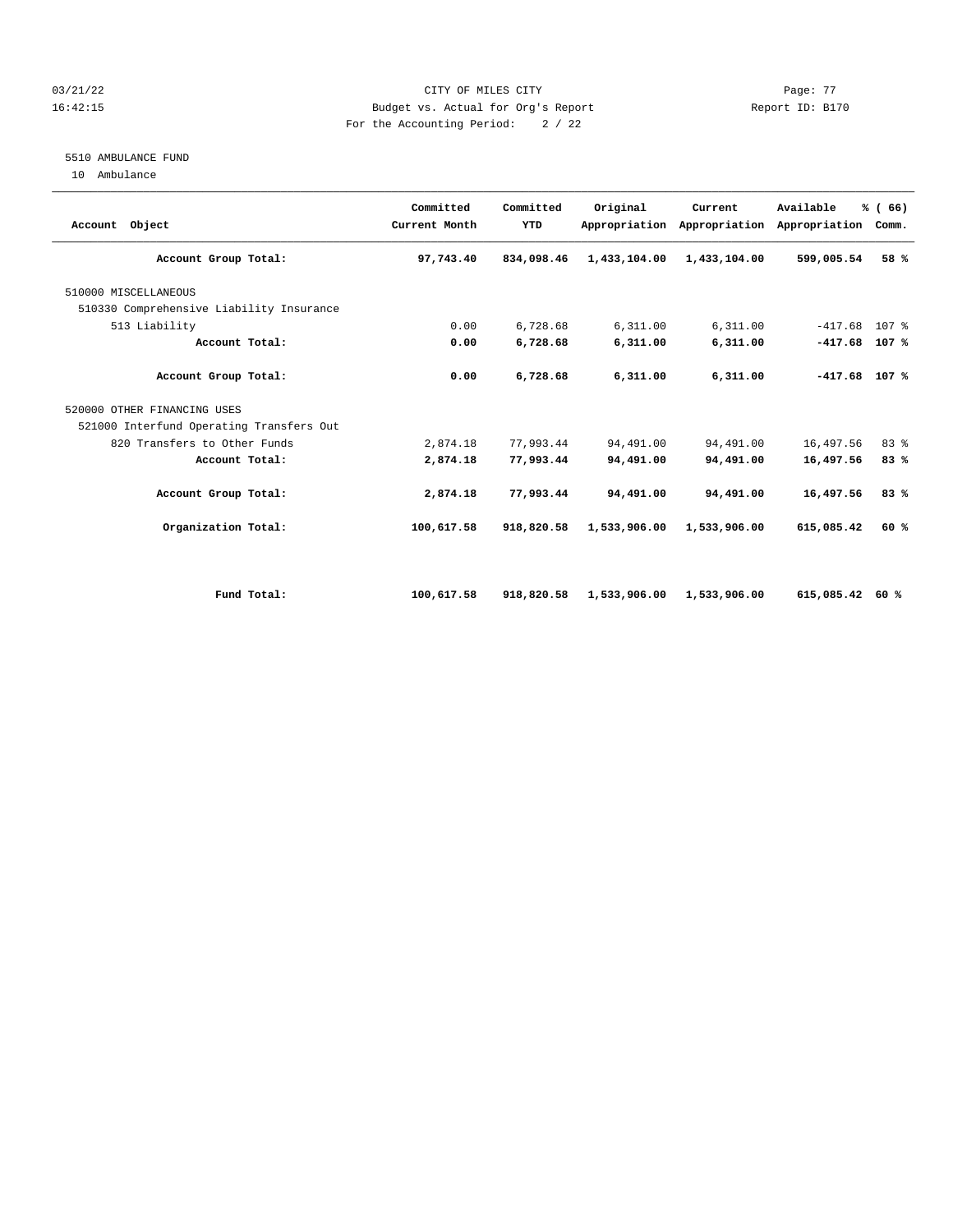CITY OF MILES CITY
Budget vs. Actual for Org's Report
For the Accounting Period: 2 / 22

Report ID: B170

5510 AMBULANCE FUND

10 Ambulance

| Account Object | Committed Current Month | Committed YTD | Original Appropriation | Current Appropriation | Available Appropriation | % ( 66) Comm. |
|---|---|---|---|---|---|---|
| **Account Group Total:** | **97,743.40** | **834,098.46** | **1,433,104.00** | **1,433,104.00** | **599,005.54** | **58 %** |
| 510000 MISCELLANEOUS | | | | | | |
| 510330 Comprehensive Liability Insurance | | | | | | |
| 513 Liability | 0.00 | 6,728.68 | 6,311.00 | 6,311.00 | -417.68 | 107 % |
| **Account Total:** | **0.00** | **6,728.68** | **6,311.00** | **6,311.00** | **-417.68** | **107 %** |
| **Account Group Total:** | **0.00** | **6,728.68** | **6,311.00** | **6,311.00** | **-417.68** | **107 %** |
| 520000 OTHER FINANCING USES | | | | | | |
| 521000 Interfund Operating Transfers Out | | | | | | |
| 820 Transfers to Other Funds | 2,874.18 | 77,993.44 | 94,491.00 | 94,491.00 | 16,497.56 | 83 % |
| **Account Total:** | **2,874.18** | **77,993.44** | **94,491.00** | **94,491.00** | **16,497.56** | **83 %** |
| **Account Group Total:** | **2,874.18** | **77,993.44** | **94,491.00** | **94,491.00** | **16,497.56** | **83 %** |
| **Organization Total:** | **100,617.58** | **918,820.58** | **1,533,906.00** | **1,533,906.00** | **615,085.42** | **60 %** |
| **Fund Total:** | **100,617.58** | **918,820.58** | **1,533,906.00** | **1,533,906.00** | **615,085.42** | **60 %** |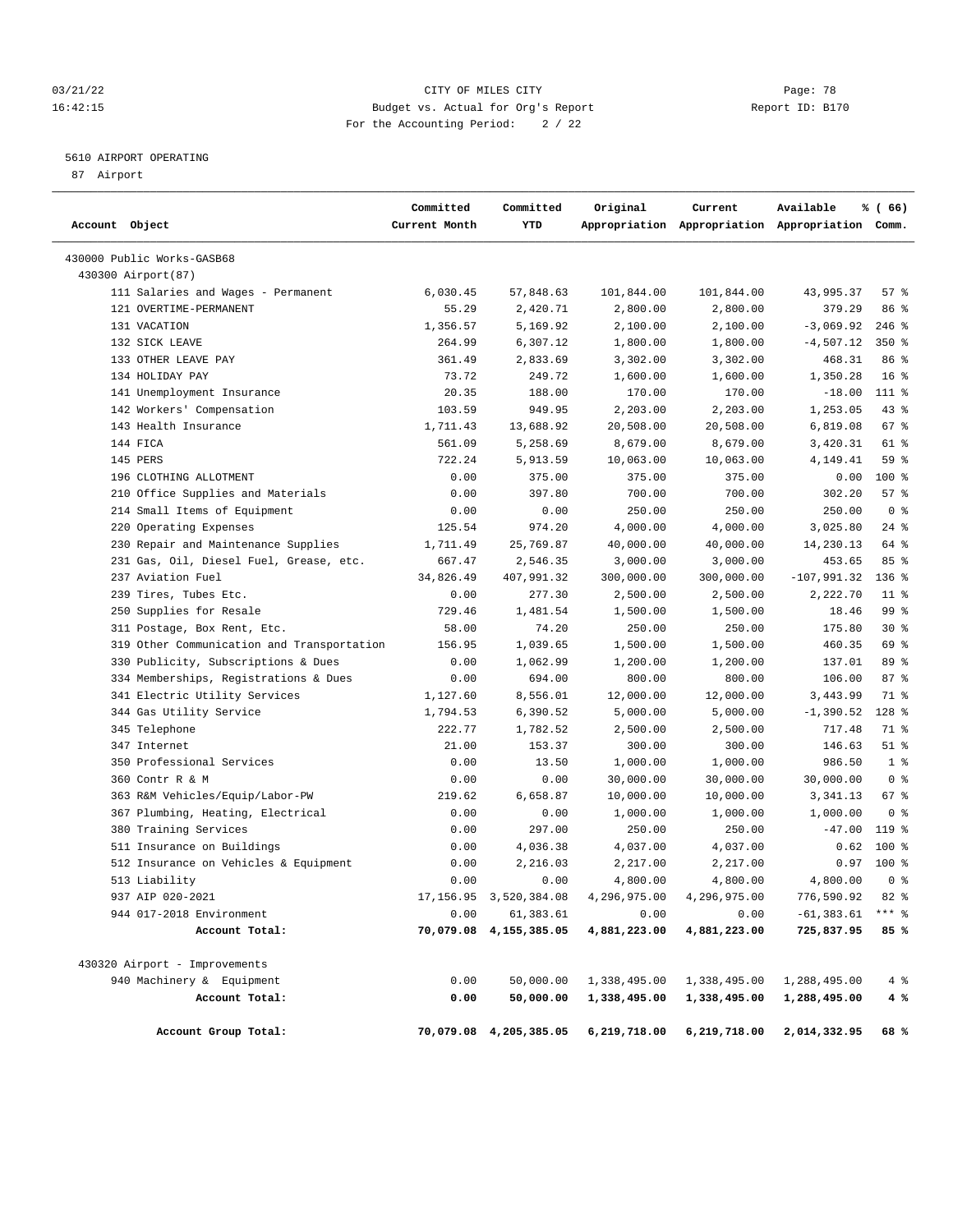CITY OF MILES CITY
Budget vs. Actual for Org's Report
For the Accounting Period: 2 / 22

03/21/22
16:42:15

Page: 78
Report ID: B170

5610 AIRPORT OPERATING
87 Airport

| Account Object | Committed Current Month | Committed YTD | Original Appropriation | Current Appropriation | Available Appropriation | % ( 66) Comm. |
|---|---|---|---|---|---|---|
| 430000 Public Works-GASB68 | | | | | | |
| 430300 Airport(87) | | | | | | |
| 111 Salaries and Wages - Permanent | 6,030.45 | 57,848.63 | 101,844.00 | 101,844.00 | 43,995.37 | 57 % |
| 121 OVERTIME-PERMANENT | 55.29 | 2,420.71 | 2,800.00 | 2,800.00 | 379.29 | 86 % |
| 131 VACATION | 1,356.57 | 5,169.92 | 2,100.00 | 2,100.00 | -3,069.92 | 246 % |
| 132 SICK LEAVE | 264.99 | 6,307.12 | 1,800.00 | 1,800.00 | -4,507.12 | 350 % |
| 133 OTHER LEAVE PAY | 361.49 | 2,833.69 | 3,302.00 | 3,302.00 | 468.31 | 86 % |
| 134 HOLIDAY PAY | 73.72 | 249.72 | 1,600.00 | 1,600.00 | 1,350.28 | 16 % |
| 141 Unemployment Insurance | 20.35 | 188.00 | 170.00 | 170.00 | -18.00 | 111 % |
| 142 Workers' Compensation | 103.59 | 949.95 | 2,203.00 | 2,203.00 | 1,253.05 | 43 % |
| 143 Health Insurance | 1,711.43 | 13,688.92 | 20,508.00 | 20,508.00 | 6,819.08 | 67 % |
| 144 FICA | 561.09 | 5,258.69 | 8,679.00 | 8,679.00 | 3,420.31 | 61 % |
| 145 PERS | 722.24 | 5,913.59 | 10,063.00 | 10,063.00 | 4,149.41 | 59 % |
| 196 CLOTHING ALLOTMENT | 0.00 | 375.00 | 375.00 | 375.00 | 0.00 | 100 % |
| 210 Office Supplies and Materials | 0.00 | 397.80 | 700.00 | 700.00 | 302.20 | 57 % |
| 214 Small Items of Equipment | 0.00 | 0.00 | 250.00 | 250.00 | 250.00 | 0 % |
| 220 Operating Expenses | 125.54 | 974.20 | 4,000.00 | 4,000.00 | 3,025.80 | 24 % |
| 230 Repair and Maintenance Supplies | 1,711.49 | 25,769.87 | 40,000.00 | 40,000.00 | 14,230.13 | 64 % |
| 231 Gas, Oil, Diesel Fuel, Grease, etc. | 667.47 | 2,546.35 | 3,000.00 | 3,000.00 | 453.65 | 85 % |
| 237 Aviation Fuel | 34,826.49 | 407,991.32 | 300,000.00 | 300,000.00 | -107,991.32 | 136 % |
| 239 Tires, Tubes Etc. | 0.00 | 277.30 | 2,500.00 | 2,500.00 | 2,222.70 | 11 % |
| 250 Supplies for Resale | 729.46 | 1,481.54 | 1,500.00 | 1,500.00 | 18.46 | 99 % |
| 311 Postage, Box Rent, Etc. | 58.00 | 74.20 | 250.00 | 250.00 | 175.80 | 30 % |
| 319 Other Communication and Transportation | 156.95 | 1,039.65 | 1,500.00 | 1,500.00 | 460.35 | 69 % |
| 330 Publicity, Subscriptions & Dues | 0.00 | 1,062.99 | 1,200.00 | 1,200.00 | 137.01 | 89 % |
| 334 Memberships, Registrations & Dues | 0.00 | 694.00 | 800.00 | 800.00 | 106.00 | 87 % |
| 341 Electric Utility Services | 1,127.60 | 8,556.01 | 12,000.00 | 12,000.00 | 3,443.99 | 71 % |
| 344 Gas Utility Service | 1,794.53 | 6,390.52 | 5,000.00 | 5,000.00 | -1,390.52 | 128 % |
| 345 Telephone | 222.77 | 1,782.52 | 2,500.00 | 2,500.00 | 717.48 | 71 % |
| 347 Internet | 21.00 | 153.37 | 300.00 | 300.00 | 146.63 | 51 % |
| 350 Professional Services | 0.00 | 13.50 | 1,000.00 | 1,000.00 | 986.50 | 1 % |
| 360 Contr R & M | 0.00 | 0.00 | 30,000.00 | 30,000.00 | 30,000.00 | 0 % |
| 363 R&M Vehicles/Equip/Labor-PW | 219.62 | 6,658.87 | 10,000.00 | 10,000.00 | 3,341.13 | 67 % |
| 367 Plumbing, Heating, Electrical | 0.00 | 0.00 | 1,000.00 | 1,000.00 | 1,000.00 | 0 % |
| 380 Training Services | 0.00 | 297.00 | 250.00 | 250.00 | -47.00 | 119 % |
| 511 Insurance on Buildings | 0.00 | 4,036.38 | 4,037.00 | 4,037.00 | 0.62 | 100 % |
| 512 Insurance on Vehicles & Equipment | 0.00 | 2,216.03 | 2,217.00 | 2,217.00 | 0.97 | 100 % |
| 513 Liability | 0.00 | 0.00 | 4,800.00 | 4,800.00 | 4,800.00 | 0 % |
| 937 AIP 020-2021 | 17,156.95 | 3,520,384.08 | 4,296,975.00 | 4,296,975.00 | 776,590.92 | 82 % |
| 944 017-2018 Environment | 0.00 | 61,383.61 | 0.00 | 0.00 | -61,383.61 | *** % |
| **Account Total:** | **70,079.08** | **4,155,385.05** | **4,881,223.00** | **4,881,223.00** | **725,837.95** | **85 %** |
| 430320 Airport - Improvements | | | | | | |
| 940 Machinery & Equipment | 0.00 | 50,000.00 | 1,338,495.00 | 1,338,495.00 | 1,288,495.00 | 4 % |
| **Account Total:** | **0.00** | **50,000.00** | **1,338,495.00** | **1,338,495.00** | **1,288,495.00** | **4 %** |
| **Account Group Total:** | **70,079.08** | **4,205,385.05** | **6,219,718.00** | **6,219,718.00** | **2,014,332.95** | **68 %** |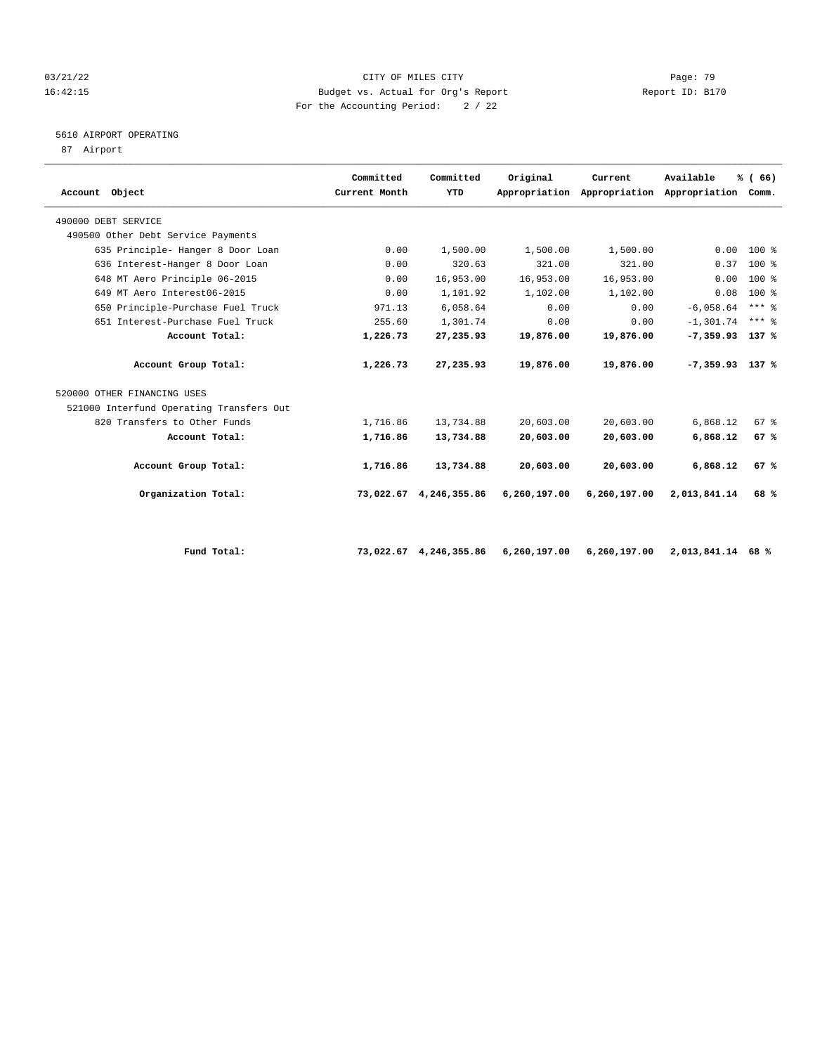CITY OF MILES CITY
Budget vs. Actual for Org's Report
For the Accounting Period: 2 / 22

03/21/22
16:42:15

Report ID: B170

5610 AIRPORT OPERATING

87 Airport

| Account Object | Committed Current Month | Committed YTD | Original Appropriation | Current Appropriation | Available Appropriation | % ( 66) Comm. |
|---|---|---|---|---|---|---|
| 490000 DEBT SERVICE | | | | | | |
| 490500 Other Debt Service Payments | | | | | | |
| 635 Principle- Hanger 8 Door Loan | 0.00 | 1,500.00 | 1,500.00 | 1,500.00 | 0.00 | 100 % |
| 636 Interest-Hanger 8 Door Loan | 0.00 | 320.63 | 321.00 | 321.00 | 0.37 | 100 % |
| 648 MT Aero Principle 06-2015 | 0.00 | 16,953.00 | 16,953.00 | 16,953.00 | 0.00 | 100 % |
| 649 MT Aero Interest06-2015 | 0.00 | 1,101.92 | 1,102.00 | 1,102.00 | 0.08 | 100 % |
| 650 Principle-Purchase Fuel Truck | 971.13 | 6,058.64 | 0.00 | 0.00 | -6,058.64 | *** % |
| 651 Interest-Purchase Fuel Truck | 255.60 | 1,301.74 | 0.00 | 0.00 | -1,301.74 | *** % |
| **Account Total:** | **1,226.73** | **27,235.93** | **19,876.00** | **19,876.00** | **-7,359.93** | **137 %** |
| **Account Group Total:** | **1,226.73** | **27,235.93** | **19,876.00** | **19,876.00** | **-7,359.93** | **137 %** |
| 520000 OTHER FINANCING USES | | | | | | |
| 521000 Interfund Operating Transfers Out | | | | | | |
| 820 Transfers to Other Funds | 1,716.86 | 13,734.88 | 20,603.00 | 20,603.00 | 6,868.12 | 67 % |
| **Account Total:** | **1,716.86** | **13,734.88** | **20,603.00** | **20,603.00** | **6,868.12** | **67 %** |
| **Account Group Total:** | **1,716.86** | **13,734.88** | **20,603.00** | **20,603.00** | **6,868.12** | **67 %** |
| **Organization Total:** | **73,022.67** | **4,246,355.86** | **6,260,197.00** | **6,260,197.00** | **2,013,841.14** | **68 %** |
| **Fund Total:** | **73,022.67** | **4,246,355.86** | **6,260,197.00** | **6,260,197.00** | **2,013,841.14** | **68 %** |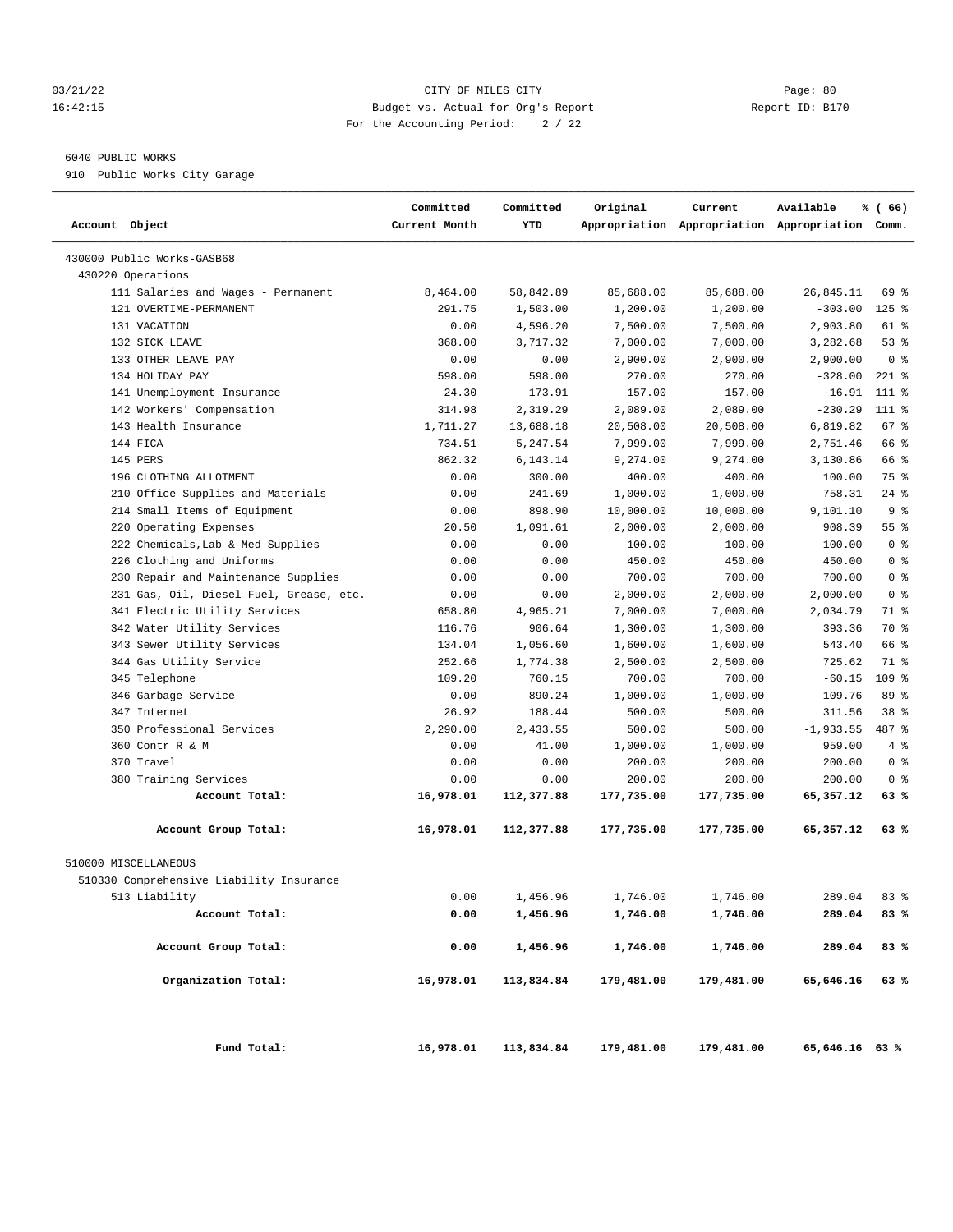CITY OF MILES CITY
Budget vs. Actual for Org's Report
For the Accounting Period: 2 / 22

6040 PUBLIC WORKS
910 Public Works City Garage

| Account Object | Committed Current Month | Committed YTD | Original Appropriation | Current Appropriation | Available Appropriation | % ( 66) Comm. |
|---|---|---|---|---|---|---|
| 430000 Public Works-GASB68 | | | | | | |
| 430220 Operations | | | | | | |
| 111 Salaries and Wages - Permanent | 8,464.00 | 58,842.89 | 85,688.00 | 85,688.00 | 26,845.11 | 69 % |
| 121 OVERTIME-PERMANENT | 291.75 | 1,503.00 | 1,200.00 | 1,200.00 | -303.00 | 125 % |
| 131 VACATION | 0.00 | 4,596.20 | 7,500.00 | 7,500.00 | 2,903.80 | 61 % |
| 132 SICK LEAVE | 368.00 | 3,717.32 | 7,000.00 | 7,000.00 | 3,282.68 | 53 % |
| 133 OTHER LEAVE PAY | 0.00 | 0.00 | 2,900.00 | 2,900.00 | 2,900.00 | 0 % |
| 134 HOLIDAY PAY | 598.00 | 598.00 | 270.00 | 270.00 | -328.00 | 221 % |
| 141 Unemployment Insurance | 24.30 | 173.91 | 157.00 | 157.00 | -16.91 | 111 % |
| 142 Workers' Compensation | 314.98 | 2,319.29 | 2,089.00 | 2,089.00 | -230.29 | 111 % |
| 143 Health Insurance | 1,711.27 | 13,688.18 | 20,508.00 | 20,508.00 | 6,819.82 | 67 % |
| 144 FICA | 734.51 | 5,247.54 | 7,999.00 | 7,999.00 | 2,751.46 | 66 % |
| 145 PERS | 862.32 | 6,143.14 | 9,274.00 | 9,274.00 | 3,130.86 | 66 % |
| 196 CLOTHING ALLOTMENT | 0.00 | 300.00 | 400.00 | 400.00 | 100.00 | 75 % |
| 210 Office Supplies and Materials | 0.00 | 241.69 | 1,000.00 | 1,000.00 | 758.31 | 24 % |
| 214 Small Items of Equipment | 0.00 | 898.90 | 10,000.00 | 10,000.00 | 9,101.10 | 9 % |
| 220 Operating Expenses | 20.50 | 1,091.61 | 2,000.00 | 2,000.00 | 908.39 | 55 % |
| 222 Chemicals,Lab & Med Supplies | 0.00 | 0.00 | 100.00 | 100.00 | 100.00 | 0 % |
| 226 Clothing and Uniforms | 0.00 | 0.00 | 450.00 | 450.00 | 450.00 | 0 % |
| 230 Repair and Maintenance Supplies | 0.00 | 0.00 | 700.00 | 700.00 | 700.00 | 0 % |
| 231 Gas, Oil, Diesel Fuel, Grease, etc. | 0.00 | 0.00 | 2,000.00 | 2,000.00 | 2,000.00 | 0 % |
| 341 Electric Utility Services | 658.80 | 4,965.21 | 7,000.00 | 7,000.00 | 2,034.79 | 71 % |
| 342 Water Utility Services | 116.76 | 906.64 | 1,300.00 | 1,300.00 | 393.36 | 70 % |
| 343 Sewer Utility Services | 134.04 | 1,056.60 | 1,600.00 | 1,600.00 | 543.40 | 66 % |
| 344 Gas Utility Service | 252.66 | 1,774.38 | 2,500.00 | 2,500.00 | 725.62 | 71 % |
| 345 Telephone | 109.20 | 760.15 | 700.00 | 700.00 | -60.15 | 109 % |
| 346 Garbage Service | 0.00 | 890.24 | 1,000.00 | 1,000.00 | 109.76 | 89 % |
| 347 Internet | 26.92 | 188.44 | 500.00 | 500.00 | 311.56 | 38 % |
| 350 Professional Services | 2,290.00 | 2,433.55 | 500.00 | 500.00 | -1,933.55 | 487 % |
| 360 Contr R & M | 0.00 | 41.00 | 1,000.00 | 1,000.00 | 959.00 | 4 % |
| 370 Travel | 0.00 | 0.00 | 200.00 | 200.00 | 200.00 | 0 % |
| 380 Training Services | 0.00 | 0.00 | 200.00 | 200.00 | 200.00 | 0 % |
| **Account Total:** | **16,978.01** | **112,377.88** | **177,735.00** | **177,735.00** | **65,357.12** | **63 %** |
| **Account Group Total:** | **16,978.01** | **112,377.88** | **177,735.00** | **177,735.00** | **65,357.12** | **63 %** |
| 510000 MISCELLANEOUS | | | | | | |
| 510330 Comprehensive Liability Insurance | | | | | | |
| 513 Liability | 0.00 | 1,456.96 | 1,746.00 | 1,746.00 | 289.04 | 83 % |
| **Account Total:** | **0.00** | **1,456.96** | **1,746.00** | **1,746.00** | **289.04** | **83 %** |
| **Account Group Total:** | **0.00** | **1,456.96** | **1,746.00** | **1,746.00** | **289.04** | **83 %** |
| **Organization Total:** | **16,978.01** | **113,834.84** | **179,481.00** | **179,481.00** | **65,646.16** | **63 %** |
| **Fund Total:** | **16,978.01** | **113,834.84** | **179,481.00** | **179,481.00** | **65,646.16** | **63 %** |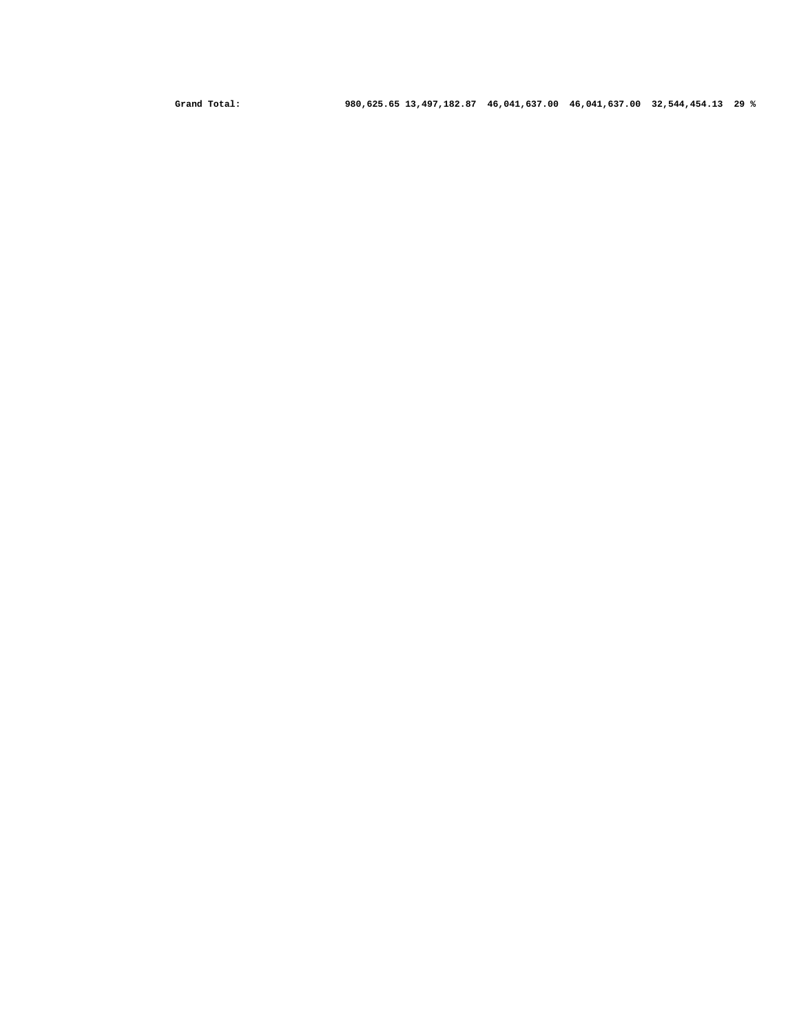| | | | | | | |
|---|---|---|---|---|---|---|
| **Grand Total:** | **980,625.65** | **13,497,182.87** | **46,041,637.00** | **46,041,637.00** | **32,544,454.13** | **29 %** |